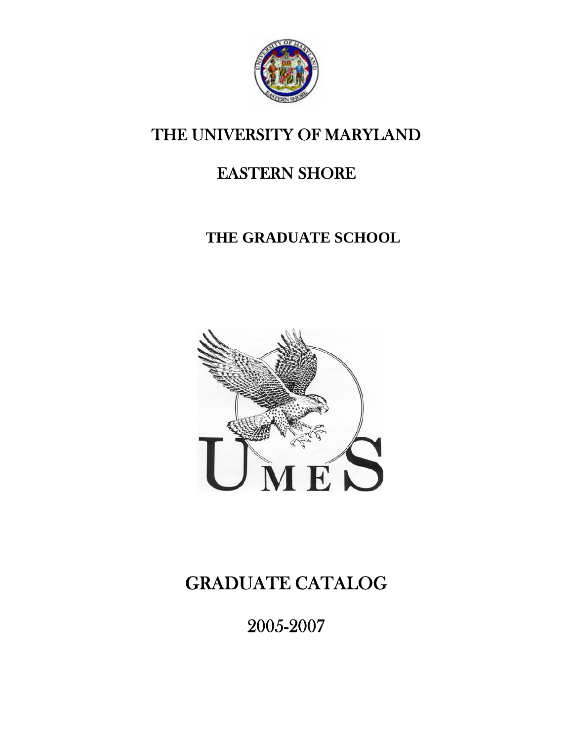# THE UNIVERSITY OF MARYLAND

# EASTERN SHORE

## THE GRADUATE SCHOOL

# GRADUATE CATALOG

# 2005-2007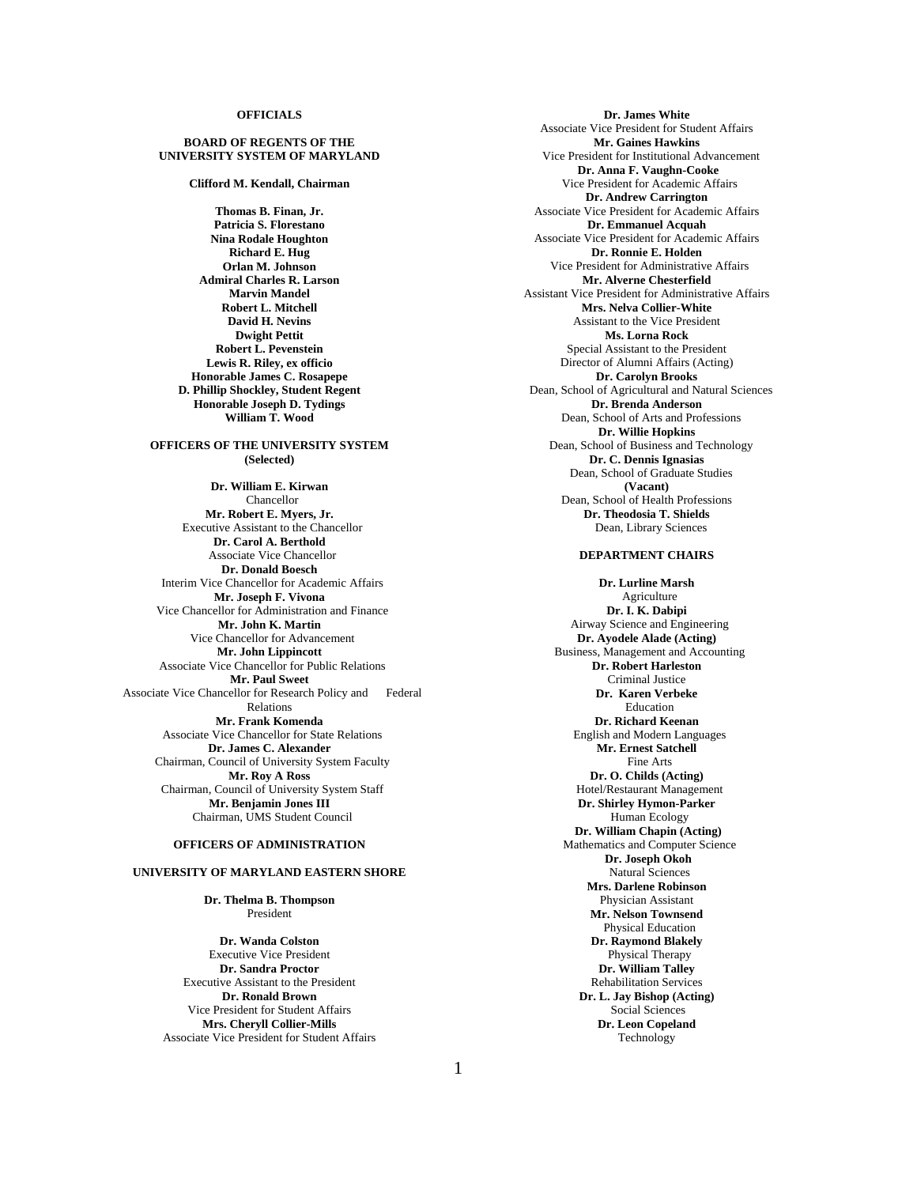# OFFICIALS

## BOARD OF REGENTS OF THE UNIVERSITY SYSTEM OF MARYLAND

**Clifford M. Kendall, Chairman**

**Thomas B. Finan, Jr.**
**Patricia S. Florestano**
**Nina Rodale Houghton**
**Richard E. Hug**
**Orlan M. Johnson**
**Admiral Charles R. Larson**
**Marvin Mandel**
**Robert L. Mitchell**
**David H. Nevins**
**Dwight Pettit**
**Robert L. Pevenstein**
**Lewis R. Riley, ex officio**
**Honorable James C. Rosapepe**
**D. Phillip Shockley, Student Regent**
**Honorable Joseph D. Tydings**
**William T. Wood**

## OFFICERS OF THE UNIVERSITY SYSTEM (Selected)

**Dr. William E. Kirwan**
Chancellor
**Mr. Robert E. Myers, Jr.**
Executive Assistant to the Chancellor
**Dr. Carol A. Berthold**
Associate Vice Chancellor
**Dr. Donald Boesch**
Interim Vice Chancellor for Academic Affairs
**Mr. Joseph F. Vivona**
Vice Chancellor for Administration and Finance
**Mr. John K. Martin**
Vice Chancellor for Advancement
**Mr. John Lippincott**
Associate Vice Chancellor for Public Relations
**Mr. Paul Sweet**
Associate Vice Chancellor for Research Policy and Federal Relations
**Mr. Frank Komenda**
Associate Vice Chancellor for State Relations
**Dr. James C. Alexander**
Chairman, Council of University System Faculty
**Mr. Roy A Ross**
Chairman, Council of University System Staff
**Mr. Benjamin Jones III**
Chairman, UMS Student Council

## OFFICERS OF ADMINISTRATION

## UNIVERSITY OF MARYLAND EASTERN SHORE

**Dr. Thelma B. Thompson**
President

**Dr. Wanda Colston**
Executive Vice President
**Dr. Sandra Proctor**
Executive Assistant to the President
**Dr. Ronald Brown**
Vice President for Student Affairs
**Mrs. Cheryll Collier-Mills**
Associate Vice President for Student Affairs
**Dr. James White**
Associate Vice President for Student Affairs
**Mr. Gaines Hawkins**
Vice President for Institutional Advancement
**Dr. Anna F. Vaughn-Cooke**
Vice President for Academic Affairs
**Dr. Andrew Carrington**
Associate Vice President for Academic Affairs
**Dr. Emmanuel Acquah**
Associate Vice President for Academic Affairs
**Dr. Ronnie E. Holden**
Vice President for Administrative Affairs
**Mr. Alverne Chesterfield**
Assistant Vice President for Administrative Affairs
**Mrs. Nelva Collier-White**
Assistant to the Vice President
**Ms. Lorna Rock**
Special Assistant to the President
Director of Alumni Affairs (Acting)
**Dr. Carolyn Brooks**
Dean, School of Agricultural and Natural Sciences
**Dr. Brenda Anderson**
Dean, School of Arts and Professions
**Dr. Willie Hopkins**
Dean, School of Business and Technology
**Dr. C. Dennis Ignasias**
Dean, School of Graduate Studies
**(Vacant)**
Dean, School of Health Professions
**Dr. Theodosia T. Shields**
Dean, Library Sciences

## DEPARTMENT CHAIRS

**Dr. Lurline Marsh**
Agriculture
**Dr. I. K. Dabipi**
Airway Science and Engineering
**Dr. Ayodele Alade (Acting)**
Business, Management and Accounting
**Dr. Robert Harleston**
Criminal Justice
**Dr. Karen Verbeke**
Education
**Dr. Richard Keenan**
English and Modern Languages
**Mr. Ernest Satchell**
Fine Arts
**Dr. O. Childs (Acting)**
Hotel/Restaurant Management
**Dr. Shirley Hymon-Parker**
Human Ecology
**Dr. William Chapin (Acting)**
Mathematics and Computer Science
**Dr. Joseph Okoh**
Natural Sciences
**Mrs. Darlene Robinson**
Physician Assistant
**Mr. Nelson Townsend**
Physical Education
**Dr. Raymond Blakely**
Physical Therapy
**Dr. William Talley**
Rehabilitation Services
**Dr. L. Jay Bishop (Acting)**
Social Sciences
**Dr. Leon Copeland**
Technology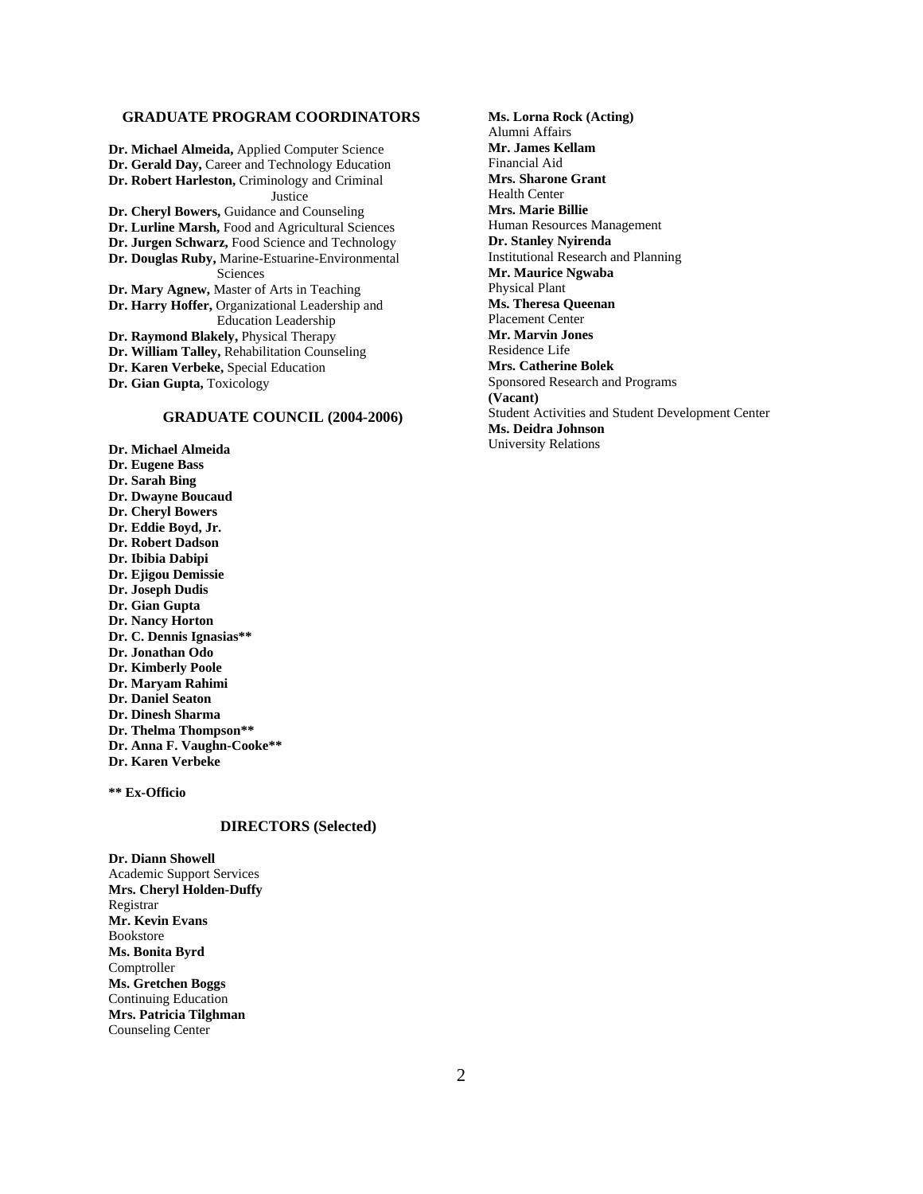## GRADUATE PROGRAM COORDINATORS

**Dr. Michael Almeida,** Applied Computer Science
**Dr. Gerald Day,** Career and Technology Education
**Dr. Robert Harleston,** Criminology and Criminal Justice
**Dr. Cheryl Bowers,** Guidance and Counseling
**Dr. Lurline Marsh,** Food and Agricultural Sciences
**Dr. Jurgen Schwarz,** Food Science and Technology
**Dr. Douglas Ruby,** Marine-Estuarine-Environmental Sciences
**Dr. Mary Agnew,** Master of Arts in Teaching
**Dr. Harry Hoffer,** Organizational Leadership and Education Leadership
**Dr. Raymond Blakely,** Physical Therapy
**Dr. William Talley,** Rehabilitation Counseling
**Dr. Karen Verbeke,** Special Education
**Dr. Gian Gupta,** Toxicology

## GRADUATE COUNCIL (2004-2006)

**Dr. Michael Almeida**
**Dr. Eugene Bass**
**Dr. Sarah Bing**
**Dr. Dwayne Boucaud**
**Dr. Cheryl Bowers**
**Dr. Eddie Boyd, Jr.**
**Dr. Robert Dadson**
**Dr. Ibibia Dabipi**
**Dr. Ejigou Demissie**
**Dr. Joseph Dudis**
**Dr. Gian Gupta**
**Dr. Nancy Horton**
**Dr. C. Dennis Ignasias****
**Dr. Jonathan Odo**
**Dr. Kimberly Poole**
**Dr. Maryam Rahimi**
**Dr. Daniel Seaton**
**Dr. Dinesh Sharma**
**Dr. Thelma Thompson****
**Dr. Anna F. Vaughn-Cooke****
**Dr. Karen Verbeke**

**** Ex-Officio**

## DIRECTORS (Selected)

**Dr. Diann Showell**
Academic Support Services
**Mrs. Cheryl Holden-Duffy**
Registrar
**Mr. Kevin Evans**
Bookstore
**Ms. Bonita Byrd**
Comptroller
**Ms. Gretchen Boggs**
Continuing Education
**Mrs. Patricia Tilghman**
Counseling Center
**Ms. Lorna Rock (Acting)**
Alumni Affairs
**Mr. James Kellam**
Financial Aid
**Mrs. Sharone Grant**
Health Center
**Mrs. Marie Billie**
Human Resources Management
**Dr. Stanley Nyirenda**
Institutional Research and Planning
**Mr. Maurice Ngwaba**
Physical Plant
**Ms. Theresa Queenan**
Placement Center
**Mr. Marvin Jones**
Residence Life
**Mrs. Catherine Bolek**
Sponsored Research and Programs
**(Vacant)**
Student Activities and Student Development Center
**Ms. Deidra Johnson**
University Relations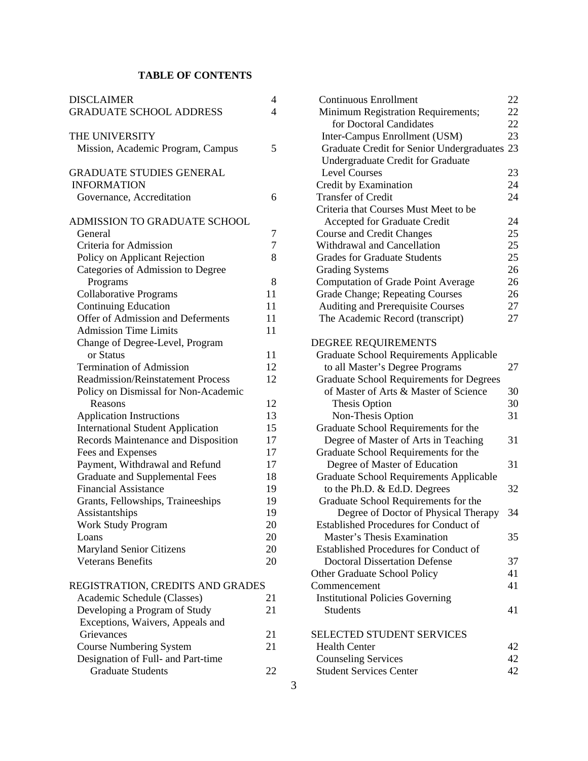## TABLE OF CONTENTS

| | |
|---|---|
| DISCLAIMER | 4 |
| GRADUATE SCHOOL ADDRESS | 4 |
| **THE UNIVERSITY** | |
| Mission, Academic Program, Campus | 5 |
| **GRADUATE STUDIES GENERAL INFORMATION** | |
| Governance, Accreditation | 6 |
| **ADMISSION TO GRADUATE SCHOOL** | |
| General | 7 |
| Criteria for Admission | 7 |
| Policy on Applicant Rejection | 8 |
| Categories of Admission to Degree Programs | 8 |
| Collaborative Programs | 11 |
| Continuing Education | 11 |
| Offer of Admission and Deferments | 11 |
| Admission Time Limits | 11 |
| Change of Degree-Level, Program or Status | 11 |
| Termination of Admission | 12 |
| Readmission/Reinstatement Process | 12 |
| Policy on Dismissal for Non-Academic Reasons | 12 |
| Application Instructions | 13 |
| International Student Application | 15 |
| Records Maintenance and Disposition | 17 |
| Fees and Expenses | 17 |
| Payment, Withdrawal and Refund | 17 |
| Graduate and Supplemental Fees | 18 |
| Financial Assistance | 19 |
| Grants, Fellowships, Traineeships | 19 |
| Assistantships | 19 |
| Work Study Program | 20 |
| Loans | 20 |
| Maryland Senior Citizens | 20 |
| Veterans Benefits | 20 |
| **REGISTRATION, CREDITS AND GRADES** | |
| Academic Schedule (Classes) | 21 |
| Developing a Program of Study | 21 |
| Exceptions, Waivers, Appeals and Grievances | 21 |
| Course Numbering System | 21 |
| Designation of Full- and Part-time Graduate Students | 22 |
| Continuous Enrollment | 22 |
| Minimum Registration Requirements; | 22 |
| for Doctoral Candidates | 22 |
| Inter-Campus Enrollment (USM) | 23 |
| Graduate Credit for Senior Undergraduates | 23 |
| Undergraduate Credit for Graduate Level Courses | 23 |
| Credit by Examination | 24 |
| Transfer of Credit | 24 |
| Criteria that Courses Must Meet to be Accepted for Graduate Credit | 24 |
| Course and Credit Changes | 25 |
| Withdrawal and Cancellation | 25 |
| Grades for Graduate Students | 25 |
| Grading Systems | 26 |
| Computation of Grade Point Average | 26 |
| Grade Change; Repeating Courses | 26 |
| Auditing and Prerequisite Courses | 27 |
| The Academic Record (transcript) | 27 |
| **DEGREE REQUIREMENTS** | |
| Graduate School Requirements Applicable to all Master's Degree Programs | 27 |
| Graduate School Requirements for Degrees of Master of Arts & Master of Science | 30 |
| Thesis Option | 30 |
| Non-Thesis Option | 31 |
| Graduate School Requirements for the Degree of Master of Arts in Teaching | 31 |
| Graduate School Requirements for the Degree of Master of Education | 31 |
| Graduate School Requirements Applicable to the Ph.D. & Ed.D. Degrees | 32 |
| Graduate School Requirements for the Degree of Doctor of Physical Therapy | 34 |
| Established Procedures for Conduct of Master's Thesis Examination | 35 |
| Established Procedures for Conduct of Doctoral Dissertation Defense | 37 |
| Other Graduate School Policy | 41 |
| Commencement | 41 |
| Institutional Policies Governing Students | 41 |
| **SELECTED STUDENT SERVICES** | |
| Health Center | 42 |
| Counseling Services | 42 |
| Student Services Center | 42 |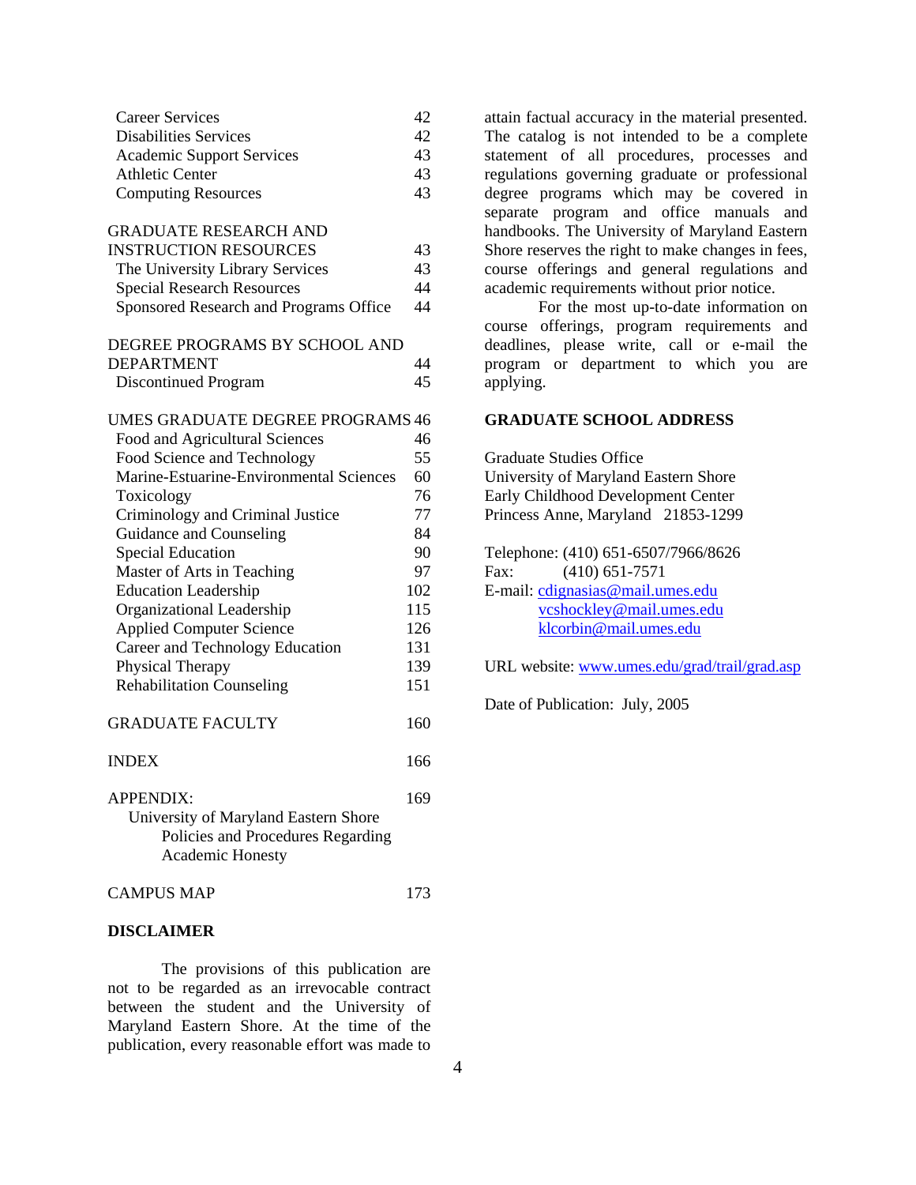| | |
|---|---|
| Career Services | 42 |
| Disabilities Services | 42 |
| Academic Support Services | 43 |
| Athletic Center | 43 |
| Computing Resources | 43 |
| GRADUATE RESEARCH AND INSTRUCTION RESOURCES | 43 |
| The University Library Services | 43 |
| Special Research Resources | 44 |
| Sponsored Research and Programs Office | 44 |
| DEGREE PROGRAMS BY SCHOOL AND DEPARTMENT | 44 |
| Discontinued Program | 45 |
| UMES GRADUATE DEGREE PROGRAMS | 46 |
| Food and Agricultural Sciences | 46 |
| Food Science and Technology | 55 |
| Marine-Estuarine-Environmental Sciences | 60 |
| Toxicology | 76 |
| Criminology and Criminal Justice | 77 |
| Guidance and Counseling | 84 |
| Special Education | 90 |
| Master of Arts in Teaching | 97 |
| Education Leadership | 102 |
| Organizational Leadership | 115 |
| Applied Computer Science | 126 |
| Career and Technology Education | 131 |
| Physical Therapy | 139 |
| Rehabilitation Counseling | 151 |
| GRADUATE FACULTY | 160 |
| INDEX | 166 |
| APPENDIX: University of Maryland Eastern Shore Policies and Procedures Regarding Academic Honesty | 169 |
| CAMPUS MAP | 173 |

**DISCLAIMER**

The provisions of this publication are not to be regarded as an irrevocable contract between the student and the University of Maryland Eastern Shore. At the time of the publication, every reasonable effort was made to attain factual accuracy in the material presented. The catalog is not intended to be a complete statement of all procedures, processes and regulations governing graduate or professional degree programs which may be covered in separate program and office manuals and handbooks. The University of Maryland Eastern Shore reserves the right to make changes in fees, course offerings and general regulations and academic requirements without prior notice.

For the most up-to-date information on course offerings, program requirements and deadlines, please write, call or e-mail the program or department to which you are applying.

**GRADUATE SCHOOL ADDRESS**

Graduate Studies Office
University of Maryland Eastern Shore
Early Childhood Development Center
Princess Anne, Maryland 21853-1299

Telephone: (410) 651-6507/7966/8626
Fax: (410) 651-7571
E-mail: cdignasias@mail.umes.edu
vcshockley@mail.umes.edu
klcorbin@mail.umes.edu

URL website: www.umes.edu/grad/trail/grad.asp

Date of Publication: July, 2005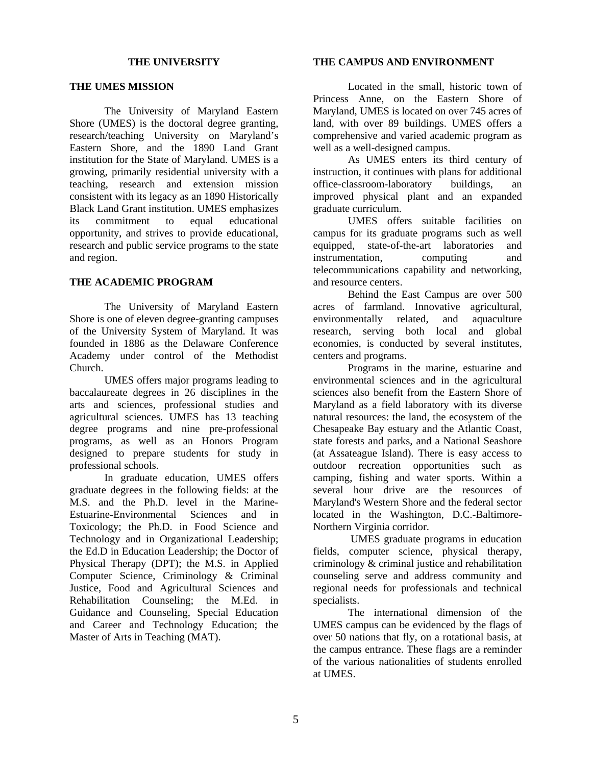# THE UNIVERSITY

## THE UMES MISSION

The University of Maryland Eastern Shore (UMES) is the doctoral degree granting, research/teaching University on Maryland's Eastern Shore, and the 1890 Land Grant institution for the State of Maryland. UMES is a growing, primarily residential university with a teaching, research and extension mission consistent with its legacy as an 1890 Historically Black Land Grant institution. UMES emphasizes its commitment to equal educational opportunity, and strives to provide educational, research and public service programs to the state and region.

## THE ACADEMIC PROGRAM

The University of Maryland Eastern Shore is one of eleven degree-granting campuses of the University System of Maryland. It was founded in 1886 as the Delaware Conference Academy under control of the Methodist Church.

UMES offers major programs leading to baccalaureate degrees in 26 disciplines in the arts and sciences, professional studies and agricultural sciences. UMES has 13 teaching degree programs and nine pre-professional programs, as well as an Honors Program designed to prepare students for study in professional schools.

In graduate education, UMES offers graduate degrees in the following fields: at the M.S. and the Ph.D. level in the Marine-Estuarine-Environmental Sciences and in Toxicology; the Ph.D. in Food Science and Technology and in Organizational Leadership; the Ed.D in Education Leadership; the Doctor of Physical Therapy (DPT); the M.S. in Applied Computer Science, Criminology & Criminal Justice, Food and Agricultural Sciences and Rehabilitation Counseling; the M.Ed. in Guidance and Counseling, Special Education and Career and Technology Education; the Master of Arts in Teaching (MAT).

## THE CAMPUS AND ENVIRONMENT

Located in the small, historic town of Princess Anne, on the Eastern Shore of Maryland, UMES is located on over 745 acres of land, with over 89 buildings. UMES offers a comprehensive and varied academic program as well as a well-designed campus.

As UMES enters its third century of instruction, it continues with plans for additional office-classroom-laboratory buildings, an improved physical plant and an expanded graduate curriculum.

UMES offers suitable facilities on campus for its graduate programs such as well equipped, state-of-the-art laboratories and instrumentation, computing and telecommunications capability and networking, and resource centers.

Behind the East Campus are over 500 acres of farmland. Innovative agricultural, environmentally related, and aquaculture research, serving both local and global economies, is conducted by several institutes, centers and programs.

Programs in the marine, estuarine and environmental sciences and in the agricultural sciences also benefit from the Eastern Shore of Maryland as a field laboratory with its diverse natural resources: the land, the ecosystem of the Chesapeake Bay estuary and the Atlantic Coast, state forests and parks, and a National Seashore (at Assateague Island). There is easy access to outdoor recreation opportunities such as camping, fishing and water sports. Within a several hour drive are the resources of Maryland's Western Shore and the federal sector located in the Washington, D.C.-Baltimore-Northern Virginia corridor.

UMES graduate programs in education fields, computer science, physical therapy, criminology & criminal justice and rehabilitation counseling serve and address community and regional needs for professionals and technical specialists.

The international dimension of the UMES campus can be evidenced by the flags of over 50 nations that fly, on a rotational basis, at the campus entrance. These flags are a reminder of the various nationalities of students enrolled at UMES.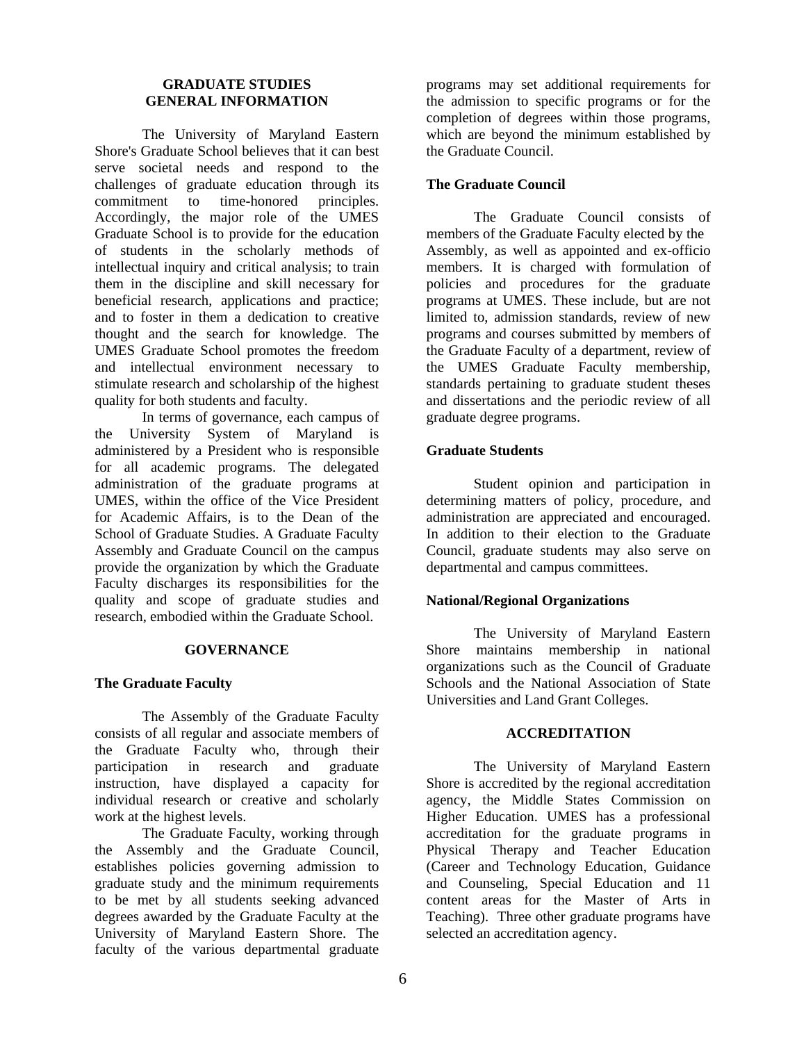# GRADUATE STUDIES GENERAL INFORMATION

The University of Maryland Eastern Shore's Graduate School believes that it can best serve societal needs and respond to the challenges of graduate education through its commitment to time-honored principles. Accordingly, the major role of the UMES Graduate School is to provide for the education of students in the scholarly methods of intellectual inquiry and critical analysis; to train them in the discipline and skill necessary for beneficial research, applications and practice; and to foster in them a dedication to creative thought and the search for knowledge. The UMES Graduate School promotes the freedom and intellectual environment necessary to stimulate research and scholarship of the highest quality for both students and faculty.

In terms of governance, each campus of the University System of Maryland is administered by a President who is responsible for all academic programs. The delegated administration of the graduate programs at UMES, within the office of the Vice President for Academic Affairs, is to the Dean of the School of Graduate Studies. A Graduate Faculty Assembly and Graduate Council on the campus provide the organization by which the Graduate Faculty discharges its responsibilities for the quality and scope of graduate studies and research, embodied within the Graduate School.

## GOVERNANCE

### The Graduate Faculty

The Assembly of the Graduate Faculty consists of all regular and associate members of the Graduate Faculty who, through their participation in research and graduate instruction, have displayed a capacity for individual research or creative and scholarly work at the highest levels.

The Graduate Faculty, working through the Assembly and the Graduate Council, establishes policies governing admission to graduate study and the minimum requirements to be met by all students seeking advanced degrees awarded by the Graduate Faculty at the University of Maryland Eastern Shore. The faculty of the various departmental graduate programs may set additional requirements for the admission to specific programs or for the completion of degrees within those programs, which are beyond the minimum established by the Graduate Council.

### The Graduate Council

The Graduate Council consists of members of the Graduate Faculty elected by the Assembly, as well as appointed and ex-officio members. It is charged with formulation of policies and procedures for the graduate programs at UMES. These include, but are not limited to, admission standards, review of new programs and courses submitted by members of the Graduate Faculty of a department, review of the UMES Graduate Faculty membership, standards pertaining to graduate student theses and dissertations and the periodic review of all graduate degree programs.

### Graduate Students

Student opinion and participation in determining matters of policy, procedure, and administration are appreciated and encouraged. In addition to their election to the Graduate Council, graduate students may also serve on departmental and campus committees.

### National/Regional Organizations

The University of Maryland Eastern Shore maintains membership in national organizations such as the Council of Graduate Schools and the National Association of State Universities and Land Grant Colleges.

## ACCREDITATION

The University of Maryland Eastern Shore is accredited by the regional accreditation agency, the Middle States Commission on Higher Education. UMES has a professional accreditation for the graduate programs in Physical Therapy and Teacher Education (Career and Technology Education, Guidance and Counseling, Special Education and 11 content areas for the Master of Arts in Teaching). Three other graduate programs have selected an accreditation agency.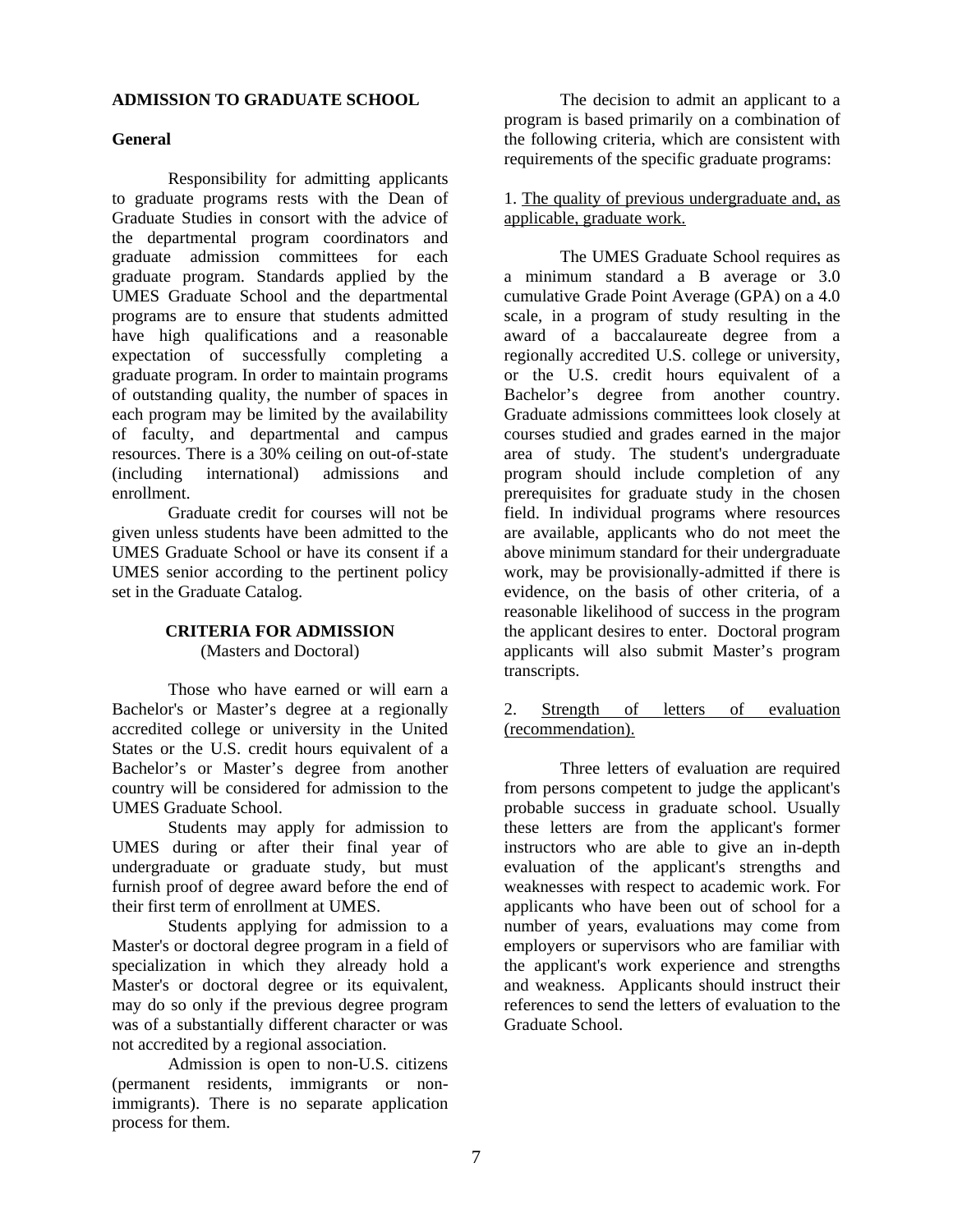## ADMISSION TO GRADUATE SCHOOL

### General

Responsibility for admitting applicants to graduate programs rests with the Dean of Graduate Studies in consort with the advice of the departmental program coordinators and graduate admission committees for each graduate program. Standards applied by the UMES Graduate School and the departmental programs are to ensure that students admitted have high qualifications and a reasonable expectation of successfully completing a graduate program. In order to maintain programs of outstanding quality, the number of spaces in each program may be limited by the availability of faculty, and departmental and campus resources. There is a 30% ceiling on out-of-state (including international) admissions and enrollment.

Graduate credit for courses will not be given unless students have been admitted to the UMES Graduate School or have its consent if a UMES senior according to the pertinent policy set in the Graduate Catalog.

### CRITERIA FOR ADMISSION
(Masters and Doctoral)

Those who have earned or will earn a Bachelor's or Master's degree at a regionally accredited college or university in the United States or the U.S. credit hours equivalent of a Bachelor's or Master's degree from another country will be considered for admission to the UMES Graduate School.

Students may apply for admission to UMES during or after their final year of undergraduate or graduate study, but must furnish proof of degree award before the end of their first term of enrollment at UMES.

Students applying for admission to a Master's or doctoral degree program in a field of specialization in which they already hold a Master's or doctoral degree or its equivalent, may do so only if the previous degree program was of a substantially different character or was not accredited by a regional association.

Admission is open to non-U.S. citizens (permanent residents, immigrants or non-immigrants). There is no separate application process for them.

The decision to admit an applicant to a program is based primarily on a combination of the following criteria, which are consistent with requirements of the specific graduate programs:

1. <u>The quality of previous undergraduate and, as applicable, graduate work.</u>

The UMES Graduate School requires as a minimum standard a B average or 3.0 cumulative Grade Point Average (GPA) on a 4.0 scale, in a program of study resulting in the award of a baccalaureate degree from a regionally accredited U.S. college or university, or the U.S. credit hours equivalent of a Bachelor's degree from another country. Graduate admissions committees look closely at courses studied and grades earned in the major area of study. The student's undergraduate program should include completion of any prerequisites for graduate study in the chosen field. In individual programs where resources are available, applicants who do not meet the above minimum standard for their undergraduate work, may be provisionally-admitted if there is evidence, on the basis of other criteria, of a reasonable likelihood of success in the program the applicant desires to enter. Doctoral program applicants will also submit Master's program transcripts.

2. <u>Strength of letters of evaluation (recommendation).</u>

Three letters of evaluation are required from persons competent to judge the applicant's probable success in graduate school. Usually these letters are from the applicant's former instructors who are able to give an in-depth evaluation of the applicant's strengths and weaknesses with respect to academic work. For applicants who have been out of school for a number of years, evaluations may come from employers or supervisors who are familiar with the applicant's work experience and strengths and weakness. Applicants should instruct their references to send the letters of evaluation to the Graduate School.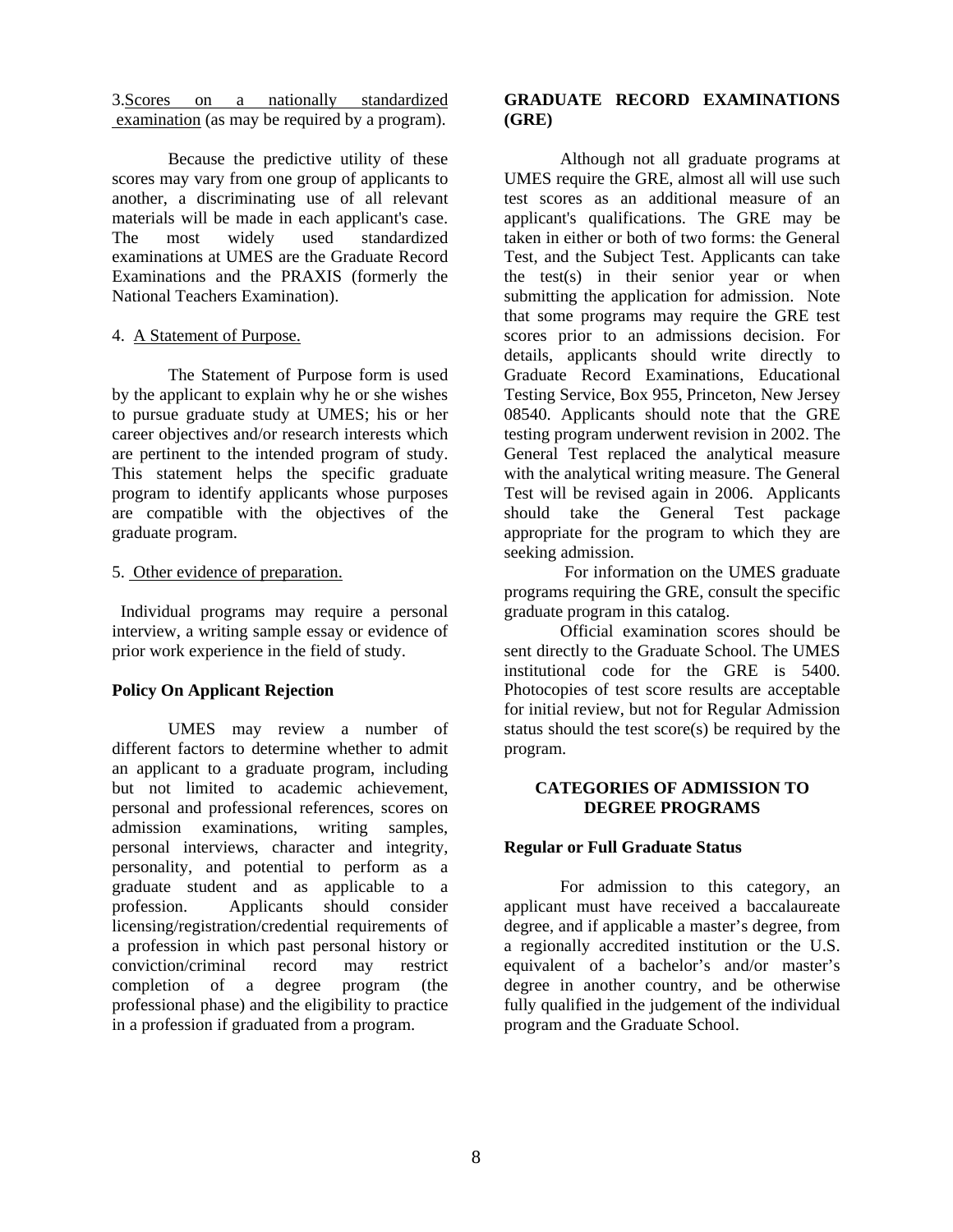3. <u>Scores on a nationally standardized examination</u> (as may be required by a program).

Because the predictive utility of these scores may vary from one group of applicants to another, a discriminating use of all relevant materials will be made in each applicant's case. The most widely used standardized examinations at UMES are the Graduate Record Examinations and the PRAXIS (formerly the National Teachers Examination).

4. <u>A Statement of Purpose.</u>

The Statement of Purpose form is used by the applicant to explain why he or she wishes to pursue graduate study at UMES; his or her career objectives and/or research interests which are pertinent to the intended program of study. This statement helps the specific graduate program to identify applicants whose purposes are compatible with the objectives of the graduate program.

5. <u>Other evidence of preparation.</u>

Individual programs may require a personal interview, a writing sample essay or evidence of prior work experience in the field of study.

**Policy On Applicant Rejection**

UMES may review a number of different factors to determine whether to admit an applicant to a graduate program, including but not limited to academic achievement, personal and professional references, scores on admission examinations, writing samples, personal interviews, character and integrity, personality, and potential to perform as a graduate student and as applicable to a profession. Applicants should consider licensing/registration/credential requirements of a profession in which past personal history or conviction/criminal record may restrict completion of a degree program (the professional phase) and the eligibility to practice in a profession if graduated from a program.

**GRADUATE RECORD EXAMINATIONS (GRE)**

Although not all graduate programs at UMES require the GRE, almost all will use such test scores as an additional measure of an applicant's qualifications. The GRE may be taken in either or both of two forms: the General Test, and the Subject Test. Applicants can take the test(s) in their senior year or when submitting the application for admission. Note that some programs may require the GRE test scores prior to an admissions decision. For details, applicants should write directly to Graduate Record Examinations, Educational Testing Service, Box 955, Princeton, New Jersey 08540. Applicants should note that the GRE testing program underwent revision in 2002. The General Test replaced the analytical measure with the analytical writing measure. The General Test will be revised again in 2006. Applicants should take the General Test package appropriate for the program to which they are seeking admission.

For information on the UMES graduate programs requiring the GRE, consult the specific graduate program in this catalog.

Official examination scores should be sent directly to the Graduate School. The UMES institutional code for the GRE is 5400. Photocopies of test score results are acceptable for initial review, but not for Regular Admission status should the test score(s) be required by the program.

## CATEGORIES OF ADMISSION TO DEGREE PROGRAMS

**Regular or Full Graduate Status**

For admission to this category, an applicant must have received a baccalaureate degree, and if applicable a master's degree, from a regionally accredited institution or the U.S. equivalent of a bachelor's and/or master's degree in another country, and be otherwise fully qualified in the judgement of the individual program and the Graduate School.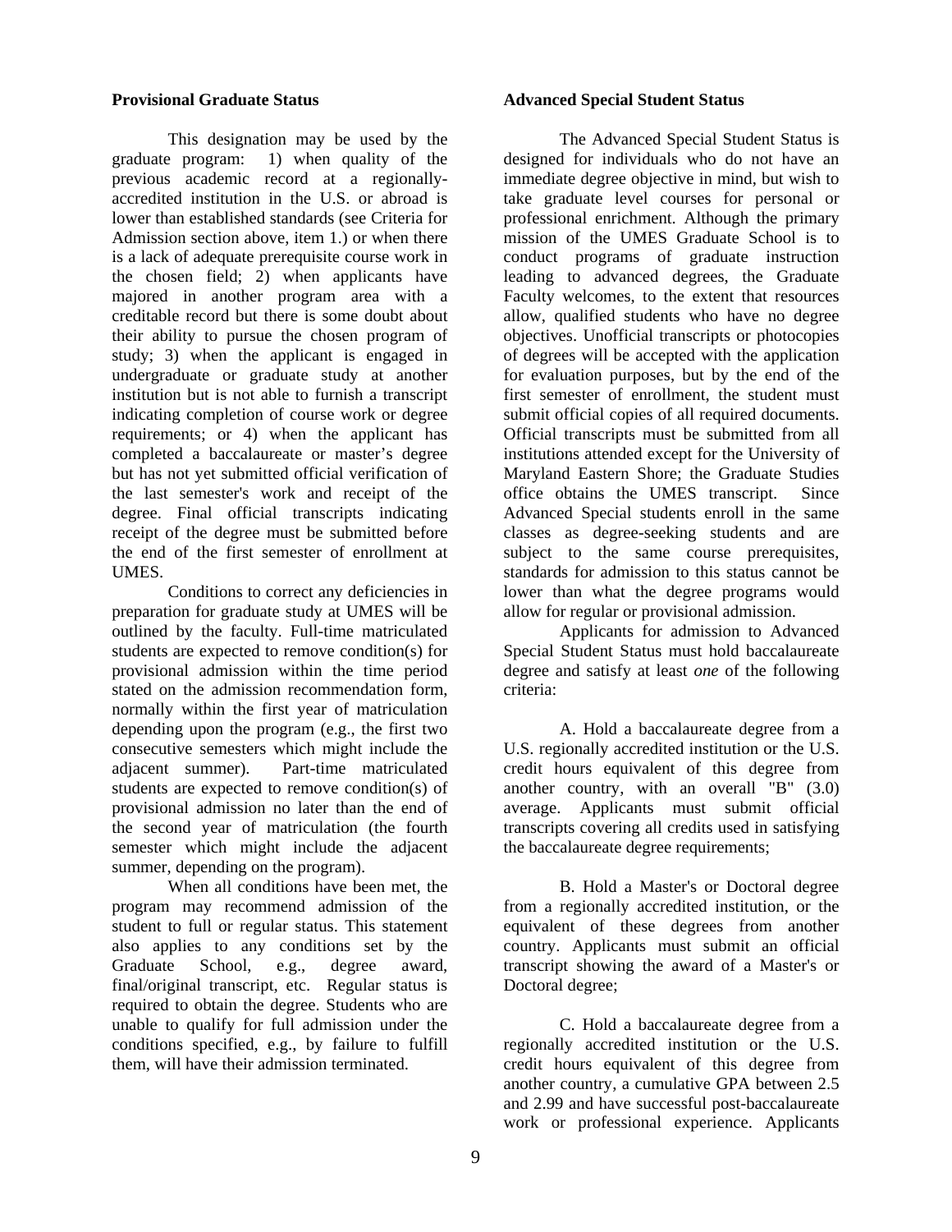### Provisional Graduate Status

This designation may be used by the graduate program: 1) when quality of the previous academic record at a regionally-accredited institution in the U.S. or abroad is lower than established standards (see Criteria for Admission section above, item 1.) or when there is a lack of adequate prerequisite course work in the chosen field; 2) when applicants have majored in another program area with a creditable record but there is some doubt about their ability to pursue the chosen program of study; 3) when the applicant is engaged in undergraduate or graduate study at another institution but is not able to furnish a transcript indicating completion of course work or degree requirements; or 4) when the applicant has completed a baccalaureate or master's degree but has not yet submitted official verification of the last semester's work and receipt of the degree. Final official transcripts indicating receipt of the degree must be submitted before the end of the first semester of enrollment at UMES.

Conditions to correct any deficiencies in preparation for graduate study at UMES will be outlined by the faculty. Full-time matriculated students are expected to remove condition(s) for provisional admission within the time period stated on the admission recommendation form, normally within the first year of matriculation depending upon the program (e.g., the first two consecutive semesters which might include the adjacent summer). Part-time matriculated students are expected to remove condition(s) of provisional admission no later than the end of the second year of matriculation (the fourth semester which might include the adjacent summer, depending on the program).

When all conditions have been met, the program may recommend admission of the student to full or regular status. This statement also applies to any conditions set by the Graduate School, e.g., degree award, final/original transcript, etc. Regular status is required to obtain the degree. Students who are unable to qualify for full admission under the conditions specified, e.g., by failure to fulfill them, will have their admission terminated.

### Advanced Special Student Status

The Advanced Special Student Status is designed for individuals who do not have an immediate degree objective in mind, but wish to take graduate level courses for personal or professional enrichment. Although the primary mission of the UMES Graduate School is to conduct programs of graduate instruction leading to advanced degrees, the Graduate Faculty welcomes, to the extent that resources allow, qualified students who have no degree objectives. Unofficial transcripts or photocopies of degrees will be accepted with the application for evaluation purposes, but by the end of the first semester of enrollment, the student must submit official copies of all required documents. Official transcripts must be submitted from all institutions attended except for the University of Maryland Eastern Shore; the Graduate Studies office obtains the UMES transcript. Since Advanced Special students enroll in the same classes as degree-seeking students and are subject to the same course prerequisites, standards for admission to this status cannot be lower than what the degree programs would allow for regular or provisional admission.

Applicants for admission to Advanced Special Student Status must hold baccalaureate degree and satisfy at least *one* of the following criteria:

A. Hold a baccalaureate degree from a U.S. regionally accredited institution or the U.S. credit hours equivalent of this degree from another country, with an overall "B" (3.0) average. Applicants must submit official transcripts covering all credits used in satisfying the baccalaureate degree requirements;

B. Hold a Master's or Doctoral degree from a regionally accredited institution, or the equivalent of these degrees from another country. Applicants must submit an official transcript showing the award of a Master's or Doctoral degree;

C. Hold a baccalaureate degree from a regionally accredited institution or the U.S. credit hours equivalent of this degree from another country, a cumulative GPA between 2.5 and 2.99 and have successful post-baccalaureate work or professional experience. Applicants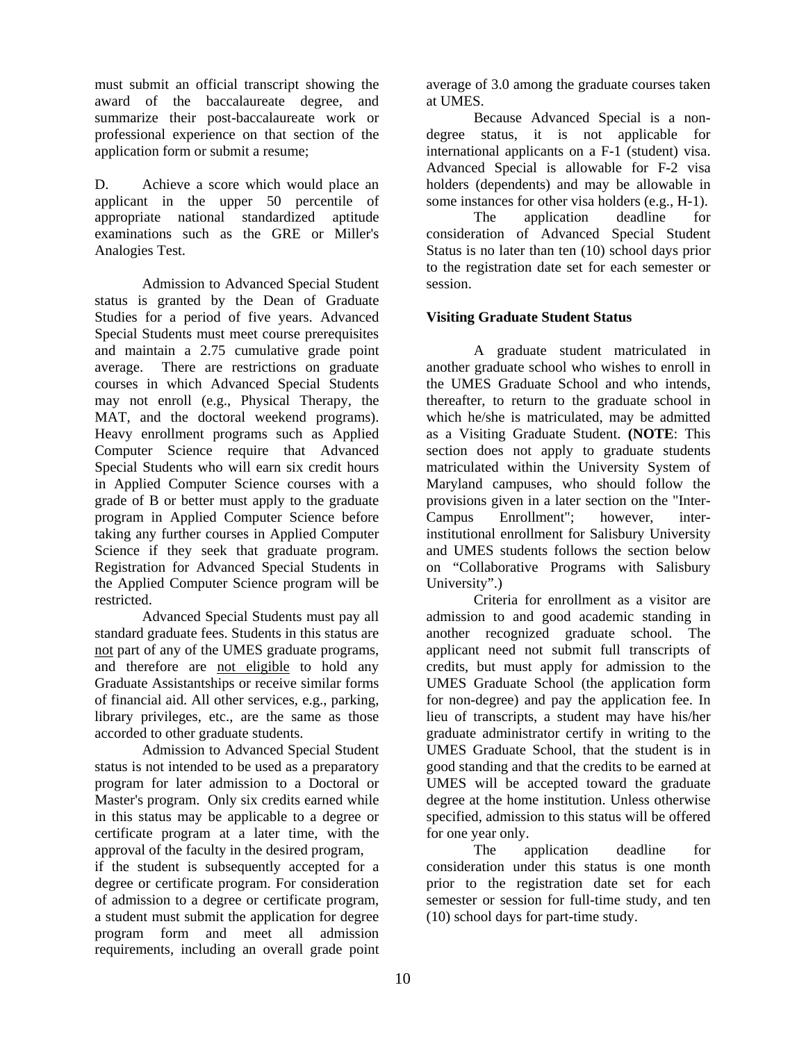must submit an official transcript showing the award of the baccalaureate degree, and summarize their post-baccalaureate work or professional experience on that section of the application form or submit a resume;

D. Achieve a score which would place an applicant in the upper 50 percentile of appropriate national standardized aptitude examinations such as the GRE or Miller's Analogies Test.

Admission to Advanced Special Student status is granted by the Dean of Graduate Studies for a period of five years. Advanced Special Students must meet course prerequisites and maintain a 2.75 cumulative grade point average. There are restrictions on graduate courses in which Advanced Special Students may not enroll (e.g., Physical Therapy, the MAT, and the doctoral weekend programs). Heavy enrollment programs such as Applied Computer Science require that Advanced Special Students who will earn six credit hours in Applied Computer Science courses with a grade of B or better must apply to the graduate program in Applied Computer Science before taking any further courses in Applied Computer Science if they seek that graduate program. Registration for Advanced Special Students in the Applied Computer Science program will be restricted.

Advanced Special Students must pay all standard graduate fees. Students in this status are not part of any of the UMES graduate programs, and therefore are not eligible to hold any Graduate Assistantships or receive similar forms of financial aid. All other services, e.g., parking, library privileges, etc., are the same as those accorded to other graduate students.

Admission to Advanced Special Student status is not intended to be used as a preparatory program for later admission to a Doctoral or Master's program. Only six credits earned while in this status may be applicable to a degree or certificate program at a later time, with the approval of the faculty in the desired program, if the student is subsequently accepted for a degree or certificate program. For consideration of admission to a degree or certificate program, a student must submit the application for degree program form and meet all admission requirements, including an overall grade point average of 3.0 among the graduate courses taken at UMES.

Because Advanced Special is a non-degree status, it is not applicable for international applicants on a F-1 (student) visa. Advanced Special is allowable for F-2 visa holders (dependents) and may be allowable in some instances for other visa holders (e.g., H-1).

The application deadline for consideration of Advanced Special Student Status is no later than ten (10) school days prior to the registration date set for each semester or session.

**Visiting Graduate Student Status**

A graduate student matriculated in another graduate school who wishes to enroll in the UMES Graduate School and who intends, thereafter, to return to the graduate school in which he/she is matriculated, may be admitted as a Visiting Graduate Student. **(NOTE**: This section does not apply to graduate students matriculated within the University System of Maryland campuses, who should follow the provisions given in a later section on the "Inter-Campus Enrollment"; however, inter-institutional enrollment for Salisbury University and UMES students follows the section below on "Collaborative Programs with Salisbury University".)

Criteria for enrollment as a visitor are admission to and good academic standing in another recognized graduate school. The applicant need not submit full transcripts of credits, but must apply for admission to the UMES Graduate School (the application form for non-degree) and pay the application fee. In lieu of transcripts, a student may have his/her graduate administrator certify in writing to the UMES Graduate School, that the student is in good standing and that the credits to be earned at UMES will be accepted toward the graduate degree at the home institution. Unless otherwise specified, admission to this status will be offered for one year only.

The application deadline for consideration under this status is one month prior to the registration date set for each semester or session for full-time study, and ten (10) school days for part-time study.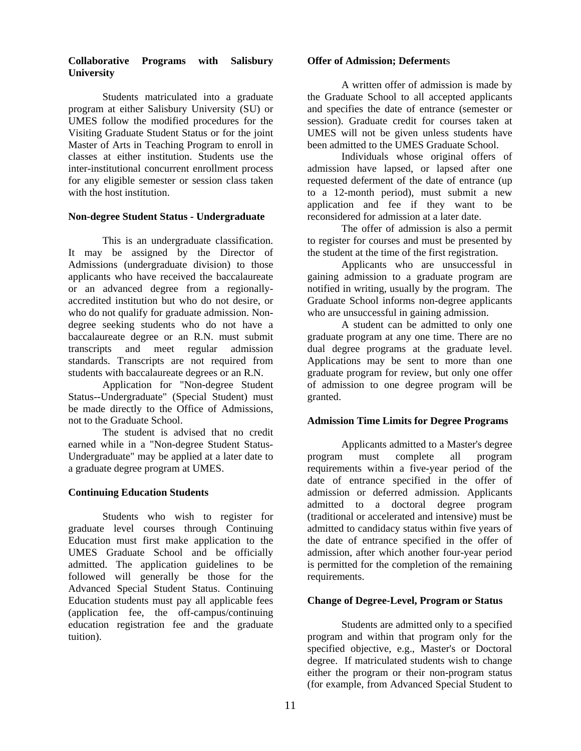**Collaborative Programs with Salisbury University**

Students matriculated into a graduate program at either Salisbury University (SU) or UMES follow the modified procedures for the Visiting Graduate Student Status or for the joint Master of Arts in Teaching Program to enroll in classes at either institution. Students use the inter-institutional concurrent enrollment process for any eligible semester or session class taken with the host institution.

**Non-degree Student Status - Undergraduate**

This is an undergraduate classification. It may be assigned by the Director of Admissions (undergraduate division) to those applicants who have received the baccalaureate or an advanced degree from a regionally-accredited institution but who do not desire, or who do not qualify for graduate admission. Non-degree seeking students who do not have a baccalaureate degree or an R.N. must submit transcripts and meet regular admission standards. Transcripts are not required from students with baccalaureate degrees or an R.N.

Application for "Non-degree Student Status--Undergraduate" (Special Student) must be made directly to the Office of Admissions, not to the Graduate School.

The student is advised that no credit earned while in a "Non-degree Student Status-Undergraduate" may be applied at a later date to a graduate degree program at UMES.

**Continuing Education Students**

Students who wish to register for graduate level courses through Continuing Education must first make application to the UMES Graduate School and be officially admitted. The application guidelines to be followed will generally be those for the Advanced Special Student Status. Continuing Education students must pay all applicable fees (application fee, the off-campus/continuing education registration fee and the graduate tuition).

**Offer of Admission; Deferments**

A written offer of admission is made by the Graduate School to all accepted applicants and specifies the date of entrance (semester or session). Graduate credit for courses taken at UMES will not be given unless students have been admitted to the UMES Graduate School.

Individuals whose original offers of admission have lapsed, or lapsed after one requested deferment of the date of entrance (up to a 12-month period), must submit a new application and fee if they want to be reconsidered for admission at a later date.

The offer of admission is also a permit to register for courses and must be presented by the student at the time of the first registration.

Applicants who are unsuccessful in gaining admission to a graduate program are notified in writing, usually by the program. The Graduate School informs non-degree applicants who are unsuccessful in gaining admission.

A student can be admitted to only one graduate program at any one time. There are no dual degree programs at the graduate level. Applications may be sent to more than one graduate program for review, but only one offer of admission to one degree program will be granted.

**Admission Time Limits for Degree Programs**

Applicants admitted to a Master's degree program must complete all program requirements within a five-year period of the date of entrance specified in the offer of admission or deferred admission. Applicants admitted to a doctoral degree program (traditional or accelerated and intensive) must be admitted to candidacy status within five years of the date of entrance specified in the offer of admission, after which another four-year period is permitted for the completion of the remaining requirements.

**Change of Degree-Level, Program or Status**

Students are admitted only to a specified program and within that program only for the specified objective, e.g., Master's or Doctoral degree. If matriculated students wish to change either the program or their non-program status (for example, from Advanced Special Student to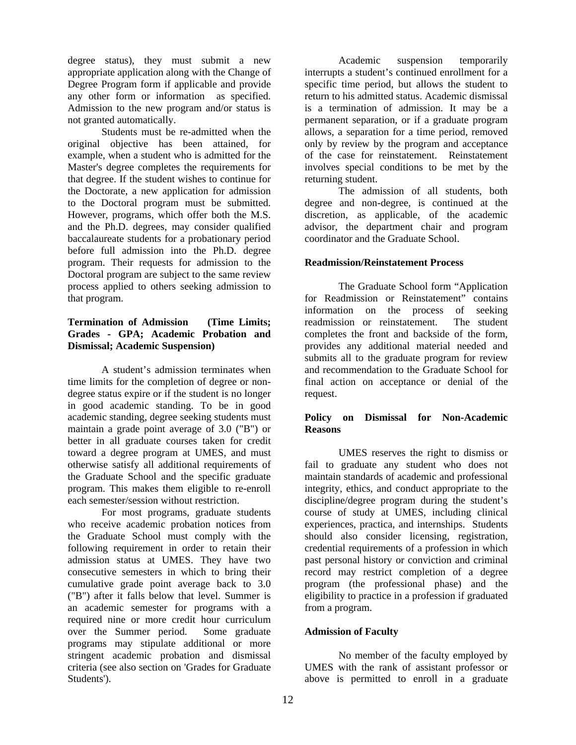degree status), they must submit a new appropriate application along with the Change of Degree Program form if applicable and provide any other form or information as specified. Admission to the new program and/or status is not granted automatically.

Students must be re-admitted when the original objective has been attained, for example, when a student who is admitted for the Master's degree completes the requirements for that degree. If the student wishes to continue for the Doctorate, a new application for admission to the Doctoral program must be submitted. However, programs, which offer both the M.S. and the Ph.D. degrees, may consider qualified baccalaureate students for a probationary period before full admission into the Ph.D. degree program. Their requests for admission to the Doctoral program are subject to the same review process applied to others seeking admission to that program.

**Termination of Admission (Time Limits; Grades - GPA; Academic Probation and Dismissal; Academic Suspension)**

A student's admission terminates when time limits for the completion of degree or non-degree status expire or if the student is no longer in good academic standing. To be in good academic standing, degree seeking students must maintain a grade point average of 3.0 ("B") or better in all graduate courses taken for credit toward a degree program at UMES, and must otherwise satisfy all additional requirements of the Graduate School and the specific graduate program. This makes them eligible to re-enroll each semester/session without restriction.

For most programs, graduate students who receive academic probation notices from the Graduate School must comply with the following requirement in order to retain their admission status at UMES. They have two consecutive semesters in which to bring their cumulative grade point average back to 3.0 ("B") after it falls below that level. Summer is an academic semester for programs with a required nine or more credit hour curriculum over the Summer period. Some graduate programs may stipulate additional or more stringent academic probation and dismissal criteria (see also section on 'Grades for Graduate Students').

Academic suspension temporarily interrupts a student's continued enrollment for a specific time period, but allows the student to return to his admitted status. Academic dismissal is a termination of admission. It may be a permanent separation, or if a graduate program allows, a separation for a time period, removed only by review by the program and acceptance of the case for reinstatement. Reinstatement involves special conditions to be met by the returning student.

The admission of all students, both degree and non-degree, is continued at the discretion, as applicable, of the academic advisor, the department chair and program coordinator and the Graduate School.

**Readmission/Reinstatement Process**

The Graduate School form "Application for Readmission or Reinstatement" contains information on the process of seeking readmission or reinstatement. The student completes the front and backside of the form, provides any additional material needed and submits all to the graduate program for review and recommendation to the Graduate School for final action on acceptance or denial of the request.

**Policy on Dismissal for Non-Academic Reasons**

UMES reserves the right to dismiss or fail to graduate any student who does not maintain standards of academic and professional integrity, ethics, and conduct appropriate to the discipline/degree program during the student's course of study at UMES, including clinical experiences, practica, and internships. Students should also consider licensing, registration, credential requirements of a profession in which past personal history or conviction and criminal record may restrict completion of a degree program (the professional phase) and the eligibility to practice in a profession if graduated from a program.

**Admission of Faculty**

No member of the faculty employed by UMES with the rank of assistant professor or above is permitted to enroll in a graduate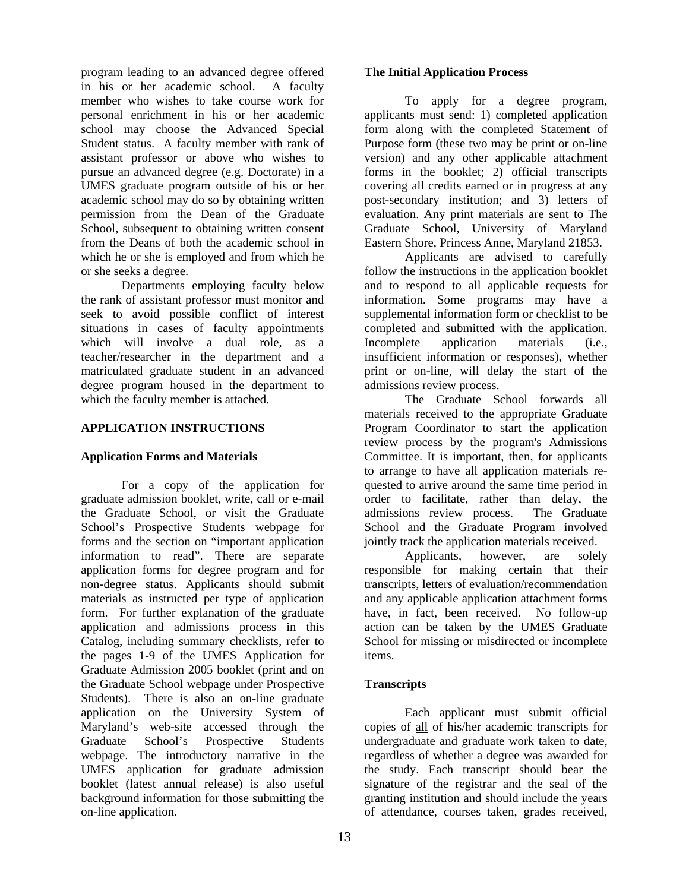program leading to an advanced degree offered in his or her academic school. A faculty member who wishes to take course work for personal enrichment in his or her academic school may choose the Advanced Special Student status. A faculty member with rank of assistant professor or above who wishes to pursue an advanced degree (e.g. Doctorate) in a UMES graduate program outside of his or her academic school may do so by obtaining written permission from the Dean of the Graduate School, subsequent to obtaining written consent from the Deans of both the academic school in which he or she is employed and from which he or she seeks a degree.

Departments employing faculty below the rank of assistant professor must monitor and seek to avoid possible conflict of interest situations in cases of faculty appointments which will involve a dual role, as a teacher/researcher in the department and a matriculated graduate student in an advanced degree program housed in the department to which the faculty member is attached.

## APPLICATION INSTRUCTIONS

### Application Forms and Materials

For a copy of the application for graduate admission booklet, write, call or e-mail the Graduate School, or visit the Graduate School's Prospective Students webpage for forms and the section on "important application information to read". There are separate application forms for degree program and for non-degree status. Applicants should submit materials as instructed per type of application form. For further explanation of the graduate application and admissions process in this Catalog, including summary checklists, refer to the pages 1-9 of the UMES Application for Graduate Admission 2005 booklet (print and on the Graduate School webpage under Prospective Students). There is also an on-line graduate application on the University System of Maryland's web-site accessed through the Graduate School's Prospective Students webpage. The introductory narrative in the UMES application for graduate admission booklet (latest annual release) is also useful background information for those submitting the on-line application.

### The Initial Application Process

To apply for a degree program, applicants must send: 1) completed application form along with the completed Statement of Purpose form (these two may be print or on-line version) and any other applicable attachment forms in the booklet; 2) official transcripts covering all credits earned or in progress at any post-secondary institution; and 3) letters of evaluation. Any print materials are sent to The Graduate School, University of Maryland Eastern Shore, Princess Anne, Maryland 21853.

Applicants are advised to carefully follow the instructions in the application booklet and to respond to all applicable requests for information. Some programs may have a supplemental information form or checklist to be completed and submitted with the application. Incomplete application materials (i.e., insufficient information or responses), whether print or on-line, will delay the start of the admissions review process.

The Graduate School forwards all materials received to the appropriate Graduate Program Coordinator to start the application review process by the program's Admissions Committee. It is important, then, for applicants to arrange to have all application materials requested to arrive around the same time period in order to facilitate, rather than delay, the admissions review process. The Graduate School and the Graduate Program involved jointly track the application materials received.

Applicants, however, are solely responsible for making certain that their transcripts, letters of evaluation/recommendation and any applicable application attachment forms have, in fact, been received. No follow-up action can be taken by the UMES Graduate School for missing or misdirected or incomplete items.

### Transcripts

Each applicant must submit official copies of <u>all</u> of his/her academic transcripts for undergraduate and graduate work taken to date, regardless of whether a degree was awarded for the study. Each transcript should bear the signature of the registrar and the seal of the granting institution and should include the years of attendance, courses taken, grades received,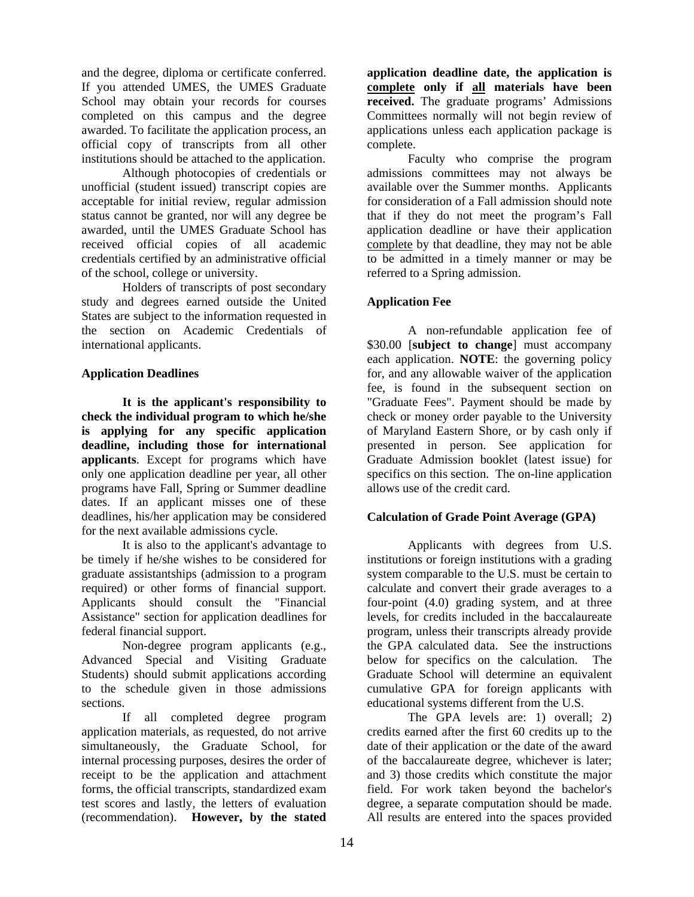and the degree, diploma or certificate conferred. If you attended UMES, the UMES Graduate School may obtain your records for courses completed on this campus and the degree awarded. To facilitate the application process, an official copy of transcripts from all other institutions should be attached to the application.

Although photocopies of credentials or unofficial (student issued) transcript copies are acceptable for initial review, regular admission status cannot be granted, nor will any degree be awarded, until the UMES Graduate School has received official copies of all academic credentials certified by an administrative official of the school, college or university.

Holders of transcripts of post secondary study and degrees earned outside the United States are subject to the information requested in the section on Academic Credentials of international applicants.

### Application Deadlines

**It is the applicant's responsibility to check the individual program to which he/she is applying for any specific application deadline, including those for international applicants**. Except for programs which have only one application deadline per year, all other programs have Fall, Spring or Summer deadline dates. If an applicant misses one of these deadlines, his/her application may be considered for the next available admissions cycle.

It is also to the applicant's advantage to be timely if he/she wishes to be considered for graduate assistantships (admission to a program required) or other forms of financial support. Applicants should consult the "Financial Assistance" section for application deadlines for federal financial support.

Non-degree program applicants (e.g., Advanced Special and Visiting Graduate Students) should submit applications according to the schedule given in those admissions sections.

If all completed degree program application materials, as requested, do not arrive simultaneously, the Graduate School, for internal processing purposes, desires the order of receipt to be the application and attachment forms, the official transcripts, standardized exam test scores and lastly, the letters of evaluation (recommendation). **However, by the stated application deadline date, the application is complete only if all materials have been received.** The graduate programs' Admissions Committees normally will not begin review of applications unless each application package is complete.

Faculty who comprise the program admissions committees may not always be available over the Summer months. Applicants for consideration of a Fall admission should note that if they do not meet the program's Fall application deadline or have their application complete by that deadline, they may not be able to be admitted in a timely manner or may be referred to a Spring admission.

### Application Fee

A non-refundable application fee of $30.00 [**subject to change**] must accompany each application. **NOTE**: the governing policy for, and any allowable waiver of the application fee, is found in the subsequent section on "Graduate Fees". Payment should be made by check or money order payable to the University of Maryland Eastern Shore, or by cash only if presented in person. See application for Graduate Admission booklet (latest issue) for specifics on this section. The on-line application allows use of the credit card.

### Calculation of Grade Point Average (GPA)

Applicants with degrees from U.S. institutions or foreign institutions with a grading system comparable to the U.S. must be certain to calculate and convert their grade averages to a four-point (4.0) grading system, and at three levels, for credits included in the baccalaureate program, unless their transcripts already provide the GPA calculated data. See the instructions below for specifics on the calculation. The Graduate School will determine an equivalent cumulative GPA for foreign applicants with educational systems different from the U.S.

The GPA levels are: 1) overall; 2) credits earned after the first 60 credits up to the date of their application or the date of the award of the baccalaureate degree, whichever is later; and 3) those credits which constitute the major field. For work taken beyond the bachelor's degree, a separate computation should be made. All results are entered into the spaces provided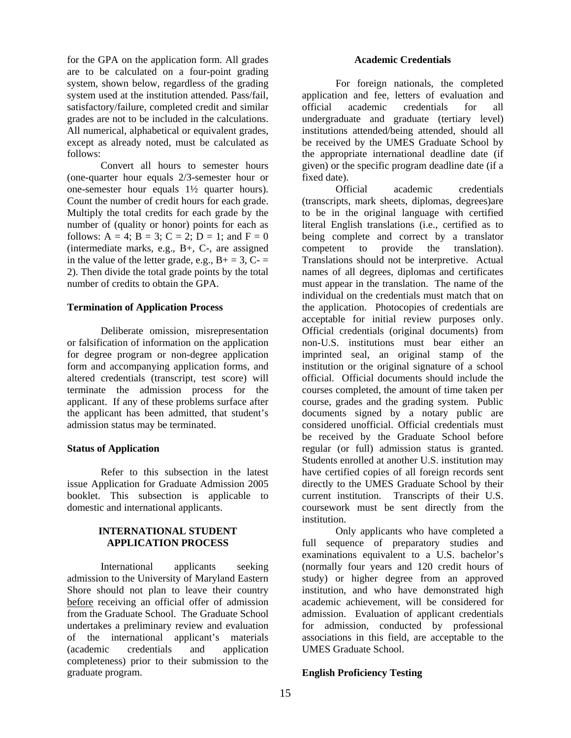for the GPA on the application form. All grades are to be calculated on a four-point grading system, shown below, regardless of the grading system used at the institution attended. Pass/fail, satisfactory/failure, completed credit and similar grades are not to be included in the calculations. All numerical, alphabetical or equivalent grades, except as already noted, must be calculated as follows:

Convert all hours to semester hours (one-quarter hour equals 2/3-semester hour or one-semester hour equals 1½ quarter hours). Count the number of credit hours for each grade. Multiply the total credits for each grade by the number of (quality or honor) points for each as follows: A = 4; B = 3; C = 2; D = 1; and F = 0 (intermediate marks, e.g., B+, C-, are assigned in the value of the letter grade, e.g., B+ = 3, C- = 2). Then divide the total grade points by the total number of credits to obtain the GPA.

**Termination of Application Process**

Deliberate omission, misrepresentation or falsification of information on the application for degree program or non-degree application form and accompanying application forms, and altered credentials (transcript, test score) will terminate the admission process for the applicant. If any of these problems surface after the applicant has been admitted, that student's admission status may be terminated.

**Status of Application**

Refer to this subsection in the latest issue Application for Graduate Admission 2005 booklet. This subsection is applicable to domestic and international applicants.

## INTERNATIONAL STUDENT APPLICATION PROCESS

International applicants seeking admission to the University of Maryland Eastern Shore should not plan to leave their country before receiving an official offer of admission from the Graduate School. The Graduate School undertakes a preliminary review and evaluation of the international applicant's materials (academic credentials and application completeness) prior to their submission to the graduate program.

**Academic Credentials**

For foreign nationals, the completed application and fee, letters of evaluation and official academic credentials for all undergraduate and graduate (tertiary level) institutions attended/being attended, should all be received by the UMES Graduate School by the appropriate international deadline date (if given) or the specific program deadline date (if a fixed date).

Official academic credentials (transcripts, mark sheets, diplomas, degrees)are to be in the original language with certified literal English translations (i.e., certified as to being complete and correct by a translator competent to provide the translation). Translations should not be interpretive. Actual names of all degrees, diplomas and certificates must appear in the translation. The name of the individual on the credentials must match that on the application. Photocopies of credentials are acceptable for initial review purposes only. Official credentials (original documents) from non-U.S. institutions must bear either an imprinted seal, an original stamp of the institution or the original signature of a school official. Official documents should include the courses completed, the amount of time taken per course, grades and the grading system. Public documents signed by a notary public are considered unofficial. Official credentials must be received by the Graduate School before regular (or full) admission status is granted. Students enrolled at another U.S. institution may have certified copies of all foreign records sent directly to the UMES Graduate School by their current institution. Transcripts of their U.S. coursework must be sent directly from the institution.

Only applicants who have completed a full sequence of preparatory studies and examinations equivalent to a U.S. bachelor's (normally four years and 120 credit hours of study) or higher degree from an approved institution, and who have demonstrated high academic achievement, will be considered for admission. Evaluation of applicant credentials for admission, conducted by professional associations in this field, are acceptable to the UMES Graduate School.

**English Proficiency Testing**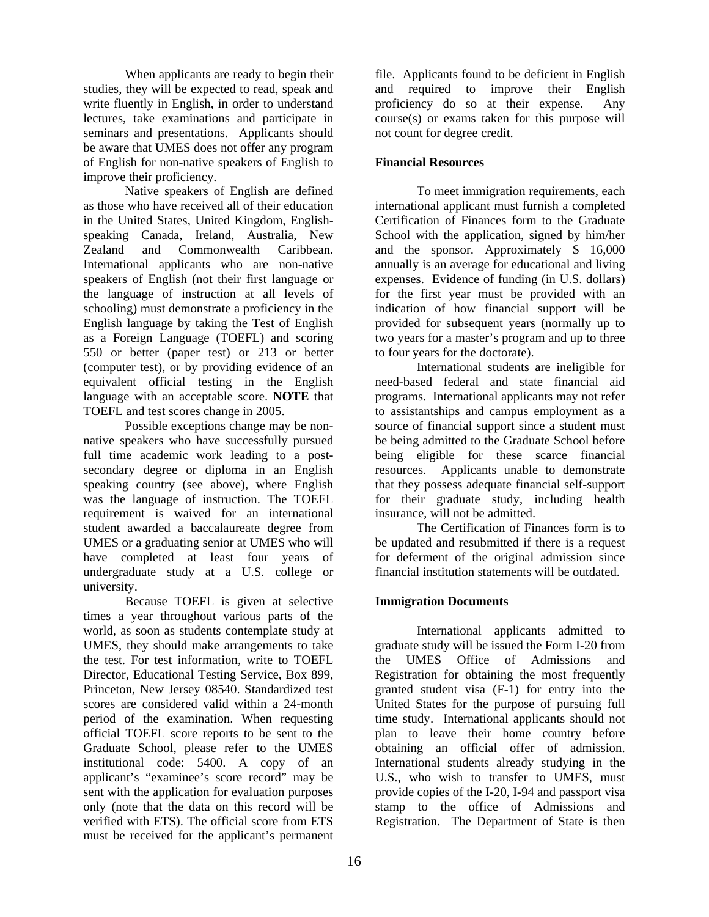When applicants are ready to begin their studies, they will be expected to read, speak and write fluently in English, in order to understand lectures, take examinations and participate in seminars and presentations. Applicants should be aware that UMES does not offer any program of English for non-native speakers of English to improve their proficiency.

Native speakers of English are defined as those who have received all of their education in the United States, United Kingdom, English-speaking Canada, Ireland, Australia, New Zealand and Commonwealth Caribbean. International applicants who are non-native speakers of English (not their first language or the language of instruction at all levels of schooling) must demonstrate a proficiency in the English language by taking the Test of English as a Foreign Language (TOEFL) and scoring 550 or better (paper test) or 213 or better (computer test), or by providing evidence of an equivalent official testing in the English language with an acceptable score. **NOTE** that TOEFL and test scores change in 2005.

Possible exceptions change may be non-native speakers who have successfully pursued full time academic work leading to a post-secondary degree or diploma in an English speaking country (see above), where English was the language of instruction. The TOEFL requirement is waived for an international student awarded a baccalaureate degree from UMES or a graduating senior at UMES who will have completed at least four years of undergraduate study at a U.S. college or university.

Because TOEFL is given at selective times a year throughout various parts of the world, as soon as students contemplate study at UMES, they should make arrangements to take the test. For test information, write to TOEFL Director, Educational Testing Service, Box 899, Princeton, New Jersey 08540. Standardized test scores are considered valid within a 24-month period of the examination. When requesting official TOEFL score reports to be sent to the Graduate School, please refer to the UMES institutional code: 5400. A copy of an applicant's "examinee's score record" may be sent with the application for evaluation purposes only (note that the data on this record will be verified with ETS). The official score from ETS must be received for the applicant's permanent file. Applicants found to be deficient in English and required to improve their English proficiency do so at their expense. Any course(s) or exams taken for this purpose will not count for degree credit.

**Financial Resources**

To meet immigration requirements, each international applicant must furnish a completed Certification of Finances form to the Graduate School with the application, signed by him/her and the sponsor. Approximately $ 16,000 annually is an average for educational and living expenses. Evidence of funding (in U.S. dollars) for the first year must be provided with an indication of how financial support will be provided for subsequent years (normally up to two years for a master's program and up to three to four years for the doctorate).

International students are ineligible for need-based federal and state financial aid programs. International applicants may not refer to assistantships and campus employment as a source of financial support since a student must be being admitted to the Graduate School before being eligible for these scarce financial resources. Applicants unable to demonstrate that they possess adequate financial self-support for their graduate study, including health insurance, will not be admitted.

The Certification of Finances form is to be updated and resubmitted if there is a request for deferment of the original admission since financial institution statements will be outdated.

**Immigration Documents**

International applicants admitted to graduate study will be issued the Form I-20 from the UMES Office of Admissions and Registration for obtaining the most frequently granted student visa (F-1) for entry into the United States for the purpose of pursuing full time study. International applicants should not plan to leave their home country before obtaining an official offer of admission. International students already studying in the U.S., who wish to transfer to UMES, must provide copies of the I-20, I-94 and passport visa stamp to the office of Admissions and Registration. The Department of State is then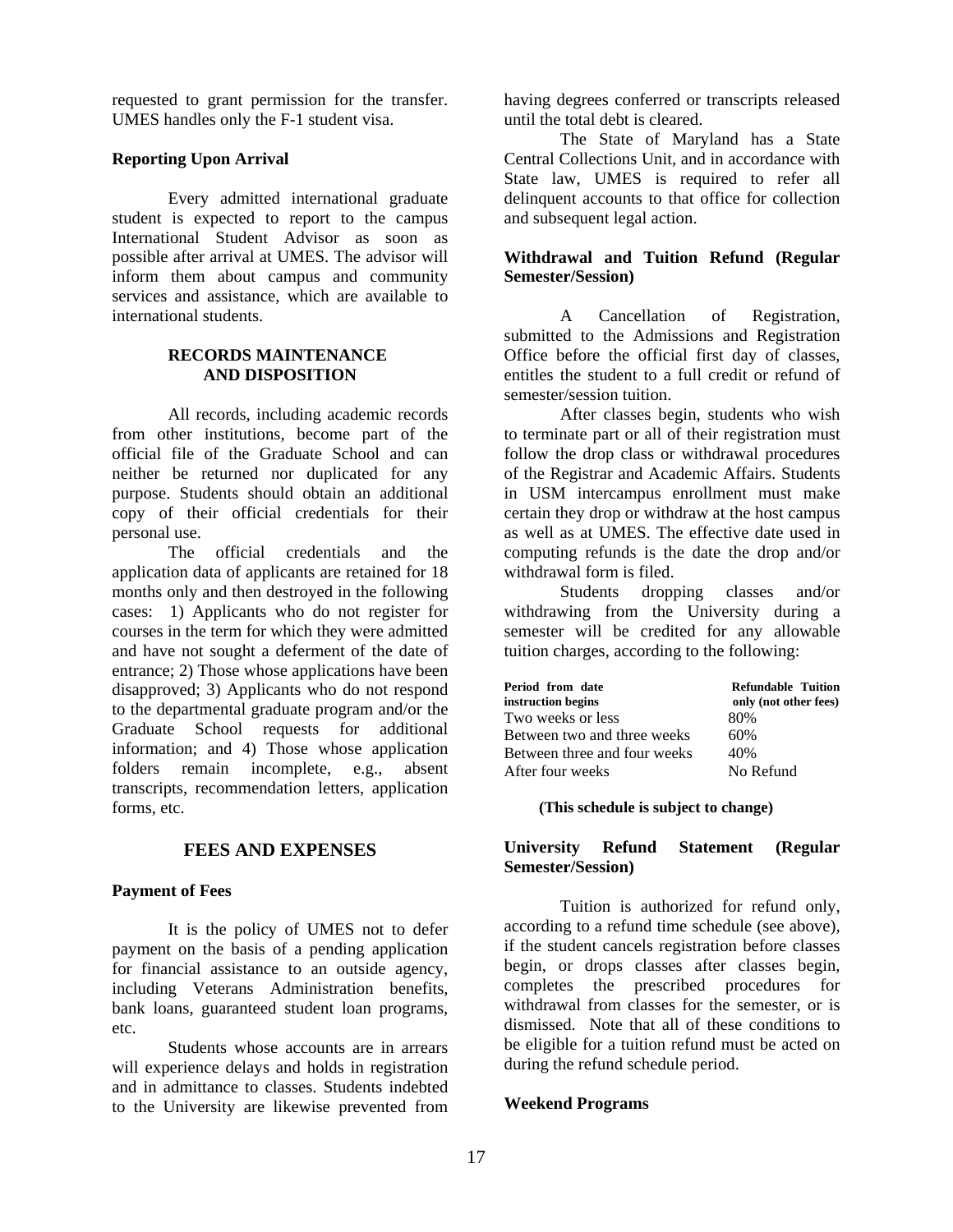requested to grant permission for the transfer. UMES handles only the F-1 student visa.

### Reporting Upon Arrival

Every admitted international graduate student is expected to report to the campus International Student Advisor as soon as possible after arrival at UMES. The advisor will inform them about campus and community services and assistance, which are available to international students.

## RECORDS MAINTENANCE AND DISPOSITION

All records, including academic records from other institutions, become part of the official file of the Graduate School and can neither be returned nor duplicated for any purpose. Students should obtain an additional copy of their official credentials for their personal use.

The official credentials and the application data of applicants are retained for 18 months only and then destroyed in the following cases: 1) Applicants who do not register for courses in the term for which they were admitted and have not sought a deferment of the date of entrance; 2) Those whose applications have been disapproved; 3) Applicants who do not respond to the departmental graduate program and/or the Graduate School requests for additional information; and 4) Those whose application folders remain incomplete, e.g., absent transcripts, recommendation letters, application forms, etc.

## FEES AND EXPENSES

### Payment of Fees

It is the policy of UMES not to defer payment on the basis of a pending application for financial assistance to an outside agency, including Veterans Administration benefits, bank loans, guaranteed student loan programs, etc.

Students whose accounts are in arrears will experience delays and holds in registration and in admittance to classes. Students indebted to the University are likewise prevented from having degrees conferred or transcripts released until the total debt is cleared.

The State of Maryland has a State Central Collections Unit, and in accordance with State law, UMES is required to refer all delinquent accounts to that office for collection and subsequent legal action.

### Withdrawal and Tuition Refund (Regular Semester/Session)

A Cancellation of Registration, submitted to the Admissions and Registration Office before the official first day of classes, entitles the student to a full credit or refund of semester/session tuition.

After classes begin, students who wish to terminate part or all of their registration must follow the drop class or withdrawal procedures of the Registrar and Academic Affairs. Students in USM intercampus enrollment must make certain they drop or withdraw at the host campus as well as at UMES. The effective date used in computing refunds is the date the drop and/or withdrawal form is filed.

Students dropping classes and/or withdrawing from the University during a semester will be credited for any allowable tuition charges, according to the following:

| Period from date instruction begins | Refundable Tuition only (not other fees) |
|---|---|
| Two weeks or less | 80% |
| Between two and three weeks | 60% |
| Between three and four weeks | 40% |
| After four weeks | No Refund |

**(This schedule is subject to change)**

### University Refund Statement (Regular Semester/Session)

Tuition is authorized for refund only, according to a refund time schedule (see above), if the student cancels registration before classes begin, or drops classes after classes begin, completes the prescribed procedures for withdrawal from classes for the semester, or is dismissed. Note that all of these conditions to be eligible for a tuition refund must be acted on during the refund schedule period.

### Weekend Programs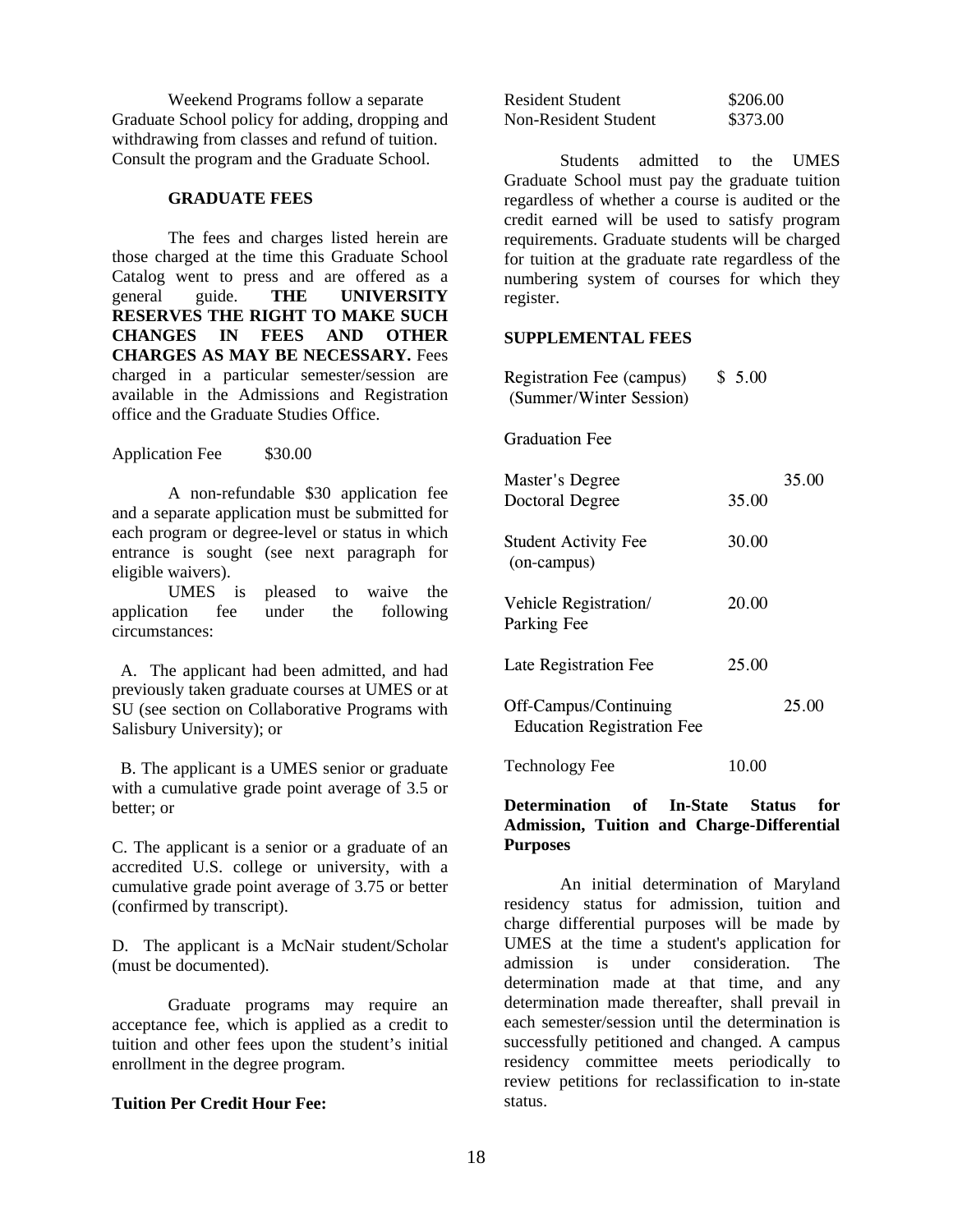Weekend Programs follow a separate Graduate School policy for adding, dropping and withdrawing from classes and refund of tuition. Consult the program and the Graduate School.

### GRADUATE FEES

The fees and charges listed herein are those charged at the time this Graduate School Catalog went to press and are offered as a general guide. **THE UNIVERSITY RESERVES THE RIGHT TO MAKE SUCH CHANGES IN FEES AND OTHER CHARGES AS MAY BE NECESSARY.** Fees charged in a particular semester/session are available in the Admissions and Registration office and the Graduate Studies Office.

Application Fee $30.00

A non-refundable $30 application fee and a separate application must be submitted for each program or degree-level or status in which entrance is sought (see next paragraph for eligible waivers).

UMES is pleased to waive the application fee under the following circumstances:

A. The applicant had been admitted, and had previously taken graduate courses at UMES or at SU (see section on Collaborative Programs with Salisbury University); or

B. The applicant is a UMES senior or graduate with a cumulative grade point average of 3.5 or better; or

C. The applicant is a senior or a graduate of an accredited U.S. college or university, with a cumulative grade point average of 3.75 or better (confirmed by transcript).

D. The applicant is a McNair student/Scholar (must be documented).

Graduate programs may require an acceptance fee, which is applied as a credit to tuition and other fees upon the student's initial enrollment in the degree program.

**Tuition Per Credit Hour Fee:**

| | |
|---|---|
| Resident Student | $206.00 |
| Non-Resident Student | $373.00 |

Students admitted to the UMES Graduate School must pay the graduate tuition regardless of whether a course is audited or the credit earned will be used to satisfy program requirements. Graduate students will be charged for tuition at the graduate rate regardless of the numbering system of courses for which they register.

**SUPPLEMENTAL FEES**

| | | |
|---|---|---|
| Registration Fee (campus) (Summer/Winter Session) | $ 5.00 | |
| Graduation Fee | | |
| Master's Degree | | 35.00 |
| Doctoral Degree | 35.00 | |
| Student Activity Fee (on-campus) | 30.00 | |
| Vehicle Registration/ Parking Fee | 20.00 | |
| Late Registration Fee | 25.00 | |
| Off-Campus/Continuing Education Registration Fee | | 25.00 |
| Technology Fee | 10.00 | |

**Determination of In-State Status for Admission, Tuition and Charge-Differential Purposes**

An initial determination of Maryland residency status for admission, tuition and charge differential purposes will be made by UMES at the time a student's application for admission is under consideration. The determination made at that time, and any determination made thereafter, shall prevail in each semester/session until the determination is successfully petitioned and changed. A campus residency committee meets periodically to review petitions for reclassification to in-state status.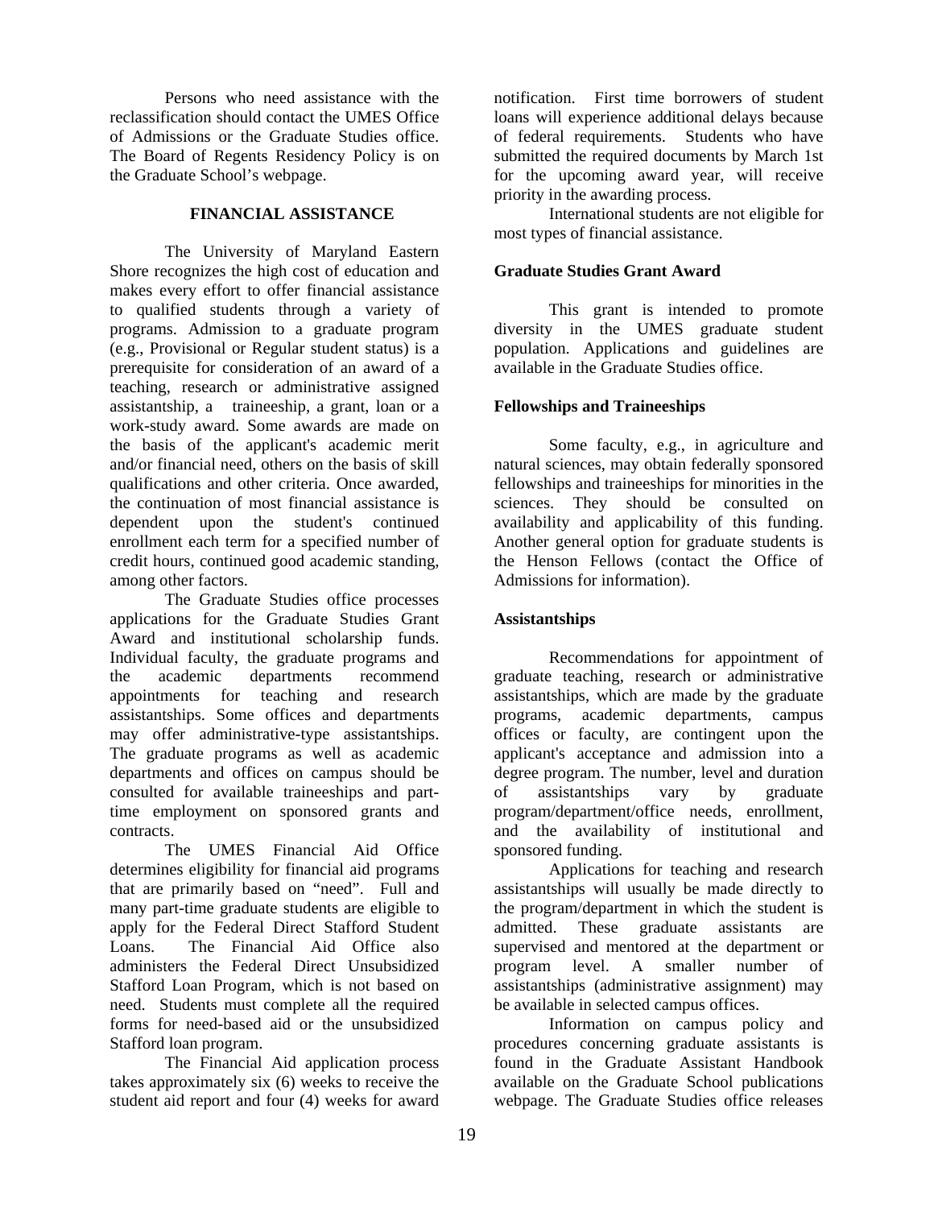Persons who need assistance with the reclassification should contact the UMES Office of Admissions or the Graduate Studies office. The Board of Regents Residency Policy is on the Graduate School's webpage.

## FINANCIAL ASSISTANCE

The University of Maryland Eastern Shore recognizes the high cost of education and makes every effort to offer financial assistance to qualified students through a variety of programs. Admission to a graduate program (e.g., Provisional or Regular student status) is a prerequisite for consideration of an award of a teaching, research or administrative assigned assistantship, a traineeship, a grant, loan or a work-study award. Some awards are made on the basis of the applicant's academic merit and/or financial need, others on the basis of skill qualifications and other criteria. Once awarded, the continuation of most financial assistance is dependent upon the student's continued enrollment each term for a specified number of credit hours, continued good academic standing, among other factors.

The Graduate Studies office processes applications for the Graduate Studies Grant Award and institutional scholarship funds. Individual faculty, the graduate programs and the academic departments recommend appointments for teaching and research assistantships. Some offices and departments may offer administrative-type assistantships. The graduate programs as well as academic departments and offices on campus should be consulted for available traineeships and part-time employment on sponsored grants and contracts.

The UMES Financial Aid Office determines eligibility for financial aid programs that are primarily based on "need". Full and many part-time graduate students are eligible to apply for the Federal Direct Stafford Student Loans. The Financial Aid Office also administers the Federal Direct Unsubsidized Stafford Loan Program, which is not based on need. Students must complete all the required forms for need-based aid or the unsubsidized Stafford loan program.

The Financial Aid application process takes approximately six (6) weeks to receive the student aid report and four (4) weeks for award notification. First time borrowers of student loans will experience additional delays because of federal requirements. Students who have submitted the required documents by March 1st for the upcoming award year, will receive priority in the awarding process.

International students are not eligible for most types of financial assistance.

### Graduate Studies Grant Award

This grant is intended to promote diversity in the UMES graduate student population. Applications and guidelines are available in the Graduate Studies office.

### Fellowships and Traineeships

Some faculty, e.g., in agriculture and natural sciences, may obtain federally sponsored fellowships and traineeships for minorities in the sciences. They should be consulted on availability and applicability of this funding. Another general option for graduate students is the Henson Fellows (contact the Office of Admissions for information).

### Assistantships

Recommendations for appointment of graduate teaching, research or administrative assistantships, which are made by the graduate programs, academic departments, campus offices or faculty, are contingent upon the applicant's acceptance and admission into a degree program. The number, level and duration of assistantships vary by graduate program/department/office needs, enrollment, and the availability of institutional and sponsored funding.

Applications for teaching and research assistantships will usually be made directly to the program/department in which the student is admitted. These graduate assistants are supervised and mentored at the department or program level. A smaller number of assistantships (administrative assignment) may be available in selected campus offices.

Information on campus policy and procedures concerning graduate assistants is found in the Graduate Assistant Handbook available on the Graduate School publications webpage. The Graduate Studies office releases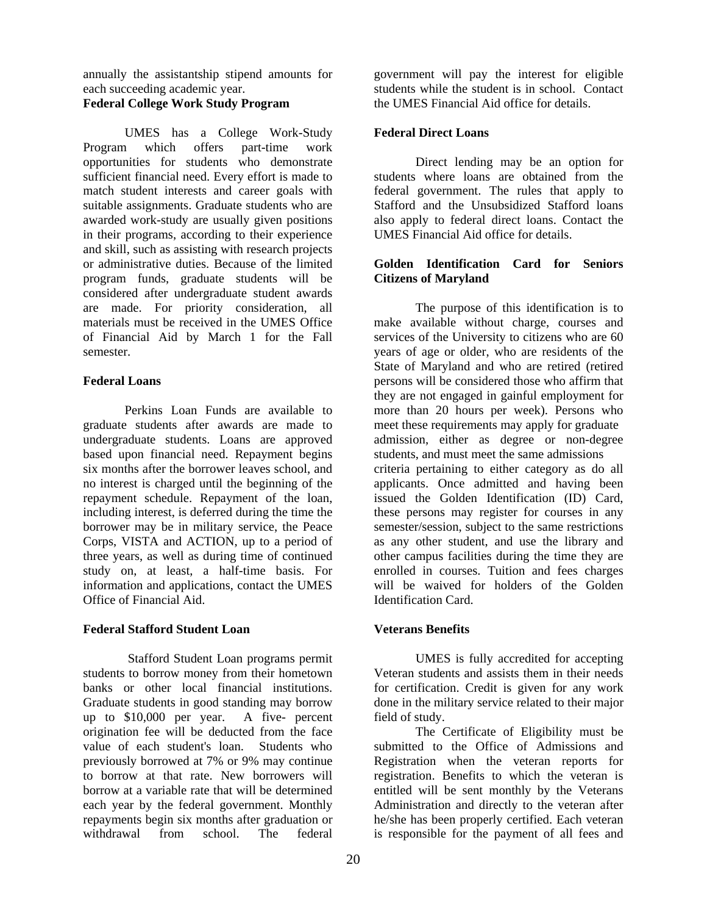annually the assistantship stipend amounts for each succeeding academic year.

**Federal College Work Study Program**

UMES has a College Work-Study Program which offers part-time work opportunities for students who demonstrate sufficient financial need. Every effort is made to match student interests and career goals with suitable assignments. Graduate students who are awarded work-study are usually given positions in their programs, according to their experience and skill, such as assisting with research projects or administrative duties. Because of the limited program funds, graduate students will be considered after undergraduate student awards are made. For priority consideration, all materials must be received in the UMES Office of Financial Aid by March 1 for the Fall semester.

**Federal Loans**

Perkins Loan Funds are available to graduate students after awards are made to undergraduate students. Loans are approved based upon financial need. Repayment begins six months after the borrower leaves school, and no interest is charged until the beginning of the repayment schedule. Repayment of the loan, including interest, is deferred during the time the borrower may be in military service, the Peace Corps, VISTA and ACTION, up to a period of three years, as well as during time of continued study on, at least, a half-time basis. For information and applications, contact the UMES Office of Financial Aid.

**Federal Stafford Student Loan**

Stafford Student Loan programs permit students to borrow money from their hometown banks or other local financial institutions. Graduate students in good standing may borrow up to $10,000 per year. A five- percent origination fee will be deducted from the face value of each student's loan. Students who previously borrowed at 7% or 9% may continue to borrow at that rate. New borrowers will borrow at a variable rate that will be determined each year by the federal government. Monthly repayments begin six months after graduation or withdrawal from school. The federal government will pay the interest for eligible students while the student is in school. Contact the UMES Financial Aid office for details.

**Federal Direct Loans**

Direct lending may be an option for students where loans are obtained from the federal government. The rules that apply to Stafford and the Unsubsidized Stafford loans also apply to federal direct loans. Contact the UMES Financial Aid office for details.

**Golden Identification Card for Seniors Citizens of Maryland**

The purpose of this identification is to make available without charge, courses and services of the University to citizens who are 60 years of age or older, who are residents of the State of Maryland and who are retired (retired persons will be considered those who affirm that they are not engaged in gainful employment for more than 20 hours per week). Persons who meet these requirements may apply for graduate admission, either as degree or non-degree students, and must meet the same admissions criteria pertaining to either category as do all applicants. Once admitted and having been issued the Golden Identification (ID) Card, these persons may register for courses in any semester/session, subject to the same restrictions as any other student, and use the library and other campus facilities during the time they are enrolled in courses. Tuition and fees charges will be waived for holders of the Golden Identification Card.

**Veterans Benefits**

UMES is fully accredited for accepting Veteran students and assists them in their needs for certification. Credit is given for any work done in the military service related to their major field of study.

The Certificate of Eligibility must be submitted to the Office of Admissions and Registration when the veteran reports for registration. Benefits to which the veteran is entitled will be sent monthly by the Veterans Administration and directly to the veteran after he/she has been properly certified. Each veteran is responsible for the payment of all fees and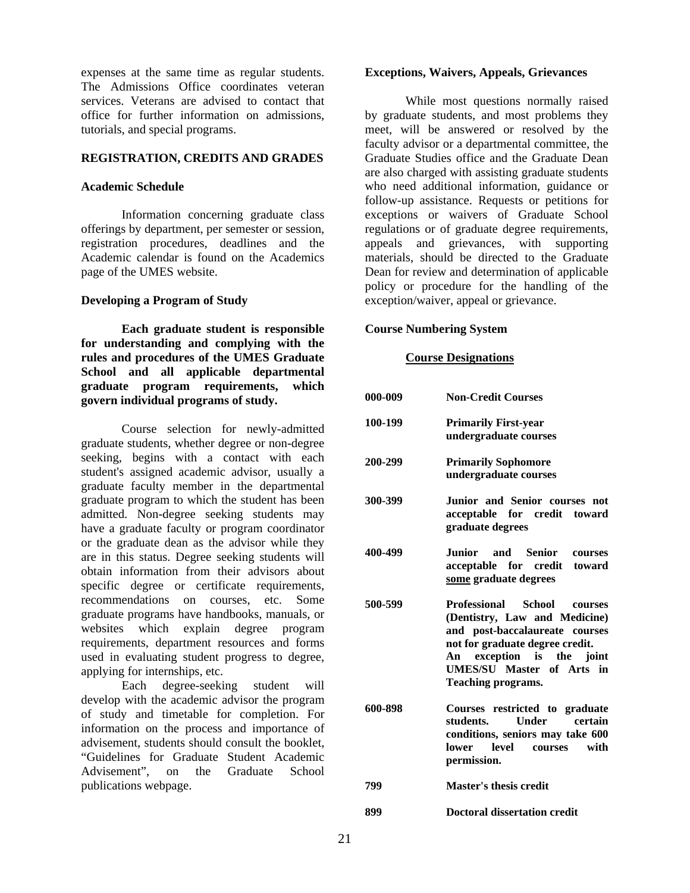expenses at the same time as regular students. The Admissions Office coordinates veteran services. Veterans are advised to contact that office for further information on admissions, tutorials, and special programs.

## REGISTRATION, CREDITS AND GRADES

### Academic Schedule

Information concerning graduate class offerings by department, per semester or session, registration procedures, deadlines and the Academic calendar is found on the Academics page of the UMES website.

### Developing a Program of Study

**Each graduate student is responsible for understanding and complying with the rules and procedures of the UMES Graduate School and all applicable departmental graduate program requirements, which govern individual programs of study.**

Course selection for newly-admitted graduate students, whether degree or non-degree seeking, begins with a contact with each student's assigned academic advisor, usually a graduate faculty member in the departmental graduate program to which the student has been admitted. Non-degree seeking students may have a graduate faculty or program coordinator or the graduate dean as the advisor while they are in this status. Degree seeking students will obtain information from their advisors about specific degree or certificate requirements, recommendations on courses, etc. Some graduate programs have handbooks, manuals, or websites which explain degree program requirements, department resources and forms used in evaluating student progress to degree, applying for internships, etc.

Each degree-seeking student will develop with the academic advisor the program of study and timetable for completion. For information on the process and importance of advisement, students should consult the booklet, "Guidelines for Graduate Student Academic Advisement", on the Graduate School publications webpage.

### Exceptions, Waivers, Appeals, Grievances

While most questions normally raised by graduate students, and most problems they meet, will be answered or resolved by the faculty advisor or a departmental committee, the Graduate Studies office and the Graduate Dean are also charged with assisting graduate students who need additional information, guidance or follow-up assistance. Requests or petitions for exceptions or waivers of Graduate School regulations or of graduate degree requirements, appeals and grievances, with supporting materials, should be directed to the Graduate Dean for review and determination of applicable policy or procedure for the handling of the exception/waiver, appeal or grievance.

### Course Numbering System

**Course Designations**

| | |
|---|---|
| **000-009** | **Non-Credit Courses** |
| **100-199** | **Primarily First-year undergraduate courses** |
| **200-299** | **Primarily Sophomore undergraduate courses** |
| **300-399** | **Junior and Senior courses not acceptable for credit toward graduate degrees** |
| **400-499** | **Junior and Senior courses acceptable for credit toward some graduate degrees** |
| **500-599** | **Professional School courses (Dentistry, Law and Medicine) and post-baccalaureate courses not for graduate degree credit. An exception is the joint UMES/SU Master of Arts in Teaching programs.** |
| **600-898** | **Courses restricted to graduate students. Under certain conditions, seniors may take 600 lower level courses with permission.** |
| **799** | **Master's thesis credit** |
| **899** | **Doctoral dissertation credit** |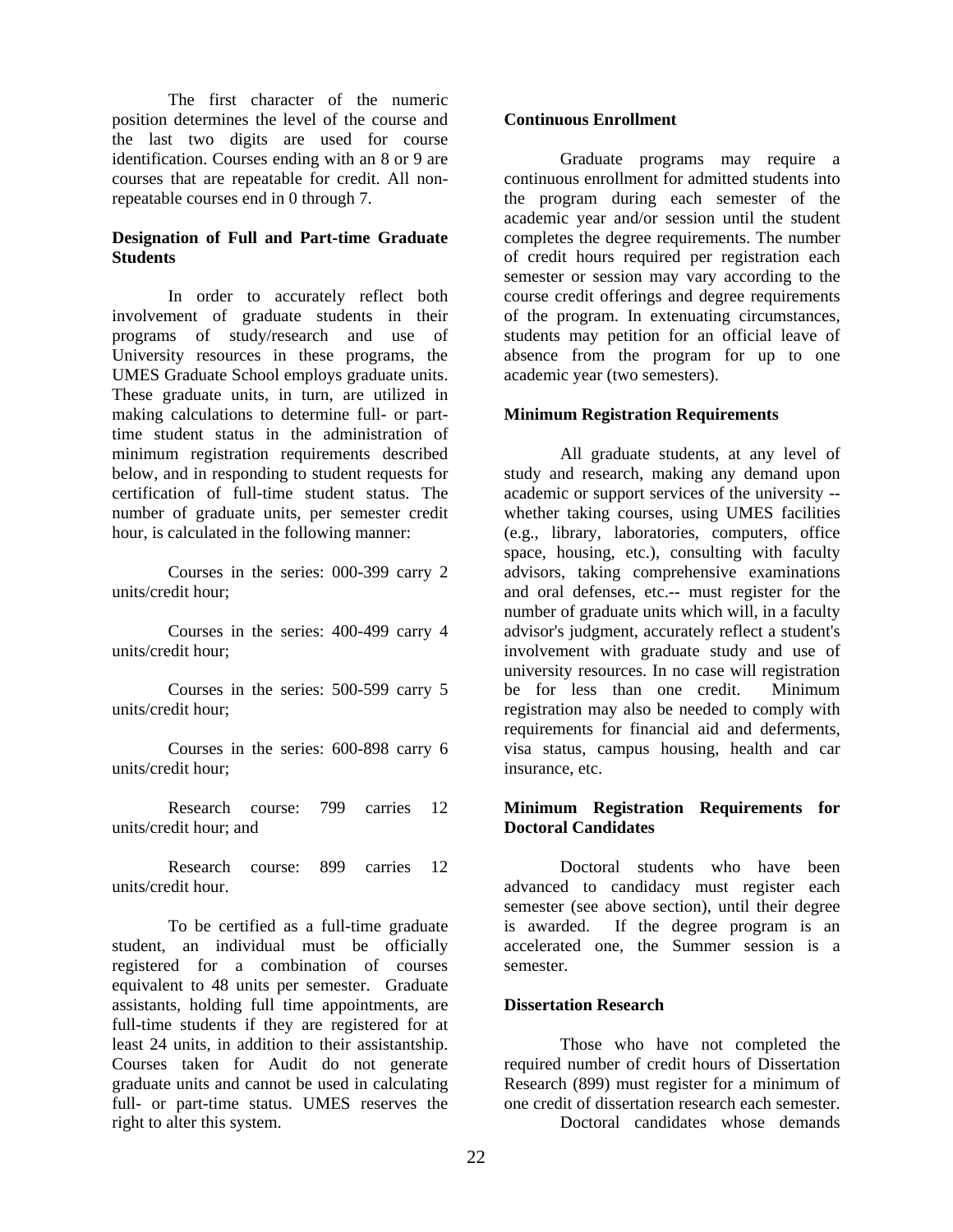The first character of the numeric position determines the level of the course and the last two digits are used for course identification. Courses ending with an 8 or 9 are courses that are repeatable for credit. All non-repeatable courses end in 0 through 7.

**Designation of Full and Part-time Graduate Students**

In order to accurately reflect both involvement of graduate students in their programs of study/research and use of University resources in these programs, the UMES Graduate School employs graduate units. These graduate units, in turn, are utilized in making calculations to determine full- or part-time student status in the administration of minimum registration requirements described below, and in responding to student requests for certification of full-time student status. The number of graduate units, per semester credit hour, is calculated in the following manner:

Courses in the series: 000-399 carry 2 units/credit hour;

Courses in the series: 400-499 carry 4 units/credit hour;

Courses in the series: 500-599 carry 5 units/credit hour;

Courses in the series: 600-898 carry 6 units/credit hour;

Research course: 799 carries 12 units/credit hour; and

Research course: 899 carries 12 units/credit hour.

To be certified as a full-time graduate student, an individual must be officially registered for a combination of courses equivalent to 48 units per semester. Graduate assistants, holding full time appointments, are full-time students if they are registered for at least 24 units, in addition to their assistantship. Courses taken for Audit do not generate graduate units and cannot be used in calculating full- or part-time status. UMES reserves the right to alter this system.

**Continuous Enrollment**

Graduate programs may require a continuous enrollment for admitted students into the program during each semester of the academic year and/or session until the student completes the degree requirements. The number of credit hours required per registration each semester or session may vary according to the course credit offerings and degree requirements of the program. In extenuating circumstances, students may petition for an official leave of absence from the program for up to one academic year (two semesters).

**Minimum Registration Requirements**

All graduate students, at any level of study and research, making any demand upon academic or support services of the university -- whether taking courses, using UMES facilities (e.g., library, laboratories, computers, office space, housing, etc.), consulting with faculty advisors, taking comprehensive examinations and oral defenses, etc.-- must register for the number of graduate units which will, in a faculty advisor's judgment, accurately reflect a student's involvement with graduate study and use of university resources. In no case will registration be for less than one credit. Minimum registration may also be needed to comply with requirements for financial aid and deferments, visa status, campus housing, health and car insurance, etc.

**Minimum Registration Requirements for Doctoral Candidates**

Doctoral students who have been advanced to candidacy must register each semester (see above section), until their degree is awarded. If the degree program is an accelerated one, the Summer session is a semester.

**Dissertation Research**

Those who have not completed the required number of credit hours of Dissertation Research (899) must register for a minimum of one credit of dissertation research each semester.

Doctoral candidates whose demands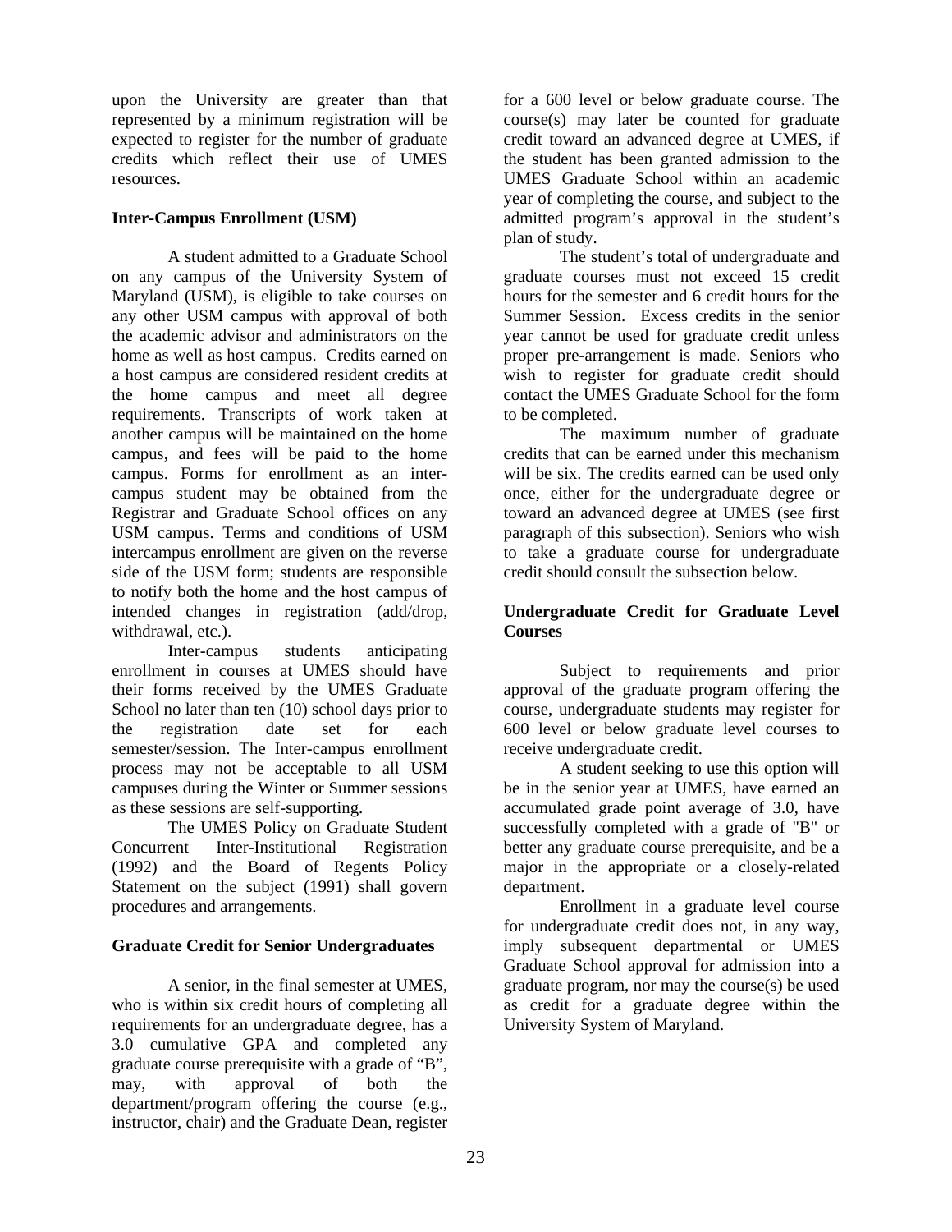upon the University are greater than that represented by a minimum registration will be expected to register for the number of graduate credits which reflect their use of UMES resources.

### Inter-Campus Enrollment (USM)

A student admitted to a Graduate School on any campus of the University System of Maryland (USM), is eligible to take courses on any other USM campus with approval of both the academic advisor and administrators on the home as well as host campus. Credits earned on a host campus are considered resident credits at the home campus and meet all degree requirements. Transcripts of work taken at another campus will be maintained on the home campus, and fees will be paid to the home campus. Forms for enrollment as an inter-campus student may be obtained from the Registrar and Graduate School offices on any USM campus. Terms and conditions of USM intercampus enrollment are given on the reverse side of the USM form; students are responsible to notify both the home and the host campus of intended changes in registration (add/drop, withdrawal, etc.).

Inter-campus students anticipating enrollment in courses at UMES should have their forms received by the UMES Graduate School no later than ten (10) school days prior to the registration date set for each semester/session. The Inter-campus enrollment process may not be acceptable to all USM campuses during the Winter or Summer sessions as these sessions are self-supporting.

The UMES Policy on Graduate Student Concurrent Inter-Institutional Registration (1992) and the Board of Regents Policy Statement on the subject (1991) shall govern procedures and arrangements.

### Graduate Credit for Senior Undergraduates

A senior, in the final semester at UMES, who is within six credit hours of completing all requirements for an undergraduate degree, has a 3.0 cumulative GPA and completed any graduate course prerequisite with a grade of "B", may, with approval of both the department/program offering the course (e.g., instructor, chair) and the Graduate Dean, register for a 600 level or below graduate course. The course(s) may later be counted for graduate credit toward an advanced degree at UMES, if the student has been granted admission to the UMES Graduate School within an academic year of completing the course, and subject to the admitted program's approval in the student's plan of study.

The student's total of undergraduate and graduate courses must not exceed 15 credit hours for the semester and 6 credit hours for the Summer Session. Excess credits in the senior year cannot be used for graduate credit unless proper pre-arrangement is made. Seniors who wish to register for graduate credit should contact the UMES Graduate School for the form to be completed.

The maximum number of graduate credits that can be earned under this mechanism will be six. The credits earned can be used only once, either for the undergraduate degree or toward an advanced degree at UMES (see first paragraph of this subsection). Seniors who wish to take a graduate course for undergraduate credit should consult the subsection below.

### Undergraduate Credit for Graduate Level Courses

Subject to requirements and prior approval of the graduate program offering the course, undergraduate students may register for 600 level or below graduate level courses to receive undergraduate credit.

A student seeking to use this option will be in the senior year at UMES, have earned an accumulated grade point average of 3.0, have successfully completed with a grade of "B" or better any graduate course prerequisite, and be a major in the appropriate or a closely-related department.

Enrollment in a graduate level course for undergraduate credit does not, in any way, imply subsequent departmental or UMES Graduate School approval for admission into a graduate program, nor may the course(s) be used as credit for a graduate degree within the University System of Maryland.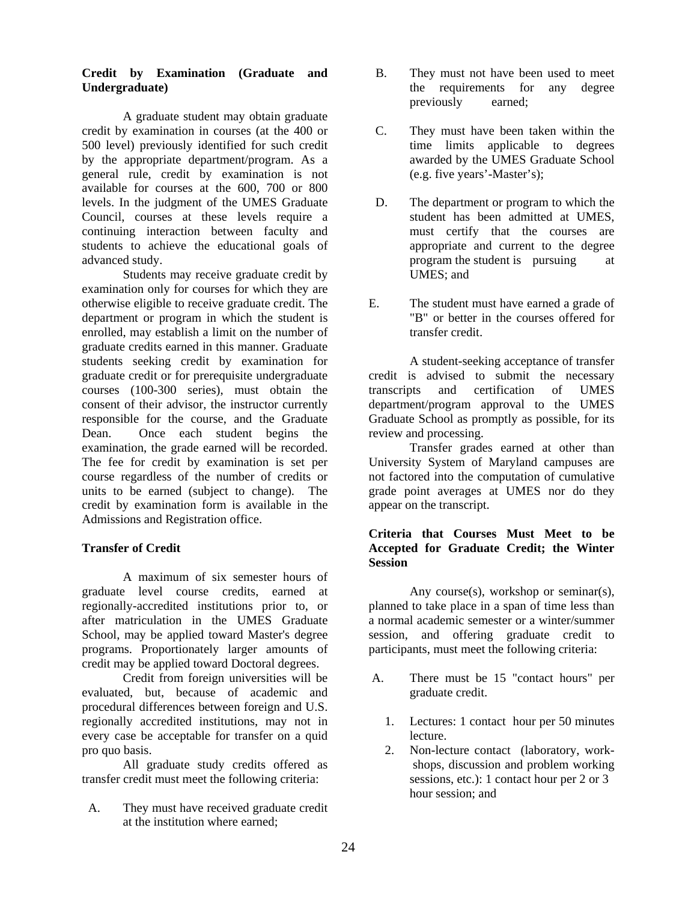**Credit by Examination (Graduate and Undergraduate)**

A graduate student may obtain graduate credit by examination in courses (at the 400 or 500 level) previously identified for such credit by the appropriate department/program. As a general rule, credit by examination is not available for courses at the 600, 700 or 800 levels. In the judgment of the UMES Graduate Council, courses at these levels require a continuing interaction between faculty and students to achieve the educational goals of advanced study.

Students may receive graduate credit by examination only for courses for which they are otherwise eligible to receive graduate credit. The department or program in which the student is enrolled, may establish a limit on the number of graduate credits earned in this manner. Graduate students seeking credit by examination for graduate credit or for prerequisite undergraduate courses (100-300 series), must obtain the consent of their advisor, the instructor currently responsible for the course, and the Graduate Dean. Once each student begins the examination, the grade earned will be recorded. The fee for credit by examination is set per course regardless of the number of credits or units to be earned (subject to change). The credit by examination form is available in the Admissions and Registration office.

**Transfer of Credit**

A maximum of six semester hours of graduate level course credits, earned at regionally-accredited institutions prior to, or after matriculation in the UMES Graduate School, may be applied toward Master's degree programs. Proportionately larger amounts of credit may be applied toward Doctoral degrees.

Credit from foreign universities will be evaluated, but, because of academic and procedural differences between foreign and U.S. regionally accredited institutions, may not in every case be acceptable for transfer on a quid pro quo basis.

All graduate study credits offered as transfer credit must meet the following criteria:

A. They must have received graduate credit at the institution where earned;

B. They must not have been used to meet the requirements for any degree previously earned;

C. They must have been taken within the time limits applicable to degrees awarded by the UMES Graduate School (e.g. five years'-Master's);

D. The department or program to which the student has been admitted at UMES, must certify that the courses are appropriate and current to the degree program the student is pursuing at UMES; and

E. The student must have earned a grade of "B" or better in the courses offered for transfer credit.

A student-seeking acceptance of transfer credit is advised to submit the necessary transcripts and certification of UMES department/program approval to the UMES Graduate School as promptly as possible, for its review and processing.

Transfer grades earned at other than University System of Maryland campuses are not factored into the computation of cumulative grade point averages at UMES nor do they appear on the transcript.

**Criteria that Courses Must Meet to be Accepted for Graduate Credit; the Winter Session**

Any course(s), workshop or seminar(s), planned to take place in a span of time less than a normal academic semester or a winter/summer session, and offering graduate credit to participants, must meet the following criteria:

A. There must be 15 "contact hours" per graduate credit.

1. Lectures: 1 contact hour per 50 minutes lecture.
2. Non-lecture contact (laboratory, work-shops, discussion and problem working sessions, etc.): 1 contact hour per 2 or 3 hour session; and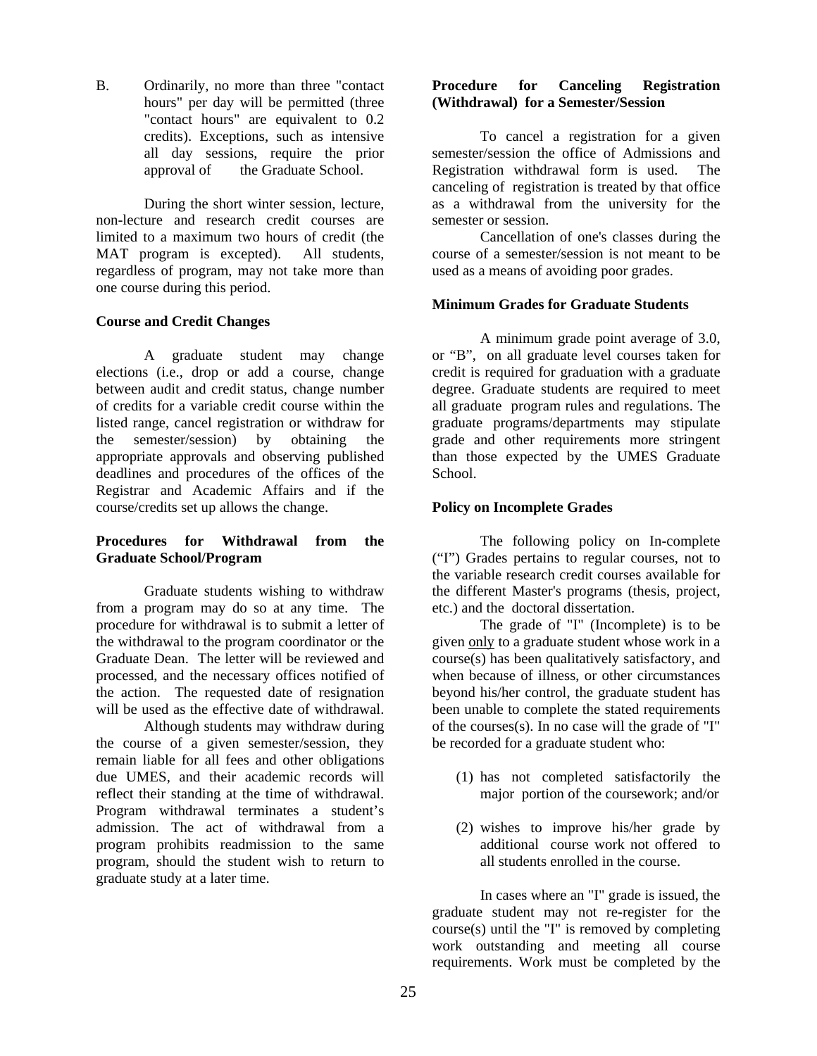B. Ordinarily, no more than three "contact hours" per day will be permitted (three "contact hours" are equivalent to 0.2 credits). Exceptions, such as intensive all day sessions, require the prior approval of the Graduate School.

During the short winter session, lecture, non-lecture and research credit courses are limited to a maximum two hours of credit (the MAT program is excepted). All students, regardless of program, may not take more than one course during this period.

**Course and Credit Changes**

A graduate student may change elections (i.e., drop or add a course, change between audit and credit status, change number of credits for a variable credit course within the listed range, cancel registration or withdraw for the semester/session) by obtaining the appropriate approvals and observing published deadlines and procedures of the offices of the Registrar and Academic Affairs and if the course/credits set up allows the change.

**Procedures for Withdrawal from the Graduate School/Program**

Graduate students wishing to withdraw from a program may do so at any time. The procedure for withdrawal is to submit a letter of the withdrawal to the program coordinator or the Graduate Dean. The letter will be reviewed and processed, and the necessary offices notified of the action. The requested date of resignation will be used as the effective date of withdrawal.

Although students may withdraw during the course of a given semester/session, they remain liable for all fees and other obligations due UMES, and their academic records will reflect their standing at the time of withdrawal. Program withdrawal terminates a student's admission. The act of withdrawal from a program prohibits readmission to the same program, should the student wish to return to graduate study at a later time.

**Procedure for Canceling Registration (Withdrawal) for a Semester/Session**

To cancel a registration for a given semester/session the office of Admissions and Registration withdrawal form is used. The canceling of registration is treated by that office as a withdrawal from the university for the semester or session.

Cancellation of one's classes during the course of a semester/session is not meant to be used as a means of avoiding poor grades.

**Minimum Grades for Graduate Students**

A minimum grade point average of 3.0, or "B", on all graduate level courses taken for credit is required for graduation with a graduate degree. Graduate students are required to meet all graduate program rules and regulations. The graduate programs/departments may stipulate grade and other requirements more stringent than those expected by the UMES Graduate School.

**Policy on Incomplete Grades**

The following policy on In-complete ("I") Grades pertains to regular courses, not to the variable research credit courses available for the different Master's programs (thesis, project, etc.) and the doctoral dissertation.

The grade of "I" (Incomplete) is to be given <u>only</u> to a graduate student whose work in a course(s) has been qualitatively satisfactory, and when because of illness, or other circumstances beyond his/her control, the graduate student has been unable to complete the stated requirements of the courses(s). In no case will the grade of "I" be recorded for a graduate student who:

(1) has not completed satisfactorily the major portion of the coursework; and/or

(2) wishes to improve his/her grade by additional course work not offered to all students enrolled in the course.

In cases where an "I" grade is issued, the graduate student may not re-register for the course(s) until the "I" is removed by completing work outstanding and meeting all course requirements. Work must be completed by the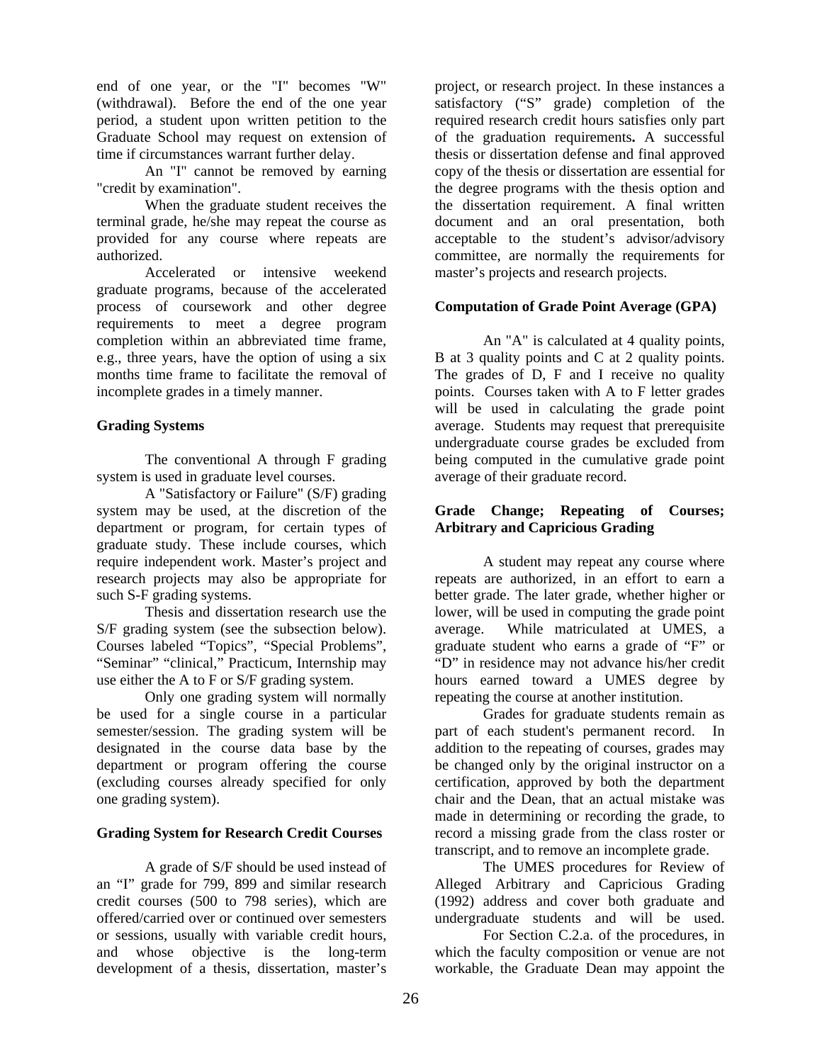end of one year, or the "I" becomes "W" (withdrawal). Before the end of the one year period, a student upon written petition to the Graduate School may request on extension of time if circumstances warrant further delay.

An "I" cannot be removed by earning "credit by examination".

When the graduate student receives the terminal grade, he/she may repeat the course as provided for any course where repeats are authorized.

Accelerated or intensive weekend graduate programs, because of the accelerated process of coursework and other degree requirements to meet a degree program completion within an abbreviated time frame, e.g., three years, have the option of using a six months time frame to facilitate the removal of incomplete grades in a timely manner.

### Grading Systems

The conventional A through F grading system is used in graduate level courses.

A "Satisfactory or Failure" (S/F) grading system may be used, at the discretion of the department or program, for certain types of graduate study. These include courses, which require independent work. Master's project and research projects may also be appropriate for such S-F grading systems.

Thesis and dissertation research use the S/F grading system (see the subsection below). Courses labeled "Topics", "Special Problems", "Seminar" "clinical," Practicum, Internship may use either the A to F or S/F grading system.

Only one grading system will normally be used for a single course in a particular semester/session. The grading system will be designated in the course data base by the department or program offering the course (excluding courses already specified for only one grading system).

### Grading System for Research Credit Courses

A grade of S/F should be used instead of an "I" grade for 799, 899 and similar research credit courses (500 to 798 series), which are offered/carried over or continued over semesters or sessions, usually with variable credit hours, and whose objective is the long-term development of a thesis, dissertation, master's project, or research project. In these instances a satisfactory ("S" grade) completion of the required research credit hours satisfies only part of the graduation requirements**.** A successful thesis or dissertation defense and final approved copy of the thesis or dissertation are essential for the degree programs with the thesis option and the dissertation requirement. A final written document and an oral presentation, both acceptable to the student's advisor/advisory committee, are normally the requirements for master's projects and research projects.

### Computation of Grade Point Average (GPA)

An "A" is calculated at 4 quality points, B at 3 quality points and C at 2 quality points. The grades of D, F and I receive no quality points. Courses taken with A to F letter grades will be used in calculating the grade point average. Students may request that prerequisite undergraduate course grades be excluded from being computed in the cumulative grade point average of their graduate record.

### Grade Change; Repeating of Courses; Arbitrary and Capricious Grading

A student may repeat any course where repeats are authorized, in an effort to earn a better grade. The later grade, whether higher or lower, will be used in computing the grade point average. While matriculated at UMES, a graduate student who earns a grade of "F" or "D" in residence may not advance his/her credit hours earned toward a UMES degree by repeating the course at another institution.

Grades for graduate students remain as part of each student's permanent record. In addition to the repeating of courses, grades may be changed only by the original instructor on a certification, approved by both the department chair and the Dean, that an actual mistake was made in determining or recording the grade, to record a missing grade from the class roster or transcript, and to remove an incomplete grade.

The UMES procedures for Review of Alleged Arbitrary and Capricious Grading (1992) address and cover both graduate and undergraduate students and will be used.

For Section C.2.a. of the procedures, in which the faculty composition or venue are not workable, the Graduate Dean may appoint the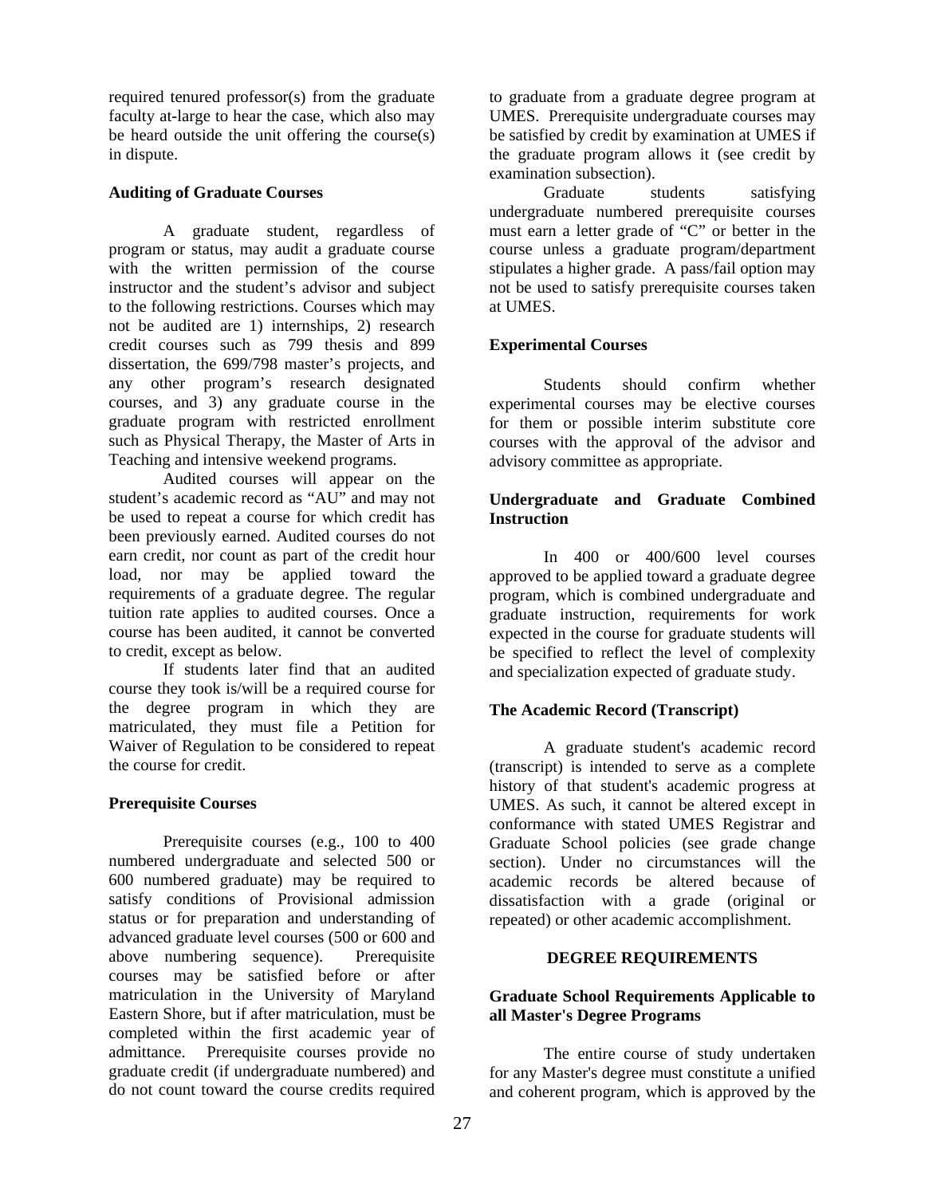required tenured professor(s) from the graduate faculty at-large to hear the case, which also may be heard outside the unit offering the course(s) in dispute.

**Auditing of Graduate Courses**

A graduate student, regardless of program or status, may audit a graduate course with the written permission of the course instructor and the student's advisor and subject to the following restrictions. Courses which may not be audited are 1) internships, 2) research credit courses such as 799 thesis and 899 dissertation, the 699/798 master's projects, and any other program's research designated courses, and 3) any graduate course in the graduate program with restricted enrollment such as Physical Therapy, the Master of Arts in Teaching and intensive weekend programs.

Audited courses will appear on the student's academic record as "AU" and may not be used to repeat a course for which credit has been previously earned. Audited courses do not earn credit, nor count as part of the credit hour load, nor may be applied toward the requirements of a graduate degree. The regular tuition rate applies to audited courses. Once a course has been audited, it cannot be converted to credit, except as below.

If students later find that an audited course they took is/will be a required course for the degree program in which they are matriculated, they must file a Petition for Waiver of Regulation to be considered to repeat the course for credit.

**Prerequisite Courses**

Prerequisite courses (e.g., 100 to 400 numbered undergraduate and selected 500 or 600 numbered graduate) may be required to satisfy conditions of Provisional admission status or for preparation and understanding of advanced graduate level courses (500 or 600 and above numbering sequence). Prerequisite courses may be satisfied before or after matriculation in the University of Maryland Eastern Shore, but if after matriculation, must be completed within the first academic year of admittance. Prerequisite courses provide no graduate credit (if undergraduate numbered) and do not count toward the course credits required to graduate from a graduate degree program at UMES. Prerequisite undergraduate courses may be satisfied by credit by examination at UMES if the graduate program allows it (see credit by examination subsection).

Graduate students satisfying undergraduate numbered prerequisite courses must earn a letter grade of "C" or better in the course unless a graduate program/department stipulates a higher grade. A pass/fail option may not be used to satisfy prerequisite courses taken at UMES.

**Experimental Courses**

Students should confirm whether experimental courses may be elective courses for them or possible interim substitute core courses with the approval of the advisor and advisory committee as appropriate.

**Undergraduate and Graduate Combined Instruction**

In 400 or 400/600 level courses approved to be applied toward a graduate degree program, which is combined undergraduate and graduate instruction, requirements for work expected in the course for graduate students will be specified to reflect the level of complexity and specialization expected of graduate study.

**The Academic Record (Transcript)**

A graduate student's academic record (transcript) is intended to serve as a complete history of that student's academic progress at UMES. As such, it cannot be altered except in conformance with stated UMES Registrar and Graduate School policies (see grade change section). Under no circumstances will the academic records be altered because of dissatisfaction with a grade (original or repeated) or other academic accomplishment.

## DEGREE REQUIREMENTS

**Graduate School Requirements Applicable to all Master's Degree Programs**

The entire course of study undertaken for any Master's degree must constitute a unified and coherent program, which is approved by the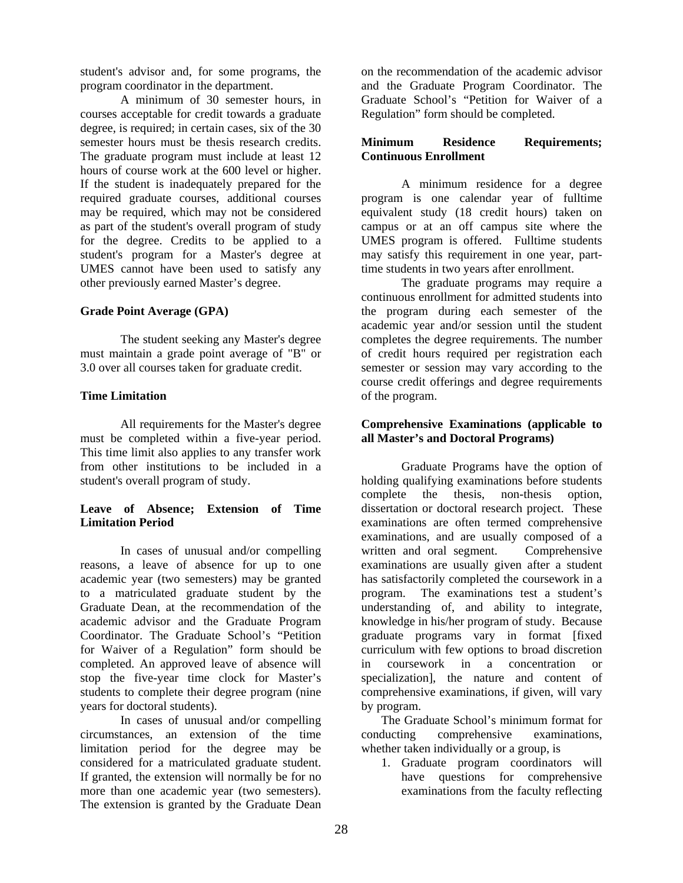student's advisor and, for some programs, the program coordinator in the department.

A minimum of 30 semester hours, in courses acceptable for credit towards a graduate degree, is required; in certain cases, six of the 30 semester hours must be thesis research credits. The graduate program must include at least 12 hours of course work at the 600 level or higher. If the student is inadequately prepared for the required graduate courses, additional courses may be required, which may not be considered as part of the student's overall program of study for the degree. Credits to be applied to a student's program for a Master's degree at UMES cannot have been used to satisfy any other previously earned Master's degree.

**Grade Point Average (GPA)**

The student seeking any Master's degree must maintain a grade point average of "B" or 3.0 over all courses taken for graduate credit.

**Time Limitation**

All requirements for the Master's degree must be completed within a five-year period. This time limit also applies to any transfer work from other institutions to be included in a student's overall program of study.

**Leave of Absence; Extension of Time Limitation Period**

In cases of unusual and/or compelling reasons, a leave of absence for up to one academic year (two semesters) may be granted to a matriculated graduate student by the Graduate Dean, at the recommendation of the academic advisor and the Graduate Program Coordinator. The Graduate School's "Petition for Waiver of a Regulation" form should be completed. An approved leave of absence will stop the five-year time clock for Master's students to complete their degree program (nine years for doctoral students).

In cases of unusual and/or compelling circumstances, an extension of the time limitation period for the degree may be considered for a matriculated graduate student. If granted, the extension will normally be for no more than one academic year (two semesters). The extension is granted by the Graduate Dean on the recommendation of the academic advisor and the Graduate Program Coordinator. The Graduate School's "Petition for Waiver of a Regulation" form should be completed.

**Minimum Residence Requirements; Continuous Enrollment**

A minimum residence for a degree program is one calendar year of fulltime equivalent study (18 credit hours) taken on campus or at an off campus site where the UMES program is offered. Fulltime students may satisfy this requirement in one year, part-time students in two years after enrollment.

The graduate programs may require a continuous enrollment for admitted students into the program during each semester of the academic year and/or session until the student completes the degree requirements. The number of credit hours required per registration each semester or session may vary according to the course credit offerings and degree requirements of the program.

**Comprehensive Examinations (applicable to all Master's and Doctoral Programs)**

Graduate Programs have the option of holding qualifying examinations before students complete the thesis, non-thesis option, dissertation or doctoral research project. These examinations are often termed comprehensive examinations, and are usually composed of a written and oral segment. Comprehensive examinations are usually given after a student has satisfactorily completed the coursework in a program. The examinations test a student's understanding of, and ability to integrate, knowledge in his/her program of study. Because graduate programs vary in format [fixed curriculum with few options to broad discretion in coursework in a concentration or specialization], the nature and content of comprehensive examinations, if given, will vary by program.

The Graduate School's minimum format for conducting comprehensive examinations, whether taken individually or a group, is

1. Graduate program coordinators will have questions for comprehensive examinations from the faculty reflecting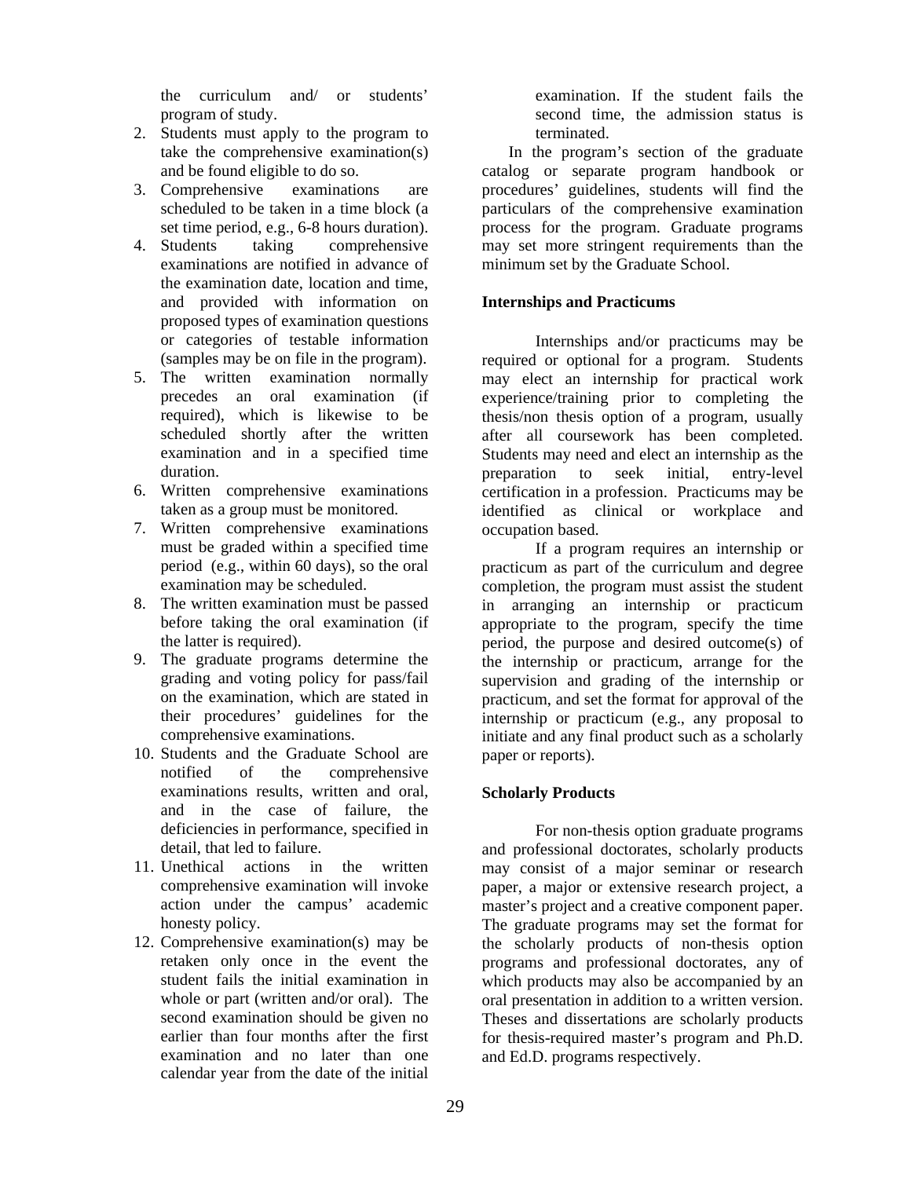the curriculum and/ or students' program of study.

2. Students must apply to the program to take the comprehensive examination(s) and be found eligible to do so.
3. Comprehensive examinations are scheduled to be taken in a time block (a set time period, e.g., 6-8 hours duration).
4. Students taking comprehensive examinations are notified in advance of the examination date, location and time, and provided with information on proposed types of examination questions or categories of testable information (samples may be on file in the program).
5. The written examination normally precedes an oral examination (if required), which is likewise to be scheduled shortly after the written examination and in a specified time duration.
6. Written comprehensive examinations taken as a group must be monitored.
7. Written comprehensive examinations must be graded within a specified time period (e.g., within 60 days), so the oral examination may be scheduled.
8. The written examination must be passed before taking the oral examination (if the latter is required).
9. The graduate programs determine the grading and voting policy for pass/fail on the examination, which are stated in their procedures' guidelines for the comprehensive examinations.
10. Students and the Graduate School are notified of the comprehensive examinations results, written and oral, and in the case of failure, the deficiencies in performance, specified in detail, that led to failure.
11. Unethical actions in the written comprehensive examination will invoke action under the campus' academic honesty policy.
12. Comprehensive examination(s) may be retaken only once in the event the student fails the initial examination in whole or part (written and/or oral). The second examination should be given no earlier than four months after the first examination and no later than one calendar year from the date of the initial examination. If the student fails the second time, the admission status is terminated.

In the program's section of the graduate catalog or separate program handbook or procedures' guidelines, students will find the particulars of the comprehensive examination process for the program. Graduate programs may set more stringent requirements than the minimum set by the Graduate School.

**Internships and Practicums**

Internships and/or practicums may be required or optional for a program. Students may elect an internship for practical work experience/training prior to completing the thesis/non thesis option of a program, usually after all coursework has been completed. Students may need and elect an internship as the preparation to seek initial, entry-level certification in a profession. Practicums may be identified as clinical or workplace and occupation based.

If a program requires an internship or practicum as part of the curriculum and degree completion, the program must assist the student in arranging an internship or practicum appropriate to the program, specify the time period, the purpose and desired outcome(s) of the internship or practicum, arrange for the supervision and grading of the internship or practicum, and set the format for approval of the internship or practicum (e.g., any proposal to initiate and any final product such as a scholarly paper or reports).

**Scholarly Products**

For non-thesis option graduate programs and professional doctorates, scholarly products may consist of a major seminar or research paper, a major or extensive research project, a master's project and a creative component paper. The graduate programs may set the format for the scholarly products of non-thesis option programs and professional doctorates, any of which products may also be accompanied by an oral presentation in addition to a written version. Theses and dissertations are scholarly products for thesis-required master's program and Ph.D. and Ed.D. programs respectively.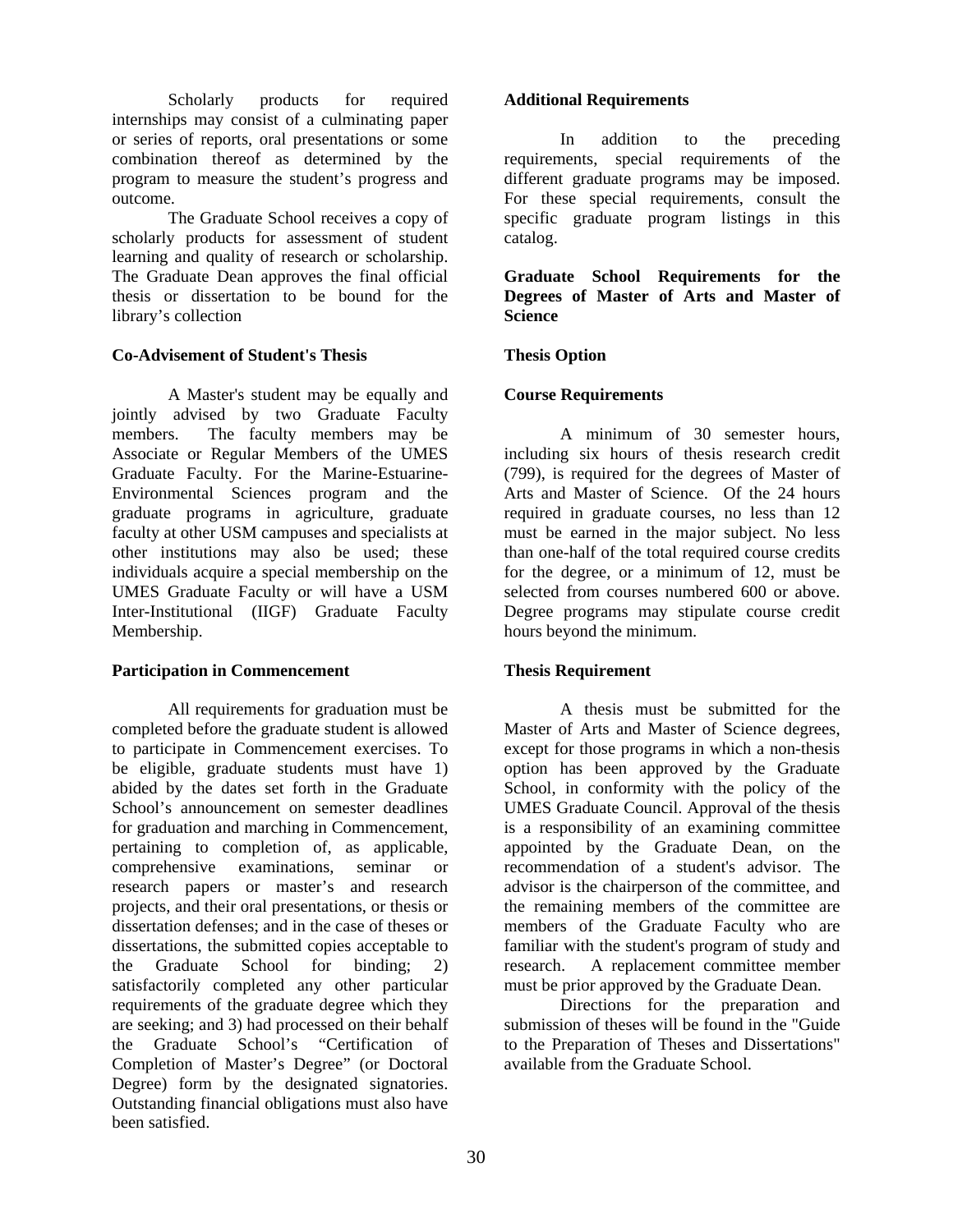Scholarly products for required internships may consist of a culminating paper or series of reports, oral presentations or some combination thereof as determined by the program to measure the student's progress and outcome.

The Graduate School receives a copy of scholarly products for assessment of student learning and quality of research or scholarship. The Graduate Dean approves the final official thesis or dissertation to be bound for the library's collection

**Co-Advisement of Student's Thesis**

A Master's student may be equally and jointly advised by two Graduate Faculty members. The faculty members may be Associate or Regular Members of the UMES Graduate Faculty. For the Marine-Estuarine-Environmental Sciences program and the graduate programs in agriculture, graduate faculty at other USM campuses and specialists at other institutions may also be used; these individuals acquire a special membership on the UMES Graduate Faculty or will have a USM Inter-Institutional (IIGF) Graduate Faculty Membership.

**Participation in Commencement**

All requirements for graduation must be completed before the graduate student is allowed to participate in Commencement exercises. To be eligible, graduate students must have 1) abided by the dates set forth in the Graduate School's announcement on semester deadlines for graduation and marching in Commencement, pertaining to completion of, as applicable, comprehensive examinations, seminar or research papers or master's and research projects, and their oral presentations, or thesis or dissertation defenses; and in the case of theses or dissertations, the submitted copies acceptable to the Graduate School for binding; 2) satisfactorily completed any other particular requirements of the graduate degree which they are seeking; and 3) had processed on their behalf the Graduate School's "Certification of Completion of Master's Degree" (or Doctoral Degree) form by the designated signatories. Outstanding financial obligations must also have been satisfied.

**Additional Requirements**

In addition to the preceding requirements, special requirements of the different graduate programs may be imposed. For these special requirements, consult the specific graduate program listings in this catalog.

**Graduate School Requirements for the Degrees of Master of Arts and Master of Science**

**Thesis Option**

**Course Requirements**

A minimum of 30 semester hours, including six hours of thesis research credit (799), is required for the degrees of Master of Arts and Master of Science. Of the 24 hours required in graduate courses, no less than 12 must be earned in the major subject. No less than one-half of the total required course credits for the degree, or a minimum of 12, must be selected from courses numbered 600 or above. Degree programs may stipulate course credit hours beyond the minimum.

**Thesis Requirement**

A thesis must be submitted for the Master of Arts and Master of Science degrees, except for those programs in which a non-thesis option has been approved by the Graduate School, in conformity with the policy of the UMES Graduate Council. Approval of the thesis is a responsibility of an examining committee appointed by the Graduate Dean, on the recommendation of a student's advisor. The advisor is the chairperson of the committee, and the remaining members of the committee are members of the Graduate Faculty who are familiar with the student's program of study and research. A replacement committee member must be prior approved by the Graduate Dean.

Directions for the preparation and submission of theses will be found in the "Guide to the Preparation of Theses and Dissertations" available from the Graduate School.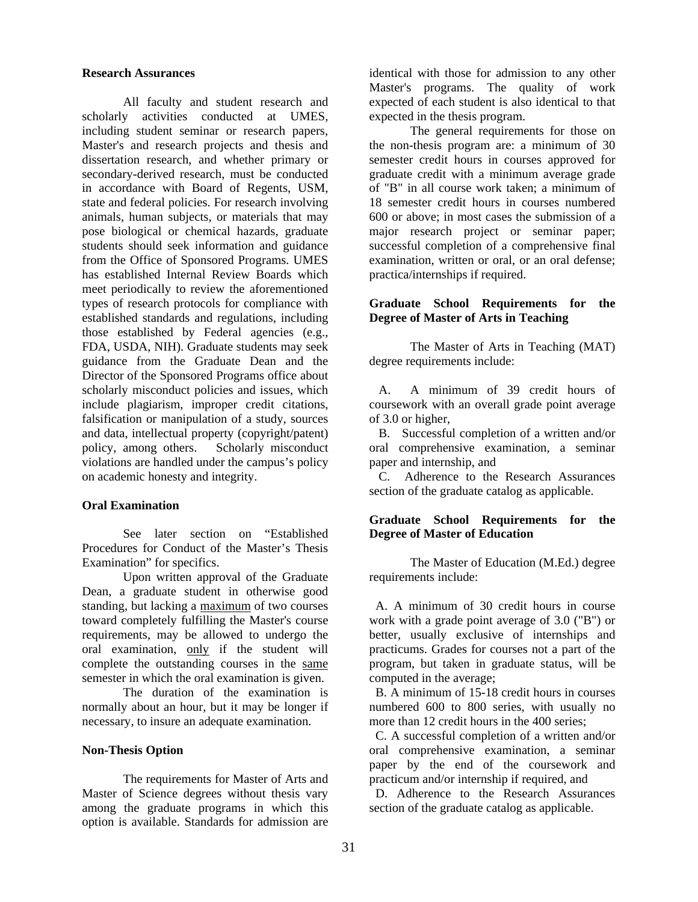**Research Assurances**

All faculty and student research and scholarly activities conducted at UMES, including student seminar or research papers, Master's and research projects and thesis and dissertation research, and whether primary or secondary-derived research, must be conducted in accordance with Board of Regents, USM, state and federal policies. For research involving animals, human subjects, or materials that may pose biological or chemical hazards, graduate students should seek information and guidance from the Office of Sponsored Programs. UMES has established Internal Review Boards which meet periodically to review the aforementioned types of research protocols for compliance with established standards and regulations, including those established by Federal agencies (e.g., FDA, USDA, NIH). Graduate students may seek guidance from the Graduate Dean and the Director of the Sponsored Programs office about scholarly misconduct policies and issues, which include plagiarism, improper credit citations, falsification or manipulation of a study, sources and data, intellectual property (copyright/patent) policy, among others. Scholarly misconduct violations are handled under the campus's policy on academic honesty and integrity.

**Oral Examination**

See later section on "Established Procedures for Conduct of the Master's Thesis Examination" for specifics.

Upon written approval of the Graduate Dean, a graduate student in otherwise good standing, but lacking a maximum of two courses toward completely fulfilling the Master's course requirements, may be allowed to undergo the oral examination, only if the student will complete the outstanding courses in the same semester in which the oral examination is given.

The duration of the examination is normally about an hour, but it may be longer if necessary, to insure an adequate examination.

**Non-Thesis Option**

The requirements for Master of Arts and Master of Science degrees without thesis vary among the graduate programs in which this option is available. Standards for admission are identical with those for admission to any other Master's programs. The quality of work expected of each student is also identical to that expected in the thesis program.

The general requirements for those on the non-thesis program are: a minimum of 30 semester credit hours in courses approved for graduate credit with a minimum average grade of "B" in all course work taken; a minimum of 18 semester credit hours in courses numbered 600 or above; in most cases the submission of a major research project or seminar paper; successful completion of a comprehensive final examination, written or oral, or an oral defense; practica/internships if required.

**Graduate School Requirements for the Degree of Master of Arts in Teaching**

The Master of Arts in Teaching (MAT) degree requirements include:

A. A minimum of 39 credit hours of coursework with an overall grade point average of 3.0 or higher,

B. Successful completion of a written and/or oral comprehensive examination, a seminar paper and internship, and

C. Adherence to the Research Assurances section of the graduate catalog as applicable.

**Graduate School Requirements for the Degree of Master of Education**

The Master of Education (M.Ed.) degree requirements include:

A. A minimum of 30 credit hours in course work with a grade point average of 3.0 ("B") or better, usually exclusive of internships and practicums. Grades for courses not a part of the program, but taken in graduate status, will be computed in the average;

B. A minimum of 15-18 credit hours in courses numbered 600 to 800 series, with usually no more than 12 credit hours in the 400 series;

C. A successful completion of a written and/or oral comprehensive examination, a seminar paper by the end of the coursework and practicum and/or internship if required, and

D. Adherence to the Research Assurances section of the graduate catalog as applicable.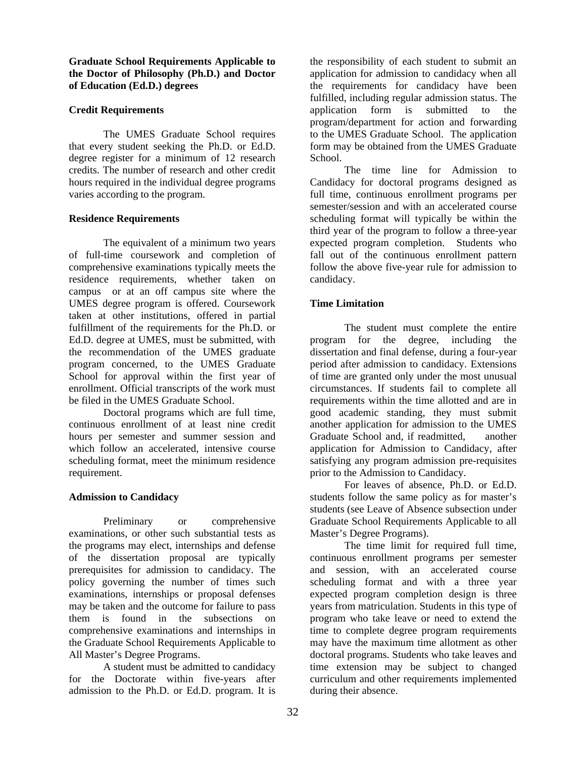**Graduate School Requirements Applicable to the Doctor of Philosophy (Ph.D.) and Doctor of Education (Ed.D.) degrees**

**Credit Requirements**

The UMES Graduate School requires that every student seeking the Ph.D. or Ed.D. degree register for a minimum of 12 research credits. The number of research and other credit hours required in the individual degree programs varies according to the program.

**Residence Requirements**

The equivalent of a minimum two years of full-time coursework and completion of comprehensive examinations typically meets the residence requirements, whether taken on campus or at an off campus site where the UMES degree program is offered. Coursework taken at other institutions, offered in partial fulfillment of the requirements for the Ph.D. or Ed.D. degree at UMES, must be submitted, with the recommendation of the UMES graduate program concerned, to the UMES Graduate School for approval within the first year of enrollment. Official transcripts of the work must be filed in the UMES Graduate School.

Doctoral programs which are full time, continuous enrollment of at least nine credit hours per semester and summer session and which follow an accelerated, intensive course scheduling format, meet the minimum residence requirement.

**Admission to Candidacy**

Preliminary or comprehensive examinations, or other such substantial tests as the programs may elect, internships and defense of the dissertation proposal are typically prerequisites for admission to candidacy. The policy governing the number of times such examinations, internships or proposal defenses may be taken and the outcome for failure to pass them is found in the subsections on comprehensive examinations and internships in the Graduate School Requirements Applicable to All Master's Degree Programs.

A student must be admitted to candidacy for the Doctorate within five-years after admission to the Ph.D. or Ed.D. program. It is the responsibility of each student to submit an application for admission to candidacy when all the requirements for candidacy have been fulfilled, including regular admission status. The application form is submitted to the program/department for action and forwarding to the UMES Graduate School. The application form may be obtained from the UMES Graduate School.

The time line for Admission to Candidacy for doctoral programs designed as full time, continuous enrollment programs per semester/session and with an accelerated course scheduling format will typically be within the third year of the program to follow a three-year expected program completion. Students who fall out of the continuous enrollment pattern follow the above five-year rule for admission to candidacy.

**Time Limitation**

The student must complete the entire program for the degree, including the dissertation and final defense, during a four-year period after admission to candidacy. Extensions of time are granted only under the most unusual circumstances. If students fail to complete all requirements within the time allotted and are in good academic standing, they must submit another application for admission to the UMES Graduate School and, if readmitted, another application for Admission to Candidacy, after satisfying any program admission pre-requisites prior to the Admission to Candidacy.

For leaves of absence, Ph.D. or Ed.D. students follow the same policy as for master's students (see Leave of Absence subsection under Graduate School Requirements Applicable to all Master's Degree Programs).

The time limit for required full time, continuous enrollment programs per semester and session, with an accelerated course scheduling format and with a three year expected program completion design is three years from matriculation. Students in this type of program who take leave or need to extend the time to complete degree program requirements may have the maximum time allotment as other doctoral programs. Students who take leaves and time extension may be subject to changed curriculum and other requirements implemented during their absence.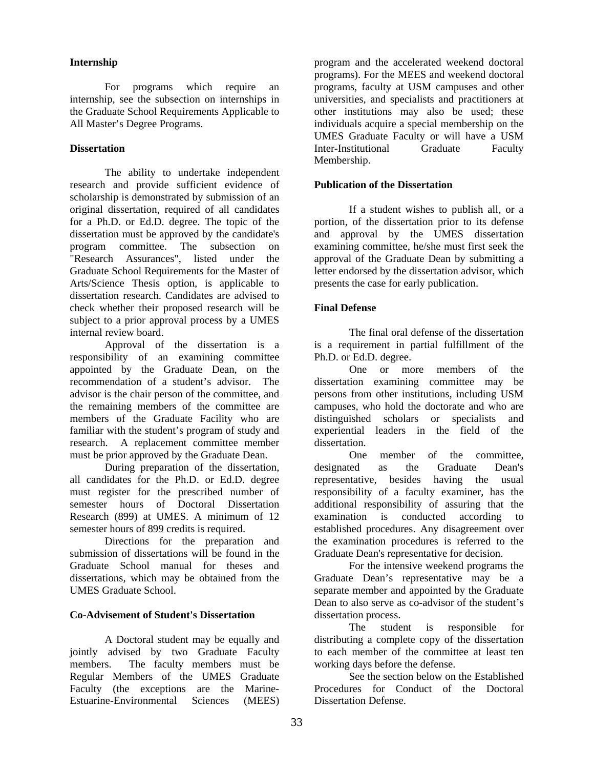### Internship

For programs which require an internship, see the subsection on internships in the Graduate School Requirements Applicable to All Master's Degree Programs.

### Dissertation

The ability to undertake independent research and provide sufficient evidence of scholarship is demonstrated by submission of an original dissertation, required of all candidates for a Ph.D. or Ed.D. degree. The topic of the dissertation must be approved by the candidate's program committee. The subsection on "Research Assurances", listed under the Graduate School Requirements for the Master of Arts/Science Thesis option, is applicable to dissertation research. Candidates are advised to check whether their proposed research will be subject to a prior approval process by a UMES internal review board.

Approval of the dissertation is a responsibility of an examining committee appointed by the Graduate Dean, on the recommendation of a student's advisor. The advisor is the chair person of the committee, and the remaining members of the committee are members of the Graduate Facility who are familiar with the student's program of study and research. A replacement committee member must be prior approved by the Graduate Dean.

During preparation of the dissertation, all candidates for the Ph.D. or Ed.D. degree must register for the prescribed number of semester hours of Doctoral Dissertation Research (899) at UMES. A minimum of 12 semester hours of 899 credits is required.

Directions for the preparation and submission of dissertations will be found in the Graduate School manual for theses and dissertations, which may be obtained from the UMES Graduate School.

### Co-Advisement of Student's Dissertation

A Doctoral student may be equally and jointly advised by two Graduate Faculty members. The faculty members must be Regular Members of the UMES Graduate Faculty (the exceptions are the Marine-Estuarine-Environmental Sciences (MEES) program and the accelerated weekend doctoral programs). For the MEES and weekend doctoral programs, faculty at USM campuses and other universities, and specialists and practitioners at other institutions may also be used; these individuals acquire a special membership on the UMES Graduate Faculty or will have a USM Inter-Institutional Graduate Faculty Membership.

### Publication of the Dissertation

If a student wishes to publish all, or a portion, of the dissertation prior to its defense and approval by the UMES dissertation examining committee, he/she must first seek the approval of the Graduate Dean by submitting a letter endorsed by the dissertation advisor, which presents the case for early publication.

### Final Defense

The final oral defense of the dissertation is a requirement in partial fulfillment of the Ph.D. or Ed.D. degree.

One or more members of the dissertation examining committee may be persons from other institutions, including USM campuses, who hold the doctorate and who are distinguished scholars or specialists and experiential leaders in the field of the dissertation.

One member of the committee, designated as the Graduate Dean's representative, besides having the usual responsibility of a faculty examiner, has the additional responsibility of assuring that the examination is conducted according to established procedures. Any disagreement over the examination procedures is referred to the Graduate Dean's representative for decision.

For the intensive weekend programs the Graduate Dean's representative may be a separate member and appointed by the Graduate Dean to also serve as co-advisor of the student's dissertation process.

The student is responsible for distributing a complete copy of the dissertation to each member of the committee at least ten working days before the defense.

See the section below on the Established Procedures for Conduct of the Doctoral Dissertation Defense.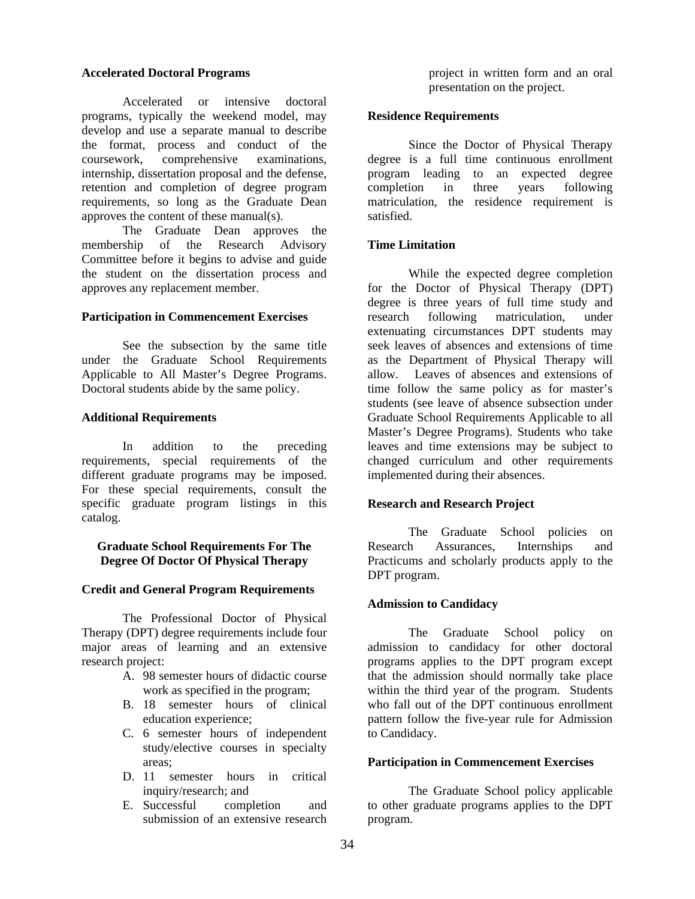### Accelerated Doctoral Programs

Accelerated or intensive doctoral programs, typically the weekend model, may develop and use a separate manual to describe the format, process and conduct of the coursework, comprehensive examinations, internship, dissertation proposal and the defense, retention and completion of degree program requirements, so long as the Graduate Dean approves the content of these manual(s).

The Graduate Dean approves the membership of the Research Advisory Committee before it begins to advise and guide the student on the dissertation process and approves any replacement member.

### Participation in Commencement Exercises

See the subsection by the same title under the Graduate School Requirements Applicable to All Master's Degree Programs. Doctoral students abide by the same policy.

### Additional Requirements

In addition to the preceding requirements, special requirements of the different graduate programs may be imposed. For these special requirements, consult the specific graduate program listings in this catalog.

## Graduate School Requirements For The Degree Of Doctor Of Physical Therapy

### Credit and General Program Requirements

The Professional Doctor of Physical Therapy (DPT) degree requirements include four major areas of learning and an extensive research project:

A. 98 semester hours of didactic course work as specified in the program;
B. 18 semester hours of clinical education experience;
C. 6 semester hours of independent study/elective courses in specialty areas;
D. 11 semester hours in critical inquiry/research; and
E. Successful completion and submission of an extensive research project in written form and an oral presentation on the project.

### Residence Requirements

Since the Doctor of Physical Therapy degree is a full time continuous enrollment program leading to an expected degree completion in three years following matriculation, the residence requirement is satisfied.

### Time Limitation

While the expected degree completion for the Doctor of Physical Therapy (DPT) degree is three years of full time study and research following matriculation, under extenuating circumstances DPT students may seek leaves of absences and extensions of time as the Department of Physical Therapy will allow. Leaves of absences and extensions of time follow the same policy as for master's students (see leave of absence subsection under Graduate School Requirements Applicable to all Master's Degree Programs). Students who take leaves and time extensions may be subject to changed curriculum and other requirements implemented during their absences.

### Research and Research Project

The Graduate School policies on Research Assurances, Internships and Practicums and scholarly products apply to the DPT program.

### Admission to Candidacy

The Graduate School policy on admission to candidacy for other doctoral programs applies to the DPT program except that the admission should normally take place within the third year of the program. Students who fall out of the DPT continuous enrollment pattern follow the five-year rule for Admission to Candidacy.

### Participation in Commencement Exercises

The Graduate School policy applicable to other graduate programs applies to the DPT program.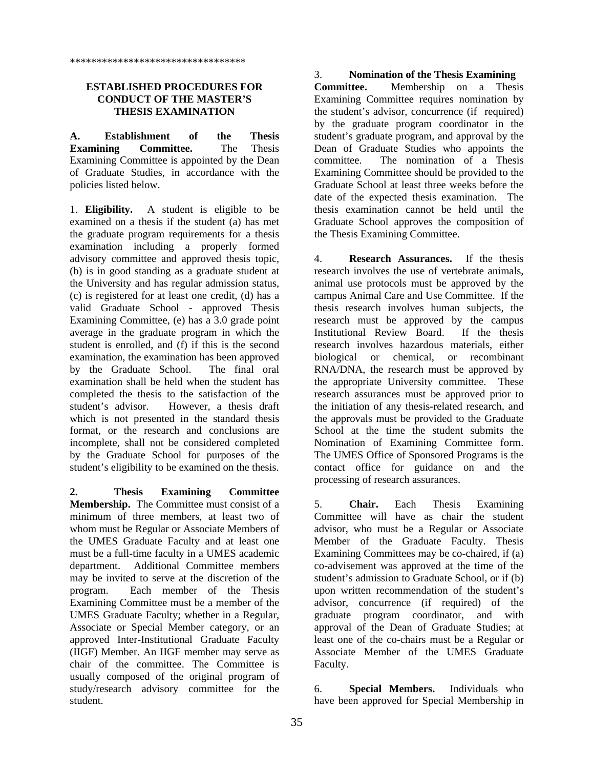*********************************

## ESTABLISHED PROCEDURES FOR CONDUCT OF THE MASTER'S THESIS EXAMINATION

**A. Establishment of the Thesis Examining Committee.** The Thesis Examining Committee is appointed by the Dean of Graduate Studies, in accordance with the policies listed below.

1. **Eligibility.** A student is eligible to be examined on a thesis if the student (a) has met the graduate program requirements for a thesis examination including a properly formed advisory committee and approved thesis topic, (b) is in good standing as a graduate student at the University and has regular admission status, (c) is registered for at least one credit, (d) has a valid Graduate School - approved Thesis Examining Committee, (e) has a 3.0 grade point average in the graduate program in which the student is enrolled, and (f) if this is the second examination, the examination has been approved by the Graduate School. The final oral examination shall be held when the student has completed the thesis to the satisfaction of the student's advisor. However, a thesis draft which is not presented in the standard thesis format, or the research and conclusions are incomplete, shall not be considered completed by the Graduate School for purposes of the student's eligibility to be examined on the thesis.

**2. Thesis Examining Committee Membership.** The Committee must consist of a minimum of three members, at least two of whom must be Regular or Associate Members of the UMES Graduate Faculty and at least one must be a full-time faculty in a UMES academic department. Additional Committee members may be invited to serve at the discretion of the program. Each member of the Thesis Examining Committee must be a member of the UMES Graduate Faculty; whether in a Regular, Associate or Special Member category, or an approved Inter-Institutional Graduate Faculty (IIGF) Member. An IIGF member may serve as chair of the committee. The Committee is usually composed of the original program of study/research advisory committee for the student.

3. **Nomination of the Thesis Examining Committee.** Membership on a Thesis Examining Committee requires nomination by the student's advisor, concurrence (if required) by the graduate program coordinator in the student's graduate program, and approval by the Dean of Graduate Studies who appoints the committee. The nomination of a Thesis Examining Committee should be provided to the Graduate School at least three weeks before the date of the expected thesis examination. The thesis examination cannot be held until the Graduate School approves the composition of the Thesis Examining Committee.

4. **Research Assurances.** If the thesis research involves the use of vertebrate animals, animal use protocols must be approved by the campus Animal Care and Use Committee. If the thesis research involves human subjects, the research must be approved by the campus Institutional Review Board. If the thesis research involves hazardous materials, either biological or chemical, or recombinant RNA/DNA, the research must be approved by the appropriate University committee. These research assurances must be approved prior to the initiation of any thesis-related research, and the approvals must be provided to the Graduate School at the time the student submits the Nomination of Examining Committee form. The UMES Office of Sponsored Programs is the contact office for guidance on and the processing of research assurances.

5. **Chair.** Each Thesis Examining Committee will have as chair the student advisor, who must be a Regular or Associate Member of the Graduate Faculty. Thesis Examining Committees may be co-chaired, if (a) co-advisement was approved at the time of the student's admission to Graduate School, or if (b) upon written recommendation of the student's advisor, concurrence (if required) of the graduate program coordinator, and with approval of the Dean of Graduate Studies; at least one of the co-chairs must be a Regular or Associate Member of the UMES Graduate Faculty.

6. **Special Members.** Individuals who have been approved for Special Membership in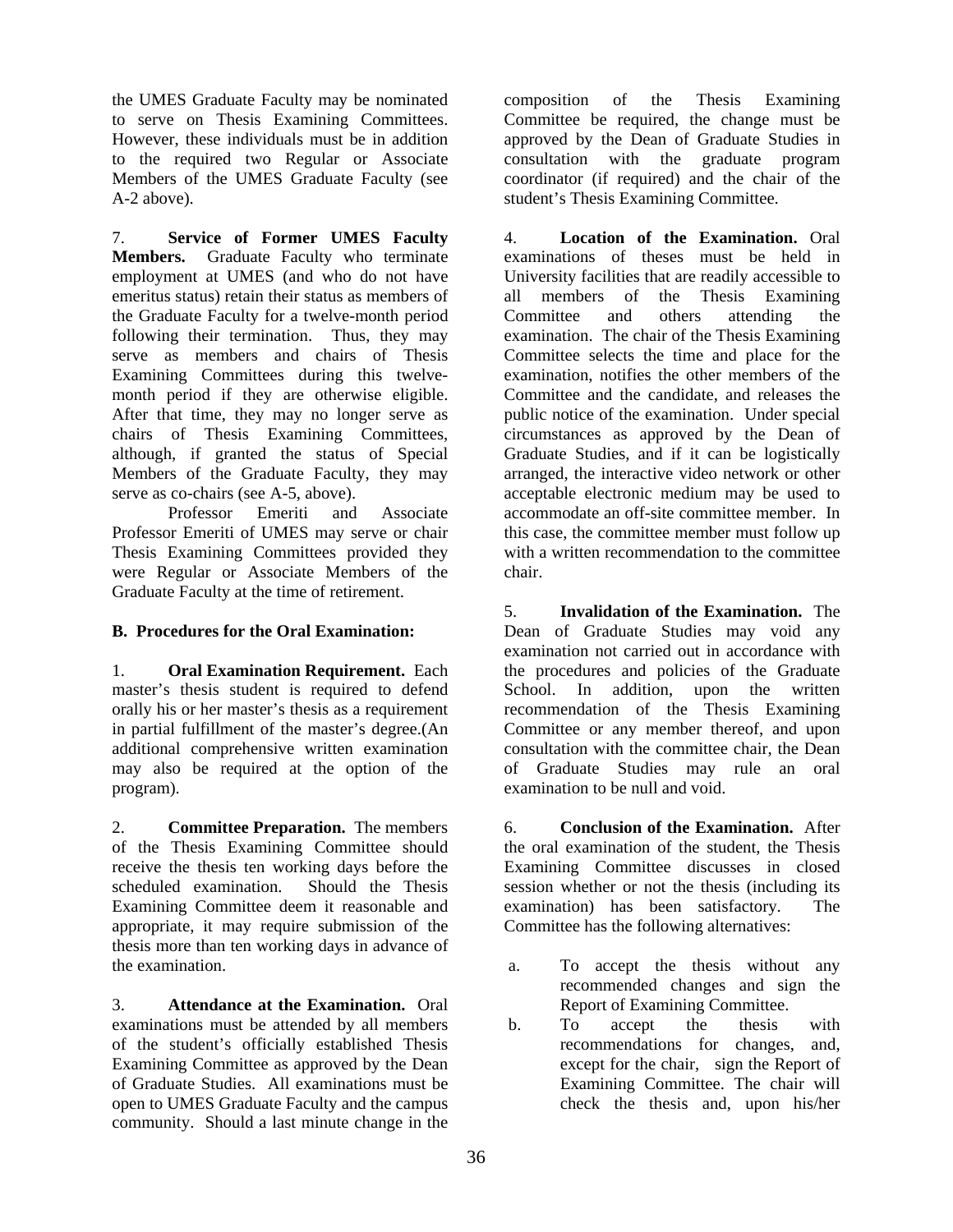the UMES Graduate Faculty may be nominated to serve on Thesis Examining Committees. However, these individuals must be in addition to the required two Regular or Associate Members of the UMES Graduate Faculty (see A-2 above).

7. **Service of Former UMES Faculty Members.** Graduate Faculty who terminate employment at UMES (and who do not have emeritus status) retain their status as members of the Graduate Faculty for a twelve-month period following their termination. Thus, they may serve as members and chairs of Thesis Examining Committees during this twelve-month period if they are otherwise eligible. After that time, they may no longer serve as chairs of Thesis Examining Committees, although, if granted the status of Special Members of the Graduate Faculty, they may serve as co-chairs (see A-5, above).

Professor Emeriti and Associate Professor Emeriti of UMES may serve or chair Thesis Examining Committees provided they were Regular or Associate Members of the Graduate Faculty at the time of retirement.

**B. Procedures for the Oral Examination:**

1. **Oral Examination Requirement.** Each master's thesis student is required to defend orally his or her master's thesis as a requirement in partial fulfillment of the master's degree.(An additional comprehensive written examination may also be required at the option of the program).

2. **Committee Preparation.** The members of the Thesis Examining Committee should receive the thesis ten working days before the scheduled examination. Should the Thesis Examining Committee deem it reasonable and appropriate, it may require submission of the thesis more than ten working days in advance of the examination.

3. **Attendance at the Examination.** Oral examinations must be attended by all members of the student's officially established Thesis Examining Committee as approved by the Dean of Graduate Studies. All examinations must be open to UMES Graduate Faculty and the campus community. Should a last minute change in the composition of the Thesis Examining Committee be required, the change must be approved by the Dean of Graduate Studies in consultation with the graduate program coordinator (if required) and the chair of the student's Thesis Examining Committee.

4. **Location of the Examination.** Oral examinations of theses must be held in University facilities that are readily accessible to all members of the Thesis Examining Committee and others attending the examination. The chair of the Thesis Examining Committee selects the time and place for the examination, notifies the other members of the Committee and the candidate, and releases the public notice of the examination. Under special circumstances as approved by the Dean of Graduate Studies, and if it can be logistically arranged, the interactive video network or other acceptable electronic medium may be used to accommodate an off-site committee member. In this case, the committee member must follow up with a written recommendation to the committee chair.

5. **Invalidation of the Examination.** The Dean of Graduate Studies may void any examination not carried out in accordance with the procedures and policies of the Graduate School. In addition, upon the written recommendation of the Thesis Examining Committee or any member thereof, and upon consultation with the committee chair, the Dean of Graduate Studies may rule an oral examination to be null and void.

6. **Conclusion of the Examination.** After the oral examination of the student, the Thesis Examining Committee discusses in closed session whether or not the thesis (including its examination) has been satisfactory. The Committee has the following alternatives:

a. To accept the thesis without any recommended changes and sign the Report of Examining Committee.

b. To accept the thesis with recommendations for changes, and, except for the chair, sign the Report of Examining Committee. The chair will check the thesis and, upon his/her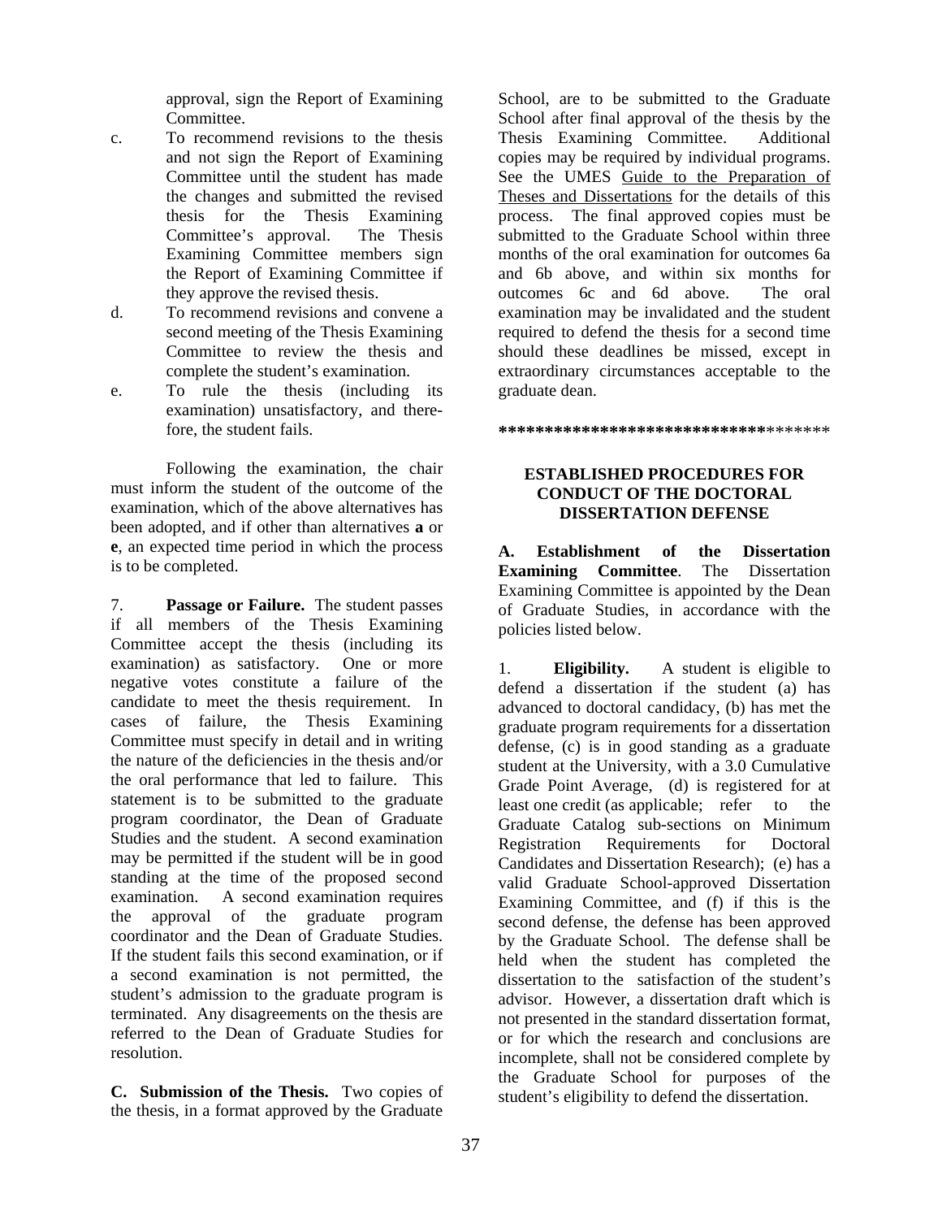approval, sign the Report of Examining Committee.

c. To recommend revisions to the thesis and not sign the Report of Examining Committee until the student has made the changes and submitted the revised thesis for the Thesis Examining Committee's approval. The Thesis Examining Committee members sign the Report of Examining Committee if they approve the revised thesis.

d. To recommend revisions and convene a second meeting of the Thesis Examining Committee to review the thesis and complete the student's examination.

e. To rule the thesis (including its examination) unsatisfactory, and therefore, the student fails.

Following the examination, the chair must inform the student of the outcome of the examination, which of the above alternatives has been adopted, and if other than alternatives **a** or **e**, an expected time period in which the process is to be completed.

7. **Passage or Failure.** The student passes if all members of the Thesis Examining Committee accept the thesis (including its examination) as satisfactory. One or more negative votes constitute a failure of the candidate to meet the thesis requirement. In cases of failure, the Thesis Examining Committee must specify in detail and in writing the nature of the deficiencies in the thesis and/or the oral performance that led to failure. This statement is to be submitted to the graduate program coordinator, the Dean of Graduate Studies and the student. A second examination may be permitted if the student will be in good standing at the time of the proposed second examination. A second examination requires the approval of the graduate program coordinator and the Dean of Graduate Studies. If the student fails this second examination, or if a second examination is not permitted, the student's admission to the graduate program is terminated. Any disagreements on the thesis are referred to the Dean of Graduate Studies for resolution.

**C. Submission of the Thesis.** Two copies of the thesis, in a format approved by the Graduate School, are to be submitted to the Graduate School after final approval of the thesis by the Thesis Examining Committee. Additional copies may be required by individual programs. See the UMES Guide to the Preparation of Theses and Dissertations for the details of this process. The final approved copies must be submitted to the Graduate School within three months of the oral examination for outcomes 6a and 6b above, and within six months for outcomes 6c and 6d above. The oral examination may be invalidated and the student required to defend the thesis for a second time should these deadlines be missed, except in extraordinary circumstances acceptable to the graduate dean.

**********************************

## ESTABLISHED PROCEDURES FOR CONDUCT OF THE DOCTORAL DISSERTATION DEFENSE

**A. Establishment of the Dissertation Examining Committee**. The Dissertation Examining Committee is appointed by the Dean of Graduate Studies, in accordance with the policies listed below.

1. **Eligibility.** A student is eligible to defend a dissertation if the student (a) has advanced to doctoral candidacy, (b) has met the graduate program requirements for a dissertation defense, (c) is in good standing as a graduate student at the University, with a 3.0 Cumulative Grade Point Average, (d) is registered for at least one credit (as applicable; refer to the Graduate Catalog sub-sections on Minimum Registration Requirements for Doctoral Candidates and Dissertation Research); (e) has a valid Graduate School-approved Dissertation Examining Committee, and (f) if this is the second defense, the defense has been approved by the Graduate School. The defense shall be held when the student has completed the dissertation to the satisfaction of the student's advisor. However, a dissertation draft which is not presented in the standard dissertation format, or for which the research and conclusions are incomplete, shall not be considered complete by the Graduate School for purposes of the student's eligibility to defend the dissertation.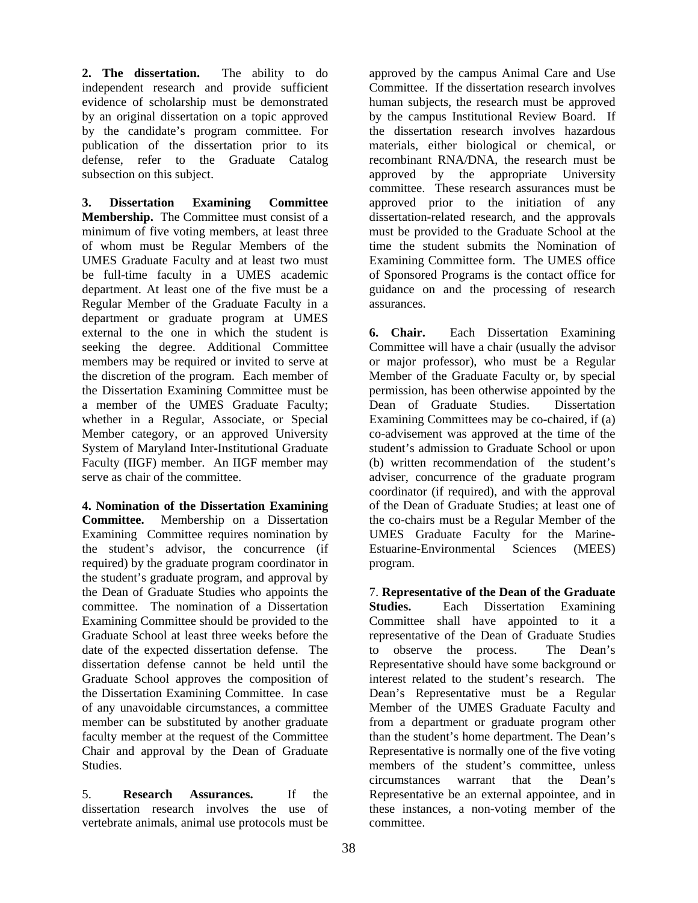**2. The dissertation.** The ability to do independent research and provide sufficient evidence of scholarship must be demonstrated by an original dissertation on a topic approved by the candidate's program committee. For publication of the dissertation prior to its defense, refer to the Graduate Catalog subsection on this subject.

**3. Dissertation Examining Committee Membership.** The Committee must consist of a minimum of five voting members, at least three of whom must be Regular Members of the UMES Graduate Faculty and at least two must be full-time faculty in a UMES academic department. At least one of the five must be a Regular Member of the Graduate Faculty in a department or graduate program at UMES external to the one in which the student is seeking the degree. Additional Committee members may be required or invited to serve at the discretion of the program. Each member of the Dissertation Examining Committee must be a member of the UMES Graduate Faculty; whether in a Regular, Associate, or Special Member category, or an approved University System of Maryland Inter-Institutional Graduate Faculty (IIGF) member. An IIGF member may serve as chair of the committee.

**4. Nomination of the Dissertation Examining Committee.** Membership on a Dissertation Examining Committee requires nomination by the student's advisor, the concurrence (if required) by the graduate program coordinator in the student's graduate program, and approval by the Dean of Graduate Studies who appoints the committee. The nomination of a Dissertation Examining Committee should be provided to the Graduate School at least three weeks before the date of the expected dissertation defense. The dissertation defense cannot be held until the Graduate School approves the composition of the Dissertation Examining Committee. In case of any unavoidable circumstances, a committee member can be substituted by another graduate faculty member at the request of the Committee Chair and approval by the Dean of Graduate Studies.

5. **Research Assurances.** If the dissertation research involves the use of vertebrate animals, animal use protocols must be approved by the campus Animal Care and Use Committee. If the dissertation research involves human subjects, the research must be approved by the campus Institutional Review Board. If the dissertation research involves hazardous materials, either biological or chemical, or recombinant RNA/DNA, the research must be approved by the appropriate University committee. These research assurances must be approved prior to the initiation of any dissertation-related research, and the approvals must be provided to the Graduate School at the time the student submits the Nomination of Examining Committee form. The UMES office of Sponsored Programs is the contact office for guidance on and the processing of research assurances.

**6. Chair.** Each Dissertation Examining Committee will have a chair (usually the advisor or major professor), who must be a Regular Member of the Graduate Faculty or, by special permission, has been otherwise appointed by the Dean of Graduate Studies. Dissertation Examining Committees may be co-chaired, if (a) co-advisement was approved at the time of the student's admission to Graduate School or upon (b) written recommendation of the student's adviser, concurrence of the graduate program coordinator (if required), and with the approval of the Dean of Graduate Studies; at least one of the co-chairs must be a Regular Member of the UMES Graduate Faculty for the Marine-Estuarine-Environmental Sciences (MEES) program.

7. **Representative of the Dean of the Graduate Studies.** Each Dissertation Examining Committee shall have appointed to it a representative of the Dean of Graduate Studies to observe the process. The Dean's Representative should have some background or interest related to the student's research. The Dean's Representative must be a Regular Member of the UMES Graduate Faculty and from a department or graduate program other than the student's home department. The Dean's Representative is normally one of the five voting members of the student's committee, unless circumstances warrant that the Dean's Representative be an external appointee, and in these instances, a non-voting member of the committee.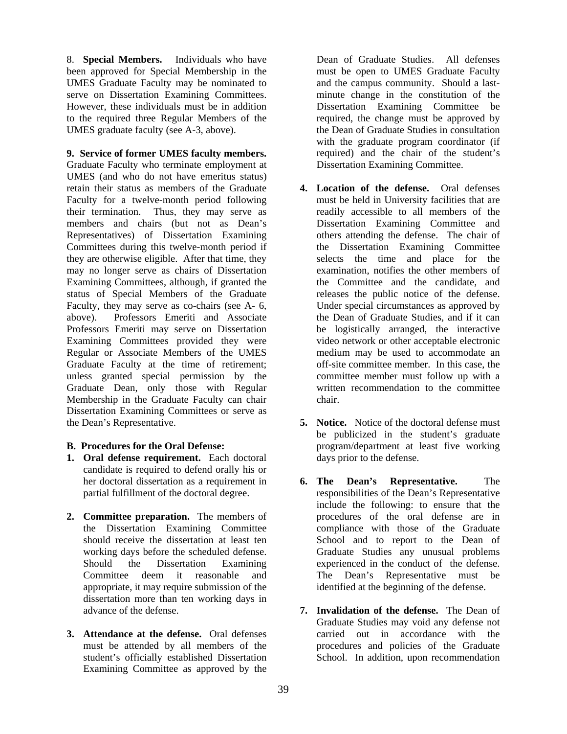8. **Special Members.** Individuals who have been approved for Special Membership in the UMES Graduate Faculty may be nominated to serve on Dissertation Examining Committees. However, these individuals must be in addition to the required three Regular Members of the UMES graduate faculty (see A-3, above).

**9. Service of former UMES faculty members.** Graduate Faculty who terminate employment at UMES (and who do not have emeritus status) retain their status as members of the Graduate Faculty for a twelve-month period following their termination. Thus, they may serve as members and chairs (but not as Dean's Representatives) of Dissertation Examining Committees during this twelve-month period if they are otherwise eligible. After that time, they may no longer serve as chairs of Dissertation Examining Committees, although, if granted the status of Special Members of the Graduate Faculty, they may serve as co-chairs (see A- 6, above). Professors Emeriti and Associate Professors Emeriti may serve on Dissertation Examining Committees provided they were Regular or Associate Members of the UMES Graduate Faculty at the time of retirement; unless granted special permission by the Graduate Dean, only those with Regular Membership in the Graduate Faculty can chair Dissertation Examining Committees or serve as the Dean's Representative.

**B. Procedures for the Oral Defense:**

1. **Oral defense requirement.** Each doctoral candidate is required to defend orally his or her doctoral dissertation as a requirement in partial fulfillment of the doctoral degree.

2. **Committee preparation.** The members of the Dissertation Examining Committee should receive the dissertation at least ten working days before the scheduled defense. Should the Dissertation Examining Committee deem it reasonable and appropriate, it may require submission of the dissertation more than ten working days in advance of the defense.

3. **Attendance at the defense.** Oral defenses must be attended by all members of the student's officially established Dissertation Examining Committee as approved by the Dean of Graduate Studies. All defenses must be open to UMES Graduate Faculty and the campus community. Should a last-minute change in the constitution of the Dissertation Examining Committee be required, the change must be approved by the Dean of Graduate Studies in consultation with the graduate program coordinator (if required) and the chair of the student's Dissertation Examining Committee.

4. **Location of the defense.** Oral defenses must be held in University facilities that are readily accessible to all members of the Dissertation Examining Committee and others attending the defense. The chair of the Dissertation Examining Committee selects the time and place for the examination, notifies the other members of the Committee and the candidate, and releases the public notice of the defense. Under special circumstances as approved by the Dean of Graduate Studies, and if it can be logistically arranged, the interactive video network or other acceptable electronic medium may be used to accommodate an off-site committee member. In this case, the committee member must follow up with a written recommendation to the committee chair.

5. **Notice.** Notice of the doctoral defense must be publicized in the student's graduate program/department at least five working days prior to the defense.

6. **The Dean's Representative.** The responsibilities of the Dean's Representative include the following: to ensure that the procedures of the oral defense are in compliance with those of the Graduate School and to report to the Dean of Graduate Studies any unusual problems experienced in the conduct of the defense. The Dean's Representative must be identified at the beginning of the defense.

7. **Invalidation of the defense.** The Dean of Graduate Studies may void any defense not carried out in accordance with the procedures and policies of the Graduate School. In addition, upon recommendation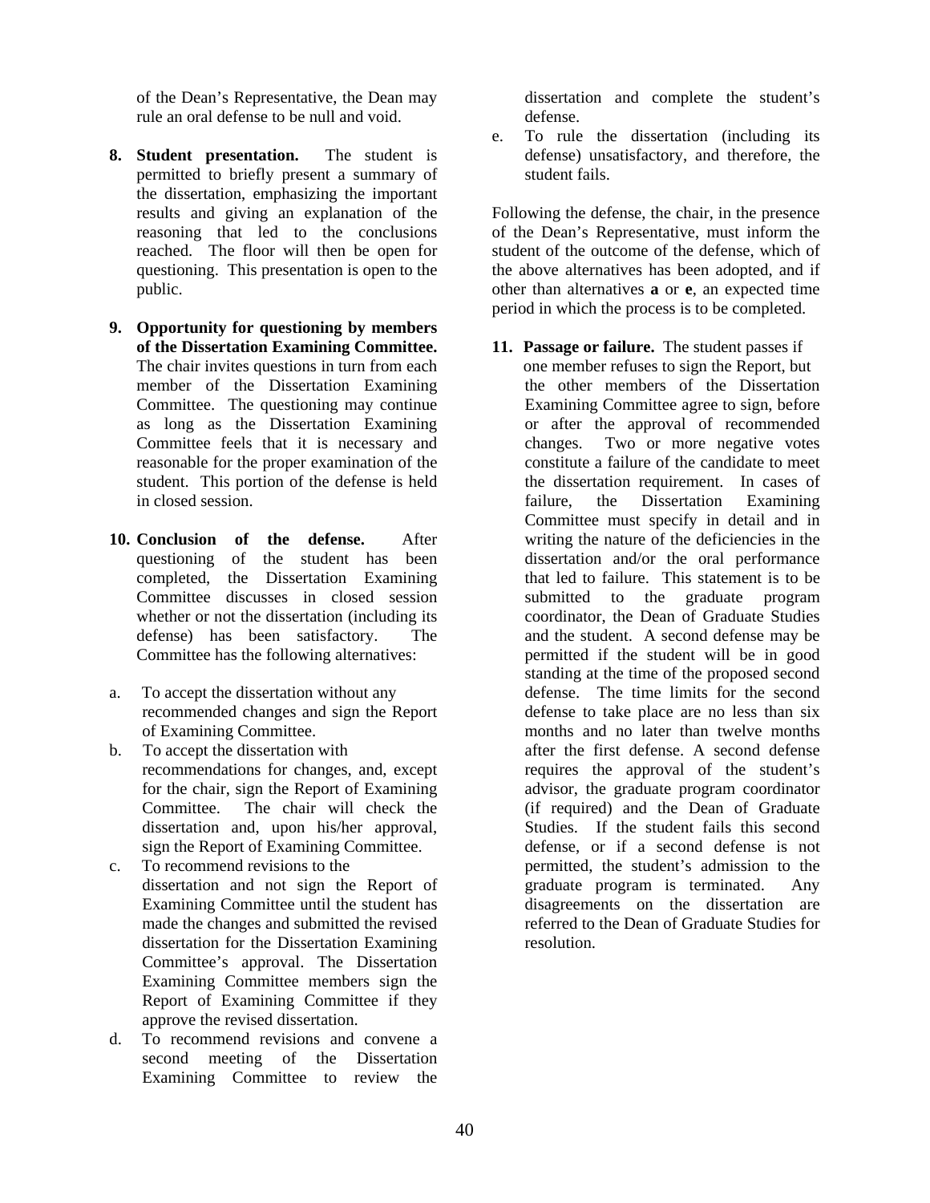of the Dean's Representative, the Dean may rule an oral defense to be null and void.

8. **Student presentation.** The student is permitted to briefly present a summary of the dissertation, emphasizing the important results and giving an explanation of the reasoning that led to the conclusions reached. The floor will then be open for questioning. This presentation is open to the public.

9. **Opportunity for questioning by members of the Dissertation Examining Committee.** The chair invites questions in turn from each member of the Dissertation Examining Committee. The questioning may continue as long as the Dissertation Examining Committee feels that it is necessary and reasonable for the proper examination of the student. This portion of the defense is held in closed session.

10. **Conclusion of the defense.** After questioning of the student has been completed, the Dissertation Examining Committee discusses in closed session whether or not the dissertation (including its defense) has been satisfactory. The Committee has the following alternatives:

a. To accept the dissertation without any recommended changes and sign the Report of Examining Committee.

b. To accept the dissertation with recommendations for changes, and, except for the chair, sign the Report of Examining Committee. The chair will check the dissertation and, upon his/her approval, sign the Report of Examining Committee.

c. To recommend revisions to the dissertation and not sign the Report of Examining Committee until the student has made the changes and submitted the revised dissertation for the Dissertation Examining Committee's approval. The Dissertation Examining Committee members sign the Report of Examining Committee if they approve the revised dissertation.

d. To recommend revisions and convene a second meeting of the Dissertation Examining Committee to review the dissertation and complete the student's defense.

e. To rule the dissertation (including its defense) unsatisfactory, and therefore, the student fails.

Following the defense, the chair, in the presence of the Dean's Representative, must inform the student of the outcome of the defense, which of the above alternatives has been adopted, and if other than alternatives **a** or **e**, an expected time period in which the process is to be completed.

11. **Passage or failure.** The student passes if one member refuses to sign the Report, but the other members of the Dissertation Examining Committee agree to sign, before or after the approval of recommended changes. Two or more negative votes constitute a failure of the candidate to meet the dissertation requirement. In cases of failure, the Dissertation Examining Committee must specify in detail and in writing the nature of the deficiencies in the dissertation and/or the oral performance that led to failure. This statement is to be submitted to the graduate program coordinator, the Dean of Graduate Studies and the student. A second defense may be permitted if the student will be in good standing at the time of the proposed second defense. The time limits for the second defense to take place are no less than six months and no later than twelve months after the first defense. A second defense requires the approval of the student's advisor, the graduate program coordinator (if required) and the Dean of Graduate Studies. If the student fails this second defense, or if a second defense is not permitted, the student's admission to the graduate program is terminated. Any disagreements on the dissertation are referred to the Dean of Graduate Studies for resolution.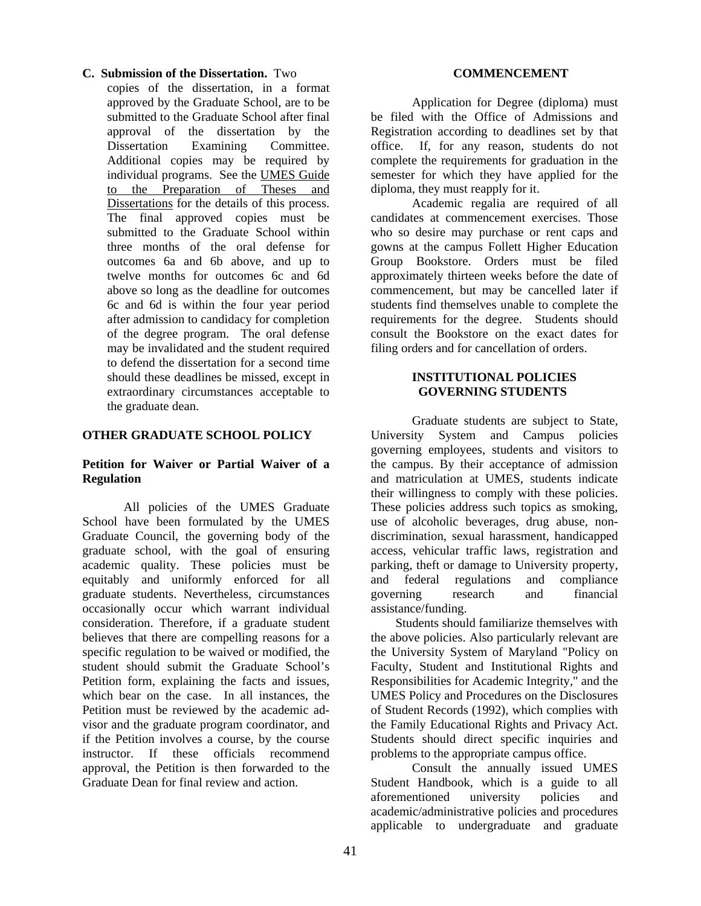**C. Submission of the Dissertation.** Two copies of the dissertation, in a format approved by the Graduate School, are to be submitted to the Graduate School after final approval of the dissertation by the Dissertation Examining Committee. Additional copies may be required by individual programs. See the UMES Guide to the Preparation of Theses and Dissertations for the details of this process. The final approved copies must be submitted to the Graduate School within three months of the oral defense for outcomes 6a and 6b above, and up to twelve months for outcomes 6c and 6d above so long as the deadline for outcomes 6c and 6d is within the four year period after admission to candidacy for completion of the degree program. The oral defense may be invalidated and the student required to defend the dissertation for a second time should these deadlines be missed, except in extraordinary circumstances acceptable to the graduate dean.

## OTHER GRADUATE SCHOOL POLICY

### Petition for Waiver or Partial Waiver of a Regulation

All policies of the UMES Graduate School have been formulated by the UMES Graduate Council, the governing body of the graduate school, with the goal of ensuring academic quality. These policies must be equitably and uniformly enforced for all graduate students. Nevertheless, circumstances occasionally occur which warrant individual consideration. Therefore, if a graduate student believes that there are compelling reasons for a specific regulation to be waived or modified, the student should submit the Graduate School's Petition form, explaining the facts and issues, which bear on the case. In all instances, the Petition must be reviewed by the academic advisor and the graduate program coordinator, and if the Petition involves a course, by the course instructor. If these officials recommend approval, the Petition is then forwarded to the Graduate Dean for final review and action.

## COMMENCEMENT

Application for Degree (diploma) must be filed with the Office of Admissions and Registration according to deadlines set by that office. If, for any reason, students do not complete the requirements for graduation in the semester for which they have applied for the diploma, they must reapply for it.

Academic regalia are required of all candidates at commencement exercises. Those who so desire may purchase or rent caps and gowns at the campus Follett Higher Education Group Bookstore. Orders must be filed approximately thirteen weeks before the date of commencement, but may be cancelled later if students find themselves unable to complete the requirements for the degree. Students should consult the Bookstore on the exact dates for filing orders and for cancellation of orders.

## INSTITUTIONAL POLICIES GOVERNING STUDENTS

Graduate students are subject to State, University System and Campus policies governing employees, students and visitors to the campus. By their acceptance of admission and matriculation at UMES, students indicate their willingness to comply with these policies. These policies address such topics as smoking, use of alcoholic beverages, drug abuse, non-discrimination, sexual harassment, handicapped access, vehicular traffic laws, registration and parking, theft or damage to University property, and federal regulations and compliance governing research and financial assistance/funding.

Students should familiarize themselves with the above policies. Also particularly relevant are the University System of Maryland "Policy on Faculty, Student and Institutional Rights and Responsibilities for Academic Integrity," and the UMES Policy and Procedures on the Disclosures of Student Records (1992), which complies with the Family Educational Rights and Privacy Act. Students should direct specific inquiries and problems to the appropriate campus office.

Consult the annually issued UMES Student Handbook, which is a guide to all aforementioned university policies and academic/administrative policies and procedures applicable to undergraduate and graduate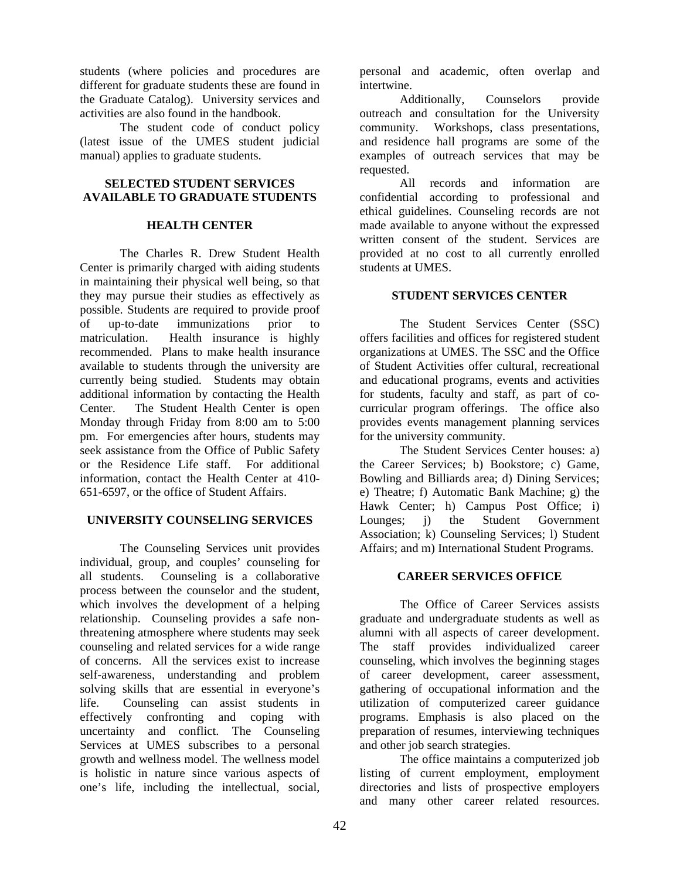students (where policies and procedures are different for graduate students these are found in the Graduate Catalog). University services and activities are also found in the handbook.

The student code of conduct policy (latest issue of the UMES student judicial manual) applies to graduate students.

## SELECTED STUDENT SERVICES AVAILABLE TO GRADUATE STUDENTS

### HEALTH CENTER

The Charles R. Drew Student Health Center is primarily charged with aiding students in maintaining their physical well being, so that they may pursue their studies as effectively as possible. Students are required to provide proof of up-to-date immunizations prior to matriculation. Health insurance is highly recommended. Plans to make health insurance available to students through the university are currently being studied. Students may obtain additional information by contacting the Health Center. The Student Health Center is open Monday through Friday from 8:00 am to 5:00 pm. For emergencies after hours, students may seek assistance from the Office of Public Safety or the Residence Life staff. For additional information, contact the Health Center at 410-651-6597, or the office of Student Affairs.

### UNIVERSITY COUNSELING SERVICES

The Counseling Services unit provides individual, group, and couples' counseling for all students. Counseling is a collaborative process between the counselor and the student, which involves the development of a helping relationship. Counseling provides a safe non-threatening atmosphere where students may seek counseling and related services for a wide range of concerns. All the services exist to increase self-awareness, understanding and problem solving skills that are essential in everyone's life. Counseling can assist students in effectively confronting and coping with uncertainty and conflict. The Counseling Services at UMES subscribes to a personal growth and wellness model. The wellness model is holistic in nature since various aspects of one's life, including the intellectual, social, personal and academic, often overlap and intertwine.

Additionally, Counselors provide outreach and consultation for the University community. Workshops, class presentations, and residence hall programs are some of the examples of outreach services that may be requested.

All records and information are confidential according to professional and ethical guidelines. Counseling records are not made available to anyone without the expressed written consent of the student. Services are provided at no cost to all currently enrolled students at UMES.

### STUDENT SERVICES CENTER

The Student Services Center (SSC) offers facilities and offices for registered student organizations at UMES. The SSC and the Office of Student Activities offer cultural, recreational and educational programs, events and activities for students, faculty and staff, as part of co-curricular program offerings. The office also provides events management planning services for the university community.

The Student Services Center houses: a) the Career Services; b) Bookstore; c) Game, Bowling and Billiards area; d) Dining Services; e) Theatre; f) Automatic Bank Machine; g) the Hawk Center; h) Campus Post Office; i) Lounges; j) the Student Government Association; k) Counseling Services; l) Student Affairs; and m) International Student Programs.

### CAREER SERVICES OFFICE

The Office of Career Services assists graduate and undergraduate students as well as alumni with all aspects of career development. The staff provides individualized career counseling, which involves the beginning stages of career development, career assessment, gathering of occupational information and the utilization of computerized career guidance programs. Emphasis is also placed on the preparation of resumes, interviewing techniques and other job search strategies.

The office maintains a computerized job listing of current employment, employment directories and lists of prospective employers and many other career related resources.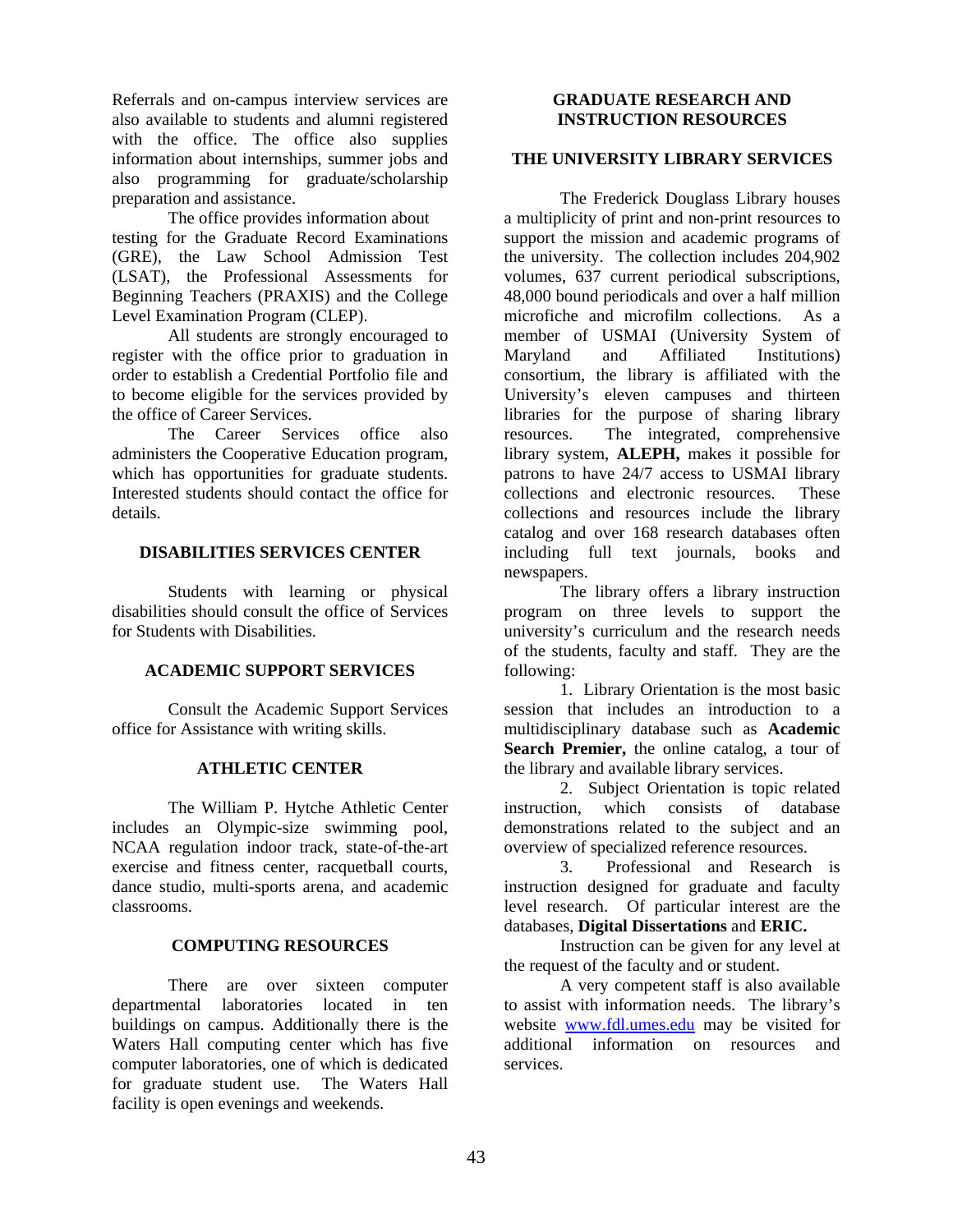Referrals and on-campus interview services are also available to students and alumni registered with the office. The office also supplies information about internships, summer jobs and also programming for graduate/scholarship preparation and assistance.

The office provides information about testing for the Graduate Record Examinations (GRE), the Law School Admission Test (LSAT), the Professional Assessments for Beginning Teachers (PRAXIS) and the College Level Examination Program (CLEP).

All students are strongly encouraged to register with the office prior to graduation in order to establish a Credential Portfolio file and to become eligible for the services provided by the office of Career Services.

The Career Services office also administers the Cooperative Education program, which has opportunities for graduate students. Interested students should contact the office for details.

## DISABILITIES SERVICES CENTER

Students with learning or physical disabilities should consult the office of Services for Students with Disabilities.

## ACADEMIC SUPPORT SERVICES

Consult the Academic Support Services office for Assistance with writing skills.

## ATHLETIC CENTER

The William P. Hytche Athletic Center includes an Olympic-size swimming pool, NCAA regulation indoor track, state-of-the-art exercise and fitness center, racquetball courts, dance studio, multi-sports arena, and academic classrooms.

## COMPUTING RESOURCES

There are over sixteen computer departmental laboratories located in ten buildings on campus. Additionally there is the Waters Hall computing center which has five computer laboratories, one of which is dedicated for graduate student use. The Waters Hall facility is open evenings and weekends.

# GRADUATE RESEARCH AND INSTRUCTION RESOURCES

## THE UNIVERSITY LIBRARY SERVICES

The Frederick Douglass Library houses a multiplicity of print and non-print resources to support the mission and academic programs of the university. The collection includes 204,902 volumes, 637 current periodical subscriptions, 48,000 bound periodicals and over a half million microfiche and microfilm collections. As a member of USMAI (University System of Maryland and Affiliated Institutions) consortium, the library is affiliated with the University's eleven campuses and thirteen libraries for the purpose of sharing library resources. The integrated, comprehensive library system, **ALEPH,** makes it possible for patrons to have 24/7 access to USMAI library collections and electronic resources. These collections and resources include the library catalog and over 168 research databases often including full text journals, books and newspapers.

The library offers a library instruction program on three levels to support the university's curriculum and the research needs of the students, faculty and staff. They are the following:

1. Library Orientation is the most basic session that includes an introduction to a multidisciplinary database such as **Academic Search Premier,** the online catalog, a tour of the library and available library services.
2. Subject Orientation is topic related instruction, which consists of database demonstrations related to the subject and an overview of specialized reference resources.
3. Professional and Research is instruction designed for graduate and faculty level research. Of particular interest are the databases, **Digital Dissertations** and **ERIC.**

Instruction can be given for any level at the request of the faculty and or student.

A very competent staff is also available to assist with information needs. The library's website [www.fdl.umes.edu](http://www.fdl.umes.edu) may be visited for additional information on resources and services.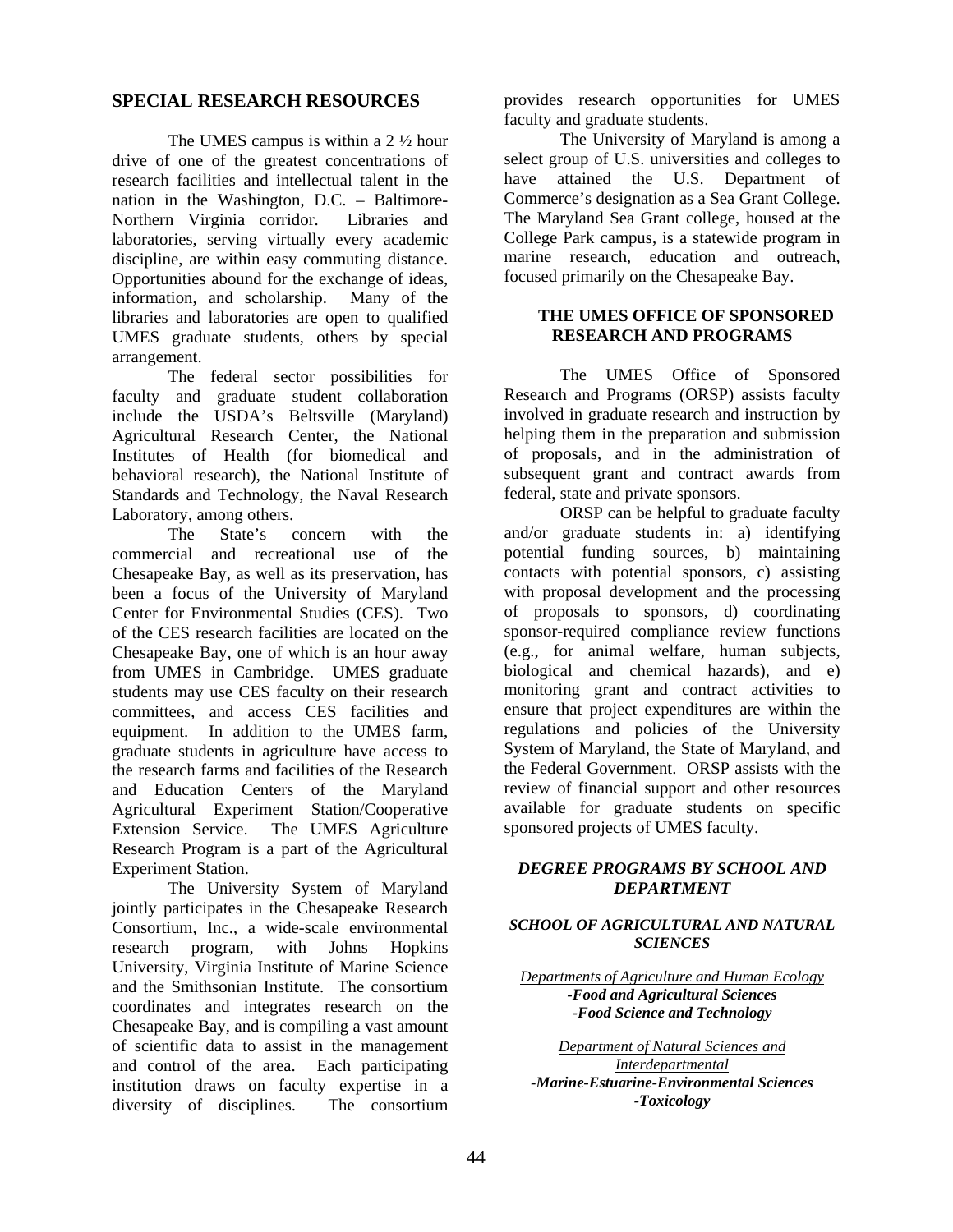## SPECIAL RESEARCH RESOURCES

The UMES campus is within a 2 ½ hour drive of one of the greatest concentrations of research facilities and intellectual talent in the nation in the Washington, D.C. – Baltimore-Northern Virginia corridor. Libraries and laboratories, serving virtually every academic discipline, are within easy commuting distance. Opportunities abound for the exchange of ideas, information, and scholarship. Many of the libraries and laboratories are open to qualified UMES graduate students, others by special arrangement.

The federal sector possibilities for faculty and graduate student collaboration include the USDA's Beltsville (Maryland) Agricultural Research Center, the National Institutes of Health (for biomedical and behavioral research), the National Institute of Standards and Technology, the Naval Research Laboratory, among others.

The State's concern with the commercial and recreational use of the Chesapeake Bay, as well as its preservation, has been a focus of the University of Maryland Center for Environmental Studies (CES). Two of the CES research facilities are located on the Chesapeake Bay, one of which is an hour away from UMES in Cambridge. UMES graduate students may use CES faculty on their research committees, and access CES facilities and equipment. In addition to the UMES farm, graduate students in agriculture have access to the research farms and facilities of the Research and Education Centers of the Maryland Agricultural Experiment Station/Cooperative Extension Service. The UMES Agriculture Research Program is a part of the Agricultural Experiment Station.

The University System of Maryland jointly participates in the Chesapeake Research Consortium, Inc., a wide-scale environmental research program, with Johns Hopkins University, Virginia Institute of Marine Science and the Smithsonian Institute. The consortium coordinates and integrates research on the Chesapeake Bay, and is compiling a vast amount of scientific data to assist in the management and control of the area. Each participating institution draws on faculty expertise in a diversity of disciplines. The consortium provides research opportunities for UMES faculty and graduate students.

The University of Maryland is among a select group of U.S. universities and colleges to have attained the U.S. Department of Commerce's designation as a Sea Grant College. The Maryland Sea Grant college, housed at the College Park campus, is a statewide program in marine research, education and outreach, focused primarily on the Chesapeake Bay.

### THE UMES OFFICE OF SPONSORED RESEARCH AND PROGRAMS

The UMES Office of Sponsored Research and Programs (ORSP) assists faculty involved in graduate research and instruction by helping them in the preparation and submission of proposals, and in the administration of subsequent grant and contract awards from federal, state and private sponsors.

ORSP can be helpful to graduate faculty and/or graduate students in: a) identifying potential funding sources, b) maintaining contacts with potential sponsors, c) assisting with proposal development and the processing of proposals to sponsors, d) coordinating sponsor-required compliance review functions (e.g., for animal welfare, human subjects, biological and chemical hazards), and e) monitoring grant and contract activities to ensure that project expenditures are within the regulations and policies of the University System of Maryland, the State of Maryland, and the Federal Government. ORSP assists with the review of financial support and other resources available for graduate students on specific sponsored projects of UMES faculty.

### *DEGREE PROGRAMS BY SCHOOL AND DEPARTMENT*

#### *SCHOOL OF AGRICULTURAL AND NATURAL SCIENCES*

*Departments of Agriculture and Human Ecology*

***-Food and Agricultural Sciences***

***-Food Science and Technology***

*Department of Natural Sciences and Interdepartmental*

***-Marine-Estuarine-Environmental Sciences***

***-Toxicology***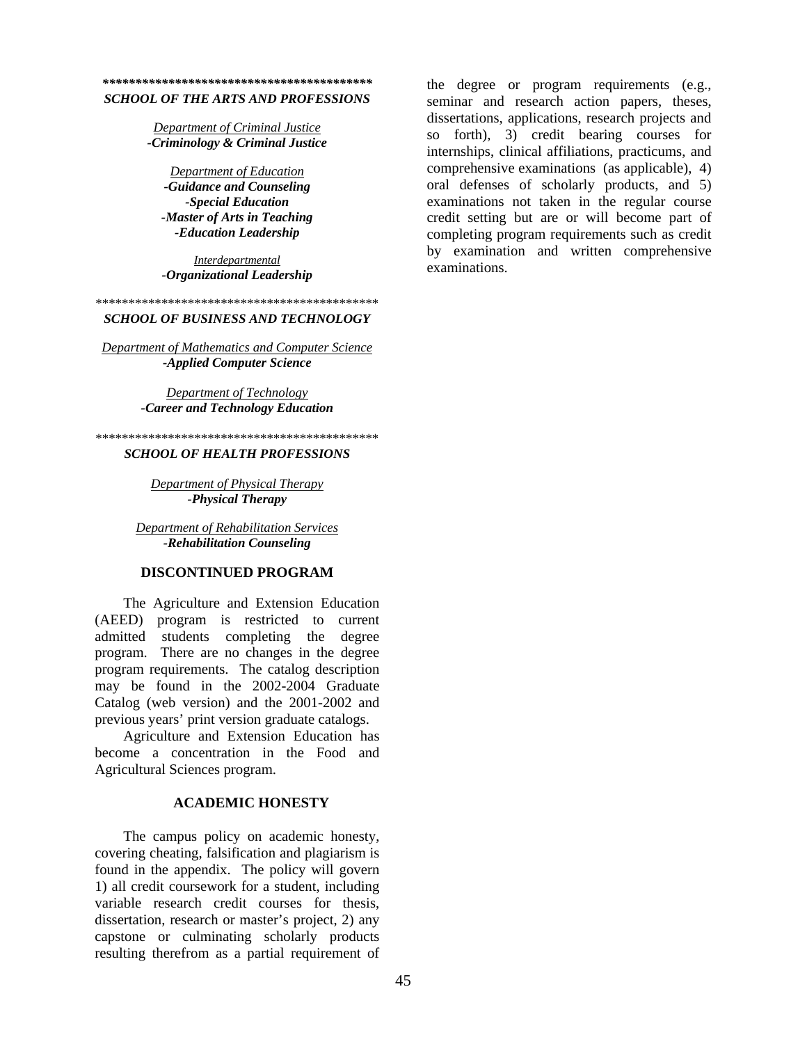****************************************

***SCHOOL OF THE ARTS AND PROFESSIONS***

<u>*Department of Criminal Justice*</u>
***-Criminology & Criminal Justice***

<u>*Department of Education*</u>
***-Guidance and Counseling***
***-Special Education***
***-Master of Arts in Teaching***
***-Education Leadership***

<u>*Interdepartmental*</u>
***-Organizational Leadership***

*******************************************

***SCHOOL OF BUSINESS AND TECHNOLOGY***

<u>*Department of Mathematics and Computer Science*</u>
***-Applied Computer Science***

<u>*Department of Technology*</u>
***-Career and Technology Education***

*******************************************

***SCHOOL OF HEALTH PROFESSIONS***

<u>*Department of Physical Therapy*</u>
***-Physical Therapy***

<u>*Department of Rehabilitation Services*</u>
***-Rehabilitation Counseling***

## DISCONTINUED PROGRAM

The Agriculture and Extension Education (AEED) program is restricted to current admitted students completing the degree program. There are no changes in the degree program requirements. The catalog description may be found in the 2002-2004 Graduate Catalog (web version) and the 2001-2002 and previous years' print version graduate catalogs.

Agriculture and Extension Education has become a concentration in the Food and Agricultural Sciences program.

## ACADEMIC HONESTY

The campus policy on academic honesty, covering cheating, falsification and plagiarism is found in the appendix. The policy will govern 1) all credit coursework for a student, including variable research credit courses for thesis, dissertation, research or master's project, 2) any capstone or culminating scholarly products resulting therefrom as a partial requirement of the degree or program requirements (e.g., seminar and research action papers, theses, dissertations, applications, research projects and so forth), 3) credit bearing courses for internships, clinical affiliations, practicums, and comprehensive examinations (as applicable), 4) oral defenses of scholarly products, and 5) examinations not taken in the regular course credit setting but are or will become part of completing program requirements such as credit by examination and written comprehensive examinations.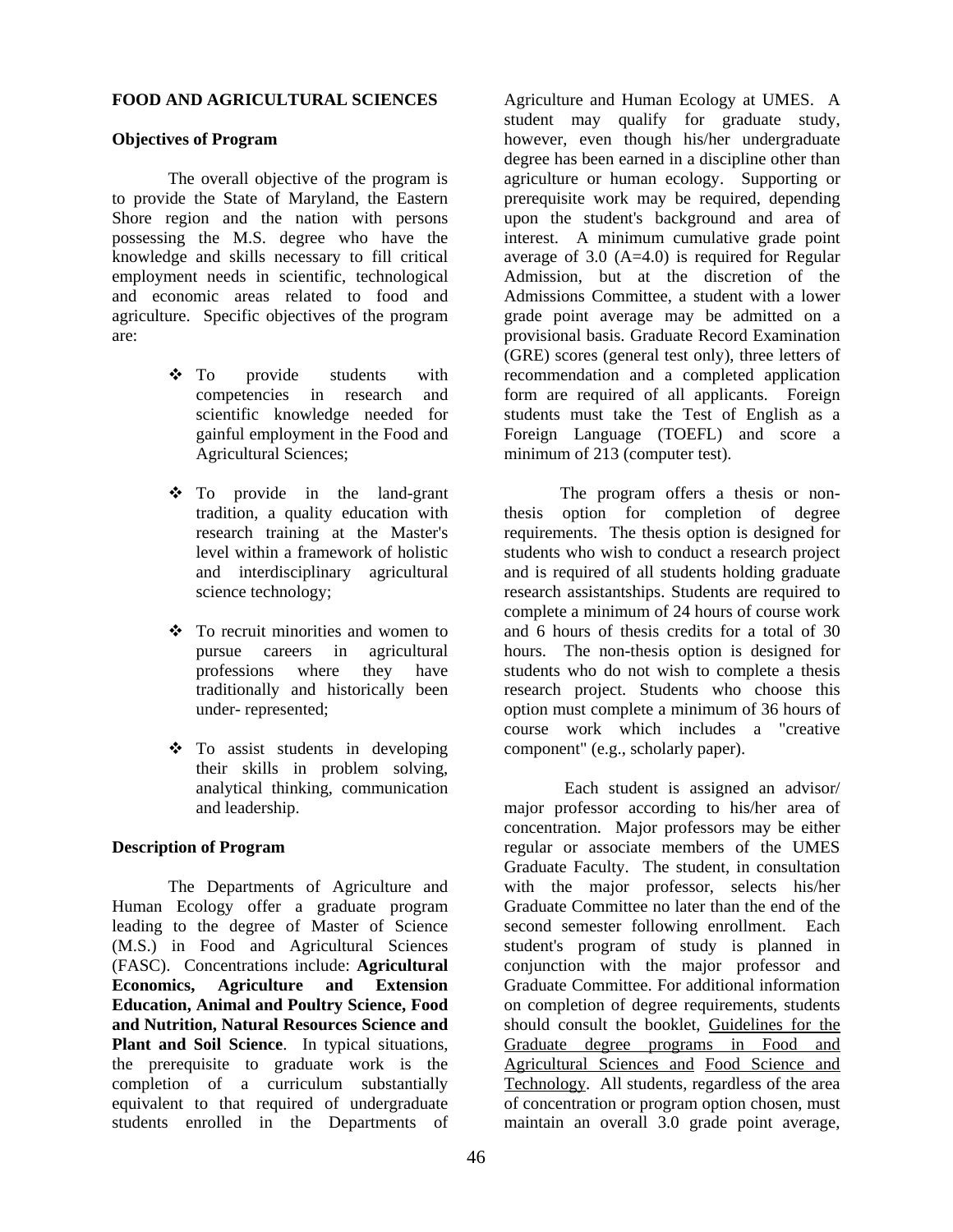## FOOD AND AGRICULTURAL SCIENCES

### Objectives of Program

The overall objective of the program is to provide the State of Maryland, the Eastern Shore region and the nation with persons possessing the M.S. degree who have the knowledge and skills necessary to fill critical employment needs in scientific, technological and economic areas related to food and agriculture. Specific objectives of the program are:

- To provide students with competencies in research and scientific knowledge needed for gainful employment in the Food and Agricultural Sciences;
- To provide in the land-grant tradition, a quality education with research training at the Master's level within a framework of holistic and interdisciplinary agricultural science technology;
- To recruit minorities and women to pursue careers in agricultural professions where they have traditionally and historically been under- represented;
- To assist students in developing their skills in problem solving, analytical thinking, communication and leadership.

### Description of Program

The Departments of Agriculture and Human Ecology offer a graduate program leading to the degree of Master of Science (M.S.) in Food and Agricultural Sciences (FASC). Concentrations include: **Agricultural Economics, Agriculture and Extension Education, Animal and Poultry Science, Food and Nutrition, Natural Resources Science and Plant and Soil Science**. In typical situations, the prerequisite to graduate work is the completion of a curriculum substantially equivalent to that required of undergraduate students enrolled in the Departments of Agriculture and Human Ecology at UMES. A student may qualify for graduate study, however, even though his/her undergraduate degree has been earned in a discipline other than agriculture or human ecology. Supporting or prerequisite work may be required, depending upon the student's background and area of interest. A minimum cumulative grade point average of 3.0 (A=4.0) is required for Regular Admission, but at the discretion of the Admissions Committee, a student with a lower grade point average may be admitted on a provisional basis. Graduate Record Examination (GRE) scores (general test only), three letters of recommendation and a completed application form are required of all applicants. Foreign students must take the Test of English as a Foreign Language (TOEFL) and score a minimum of 213 (computer test).

The program offers a thesis or non-thesis option for completion of degree requirements. The thesis option is designed for students who wish to conduct a research project and is required of all students holding graduate research assistantships. Students are required to complete a minimum of 24 hours of course work and 6 hours of thesis credits for a total of 30 hours. The non-thesis option is designed for students who do not wish to complete a thesis research project. Students who choose this option must complete a minimum of 36 hours of course work which includes a "creative component" (e.g., scholarly paper).

Each student is assigned an advisor/ major professor according to his/her area of concentration. Major professors may be either regular or associate members of the UMES Graduate Faculty. The student, in consultation with the major professor, selects his/her Graduate Committee no later than the end of the second semester following enrollment. Each student's program of study is planned in conjunction with the major professor and Graduate Committee. For additional information on completion of degree requirements, students should consult the booklet, Guidelines for the Graduate degree programs in Food and Agricultural Sciences and Food Science and Technology. All students, regardless of the area of concentration or program option chosen, must maintain an overall 3.0 grade point average,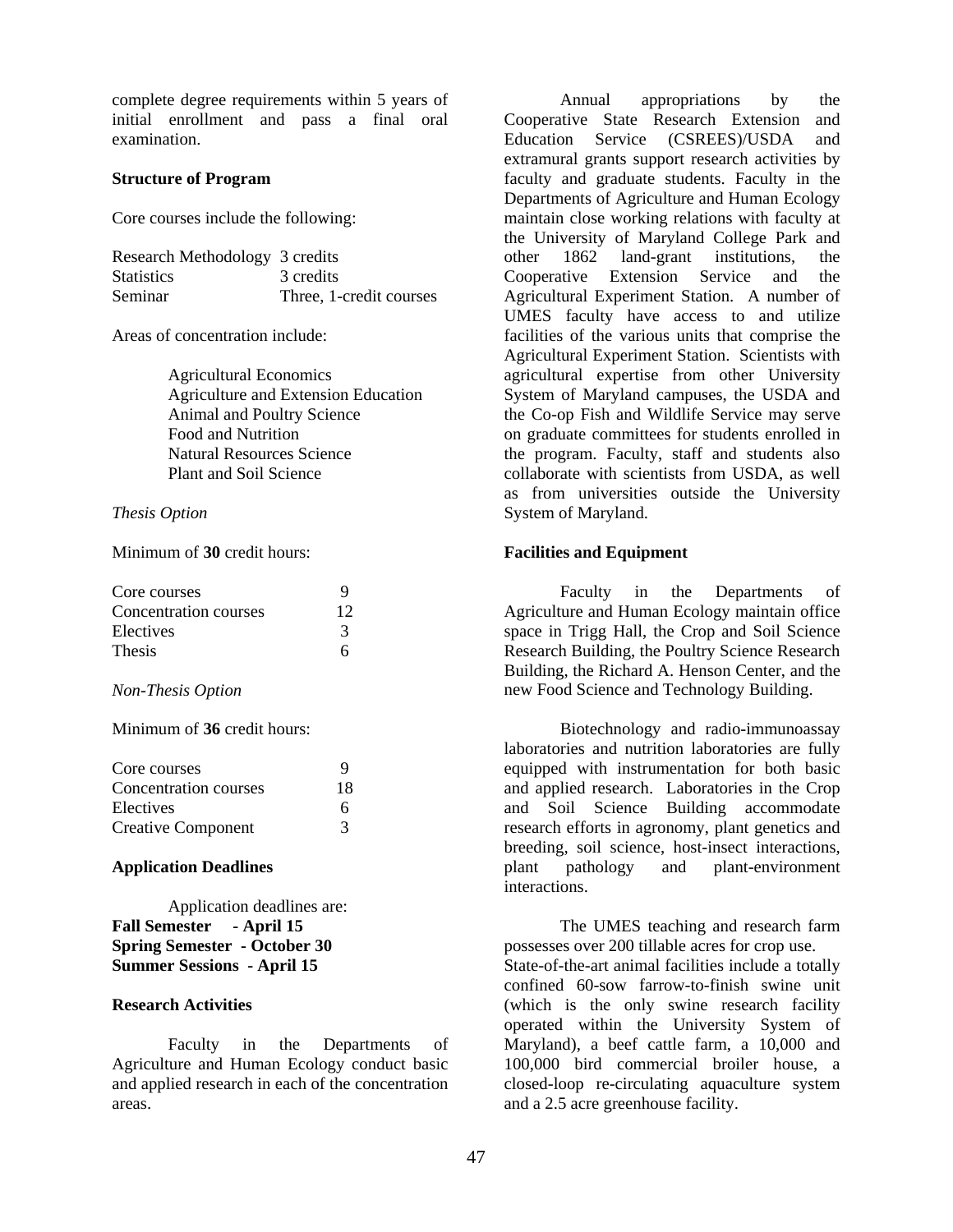complete degree requirements within 5 years of initial enrollment and pass a final oral examination.

**Structure of Program**

Core courses include the following:

| | |
|---|---|
| Research Methodology | 3 credits |
| Statistics | 3 credits |
| Seminar | Three, 1-credit courses |

Areas of concentration include:

- Agricultural Economics
- Agriculture and Extension Education
- Animal and Poultry Science
- Food and Nutrition
- Natural Resources Science
- Plant and Soil Science

*Thesis Option*

Minimum of **30** credit hours:

| | |
|---|---|
| Core courses | 9 |
| Concentration courses | 12 |
| Electives | 3 |
| Thesis | 6 |

*Non-Thesis Option*

Minimum of **36** credit hours:

| | |
|---|---|
| Core courses | 9 |
| Concentration courses | 18 |
| Electives | 6 |
| Creative Component | 3 |

**Application Deadlines**

Application deadlines are:
**Fall Semester - April 15**
**Spring Semester - October 30**
**Summer Sessions - April 15**

**Research Activities**

Faculty in the Departments of Agriculture and Human Ecology conduct basic and applied research in each of the concentration areas.

Annual appropriations by the Cooperative State Research Extension and Education Service (CSREES)/USDA and extramural grants support research activities by faculty and graduate students. Faculty in the Departments of Agriculture and Human Ecology maintain close working relations with faculty at the University of Maryland College Park and other 1862 land-grant institutions, the Cooperative Extension Service and the Agricultural Experiment Station. A number of UMES faculty have access to and utilize facilities of the various units that comprise the Agricultural Experiment Station. Scientists with agricultural expertise from other University System of Maryland campuses, the USDA and the Co-op Fish and Wildlife Service may serve on graduate committees for students enrolled in the program. Faculty, staff and students also collaborate with scientists from USDA, as well as from universities outside the University System of Maryland.

**Facilities and Equipment**

Faculty in the Departments of Agriculture and Human Ecology maintain office space in Trigg Hall, the Crop and Soil Science Research Building, the Poultry Science Research Building, the Richard A. Henson Center, and the new Food Science and Technology Building.

Biotechnology and radio-immunoassay laboratories and nutrition laboratories are fully equipped with instrumentation for both basic and applied research. Laboratories in the Crop and Soil Science Building accommodate research efforts in agronomy, plant genetics and breeding, soil science, host-insect interactions, plant pathology and plant-environment interactions.

The UMES teaching and research farm possesses over 200 tillable acres for crop use. State-of-the-art animal facilities include a totally confined 60-sow farrow-to-finish swine unit (which is the only swine research facility operated within the University System of Maryland), a beef cattle farm, a 10,000 and 100,000 bird commercial broiler house, a closed-loop re-circulating aquaculture system and a 2.5 acre greenhouse facility.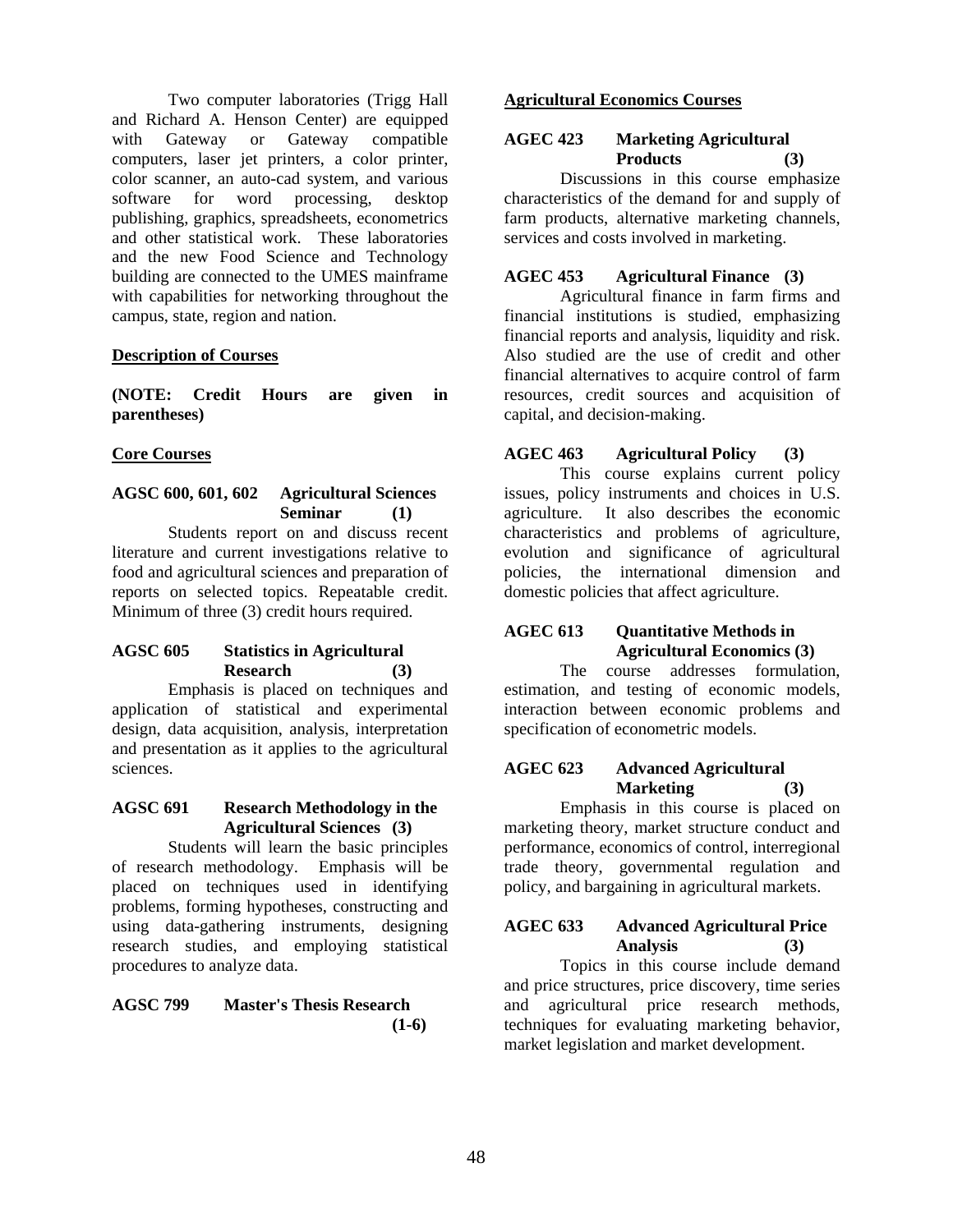Two computer laboratories (Trigg Hall and Richard A. Henson Center) are equipped with Gateway or Gateway compatible computers, laser jet printers, a color printer, color scanner, an auto-cad system, and various software for word processing, desktop publishing, graphics, spreadsheets, econometrics and other statistical work. These laboratories and the new Food Science and Technology building are connected to the UMES mainframe with capabilities for networking throughout the campus, state, region and nation.

## Description of Courses

**(NOTE: Credit Hours are given in parentheses)**

### Core Courses

**AGSC 600, 601, 602 Agricultural Sciences Seminar (1)**

Students report on and discuss recent literature and current investigations relative to food and agricultural sciences and preparation of reports on selected topics. Repeatable credit. Minimum of three (3) credit hours required.

**AGSC 605 Statistics in Agricultural Research (3)**

Emphasis is placed on techniques and application of statistical and experimental design, data acquisition, analysis, interpretation and presentation as it applies to the agricultural sciences.

**AGSC 691 Research Methodology in the Agricultural Sciences (3)**

Students will learn the basic principles of research methodology. Emphasis will be placed on techniques used in identifying problems, forming hypotheses, constructing and using data-gathering instruments, designing research studies, and employing statistical procedures to analyze data.

**AGSC 799 Master's Thesis Research (1-6)**

### Agricultural Economics Courses

**AGEC 423 Marketing Agricultural Products (3)**

Discussions in this course emphasize characteristics of the demand for and supply of farm products, alternative marketing channels, services and costs involved in marketing.

**AGEC 453 Agricultural Finance (3)**

Agricultural finance in farm firms and financial institutions is studied, emphasizing financial reports and analysis, liquidity and risk. Also studied are the use of credit and other financial alternatives to acquire control of farm resources, credit sources and acquisition of capital, and decision-making.

**AGEC 463 Agricultural Policy (3)**

This course explains current policy issues, policy instruments and choices in U.S. agriculture. It also describes the economic characteristics and problems of agriculture, evolution and significance of agricultural policies, the international dimension and domestic policies that affect agriculture.

**AGEC 613 Quantitative Methods in Agricultural Economics (3)**

The course addresses formulation, estimation, and testing of economic models, interaction between economic problems and specification of econometric models.

**AGEC 623 Advanced Agricultural Marketing (3)**

Emphasis in this course is placed on marketing theory, market structure conduct and performance, economics of control, interregional trade theory, governmental regulation and policy, and bargaining in agricultural markets.

**AGEC 633 Advanced Agricultural Price Analysis (3)**

Topics in this course include demand and price structures, price discovery, time series and agricultural price research methods, techniques for evaluating marketing behavior, market legislation and market development.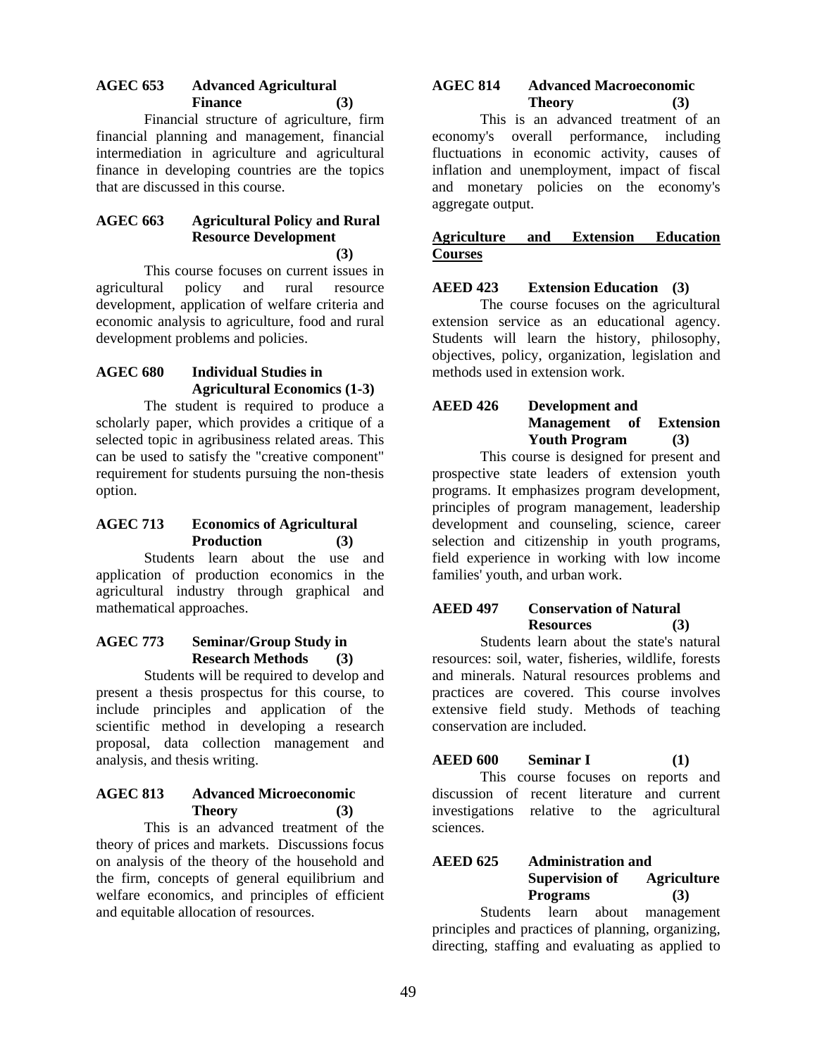**AGEC 653 Advanced Agricultural Finance (3)**

Financial structure of agriculture, firm financial planning and management, financial intermediation in agriculture and agricultural finance in developing countries are the topics that are discussed in this course.

**AGEC 663 Agricultural Policy and Rural Resource Development (3)**

This course focuses on current issues in agricultural policy and rural resource development, application of welfare criteria and economic analysis to agriculture, food and rural development problems and policies.

**AGEC 680 Individual Studies in Agricultural Economics (1-3)**

The student is required to produce a scholarly paper, which provides a critique of a selected topic in agribusiness related areas. This can be used to satisfy the "creative component" requirement for students pursuing the non-thesis option.

**AGEC 713 Economics of Agricultural Production (3)**

Students learn about the use and application of production economics in the agricultural industry through graphical and mathematical approaches.

**AGEC 773 Seminar/Group Study in Research Methods (3)**

Students will be required to develop and present a thesis prospectus for this course, to include principles and application of the scientific method in developing a research proposal, data collection management and analysis, and thesis writing.

**AGEC 813 Advanced Microeconomic Theory (3)**

This is an advanced treatment of the theory of prices and markets. Discussions focus on analysis of the theory of the household and the firm, concepts of general equilibrium and welfare economics, and principles of efficient and equitable allocation of resources.

**AGEC 814 Advanced Macroeconomic Theory (3)**

This is an advanced treatment of an economy's overall performance, including fluctuations in economic activity, causes of inflation and unemployment, impact of fiscal and monetary policies on the economy's aggregate output.

**Agriculture and Extension Education Courses**

**AEED 423 Extension Education (3)**

The course focuses on the agricultural extension service as an educational agency. Students will learn the history, philosophy, objectives, policy, organization, legislation and methods used in extension work.

**AEED 426 Development and Management of Extension Youth Program (3)**

This course is designed for present and prospective state leaders of extension youth programs. It emphasizes program development, principles of program management, leadership development and counseling, science, career selection and citizenship in youth programs, field experience in working with low income families' youth, and urban work.

**AEED 497 Conservation of Natural Resources (3)**

Students learn about the state's natural resources: soil, water, fisheries, wildlife, forests and minerals. Natural resources problems and practices are covered. This course involves extensive field study. Methods of teaching conservation are included.

**AEED 600 Seminar I (1)**

This course focuses on reports and discussion of recent literature and current investigations relative to the agricultural sciences.

**AEED 625 Administration and Supervision of Agriculture Programs (3)**

Students learn about management principles and practices of planning, organizing, directing, staffing and evaluating as applied to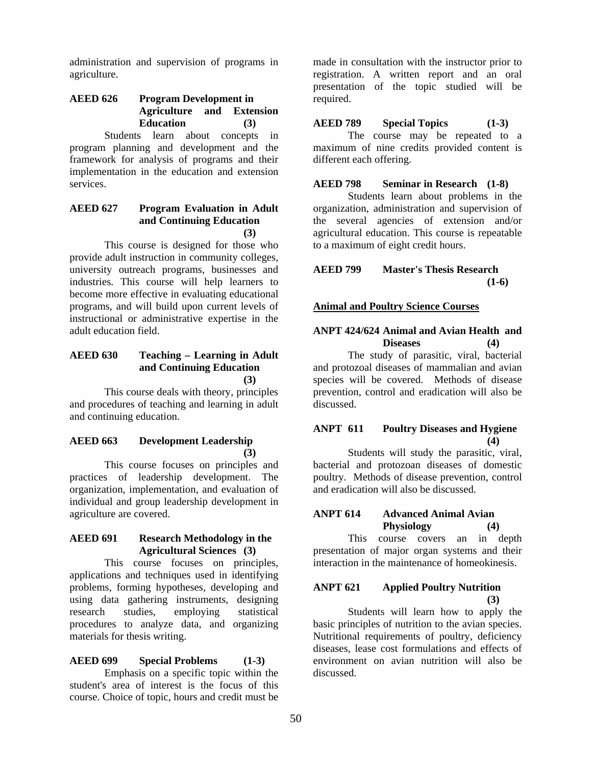administration and supervision of programs in agriculture.

**AEED 626 Program Development in Agriculture and Extension Education (3)**

Students learn about concepts in program planning and development and the framework for analysis of programs and their implementation in the education and extension services.

**AEED 627 Program Evaluation in Adult and Continuing Education (3)**

This course is designed for those who provide adult instruction in community colleges, university outreach programs, businesses and industries. This course will help learners to become more effective in evaluating educational programs, and will build upon current levels of instructional or administrative expertise in the adult education field.

**AEED 630 Teaching – Learning in Adult and Continuing Education (3)**

This course deals with theory, principles and procedures of teaching and learning in adult and continuing education.

**AEED 663 Development Leadership (3)**

This course focuses on principles and practices of leadership development. The organization, implementation, and evaluation of individual and group leadership development in agriculture are covered.

**AEED 691 Research Methodology in the Agricultural Sciences (3)**

This course focuses on principles, applications and techniques used in identifying problems, forming hypotheses, developing and using data gathering instruments, designing research studies, employing statistical procedures to analyze data, and organizing materials for thesis writing.

**AEED 699 Special Problems (1-3)**

Emphasis on a specific topic within the student's area of interest is the focus of this course. Choice of topic, hours and credit must be made in consultation with the instructor prior to registration. A written report and an oral presentation of the topic studied will be required.

**AEED 789 Special Topics (1-3)**

The course may be repeated to a maximum of nine credits provided content is different each offering.

**AEED 798 Seminar in Research (1-8)**

Students learn about problems in the organization, administration and supervision of the several agencies of extension and/or agricultural education. This course is repeatable to a maximum of eight credit hours.

**AEED 799 Master's Thesis Research (1-6)**

## Animal and Poultry Science Courses

**ANPT 424/624 Animal and Avian Health and Diseases (4)**

The study of parasitic, viral, bacterial and protozoal diseases of mammalian and avian species will be covered. Methods of disease prevention, control and eradication will also be discussed.

**ANPT 611 Poultry Diseases and Hygiene (4)**

Students will study the parasitic, viral, bacterial and protozoan diseases of domestic poultry. Methods of disease prevention, control and eradication will also be discussed.

**ANPT 614 Advanced Animal Avian Physiology (4)**

This course covers an in depth presentation of major organ systems and their interaction in the maintenance of homeokinesis.

**ANPT 621 Applied Poultry Nutrition (3)**

Students will learn how to apply the basic principles of nutrition to the avian species. Nutritional requirements of poultry, deficiency diseases, lease cost formulations and effects of environment on avian nutrition will also be discussed.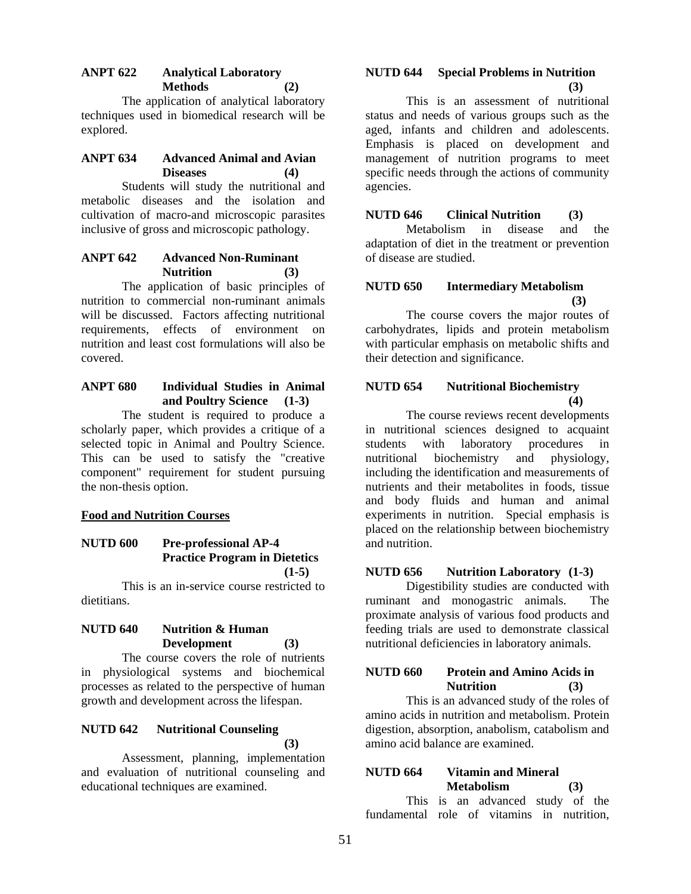**ANPT 622 Analytical Laboratory Methods (2)**

The application of analytical laboratory techniques used in biomedical research will be explored.

**ANPT 634 Advanced Animal and Avian Diseases (4)**

Students will study the nutritional and metabolic diseases and the isolation and cultivation of macro-and microscopic parasites inclusive of gross and microscopic pathology.

**ANPT 642 Advanced Non-Ruminant Nutrition (3)**

The application of basic principles of nutrition to commercial non-ruminant animals will be discussed. Factors affecting nutritional requirements, effects of environment on nutrition and least cost formulations will also be covered.

**ANPT 680 Individual Studies in Animal and Poultry Science (1-3)**

The student is required to produce a scholarly paper, which provides a critique of a selected topic in Animal and Poultry Science. This can be used to satisfy the "creative component" requirement for student pursuing the non-thesis option.

**Food and Nutrition Courses**

**NUTD 600 Pre-professional AP-4 Practice Program in Dietetics (1-5)**

This is an in-service course restricted to dietitians.

**NUTD 640 Nutrition & Human Development (3)**

The course covers the role of nutrients in physiological systems and biochemical processes as related to the perspective of human growth and development across the lifespan.

**NUTD 642 Nutritional Counseling (3)**

Assessment, planning, implementation and evaluation of nutritional counseling and educational techniques are examined.

**NUTD 644 Special Problems in Nutrition (3)**

This is an assessment of nutritional status and needs of various groups such as the aged, infants and children and adolescents. Emphasis is placed on development and management of nutrition programs to meet specific needs through the actions of community agencies.

**NUTD 646 Clinical Nutrition (3)**

Metabolism in disease and the adaptation of diet in the treatment or prevention of disease are studied.

**NUTD 650 Intermediary Metabolism (3)**

The course covers the major routes of carbohydrates, lipids and protein metabolism with particular emphasis on metabolic shifts and their detection and significance.

**NUTD 654 Nutritional Biochemistry (4)**

The course reviews recent developments in nutritional sciences designed to acquaint students with laboratory procedures in nutritional biochemistry and physiology, including the identification and measurements of nutrients and their metabolites in foods, tissue and body fluids and human and animal experiments in nutrition. Special emphasis is placed on the relationship between biochemistry and nutrition.

**NUTD 656 Nutrition Laboratory (1-3)**

Digestibility studies are conducted with ruminant and monogastric animals. The proximate analysis of various food products and feeding trials are used to demonstrate classical nutritional deficiencies in laboratory animals.

**NUTD 660 Protein and Amino Acids in Nutrition (3)**

This is an advanced study of the roles of amino acids in nutrition and metabolism. Protein digestion, absorption, anabolism, catabolism and amino acid balance are examined.

**NUTD 664 Vitamin and Mineral Metabolism (3)**

This is an advanced study of the fundamental role of vitamins in nutrition,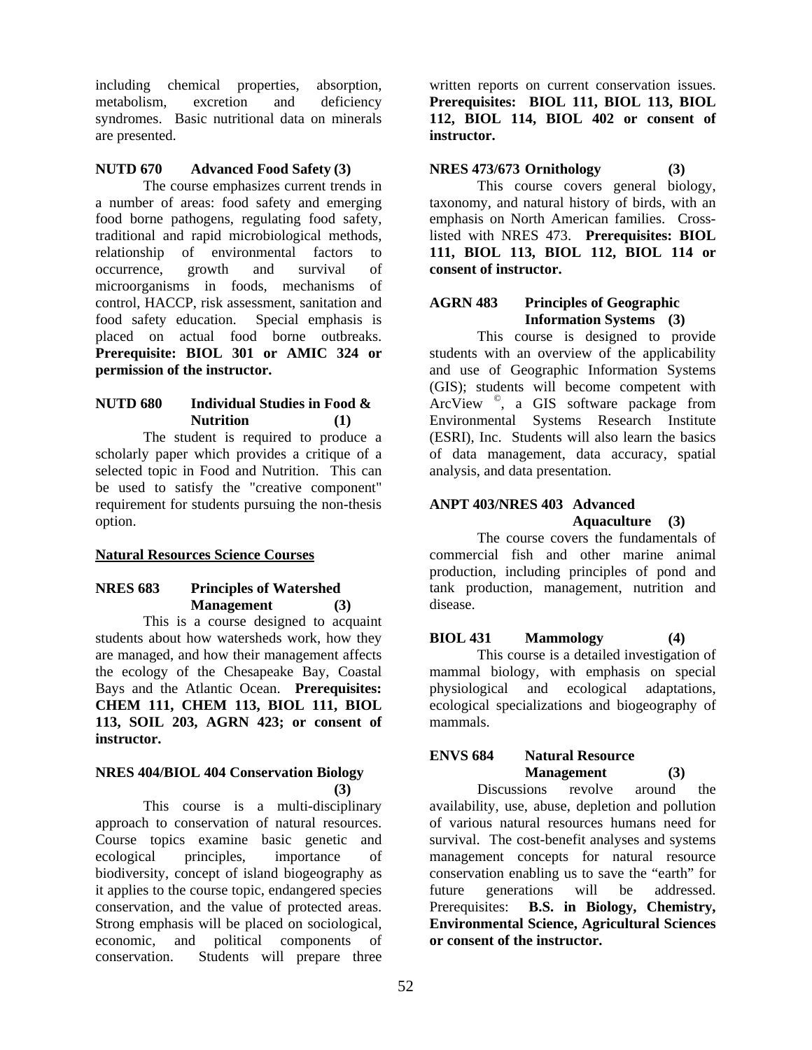including chemical properties, absorption, metabolism, excretion and deficiency syndromes. Basic nutritional data on minerals are presented.

**NUTD 670 Advanced Food Safety (3)**

The course emphasizes current trends in a number of areas: food safety and emerging food borne pathogens, regulating food safety, traditional and rapid microbiological methods, relationship of environmental factors to occurrence, growth and survival of microorganisms in foods, mechanisms of control, HACCP, risk assessment, sanitation and food safety education. Special emphasis is placed on actual food borne outbreaks. **Prerequisite: BIOL 301 or AMIC 324 or permission of the instructor.**

**NUTD 680 Individual Studies in Food & Nutrition (1)**

The student is required to produce a scholarly paper which provides a critique of a selected topic in Food and Nutrition. This can be used to satisfy the "creative component" requirement for students pursuing the non-thesis option.

## Natural Resources Science Courses

**NRES 683 Principles of Watershed Management (3)**

This is a course designed to acquaint students about how watersheds work, how they are managed, and how their management affects the ecology of the Chesapeake Bay, Coastal Bays and the Atlantic Ocean. **Prerequisites: CHEM 111, CHEM 113, BIOL 111, BIOL 113, SOIL 203, AGRN 423; or consent of instructor.**

**NRES 404/BIOL 404 Conservation Biology (3)**

This course is a multi-disciplinary approach to conservation of natural resources. Course topics examine basic genetic and ecological principles, importance of biodiversity, concept of island biogeography as it applies to the course topic, endangered species conservation, and the value of protected areas. Strong emphasis will be placed on sociological, economic, and political components of conservation. Students will prepare three written reports on current conservation issues. **Prerequisites: BIOL 111, BIOL 113, BIOL 112, BIOL 114, BIOL 402 or consent of instructor.**

**NRES 473/673 Ornithology (3)**

This course covers general biology, taxonomy, and natural history of birds, with an emphasis on North American families. Cross-listed with NRES 473. **Prerequisites: BIOL 111, BIOL 113, BIOL 112, BIOL 114 or consent of instructor.**

**AGRN 483 Principles of Geographic Information Systems (3)**

This course is designed to provide students with an overview of the applicability and use of Geographic Information Systems (GIS); students will become competent with ArcView ©, a GIS software package from Environmental Systems Research Institute (ESRI), Inc. Students will also learn the basics of data management, data accuracy, spatial analysis, and data presentation.

**ANPT 403/NRES 403 Advanced Aquaculture (3)**

The course covers the fundamentals of commercial fish and other marine animal production, including principles of pond and tank production, management, nutrition and disease.

**BIOL 431 Mammology (4)**

This course is a detailed investigation of mammal biology, with emphasis on special physiological and ecological adaptations, ecological specializations and biogeography of mammals.

**ENVS 684 Natural Resource Management (3)**

Discussions revolve around the availability, use, abuse, depletion and pollution of various natural resources humans need for survival. The cost-benefit analyses and systems management concepts for natural resource conservation enabling us to save the "earth" for future generations will be addressed. Prerequisites: **B.S. in Biology, Chemistry, Environmental Science, Agricultural Sciences or consent of the instructor.**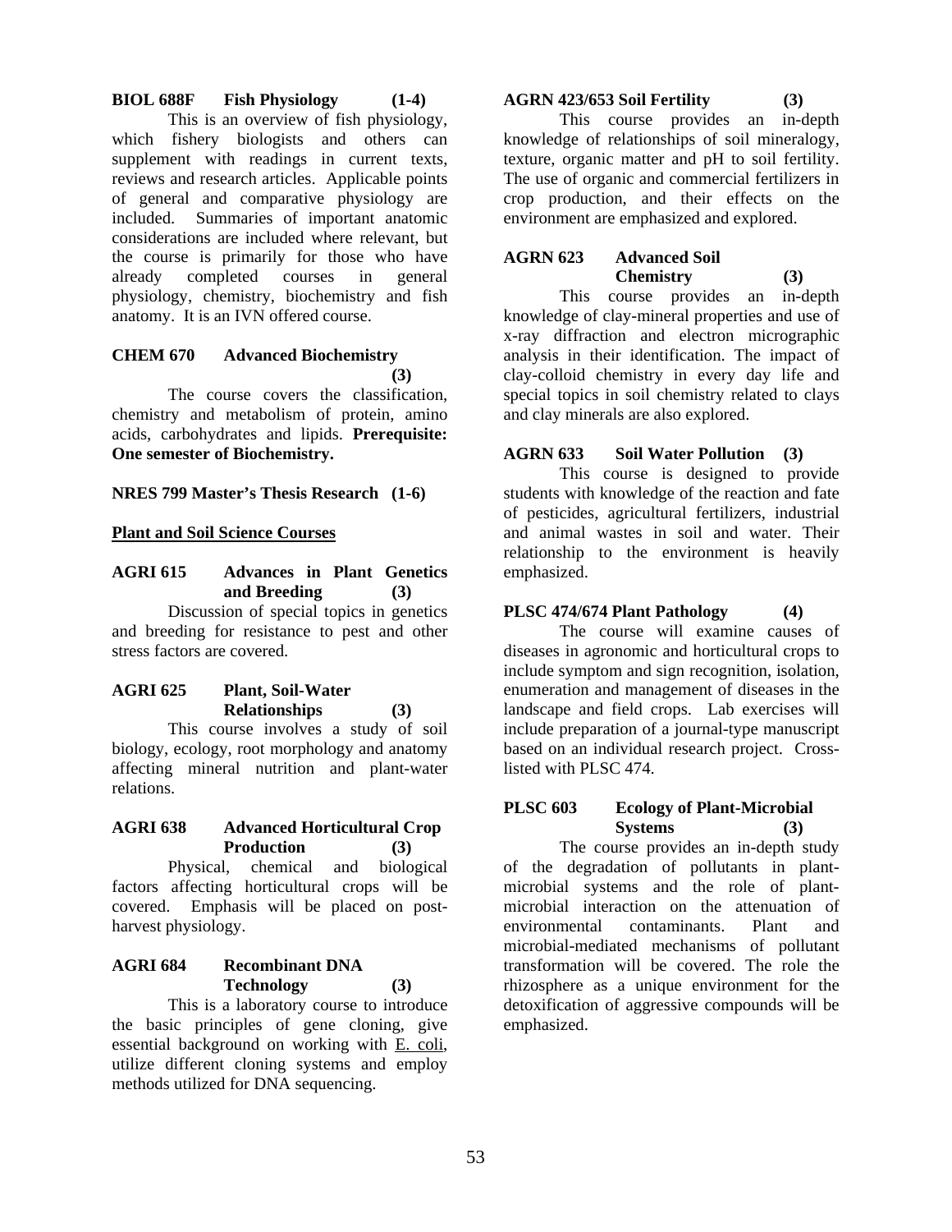**BIOL 688F Fish Physiology (1-4)**

This is an overview of fish physiology, which fishery biologists and others can supplement with readings in current texts, reviews and research articles. Applicable points of general and comparative physiology are included. Summaries of important anatomic considerations are included where relevant, but the course is primarily for those who have already completed courses in general physiology, chemistry, biochemistry and fish anatomy. It is an IVN offered course.

**CHEM 670 Advanced Biochemistry (3)**

The course covers the classification, chemistry and metabolism of protein, amino acids, carbohydrates and lipids. **Prerequisite: One semester of Biochemistry.**

**NRES 799 Master's Thesis Research (1-6)**

**<u>Plant and Soil Science Courses</u>**

**AGRI 615 Advances in Plant Genetics and Breeding (3)**

Discussion of special topics in genetics and breeding for resistance to pest and other stress factors are covered.

**AGRI 625 Plant, Soil-Water Relationships (3)**

This course involves a study of soil biology, ecology, root morphology and anatomy affecting mineral nutrition and plant-water relations.

**AGRI 638 Advanced Horticultural Crop Production (3)**

Physical, chemical and biological factors affecting horticultural crops will be covered. Emphasis will be placed on post-harvest physiology.

**AGRI 684 Recombinant DNA Technology (3)**

This is a laboratory course to introduce the basic principles of gene cloning, give essential background on working with <u>E. coli</u>, utilize different cloning systems and employ methods utilized for DNA sequencing.

**AGRN 423/653 Soil Fertility (3)**

This course provides an in-depth knowledge of relationships of soil mineralogy, texture, organic matter and pH to soil fertility. The use of organic and commercial fertilizers in crop production, and their effects on the environment are emphasized and explored.

**AGRN 623 Advanced Soil Chemistry (3)**

This course provides an in-depth knowledge of clay-mineral properties and use of x-ray diffraction and electron micrographic analysis in their identification. The impact of clay-colloid chemistry in every day life and special topics in soil chemistry related to clays and clay minerals are also explored.

**AGRN 633 Soil Water Pollution (3)**

This course is designed to provide students with knowledge of the reaction and fate of pesticides, agricultural fertilizers, industrial and animal wastes in soil and water. Their relationship to the environment is heavily emphasized.

**PLSC 474/674 Plant Pathology (4)**

The course will examine causes of diseases in agronomic and horticultural crops to include symptom and sign recognition, isolation, enumeration and management of diseases in the landscape and field crops. Lab exercises will include preparation of a journal-type manuscript based on an individual research project. Cross-listed with PLSC 474.

**PLSC 603 Ecology of Plant-Microbial Systems (3)**

The course provides an in-depth study of the degradation of pollutants in plant-microbial systems and the role of plant-microbial interaction on the attenuation of environmental contaminants. Plant and microbial-mediated mechanisms of pollutant transformation will be covered. The role the rhizosphere as a unique environment for the detoxification of aggressive compounds will be emphasized.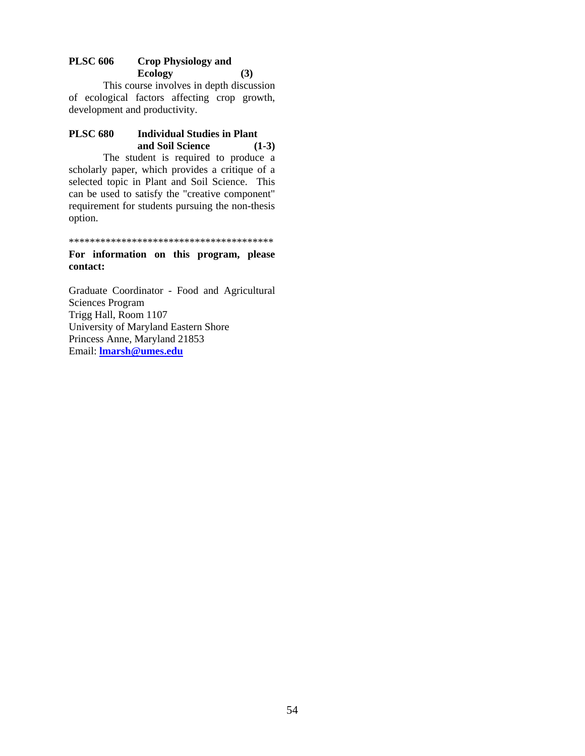**PLSC 606 Crop Physiology and Ecology (3)**

This course involves in depth discussion of ecological factors affecting crop growth, development and productivity.

**PLSC 680 Individual Studies in Plant and Soil Science (1-3)**

The student is required to produce a scholarly paper, which provides a critique of a selected topic in Plant and Soil Science. This can be used to satisfy the "creative component" requirement for students pursuing the non-thesis option.

****************************************

**For information on this program, please contact:**

Graduate Coordinator - Food and Agricultural Sciences Program  
Trigg Hall, Room 1107  
University of Maryland Eastern Shore  
Princess Anne, Maryland 21853  
Email: **lmarsh@umes.edu**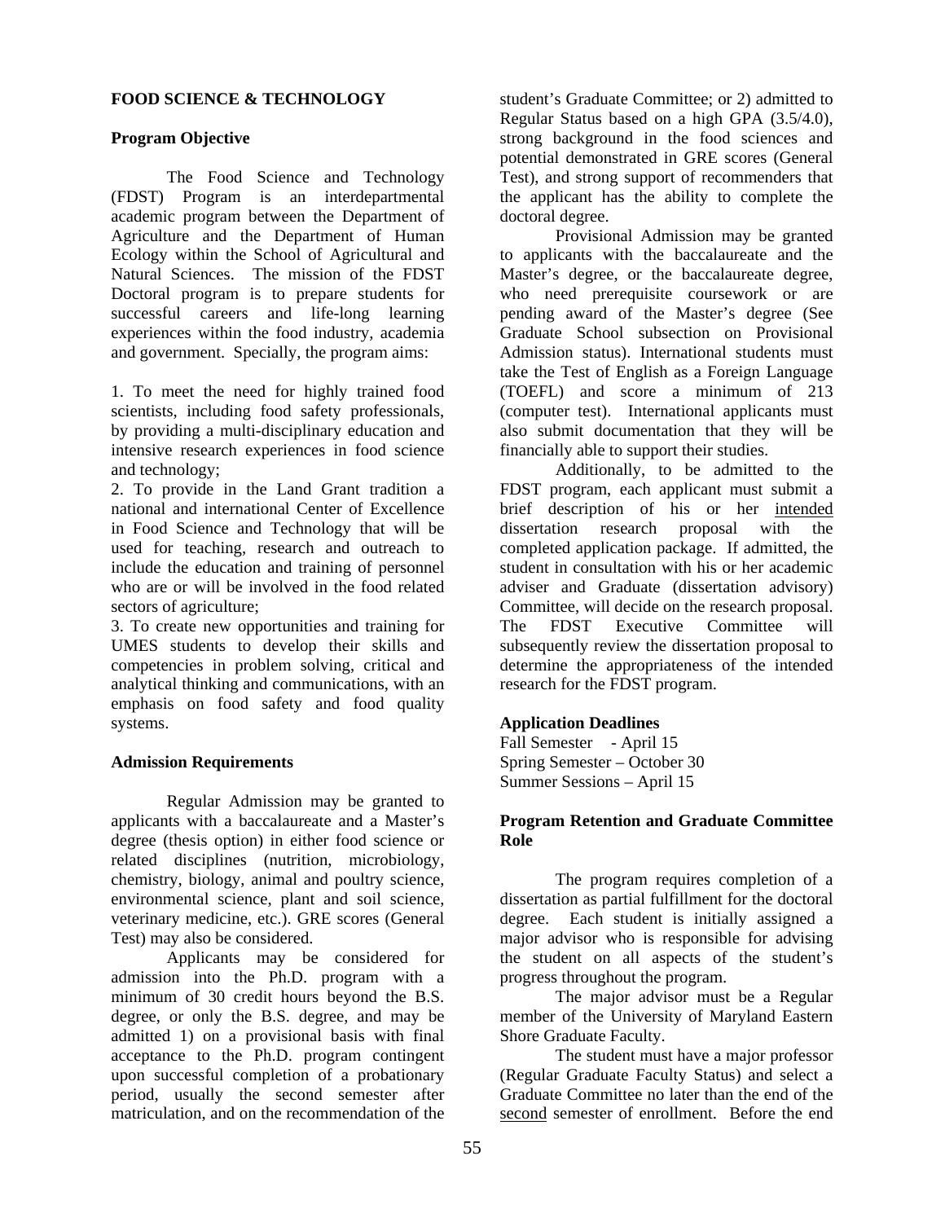## FOOD SCIENCE & TECHNOLOGY

### Program Objective

The Food Science and Technology (FDST) Program is an interdepartmental academic program between the Department of Agriculture and the Department of Human Ecology within the School of Agricultural and Natural Sciences. The mission of the FDST Doctoral program is to prepare students for successful careers and life-long learning experiences within the food industry, academia and government. Specially, the program aims:

1. To meet the need for highly trained food scientists, including food safety professionals, by providing a multi-disciplinary education and intensive research experiences in food science and technology;
2. To provide in the Land Grant tradition a national and international Center of Excellence in Food Science and Technology that will be used for teaching, research and outreach to include the education and training of personnel who are or will be involved in the food related sectors of agriculture;
3. To create new opportunities and training for UMES students to develop their skills and competencies in problem solving, critical and analytical thinking and communications, with an emphasis on food safety and food quality systems.

### Admission Requirements

Regular Admission may be granted to applicants with a baccalaureate and a Master's degree (thesis option) in either food science or related disciplines (nutrition, microbiology, chemistry, biology, animal and poultry science, environmental science, plant and soil science, veterinary medicine, etc.). GRE scores (General Test) may also be considered.

Applicants may be considered for admission into the Ph.D. program with a minimum of 30 credit hours beyond the B.S. degree, or only the B.S. degree, and may be admitted 1) on a provisional basis with final acceptance to the Ph.D. program contingent upon successful completion of a probationary period, usually the second semester after matriculation, and on the recommendation of the student's Graduate Committee; or 2) admitted to Regular Status based on a high GPA (3.5/4.0), strong background in the food sciences and potential demonstrated in GRE scores (General Test), and strong support of recommenders that the applicant has the ability to complete the doctoral degree.

Provisional Admission may be granted to applicants with the baccalaureate and the Master's degree, or the baccalaureate degree, who need prerequisite coursework or are pending award of the Master's degree (See Graduate School subsection on Provisional Admission status). International students must take the Test of English as a Foreign Language (TOEFL) and score a minimum of 213 (computer test). International applicants must also submit documentation that they will be financially able to support their studies.

Additionally, to be admitted to the FDST program, each applicant must submit a brief description of his or her intended dissertation research proposal with the completed application package. If admitted, the student in consultation with his or her academic adviser and Graduate (dissertation advisory) Committee, will decide on the research proposal. The FDST Executive Committee will subsequently review the dissertation proposal to determine the appropriateness of the intended research for the FDST program.

### Application Deadlines

Fall Semester - April 15
Spring Semester – October 30
Summer Sessions – April 15

### Program Retention and Graduate Committee Role

The program requires completion of a dissertation as partial fulfillment for the doctoral degree. Each student is initially assigned a major advisor who is responsible for advising the student on all aspects of the student's progress throughout the program.

The major advisor must be a Regular member of the University of Maryland Eastern Shore Graduate Faculty.

The student must have a major professor (Regular Graduate Faculty Status) and select a Graduate Committee no later than the end of the second semester of enrollment. Before the end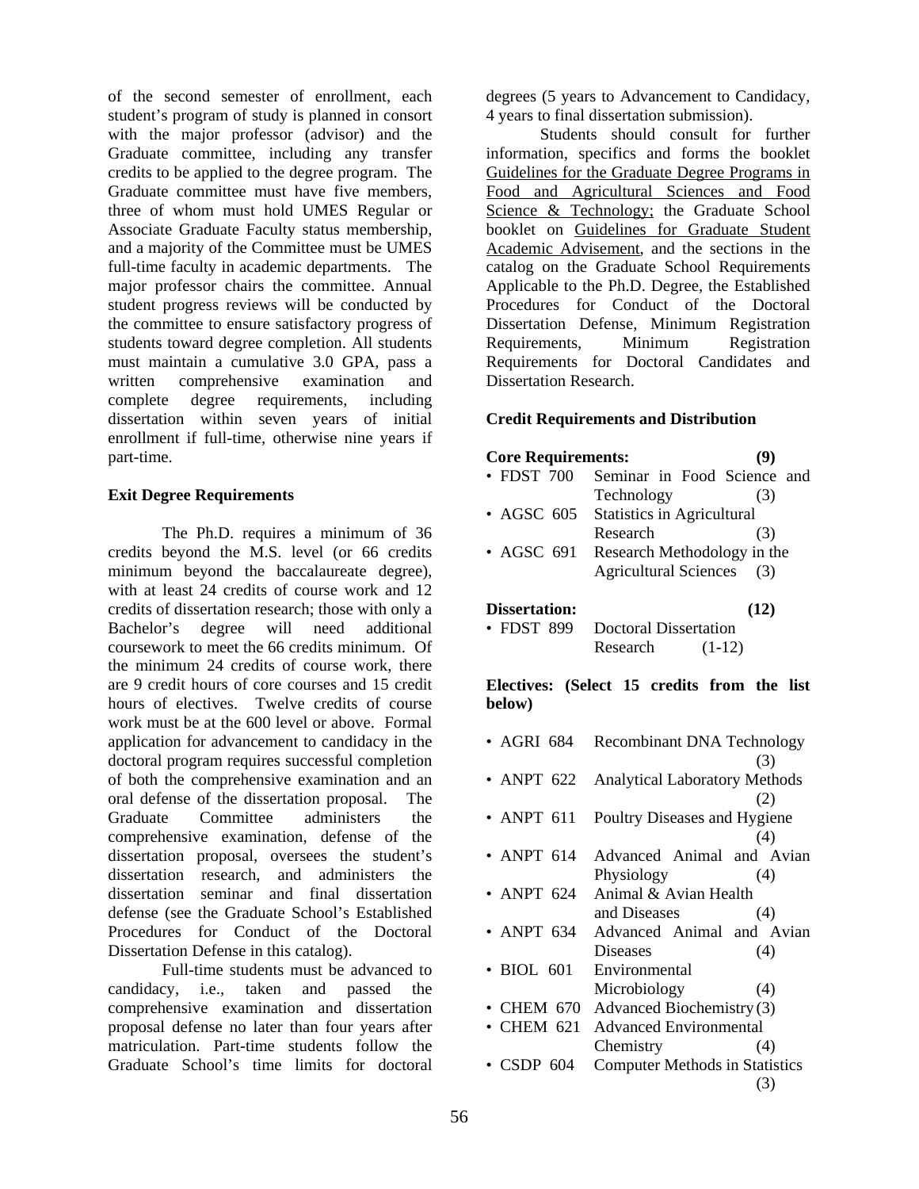of the second semester of enrollment, each student's program of study is planned in consort with the major professor (advisor) and the Graduate committee, including any transfer credits to be applied to the degree program. The Graduate committee must have five members, three of whom must hold UMES Regular or Associate Graduate Faculty status membership, and a majority of the Committee must be UMES full-time faculty in academic departments. The major professor chairs the committee. Annual student progress reviews will be conducted by the committee to ensure satisfactory progress of students toward degree completion. All students must maintain a cumulative 3.0 GPA, pass a written comprehensive examination and complete degree requirements, including dissertation within seven years of initial enrollment if full-time, otherwise nine years if part-time.

**Exit Degree Requirements**

The Ph.D. requires a minimum of 36 credits beyond the M.S. level (or 66 credits minimum beyond the baccalaureate degree), with at least 24 credits of course work and 12 credits of dissertation research; those with only a Bachelor's degree will need additional coursework to meet the 66 credits minimum. Of the minimum 24 credits of course work, there are 9 credit hours of core courses and 15 credit hours of electives. Twelve credits of course work must be at the 600 level or above. Formal application for advancement to candidacy in the doctoral program requires successful completion of both the comprehensive examination and an oral defense of the dissertation proposal. The Graduate Committee administers the comprehensive examination, defense of the dissertation proposal, oversees the student's dissertation research, and administers the dissertation seminar and final dissertation defense (see the Graduate School's Established Procedures for Conduct of the Doctoral Dissertation Defense in this catalog).

Full-time students must be advanced to candidacy, i.e., taken and passed the comprehensive examination and dissertation proposal defense no later than four years after matriculation. Part-time students follow the Graduate School's time limits for doctoral degrees (5 years to Advancement to Candidacy, 4 years to final dissertation submission).

Students should consult for further information, specifics and forms the booklet Guidelines for the Graduate Degree Programs in Food and Agricultural Sciences and Food Science & Technology; the Graduate School booklet on Guidelines for Graduate Student Academic Advisement, and the sections in the catalog on the Graduate School Requirements Applicable to the Ph.D. Degree, the Established Procedures for Conduct of the Doctoral Dissertation Defense, Minimum Registration Requirements, Minimum Registration Requirements for Doctoral Candidates and Dissertation Research.

**Credit Requirements and Distribution**

**Core Requirements: (9)**

- FDST 700 Seminar in Food Science and Technology (3)
- AGSC 605 Statistics in Agricultural Research (3)
- AGSC 691 Research Methodology in the Agricultural Sciences (3)

**Dissertation: (12)**

- FDST 899 Doctoral Dissertation Research (1-12)

**Electives: (Select 15 credits from the list below)**

- AGRI 684 Recombinant DNA Technology (3)
- ANPT 622 Analytical Laboratory Methods (2)
- ANPT 611 Poultry Diseases and Hygiene (4)
- ANPT 614 Advanced Animal and Avian Physiology (4)
- ANPT 624 Animal & Avian Health and Diseases (4)
- ANPT 634 Advanced Animal and Avian Diseases (4)
- BIOL 601 Environmental Microbiology (4)
- CHEM 670 Advanced Biochemistry (3)
- CHEM 621 Advanced Environmental Chemistry (4)
- CSDP 604 Computer Methods in Statistics (3)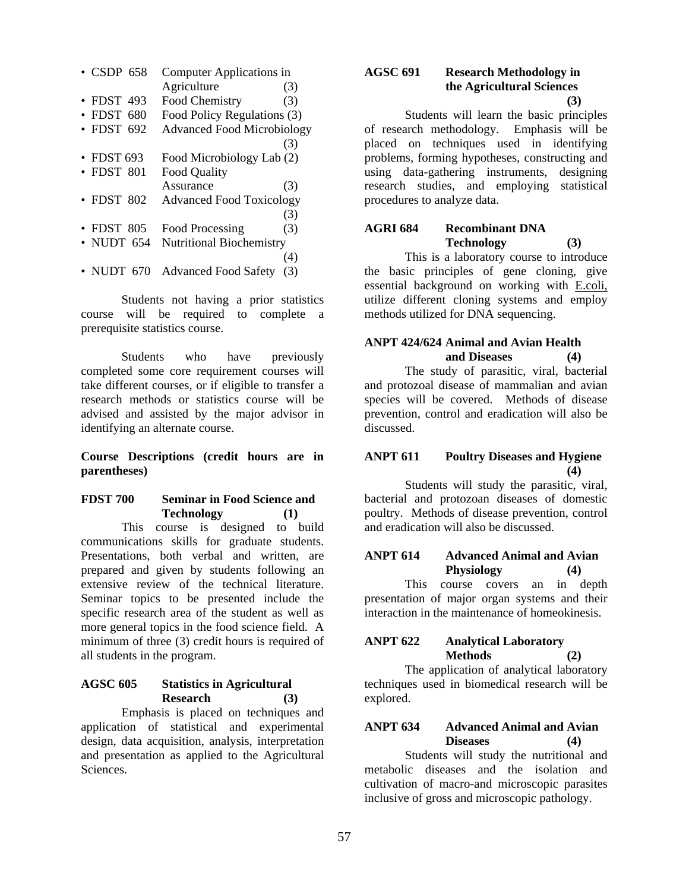- CSDP 658 Computer Applications in Agriculture (3)
- FDST 493 Food Chemistry (3)
- FDST 680 Food Policy Regulations (3)
- FDST 692 Advanced Food Microbiology (3)
- FDST 693 Food Microbiology Lab (2)
- FDST 801 Food Quality Assurance (3)
- FDST 802 Advanced Food Toxicology (3)
- FDST 805 Food Processing (3)
- NUDT 654 Nutritional Biochemistry (4)
- NUDT 670 Advanced Food Safety (3)

Students not having a prior statistics course will be required to complete a prerequisite statistics course.

Students who have previously completed some core requirement courses will take different courses, or if eligible to transfer a research methods or statistics course will be advised and assisted by the major advisor in identifying an alternate course.

**Course Descriptions (credit hours are in parentheses)**

**FDST 700 Seminar in Food Science and Technology (1)**

This course is designed to build communications skills for graduate students. Presentations, both verbal and written, are prepared and given by students following an extensive review of the technical literature. Seminar topics to be presented include the specific research area of the student as well as more general topics in the food science field. A minimum of three (3) credit hours is required of all students in the program.

**AGSC 605 Statistics in Agricultural Research (3)**

Emphasis is placed on techniques and application of statistical and experimental design, data acquisition, analysis, interpretation and presentation as applied to the Agricultural Sciences.

**AGSC 691 Research Methodology in the Agricultural Sciences (3)**

Students will learn the basic principles of research methodology. Emphasis will be placed on techniques used in identifying problems, forming hypotheses, constructing and using data-gathering instruments, designing research studies, and employing statistical procedures to analyze data.

**AGRI 684 Recombinant DNA Technology (3)**

This is a laboratory course to introduce the basic principles of gene cloning, give essential background on working with E.coli, utilize different cloning systems and employ methods utilized for DNA sequencing.

**ANPT 424/624 Animal and Avian Health and Diseases (4)**

The study of parasitic, viral, bacterial and protozoal disease of mammalian and avian species will be covered. Methods of disease prevention, control and eradication will also be discussed.

**ANPT 611 Poultry Diseases and Hygiene (4)**

Students will study the parasitic, viral, bacterial and protozoan diseases of domestic poultry. Methods of disease prevention, control and eradication will also be discussed.

**ANPT 614 Advanced Animal and Avian Physiology (4)**

This course covers an in depth presentation of major organ systems and their interaction in the maintenance of homeokinesis.

**ANPT 622 Analytical Laboratory Methods (2)**

The application of analytical laboratory techniques used in biomedical research will be explored.

**ANPT 634 Advanced Animal and Avian Diseases (4)**

Students will study the nutritional and metabolic diseases and the isolation and cultivation of macro-and microscopic parasites inclusive of gross and microscopic pathology.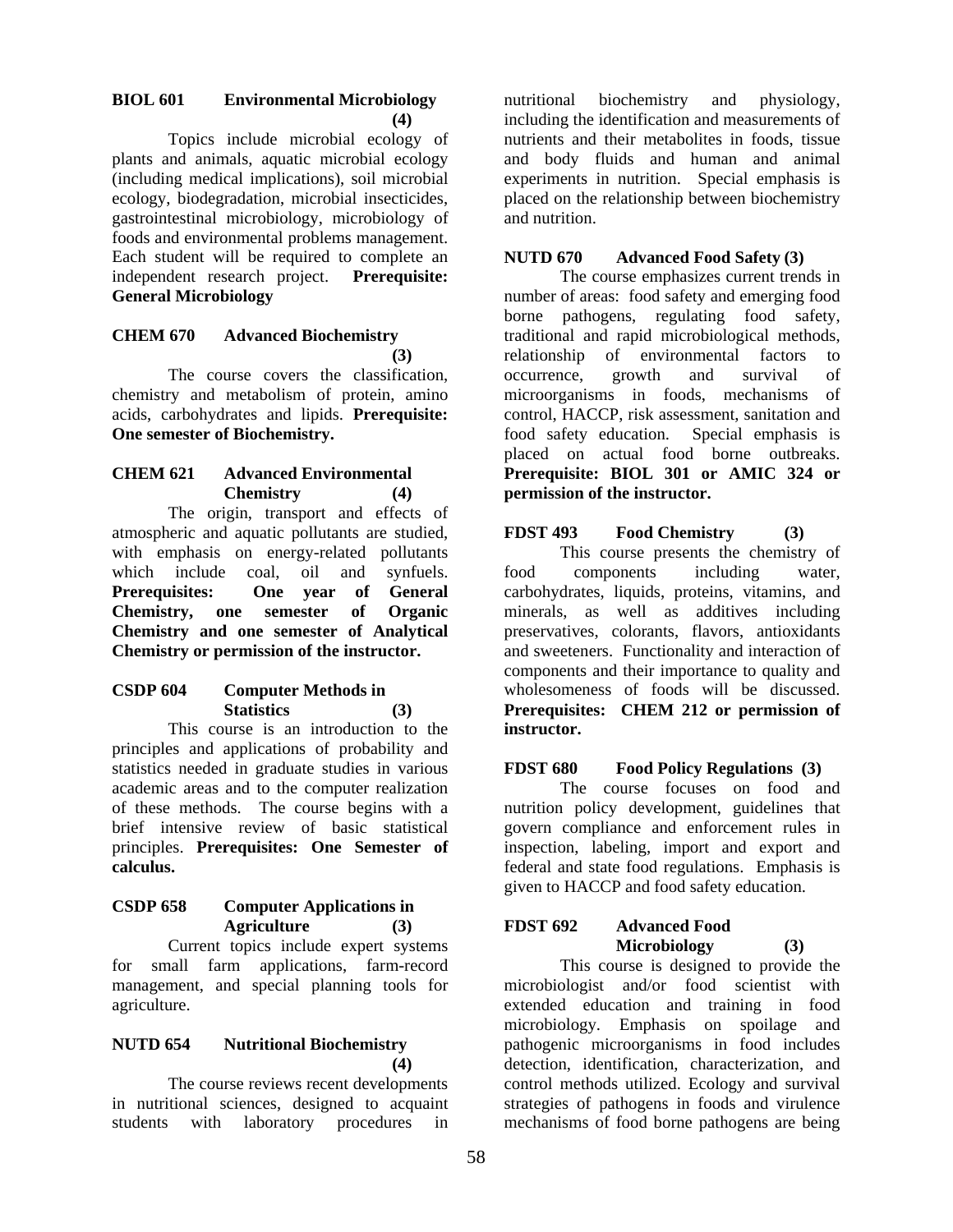**BIOL 601 Environmental Microbiology (4)**

Topics include microbial ecology of plants and animals, aquatic microbial ecology (including medical implications), soil microbial ecology, biodegradation, microbial insecticides, gastrointestinal microbiology, microbiology of foods and environmental problems management. Each student will be required to complete an independent research project. **Prerequisite: General Microbiology**

**CHEM 670 Advanced Biochemistry (3)**

The course covers the classification, chemistry and metabolism of protein, amino acids, carbohydrates and lipids. **Prerequisite: One semester of Biochemistry.**

**CHEM 621 Advanced Environmental Chemistry (4)**

The origin, transport and effects of atmospheric and aquatic pollutants are studied, with emphasis on energy-related pollutants which include coal, oil and synfuels. **Prerequisites: One year of General Chemistry, one semester of Organic Chemistry and one semester of Analytical Chemistry or permission of the instructor.**

**CSDP 604 Computer Methods in Statistics (3)**

This course is an introduction to the principles and applications of probability and statistics needed in graduate studies in various academic areas and to the computer realization of these methods. The course begins with a brief intensive review of basic statistical principles. **Prerequisites: One Semester of calculus.**

**CSDP 658 Computer Applications in Agriculture (3)**

Current topics include expert systems for small farm applications, farm-record management, and special planning tools for agriculture.

**NUTD 654 Nutritional Biochemistry (4)**

The course reviews recent developments in nutritional sciences, designed to acquaint students with laboratory procedures in nutritional biochemistry and physiology, including the identification and measurements of nutrients and their metabolites in foods, tissue and body fluids and human and animal experiments in nutrition. Special emphasis is placed on the relationship between biochemistry and nutrition.

**NUTD 670 Advanced Food Safety (3)**

The course emphasizes current trends in number of areas: food safety and emerging food borne pathogens, regulating food safety, traditional and rapid microbiological methods, relationship of environmental factors to occurrence, growth and survival of microorganisms in foods, mechanisms of control, HACCP, risk assessment, sanitation and food safety education. Special emphasis is placed on actual food borne outbreaks. **Prerequisite: BIOL 301 or AMIC 324 or permission of the instructor.**

**FDST 493 Food Chemistry (3)**

This course presents the chemistry of food components including water, carbohydrates, liquids, proteins, vitamins, and minerals, as well as additives including preservatives, colorants, flavors, antioxidants and sweeteners. Functionality and interaction of components and their importance to quality and wholesomeness of foods will be discussed. **Prerequisites: CHEM 212 or permission of instructor.**

**FDST 680 Food Policy Regulations (3)**

The course focuses on food and nutrition policy development, guidelines that govern compliance and enforcement rules in inspection, labeling, import and export and federal and state food regulations. Emphasis is given to HACCP and food safety education.

**FDST 692 Advanced Food Microbiology (3)**

This course is designed to provide the microbiologist and/or food scientist with extended education and training in food microbiology. Emphasis on spoilage and pathogenic microorganisms in food includes detection, identification, characterization, and control methods utilized. Ecology and survival strategies of pathogens in foods and virulence mechanisms of food borne pathogens are being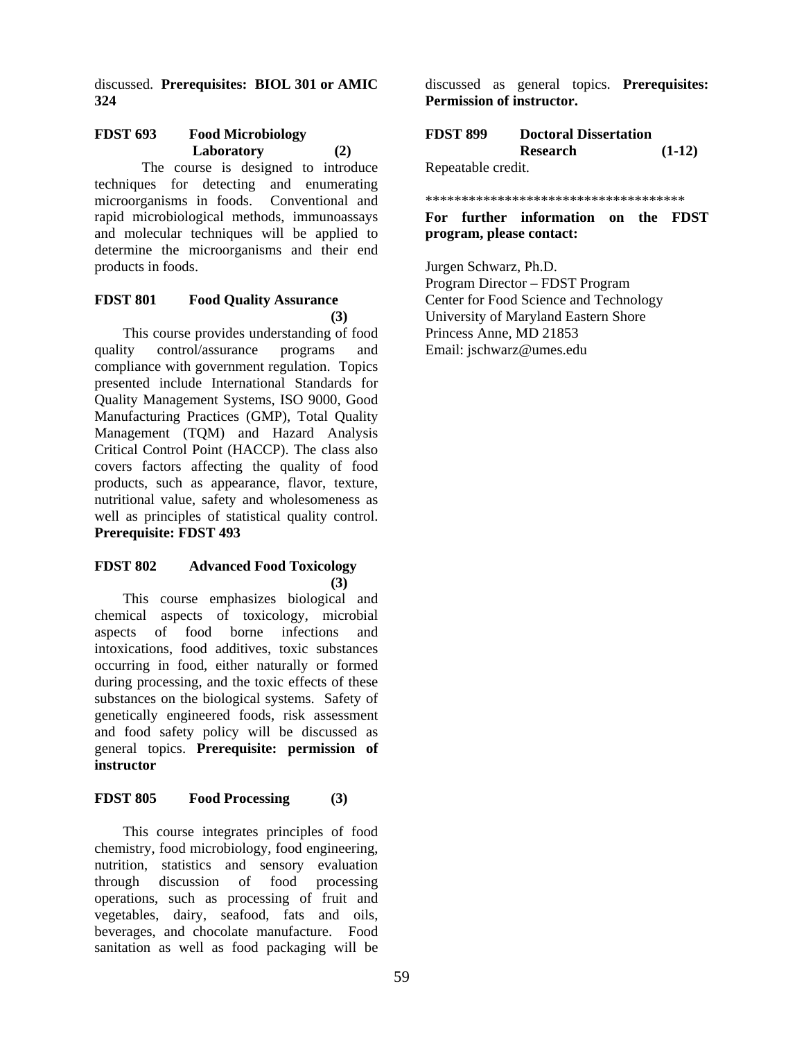discussed. **Prerequisites: BIOL 301 or AMIC 324**

**FDST 693 Food Microbiology Laboratory (2)**

The course is designed to introduce techniques for detecting and enumerating microorganisms in foods. Conventional and rapid microbiological methods, immunoassays and molecular techniques will be applied to determine the microorganisms and their end products in foods.

**FDST 801 Food Quality Assurance (3)**

This course provides understanding of food quality control/assurance programs and compliance with government regulation. Topics presented include International Standards for Quality Management Systems, ISO 9000, Good Manufacturing Practices (GMP), Total Quality Management (TQM) and Hazard Analysis Critical Control Point (HACCP). The class also covers factors affecting the quality of food products, such as appearance, flavor, texture, nutritional value, safety and wholesomeness as well as principles of statistical quality control. **Prerequisite: FDST 493**

**FDST 802 Advanced Food Toxicology (3)**

This course emphasizes biological and chemical aspects of toxicology, microbial aspects of food borne infections and intoxications, food additives, toxic substances occurring in food, either naturally or formed during processing, and the toxic effects of these substances on the biological systems. Safety of genetically engineered foods, risk assessment and food safety policy will be discussed as general topics. **Prerequisite: permission of instructor**

**FDST 805 Food Processing (3)**

This course integrates principles of food chemistry, food microbiology, food engineering, nutrition, statistics and sensory evaluation through discussion of food processing operations, such as processing of fruit and vegetables, dairy, seafood, fats and oils, beverages, and chocolate manufacture. Food sanitation as well as food packaging will be discussed as general topics. **Prerequisites: Permission of instructor.**

**FDST 899 Doctoral Dissertation Research (1-12)**

Repeatable credit.

************************************

**For further information on the FDST program, please contact:**

Jurgen Schwarz, Ph.D.
Program Director – FDST Program
Center for Food Science and Technology
University of Maryland Eastern Shore
Princess Anne, MD 21853
Email: jschwarz@umes.edu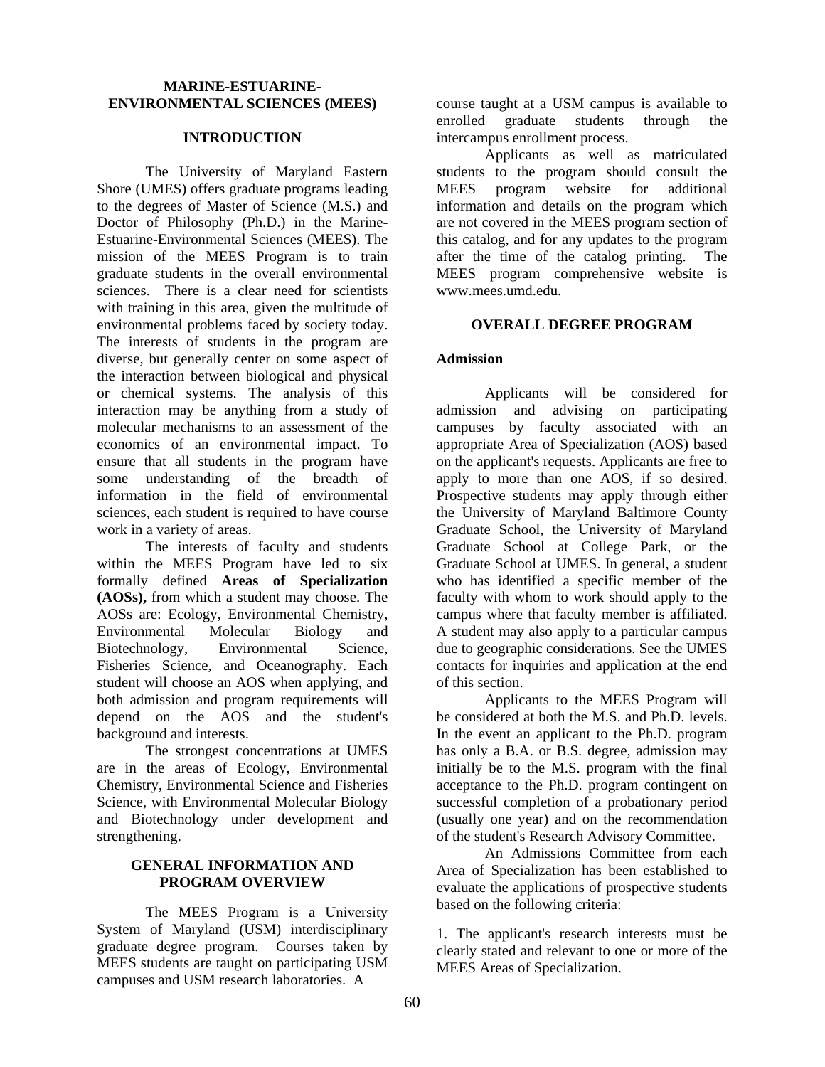# MARINE-ESTUARINE-ENVIRONMENTAL SCIENCES (MEES)

## INTRODUCTION

The University of Maryland Eastern Shore (UMES) offers graduate programs leading to the degrees of Master of Science (M.S.) and Doctor of Philosophy (Ph.D.) in the Marine-Estuarine-Environmental Sciences (MEES). The mission of the MEES Program is to train graduate students in the overall environmental sciences. There is a clear need for scientists with training in this area, given the multitude of environmental problems faced by society today. The interests of students in the program are diverse, but generally center on some aspect of the interaction between biological and physical or chemical systems. The analysis of this interaction may be anything from a study of molecular mechanisms to an assessment of the economics of an environmental impact. To ensure that all students in the program have some understanding of the breadth of information in the field of environmental sciences, each student is required to have course work in a variety of areas.

The interests of faculty and students within the MEES Program have led to six formally defined **Areas of Specialization (AOSs),** from which a student may choose. The AOSs are: Ecology, Environmental Chemistry, Environmental Molecular Biology and Biotechnology, Environmental Science, Fisheries Science, and Oceanography. Each student will choose an AOS when applying, and both admission and program requirements will depend on the AOS and the student's background and interests.

The strongest concentrations at UMES are in the areas of Ecology, Environmental Chemistry, Environmental Science and Fisheries Science, with Environmental Molecular Biology and Biotechnology under development and strengthening.

## GENERAL INFORMATION AND PROGRAM OVERVIEW

The MEES Program is a University System of Maryland (USM) interdisciplinary graduate degree program. Courses taken by MEES students are taught on participating USM campuses and USM research laboratories. A course taught at a USM campus is available to enrolled graduate students through the intercampus enrollment process.

Applicants as well as matriculated students to the program should consult the MEES program website for additional information and details on the program which are not covered in the MEES program section of this catalog, and for any updates to the program after the time of the catalog printing. The MEES program comprehensive website is www.mees.umd.edu.

## OVERALL DEGREE PROGRAM

### Admission

Applicants will be considered for admission and advising on participating campuses by faculty associated with an appropriate Area of Specialization (AOS) based on the applicant's requests. Applicants are free to apply to more than one AOS, if so desired. Prospective students may apply through either the University of Maryland Baltimore County Graduate School, the University of Maryland Graduate School at College Park, or the Graduate School at UMES. In general, a student who has identified a specific member of the faculty with whom to work should apply to the campus where that faculty member is affiliated. A student may also apply to a particular campus due to geographic considerations. See the UMES contacts for inquiries and application at the end of this section.

Applicants to the MEES Program will be considered at both the M.S. and Ph.D. levels. In the event an applicant to the Ph.D. program has only a B.A. or B.S. degree, admission may initially be to the M.S. program with the final acceptance to the Ph.D. program contingent on successful completion of a probationary period (usually one year) and on the recommendation of the student's Research Advisory Committee.

An Admissions Committee from each Area of Specialization has been established to evaluate the applications of prospective students based on the following criteria:

1. The applicant's research interests must be clearly stated and relevant to one or more of the MEES Areas of Specialization.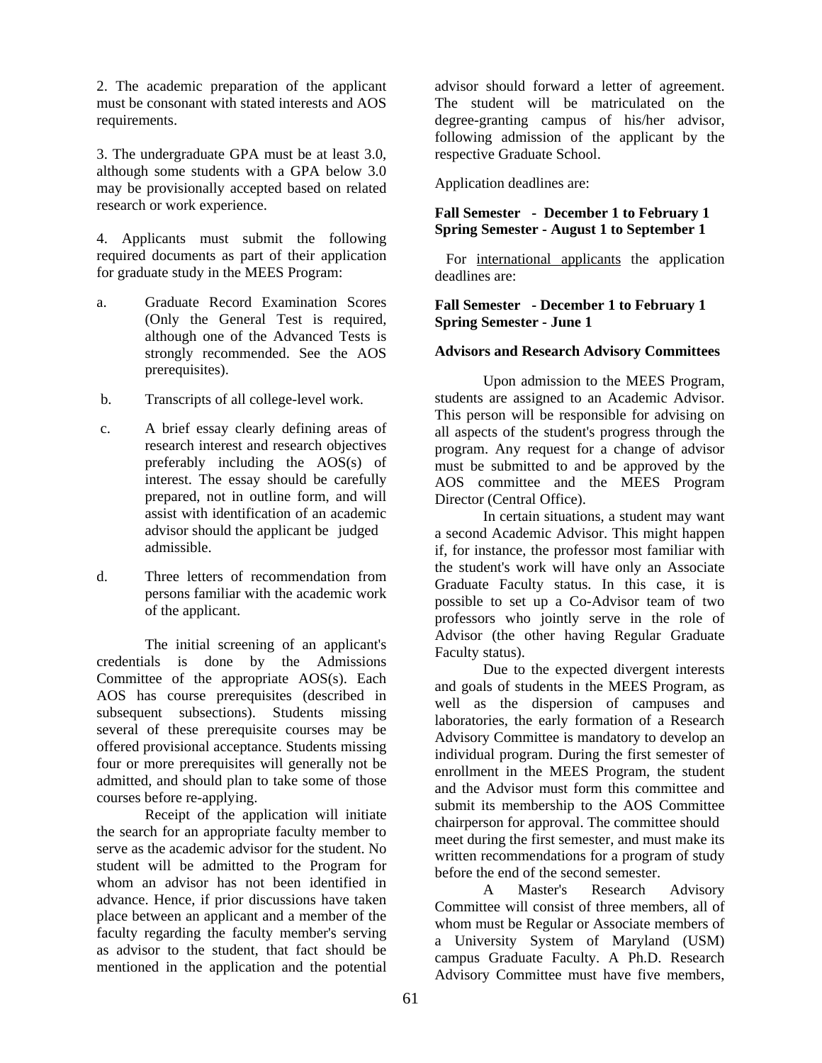2. The academic preparation of the applicant must be consonant with stated interests and AOS requirements.

3. The undergraduate GPA must be at least 3.0, although some students with a GPA below 3.0 may be provisionally accepted based on related research or work experience.

4. Applicants must submit the following required documents as part of their application for graduate study in the MEES Program:

a. Graduate Record Examination Scores (Only the General Test is required, although one of the Advanced Tests is strongly recommended. See the AOS prerequisites).

b. Transcripts of all college-level work.

c. A brief essay clearly defining areas of research interest and research objectives preferably including the AOS(s) of interest. The essay should be carefully prepared, not in outline form, and will assist with identification of an academic advisor should the applicant be judged admissible.

d. Three letters of recommendation from persons familiar with the academic work of the applicant.

The initial screening of an applicant's credentials is done by the Admissions Committee of the appropriate AOS(s). Each AOS has course prerequisites (described in subsequent subsections). Students missing several of these prerequisite courses may be offered provisional acceptance. Students missing four or more prerequisites will generally not be admitted, and should plan to take some of those courses before re-applying.

Receipt of the application will initiate the search for an appropriate faculty member to serve as the academic advisor for the student. No student will be admitted to the Program for whom an advisor has not been identified in advance. Hence, if prior discussions have taken place between an applicant and a member of the faculty regarding the faculty member's serving as advisor to the student, that fact should be mentioned in the application and the potential advisor should forward a letter of agreement. The student will be matriculated on the degree-granting campus of his/her advisor, following admission of the applicant by the respective Graduate School.

Application deadlines are:

**Fall Semester - December 1 to February 1**
**Spring Semester - August 1 to September 1**

For international applicants the application deadlines are:

**Fall Semester - December 1 to February 1**
**Spring Semester - June 1**

**Advisors and Research Advisory Committees**

Upon admission to the MEES Program, students are assigned to an Academic Advisor. This person will be responsible for advising on all aspects of the student's progress through the program. Any request for a change of advisor must be submitted to and be approved by the AOS committee and the MEES Program Director (Central Office).

In certain situations, a student may want a second Academic Advisor. This might happen if, for instance, the professor most familiar with the student's work will have only an Associate Graduate Faculty status. In this case, it is possible to set up a Co-Advisor team of two professors who jointly serve in the role of Advisor (the other having Regular Graduate Faculty status).

Due to the expected divergent interests and goals of students in the MEES Program, as well as the dispersion of campuses and laboratories, the early formation of a Research Advisory Committee is mandatory to develop an individual program. During the first semester of enrollment in the MEES Program, the student and the Advisor must form this committee and submit its membership to the AOS Committee chairperson for approval. The committee should meet during the first semester, and must make its written recommendations for a program of study before the end of the second semester.

A Master's Research Advisory Committee will consist of three members, all of whom must be Regular or Associate members of a University System of Maryland (USM) campus Graduate Faculty. A Ph.D. Research Advisory Committee must have five members,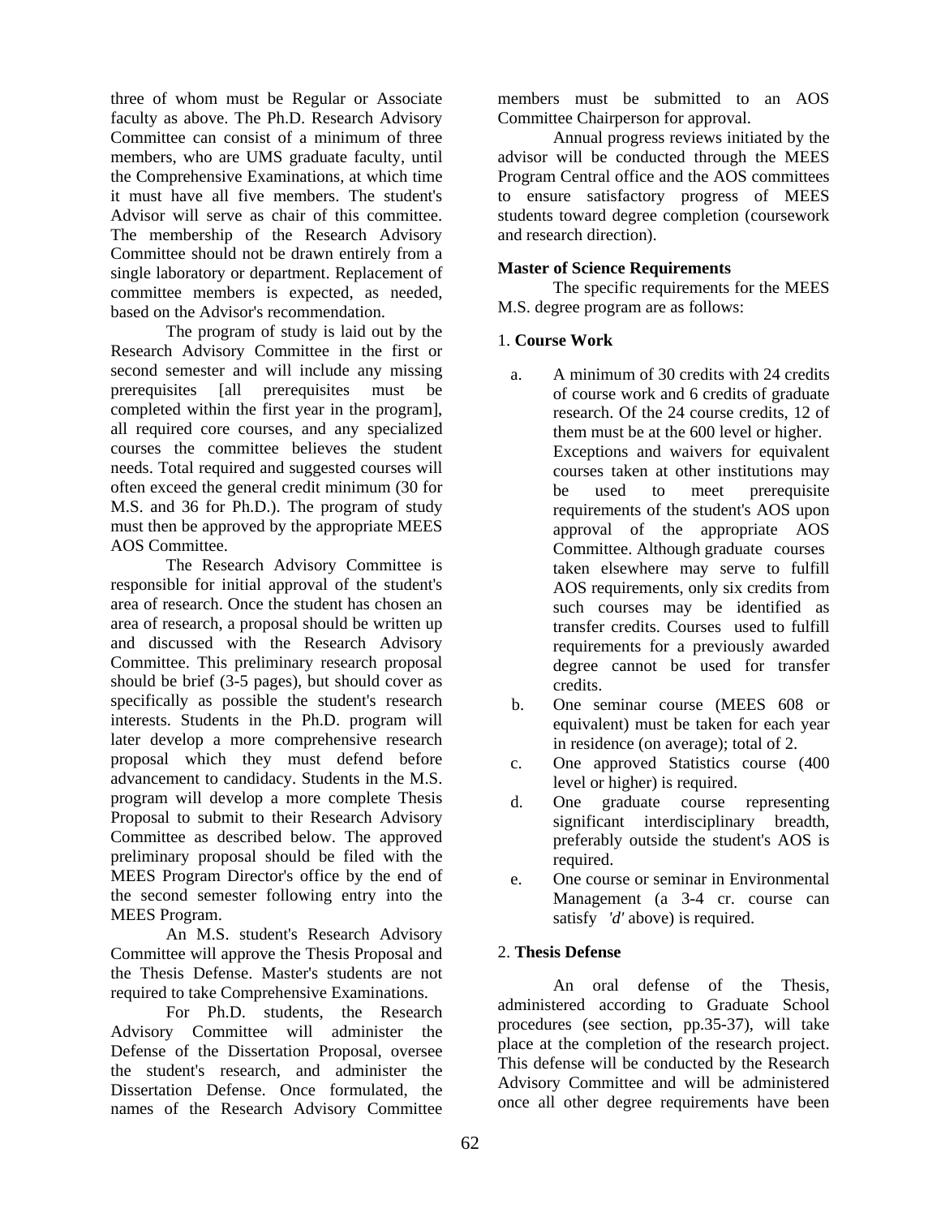three of whom must be Regular or Associate faculty as above. The Ph.D. Research Advisory Committee can consist of a minimum of three members, who are UMS graduate faculty, until the Comprehensive Examinations, at which time it must have all five members. The student's Advisor will serve as chair of this committee. The membership of the Research Advisory Committee should not be drawn entirely from a single laboratory or department. Replacement of committee members is expected, as needed, based on the Advisor's recommendation.

The program of study is laid out by the Research Advisory Committee in the first or second semester and will include any missing prerequisites [all prerequisites must be completed within the first year in the program], all required core courses, and any specialized courses the committee believes the student needs. Total required and suggested courses will often exceed the general credit minimum (30 for M.S. and 36 for Ph.D.). The program of study must then be approved by the appropriate MEES AOS Committee.

The Research Advisory Committee is responsible for initial approval of the student's area of research. Once the student has chosen an area of research, a proposal should be written up and discussed with the Research Advisory Committee. This preliminary research proposal should be brief (3-5 pages), but should cover as specifically as possible the student's research interests. Students in the Ph.D. program will later develop a more comprehensive research proposal which they must defend before advancement to candidacy. Students in the M.S. program will develop a more complete Thesis Proposal to submit to their Research Advisory Committee as described below. The approved preliminary proposal should be filed with the MEES Program Director's office by the end of the second semester following entry into the MEES Program.

An M.S. student's Research Advisory Committee will approve the Thesis Proposal and the Thesis Defense. Master's students are not required to take Comprehensive Examinations.

For Ph.D. students, the Research Advisory Committee will administer the Defense of the Dissertation Proposal, oversee the student's research, and administer the Dissertation Defense. Once formulated, the names of the Research Advisory Committee members must be submitted to an AOS Committee Chairperson for approval.

Annual progress reviews initiated by the advisor will be conducted through the MEES Program Central office and the AOS committees to ensure satisfactory progress of MEES students toward degree completion (coursework and research direction).

**Master of Science Requirements**

The specific requirements for the MEES M.S. degree program are as follows:

1. **Course Work**

   a. A minimum of 30 credits with 24 credits of course work and 6 credits of graduate research. Of the 24 course credits, 12 of them must be at the 600 level or higher. Exceptions and waivers for equivalent courses taken at other institutions may be used to meet prerequisite requirements of the student's AOS upon approval of the appropriate AOS Committee. Although graduate courses taken elsewhere may serve to fulfill AOS requirements, only six credits from such courses may be identified as transfer credits. Courses used to fulfill requirements for a previously awarded degree cannot be used for transfer credits.
   b. One seminar course (MEES 608 or equivalent) must be taken for each year in residence (on average); total of 2.
   c. One approved Statistics course (400 level or higher) is required.
   d. One graduate course representing significant interdisciplinary breadth, preferably outside the student's AOS is required.
   e. One course or seminar in Environmental Management (a 3-4 cr. course can satisfy *'d'* above) is required.

2. **Thesis Defense**

An oral defense of the Thesis, administered according to Graduate School procedures (see section, pp.35-37), will take place at the completion of the research project. This defense will be conducted by the Research Advisory Committee and will be administered once all other degree requirements have been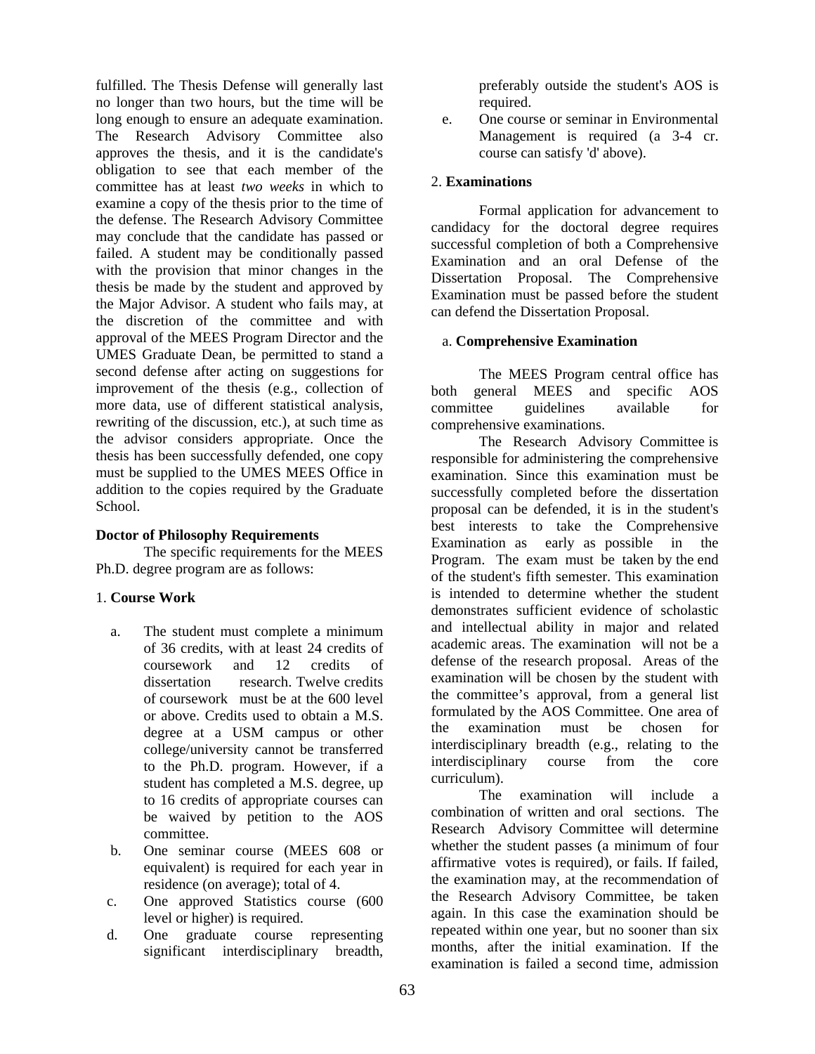fulfilled. The Thesis Defense will generally last no longer than two hours, but the time will be long enough to ensure an adequate examination. The Research Advisory Committee also approves the thesis, and it is the candidate's obligation to see that each member of the committee has at least *two weeks* in which to examine a copy of the thesis prior to the time of the defense. The Research Advisory Committee may conclude that the candidate has passed or failed. A student may be conditionally passed with the provision that minor changes in the thesis be made by the student and approved by the Major Advisor. A student who fails may, at the discretion of the committee and with approval of the MEES Program Director and the UMES Graduate Dean, be permitted to stand a second defense after acting on suggestions for improvement of the thesis (e.g., collection of more data, use of different statistical analysis, rewriting of the discussion, etc.), at such time as the advisor considers appropriate. Once the thesis has been successfully defended, one copy must be supplied to the UMES MEES Office in addition to the copies required by the Graduate School.

**Doctor of Philosophy Requirements**

The specific requirements for the MEES Ph.D. degree program are as follows:

1. **Course Work**

a. The student must complete a minimum of 36 credits, with at least 24 credits of coursework and 12 credits of dissertation research. Twelve credits of coursework must be at the 600 level or above. Credits used to obtain a M.S. degree at a USM campus or other college/university cannot be transferred to the Ph.D. program. However, if a student has completed a M.S. degree, up to 16 credits of appropriate courses can be waived by petition to the AOS committee.

b. One seminar course (MEES 608 or equivalent) is required for each year in residence (on average); total of 4.

c. One approved Statistics course (600 level or higher) is required.

d. One graduate course representing significant interdisciplinary breadth, preferably outside the student's AOS is required.

e. One course or seminar in Environmental Management is required (a 3-4 cr. course can satisfy 'd' above).

2. **Examinations**

Formal application for advancement to candidacy for the doctoral degree requires successful completion of both a Comprehensive Examination and an oral Defense of the Dissertation Proposal. The Comprehensive Examination must be passed before the student can defend the Dissertation Proposal.

a. **Comprehensive Examination**

The MEES Program central office has both general MEES and specific AOS committee guidelines available for comprehensive examinations.

The Research Advisory Committee is responsible for administering the comprehensive examination. Since this examination must be successfully completed before the dissertation proposal can be defended, it is in the student's best interests to take the Comprehensive Examination as early as possible in the Program. The exam must be taken by the end of the student's fifth semester. This examination is intended to determine whether the student demonstrates sufficient evidence of scholastic and intellectual ability in major and related academic areas. The examination will not be a defense of the research proposal. Areas of the examination will be chosen by the student with the committee's approval, from a general list formulated by the AOS Committee. One area of the examination must be chosen for interdisciplinary breadth (e.g., relating to the interdisciplinary course from the core curriculum).

The examination will include a combination of written and oral sections. The Research Advisory Committee will determine whether the student passes (a minimum of four affirmative votes is required), or fails. If failed, the examination may, at the recommendation of the Research Advisory Committee, be taken again. In this case the examination should be repeated within one year, but no sooner than six months, after the initial examination. If the examination is failed a second time, admission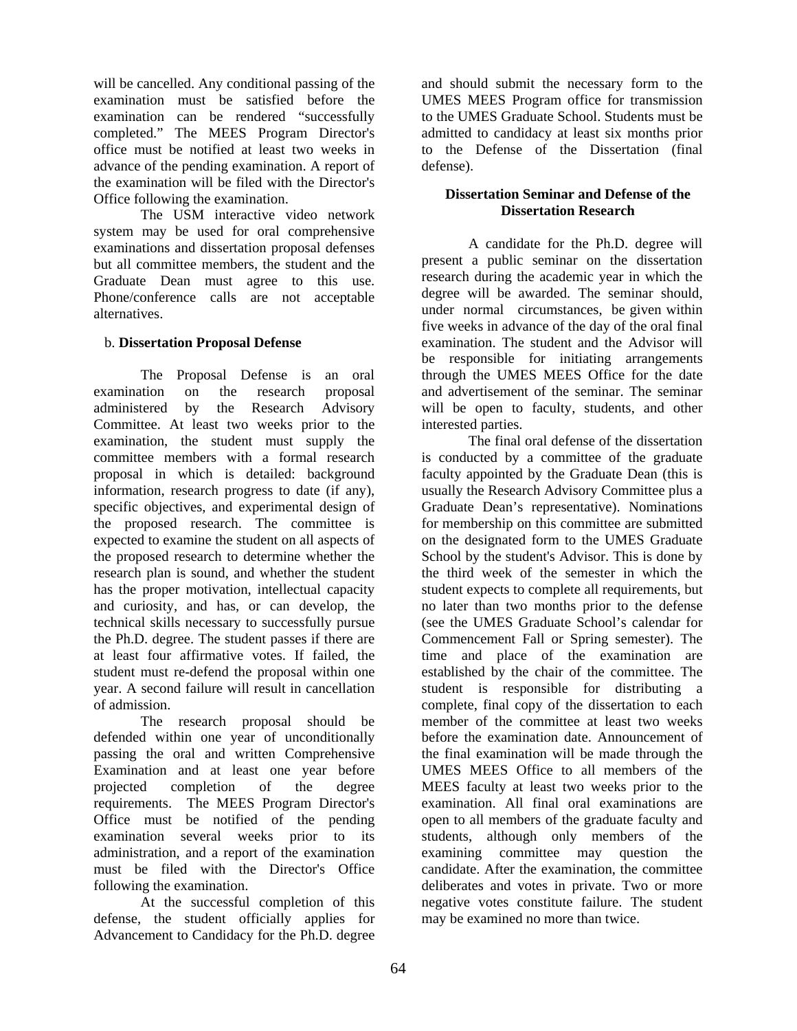will be cancelled. Any conditional passing of the examination must be satisfied before the examination can be rendered "successfully completed." The MEES Program Director's office must be notified at least two weeks in advance of the pending examination. A report of the examination will be filed with the Director's Office following the examination.

The USM interactive video network system may be used for oral comprehensive examinations and dissertation proposal defenses but all committee members, the student and the Graduate Dean must agree to this use. Phone/conference calls are not acceptable alternatives.

b. **Dissertation Proposal Defense**

The Proposal Defense is an oral examination on the research proposal administered by the Research Advisory Committee. At least two weeks prior to the examination, the student must supply the committee members with a formal research proposal in which is detailed: background information, research progress to date (if any), specific objectives, and experimental design of the proposed research. The committee is expected to examine the student on all aspects of the proposed research to determine whether the research plan is sound, and whether the student has the proper motivation, intellectual capacity and curiosity, and has, or can develop, the technical skills necessary to successfully pursue the Ph.D. degree. The student passes if there are at least four affirmative votes. If failed, the student must re-defend the proposal within one year. A second failure will result in cancellation of admission.

The research proposal should be defended within one year of unconditionally passing the oral and written Comprehensive Examination and at least one year before projected completion of the degree requirements. The MEES Program Director's Office must be notified of the pending examination several weeks prior to its administration, and a report of the examination must be filed with the Director's Office following the examination.

At the successful completion of this defense, the student officially applies for Advancement to Candidacy for the Ph.D. degree and should submit the necessary form to the UMES MEES Program office for transmission to the UMES Graduate School. Students must be admitted to candidacy at least six months prior to the Defense of the Dissertation (final defense).

**Dissertation Seminar and Defense of the Dissertation Research**

A candidate for the Ph.D. degree will present a public seminar on the dissertation research during the academic year in which the degree will be awarded. The seminar should, under normal circumstances, be given within five weeks in advance of the day of the oral final examination. The student and the Advisor will be responsible for initiating arrangements through the UMES MEES Office for the date and advertisement of the seminar. The seminar will be open to faculty, students, and other interested parties.

The final oral defense of the dissertation is conducted by a committee of the graduate faculty appointed by the Graduate Dean (this is usually the Research Advisory Committee plus a Graduate Dean's representative). Nominations for membership on this committee are submitted on the designated form to the UMES Graduate School by the student's Advisor. This is done by the third week of the semester in which the student expects to complete all requirements, but no later than two months prior to the defense (see the UMES Graduate School's calendar for Commencement Fall or Spring semester). The time and place of the examination are established by the chair of the committee. The student is responsible for distributing a complete, final copy of the dissertation to each member of the committee at least two weeks before the examination date. Announcement of the final examination will be made through the UMES MEES Office to all members of the MEES faculty at least two weeks prior to the examination. All final oral examinations are open to all members of the graduate faculty and students, although only members of the examining committee may question the candidate. After the examination, the committee deliberates and votes in private. Two or more negative votes constitute failure. The student may be examined no more than twice.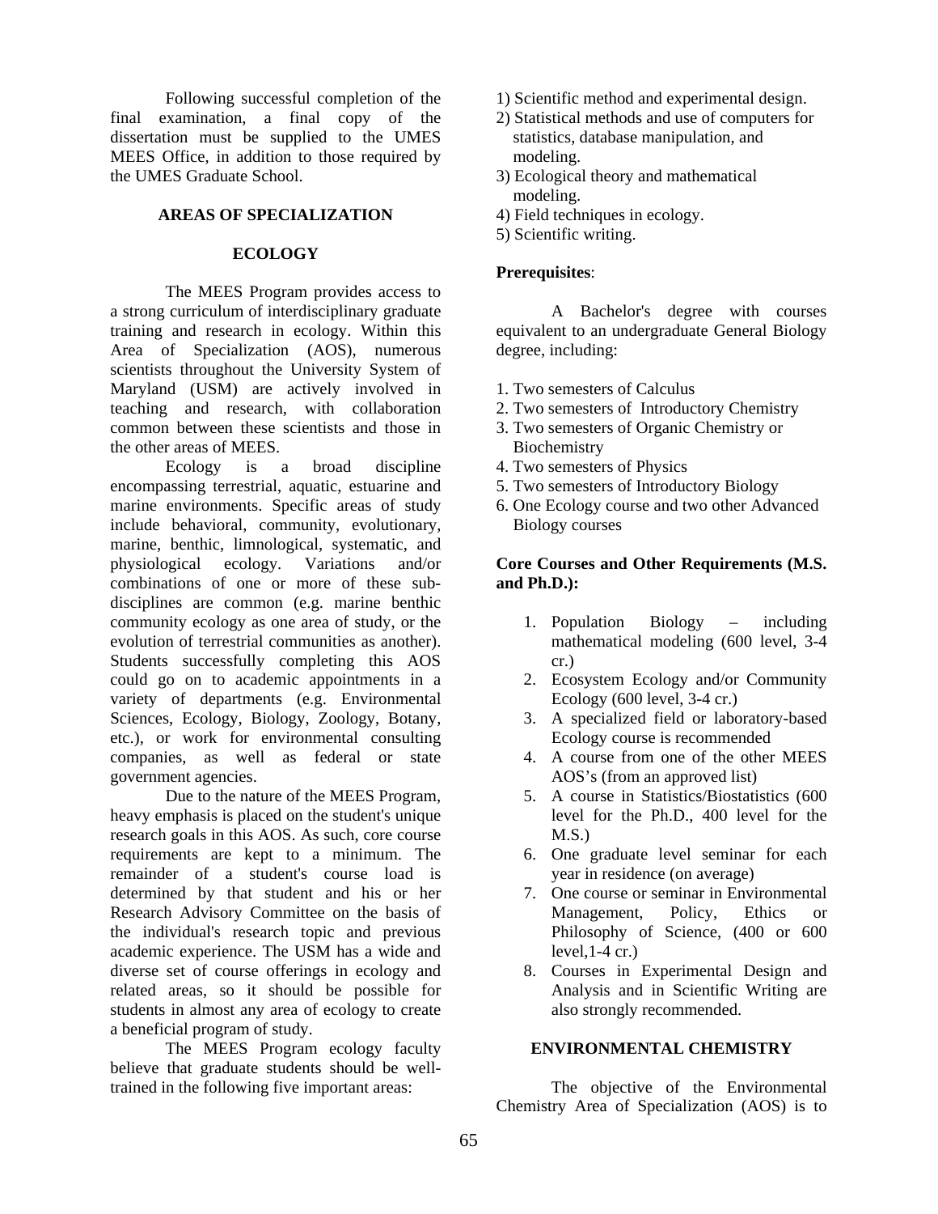Following successful completion of the final examination, a final copy of the dissertation must be supplied to the UMES MEES Office, in addition to those required by the UMES Graduate School.

## AREAS OF SPECIALIZATION

### ECOLOGY

The MEES Program provides access to a strong curriculum of interdisciplinary graduate training and research in ecology. Within this Area of Specialization (AOS), numerous scientists throughout the University System of Maryland (USM) are actively involved in teaching and research, with collaboration common between these scientists and those in the other areas of MEES.

Ecology is a broad discipline encompassing terrestrial, aquatic, estuarine and marine environments. Specific areas of study include behavioral, community, evolutionary, marine, benthic, limnological, systematic, and physiological ecology. Variations and/or combinations of one or more of these sub-disciplines are common (e.g. marine benthic community ecology as one area of study, or the evolution of terrestrial communities as another). Students successfully completing this AOS could go on to academic appointments in a variety of departments (e.g. Environmental Sciences, Ecology, Biology, Zoology, Botany, etc.), or work for environmental consulting companies, as well as federal or state government agencies.

Due to the nature of the MEES Program, heavy emphasis is placed on the student's unique research goals in this AOS. As such, core course requirements are kept to a minimum. The remainder of a student's course load is determined by that student and his or her Research Advisory Committee on the basis of the individual's research topic and previous academic experience. The USM has a wide and diverse set of course offerings in ecology and related areas, so it should be possible for students in almost any area of ecology to create a beneficial program of study.

The MEES Program ecology faculty believe that graduate students should be well-trained in the following five important areas:

1) Scientific method and experimental design.
2) Statistical methods and use of computers for statistics, database manipulation, and modeling.
3) Ecological theory and mathematical modeling.
4) Field techniques in ecology.
5) Scientific writing.

**Prerequisites**:

A Bachelor's degree with courses equivalent to an undergraduate General Biology degree, including:

1. Two semesters of Calculus
2. Two semesters of Introductory Chemistry
3. Two semesters of Organic Chemistry or Biochemistry
4. Two semesters of Physics
5. Two semesters of Introductory Biology
6. One Ecology course and two other Advanced Biology courses

**Core Courses and Other Requirements (M.S. and Ph.D.):**

1. Population Biology – including mathematical modeling (600 level, 3-4 cr.)
2. Ecosystem Ecology and/or Community Ecology (600 level, 3-4 cr.)
3. A specialized field or laboratory-based Ecology course is recommended
4. A course from one of the other MEES AOS's (from an approved list)
5. A course in Statistics/Biostatistics (600 level for the Ph.D., 400 level for the M.S.)
6. One graduate level seminar for each year in residence (on average)
7. One course or seminar in Environmental Management, Policy, Ethics or Philosophy of Science, (400 or 600 level,1-4 cr.)
8. Courses in Experimental Design and Analysis and in Scientific Writing are also strongly recommended.

### ENVIRONMENTAL CHEMISTRY

The objective of the Environmental Chemistry Area of Specialization (AOS) is to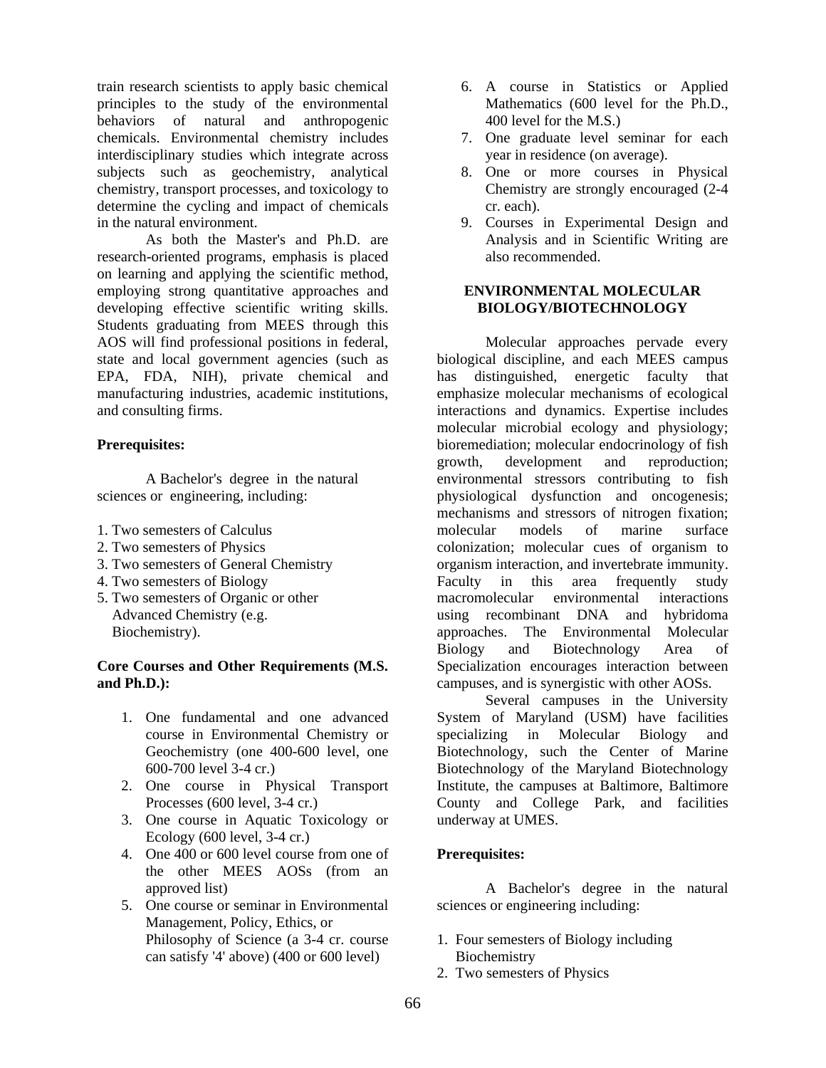train research scientists to apply basic chemical principles to the study of the environmental behaviors of natural and anthropogenic chemicals. Environmental chemistry includes interdisciplinary studies which integrate across subjects such as geochemistry, analytical chemistry, transport processes, and toxicology to determine the cycling and impact of chemicals in the natural environment.

As both the Master's and Ph.D. are research-oriented programs, emphasis is placed on learning and applying the scientific method, employing strong quantitative approaches and developing effective scientific writing skills. Students graduating from MEES through this AOS will find professional positions in federal, state and local government agencies (such as EPA, FDA, NIH), private chemical and manufacturing industries, academic institutions, and consulting firms.

**Prerequisites:**

A Bachelor's degree in the natural sciences or engineering, including:

1. Two semesters of Calculus
2. Two semesters of Physics
3. Two semesters of General Chemistry
4. Two semesters of Biology
5. Two semesters of Organic or other Advanced Chemistry (e.g. Biochemistry).

**Core Courses and Other Requirements (M.S. and Ph.D.):**

1. One fundamental and one advanced course in Environmental Chemistry or Geochemistry (one 400-600 level, one 600-700 level 3-4 cr.)
2. One course in Physical Transport Processes (600 level, 3-4 cr.)
3. One course in Aquatic Toxicology or Ecology (600 level, 3-4 cr.)
4. One 400 or 600 level course from one of the other MEES AOSs (from an approved list)
5. One course or seminar in Environmental Management, Policy, Ethics, or Philosophy of Science (a 3-4 cr. course can satisfy '4' above) (400 or 600 level)
6. A course in Statistics or Applied Mathematics (600 level for the Ph.D., 400 level for the M.S.)
7. One graduate level seminar for each year in residence (on average).
8. One or more courses in Physical Chemistry are strongly encouraged (2-4 cr. each).
9. Courses in Experimental Design and Analysis and in Scientific Writing are also recommended.

## ENVIRONMENTAL MOLECULAR BIOLOGY/BIOTECHNOLOGY

Molecular approaches pervade every biological discipline, and each MEES campus has distinguished, energetic faculty that emphasize molecular mechanisms of ecological interactions and dynamics. Expertise includes molecular microbial ecology and physiology; bioremediation; molecular endocrinology of fish growth, development and reproduction; environmental stressors contributing to fish physiological dysfunction and oncogenesis; mechanisms and stressors of nitrogen fixation; molecular models of marine surface colonization; molecular cues of organism to organism interaction, and invertebrate immunity. Faculty in this area frequently study macromolecular environmental interactions using recombinant DNA and hybridoma approaches. The Environmental Molecular Biology and Biotechnology Area of Specialization encourages interaction between campuses, and is synergistic with other AOSs.

Several campuses in the University System of Maryland (USM) have facilities specializing in Molecular Biology and Biotechnology, such the Center of Marine Biotechnology of the Maryland Biotechnology Institute, the campuses at Baltimore, Baltimore County and College Park, and facilities underway at UMES.

**Prerequisites:**

A Bachelor's degree in the natural sciences or engineering including:

1. Four semesters of Biology including Biochemistry
2. Two semesters of Physics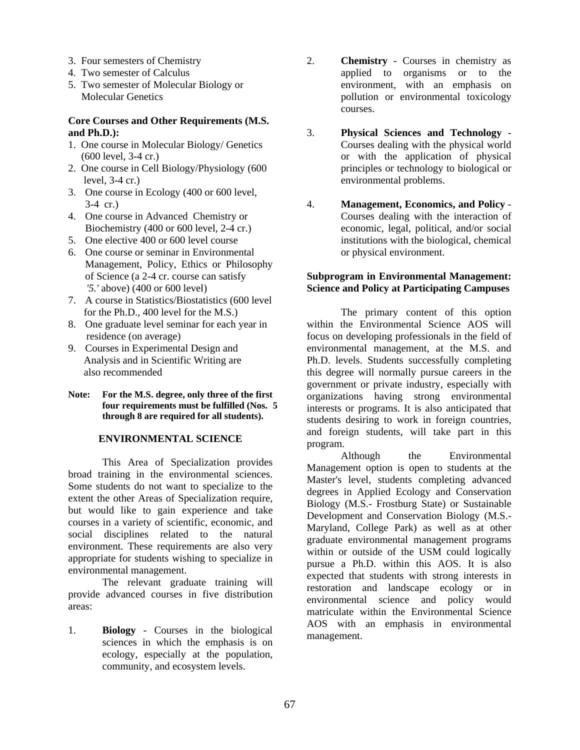3. Four semesters of Chemistry
4. Two semester of Calculus
5. Two semester of Molecular Biology or Molecular Genetics

**Core Courses and Other Requirements (M.S. and Ph.D.):**

1. One course in Molecular Biology/ Genetics (600 level, 3-4 cr.)
2. One course in Cell Biology/Physiology (600 level, 3-4 cr.)
3. One course in Ecology (400 or 600 level, 3-4 cr.)
4. One course in Advanced Chemistry or Biochemistry (400 or 600 level, 2-4 cr.)
5. One elective 400 or 600 level course
6. One course or seminar in Environmental Management, Policy, Ethics or Philosophy of Science (a 2-4 cr. course can satisfy *'5.'* above) (400 or 600 level)
7. A course in Statistics/Biostatistics (600 level for the Ph.D., 400 level for the M.S.)
8. One graduate level seminar for each year in residence (on average)
9. Courses in Experimental Design and Analysis and in Scientific Writing are also recommended

**Note: For the M.S. degree, only three of the first four requirements must be fulfilled (Nos. 5 through 8 are required for all students).**

## ENVIRONMENTAL SCIENCE

This Area of Specialization provides broad training in the environmental sciences. Some students do not want to specialize to the extent the other Areas of Specialization require, but would like to gain experience and take courses in a variety of scientific, economic, and social disciplines related to the natural environment. These requirements are also very appropriate for students wishing to specialize in environmental management.

The relevant graduate training will provide advanced courses in five distribution areas:

1. **Biology** - Courses in the biological sciences in which the emphasis is on ecology, especially at the population, community, and ecosystem levels.
2. **Chemistry** - Courses in chemistry as applied to organisms or to the environment, with an emphasis on pollution or environmental toxicology courses.
3. **Physical Sciences and Technology** - Courses dealing with the physical world or with the application of physical principles or technology to biological or environmental problems.
4. **Management, Economics, and Policy** - Courses dealing with the interaction of economic, legal, political, and/or social institutions with the biological, chemical or physical environment.

**Subprogram in Environmental Management: Science and Policy at Participating Campuses**

The primary content of this option within the Environmental Science AOS will focus on developing professionals in the field of environmental management, at the M.S. and Ph.D. levels. Students successfully completing this degree will normally pursue careers in the government or private industry, especially with organizations having strong environmental interests or programs. It is also anticipated that students desiring to work in foreign countries, and foreign students, will take part in this program.

Although the Environmental Management option is open to students at the Master's level, students completing advanced degrees in Applied Ecology and Conservation Biology (M.S.- Frostburg State) or Sustainable Development and Conservation Biology (M.S.- Maryland, College Park) as well as at other graduate environmental management programs within or outside of the USM could logically pursue a Ph.D. within this AOS. It is also expected that students with strong interests in restoration and landscape ecology or in environmental science and policy would matriculate within the Environmental Science AOS with an emphasis in environmental management.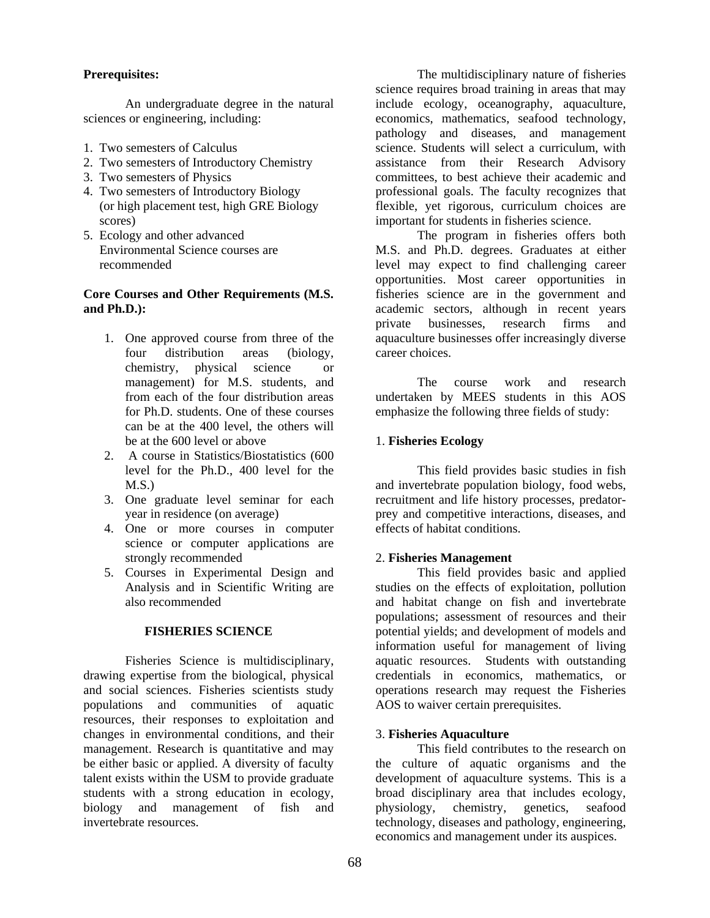**Prerequisites:**

An undergraduate degree in the natural sciences or engineering, including:

1. Two semesters of Calculus
2. Two semesters of Introductory Chemistry
3. Two semesters of Physics
4. Two semesters of Introductory Biology (or high placement test, high GRE Biology scores)
5. Ecology and other advanced Environmental Science courses are recommended

**Core Courses and Other Requirements (M.S. and Ph.D.):**

1. One approved course from three of the four distribution areas (biology, chemistry, physical science or management) for M.S. students, and from each of the four distribution areas for Ph.D. students. One of these courses can be at the 400 level, the others will be at the 600 level or above
2. A course in Statistics/Biostatistics (600 level for the Ph.D., 400 level for the M.S.)
3. One graduate level seminar for each year in residence (on average)
4. One or more courses in computer science or computer applications are strongly recommended
5. Courses in Experimental Design and Analysis and in Scientific Writing are also recommended

## FISHERIES SCIENCE

Fisheries Science is multidisciplinary, drawing expertise from the biological, physical and social sciences. Fisheries scientists study populations and communities of aquatic resources, their responses to exploitation and changes in environmental conditions, and their management. Research is quantitative and may be either basic or applied. A diversity of faculty talent exists within the USM to provide graduate students with a strong education in ecology, biology and management of fish and invertebrate resources.

The multidisciplinary nature of fisheries science requires broad training in areas that may include ecology, oceanography, aquaculture, economics, mathematics, seafood technology, pathology and diseases, and management science. Students will select a curriculum, with assistance from their Research Advisory committees, to best achieve their academic and professional goals. The faculty recognizes that flexible, yet rigorous, curriculum choices are important for students in fisheries science.

The program in fisheries offers both M.S. and Ph.D. degrees. Graduates at either level may expect to find challenging career opportunities. Most career opportunities in fisheries science are in the government and academic sectors, although in recent years private businesses, research firms and aquaculture businesses offer increasingly diverse career choices.

The course work and research undertaken by MEES students in this AOS emphasize the following three fields of study:

1. **Fisheries Ecology**

This field provides basic studies in fish and invertebrate population biology, food webs, recruitment and life history processes, predator-prey and competitive interactions, diseases, and effects of habitat conditions.

2. **Fisheries Management**

This field provides basic and applied studies on the effects of exploitation, pollution and habitat change on fish and invertebrate populations; assessment of resources and their potential yields; and development of models and information useful for management of living aquatic resources. Students with outstanding credentials in economics, mathematics, or operations research may request the Fisheries AOS to waiver certain prerequisites.

3. **Fisheries Aquaculture**

This field contributes to the research on the culture of aquatic organisms and the development of aquaculture systems. This is a broad disciplinary area that includes ecology, physiology, chemistry, genetics, seafood technology, diseases and pathology, engineering, economics and management under its auspices.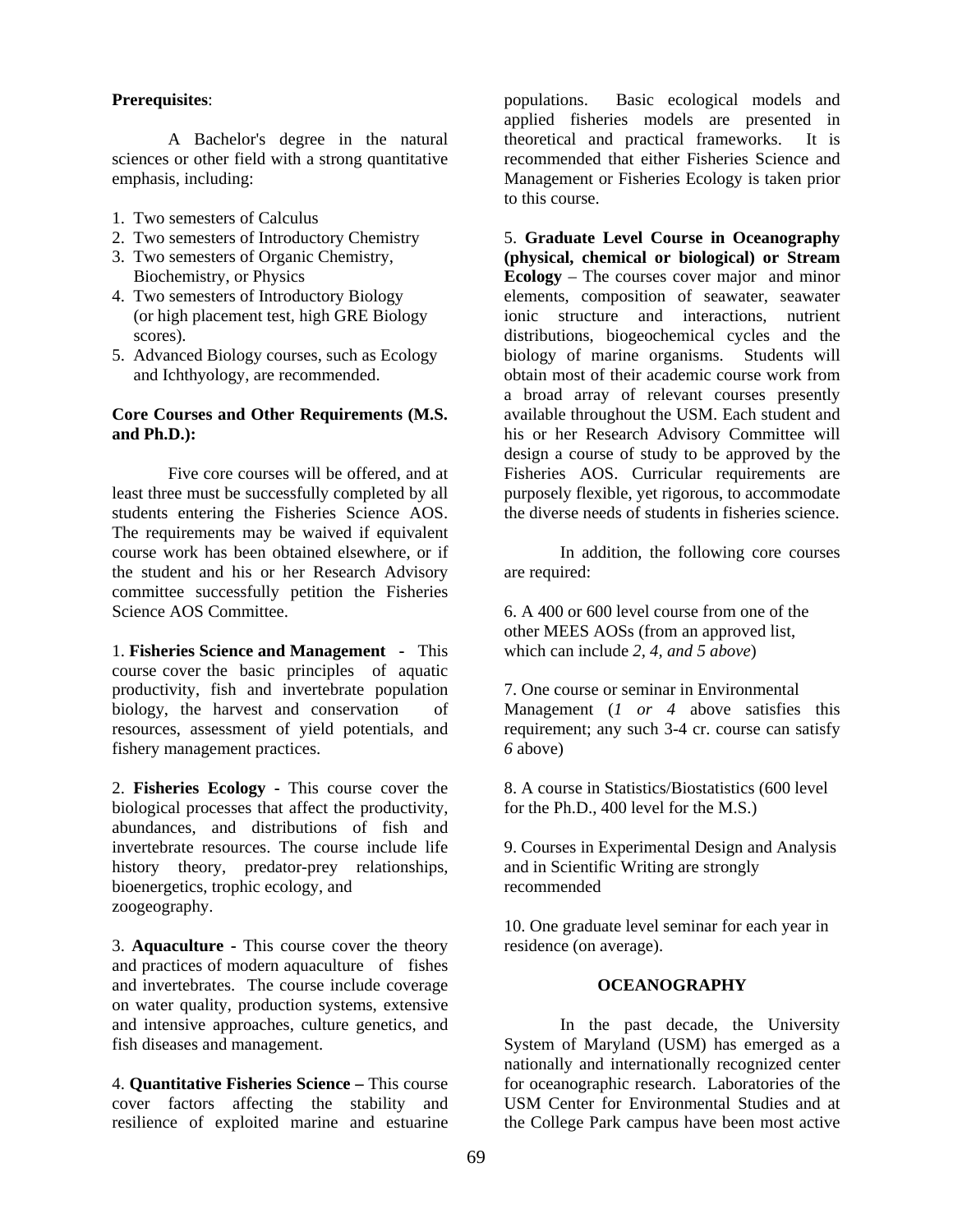**Prerequisites**:

A Bachelor's degree in the natural sciences or other field with a strong quantitative emphasis, including:

1. Two semesters of Calculus
2. Two semesters of Introductory Chemistry
3. Two semesters of Organic Chemistry, Biochemistry, or Physics
4. Two semesters of Introductory Biology (or high placement test, high GRE Biology scores).
5. Advanced Biology courses, such as Ecology and Ichthyology, are recommended.

**Core Courses and Other Requirements (M.S. and Ph.D.):**

Five core courses will be offered, and at least three must be successfully completed by all students entering the Fisheries Science AOS. The requirements may be waived if equivalent course work has been obtained elsewhere, or if the student and his or her Research Advisory committee successfully petition the Fisheries Science AOS Committee.

1. **Fisheries Science and Management** - This course cover the basic principles of aquatic productivity, fish and invertebrate population biology, the harvest and conservation of resources, assessment of yield potentials, and fishery management practices.

2. **Fisheries Ecology** - This course cover the biological processes that affect the productivity, abundances, and distributions of fish and invertebrate resources. The course include life history theory, predator-prey relationships, bioenergetics, trophic ecology, and zoogeography.

3. **Aquaculture** - This course cover the theory and practices of modern aquaculture of fishes and invertebrates. The course include coverage on water quality, production systems, extensive and intensive approaches, culture genetics, and fish diseases and management.

4. **Quantitative Fisheries Science –** This course cover factors affecting the stability and resilience of exploited marine and estuarine populations. Basic ecological models and applied fisheries models are presented in theoretical and practical frameworks. It is recommended that either Fisheries Science and Management or Fisheries Ecology is taken prior to this course.

5. **Graduate Level Course in Oceanography (physical, chemical or biological) or Stream Ecology** – The courses cover major and minor elements, composition of seawater, seawater ionic structure and interactions, nutrient distributions, biogeochemical cycles and the biology of marine organisms. Students will obtain most of their academic course work from a broad array of relevant courses presently available throughout the USM. Each student and his or her Research Advisory Committee will design a course of study to be approved by the Fisheries AOS. Curricular requirements are purposely flexible, yet rigorous, to accommodate the diverse needs of students in fisheries science.

In addition, the following core courses are required:

6. A 400 or 600 level course from one of the other MEES AOSs (from an approved list, which can include *2, 4, and 5 above*)

7. One course or seminar in Environmental Management (*1 or 4* above satisfies this requirement; any such 3-4 cr. course can satisfy *6* above)

8. A course in Statistics/Biostatistics (600 level for the Ph.D., 400 level for the M.S.)

9. Courses in Experimental Design and Analysis and in Scientific Writing are strongly recommended

10. One graduate level seminar for each year in residence (on average).

## OCEANOGRAPHY

In the past decade, the University System of Maryland (USM) has emerged as a nationally and internationally recognized center for oceanographic research. Laboratories of the USM Center for Environmental Studies and at the College Park campus have been most active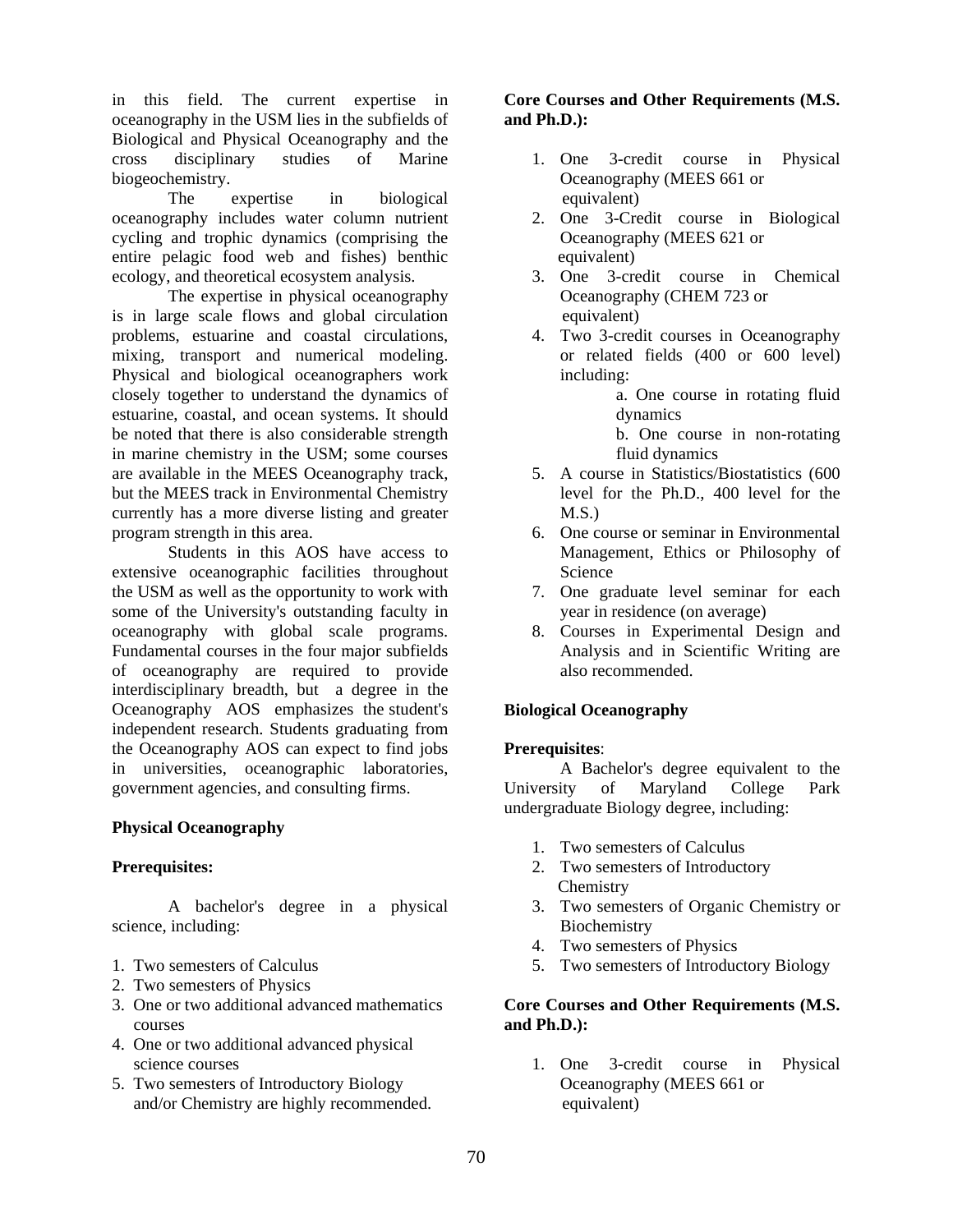in this field. The current expertise in oceanography in the USM lies in the subfields of Biological and Physical Oceanography and the cross disciplinary studies of Marine biogeochemistry.

The expertise in biological oceanography includes water column nutrient cycling and trophic dynamics (comprising the entire pelagic food web and fishes) benthic ecology, and theoretical ecosystem analysis.

The expertise in physical oceanography is in large scale flows and global circulation problems, estuarine and coastal circulations, mixing, transport and numerical modeling. Physical and biological oceanographers work closely together to understand the dynamics of estuarine, coastal, and ocean systems. It should be noted that there is also considerable strength in marine chemistry in the USM; some courses are available in the MEES Oceanography track, but the MEES track in Environmental Chemistry currently has a more diverse listing and greater program strength in this area.

Students in this AOS have access to extensive oceanographic facilities throughout the USM as well as the opportunity to work with some of the University's outstanding faculty in oceanography with global scale programs. Fundamental courses in the four major subfields of oceanography are required to provide interdisciplinary breadth, but a degree in the Oceanography AOS emphasizes the student's independent research. Students graduating from the Oceanography AOS can expect to find jobs in universities, oceanographic laboratories, government agencies, and consulting firms.

**Physical Oceanography**

**Prerequisites:**

A bachelor's degree in a physical science, including:

1. Two semesters of Calculus
2. Two semesters of Physics
3. One or two additional advanced mathematics courses
4. One or two additional advanced physical science courses
5. Two semesters of Introductory Biology and/or Chemistry are highly recommended.

**Core Courses and Other Requirements (M.S. and Ph.D.):**

1. One 3-credit course in Physical Oceanography (MEES 661 or equivalent)
2. One 3-Credit course in Biological Oceanography (MEES 621 or equivalent)
3. One 3-credit course in Chemical Oceanography (CHEM 723 or equivalent)
4. Two 3-credit courses in Oceanography or related fields (400 or 600 level) including:
   a. One course in rotating fluid dynamics
   b. One course in non-rotating fluid dynamics
5. A course in Statistics/Biostatistics (600 level for the Ph.D., 400 level for the M.S.)
6. One course or seminar in Environmental Management, Ethics or Philosophy of Science
7. One graduate level seminar for each year in residence (on average)
8. Courses in Experimental Design and Analysis and in Scientific Writing are also recommended.

**Biological Oceanography**

**Prerequisites**:

A Bachelor's degree equivalent to the University of Maryland College Park undergraduate Biology degree, including:

1. Two semesters of Calculus
2. Two semesters of Introductory Chemistry
3. Two semesters of Organic Chemistry or Biochemistry
4. Two semesters of Physics
5. Two semesters of Introductory Biology

**Core Courses and Other Requirements (M.S. and Ph.D.):**

1. One 3-credit course in Physical Oceanography (MEES 661 or equivalent)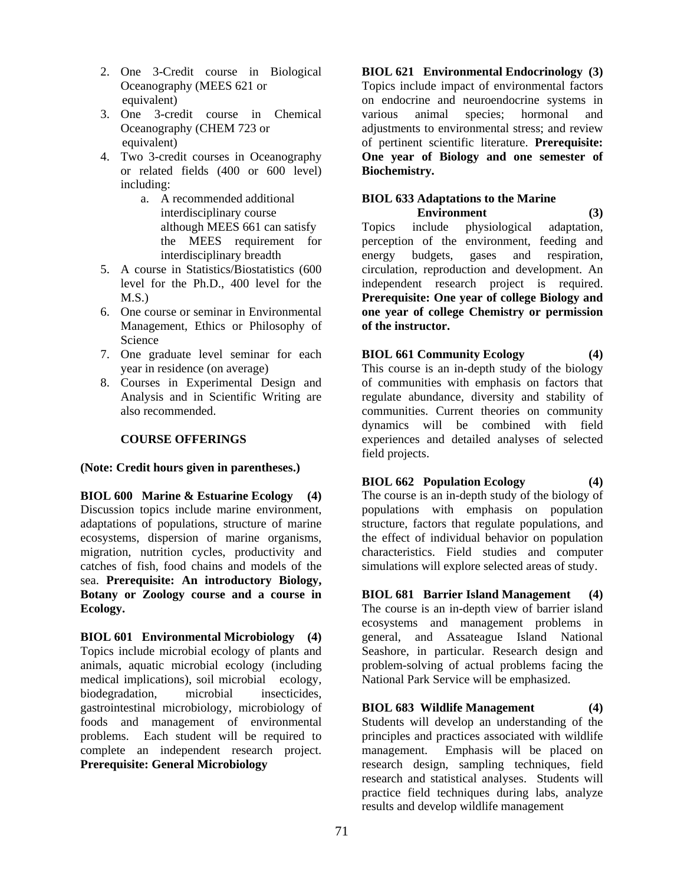2. One 3-Credit course in Biological Oceanography (MEES 621 or equivalent)
3. One 3-credit course in Chemical Oceanography (CHEM 723 or equivalent)
4. Two 3-credit courses in Oceanography or related fields (400 or 600 level) including:
    a. A recommended additional interdisciplinary course although MEES 661 can satisfy the MEES requirement for interdisciplinary breadth
5. A course in Statistics/Biostatistics (600 level for the Ph.D., 400 level for the M.S.)
6. One course or seminar in Environmental Management, Ethics or Philosophy of Science
7. One graduate level seminar for each year in residence (on average)
8. Courses in Experimental Design and Analysis and in Scientific Writing are also recommended.

## COURSE OFFERINGS

**(Note: Credit hours given in parentheses.)**

**BIOL 600 Marine & Estuarine Ecology (4)**
Discussion topics include marine environment, adaptations of populations, structure of marine ecosystems, dispersion of marine organisms, migration, nutrition cycles, productivity and catches of fish, food chains and models of the sea. **Prerequisite: An introductory Biology, Botany or Zoology course and a course in Ecology.**

**BIOL 601 Environmental Microbiology (4)**
Topics include microbial ecology of plants and animals, aquatic microbial ecology (including medical implications), soil microbial ecology, biodegradation, microbial insecticides, gastrointestinal microbiology, microbiology of foods and management of environmental problems. Each student will be required to complete an independent research project. **Prerequisite: General Microbiology**

**BIOL 621 Environmental Endocrinology (3)**
Topics include impact of environmental factors on endocrine and neuroendocrine systems in various animal species; hormonal and adjustments to environmental stress; and review of pertinent scientific literature. **Prerequisite: One year of Biology and one semester of Biochemistry.**

**BIOL 633 Adaptations to the Marine Environment (3)**
Topics include physiological adaptation, perception of the environment, feeding and energy budgets, gases and respiration, circulation, reproduction and development. An independent research project is required. **Prerequisite: One year of college Biology and one year of college Chemistry or permission of the instructor.**

**BIOL 661 Community Ecology (4)**
This course is an in-depth study of the biology of communities with emphasis on factors that regulate abundance, diversity and stability of communities. Current theories on community dynamics will be combined with field experiences and detailed analyses of selected field projects.

**BIOL 662 Population Ecology (4)**
The course is an in-depth study of the biology of populations with emphasis on population structure, factors that regulate populations, and the effect of individual behavior on population characteristics. Field studies and computer simulations will explore selected areas of study.

**BIOL 681 Barrier Island Management (4)**
The course is an in-depth view of barrier island ecosystems and management problems in general, and Assateague Island National Seashore, in particular. Research design and problem-solving of actual problems facing the National Park Service will be emphasized.

**BIOL 683 Wildlife Management (4)**
Students will develop an understanding of the principles and practices associated with wildlife management. Emphasis will be placed on research design, sampling techniques, field research and statistical analyses. Students will practice field techniques during labs, analyze results and develop wildlife management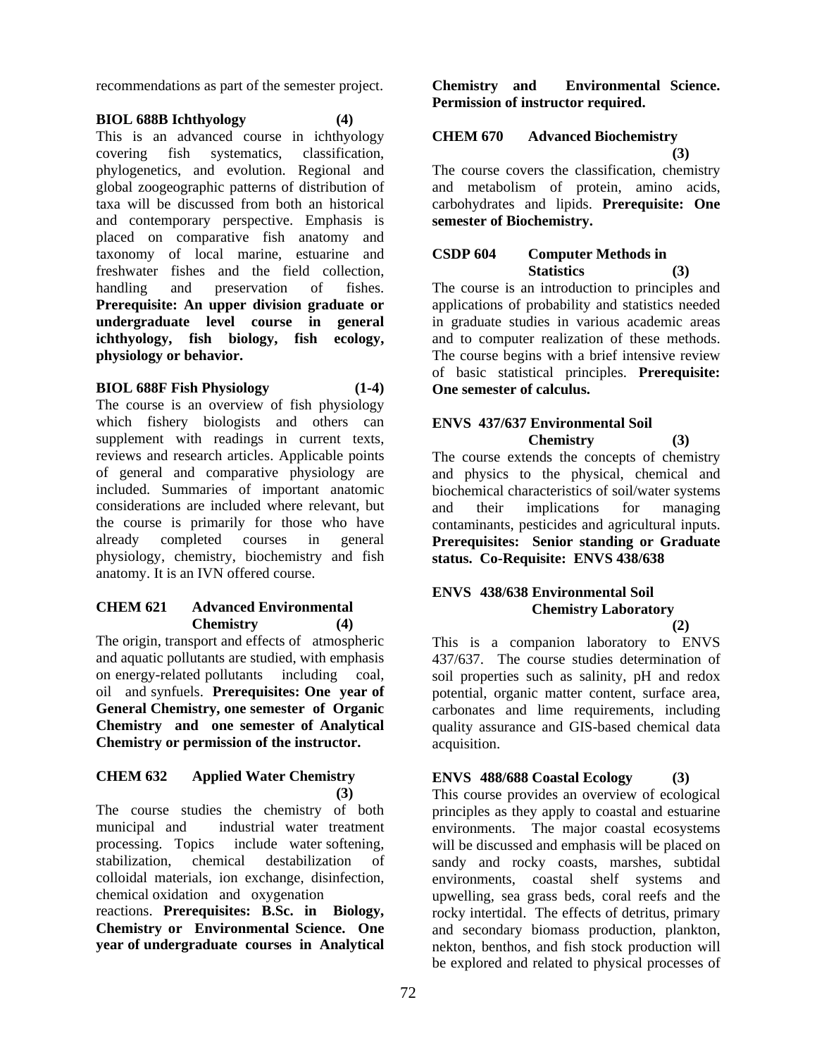recommendations as part of the semester project.

**BIOL 688B Ichthyology (4)**

This is an advanced course in ichthyology covering fish systematics, classification, phylogenetics, and evolution. Regional and global zoogeographic patterns of distribution of taxa will be discussed from both an historical and contemporary perspective. Emphasis is placed on comparative fish anatomy and taxonomy of local marine, estuarine and freshwater fishes and the field collection, handling and preservation of fishes. **Prerequisite: An upper division graduate or undergraduate level course in general ichthyology, fish biology, fish ecology, physiology or behavior.**

**BIOL 688F Fish Physiology (1-4)**

The course is an overview of fish physiology which fishery biologists and others can supplement with readings in current texts, reviews and research articles. Applicable points of general and comparative physiology are included. Summaries of important anatomic considerations are included where relevant, but the course is primarily for those who have already completed courses in general physiology, chemistry, biochemistry and fish anatomy. It is an IVN offered course.

**CHEM 621 Advanced Environmental Chemistry (4)**

The origin, transport and effects of atmospheric and aquatic pollutants are studied, with emphasis on energy-related pollutants including coal, oil and synfuels. **Prerequisites: One year of General Chemistry, one semester of Organic Chemistry and one semester of Analytical Chemistry or permission of the instructor.**

**CHEM 632 Applied Water Chemistry (3)**

The course studies the chemistry of both municipal and industrial water treatment processing. Topics include water softening, stabilization, chemical destabilization of colloidal materials, ion exchange, disinfection, chemical oxidation and oxygenation reactions. **Prerequisites: B.Sc. in Biology, Chemistry or Environmental Science. One year of undergraduate courses in Analytical Chemistry and Environmental Science. Permission of instructor required.**

**CHEM 670 Advanced Biochemistry (3)**

The course covers the classification, chemistry and metabolism of protein, amino acids, carbohydrates and lipids. **Prerequisite: One semester of Biochemistry.**

**CSDP 604 Computer Methods in Statistics (3)**

The course is an introduction to principles and applications of probability and statistics needed in graduate studies in various academic areas and to computer realization of these methods. The course begins with a brief intensive review of basic statistical principles. **Prerequisite: One semester of calculus.**

**ENVS 437/637 Environmental Soil Chemistry (3)**

The course extends the concepts of chemistry and physics to the physical, chemical and biochemical characteristics of soil/water systems and their implications for managing contaminants, pesticides and agricultural inputs. **Prerequisites: Senior standing or Graduate status. Co-Requisite: ENVS 438/638**

**ENVS 438/638 Environmental Soil Chemistry Laboratory (2)**

This is a companion laboratory to ENVS 437/637. The course studies determination of soil properties such as salinity, pH and redox potential, organic matter content, surface area, carbonates and lime requirements, including quality assurance and GIS-based chemical data acquisition.

**ENVS 488/688 Coastal Ecology (3)**

This course provides an overview of ecological principles as they apply to coastal and estuarine environments. The major coastal ecosystems will be discussed and emphasis will be placed on sandy and rocky coasts, marshes, subtidal environments, coastal shelf systems and upwelling, sea grass beds, coral reefs and the rocky intertidal. The effects of detritus, primary and secondary biomass production, plankton, nekton, benthos, and fish stock production will be explored and related to physical processes of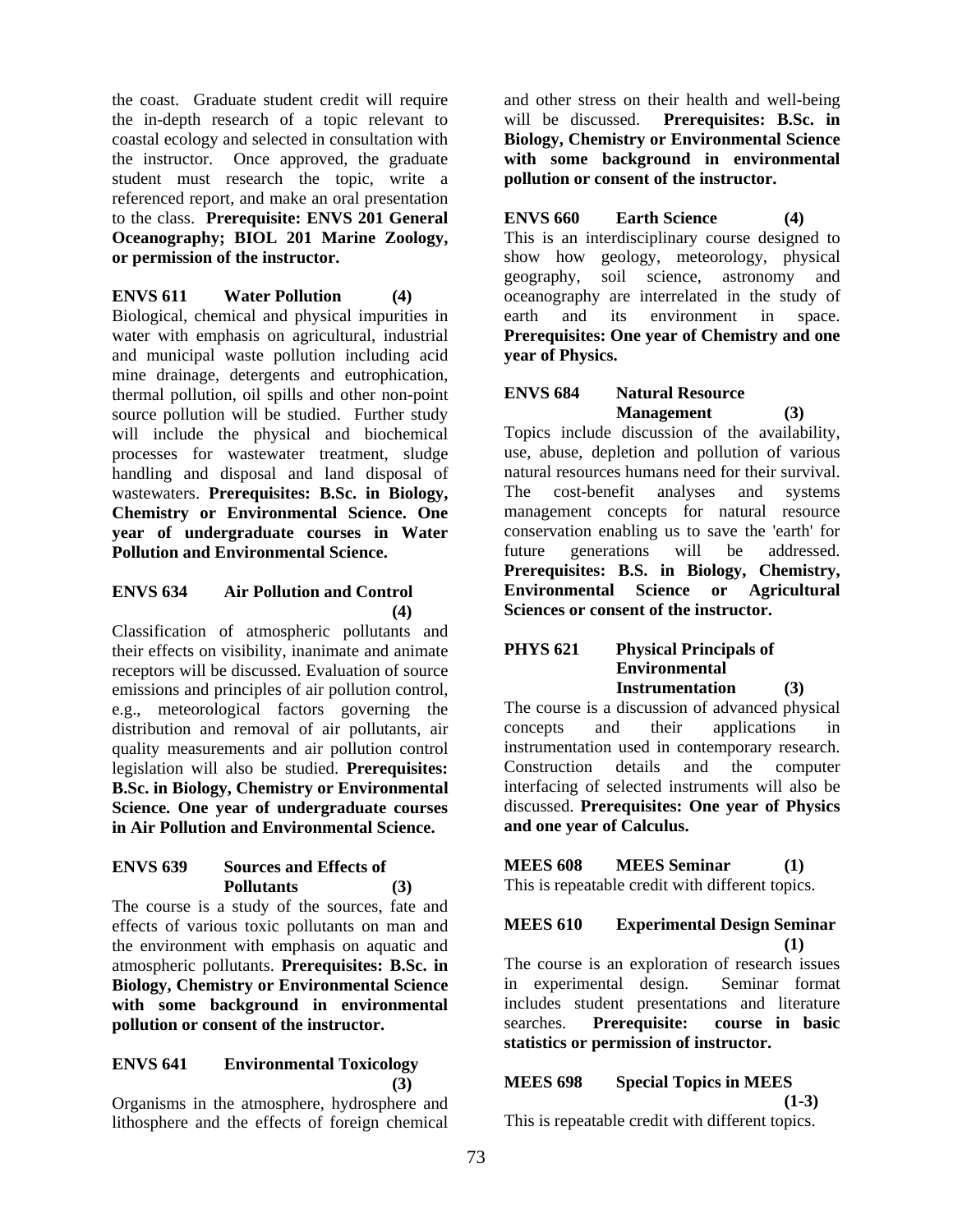the coast. Graduate student credit will require the in-depth research of a topic relevant to coastal ecology and selected in consultation with the instructor. Once approved, the graduate student must research the topic, write a referenced report, and make an oral presentation to the class. **Prerequisite: ENVS 201 General Oceanography; BIOL 201 Marine Zoology, or permission of the instructor.**

**ENVS 611 Water Pollution (4)**

Biological, chemical and physical impurities in water with emphasis on agricultural, industrial and municipal waste pollution including acid mine drainage, detergents and eutrophication, thermal pollution, oil spills and other non-point source pollution will be studied. Further study will include the physical and biochemical processes for wastewater treatment, sludge handling and disposal and land disposal of wastewaters. **Prerequisites: B.Sc. in Biology, Chemistry or Environmental Science. One year of undergraduate courses in Water Pollution and Environmental Science.**

**ENVS 634 Air Pollution and Control (4)**

Classification of atmospheric pollutants and their effects on visibility, inanimate and animate receptors will be discussed. Evaluation of source emissions and principles of air pollution control, e.g., meteorological factors governing the distribution and removal of air pollutants, air quality measurements and air pollution control legislation will also be studied. **Prerequisites: B.Sc. in Biology, Chemistry or Environmental Science. One year of undergraduate courses in Air Pollution and Environmental Science.**

**ENVS 639 Sources and Effects of Pollutants (3)**

The course is a study of the sources, fate and effects of various toxic pollutants on man and the environment with emphasis on aquatic and atmospheric pollutants. **Prerequisites: B.Sc. in Biology, Chemistry or Environmental Science with some background in environmental pollution or consent of the instructor.**

**ENVS 641 Environmental Toxicology (3)**

Organisms in the atmosphere, hydrosphere and lithosphere and the effects of foreign chemical and other stress on their health and well-being will be discussed. **Prerequisites: B.Sc. in Biology, Chemistry or Environmental Science with some background in environmental pollution or consent of the instructor.**

**ENVS 660 Earth Science (4)**

This is an interdisciplinary course designed to show how geology, meteorology, physical geography, soil science, astronomy and oceanography are interrelated in the study of earth and its environment in space. **Prerequisites: One year of Chemistry and one year of Physics.**

**ENVS 684 Natural Resource Management (3)**

Topics include discussion of the availability, use, abuse, depletion and pollution of various natural resources humans need for their survival. The cost-benefit analyses and systems management concepts for natural resource conservation enabling us to save the 'earth' for future generations will be addressed. **Prerequisites: B.S. in Biology, Chemistry, Environmental Science or Agricultural Sciences or consent of the instructor.**

**PHYS 621 Physical Principals of Environmental Instrumentation (3)**

The course is a discussion of advanced physical concepts and their applications in instrumentation used in contemporary research. Construction details and the computer interfacing of selected instruments will also be discussed. **Prerequisites: One year of Physics and one year of Calculus.**

**MEES 608 MEES Seminar (1)**

This is repeatable credit with different topics.

**MEES 610 Experimental Design Seminar (1)**

The course is an exploration of research issues in experimental design. Seminar format includes student presentations and literature searches. **Prerequisite: course in basic statistics or permission of instructor.**

**MEES 698 Special Topics in MEES (1-3)**

This is repeatable credit with different topics.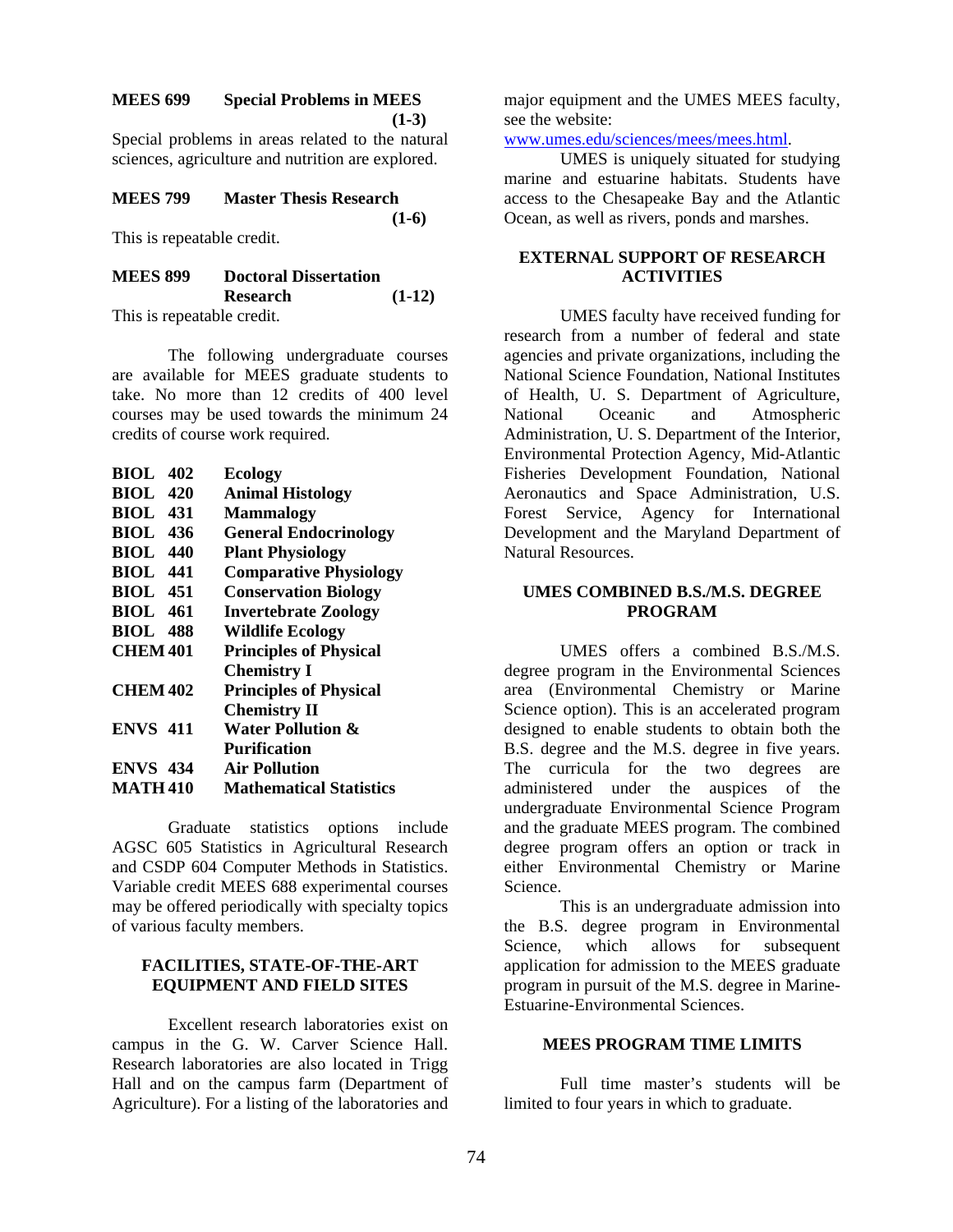**MEES 699 Special Problems in MEES (1-3)**

Special problems in areas related to the natural sciences, agriculture and nutrition are explored.

**MEES 799 Master Thesis Research (1-6)**

This is repeatable credit.

**MEES 899 Doctoral Dissertation Research (1-12)**

This is repeatable credit.

The following undergraduate courses are available for MEES graduate students to take. No more than 12 credits of 400 level courses may be used towards the minimum 24 credits of course work required.

| | |
|---|---|
| **BIOL 402** | **Ecology** |
| **BIOL 420** | **Animal Histology** |
| **BIOL 431** | **Mammalogy** |
| **BIOL 436** | **General Endocrinology** |
| **BIOL 440** | **Plant Physiology** |
| **BIOL 441** | **Comparative Physiology** |
| **BIOL 451** | **Conservation Biology** |
| **BIOL 461** | **Invertebrate Zoology** |
| **BIOL 488** | **Wildlife Ecology** |
| **CHEM 401** | **Principles of Physical Chemistry I** |
| **CHEM 402** | **Principles of Physical Chemistry II** |
| **ENVS 411** | **Water Pollution & Purification** |
| **ENVS 434** | **Air Pollution** |
| **MATH 410** | **Mathematical Statistics** |

Graduate statistics options include AGSC 605 Statistics in Agricultural Research and CSDP 604 Computer Methods in Statistics. Variable credit MEES 688 experimental courses may be offered periodically with specialty topics of various faculty members.

## FACILITIES, STATE-OF-THE-ART EQUIPMENT AND FIELD SITES

Excellent research laboratories exist on campus in the G. W. Carver Science Hall. Research laboratories are also located in Trigg Hall and on the campus farm (Department of Agriculture). For a listing of the laboratories and major equipment and the UMES MEES faculty, see the website: www.umes.edu/sciences/mees/mees.html.

UMES is uniquely situated for studying marine and estuarine habitats. Students have access to the Chesapeake Bay and the Atlantic Ocean, as well as rivers, ponds and marshes.

## EXTERNAL SUPPORT OF RESEARCH ACTIVITIES

UMES faculty have received funding for research from a number of federal and state agencies and private organizations, including the National Science Foundation, National Institutes of Health, U. S. Department of Agriculture, National Oceanic and Atmospheric Administration, U. S. Department of the Interior, Environmental Protection Agency, Mid-Atlantic Fisheries Development Foundation, National Aeronautics and Space Administration, U.S. Forest Service, Agency for International Development and the Maryland Department of Natural Resources.

## UMES COMBINED B.S./M.S. DEGREE PROGRAM

UMES offers a combined B.S./M.S. degree program in the Environmental Sciences area (Environmental Chemistry or Marine Science option). This is an accelerated program designed to enable students to obtain both the B.S. degree and the M.S. degree in five years. The curricula for the two degrees are administered under the auspices of the undergraduate Environmental Science Program and the graduate MEES program. The combined degree program offers an option or track in either Environmental Chemistry or Marine Science.

This is an undergraduate admission into the B.S. degree program in Environmental Science, which allows for subsequent application for admission to the MEES graduate program in pursuit of the M.S. degree in Marine-Estuarine-Environmental Sciences.

## MEES PROGRAM TIME LIMITS

Full time master's students will be limited to four years in which to graduate.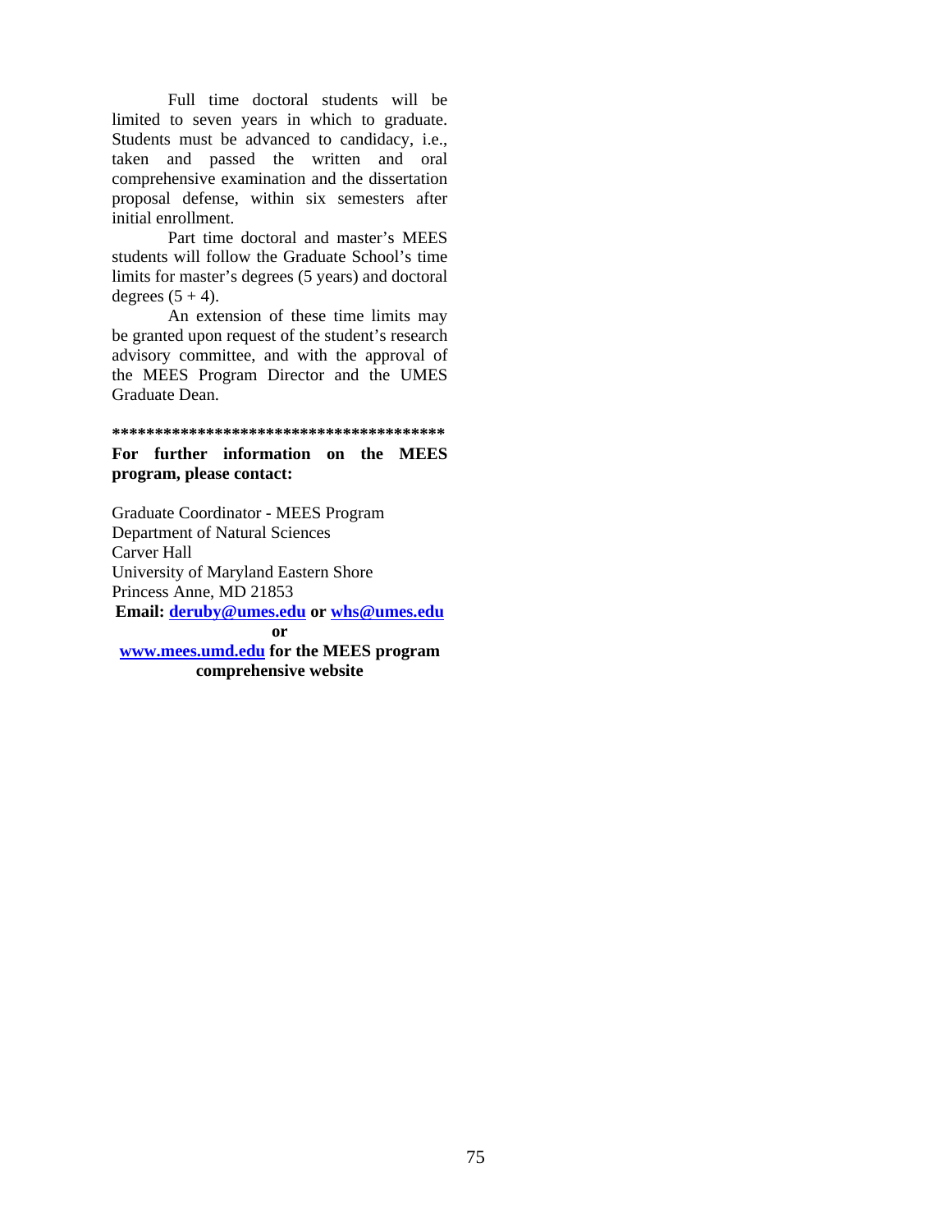Full time doctoral students will be limited to seven years in which to graduate. Students must be advanced to candidacy, i.e., taken and passed the written and oral comprehensive examination and the dissertation proposal defense, within six semesters after initial enrollment.

Part time doctoral and master's MEES students will follow the Graduate School's time limits for master's degrees (5 years) and doctoral degrees (5 + 4).

An extension of these time limits may be granted upon request of the student's research advisory committee, and with the approval of the MEES Program Director and the UMES Graduate Dean.

**\*\*\*\*\*\*\*\*\*\*\*\*\*\*\*\*\*\*\*\*\*\*\*\*\*\*\*\*\*\*\*\*\*\*\*\*\*\*\***

**For further information on the MEES program, please contact:**

Graduate Coordinator - MEES Program
Department of Natural Sciences
Carver Hall
University of Maryland Eastern Shore
Princess Anne, MD 21853

**Email: [deruby@umes.edu](mailto:deruby@umes.edu) or [whs@umes.edu](mailto:whs@umes.edu)**

**or**

**[www.mees.umd.edu](http://www.mees.umd.edu) for the MEES program comprehensive website**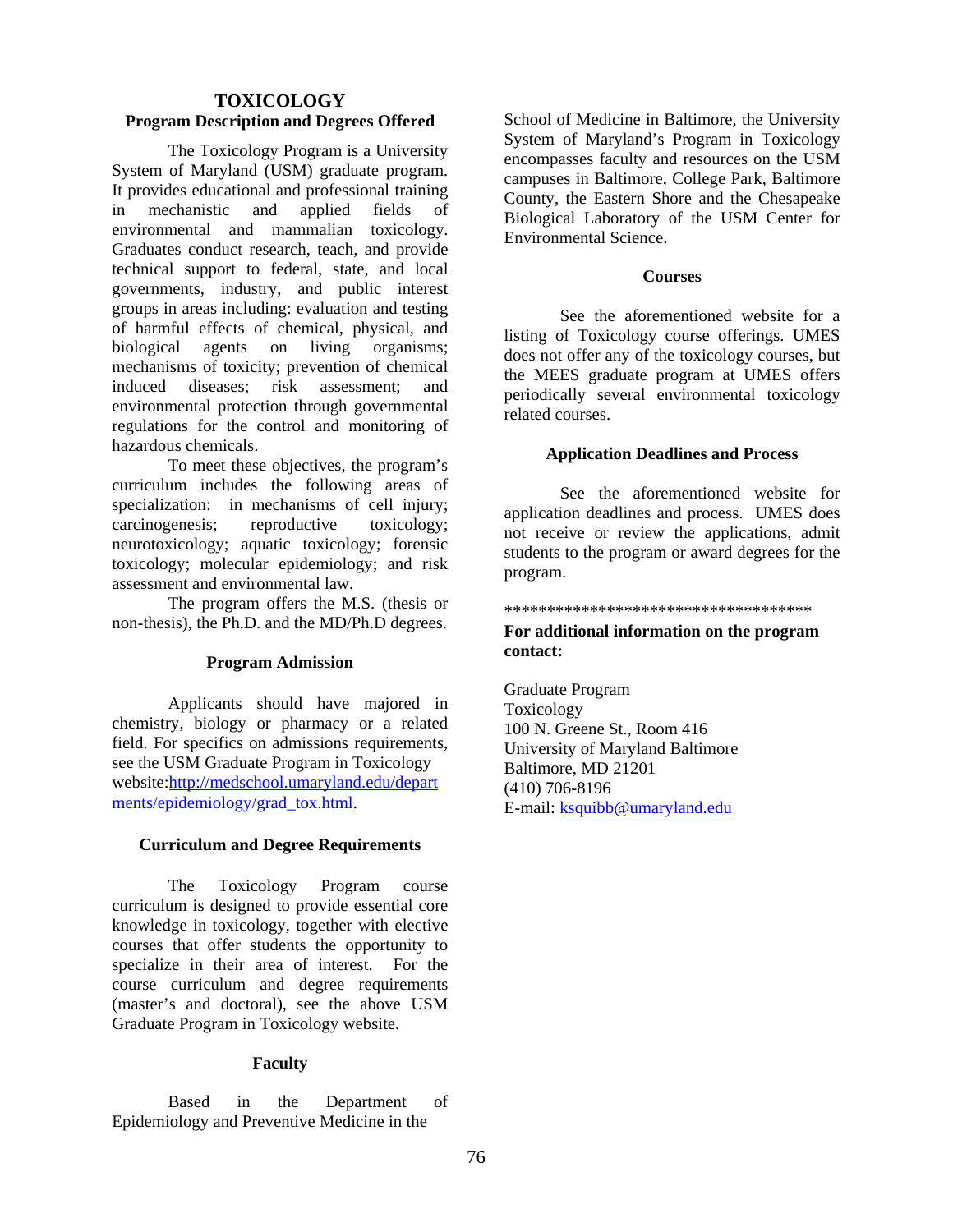# TOXICOLOGY

## Program Description and Degrees Offered

The Toxicology Program is a University System of Maryland (USM) graduate program. It provides educational and professional training in mechanistic and applied fields of environmental and mammalian toxicology. Graduates conduct research, teach, and provide technical support to federal, state, and local governments, industry, and public interest groups in areas including: evaluation and testing of harmful effects of chemical, physical, and biological agents on living organisms; mechanisms of toxicity; prevention of chemical induced diseases; risk assessment; and environmental protection through governmental regulations for the control and monitoring of hazardous chemicals.

To meet these objectives, the program's curriculum includes the following areas of specialization: in mechanisms of cell injury; carcinogenesis; reproductive toxicology; neurotoxicology; aquatic toxicology; forensic toxicology; molecular epidemiology; and risk assessment and environmental law.

The program offers the M.S. (thesis or non-thesis), the Ph.D. and the MD/Ph.D degrees.

## Program Admission

Applicants should have majored in chemistry, biology or pharmacy or a related field. For specifics on admissions requirements, see the USM Graduate Program in Toxicology website:[http://medschool.umaryland.edu/departments/epidemiology/grad_tox.html](http://medschool.umaryland.edu/departments/epidemiology/grad_tox.html).

## Curriculum and Degree Requirements

The Toxicology Program course curriculum is designed to provide essential core knowledge in toxicology, together with elective courses that offer students the opportunity to specialize in their area of interest. For the course curriculum and degree requirements (master's and doctoral), see the above USM Graduate Program in Toxicology website.

## Faculty

Based in the Department of Epidemiology and Preventive Medicine in the School of Medicine in Baltimore, the University System of Maryland's Program in Toxicology encompasses faculty and resources on the USM campuses in Baltimore, College Park, Baltimore County, the Eastern Shore and the Chesapeake Biological Laboratory of the USM Center for Environmental Science.

## Courses

See the aforementioned website for a listing of Toxicology course offerings. UMES does not offer any of the toxicology courses, but the MEES graduate program at UMES offers periodically several environmental toxicology related courses.

## Application Deadlines and Process

See the aforementioned website for application deadlines and process. UMES does not receive or review the applications, admit students to the program or award degrees for the program.

************************************

**For additional information on the program contact:**

Graduate Program
Toxicology
100 N. Greene St., Room 416
University of Maryland Baltimore
Baltimore, MD 21201
(410) 706-8196
E-mail: [ksquibb@umaryland.edu](mailto:ksquibb@umaryland.edu)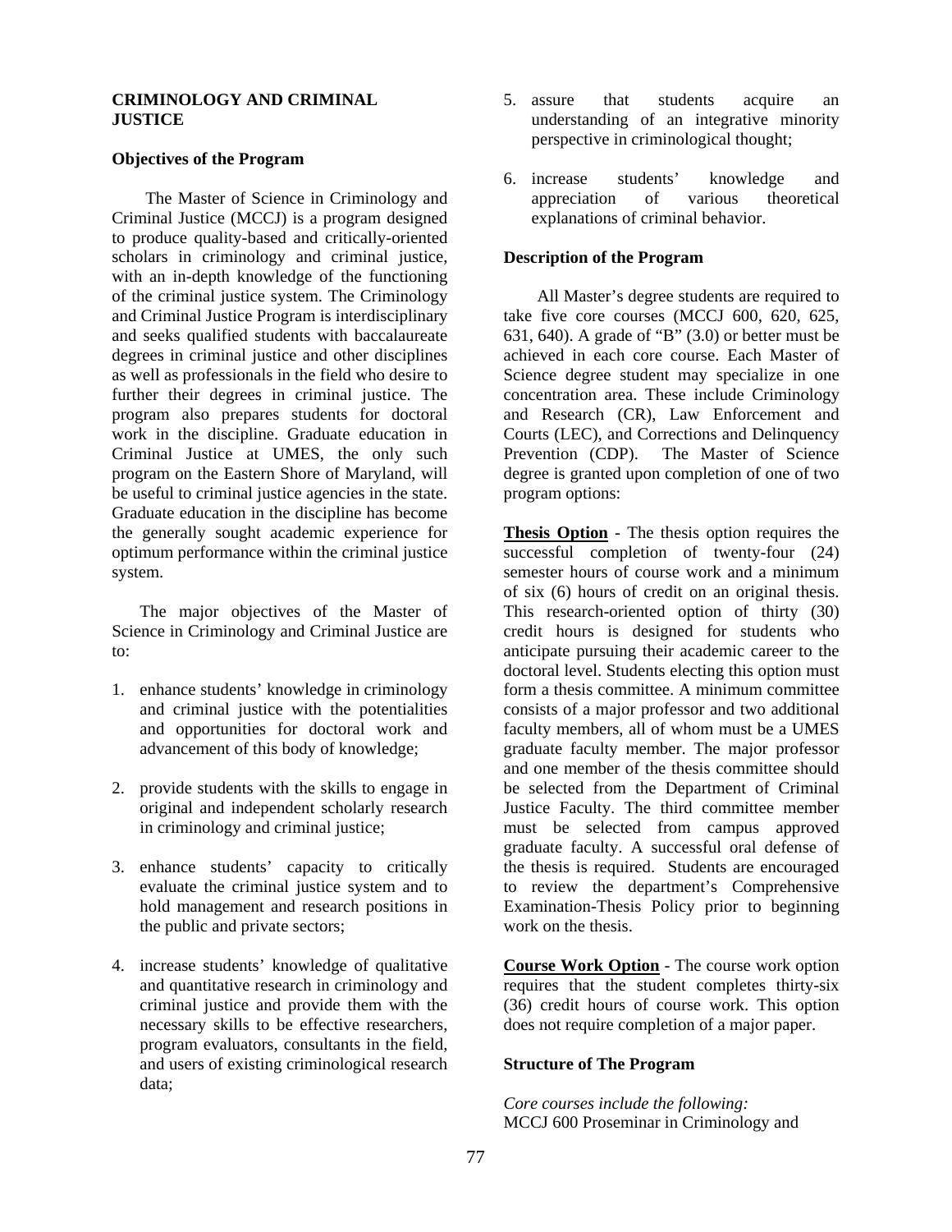## CRIMINOLOGY AND CRIMINAL JUSTICE

### Objectives of the Program

The Master of Science in Criminology and Criminal Justice (MCCJ) is a program designed to produce quality-based and critically-oriented scholars in criminology and criminal justice, with an in-depth knowledge of the functioning of the criminal justice system. The Criminology and Criminal Justice Program is interdisciplinary and seeks qualified students with baccalaureate degrees in criminal justice and other disciplines as well as professionals in the field who desire to further their degrees in criminal justice. The program also prepares students for doctoral work in the discipline. Graduate education in Criminal Justice at UMES, the only such program on the Eastern Shore of Maryland, will be useful to criminal justice agencies in the state. Graduate education in the discipline has become the generally sought academic experience for optimum performance within the criminal justice system.

The major objectives of the Master of Science in Criminology and Criminal Justice are to:

1. enhance students' knowledge in criminology and criminal justice with the potentialities and opportunities for doctoral work and advancement of this body of knowledge;
2. provide students with the skills to engage in original and independent scholarly research in criminology and criminal justice;
3. enhance students' capacity to critically evaluate the criminal justice system and to hold management and research positions in the public and private sectors;
4. increase students' knowledge of qualitative and quantitative research in criminology and criminal justice and provide them with the necessary skills to be effective researchers, program evaluators, consultants in the field, and users of existing criminological research data;
5. assure that students acquire an understanding of an integrative minority perspective in criminological thought;
6. increase students' knowledge and appreciation of various theoretical explanations of criminal behavior.

### Description of the Program

All Master's degree students are required to take five core courses (MCCJ 600, 620, 625, 631, 640). A grade of "B" (3.0) or better must be achieved in each core course. Each Master of Science degree student may specialize in one concentration area. These include Criminology and Research (CR), Law Enforcement and Courts (LEC), and Corrections and Delinquency Prevention (CDP). The Master of Science degree is granted upon completion of one of two program options:

**Thesis Option** - The thesis option requires the successful completion of twenty-four (24) semester hours of course work and a minimum of six (6) hours of credit on an original thesis. This research-oriented option of thirty (30) credit hours is designed for students who anticipate pursuing their academic career to the doctoral level. Students electing this option must form a thesis committee. A minimum committee consists of a major professor and two additional faculty members, all of whom must be a UMES graduate faculty member. The major professor and one member of the thesis committee should be selected from the Department of Criminal Justice Faculty. The third committee member must be selected from campus approved graduate faculty. A successful oral defense of the thesis is required. Students are encouraged to review the department's Comprehensive Examination-Thesis Policy prior to beginning work on the thesis.

**Course Work Option** - The course work option requires that the student completes thirty-six (36) credit hours of course work. This option does not require completion of a major paper.

### Structure of The Program

*Core courses include the following:*
MCCJ 600 Proseminar in Criminology and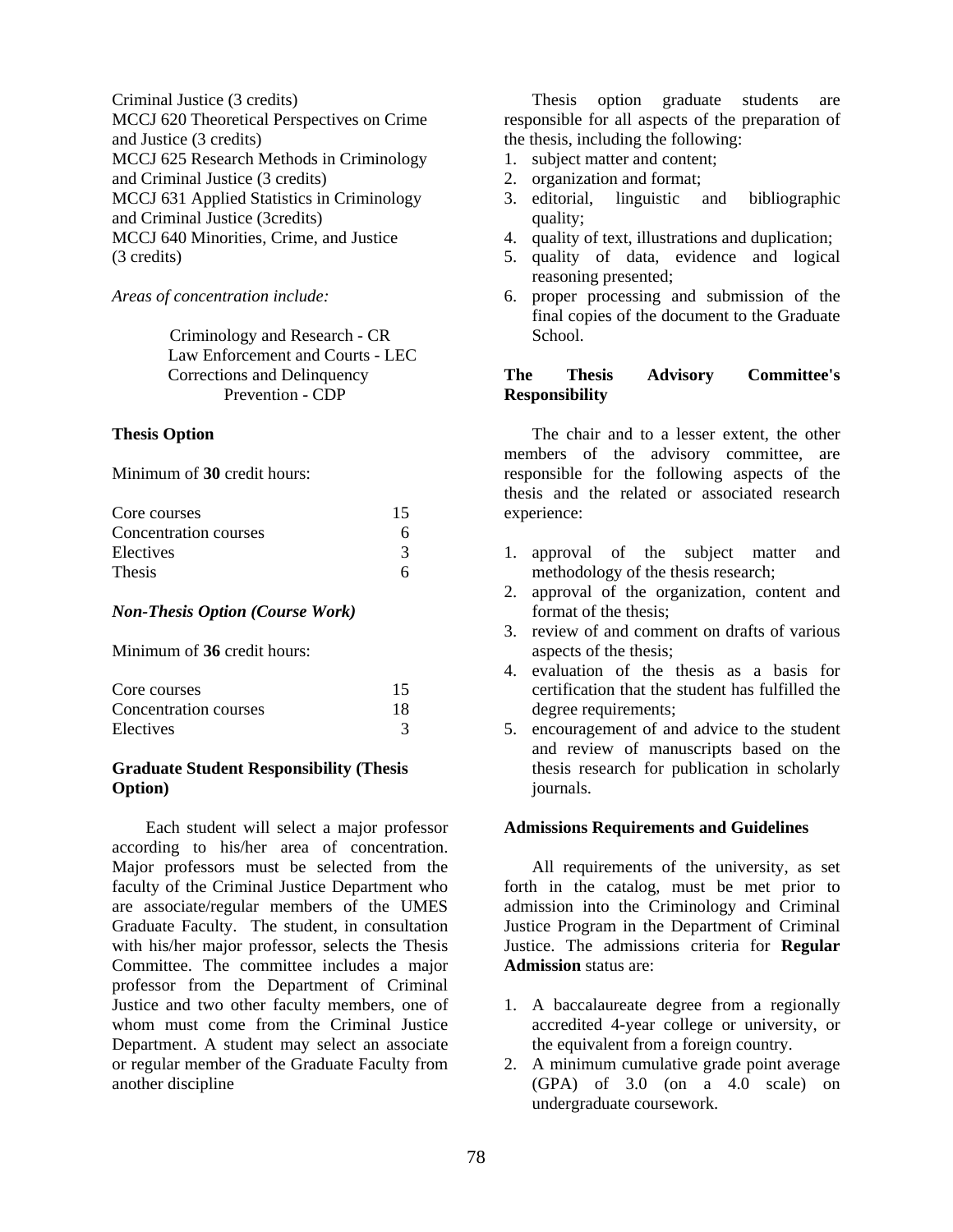Criminal Justice (3 credits)
MCCJ 620 Theoretical Perspectives on Crime and Justice (3 credits)
MCCJ 625 Research Methods in Criminology and Criminal Justice (3 credits)
MCCJ 631 Applied Statistics in Criminology and Criminal Justice (3credits)
MCCJ 640 Minorities, Crime, and Justice (3 credits)

*Areas of concentration include:*

Criminology and Research - CR
Law Enforcement and Courts - LEC
Corrections and Delinquency Prevention - CDP

**Thesis Option**

Minimum of **30** credit hours:

| | |
|---|---|
| Core courses | 15 |
| Concentration courses | 6 |
| Electives | 3 |
| Thesis | 6 |

***Non-Thesis Option (Course Work)***

Minimum of **36** credit hours:

| | |
|---|---|
| Core courses | 15 |
| Concentration courses | 18 |
| Electives | 3 |

**Graduate Student Responsibility (Thesis Option)**

Each student will select a major professor according to his/her area of concentration. Major professors must be selected from the faculty of the Criminal Justice Department who are associate/regular members of the UMES Graduate Faculty. The student, in consultation with his/her major professor, selects the Thesis Committee. The committee includes a major professor from the Department of Criminal Justice and two other faculty members, one of whom must come from the Criminal Justice Department. A student may select an associate or regular member of the Graduate Faculty from another discipline

Thesis option graduate students are responsible for all aspects of the preparation of the thesis, including the following:

1. subject matter and content;
2. organization and format;
3. editorial, linguistic and bibliographic quality;
4. quality of text, illustrations and duplication;
5. quality of data, evidence and logical reasoning presented;
6. proper processing and submission of the final copies of the document to the Graduate School.

**The Thesis Advisory Committee's Responsibility**

The chair and to a lesser extent, the other members of the advisory committee, are responsible for the following aspects of the thesis and the related or associated research experience:

1. approval of the subject matter and methodology of the thesis research;
2. approval of the organization, content and format of the thesis;
3. review of and comment on drafts of various aspects of the thesis;
4. evaluation of the thesis as a basis for certification that the student has fulfilled the degree requirements;
5. encouragement of and advice to the student and review of manuscripts based on the thesis research for publication in scholarly journals.

**Admissions Requirements and Guidelines**

All requirements of the university, as set forth in the catalog, must be met prior to admission into the Criminology and Criminal Justice Program in the Department of Criminal Justice. The admissions criteria for **Regular Admission** status are:

1. A baccalaureate degree from a regionally accredited 4-year college or university, or the equivalent from a foreign country.
2. A minimum cumulative grade point average (GPA) of 3.0 (on a 4.0 scale) on undergraduate coursework.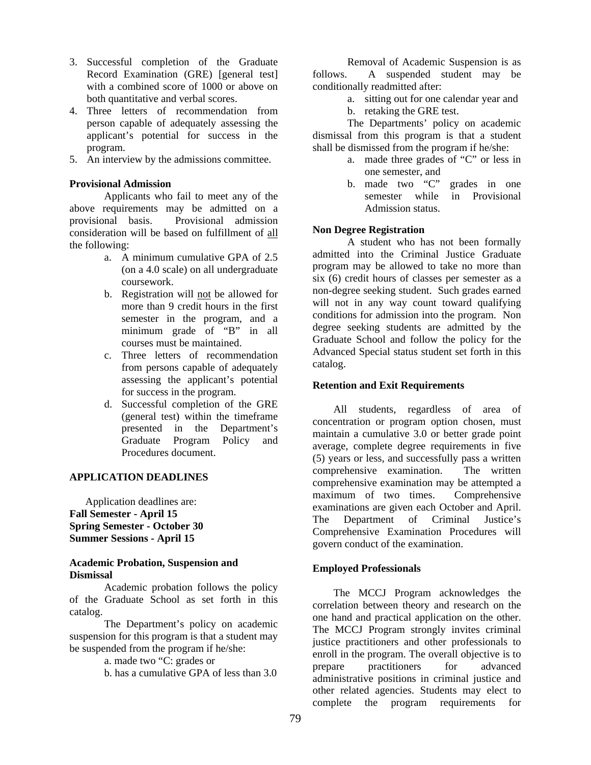3. Successful completion of the Graduate Record Examination (GRE) [general test] with a combined score of 1000 or above on both quantitative and verbal scores.
4. Three letters of recommendation from person capable of adequately assessing the applicant's potential for success in the program.
5. An interview by the admissions committee.

**Provisional Admission**

Applicants who fail to meet any of the above requirements may be admitted on a provisional basis. Provisional admission consideration will be based on fulfillment of all the following:

a. A minimum cumulative GPA of 2.5 (on a 4.0 scale) on all undergraduate coursework.
b. Registration will not be allowed for more than 9 credit hours in the first semester in the program, and a minimum grade of "B" in all courses must be maintained.
c. Three letters of recommendation from persons capable of adequately assessing the applicant's potential for success in the program.
d. Successful completion of the GRE (general test) within the timeframe presented in the Department's Graduate Program Policy and Procedures document.

**APPLICATION DEADLINES**

Application deadlines are:
**Fall Semester - April 15**
**Spring Semester - October 30**
**Summer Sessions - April 15**

**Academic Probation, Suspension and Dismissal**

Academic probation follows the policy of the Graduate School as set forth in this catalog.

The Department's policy on academic suspension for this program is that a student may be suspended from the program if he/she:

a. made two "C: grades or
b. has a cumulative GPA of less than 3.0

Removal of Academic Suspension is as follows. A suspended student may be conditionally readmitted after:

a. sitting out for one calendar year and
b. retaking the GRE test.

The Departments' policy on academic dismissal from this program is that a student shall be dismissed from the program if he/she:

a. made three grades of "C" or less in one semester, and
b. made two "C" grades in one semester while in Provisional Admission status.

**Non Degree Registration**

A student who has not been formally admitted into the Criminal Justice Graduate program may be allowed to take no more than six (6) credit hours of classes per semester as a non-degree seeking student. Such grades earned will not in any way count toward qualifying conditions for admission into the program. Non degree seeking students are admitted by the Graduate School and follow the policy for the Advanced Special status student set forth in this catalog.

**Retention and Exit Requirements**

All students, regardless of area of concentration or program option chosen, must maintain a cumulative 3.0 or better grade point average, complete degree requirements in five (5) years or less, and successfully pass a written comprehensive examination. The written comprehensive examination may be attempted a maximum of two times. Comprehensive examinations are given each October and April. The Department of Criminal Justice's Comprehensive Examination Procedures will govern conduct of the examination.

**Employed Professionals**

The MCCJ Program acknowledges the correlation between theory and research on the one hand and practical application on the other. The MCCJ Program strongly invites criminal justice practitioners and other professionals to enroll in the program. The overall objective is to prepare practitioners for advanced administrative positions in criminal justice and other related agencies. Students may elect to complete the program requirements for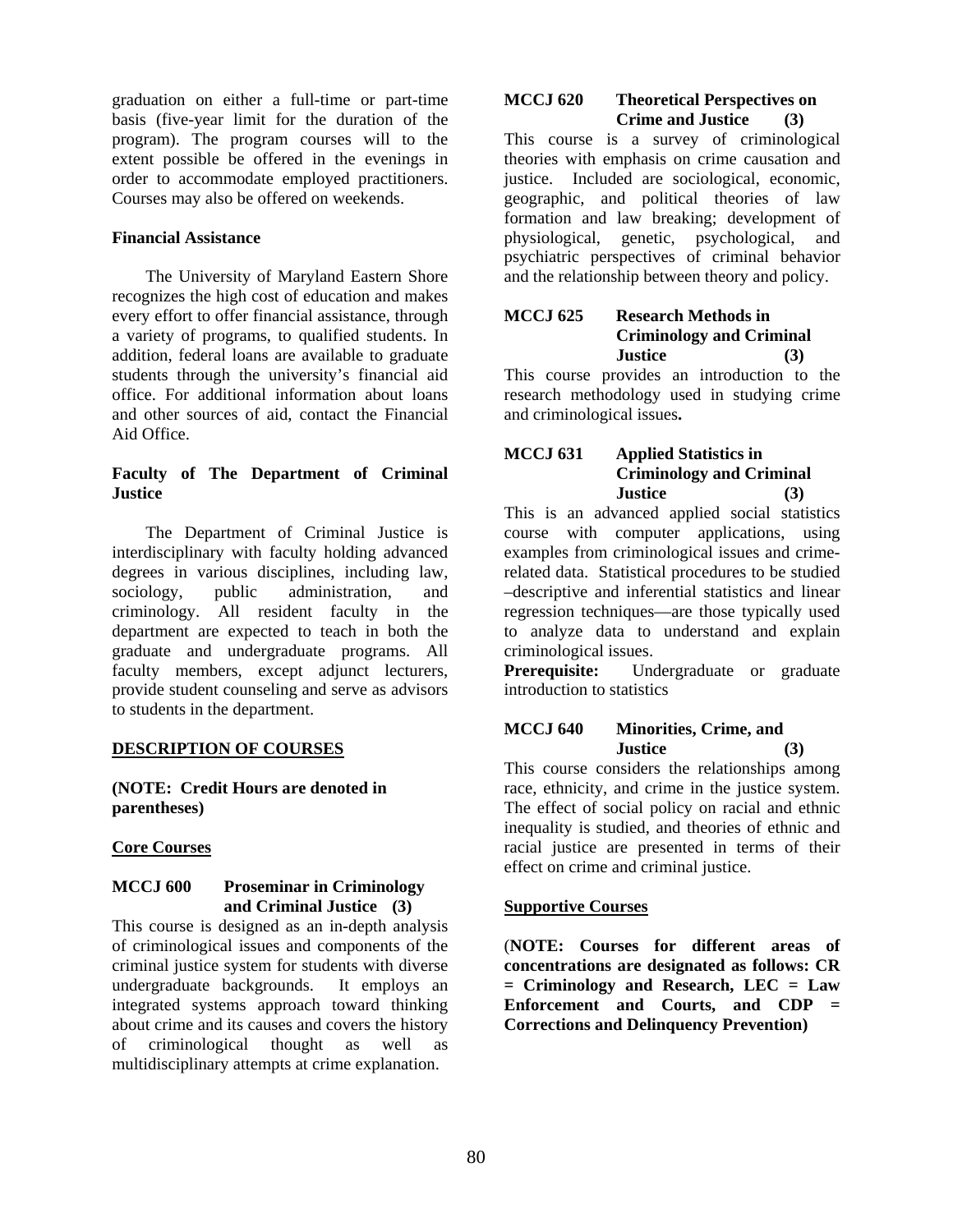graduation on either a full-time or part-time basis (five-year limit for the duration of the program). The program courses will to the extent possible be offered in the evenings in order to accommodate employed practitioners. Courses may also be offered on weekends.

**Financial Assistance**

The University of Maryland Eastern Shore recognizes the high cost of education and makes every effort to offer financial assistance, through a variety of programs, to qualified students. In addition, federal loans are available to graduate students through the university's financial aid office. For additional information about loans and other sources of aid, contact the Financial Aid Office.

**Faculty of The Department of Criminal Justice**

The Department of Criminal Justice is interdisciplinary with faculty holding advanced degrees in various disciplines, including law, sociology, public administration, and criminology. All resident faculty in the department are expected to teach in both the graduate and undergraduate programs. All faculty members, except adjunct lecturers, provide student counseling and serve as advisors to students in the department.

## DESCRIPTION OF COURSES

**(NOTE: Credit Hours are denoted in parentheses)**

### Core Courses

**MCCJ 600 Proseminar in Criminology and Criminal Justice (3)**

This course is designed as an in-depth analysis of criminological issues and components of the criminal justice system for students with diverse undergraduate backgrounds. It employs an integrated systems approach toward thinking about crime and its causes and covers the history of criminological thought as well as multidisciplinary attempts at crime explanation.

**MCCJ 620 Theoretical Perspectives on Crime and Justice (3)**

This course is a survey of criminological theories with emphasis on crime causation and justice. Included are sociological, economic, geographic, and political theories of law formation and law breaking; development of physiological, genetic, psychological, and psychiatric perspectives of criminal behavior and the relationship between theory and policy.

**MCCJ 625 Research Methods in Criminology and Criminal Justice (3)**

This course provides an introduction to the research methodology used in studying crime and criminological issues.

**MCCJ 631 Applied Statistics in Criminology and Criminal Justice (3)**

This is an advanced applied social statistics course with computer applications, using examples from criminological issues and crime-related data. Statistical procedures to be studied –descriptive and inferential statistics and linear regression techniques—are those typically used to analyze data to understand and explain criminological issues.

**Prerequisite:** Undergraduate or graduate introduction to statistics

**MCCJ 640 Minorities, Crime, and Justice (3)**

This course considers the relationships among race, ethnicity, and crime in the justice system. The effect of social policy on racial and ethnic inequality is studied, and theories of ethnic and racial justice are presented in terms of their effect on crime and criminal justice.

### Supportive Courses

(**NOTE: Courses for different areas of concentrations are designated as follows: CR = Criminology and Research, LEC = Law Enforcement and Courts, and CDP = Corrections and Delinquency Prevention)**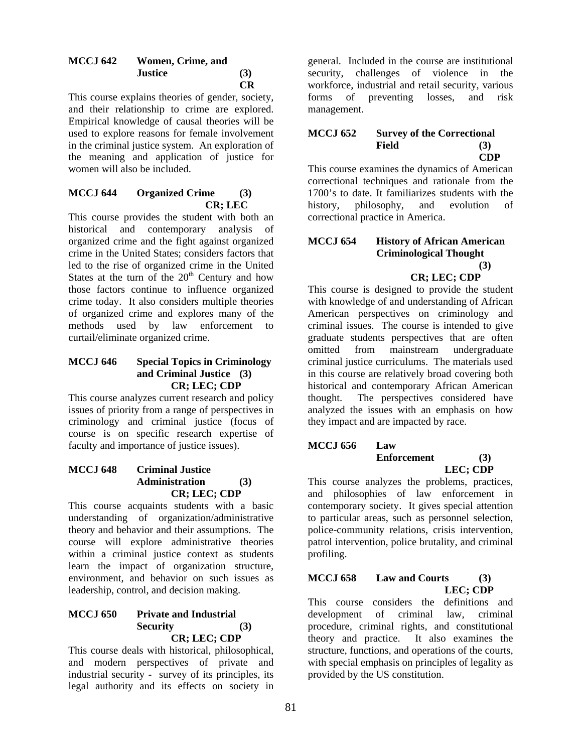### MCCJ 642 Women, Crime, and Justice (3)
**CR**

This course explains theories of gender, society, and their relationship to crime are explored. Empirical knowledge of causal theories will be used to explore reasons for female involvement in the criminal justice system. An exploration of the meaning and application of justice for women will also be included.

### MCCJ 644 Organized Crime (3)
**CR; LEC**

This course provides the student with both an historical and contemporary analysis of organized crime and the fight against organized crime in the United States; considers factors that led to the rise of organized crime in the United States at the turn of the 20th Century and how those factors continue to influence organized crime today. It also considers multiple theories of organized crime and explores many of the methods used by law enforcement to curtail/eliminate organized crime.

### MCCJ 646 Special Topics in Criminology and Criminal Justice (3)
**CR; LEC; CDP**

This course analyzes current research and policy issues of priority from a range of perspectives in criminology and criminal justice (focus of course is on specific research expertise of faculty and importance of justice issues).

### MCCJ 648 Criminal Justice Administration (3)
**CR; LEC; CDP**

This course acquaints students with a basic understanding of organization/administrative theory and behavior and their assumptions. The course will explore administrative theories within a criminal justice context as students learn the impact of organization structure, environment, and behavior on such issues as leadership, control, and decision making.

### MCCJ 650 Private and Industrial Security (3)
**CR; LEC; CDP**

This course deals with historical, philosophical, and modern perspectives of private and industrial security - survey of its principles, its legal authority and its effects on society in general. Included in the course are institutional security, challenges of violence in the workforce, industrial and retail security, various forms of preventing losses, and risk management.

### MCCJ 652 Survey of the Correctional Field (3)
**CDP**

This course examines the dynamics of American correctional techniques and rationale from the 1700's to date. It familiarizes students with the history, philosophy, and evolution of correctional practice in America.

### MCCJ 654 History of African American Criminological Thought (3)
**CR; LEC; CDP**

This course is designed to provide the student with knowledge of and understanding of African American perspectives on criminology and criminal issues. The course is intended to give graduate students perspectives that are often omitted from mainstream undergraduate criminal justice curriculums. The materials used in this course are relatively broad covering both historical and contemporary African American thought. The perspectives considered have analyzed the issues with an emphasis on how they impact and are impacted by race.

### MCCJ 656 Law Enforcement (3)
**LEC; CDP**

This course analyzes the problems, practices, and philosophies of law enforcement in contemporary society. It gives special attention to particular areas, such as personnel selection, police-community relations, crisis intervention, patrol intervention, police brutality, and criminal profiling.

### MCCJ 658 Law and Courts (3)
**LEC; CDP**

This course considers the definitions and development of criminal law, criminal procedure, criminal rights, and constitutional theory and practice. It also examines the structure, functions, and operations of the courts, with special emphasis on principles of legality as provided by the US constitution.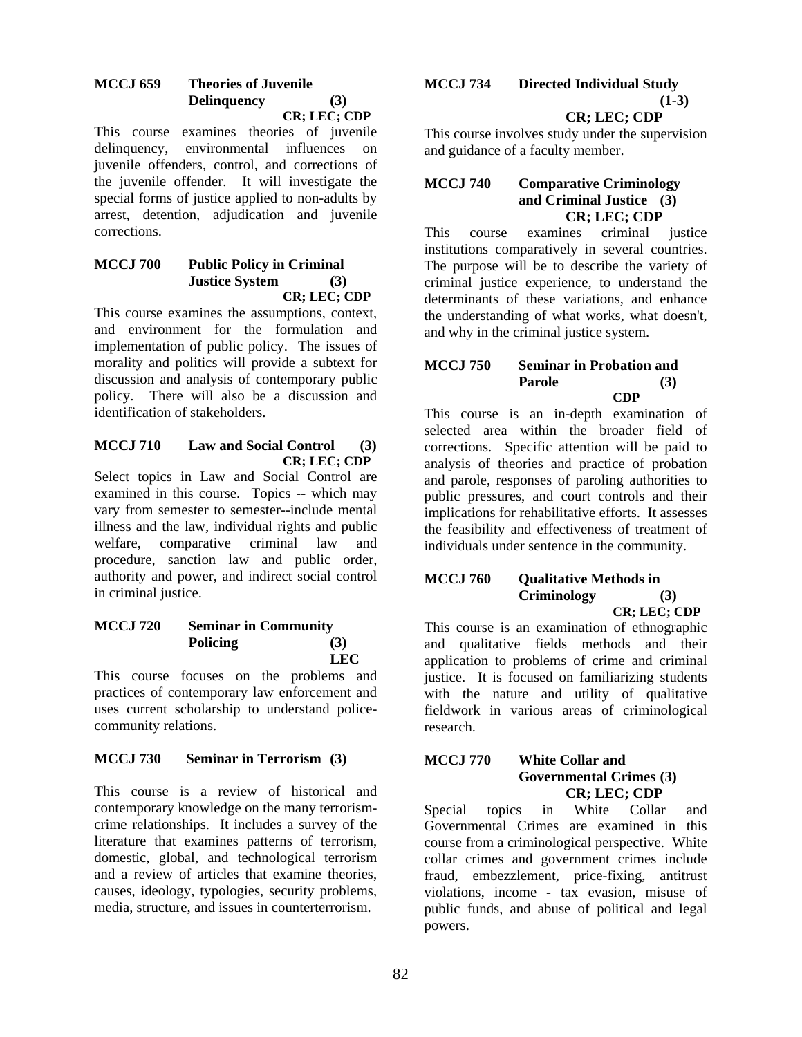### MCCJ 659 Theories of Juvenile Delinquency (3)
**CR; LEC; CDP**

This course examines theories of juvenile delinquency, environmental influences on juvenile offenders, control, and corrections of the juvenile offender. It will investigate the special forms of justice applied to non-adults by arrest, detention, adjudication and juvenile corrections.

### MCCJ 700 Public Policy in Criminal Justice System (3)
**CR; LEC; CDP**

This course examines the assumptions, context, and environment for the formulation and implementation of public policy. The issues of morality and politics will provide a subtext for discussion and analysis of contemporary public policy. There will also be a discussion and identification of stakeholders.

### MCCJ 710 Law and Social Control (3)
**CR; LEC; CDP**

Select topics in Law and Social Control are examined in this course. Topics -- which may vary from semester to semester--include mental illness and the law, individual rights and public welfare, comparative criminal law and procedure, sanction law and public order, authority and power, and indirect social control in criminal justice.

### MCCJ 720 Seminar in Community Policing (3)
**LEC**

This course focuses on the problems and practices of contemporary law enforcement and uses current scholarship to understand police-community relations.

### MCCJ 730 Seminar in Terrorism (3)

This course is a review of historical and contemporary knowledge on the many terrorism-crime relationships. It includes a survey of the literature that examines patterns of terrorism, domestic, global, and technological terrorism and a review of articles that examine theories, causes, ideology, typologies, security problems, media, structure, and issues in counterterrorism.

### MCCJ 734 Directed Individual Study (1-3)
**CR; LEC; CDP**

This course involves study under the supervision and guidance of a faculty member.

### MCCJ 740 Comparative Criminology and Criminal Justice (3)
**CR; LEC; CDP**

This course examines criminal justice institutions comparatively in several countries. The purpose will be to describe the variety of criminal justice experience, to understand the determinants of these variations, and enhance the understanding of what works, what doesn't, and why in the criminal justice system.

### MCCJ 750 Seminar in Probation and Parole (3)
**CDP**

This course is an in-depth examination of selected area within the broader field of corrections. Specific attention will be paid to analysis of theories and practice of probation and parole, responses of paroling authorities to public pressures, and court controls and their implications for rehabilitative efforts. It assesses the feasibility and effectiveness of treatment of individuals under sentence in the community.

### MCCJ 760 Qualitative Methods in Criminology (3)
**CR; LEC; CDP**

This course is an examination of ethnographic and qualitative fields methods and their application to problems of crime and criminal justice. It is focused on familiarizing students with the nature and utility of qualitative fieldwork in various areas of criminological research.

### MCCJ 770 White Collar and Governmental Crimes (3)
**CR; LEC; CDP**

Special topics in White Collar and Governmental Crimes are examined in this course from a criminological perspective. White collar crimes and government crimes include fraud, embezzlement, price-fixing, antitrust violations, income - tax evasion, misuse of public funds, and abuse of political and legal powers.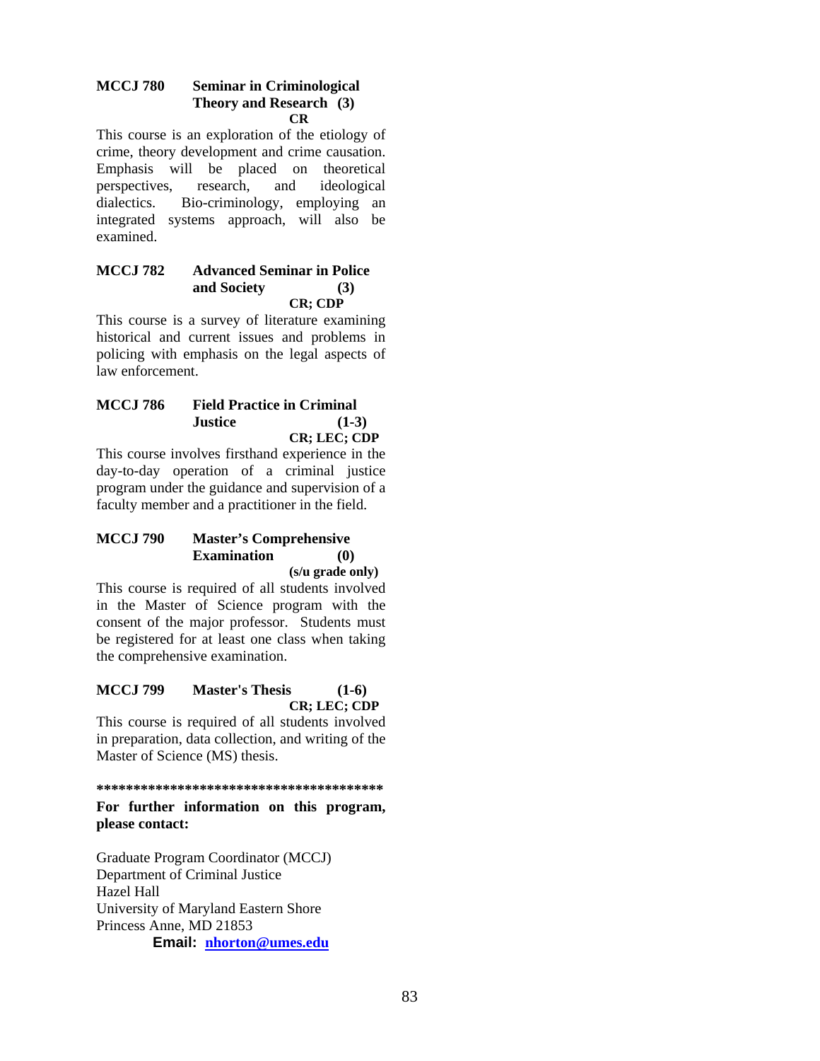**MCCJ 780 Seminar in Criminological Theory and Research (3)**
**CR**

This course is an exploration of the etiology of crime, theory development and crime causation. Emphasis will be placed on theoretical perspectives, research, and ideological dialectics. Bio-criminology, employing an integrated systems approach, will also be examined.

**MCCJ 782 Advanced Seminar in Police and Society (3)**
**CR; CDP**

This course is a survey of literature examining historical and current issues and problems in policing with emphasis on the legal aspects of law enforcement.

**MCCJ 786 Field Practice in Criminal Justice (1-3)**
**CR; LEC; CDP**

This course involves firsthand experience in the day-to-day operation of a criminal justice program under the guidance and supervision of a faculty member and a practitioner in the field.

**MCCJ 790 Master's Comprehensive Examination (0)**
**(s/u grade only)**

This course is required of all students involved in the Master of Science program with the consent of the major professor. Students must be registered for at least one class when taking the comprehensive examination.

**MCCJ 799 Master's Thesis (1-6)**
**CR; LEC; CDP**

This course is required of all students involved in preparation, data collection, and writing of the Master of Science (MS) thesis.

****************************************

**For further information on this program, please contact:**

Graduate Program Coordinator (MCCJ)
Department of Criminal Justice
Hazel Hall
University of Maryland Eastern Shore
Princess Anne, MD 21853

**Email: nhorton@umes.edu**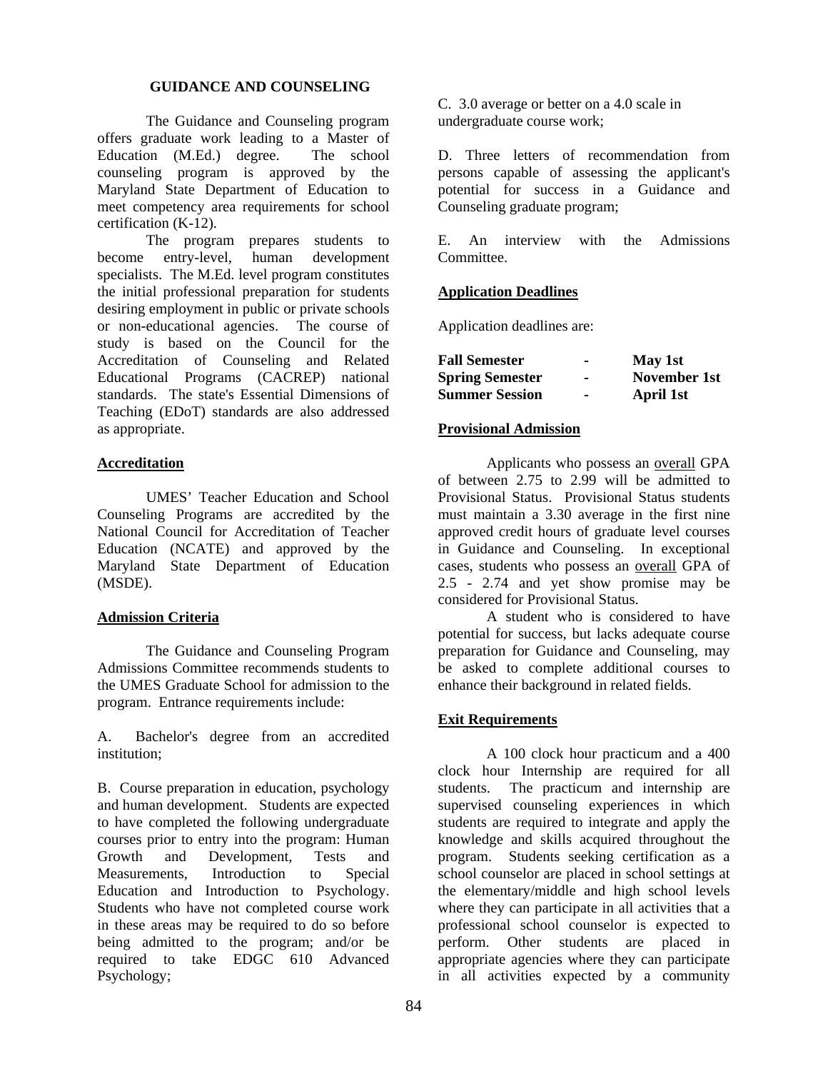## GUIDANCE AND COUNSELING

The Guidance and Counseling program offers graduate work leading to a Master of Education (M.Ed.) degree. The school counseling program is approved by the Maryland State Department of Education to meet competency area requirements for school certification (K-12).

The program prepares students to become entry-level, human development specialists. The M.Ed. level program constitutes the initial professional preparation for students desiring employment in public or private schools or non-educational agencies. The course of study is based on the Council for the Accreditation of Counseling and Related Educational Programs (CACREP) national standards. The state's Essential Dimensions of Teaching (EDoT) standards are also addressed as appropriate.

### Accreditation

UMES' Teacher Education and School Counseling Programs are accredited by the National Council for Accreditation of Teacher Education (NCATE) and approved by the Maryland State Department of Education (MSDE).

### Admission Criteria

The Guidance and Counseling Program Admissions Committee recommends students to the UMES Graduate School for admission to the program. Entrance requirements include:

A. Bachelor's degree from an accredited institution;

B. Course preparation in education, psychology and human development. Students are expected to have completed the following undergraduate courses prior to entry into the program: Human Growth and Development, Tests and Measurements, Introduction to Special Education and Introduction to Psychology. Students who have not completed course work in these areas may be required to do so before being admitted to the program; and/or be required to take EDGC 610 Advanced Psychology;

C. 3.0 average or better on a 4.0 scale in undergraduate course work;

D. Three letters of recommendation from persons capable of assessing the applicant's potential for success in a Guidance and Counseling graduate program;

E. An interview with the Admissions Committee.

### Application Deadlines

Application deadlines are:

| | | |
|---|---|---|
| **Fall Semester** | - | **May 1st** |
| **Spring Semester** | - | **November 1st** |
| **Summer Session** | - | **April 1st** |

### Provisional Admission

Applicants who possess an overall GPA of between 2.75 to 2.99 will be admitted to Provisional Status. Provisional Status students must maintain a 3.30 average in the first nine approved credit hours of graduate level courses in Guidance and Counseling. In exceptional cases, students who possess an overall GPA of 2.5 - 2.74 and yet show promise may be considered for Provisional Status.

A student who is considered to have potential for success, but lacks adequate course preparation for Guidance and Counseling, may be asked to complete additional courses to enhance their background in related fields.

### Exit Requirements

A 100 clock hour practicum and a 400 clock hour Internship are required for all students. The practicum and internship are supervised counseling experiences in which students are required to integrate and apply the knowledge and skills acquired throughout the program. Students seeking certification as a school counselor are placed in school settings at the elementary/middle and high school levels where they can participate in all activities that a professional school counselor is expected to perform. Other students are placed in appropriate agencies where they can participate in all activities expected by a community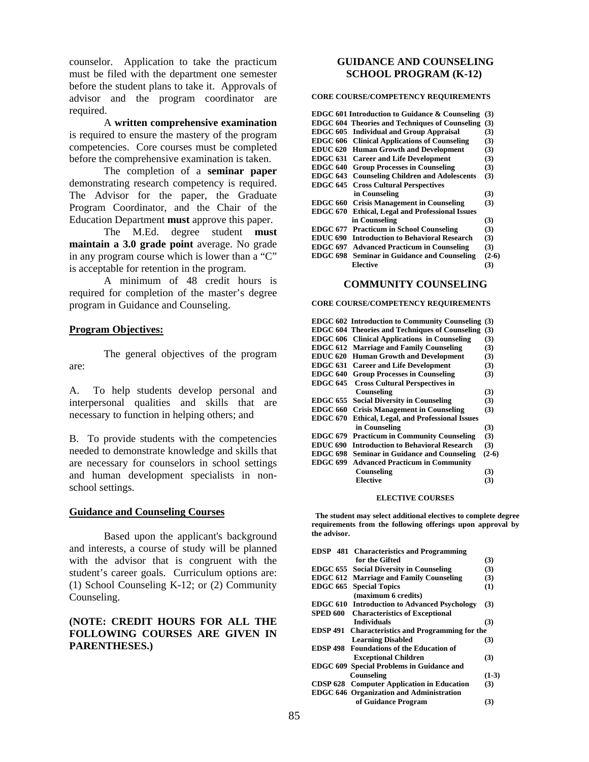counselor. Application to take the practicum must be filed with the department one semester before the student plans to take it. Approvals of advisor and the program coordinator are required.

A **written comprehensive examination** is required to ensure the mastery of the program competencies. Core courses must be completed before the comprehensive examination is taken.

The completion of a **seminar paper** demonstrating research competency is required. The Advisor for the paper, the Graduate Program Coordinator, and the Chair of the Education Department **must** approve this paper.

The M.Ed. degree student **must maintain a 3.0 grade point** average. No grade in any program course which is lower than a "C" is acceptable for retention in the program.

A minimum of 48 credit hours is required for completion of the master's degree program in Guidance and Counseling.

## Program Objectives:

The general objectives of the program are:

A. To help students develop personal and interpersonal qualities and skills that are necessary to function in helping others; and

B. To provide students with the competencies needed to demonstrate knowledge and skills that are necessary for counselors in school settings and human development specialists in non-school settings.

## Guidance and Counseling Courses

Based upon the applicant's background and interests, a course of study will be planned with the advisor that is congruent with the student's career goals. Curriculum options are: (1) School Counseling K-12; or (2) Community Counseling.

**(NOTE: CREDIT HOURS FOR ALL THE FOLLOWING COURSES ARE GIVEN IN PARENTHESES.)**

## GUIDANCE AND COUNSELING SCHOOL PROGRAM (K-12)

**CORE COURSE/COMPETENCY REQUIREMENTS**

| Course | Title | Credits |
|---|---|---|
| EDGC 601 | Introduction to Guidance & Counseling | (3) |
| EDGC 604 | Theories and Techniques of Counseling | (3) |
| EDGC 605 | Individual and Group Appraisal | (3) |
| EDGC 606 | Clinical Applications of Counseling | (3) |
| EDUC 620 | Human Growth and Development | (3) |
| EDGC 631 | Career and Life Development | (3) |
| EDGC 640 | Group Processes in Counseling | (3) |
| EDGC 643 | Counseling Children and Adolescents | (3) |
| EDGC 645 | Cross Cultural Perspectives in Counseling | (3) |
| EDGC 660 | Crisis Management in Counseling | (3) |
| EDGC 670 | Ethical, Legal and Professional Issues in Counseling | (3) |
| EDGC 677 | Practicum in School Counseling | (3) |
| EDUC 690 | Introduction to Behavioral Research | (3) |
| EDGC 697 | Advanced Practicum in Counseling | (3) |
| EDGC 698 | Seminar in Guidance and Counseling | (2-6) |
| | Elective | (3) |

## COMMUNITY COUNSELING

**CORE COURSE/COMPETENCY REQUIREMENTS**

| Course | Title | Credits |
|---|---|---|
| EDGC 602 | Introduction to Community Counseling | (3) |
| EDGC 604 | Theories and Techniques of Counseling | (3) |
| EDGC 606 | Clinical Applications in Counseling | (3) |
| EDGC 612 | Marriage and Family Counseling | (3) |
| EDUC 620 | Human Growth and Development | (3) |
| EDGC 631 | Career and Life Development | (3) |
| EDGC 640 | Group Processes in Counseling | (3) |
| EDGC 645 | Cross Cultural Perspectives in Counseling | (3) |
| EDGC 655 | Social Diversity in Counseling | (3) |
| EDGC 660 | Crisis Management in Counseling | (3) |
| EDGC 670 | Ethical, Legal, and Professional Issues in Counseling | (3) |
| EDGC 679 | Practicum in Community Counseling | (3) |
| EDUC 690 | Introduction to Behavioral Research | (3) |
| EDGC 698 | Seminar in Guidance and Counseling | (2-6) |
| EDGC 699 | Advanced Practicum in Community Counseling | (3) |
| | Elective | (3) |

**ELECTIVE COURSES**

**The student may select additional electives to complete degree requirements from the following offerings upon approval by the advisor.**

| Course | Title | Credits |
|---|---|---|
| EDSP 481 | Characteristics and Programming for the Gifted | (3) |
| EDGC 655 | Social Diversity in Counseling | (3) |
| EDGC 612 | Marriage and Family Counseling | (3) |
| EDGC 665 | Special Topics (maximum 6 credits) | (1) |
| EDGC 610 | Introduction to Advanced Psychology | (3) |
| SPED 600 | Characteristics of Exceptional Individuals | (3) |
| EDSP 491 | Characteristics and Programming for the Learning Disabled | (3) |
| EDSP 498 | Foundations of the Education of Exceptional Children | (3) |
| EDGC 609 | Special Problems in Guidance and Counseling | (1-3) |
| CDSP 628 | Computer Application in Education | (3) |
| EDGC 646 | Organization and Administration of Guidance Program | (3) |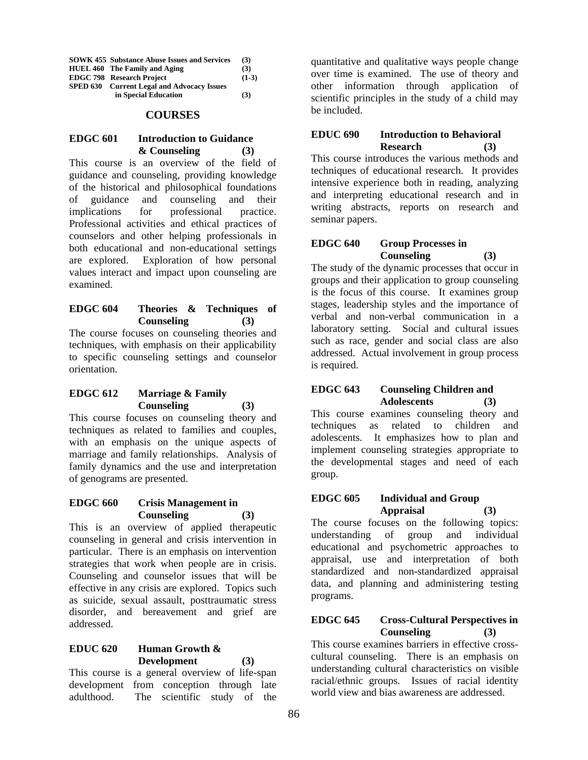| | | |
|---|---|---|
| SOWK 455 | Substance Abuse Issues and Services | (3) |
| HUEL 460 | The Family and Aging | (3) |
| EDGC 798 | Research Project | (1-3) |
| SPED 630 | Current Legal and Advocacy Issues in Special Education | (3) |

## COURSES

### EDGC 601 Introduction to Guidance & Counseling (3)

This course is an overview of the field of guidance and counseling, providing knowledge of the historical and philosophical foundations of guidance and counseling and their implications for professional practice. Professional activities and ethical practices of counselors and other helping professionals in both educational and non-educational settings are explored. Exploration of how personal values interact and impact upon counseling are examined.

### EDGC 604 Theories & Techniques of Counseling (3)

The course focuses on counseling theories and techniques, with emphasis on their applicability to specific counseling settings and counselor orientation.

### EDGC 612 Marriage & Family Counseling (3)

This course focuses on counseling theory and techniques as related to families and couples, with an emphasis on the unique aspects of marriage and family relationships. Analysis of family dynamics and the use and interpretation of genograms are presented.

### EDGC 660 Crisis Management in Counseling (3)

This is an overview of applied therapeutic counseling in general and crisis intervention in particular. There is an emphasis on intervention strategies that work when people are in crisis. Counseling and counselor issues that will be effective in any crisis are explored. Topics such as suicide, sexual assault, posttraumatic stress disorder, and bereavement and grief are addressed.

### EDUC 620 Human Growth & Development (3)

This course is a general overview of life-span development from conception through late adulthood. The scientific study of the quantitative and qualitative ways people change over time is examined. The use of theory and other information through application of scientific principles in the study of a child may be included.

### EDUC 690 Introduction to Behavioral Research (3)

This course introduces the various methods and techniques of educational research. It provides intensive experience both in reading, analyzing and interpreting educational research and in writing abstracts, reports on research and seminar papers.

### EDGC 640 Group Processes in Counseling (3)

The study of the dynamic processes that occur in groups and their application to group counseling is the focus of this course. It examines group stages, leadership styles and the importance of verbal and non-verbal communication in a laboratory setting. Social and cultural issues such as race, gender and social class are also addressed. Actual involvement in group process is required.

### EDGC 643 Counseling Children and Adolescents (3)

This course examines counseling theory and techniques as related to children and adolescents. It emphasizes how to plan and implement counseling strategies appropriate to the developmental stages and need of each group.

### EDGC 605 Individual and Group Appraisal (3)

The course focuses on the following topics: understanding of group and individual educational and psychometric approaches to appraisal, use and interpretation of both standardized and non-standardized appraisal data, and planning and administering testing programs.

### EDGC 645 Cross-Cultural Perspectives in Counseling (3)

This course examines barriers in effective cross-cultural counseling. There is an emphasis on understanding cultural characteristics on visible racial/ethnic groups. Issues of racial identity world view and bias awareness are addressed.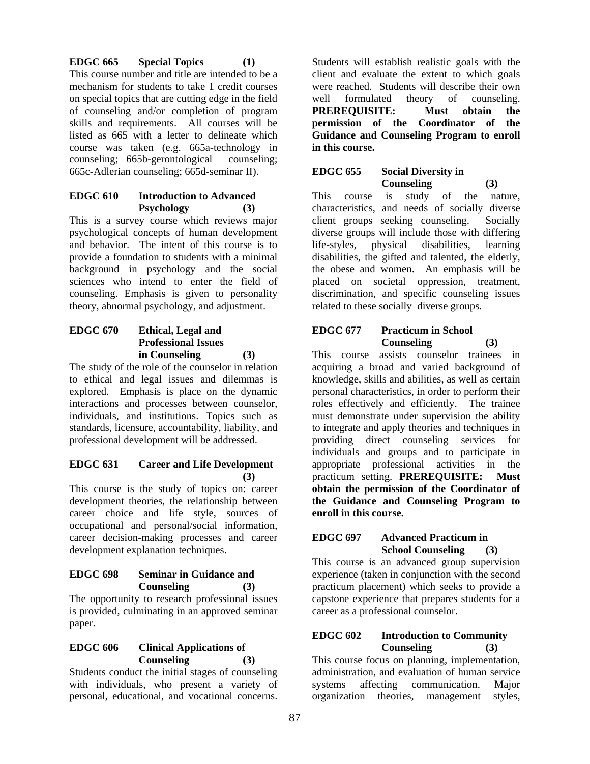**EDGC 665 Special Topics (1)**

This course number and title are intended to be a mechanism for students to take 1 credit courses on special topics that are cutting edge in the field of counseling and/or completion of program skills and requirements. All courses will be listed as 665 with a letter to delineate which course was taken (e.g. 665a-technology in counseling; 665b-gerontological counseling; 665c-Adlerian counseling; 665d-seminar II).

**EDGC 610 Introduction to Advanced Psychology (3)**

This is a survey course which reviews major psychological concepts of human development and behavior. The intent of this course is to provide a foundation to students with a minimal background in psychology and the social sciences who intend to enter the field of counseling. Emphasis is given to personality theory, abnormal psychology, and adjustment.

**EDGC 670 Ethical, Legal and Professional Issues in Counseling (3)**

The study of the role of the counselor in relation to ethical and legal issues and dilemmas is explored. Emphasis is place on the dynamic interactions and processes between counselor, individuals, and institutions. Topics such as standards, licensure, accountability, liability, and professional development will be addressed.

**EDGC 631 Career and Life Development (3)**

This course is the study of topics on: career development theories, the relationship between career choice and life style, sources of occupational and personal/social information, career decision-making processes and career development explanation techniques.

**EDGC 698 Seminar in Guidance and Counseling (3)**

The opportunity to research professional issues is provided, culminating in an approved seminar paper.

**EDGC 606 Clinical Applications of Counseling (3)**

Students conduct the initial stages of counseling with individuals, who present a variety of personal, educational, and vocational concerns. Students will establish realistic goals with the client and evaluate the extent to which goals were reached. Students will describe their own well formulated theory of counseling. **PREREQUISITE: Must obtain the permission of the Coordinator of the Guidance and Counseling Program to enroll in this course.**

**EDGC 655 Social Diversity in Counseling (3)**

This course is study of the nature, characteristics, and needs of socially diverse client groups seeking counseling. Socially diverse groups will include those with differing life-styles, physical disabilities, learning disabilities, the gifted and talented, the elderly, the obese and women. An emphasis will be placed on societal oppression, treatment, discrimination, and specific counseling issues related to these socially diverse groups.

**EDGC 677 Practicum in School Counseling (3)**

This course assists counselor trainees in acquiring a broad and varied background of knowledge, skills and abilities, as well as certain personal characteristics, in order to perform their roles effectively and efficiently. The trainee must demonstrate under supervision the ability to integrate and apply theories and techniques in providing direct counseling services for individuals and groups and to participate in appropriate professional activities in the practicum setting. **PREREQUISITE: Must obtain the permission of the Coordinator of the Guidance and Counseling Program to enroll in this course.**

**EDGC 697 Advanced Practicum in School Counseling (3)**

This course is an advanced group supervision experience (taken in conjunction with the second practicum placement) which seeks to provide a capstone experience that prepares students for a career as a professional counselor.

**EDGC 602 Introduction to Community Counseling (3)**

This course focus on planning, implementation, administration, and evaluation of human service systems affecting communication. Major organization theories, management styles,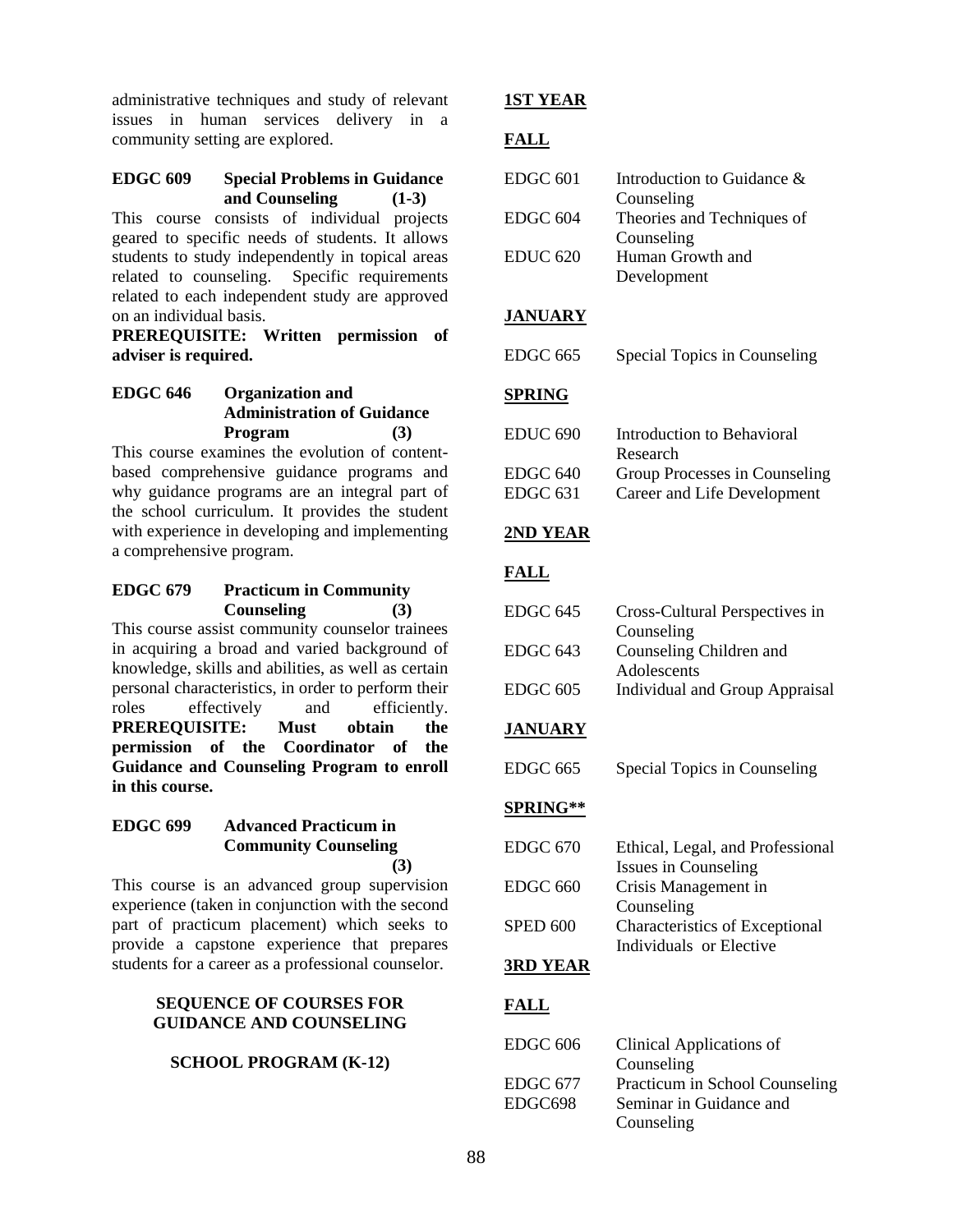administrative techniques and study of relevant issues in human services delivery in a community setting are explored.

**EDGC 609 Special Problems in Guidance and Counseling (1-3)**

This course consists of individual projects geared to specific needs of students. It allows students to study independently in topical areas related to counseling. Specific requirements related to each independent study are approved on an individual basis.

**PREREQUISITE: Written permission of adviser is required.**

**EDGC 646 Organization and Administration of Guidance Program (3)**

This course examines the evolution of content-based comprehensive guidance programs and why guidance programs are an integral part of the school curriculum. It provides the student with experience in developing and implementing a comprehensive program.

**EDGC 679 Practicum in Community Counseling (3)**

This course assist community counselor trainees in acquiring a broad and varied background of knowledge, skills and abilities, as well as certain personal characteristics, in order to perform their roles effectively and efficiently. **PREREQUISITE: Must obtain the permission of the Coordinator of the Guidance and Counseling Program to enroll in this course.**

**EDGC 699 Advanced Practicum in Community Counseling (3)**

This course is an advanced group supervision experience (taken in conjunction with the second part of practicum placement) which seeks to provide a capstone experience that prepares students for a career as a professional counselor.

## SEQUENCE OF COURSES FOR GUIDANCE AND COUNSELING

### SCHOOL PROGRAM (K-12)

**1ST YEAR**

**FALL**

| | |
|---|---|
| EDGC 601 | Introduction to Guidance & Counseling |
| EDGC 604 | Theories and Techniques of Counseling |
| EDUC 620 | Human Growth and Development |

**JANUARY**

| | |
|---|---|
| EDGC 665 | Special Topics in Counseling |

**SPRING**

| | |
|---|---|
| EDUC 690 | Introduction to Behavioral Research |
| EDGC 640 | Group Processes in Counseling |
| EDGC 631 | Career and Life Development |

**2ND YEAR**

**FALL**

| | |
|---|---|
| EDGC 645 | Cross-Cultural Perspectives in Counseling |
| EDGC 643 | Counseling Children and Adolescents |
| EDGC 605 | Individual and Group Appraisal |

**JANUARY**

| | |
|---|---|
| EDGC 665 | Special Topics in Counseling |

**SPRING****

| | |
|---|---|
| EDGC 670 | Ethical, Legal, and Professional Issues in Counseling |
| EDGC 660 | Crisis Management in Counseling |
| SPED 600 | Characteristics of Exceptional Individuals or Elective |

**3RD YEAR**

**FALL**

| | |
|---|---|
| EDGC 606 | Clinical Applications of Counseling |
| EDGC 677 | Practicum in School Counseling |
| EDGC698 | Seminar in Guidance and Counseling |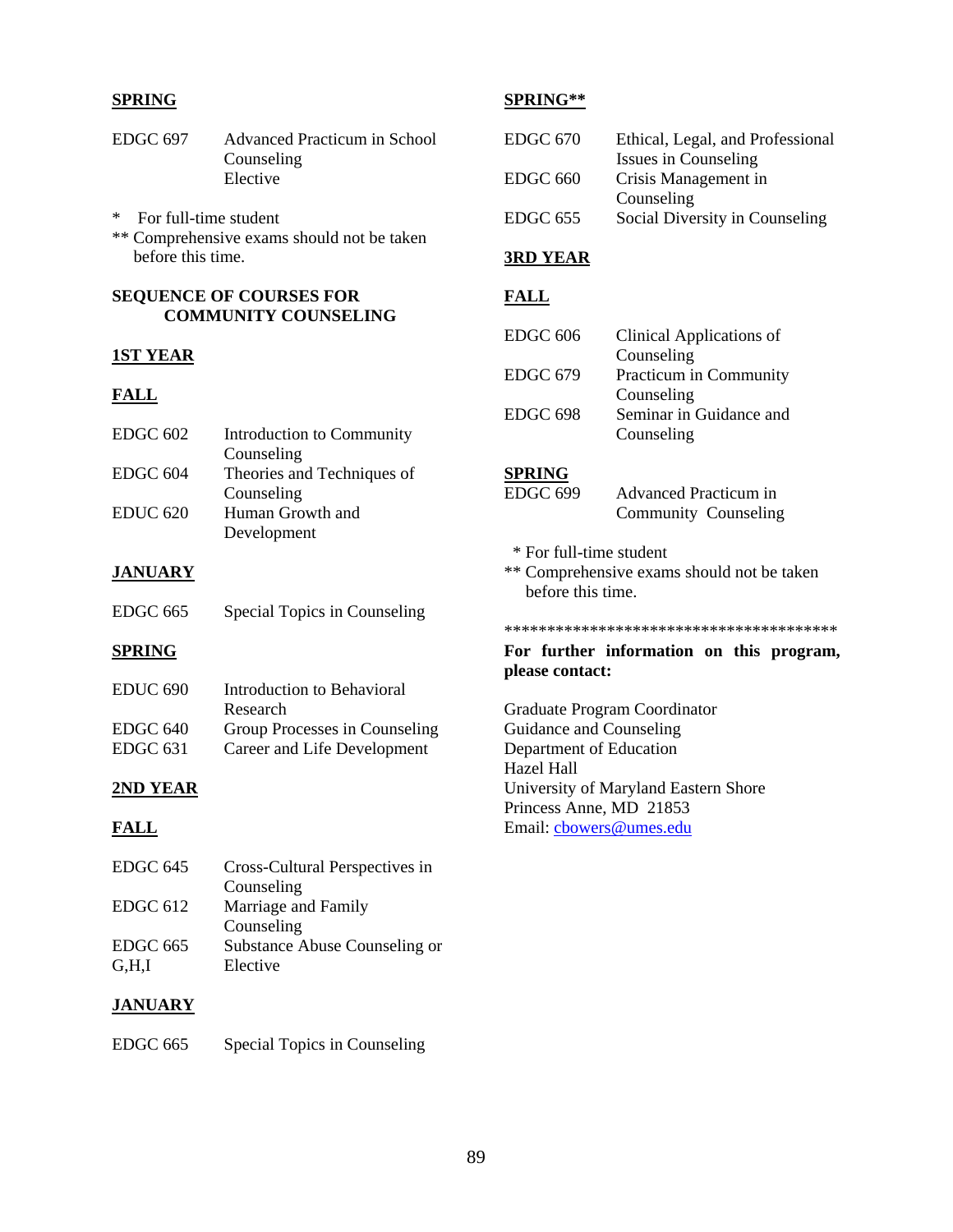**SPRING**

| | |
|---|---|
| EDGC 697 | Advanced Practicum in School Counseling |
| | Elective |

\* For full-time student

\*\* Comprehensive exams should not be taken before this time.

**SEQUENCE OF COURSES FOR COMMUNITY COUNSELING**

**1ST YEAR**

**FALL**

| | |
|---|---|
| EDGC 602 | Introduction to Community Counseling |
| EDGC 604 | Theories and Techniques of Counseling |
| EDUC 620 | Human Growth and Development |

**JANUARY**

| | |
|---|---|
| EDGC 665 | Special Topics in Counseling |

**SPRING**

| | |
|---|---|
| EDUC 690 | Introduction to Behavioral Research |
| EDGC 640 | Group Processes in Counseling |
| EDGC 631 | Career and Life Development |

**2ND YEAR**

**FALL**

| | |
|---|---|
| EDGC 645 | Cross-Cultural Perspectives in Counseling |
| EDGC 612 | Marriage and Family Counseling |
| EDGC 665 G,H,I | Substance Abuse Counseling or Elective |

**JANUARY**

| | |
|---|---|
| EDGC 665 | Special Topics in Counseling |

**SPRING\*\***

| | |
|---|---|
| EDGC 670 | Ethical, Legal, and Professional Issues in Counseling |
| EDGC 660 | Crisis Management in Counseling |
| EDGC 655 | Social Diversity in Counseling |

**3RD YEAR**

**FALL**

| | |
|---|---|
| EDGC 606 | Clinical Applications of Counseling |
| EDGC 679 | Practicum in Community Counseling |
| EDGC 698 | Seminar in Guidance and Counseling |

**SPRING**

| | |
|---|---|
| EDGC 699 | Advanced Practicum in Community Counseling |

\* For full-time student

\*\* Comprehensive exams should not be taken before this time.

\*\*\*\*\*\*\*\*\*\*\*\*\*\*\*\*\*\*\*\*\*\*\*\*\*\*\*\*\*\*\*\*\*\*\*\*\*\*\*\*

**For further information on this program, please contact:**

Graduate Program Coordinator
Guidance and Counseling
Department of Education
Hazel Hall
University of Maryland Eastern Shore
Princess Anne, MD 21853
Email: cbowers@umes.edu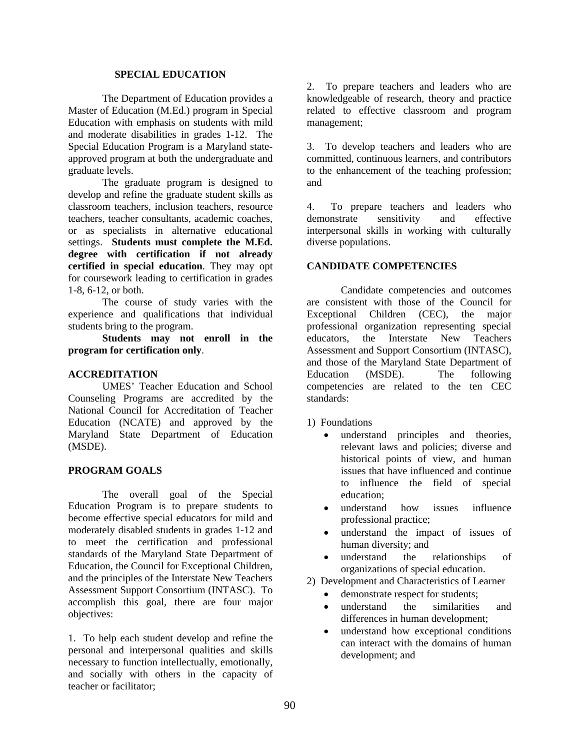## SPECIAL EDUCATION

The Department of Education provides a Master of Education (M.Ed.) program in Special Education with emphasis on students with mild and moderate disabilities in grades 1-12. The Special Education Program is a Maryland state-approved program at both the undergraduate and graduate levels.

The graduate program is designed to develop and refine the graduate student skills as classroom teachers, inclusion teachers, resource teachers, teacher consultants, academic coaches, or as specialists in alternative educational settings. **Students must complete the M.Ed. degree with certification if not already certified in special education**. They may opt for coursework leading to certification in grades 1-8, 6-12, or both.

The course of study varies with the experience and qualifications that individual students bring to the program.

**Students may not enroll in the program for certification only**.

### ACCREDITATION

UMES' Teacher Education and School Counseling Programs are accredited by the National Council for Accreditation of Teacher Education (NCATE) and approved by the Maryland State Department of Education (MSDE).

### PROGRAM GOALS

The overall goal of the Special Education Program is to prepare students to become effective special educators for mild and moderately disabled students in grades 1-12 and to meet the certification and professional standards of the Maryland State Department of Education, the Council for Exceptional Children, and the principles of the Interstate New Teachers Assessment Support Consortium (INTASC). To accomplish this goal, there are four major objectives:

1. To help each student develop and refine the personal and interpersonal qualities and skills necessary to function intellectually, emotionally, and socially with others in the capacity of teacher or facilitator;

2. To prepare teachers and leaders who are knowledgeable of research, theory and practice related to effective classroom and program management;

3. To develop teachers and leaders who are committed, continuous learners, and contributors to the enhancement of the teaching profession; and

4. To prepare teachers and leaders who demonstrate sensitivity and effective interpersonal skills in working with culturally diverse populations.

### CANDIDATE COMPETENCIES

Candidate competencies and outcomes are consistent with those of the Council for Exceptional Children (CEC), the major professional organization representing special educators, the Interstate New Teachers Assessment and Support Consortium (INTASC), and those of the Maryland State Department of Education (MSDE). The following competencies are related to the ten CEC standards:

1) Foundations
   - understand principles and theories, relevant laws and policies; diverse and historical points of view, and human issues that have influenced and continue to influence the field of special education;
   - understand how issues influence professional practice;
   - understand the impact of issues of human diversity; and
   - understand the relationships of organizations of special education.

2) Development and Characteristics of Learner
   - demonstrate respect for students;
   - understand the similarities and differences in human development;
   - understand how exceptional conditions can interact with the domains of human development; and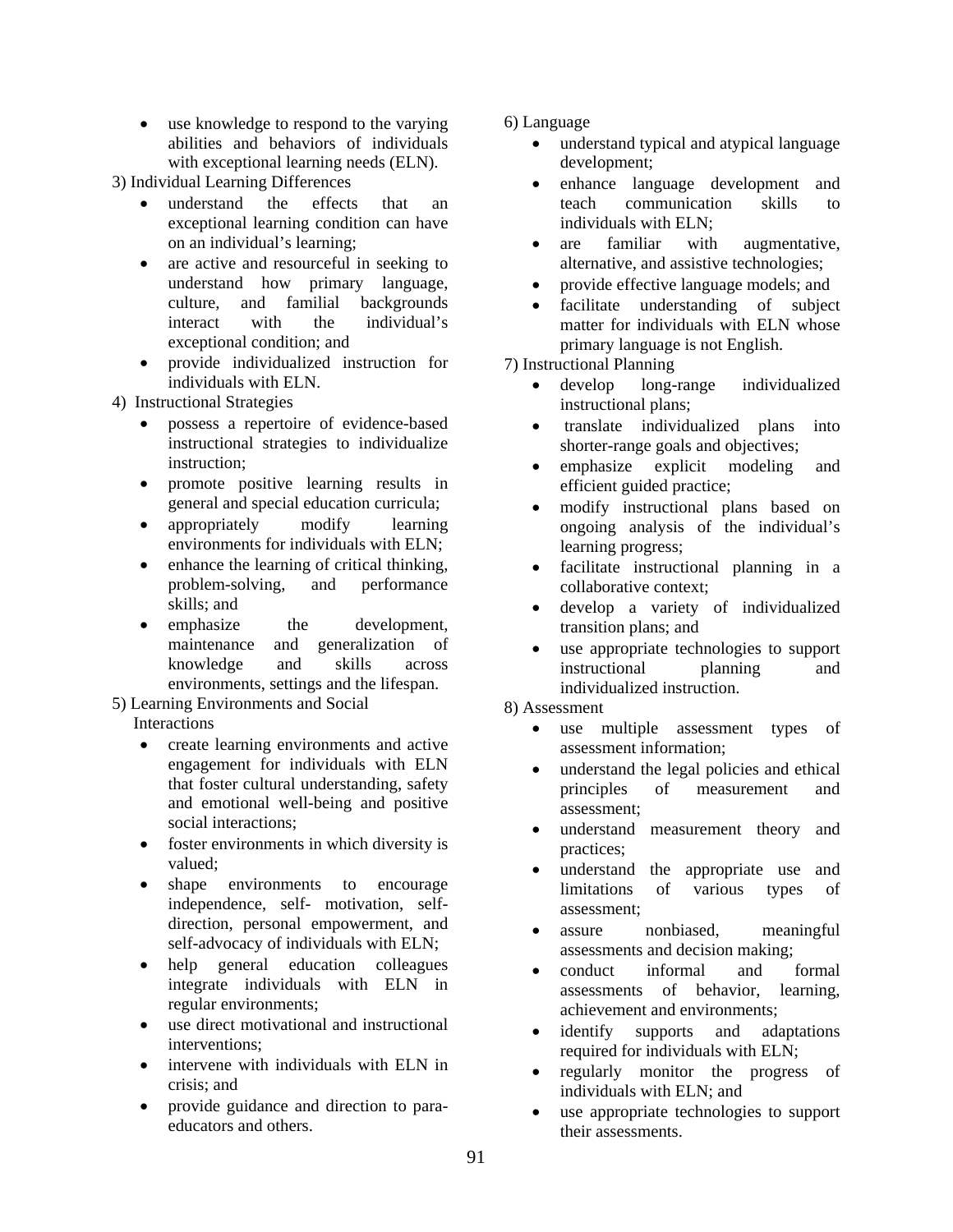- use knowledge to respond to the varying abilities and behaviors of individuals with exceptional learning needs (ELN).

3) Individual Learning Differences

- understand the effects that an exceptional learning condition can have on an individual's learning;
- are active and resourceful in seeking to understand how primary language, culture, and familial backgrounds interact with the individual's exceptional condition; and
- provide individualized instruction for individuals with ELN.

4) Instructional Strategies

- possess a repertoire of evidence-based instructional strategies to individualize instruction;
- promote positive learning results in general and special education curricula;
- appropriately modify learning environments for individuals with ELN;
- enhance the learning of critical thinking, problem-solving, and performance skills; and
- emphasize the development, maintenance and generalization of knowledge and skills across environments, settings and the lifespan.

5) Learning Environments and Social Interactions

- create learning environments and active engagement for individuals with ELN that foster cultural understanding, safety and emotional well-being and positive social interactions;
- foster environments in which diversity is valued;
- shape environments to encourage independence, self- motivation, self-direction, personal empowerment, and self-advocacy of individuals with ELN;
- help general education colleagues integrate individuals with ELN in regular environments;
- use direct motivational and instructional interventions;
- intervene with individuals with ELN in crisis; and
- provide guidance and direction to para-educators and others.

6) Language

- understand typical and atypical language development;
- enhance language development and teach communication skills to individuals with ELN;
- are familiar with augmentative, alternative, and assistive technologies;
- provide effective language models; and
- facilitate understanding of subject matter for individuals with ELN whose primary language is not English.

7) Instructional Planning

- develop long-range individualized instructional plans;
- translate individualized plans into shorter-range goals and objectives;
- emphasize explicit modeling and efficient guided practice;
- modify instructional plans based on ongoing analysis of the individual's learning progress;
- facilitate instructional planning in a collaborative context;
- develop a variety of individualized transition plans; and
- use appropriate technologies to support instructional planning and individualized instruction.

8) Assessment

- use multiple assessment types of assessment information;
- understand the legal policies and ethical principles of measurement and assessment;
- understand measurement theory and practices;
- understand the appropriate use and limitations of various types of assessment;
- assure nonbiased, meaningful assessments and decision making;
- conduct informal and formal assessments of behavior, learning, achievement and environments;
- identify supports and adaptations required for individuals with ELN;
- regularly monitor the progress of individuals with ELN; and
- use appropriate technologies to support their assessments.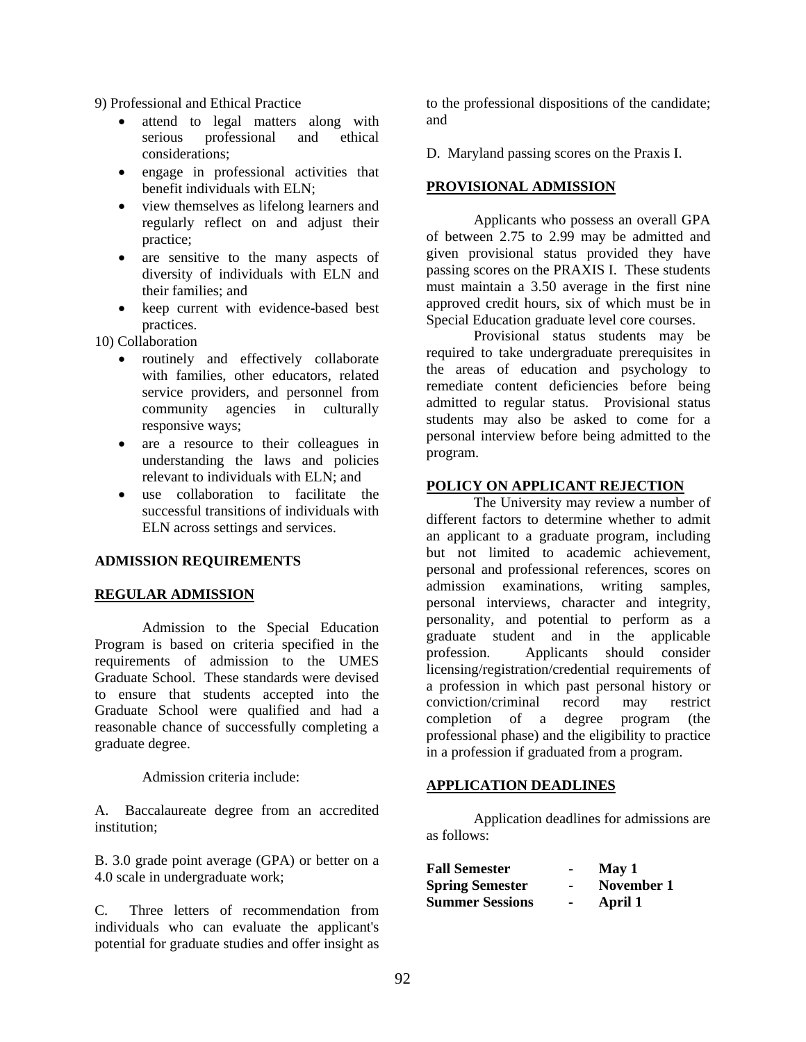9) Professional and Ethical Practice

- attend to legal matters along with serious professional and ethical considerations;
- engage in professional activities that benefit individuals with ELN;
- view themselves as lifelong learners and regularly reflect on and adjust their practice;
- are sensitive to the many aspects of diversity of individuals with ELN and their families; and
- keep current with evidence-based best practices.

10) Collaboration

- routinely and effectively collaborate with families, other educators, related service providers, and personnel from community agencies in culturally responsive ways;
- are a resource to their colleagues in understanding the laws and policies relevant to individuals with ELN; and
- use collaboration to facilitate the successful transitions of individuals with ELN across settings and services.

## ADMISSION REQUIREMENTS

### REGULAR ADMISSION

Admission to the Special Education Program is based on criteria specified in the requirements of admission to the UMES Graduate School. These standards were devised to ensure that students accepted into the Graduate School were qualified and had a reasonable chance of successfully completing a graduate degree.

Admission criteria include:

A. Baccalaureate degree from an accredited institution;

B. 3.0 grade point average (GPA) or better on a 4.0 scale in undergraduate work;

C. Three letters of recommendation from individuals who can evaluate the applicant's potential for graduate studies and offer insight as to the professional dispositions of the candidate; and

D. Maryland passing scores on the Praxis I.

### PROVISIONAL ADMISSION

Applicants who possess an overall GPA of between 2.75 to 2.99 may be admitted and given provisional status provided they have passing scores on the PRAXIS I. These students must maintain a 3.50 average in the first nine approved credit hours, six of which must be in Special Education graduate level core courses.

Provisional status students may be required to take undergraduate prerequisites in the areas of education and psychology to remediate content deficiencies before being admitted to regular status. Provisional status students may also be asked to come for a personal interview before being admitted to the program.

### POLICY ON APPLICANT REJECTION

The University may review a number of different factors to determine whether to admit an applicant to a graduate program, including but not limited to academic achievement, personal and professional references, scores on admission examinations, writing samples, personal interviews, character and integrity, personality, and potential to perform as a graduate student and in the applicable profession. Applicants should consider licensing/registration/credential requirements of a profession in which past personal history or conviction/criminal record may restrict completion of a degree program (the professional phase) and the eligibility to practice in a profession if graduated from a program.

### APPLICATION DEADLINES

Application deadlines for admissions are as follows:

| | | |
|---|---|---|
| **Fall Semester** | - | **May 1** |
| **Spring Semester** | - | **November 1** |
| **Summer Sessions** | - | **April 1** |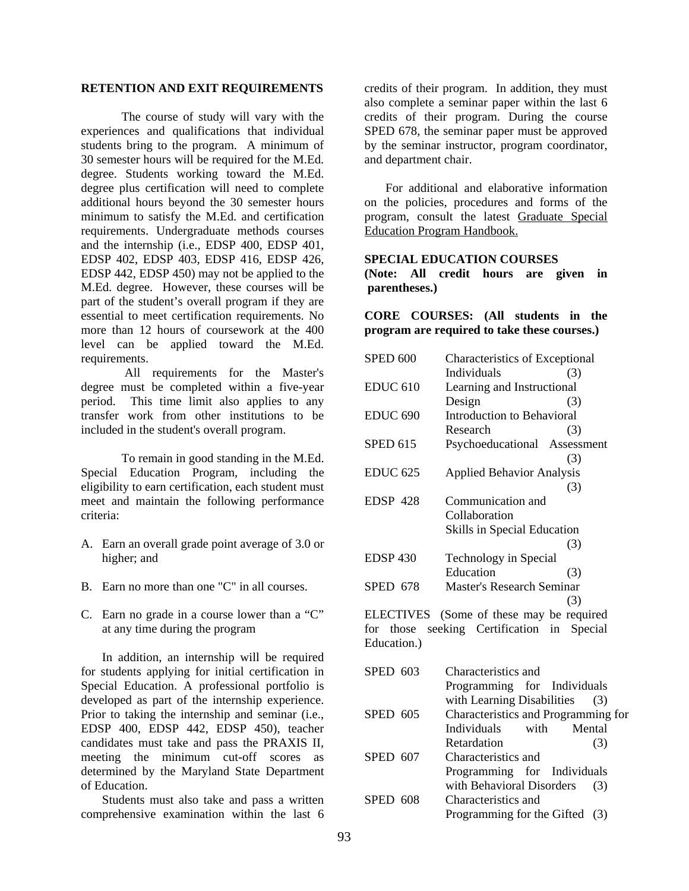## RETENTION AND EXIT REQUIREMENTS

The course of study will vary with the experiences and qualifications that individual students bring to the program. A minimum of 30 semester hours will be required for the M.Ed. degree. Students working toward the M.Ed. degree plus certification will need to complete additional hours beyond the 30 semester hours minimum to satisfy the M.Ed. and certification requirements. Undergraduate methods courses and the internship (i.e., EDSP 400, EDSP 401, EDSP 402, EDSP 403, EDSP 416, EDSP 426, EDSP 442, EDSP 450) may not be applied to the M.Ed. degree. However, these courses will be part of the student's overall program if they are essential to meet certification requirements. No more than 12 hours of coursework at the 400 level can be applied toward the M.Ed. requirements.

All requirements for the Master's degree must be completed within a five-year period. This time limit also applies to any transfer work from other institutions to be included in the student's overall program.

To remain in good standing in the M.Ed. Special Education Program, including the eligibility to earn certification, each student must meet and maintain the following performance criteria:

A. Earn an overall grade point average of 3.0 or higher; and

B. Earn no more than one "C" in all courses.

C. Earn no grade in a course lower than a "C" at any time during the program

In addition, an internship will be required for students applying for initial certification in Special Education. A professional portfolio is developed as part of the internship experience. Prior to taking the internship and seminar (i.e., EDSP 400, EDSP 442, EDSP 450), teacher candidates must take and pass the PRAXIS II, meeting the minimum cut-off scores as determined by the Maryland State Department of Education.

Students must also take and pass a written comprehensive examination within the last 6 credits of their program. In addition, they must also complete a seminar paper within the last 6 credits of their program. During the course SPED 678, the seminar paper must be approved by the seminar instructor, program coordinator, and department chair.

For additional and elaborative information on the policies, procedures and forms of the program, consult the latest Graduate Special Education Program Handbook.

## SPECIAL EDUCATION COURSES

**(Note: All credit hours are given in parentheses.)**

**CORE COURSES: (All students in the program are required to take these courses.)**

| | | |
|---|---|---|
| SPED 600 | Characteristics of Exceptional Individuals | (3) |
| EDUC 610 | Learning and Instructional Design | (3) |
| EDUC 690 | Introduction to Behavioral Research | (3) |
| SPED 615 | Psychoeducational Assessment | (3) |
| EDUC 625 | Applied Behavior Analysis | (3) |
| EDSP 428 | Communication and Collaboration Skills in Special Education | (3) |
| EDSP 430 | Technology in Special Education | (3) |
| SPED 678 | Master's Research Seminar | (3) |

ELECTIVES (Some of these may be required for those seeking Certification in Special Education.)

| | | |
|---|---|---|
| SPED 603 | Characteristics and Programming for Individuals with Learning Disabilities | (3) |
| SPED 605 | Characteristics and Programming for Individuals with Mental Retardation | (3) |
| SPED 607 | Characteristics and Programming for Individuals with Behavioral Disorders | (3) |
| SPED 608 | Characteristics and Programming for the Gifted | (3) |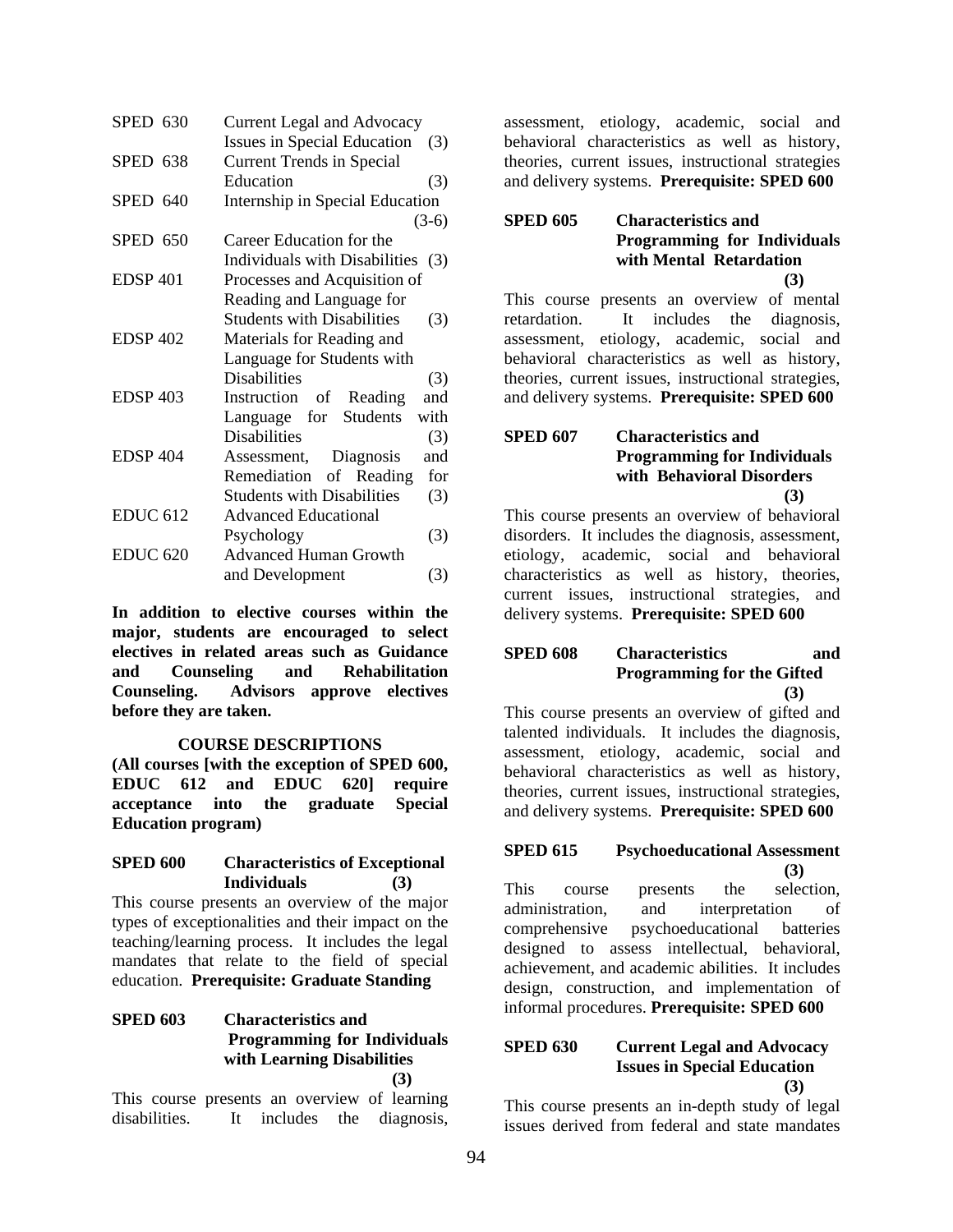| | | |
|---|---|---|
| SPED 630 | Current Legal and Advocacy Issues in Special Education | (3) |
| SPED 638 | Current Trends in Special Education | (3) |
| SPED 640 | Internship in Special Education | (3-6) |
| SPED 650 | Career Education for the Individuals with Disabilities | (3) |
| EDSP 401 | Processes and Acquisition of Reading and Language for Students with Disabilities | (3) |
| EDSP 402 | Materials for Reading and Language for Students with Disabilities | (3) |
| EDSP 403 | Instruction of Reading and Language for Students with Disabilities | (3) |
| EDSP 404 | Assessment, Diagnosis and Remediation of Reading for Students with Disabilities | (3) |
| EDUC 612 | Advanced Educational Psychology | (3) |
| EDUC 620 | Advanced Human Growth and Development | (3) |

**In addition to elective courses within the major, students are encouraged to select electives in related areas such as Guidance and Counseling and Rehabilitation Counseling. Advisors approve electives before they are taken.**

## COURSE DESCRIPTIONS

**(All courses [with the exception of SPED 600, EDUC 612 and EDUC 620] require acceptance into the graduate Special Education program)**

### SPED 600 Characteristics of Exceptional Individuals (3)

This course presents an overview of the major types of exceptionalities and their impact on the teaching/learning process. It includes the legal mandates that relate to the field of special education. **Prerequisite: Graduate Standing**

### SPED 603 Characteristics and Programming for Individuals with Learning Disabilities (3)

This course presents an overview of learning disabilities. It includes the diagnosis, assessment, etiology, academic, social and behavioral characteristics as well as history, theories, current issues, instructional strategies and delivery systems. **Prerequisite: SPED 600**

### SPED 605 Characteristics and Programming for Individuals with Mental Retardation (3)

This course presents an overview of mental retardation. It includes the diagnosis, assessment, etiology, academic, social and behavioral characteristics as well as history, theories, current issues, instructional strategies, and delivery systems. **Prerequisite: SPED 600**

### SPED 607 Characteristics and Programming for Individuals with Behavioral Disorders (3)

This course presents an overview of behavioral disorders. It includes the diagnosis, assessment, etiology, academic, social and behavioral characteristics as well as history, theories, current issues, instructional strategies, and delivery systems. **Prerequisite: SPED 600**

### SPED 608 Characteristics and Programming for the Gifted (3)

This course presents an overview of gifted and talented individuals. It includes the diagnosis, assessment, etiology, academic, social and behavioral characteristics as well as history, theories, current issues, instructional strategies, and delivery systems. **Prerequisite: SPED 600**

### SPED 615 Psychoeducational Assessment (3)

This course presents the selection, administration, and interpretation of comprehensive psychoeducational batteries designed to assess intellectual, behavioral, achievement, and academic abilities. It includes design, construction, and implementation of informal procedures. **Prerequisite: SPED 600**

### SPED 630 Current Legal and Advocacy Issues in Special Education (3)

This course presents an in-depth study of legal issues derived from federal and state mandates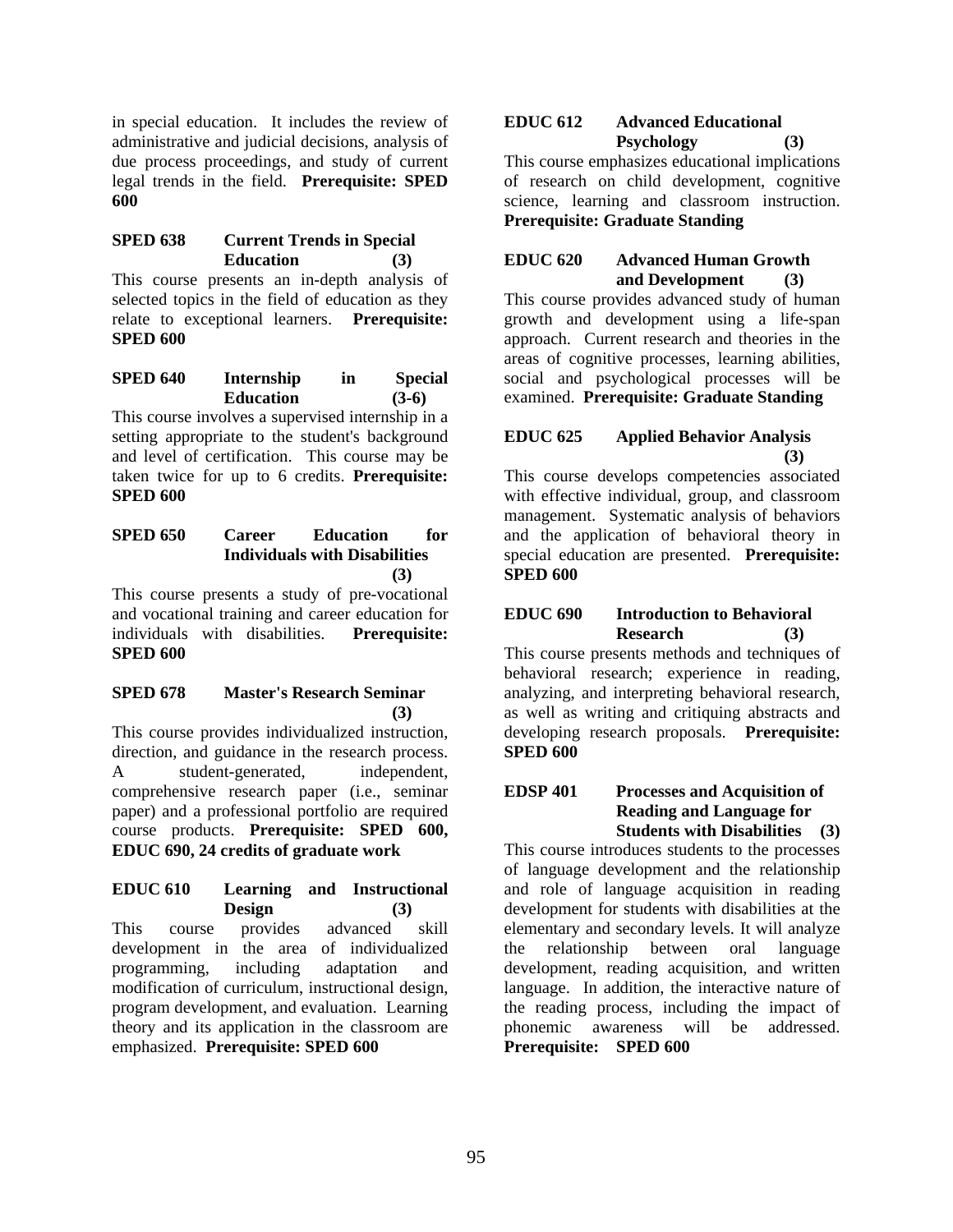in special education. It includes the review of administrative and judicial decisions, analysis of due process proceedings, and study of current legal trends in the field. **Prerequisite: SPED 600**

**SPED 638 Current Trends in Special Education (3)**

This course presents an in-depth analysis of selected topics in the field of education as they relate to exceptional learners. **Prerequisite: SPED 600**

**SPED 640 Internship in Special Education (3-6)**

This course involves a supervised internship in a setting appropriate to the student's background and level of certification. This course may be taken twice for up to 6 credits. **Prerequisite: SPED 600**

**SPED 650 Career Education for Individuals with Disabilities (3)**

This course presents a study of pre-vocational and vocational training and career education for individuals with disabilities. **Prerequisite: SPED 600**

**SPED 678 Master's Research Seminar (3)**

This course provides individualized instruction, direction, and guidance in the research process. A student-generated, independent, comprehensive research paper (i.e., seminar paper) and a professional portfolio are required course products. **Prerequisite: SPED 600, EDUC 690, 24 credits of graduate work**

**EDUC 610 Learning and Instructional Design (3)**

This course provides advanced skill development in the area of individualized programming, including adaptation and modification of curriculum, instructional design, program development, and evaluation. Learning theory and its application in the classroom are emphasized. **Prerequisite: SPED 600**

**EDUC 612 Advanced Educational Psychology (3)**

This course emphasizes educational implications of research on child development, cognitive science, learning and classroom instruction. **Prerequisite: Graduate Standing**

**EDUC 620 Advanced Human Growth and Development (3)**

This course provides advanced study of human growth and development using a life-span approach. Current research and theories in the areas of cognitive processes, learning abilities, social and psychological processes will be examined. **Prerequisite: Graduate Standing**

**EDUC 625 Applied Behavior Analysis (3)**

This course develops competencies associated with effective individual, group, and classroom management. Systematic analysis of behaviors and the application of behavioral theory in special education are presented. **Prerequisite: SPED 600**

**EDUC 690 Introduction to Behavioral Research (3)**

This course presents methods and techniques of behavioral research; experience in reading, analyzing, and interpreting behavioral research, as well as writing and critiquing abstracts and developing research proposals. **Prerequisite: SPED 600**

**EDSP 401 Processes and Acquisition of Reading and Language for Students with Disabilities (3)**

This course introduces students to the processes of language development and the relationship and role of language acquisition in reading development for students with disabilities at the elementary and secondary levels. It will analyze the relationship between oral language development, reading acquisition, and written language. In addition, the interactive nature of the reading process, including the impact of phonemic awareness will be addressed. **Prerequisite: SPED 600**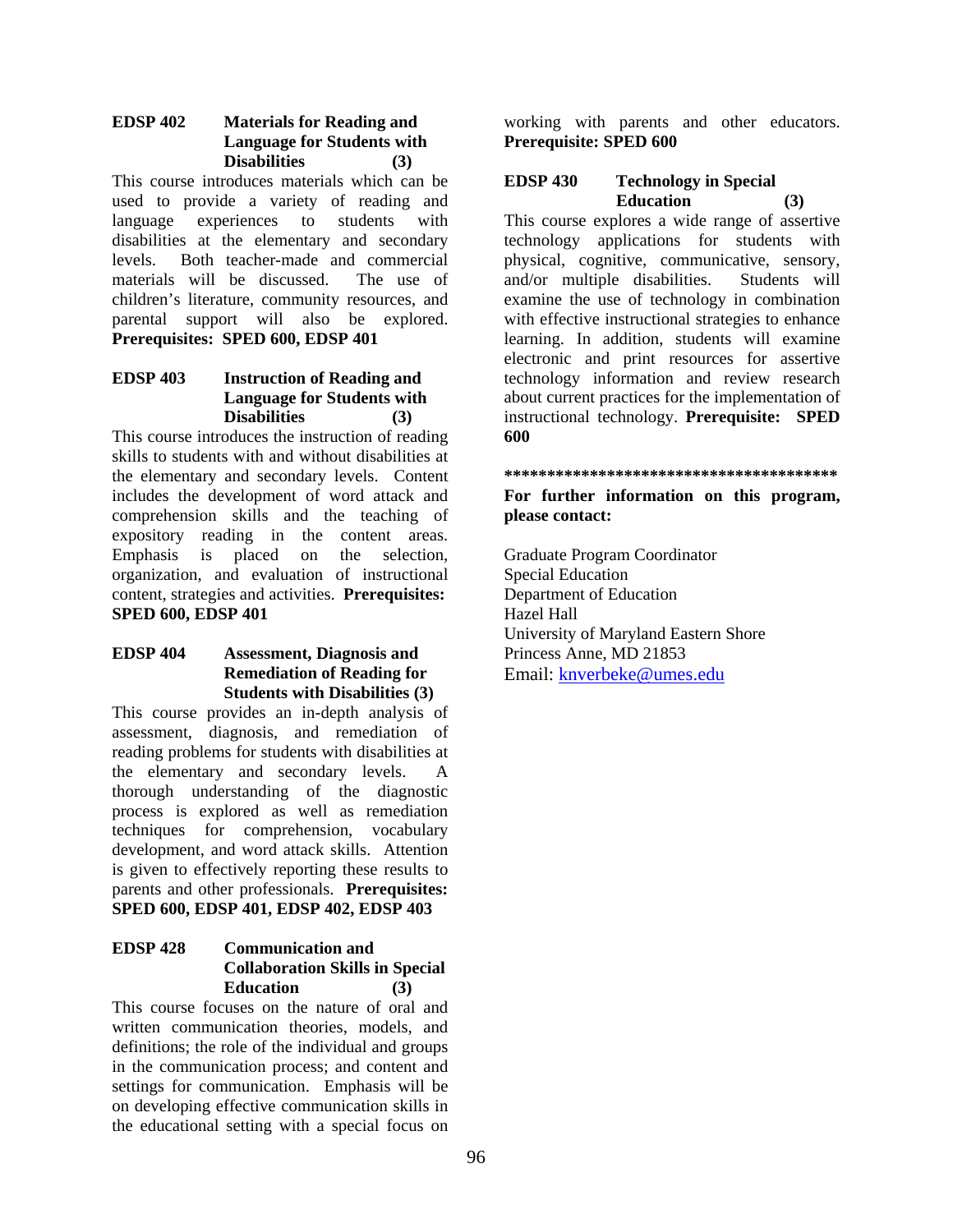**EDSP 402 Materials for Reading and Language for Students with Disabilities (3)**

This course introduces materials which can be used to provide a variety of reading and language experiences to students with disabilities at the elementary and secondary levels. Both teacher-made and commercial materials will be discussed. The use of children's literature, community resources, and parental support will also be explored. **Prerequisites: SPED 600, EDSP 401**

**EDSP 403 Instruction of Reading and Language for Students with Disabilities (3)**

This course introduces the instruction of reading skills to students with and without disabilities at the elementary and secondary levels. Content includes the development of word attack and comprehension skills and the teaching of expository reading in the content areas. Emphasis is placed on the selection, organization, and evaluation of instructional content, strategies and activities. **Prerequisites: SPED 600, EDSP 401**

**EDSP 404 Assessment, Diagnosis and Remediation of Reading for Students with Disabilities (3)**

This course provides an in-depth analysis of assessment, diagnosis, and remediation of reading problems for students with disabilities at the elementary and secondary levels. A thorough understanding of the diagnostic process is explored as well as remediation techniques for comprehension, vocabulary development, and word attack skills. Attention is given to effectively reporting these results to parents and other professionals. **Prerequisites: SPED 600, EDSP 401, EDSP 402, EDSP 403**

**EDSP 428 Communication and Collaboration Skills in Special Education (3)**

This course focuses on the nature of oral and written communication theories, models, and definitions; the role of the individual and groups in the communication process; and content and settings for communication. Emphasis will be on developing effective communication skills in the educational setting with a special focus on working with parents and other educators. **Prerequisite: SPED 600**

**EDSP 430 Technology in Special Education (3)**

This course explores a wide range of assertive technology applications for students with physical, cognitive, communicative, sensory, and/or multiple disabilities. Students will examine the use of technology in combination with effective instructional strategies to enhance learning. In addition, students will examine electronic and print resources for assertive technology information and review research about current practices for the implementation of instructional technology. **Prerequisite: SPED 600**

**\*\*\*\*\*\*\*\*\*\*\*\*\*\*\*\*\*\*\*\*\*\*\*\*\*\*\*\*\*\*\*\*\*\*\*\*\*\*\*\***

**For further information on this program, please contact:**

Graduate Program Coordinator
Special Education
Department of Education
Hazel Hall
University of Maryland Eastern Shore
Princess Anne, MD 21853
Email: knverbeke@umes.edu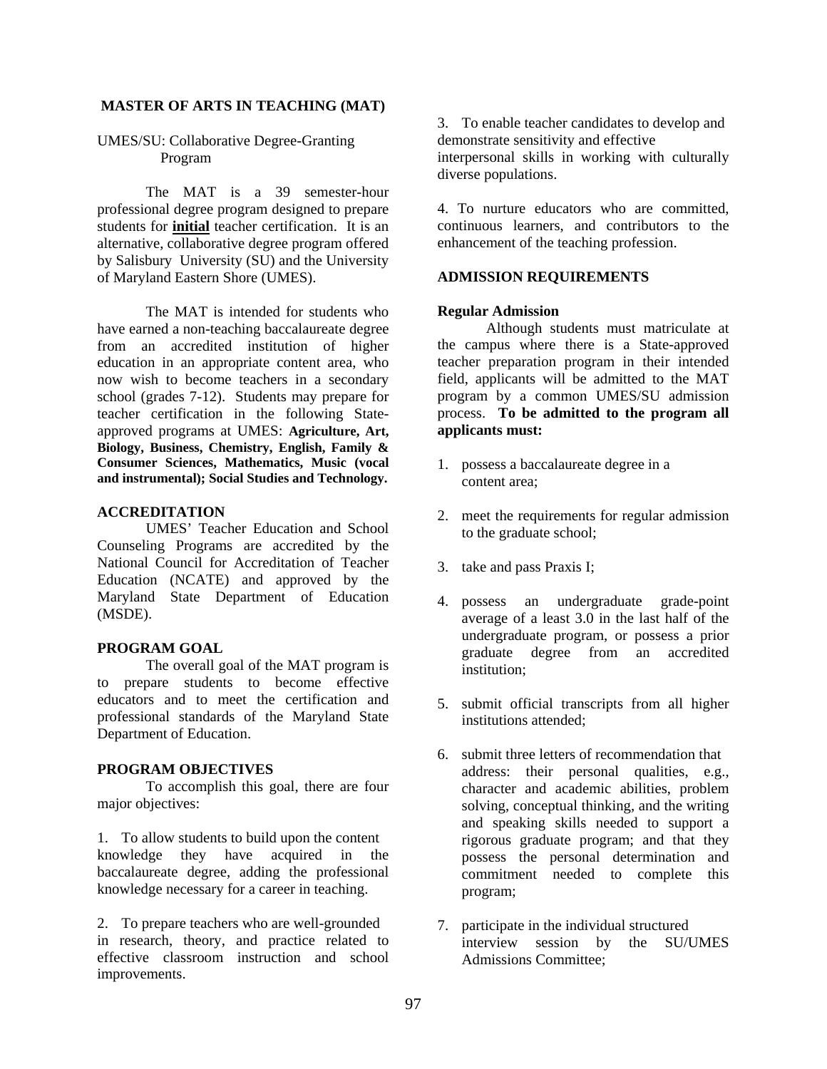## MASTER OF ARTS IN TEACHING (MAT)

UMES/SU: Collaborative Degree-Granting Program

The MAT is a 39 semester-hour professional degree program designed to prepare students for **initial** teacher certification. It is an alternative, collaborative degree program offered by Salisbury University (SU) and the University of Maryland Eastern Shore (UMES).

The MAT is intended for students who have earned a non-teaching baccalaureate degree from an accredited institution of higher education in an appropriate content area, who now wish to become teachers in a secondary school (grades 7-12). Students may prepare for teacher certification in the following State-approved programs at UMES: **Agriculture, Art, Biology, Business, Chemistry, English, Family & Consumer Sciences, Mathematics, Music (vocal and instrumental); Social Studies and Technology.**

### ACCREDITATION

UMES' Teacher Education and School Counseling Programs are accredited by the National Council for Accreditation of Teacher Education (NCATE) and approved by the Maryland State Department of Education (MSDE).

### PROGRAM GOAL

The overall goal of the MAT program is to prepare students to become effective educators and to meet the certification and professional standards of the Maryland State Department of Education.

### PROGRAM OBJECTIVES

To accomplish this goal, there are four major objectives:

1. To allow students to build upon the content knowledge they have acquired in the baccalaureate degree, adding the professional knowledge necessary for a career in teaching.

2. To prepare teachers who are well-grounded in research, theory, and practice related to effective classroom instruction and school improvements.

3. To enable teacher candidates to develop and demonstrate sensitivity and effective interpersonal skills in working with culturally diverse populations.

4. To nurture educators who are committed, continuous learners, and contributors to the enhancement of the teaching profession.

### ADMISSION REQUIREMENTS

**Regular Admission**

Although students must matriculate at the campus where there is a State-approved teacher preparation program in their intended field, applicants will be admitted to the MAT program by a common UMES/SU admission process. **To be admitted to the program all applicants must:**

1. possess a baccalaureate degree in a content area;

2. meet the requirements for regular admission to the graduate school;

3. take and pass Praxis I;

4. possess an undergraduate grade-point average of a least 3.0 in the last half of the undergraduate program, or possess a prior graduate degree from an accredited institution;

5. submit official transcripts from all higher institutions attended;

6. submit three letters of recommendation that address: their personal qualities, e.g., character and academic abilities, problem solving, conceptual thinking, and the writing and speaking skills needed to support a rigorous graduate program; and that they possess the personal determination and commitment needed to complete this program;

7. participate in the individual structured interview session by the SU/UMES Admissions Committee;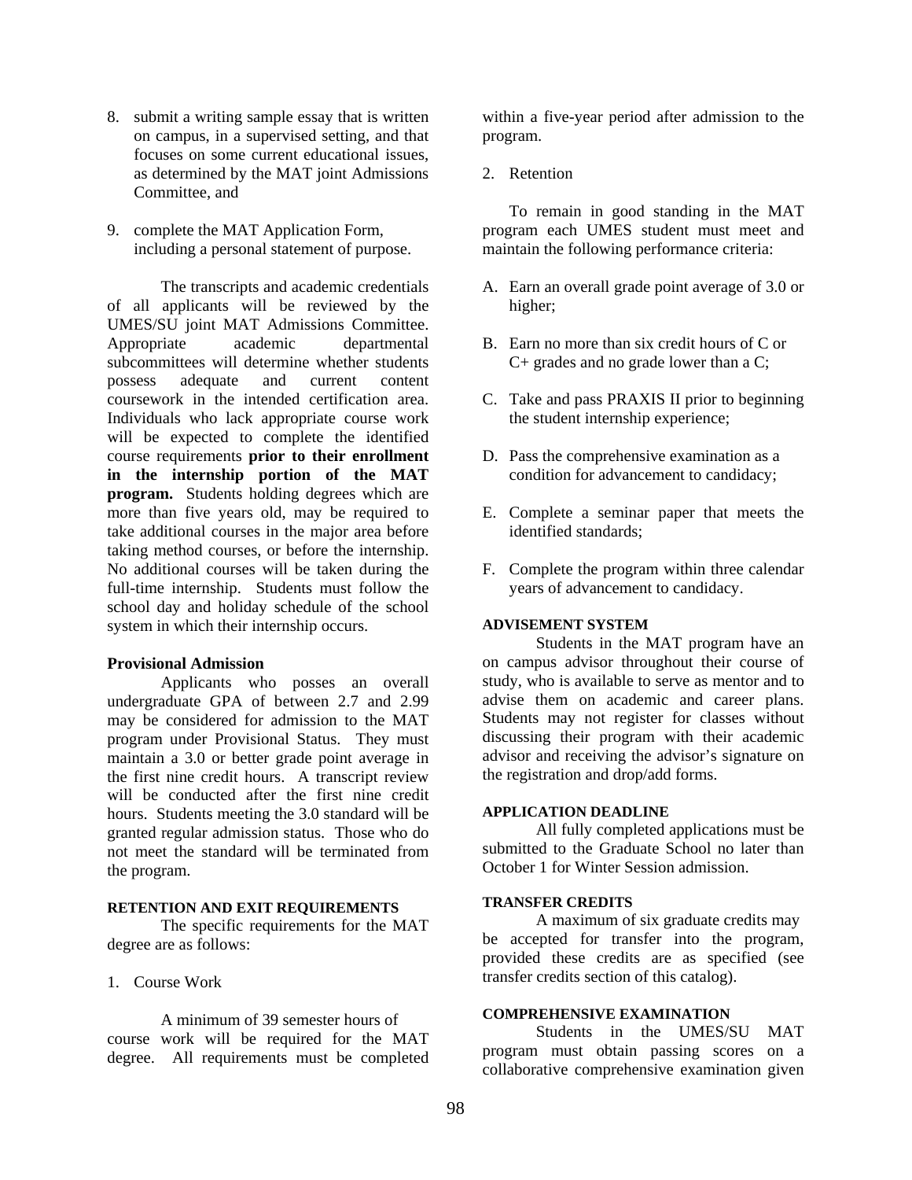8. submit a writing sample essay that is written on campus, in a supervised setting, and that focuses on some current educational issues, as determined by the MAT joint Admissions Committee, and

9. complete the MAT Application Form, including a personal statement of purpose.

The transcripts and academic credentials of all applicants will be reviewed by the UMES/SU joint MAT Admissions Committee. Appropriate academic departmental subcommittees will determine whether students possess adequate and current content coursework in the intended certification area. Individuals who lack appropriate course work will be expected to complete the identified course requirements **prior to their enrollment in the internship portion of the MAT program.** Students holding degrees which are more than five years old, may be required to take additional courses in the major area before taking method courses, or before the internship. No additional courses will be taken during the full-time internship. Students must follow the school day and holiday schedule of the school system in which their internship occurs.

**Provisional Admission**

Applicants who posses an overall undergraduate GPA of between 2.7 and 2.99 may be considered for admission to the MAT program under Provisional Status. They must maintain a 3.0 or better grade point average in the first nine credit hours. A transcript review will be conducted after the first nine credit hours. Students meeting the 3.0 standard will be granted regular admission status. Those who do not meet the standard will be terminated from the program.

**RETENTION AND EXIT REQUIREMENTS**

The specific requirements for the MAT degree are as follows:

1. Course Work

A minimum of 39 semester hours of course work will be required for the MAT degree. All requirements must be completed within a five-year period after admission to the program.

2. Retention

To remain in good standing in the MAT program each UMES student must meet and maintain the following performance criteria:

A. Earn an overall grade point average of 3.0 or higher;

B. Earn no more than six credit hours of C or C+ grades and no grade lower than a C;

C. Take and pass PRAXIS II prior to beginning the student internship experience;

D. Pass the comprehensive examination as a condition for advancement to candidacy;

E. Complete a seminar paper that meets the identified standards;

F. Complete the program within three calendar years of advancement to candidacy.

**ADVISEMENT SYSTEM**

Students in the MAT program have an on campus advisor throughout their course of study, who is available to serve as mentor and to advise them on academic and career plans. Students may not register for classes without discussing their program with their academic advisor and receiving the advisor's signature on the registration and drop/add forms.

**APPLICATION DEADLINE**

All fully completed applications must be submitted to the Graduate School no later than October 1 for Winter Session admission.

**TRANSFER CREDITS**

A maximum of six graduate credits may be accepted for transfer into the program, provided these credits are as specified (see transfer credits section of this catalog).

**COMPREHENSIVE EXAMINATION**

Students in the UMES/SU MAT program must obtain passing scores on a collaborative comprehensive examination given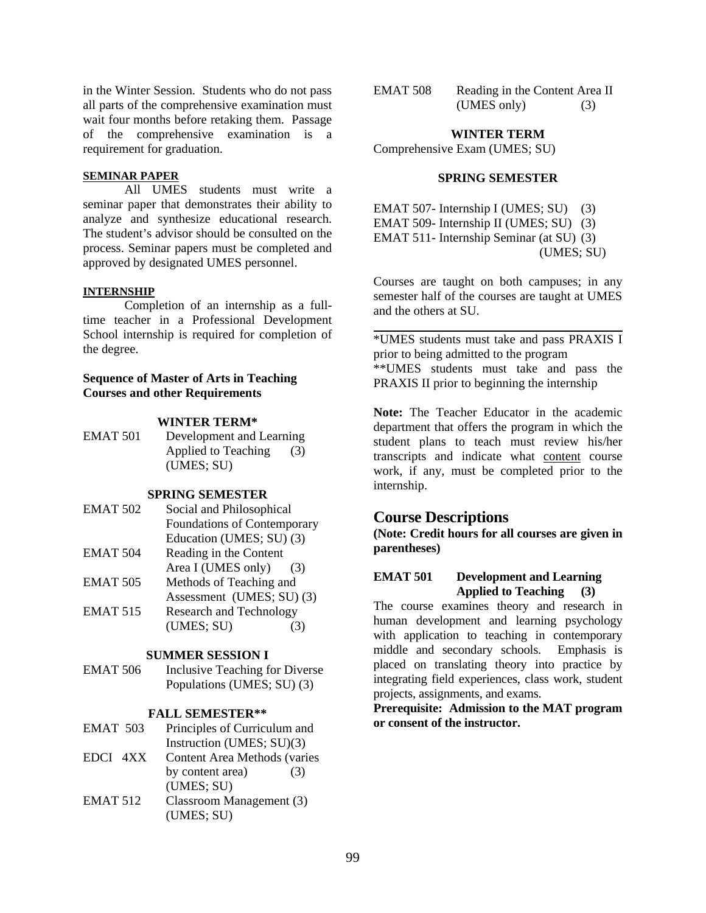in the Winter Session. Students who do not pass all parts of the comprehensive examination must wait four months before retaking them. Passage of the comprehensive examination is a requirement for graduation.

**SEMINAR PAPER**

All UMES students must write a seminar paper that demonstrates their ability to analyze and synthesize educational research. The student's advisor should be consulted on the process. Seminar papers must be completed and approved by designated UMES personnel.

**INTERNSHIP**

Completion of an internship as a full-time teacher in a Professional Development School internship is required for completion of the degree.

**Sequence of Master of Arts in Teaching Courses and other Requirements**

**WINTER TERM***

EMAT 501 Development and Learning Applied to Teaching (3) (UMES; SU)

**SPRING SEMESTER**

EMAT 502 Social and Philosophical Foundations of Contemporary Education (UMES; SU) (3)
EMAT 504 Reading in the Content Area I (UMES only) (3)
EMAT 505 Methods of Teaching and Assessment (UMES; SU) (3)
EMAT 515 Research and Technology (UMES; SU) (3)

**SUMMER SESSION I**

EMAT 506 Inclusive Teaching for Diverse Populations (UMES; SU) (3)

**FALL SEMESTER****

EMAT 503 Principles of Curriculum and Instruction (UMES; SU)(3)
EDCI 4XX Content Area Methods (varies by content area) (3) (UMES; SU)
EMAT 512 Classroom Management (3) (UMES; SU)
EMAT 508 Reading in the Content Area II (UMES only) (3)

**WINTER TERM**

Comprehensive Exam (UMES; SU)

**SPRING SEMESTER**

EMAT 507- Internship I (UMES; SU) (3)
EMAT 509- Internship II (UMES; SU) (3)
EMAT 511- Internship Seminar (at SU) (3) (UMES; SU)

Courses are taught on both campuses; in any semester half of the courses are taught at UMES and the others at SU.

---

*UMES students must take and pass PRAXIS I prior to being admitted to the program
**UMES students must take and pass the PRAXIS II prior to beginning the internship

**Note:** The Teacher Educator in the academic department that offers the program in which the student plans to teach must review his/her transcripts and indicate what content course work, if any, must be completed prior to the internship.

# Course Descriptions

**(Note: Credit hours for all courses are given in parentheses)**

**EMAT 501 Development and Learning Applied to Teaching (3)**

The course examines theory and research in human development and learning psychology with application to teaching in contemporary middle and secondary schools. Emphasis is placed on translating theory into practice by integrating field experiences, class work, student projects, assignments, and exams.

**Prerequisite: Admission to the MAT program or consent of the instructor.**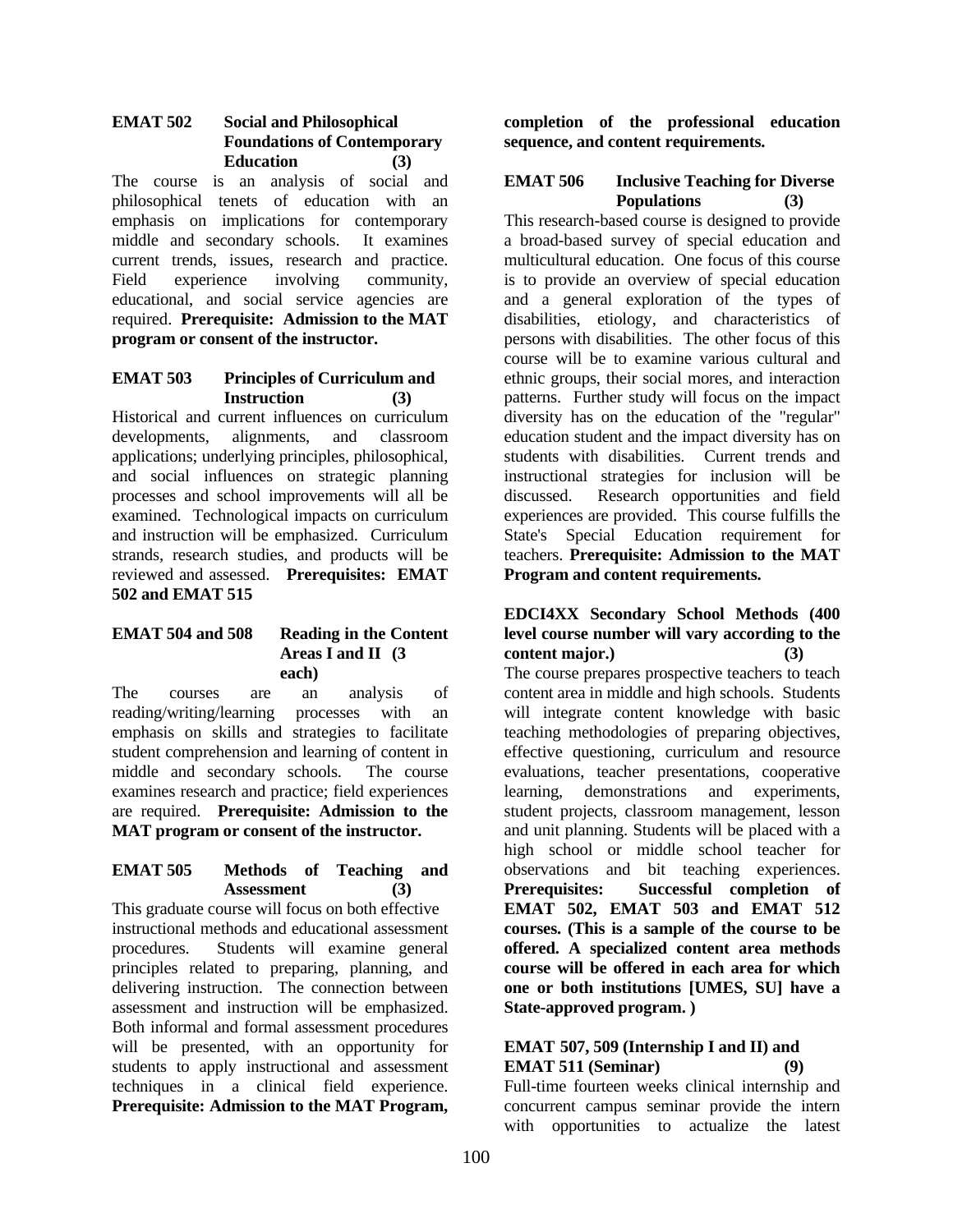**EMAT 502 Social and Philosophical Foundations of Contemporary Education (3)**

The course is an analysis of social and philosophical tenets of education with an emphasis on implications for contemporary middle and secondary schools. It examines current trends, issues, research and practice. Field experience involving community, educational, and social service agencies are required. **Prerequisite: Admission to the MAT program or consent of the instructor.**

**EMAT 503 Principles of Curriculum and Instruction (3)**

Historical and current influences on curriculum developments, alignments, and classroom applications; underlying principles, philosophical, and social influences on strategic planning processes and school improvements will all be examined. Technological impacts on curriculum and instruction will be emphasized. Curriculum strands, research studies, and products will be reviewed and assessed. **Prerequisites: EMAT 502 and EMAT 515**

**EMAT 504 and 508 Reading in the Content Areas I and II (3 each)**

The courses are an analysis of reading/writing/learning processes with an emphasis on skills and strategies to facilitate student comprehension and learning of content in middle and secondary schools. The course examines research and practice; field experiences are required. **Prerequisite: Admission to the MAT program or consent of the instructor.**

**EMAT 505 Methods of Teaching and Assessment (3)**

This graduate course will focus on both effective instructional methods and educational assessment procedures. Students will examine general principles related to preparing, planning, and delivering instruction. The connection between assessment and instruction will be emphasized. Both informal and formal assessment procedures will be presented, with an opportunity for students to apply instructional and assessment techniques in a clinical field experience. **Prerequisite: Admission to the MAT Program, completion of the professional education sequence, and content requirements.**

**EMAT 506 Inclusive Teaching for Diverse Populations (3)**

This research-based course is designed to provide a broad-based survey of special education and multicultural education. One focus of this course is to provide an overview of special education and a general exploration of the types of disabilities, etiology, and characteristics of persons with disabilities. The other focus of this course will be to examine various cultural and ethnic groups, their social mores, and interaction patterns. Further study will focus on the impact diversity has on the education of the "regular" education student and the impact diversity has on students with disabilities. Current trends and instructional strategies for inclusion will be discussed. Research opportunities and field experiences are provided. This course fulfills the State's Special Education requirement for teachers. **Prerequisite: Admission to the MAT Program and content requirements.**

**EDCI4XX Secondary School Methods (400 level course number will vary according to the content major.) (3)**

The course prepares prospective teachers to teach content area in middle and high schools. Students will integrate content knowledge with basic teaching methodologies of preparing objectives, effective questioning, curriculum and resource evaluations, teacher presentations, cooperative learning, demonstrations and experiments, student projects, classroom management, lesson and unit planning. Students will be placed with a high school or middle school teacher for observations and bit teaching experiences. **Prerequisites: Successful completion of EMAT 502, EMAT 503 and EMAT 512 courses. (This is a sample of the course to be offered. A specialized content area methods course will be offered in each area for which one or both institutions [UMES, SU] have a State-approved program. )**

**EMAT 507, 509 (Internship I and II) and EMAT 511 (Seminar) (9)**

Full-time fourteen weeks clinical internship and concurrent campus seminar provide the intern with opportunities to actualize the latest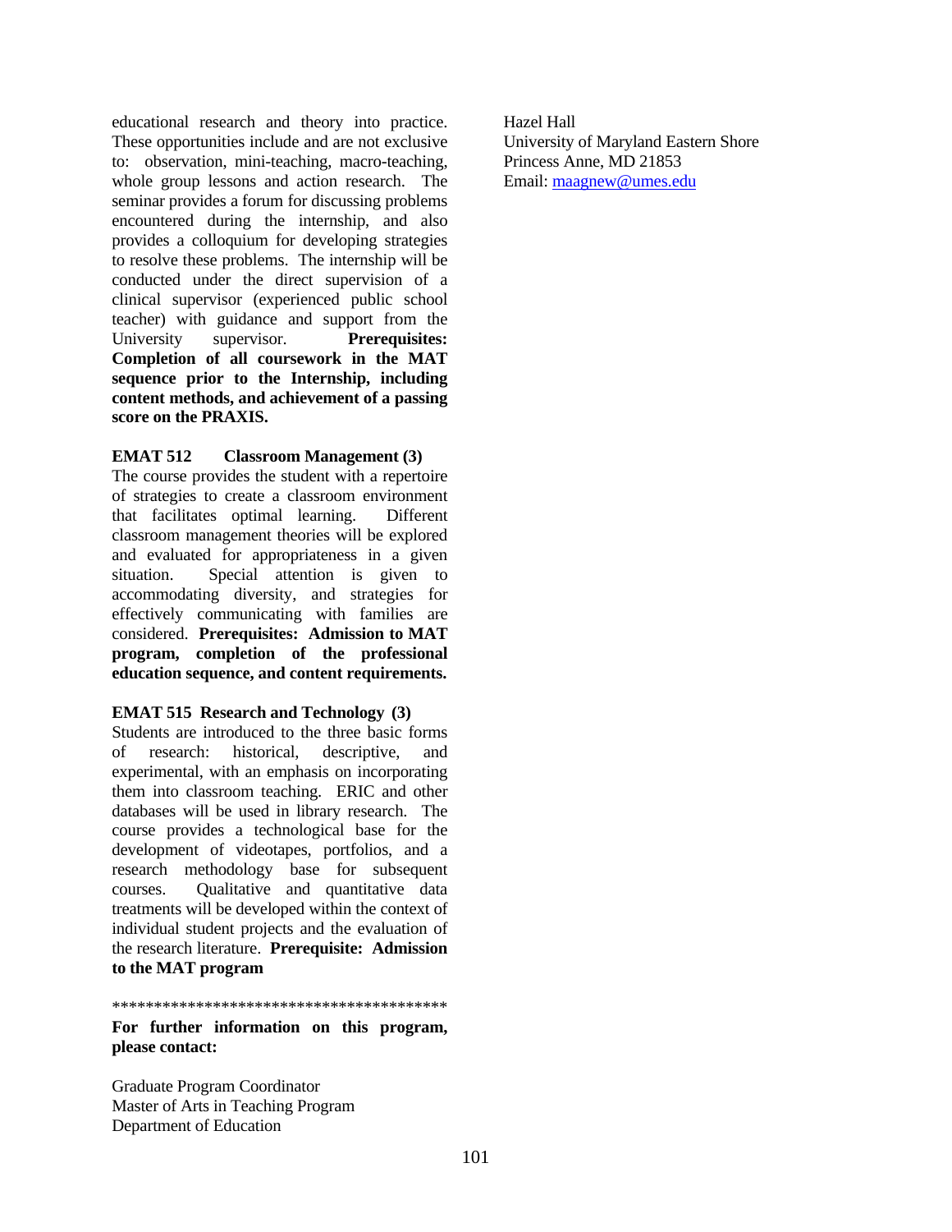educational research and theory into practice. These opportunities include and are not exclusive to: observation, mini-teaching, macro-teaching, whole group lessons and action research. The seminar provides a forum for discussing problems encountered during the internship, and also provides a colloquium for developing strategies to resolve these problems. The internship will be conducted under the direct supervision of a clinical supervisor (experienced public school teacher) with guidance and support from the University supervisor. **Prerequisites: Completion of all coursework in the MAT sequence prior to the Internship, including content methods, and achievement of a passing score on the PRAXIS.**

**EMAT 512 Classroom Management (3)**
The course provides the student with a repertoire of strategies to create a classroom environment that facilitates optimal learning. Different classroom management theories will be explored and evaluated for appropriateness in a given situation. Special attention is given to accommodating diversity, and strategies for effectively communicating with families are considered. **Prerequisites: Admission to MAT program, completion of the professional education sequence, and content requirements.**

**EMAT 515 Research and Technology (3)**
Students are introduced to the three basic forms of research: historical, descriptive, and experimental, with an emphasis on incorporating them into classroom teaching. ERIC and other databases will be used in library research. The course provides a technological base for the development of videotapes, portfolios, and a research methodology base for subsequent courses. Qualitative and quantitative data treatments will be developed within the context of individual student projects and the evaluation of the research literature. **Prerequisite: Admission to the MAT program**

****************************************

**For further information on this program, please contact:**

Graduate Program Coordinator
Master of Arts in Teaching Program
Department of Education
Hazel Hall
University of Maryland Eastern Shore
Princess Anne, MD 21853
Email: maagnew@umes.edu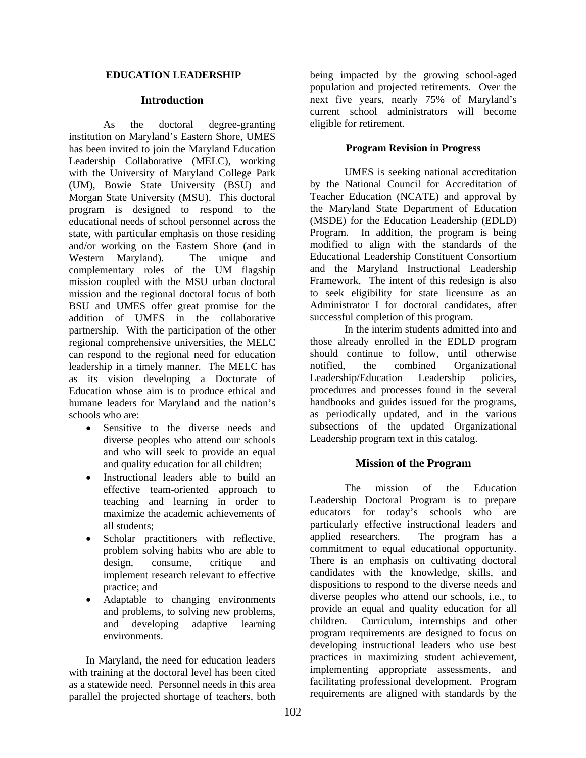**EDUCATION LEADERSHIP**

## Introduction

As the doctoral degree-granting institution on Maryland's Eastern Shore, UMES has been invited to join the Maryland Education Leadership Collaborative (MELC), working with the University of Maryland College Park (UM), Bowie State University (BSU) and Morgan State University (MSU). This doctoral program is designed to respond to the educational needs of school personnel across the state, with particular emphasis on those residing and/or working on the Eastern Shore (and in Western Maryland). The unique and complementary roles of the UM flagship mission coupled with the MSU urban doctoral mission and the regional doctoral focus of both BSU and UMES offer great promise for the addition of UMES in the collaborative partnership. With the participation of the other regional comprehensive universities, the MELC can respond to the regional need for education leadership in a timely manner. The MELC has as its vision developing a Doctorate of Education whose aim is to produce ethical and humane leaders for Maryland and the nation's schools who are:

- Sensitive to the diverse needs and diverse peoples who attend our schools and who will seek to provide an equal and quality education for all children;
- Instructional leaders able to build an effective team-oriented approach to teaching and learning in order to maximize the academic achievements of all students;
- Scholar practitioners with reflective, problem solving habits who are able to design, consume, critique and implement research relevant to effective practice; and
- Adaptable to changing environments and problems, to solving new problems, and developing adaptive learning environments.

In Maryland, the need for education leaders with training at the doctoral level has been cited as a statewide need. Personnel needs in this area parallel the projected shortage of teachers, both being impacted by the growing school-aged population and projected retirements. Over the next five years, nearly 75% of Maryland's current school administrators will become eligible for retirement.

**Program Revision in Progress**

UMES is seeking national accreditation by the National Council for Accreditation of Teacher Education (NCATE) and approval by the Maryland State Department of Education (MSDE) for the Education Leadership (EDLD) Program. In addition, the program is being modified to align with the standards of the Educational Leadership Constituent Consortium and the Maryland Instructional Leadership Framework. The intent of this redesign is also to seek eligibility for state licensure as an Administrator I for doctoral candidates, after successful completion of this program.

In the interim students admitted into and those already enrolled in the EDLD program should continue to follow, until otherwise notified, the combined Organizational Leadership/Education Leadership policies, procedures and processes found in the several handbooks and guides issued for the programs, as periodically updated, and in the various subsections of the updated Organizational Leadership program text in this catalog.

## Mission of the Program

The mission of the Education Leadership Doctoral Program is to prepare educators for today's schools who are particularly effective instructional leaders and applied researchers. The program has a commitment to equal educational opportunity. There is an emphasis on cultivating doctoral candidates with the knowledge, skills, and dispositions to respond to the diverse needs and diverse peoples who attend our schools, i.e., to provide an equal and quality education for all children. Curriculum, internships and other program requirements are designed to focus on developing instructional leaders who use best practices in maximizing student achievement, implementing appropriate assessments, and facilitating professional development. Program requirements are aligned with standards by the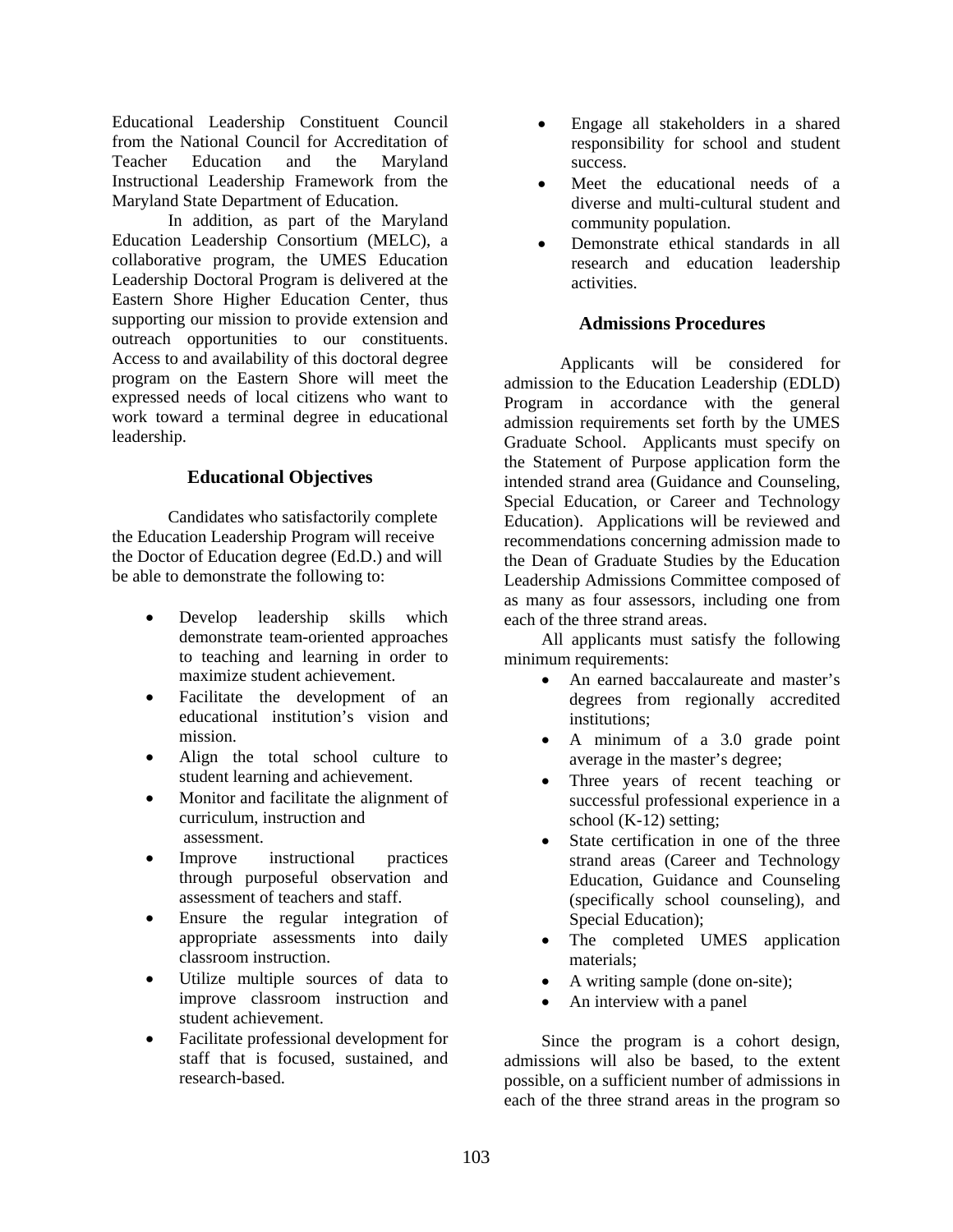Educational Leadership Constituent Council from the National Council for Accreditation of Teacher Education and the Maryland Instructional Leadership Framework from the Maryland State Department of Education.

In addition, as part of the Maryland Education Leadership Consortium (MELC), a collaborative program, the UMES Education Leadership Doctoral Program is delivered at the Eastern Shore Higher Education Center, thus supporting our mission to provide extension and outreach opportunities to our constituents. Access to and availability of this doctoral degree program on the Eastern Shore will meet the expressed needs of local citizens who want to work toward a terminal degree in educational leadership.

## Educational Objectives

Candidates who satisfactorily complete the Education Leadership Program will receive the Doctor of Education degree (Ed.D.) and will be able to demonstrate the following to:

- Develop leadership skills which demonstrate team-oriented approaches to teaching and learning in order to maximize student achievement.
- Facilitate the development of an educational institution's vision and mission.
- Align the total school culture to student learning and achievement.
- Monitor and facilitate the alignment of curriculum, instruction and assessment.
- Improve instructional practices through purposeful observation and assessment of teachers and staff.
- Ensure the regular integration of appropriate assessments into daily classroom instruction.
- Utilize multiple sources of data to improve classroom instruction and student achievement.
- Facilitate professional development for staff that is focused, sustained, and research-based.
- Engage all stakeholders in a shared responsibility for school and student success.
- Meet the educational needs of a diverse and multi-cultural student and community population.
- Demonstrate ethical standards in all research and education leadership activities.

## Admissions Procedures

Applicants will be considered for admission to the Education Leadership (EDLD) Program in accordance with the general admission requirements set forth by the UMES Graduate School. Applicants must specify on the Statement of Purpose application form the intended strand area (Guidance and Counseling, Special Education, or Career and Technology Education). Applications will be reviewed and recommendations concerning admission made to the Dean of Graduate Studies by the Education Leadership Admissions Committee composed of as many as four assessors, including one from each of the three strand areas.

All applicants must satisfy the following minimum requirements:

- An earned baccalaureate and master's degrees from regionally accredited institutions;
- A minimum of a 3.0 grade point average in the master's degree;
- Three years of recent teaching or successful professional experience in a school (K-12) setting;
- State certification in one of the three strand areas (Career and Technology Education, Guidance and Counseling (specifically school counseling), and Special Education);
- The completed UMES application materials;
- A writing sample (done on-site);
- An interview with a panel

Since the program is a cohort design, admissions will also be based, to the extent possible, on a sufficient number of admissions in each of the three strand areas in the program so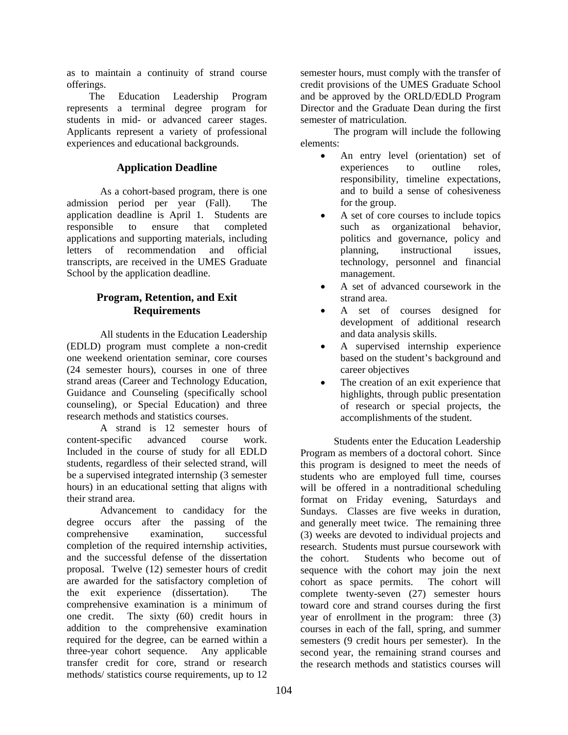as to maintain a continuity of strand course offerings.

The Education Leadership Program represents a terminal degree program for students in mid- or advanced career stages. Applicants represent a variety of professional experiences and educational backgrounds.

## Application Deadline

As a cohort-based program, there is one admission period per year (Fall). The application deadline is April 1. Students are responsible to ensure that completed applications and supporting materials, including letters of recommendation and official transcripts, are received in the UMES Graduate School by the application deadline.

## Program, Retention, and Exit Requirements

All students in the Education Leadership (EDLD) program must complete a non-credit one weekend orientation seminar, core courses (24 semester hours), courses in one of three strand areas (Career and Technology Education, Guidance and Counseling (specifically school counseling), or Special Education) and three research methods and statistics courses.

A strand is 12 semester hours of content-specific advanced course work. Included in the course of study for all EDLD students, regardless of their selected strand, will be a supervised integrated internship (3 semester hours) in an educational setting that aligns with their strand area.

Advancement to candidacy for the degree occurs after the passing of the comprehensive examination, successful completion of the required internship activities, and the successful defense of the dissertation proposal. Twelve (12) semester hours of credit are awarded for the satisfactory completion of the exit experience (dissertation). The comprehensive examination is a minimum of one credit. The sixty (60) credit hours in addition to the comprehensive examination required for the degree, can be earned within a three-year cohort sequence. Any applicable transfer credit for core, strand or research methods/ statistics course requirements, up to 12 semester hours, must comply with the transfer of credit provisions of the UMES Graduate School and be approved by the ORLD/EDLD Program Director and the Graduate Dean during the first semester of matriculation.

The program will include the following elements:

- An entry level (orientation) set of experiences to outline roles, responsibility, timeline expectations, and to build a sense of cohesiveness for the group.
- A set of core courses to include topics such as organizational behavior, politics and governance, policy and planning, instructional issues, technology, personnel and financial management.
- A set of advanced coursework in the strand area.
- A set of courses designed for development of additional research and data analysis skills.
- A supervised internship experience based on the student's background and career objectives
- The creation of an exit experience that highlights, through public presentation of research or special projects, the accomplishments of the student.

Students enter the Education Leadership Program as members of a doctoral cohort. Since this program is designed to meet the needs of students who are employed full time, courses will be offered in a nontraditional scheduling format on Friday evening, Saturdays and Sundays. Classes are five weeks in duration, and generally meet twice. The remaining three (3) weeks are devoted to individual projects and research. Students must pursue coursework with the cohort. Students who become out of sequence with the cohort may join the next cohort as space permits. The cohort will complete twenty-seven (27) semester hours toward core and strand courses during the first year of enrollment in the program: three (3) courses in each of the fall, spring, and summer semesters (9 credit hours per semester). In the second year, the remaining strand courses and the research methods and statistics courses will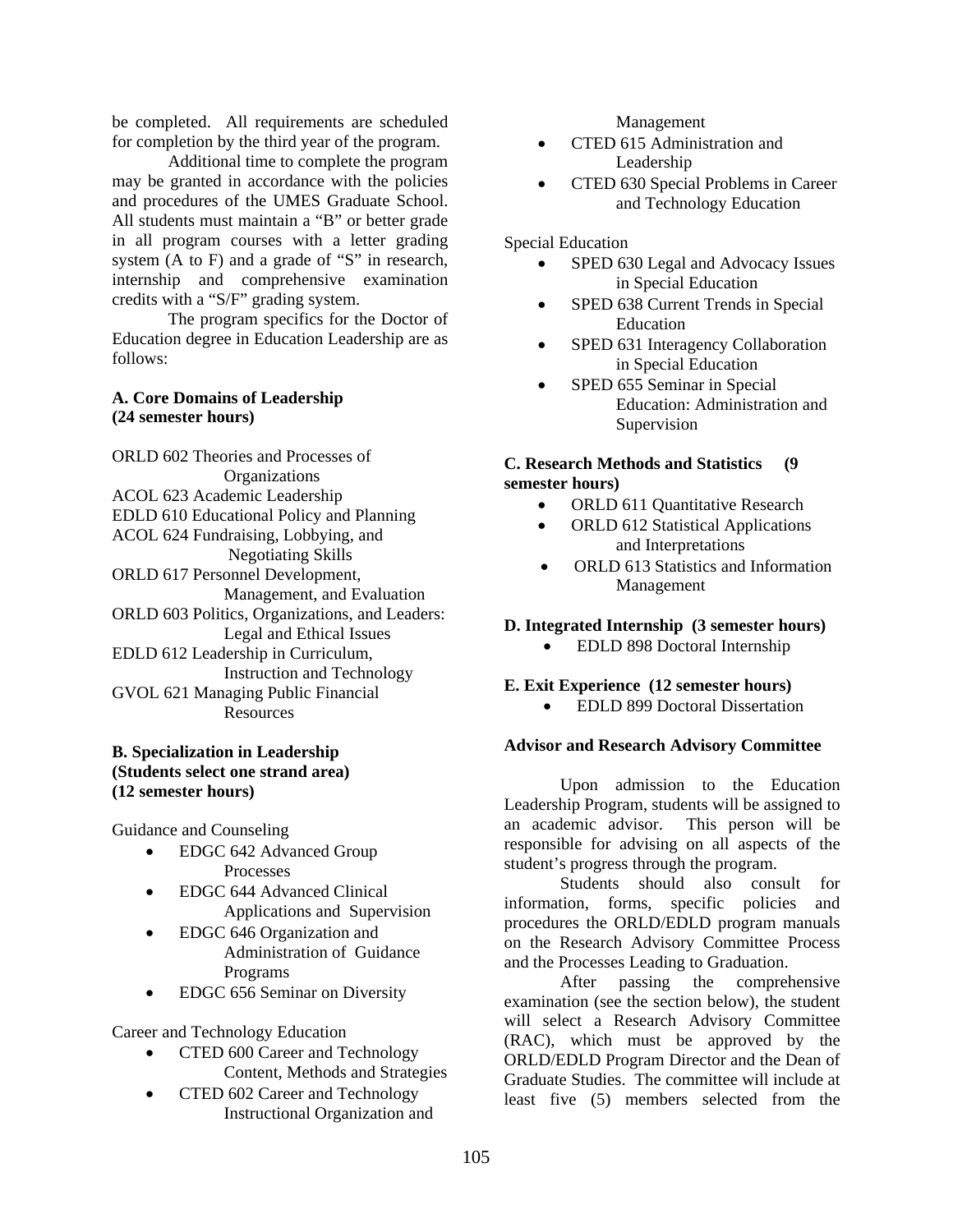be completed. All requirements are scheduled for completion by the third year of the program.

Additional time to complete the program may be granted in accordance with the policies and procedures of the UMES Graduate School. All students must maintain a "B" or better grade in all program courses with a letter grading system (A to F) and a grade of "S" in research, internship and comprehensive examination credits with a "S/F" grading system.

The program specifics for the Doctor of Education degree in Education Leadership are as follows:

**A. Core Domains of Leadership (24 semester hours)**

ORLD 602 Theories and Processes of Organizations
ACOL 623 Academic Leadership
EDLD 610 Educational Policy and Planning
ACOL 624 Fundraising, Lobbying, and Negotiating Skills
ORLD 617 Personnel Development, Management, and Evaluation
ORLD 603 Politics, Organizations, and Leaders: Legal and Ethical Issues
EDLD 612 Leadership in Curriculum, Instruction and Technology
GVOL 621 Managing Public Financial Resources

**B. Specialization in Leadership (Students select one strand area) (12 semester hours)**

Guidance and Counseling

- EDGC 642 Advanced Group Processes
- EDGC 644 Advanced Clinical Applications and Supervision
- EDGC 646 Organization and Administration of Guidance Programs
- EDGC 656 Seminar on Diversity

Career and Technology Education

- CTED 600 Career and Technology Content, Methods and Strategies
- CTED 602 Career and Technology Instructional Organization and Management
- CTED 615 Administration and Leadership
- CTED 630 Special Problems in Career and Technology Education

Special Education

- SPED 630 Legal and Advocacy Issues in Special Education
- SPED 638 Current Trends in Special Education
- SPED 631 Interagency Collaboration in Special Education
- SPED 655 Seminar in Special Education: Administration and Supervision

**C. Research Methods and Statistics (9 semester hours)**

- ORLD 611 Quantitative Research
- ORLD 612 Statistical Applications and Interpretations
- ORLD 613 Statistics and Information Management

**D. Integrated Internship (3 semester hours)**

- EDLD 898 Doctoral Internship

**E. Exit Experience (12 semester hours)**

- EDLD 899 Doctoral Dissertation

**Advisor and Research Advisory Committee**

Upon admission to the Education Leadership Program, students will be assigned to an academic advisor. This person will be responsible for advising on all aspects of the student's progress through the program.

Students should also consult for information, forms, specific policies and procedures the ORLD/EDLD program manuals on the Research Advisory Committee Process and the Processes Leading to Graduation.

After passing the comprehensive examination (see the section below), the student will select a Research Advisory Committee (RAC), which must be approved by the ORLD/EDLD Program Director and the Dean of Graduate Studies. The committee will include at least five (5) members selected from the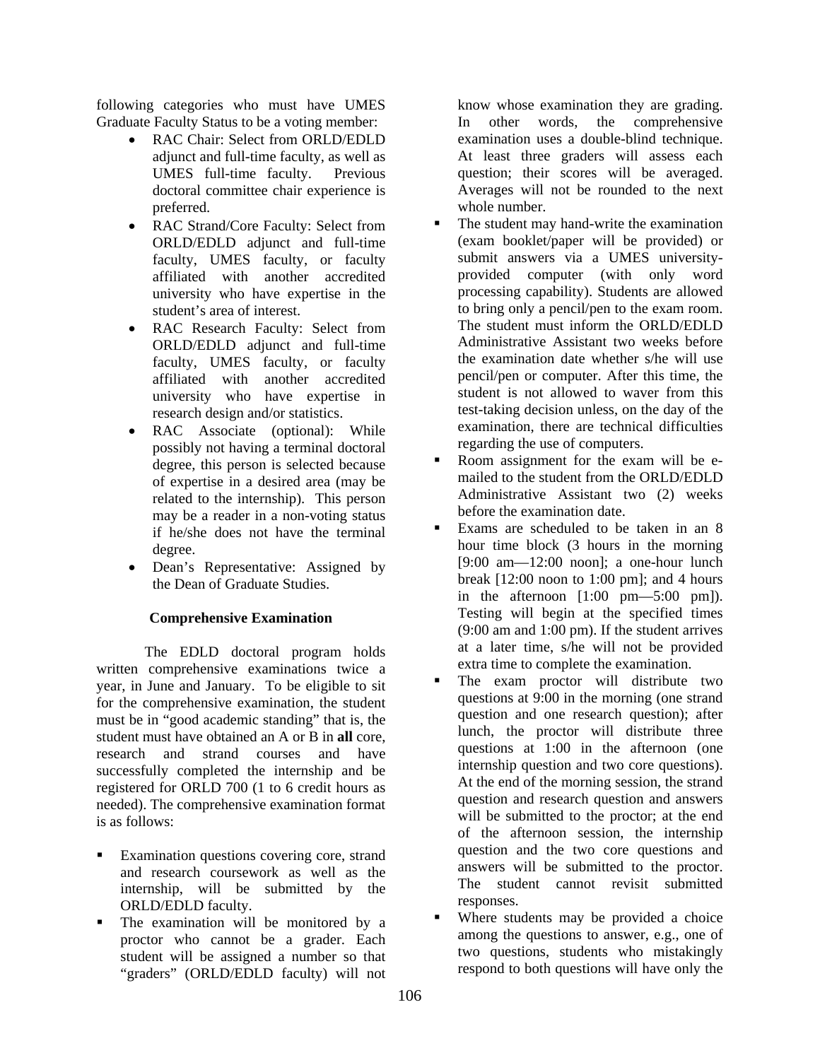following categories who must have UMES Graduate Faculty Status to be a voting member:

- RAC Chair: Select from ORLD/EDLD adjunct and full-time faculty, as well as UMES full-time faculty. Previous doctoral committee chair experience is preferred.
- RAC Strand/Core Faculty: Select from ORLD/EDLD adjunct and full-time faculty, UMES faculty, or faculty affiliated with another accredited university who have expertise in the student's area of interest.
- RAC Research Faculty: Select from ORLD/EDLD adjunct and full-time faculty, UMES faculty, or faculty affiliated with another accredited university who have expertise in research design and/or statistics.
- RAC Associate (optional): While possibly not having a terminal doctoral degree, this person is selected because of expertise in a desired area (may be related to the internship). This person may be a reader in a non-voting status if he/she does not have the terminal degree.
- Dean's Representative: Assigned by the Dean of Graduate Studies.

### Comprehensive Examination

The EDLD doctoral program holds written comprehensive examinations twice a year, in June and January. To be eligible to sit for the comprehensive examination, the student must be in "good academic standing" that is, the student must have obtained an A or B in **all** core, research and strand courses and have successfully completed the internship and be registered for ORLD 700 (1 to 6 credit hours as needed). The comprehensive examination format is as follows:

- Examination questions covering core, strand and research coursework as well as the internship, will be submitted by the ORLD/EDLD faculty.
- The examination will be monitored by a proctor who cannot be a grader. Each student will be assigned a number so that "graders" (ORLD/EDLD faculty) will not know whose examination they are grading. In other words, the comprehensive examination uses a double-blind technique. At least three graders will assess each question; their scores will be averaged. Averages will not be rounded to the next whole number.
- The student may hand-write the examination (exam booklet/paper will be provided) or submit answers via a UMES university-provided computer (with only word processing capability). Students are allowed to bring only a pencil/pen to the exam room. The student must inform the ORLD/EDLD Administrative Assistant two weeks before the examination date whether s/he will use pencil/pen or computer. After this time, the student is not allowed to waver from this test-taking decision unless, on the day of the examination, there are technical difficulties regarding the use of computers.
- Room assignment for the exam will be e-mailed to the student from the ORLD/EDLD Administrative Assistant two (2) weeks before the examination date.
- Exams are scheduled to be taken in an 8 hour time block (3 hours in the morning [9:00 am—12:00 noon]; a one-hour lunch break [12:00 noon to 1:00 pm]; and 4 hours in the afternoon [1:00 pm—5:00 pm]). Testing will begin at the specified times (9:00 am and 1:00 pm). If the student arrives at a later time, s/he will not be provided extra time to complete the examination.
- The exam proctor will distribute two questions at 9:00 in the morning (one strand question and one research question); after lunch, the proctor will distribute three questions at 1:00 in the afternoon (one internship question and two core questions). At the end of the morning session, the strand question and research question and answers will be submitted to the proctor; at the end of the afternoon session, the internship question and the two core questions and answers will be submitted to the proctor. The student cannot revisit submitted responses.
- Where students may be provided a choice among the questions to answer, e.g., one of two questions, students who mistakingly respond to both questions will have only the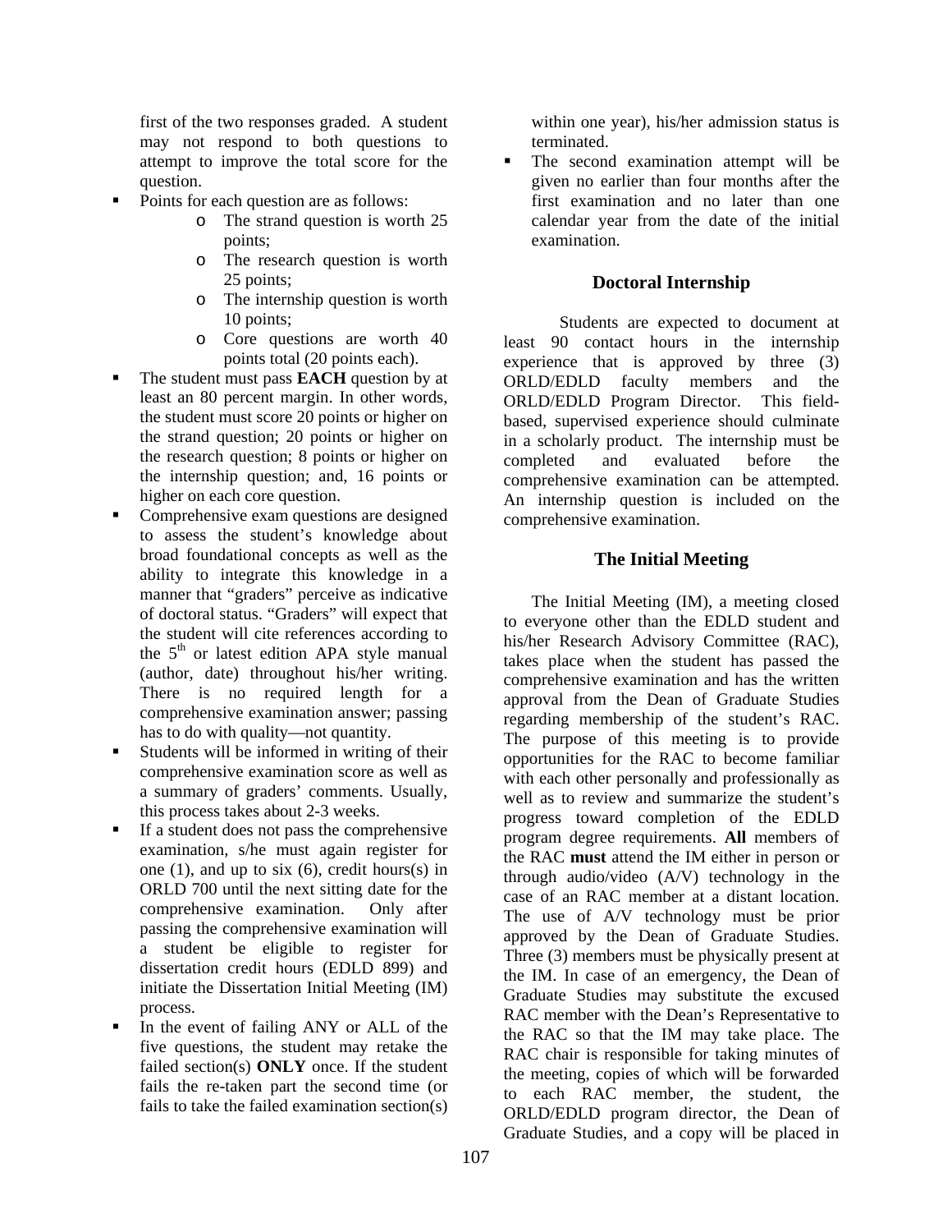first of the two responses graded. A student may not respond to both questions to attempt to improve the total score for the question.

- Points for each question are as follows:
    - The strand question is worth 25 points;
    - The research question is worth 25 points;
    - The internship question is worth 10 points;
    - Core questions are worth 40 points total (20 points each).
- The student must pass **EACH** question by at least an 80 percent margin. In other words, the student must score 20 points or higher on the strand question; 20 points or higher on the research question; 8 points or higher on the internship question; and, 16 points or higher on each core question.
- Comprehensive exam questions are designed to assess the student's knowledge about broad foundational concepts as well as the ability to integrate this knowledge in a manner that "graders" perceive as indicative of doctoral status. "Graders" will expect that the student will cite references according to the 5th or latest edition APA style manual (author, date) throughout his/her writing. There is no required length for a comprehensive examination answer; passing has to do with quality—not quantity.
- Students will be informed in writing of their comprehensive examination score as well as a summary of graders' comments. Usually, this process takes about 2-3 weeks.
- If a student does not pass the comprehensive examination, s/he must again register for one (1), and up to six (6), credit hours(s) in ORLD 700 until the next sitting date for the comprehensive examination. Only after passing the comprehensive examination will a student be eligible to register for dissertation credit hours (EDLD 899) and initiate the Dissertation Initial Meeting (IM) process.
- In the event of failing ANY or ALL of the five questions, the student may retake the failed section(s) **ONLY** once. If the student fails the re-taken part the second time (or fails to take the failed examination section(s) within one year), his/her admission status is terminated.
- The second examination attempt will be given no earlier than four months after the first examination and no later than one calendar year from the date of the initial examination.

## Doctoral Internship

Students are expected to document at least 90 contact hours in the internship experience that is approved by three (3) ORLD/EDLD faculty members and the ORLD/EDLD Program Director. This field-based, supervised experience should culminate in a scholarly product. The internship must be completed and evaluated before the comprehensive examination can be attempted. An internship question is included on the comprehensive examination.

## The Initial Meeting

The Initial Meeting (IM), a meeting closed to everyone other than the EDLD student and his/her Research Advisory Committee (RAC), takes place when the student has passed the comprehensive examination and has the written approval from the Dean of Graduate Studies regarding membership of the student's RAC. The purpose of this meeting is to provide opportunities for the RAC to become familiar with each other personally and professionally as well as to review and summarize the student's progress toward completion of the EDLD program degree requirements. **All** members of the RAC **must** attend the IM either in person or through audio/video (A/V) technology in the case of an RAC member at a distant location. The use of A/V technology must be prior approved by the Dean of Graduate Studies. Three (3) members must be physically present at the IM. In case of an emergency, the Dean of Graduate Studies may substitute the excused RAC member with the Dean's Representative to the RAC so that the IM may take place. The RAC chair is responsible for taking minutes of the meeting, copies of which will be forwarded to each RAC member, the student, the ORLD/EDLD program director, the Dean of Graduate Studies, and a copy will be placed in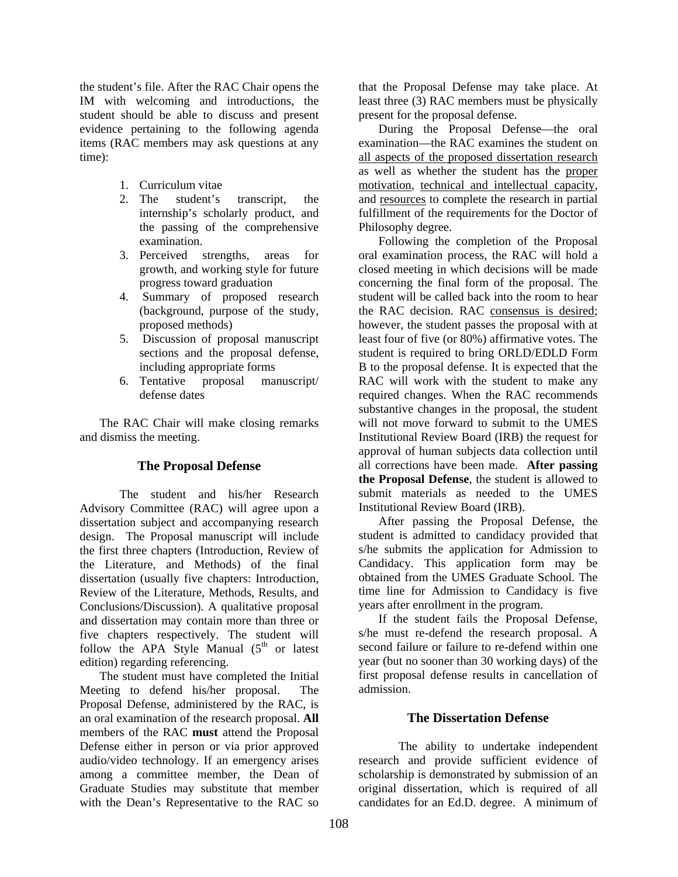the student's file. After the RAC Chair opens the IM with welcoming and introductions, the student should be able to discuss and present evidence pertaining to the following agenda items (RAC members may ask questions at any time):

1. Curriculum vitae
2. The student's transcript, the internship's scholarly product, and the passing of the comprehensive examination.
3. Perceived strengths, areas for growth, and working style for future progress toward graduation
4. Summary of proposed research (background, purpose of the study, proposed methods)
5. Discussion of proposal manuscript sections and the proposal defense, including appropriate forms
6. Tentative proposal manuscript/ defense dates

The RAC Chair will make closing remarks and dismiss the meeting.

## The Proposal Defense

The student and his/her Research Advisory Committee (RAC) will agree upon a dissertation subject and accompanying research design. The Proposal manuscript will include the first three chapters (Introduction, Review of the Literature, and Methods) of the final dissertation (usually five chapters: Introduction, Review of the Literature, Methods, Results, and Conclusions/Discussion). A qualitative proposal and dissertation may contain more than three or five chapters respectively. The student will follow the APA Style Manual (5th or latest edition) regarding referencing.

The student must have completed the Initial Meeting to defend his/her proposal. The Proposal Defense, administered by the RAC, is an oral examination of the research proposal. **All** members of the RAC **must** attend the Proposal Defense either in person or via prior approved audio/video technology. If an emergency arises among a committee member, the Dean of Graduate Studies may substitute that member with the Dean's Representative to the RAC so that the Proposal Defense may take place. At least three (3) RAC members must be physically present for the proposal defense.

During the Proposal Defense—the oral examination—the RAC examines the student on all aspects of the proposed dissertation research as well as whether the student has the proper motivation, technical and intellectual capacity, and resources to complete the research in partial fulfillment of the requirements for the Doctor of Philosophy degree.

Following the completion of the Proposal oral examination process, the RAC will hold a closed meeting in which decisions will be made concerning the final form of the proposal. The student will be called back into the room to hear the RAC decision. RAC consensus is desired; however, the student passes the proposal with at least four of five (or 80%) affirmative votes. The student is required to bring ORLD/EDLD Form B to the proposal defense. It is expected that the RAC will work with the student to make any required changes. When the RAC recommends substantive changes in the proposal, the student will not move forward to submit to the UMES Institutional Review Board (IRB) the request for approval of human subjects data collection until all corrections have been made. **After passing the Proposal Defense**, the student is allowed to submit materials as needed to the UMES Institutional Review Board (IRB).

After passing the Proposal Defense, the student is admitted to candidacy provided that s/he submits the application for Admission to Candidacy. This application form may be obtained from the UMES Graduate School. The time line for Admission to Candidacy is five years after enrollment in the program.

If the student fails the Proposal Defense, s/he must re-defend the research proposal. A second failure or failure to re-defend within one year (but no sooner than 30 working days) of the first proposal defense results in cancellation of admission.

## The Dissertation Defense

The ability to undertake independent research and provide sufficient evidence of scholarship is demonstrated by submission of an original dissertation, which is required of all candidates for an Ed.D. degree. A minimum of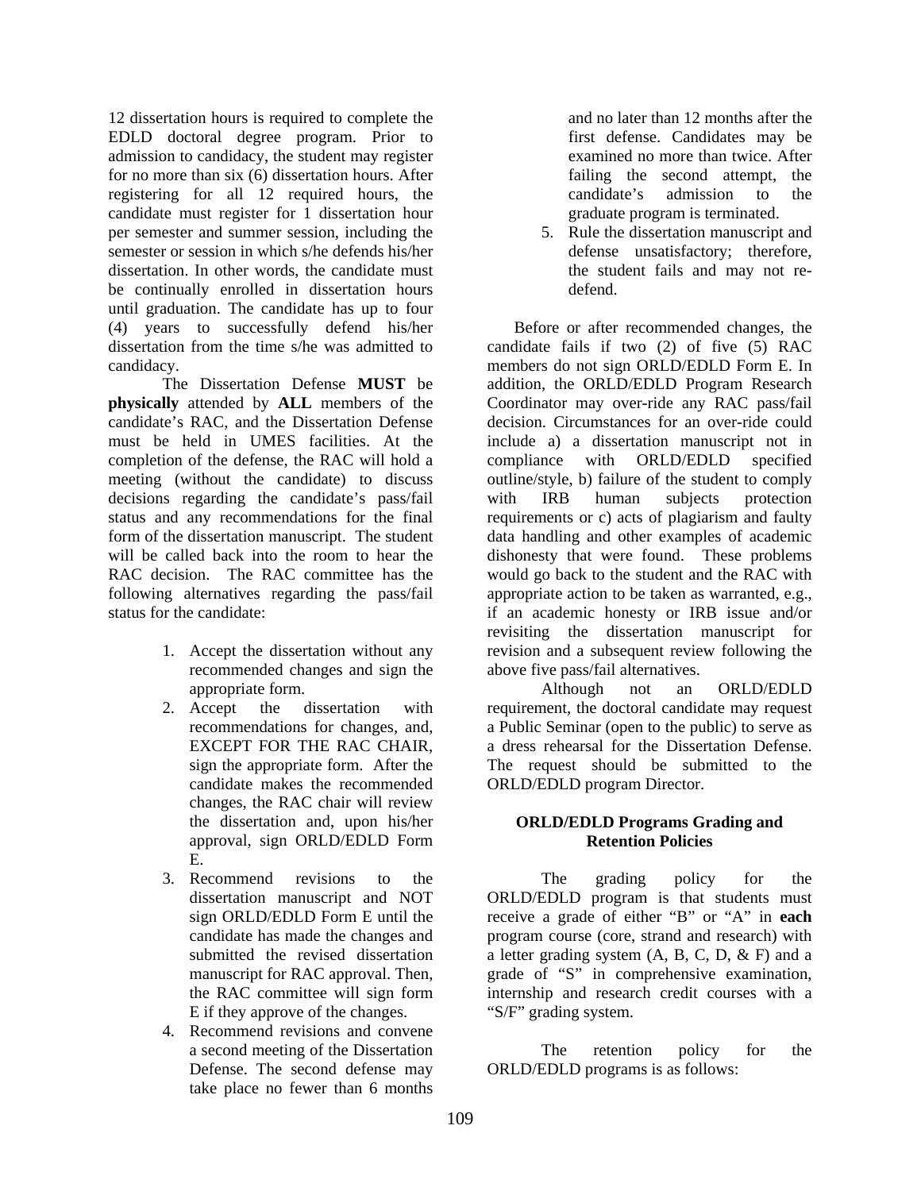12 dissertation hours is required to complete the EDLD doctoral degree program. Prior to admission to candidacy, the student may register for no more than six (6) dissertation hours. After registering for all 12 required hours, the candidate must register for 1 dissertation hour per semester and summer session, including the semester or session in which s/he defends his/her dissertation. In other words, the candidate must be continually enrolled in dissertation hours until graduation. The candidate has up to four (4) years to successfully defend his/her dissertation from the time s/he was admitted to candidacy.

The Dissertation Defense **MUST** be **physically** attended by **ALL** members of the candidate's RAC, and the Dissertation Defense must be held in UMES facilities. At the completion of the defense, the RAC will hold a meeting (without the candidate) to discuss decisions regarding the candidate's pass/fail status and any recommendations for the final form of the dissertation manuscript. The student will be called back into the room to hear the RAC decision. The RAC committee has the following alternatives regarding the pass/fail status for the candidate:

1. Accept the dissertation without any recommended changes and sign the appropriate form.
2. Accept the dissertation with recommendations for changes, and, EXCEPT FOR THE RAC CHAIR, sign the appropriate form. After the candidate makes the recommended changes, the RAC chair will review the dissertation and, upon his/her approval, sign ORLD/EDLD Form E.
3. Recommend revisions to the dissertation manuscript and NOT sign ORLD/EDLD Form E until the candidate has made the changes and submitted the revised dissertation manuscript for RAC approval. Then, the RAC committee will sign form E if they approve of the changes.
4. Recommend revisions and convene a second meeting of the Dissertation Defense. The second defense may take place no fewer than 6 months and no later than 12 months after the first defense. Candidates may be examined no more than twice. After failing the second attempt, the candidate's admission to the graduate program is terminated.
5. Rule the dissertation manuscript and defense unsatisfactory; therefore, the student fails and may not re-defend.

Before or after recommended changes, the candidate fails if two (2) of five (5) RAC members do not sign ORLD/EDLD Form E. In addition, the ORLD/EDLD Program Research Coordinator may over-ride any RAC pass/fail decision. Circumstances for an over-ride could include a) a dissertation manuscript not in compliance with ORLD/EDLD specified outline/style, b) failure of the student to comply with IRB human subjects protection requirements or c) acts of plagiarism and faulty data handling and other examples of academic dishonesty that were found. These problems would go back to the student and the RAC with appropriate action to be taken as warranted, e.g., if an academic honesty or IRB issue and/or revisiting the dissertation manuscript for revision and a subsequent review following the above five pass/fail alternatives.

Although not an ORLD/EDLD requirement, the doctoral candidate may request a Public Seminar (open to the public) to serve as a dress rehearsal for the Dissertation Defense. The request should be submitted to the ORLD/EDLD program Director.

### ORLD/EDLD Programs Grading and Retention Policies

The grading policy for the ORLD/EDLD program is that students must receive a grade of either "B" or "A" in **each** program course (core, strand and research) with a letter grading system (A, B, C, D, & F) and a grade of "S" in comprehensive examination, internship and research credit courses with a "S/F" grading system.

The retention policy for the ORLD/EDLD programs is as follows: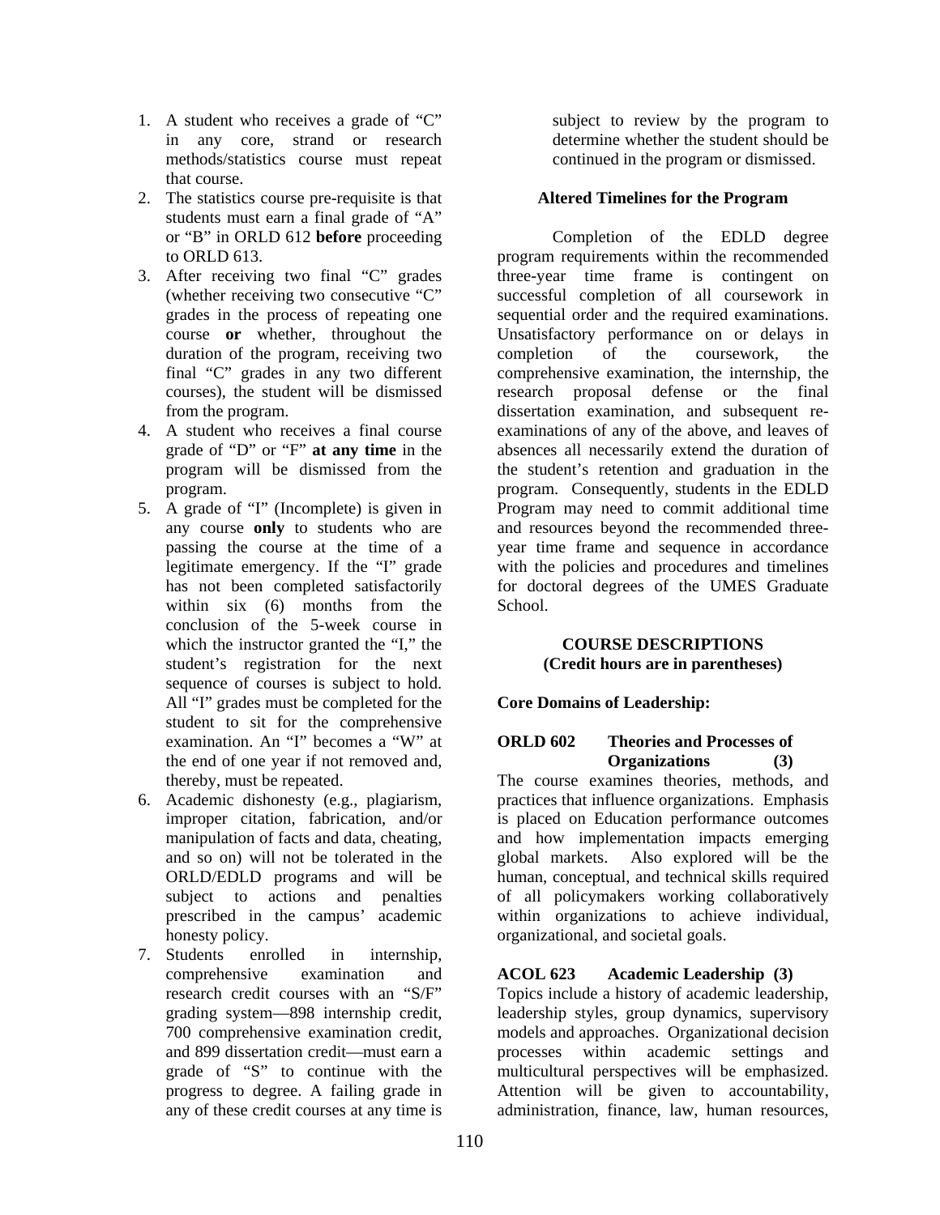1. A student who receives a grade of "C" in any core, strand or research methods/statistics course must repeat that course.
2. The statistics course pre-requisite is that students must earn a final grade of "A" or "B" in ORLD 612 **before** proceeding to ORLD 613.
3. After receiving two final "C" grades (whether receiving two consecutive "C" grades in the process of repeating one course **or** whether, throughout the duration of the program, receiving two final "C" grades in any two different courses), the student will be dismissed from the program.
4. A student who receives a final course grade of "D" or "F" **at any time** in the program will be dismissed from the program.
5. A grade of "I" (Incomplete) is given in any course **only** to students who are passing the course at the time of a legitimate emergency. If the "I" grade has not been completed satisfactorily within six (6) months from the conclusion of the 5-week course in which the instructor granted the "I," the student's registration for the next sequence of courses is subject to hold. All "I" grades must be completed for the student to sit for the comprehensive examination. An "I" becomes a "W" at the end of one year if not removed and, thereby, must be repeated.
6. Academic dishonesty (e.g., plagiarism, improper citation, fabrication, and/or manipulation of facts and data, cheating, and so on) will not be tolerated in the ORLD/EDLD programs and will be subject to actions and penalties prescribed in the campus' academic honesty policy.
7. Students enrolled in internship, comprehensive examination and research credit courses with an "S/F" grading system—898 internship credit, 700 comprehensive examination credit, and 899 dissertation credit—must earn a grade of "S" to continue with the progress to degree. A failing grade in any of these credit courses at any time is subject to review by the program to determine whether the student should be continued in the program or dismissed.

### Altered Timelines for the Program

Completion of the EDLD degree program requirements within the recommended three-year time frame is contingent on successful completion of all coursework in sequential order and the required examinations. Unsatisfactory performance on or delays in completion of the coursework, the comprehensive examination, the internship, the research proposal defense or the final dissertation examination, and subsequent re-examinations of any of the above, and leaves of absences all necessarily extend the duration of the student's retention and graduation in the program. Consequently, students in the EDLD Program may need to commit additional time and resources beyond the recommended three-year time frame and sequence in accordance with the policies and procedures and timelines for doctoral degrees of the UMES Graduate School.

## COURSE DESCRIPTIONS
**(Credit hours are in parentheses)**

### Core Domains of Leadership:

**ORLD 602 Theories and Processes of Organizations (3)**

The course examines theories, methods, and practices that influence organizations. Emphasis is placed on Education performance outcomes and how implementation impacts emerging global markets. Also explored will be the human, conceptual, and technical skills required of all policymakers working collaboratively within organizations to achieve individual, organizational, and societal goals.

**ACOL 623 Academic Leadership (3)**

Topics include a history of academic leadership, leadership styles, group dynamics, supervisory models and approaches. Organizational decision processes within academic settings and multicultural perspectives will be emphasized. Attention will be given to accountability, administration, finance, law, human resources,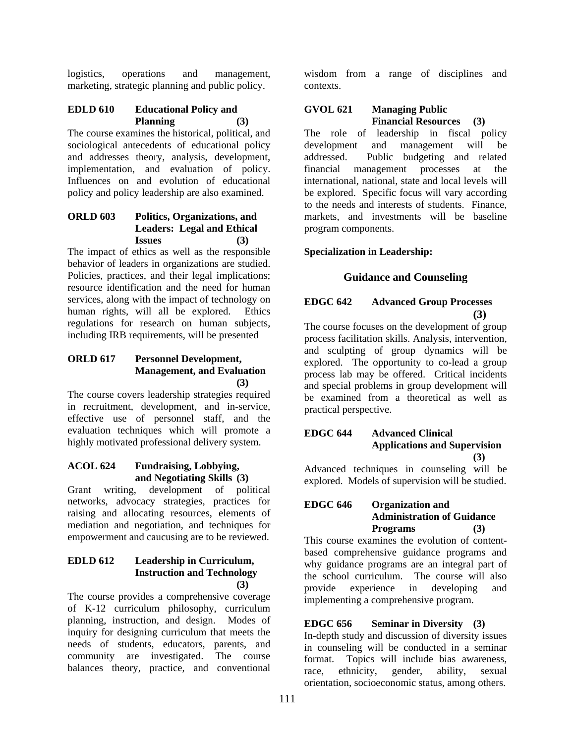logistics, operations and management, marketing, strategic planning and public policy.

**EDLD 610 Educational Policy and Planning (3)**

The course examines the historical, political, and sociological antecedents of educational policy and addresses theory, analysis, development, implementation, and evaluation of policy. Influences on and evolution of educational policy and policy leadership are also examined.

**ORLD 603 Politics, Organizations, and Leaders: Legal and Ethical Issues (3)**

The impact of ethics as well as the responsible behavior of leaders in organizations are studied. Policies, practices, and their legal implications; resource identification and the need for human services, along with the impact of technology on human rights, will all be explored. Ethics regulations for research on human subjects, including IRB requirements, will be presented

**ORLD 617 Personnel Development, Management, and Evaluation (3)**

The course covers leadership strategies required in recruitment, development, and in-service, effective use of personnel staff, and the evaluation techniques which will promote a highly motivated professional delivery system.

**ACOL 624 Fundraising, Lobbying, and Negotiating Skills (3)**

Grant writing, development of political networks, advocacy strategies, practices for raising and allocating resources, elements of mediation and negotiation, and techniques for empowerment and caucusing are to be reviewed.

**EDLD 612 Leadership in Curriculum, Instruction and Technology (3)**

The course provides a comprehensive coverage of K-12 curriculum philosophy, curriculum planning, instruction, and design. Modes of inquiry for designing curriculum that meets the needs of students, educators, parents, and community are investigated. The course balances theory, practice, and conventional wisdom from a range of disciplines and contexts.

**GVOL 621 Managing Public Financial Resources (3)**

The role of leadership in fiscal policy development and management will be addressed. Public budgeting and related financial management processes at the international, national, state and local levels will be explored. Specific focus will vary according to the needs and interests of students. Finance, markets, and investments will be baseline program components.

**Specialization in Leadership:**

## Guidance and Counseling

**EDGC 642 Advanced Group Processes (3)**

The course focuses on the development of group process facilitation skills. Analysis, intervention, and sculpting of group dynamics will be explored. The opportunity to co-lead a group process lab may be offered. Critical incidents and special problems in group development will be examined from a theoretical as well as practical perspective.

**EDGC 644 Advanced Clinical Applications and Supervision (3)**

Advanced techniques in counseling will be explored. Models of supervision will be studied.

**EDGC 646 Organization and Administration of Guidance Programs (3)**

This course examines the evolution of content-based comprehensive guidance programs and why guidance programs are an integral part of the school curriculum. The course will also provide experience in developing and implementing a comprehensive program.

**EDGC 656 Seminar in Diversity (3)**

In-depth study and discussion of diversity issues in counseling will be conducted in a seminar format. Topics will include bias awareness, race, ethnicity, gender, ability, sexual orientation, socioeconomic status, among others.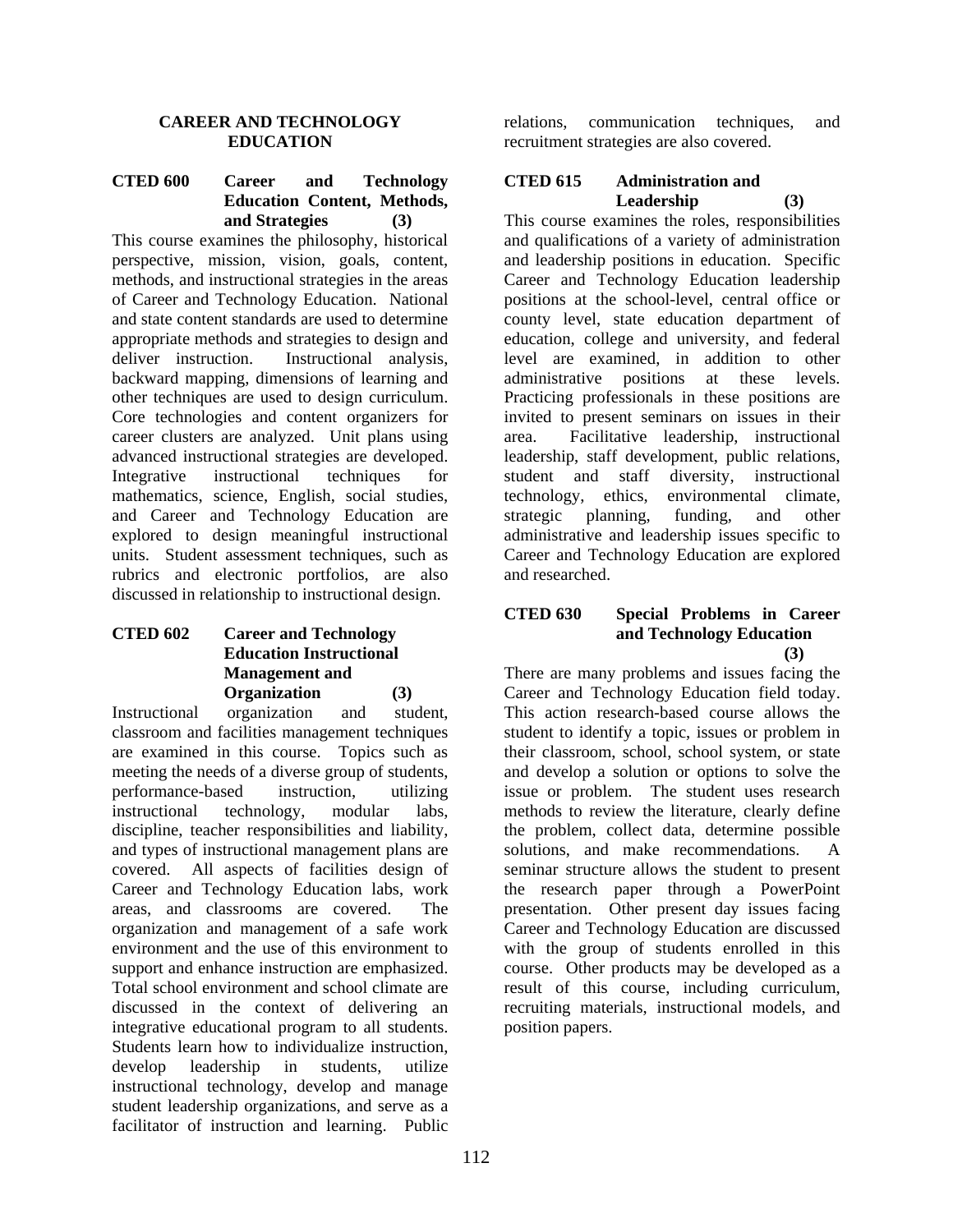## CAREER AND TECHNOLOGY EDUCATION

### CTED 600 Career and Technology Education Content, Methods, and Strategies (3)

This course examines the philosophy, historical perspective, mission, vision, goals, content, methods, and instructional strategies in the areas of Career and Technology Education. National and state content standards are used to determine appropriate methods and strategies to design and deliver instruction. Instructional analysis, backward mapping, dimensions of learning and other techniques are used to design curriculum. Core technologies and content organizers for career clusters are analyzed. Unit plans using advanced instructional strategies are developed. Integrative instructional techniques for mathematics, science, English, social studies, and Career and Technology Education are explored to design meaningful instructional units. Student assessment techniques, such as rubrics and electronic portfolios, are also discussed in relationship to instructional design.

### CTED 602 Career and Technology Education Instructional Management and Organization (3)

Instructional organization and student, classroom and facilities management techniques are examined in this course. Topics such as meeting the needs of a diverse group of students, performance-based instruction, utilizing instructional technology, modular labs, discipline, teacher responsibilities and liability, and types of instructional management plans are covered. All aspects of facilities design of Career and Technology Education labs, work areas, and classrooms are covered. The organization and management of a safe work environment and the use of this environment to support and enhance instruction are emphasized. Total school environment and school climate are discussed in the context of delivering an integrative educational program to all students. Students learn how to individualize instruction, develop leadership in students, utilize instructional technology, develop and manage student leadership organizations, and serve as a facilitator of instruction and learning. Public relations, communication techniques, and recruitment strategies are also covered.

### CTED 615 Administration and Leadership (3)

This course examines the roles, responsibilities and qualifications of a variety of administration and leadership positions in education. Specific Career and Technology Education leadership positions at the school-level, central office or county level, state education department of education, college and university, and federal level are examined, in addition to other administrative positions at these levels. Practicing professionals in these positions are invited to present seminars on issues in their area. Facilitative leadership, instructional leadership, staff development, public relations, student and staff diversity, instructional technology, ethics, environmental climate, strategic planning, funding, and other administrative and leadership issues specific to Career and Technology Education are explored and researched.

### CTED 630 Special Problems in Career and Technology Education (3)

There are many problems and issues facing the Career and Technology Education field today. This action research-based course allows the student to identify a topic, issues or problem in their classroom, school, school system, or state and develop a solution or options to solve the issue or problem. The student uses research methods to review the literature, clearly define the problem, collect data, determine possible solutions, and make recommendations. A seminar structure allows the student to present the research paper through a PowerPoint presentation. Other present day issues facing Career and Technology Education are discussed with the group of students enrolled in this course. Other products may be developed as a result of this course, including curriculum, recruiting materials, instructional models, and position papers.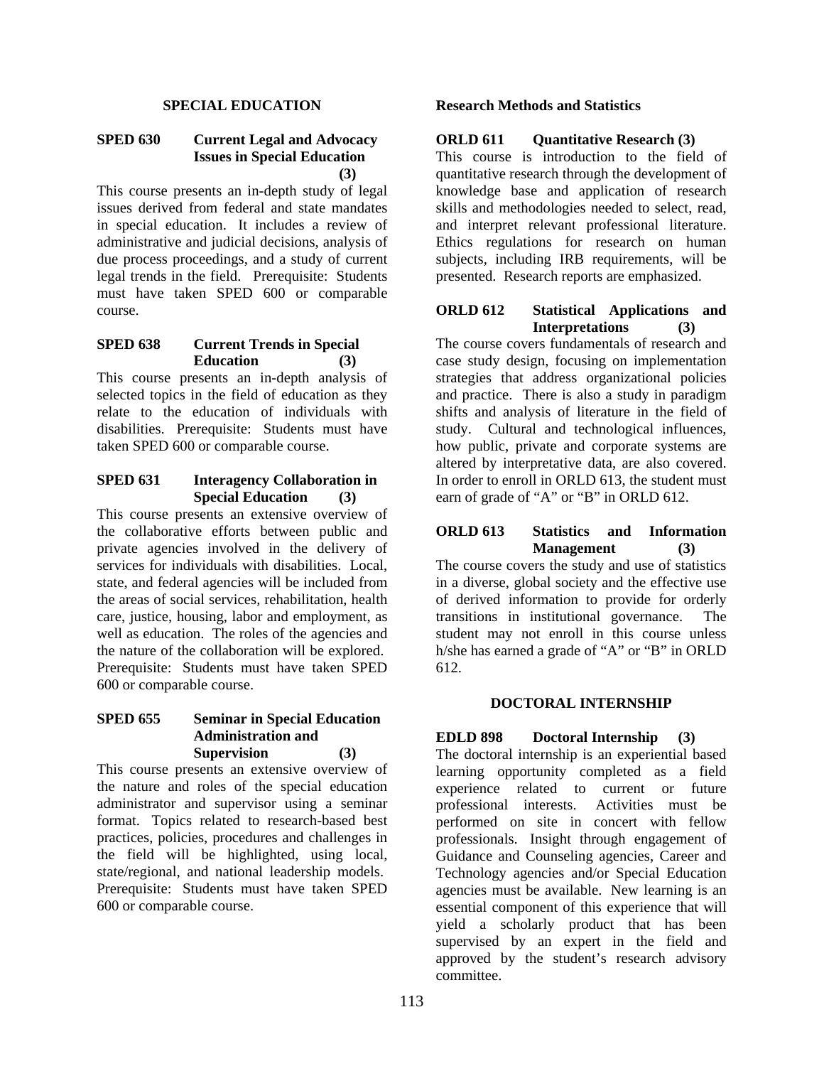## SPECIAL EDUCATION

**SPED 630 Current Legal and Advocacy Issues in Special Education (3)**

This course presents an in-depth study of legal issues derived from federal and state mandates in special education. It includes a review of administrative and judicial decisions, analysis of due process proceedings, and a study of current legal trends in the field. Prerequisite: Students must have taken SPED 600 or comparable course.

**SPED 638 Current Trends in Special Education (3)**

This course presents an in-depth analysis of selected topics in the field of education as they relate to the education of individuals with disabilities. Prerequisite: Students must have taken SPED 600 or comparable course.

**SPED 631 Interagency Collaboration in Special Education (3)**

This course presents an extensive overview of the collaborative efforts between public and private agencies involved in the delivery of services for individuals with disabilities. Local, state, and federal agencies will be included from the areas of social services, rehabilitation, health care, justice, housing, labor and employment, as well as education. The roles of the agencies and the nature of the collaboration will be explored. Prerequisite: Students must have taken SPED 600 or comparable course.

**SPED 655 Seminar in Special Education Administration and Supervision (3)**

This course presents an extensive overview of the nature and roles of the special education administrator and supervisor using a seminar format. Topics related to research-based best practices, policies, procedures and challenges in the field will be highlighted, using local, state/regional, and national leadership models. Prerequisite: Students must have taken SPED 600 or comparable course.

## Research Methods and Statistics

**ORLD 611 Quantitative Research (3)**

This course is introduction to the field of quantitative research through the development of knowledge base and application of research skills and methodologies needed to select, read, and interpret relevant professional literature. Ethics regulations for research on human subjects, including IRB requirements, will be presented. Research reports are emphasized.

**ORLD 612 Statistical Applications and Interpretations (3)**

The course covers fundamentals of research and case study design, focusing on implementation strategies that address organizational policies and practice. There is also a study in paradigm shifts and analysis of literature in the field of study. Cultural and technological influences, how public, private and corporate systems are altered by interpretative data, are also covered. In order to enroll in ORLD 613, the student must earn of grade of “A” or “B” in ORLD 612.

**ORLD 613 Statistics and Information Management (3)**

The course covers the study and use of statistics in a diverse, global society and the effective use of derived information to provide for orderly transitions in institutional governance. The student may not enroll in this course unless h/she has earned a grade of “A” or “B” in ORLD 612.

## DOCTORAL INTERNSHIP

**EDLD 898 Doctoral Internship (3)**

The doctoral internship is an experiential based learning opportunity completed as a field experience related to current or future professional interests. Activities must be performed on site in concert with fellow professionals. Insight through engagement of Guidance and Counseling agencies, Career and Technology agencies and/or Special Education agencies must be available. New learning is an essential component of this experience that will yield a scholarly product that has been supervised by an expert in the field and approved by the student’s research advisory committee.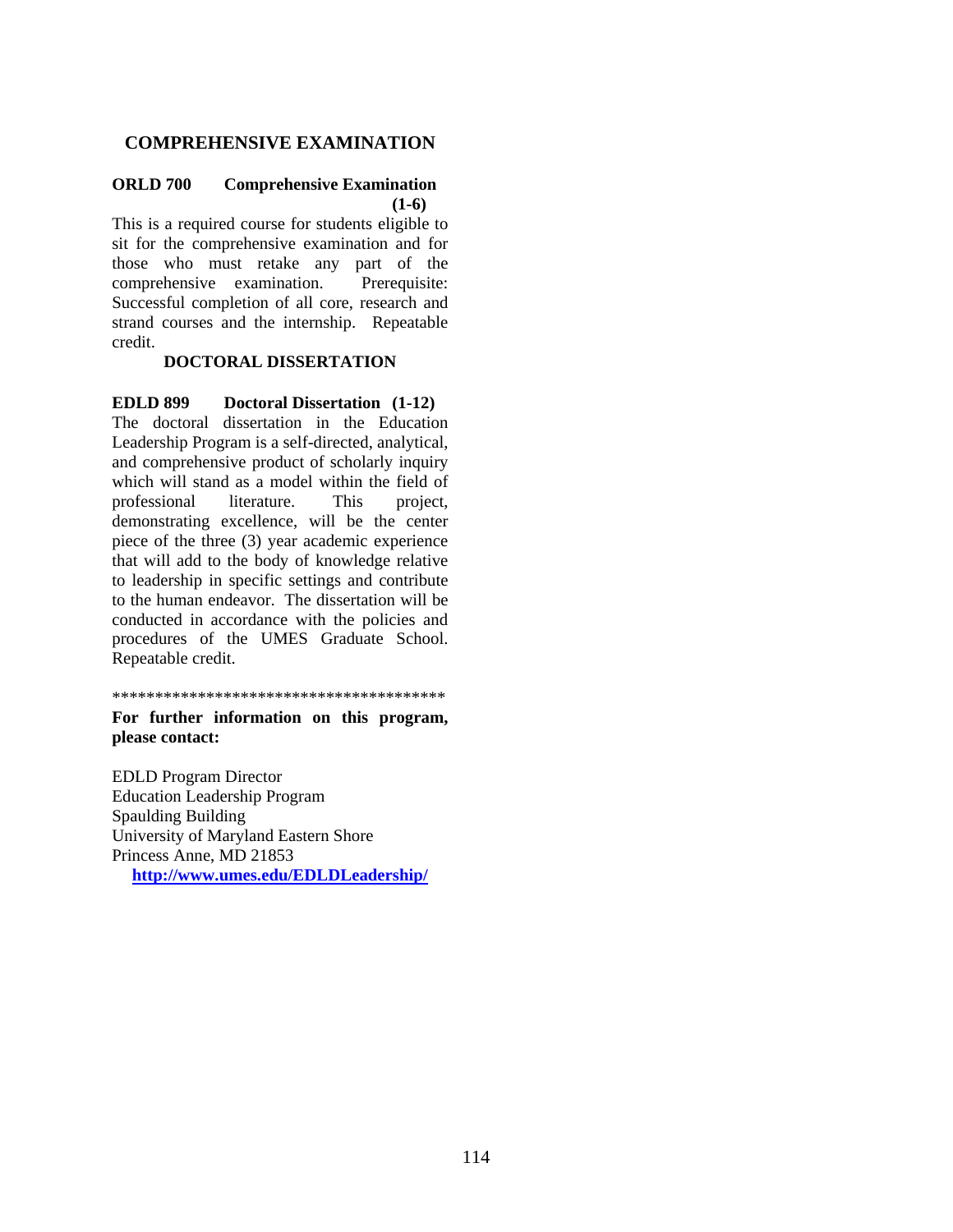## COMPREHENSIVE EXAMINATION

**ORLD 700 Comprehensive Examination (1-6)**

This is a required course for students eligible to sit for the comprehensive examination and for those who must retake any part of the comprehensive examination. Prerequisite: Successful completion of all core, research and strand courses and the internship. Repeatable credit.

## DOCTORAL DISSERTATION

**EDLD 899 Doctoral Dissertation (1-12)**

The doctoral dissertation in the Education Leadership Program is a self-directed, analytical, and comprehensive product of scholarly inquiry which will stand as a model within the field of professional literature. This project, demonstrating excellence, will be the center piece of the three (3) year academic experience that will add to the body of knowledge relative to leadership in specific settings and contribute to the human endeavor. The dissertation will be conducted in accordance with the policies and procedures of the UMES Graduate School. Repeatable credit.

****************************************

**For further information on this program, please contact:**

EDLD Program Director
Education Leadership Program
Spaulding Building
University of Maryland Eastern Shore
Princess Anne, MD 21853
**http://www.umes.edu/EDLDLeadership/**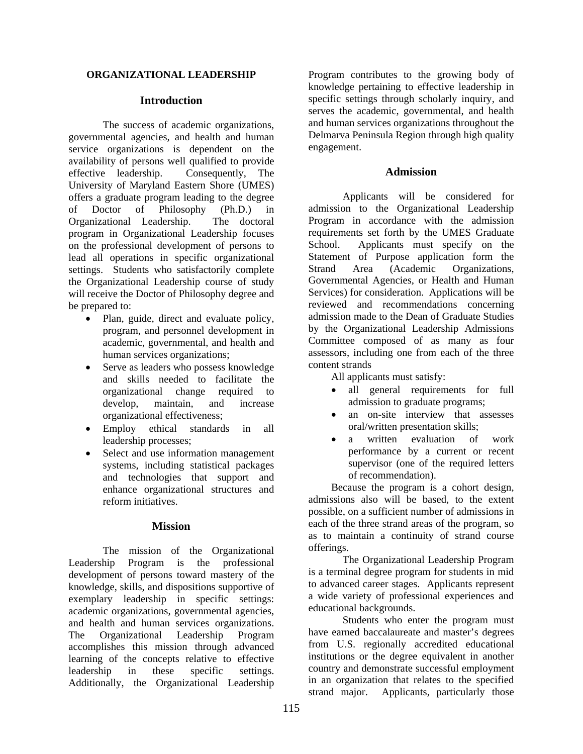**ORGANIZATIONAL LEADERSHIP**

## Introduction

The success of academic organizations, governmental agencies, and health and human service organizations is dependent on the availability of persons well qualified to provide effective leadership. Consequently, The University of Maryland Eastern Shore (UMES) offers a graduate program leading to the degree of Doctor of Philosophy (Ph.D.) in Organizational Leadership. The doctoral program in Organizational Leadership focuses on the professional development of persons to lead all operations in specific organizational settings. Students who satisfactorily complete the Organizational Leadership course of study will receive the Doctor of Philosophy degree and be prepared to:

- Plan, guide, direct and evaluate policy, program, and personnel development in academic, governmental, and health and human services organizations;
- Serve as leaders who possess knowledge and skills needed to facilitate the organizational change required to develop, maintain, and increase organizational effectiveness;
- Employ ethical standards in all leadership processes;
- Select and use information management systems, including statistical packages and technologies that support and enhance organizational structures and reform initiatives.

## Mission

The mission of the Organizational Leadership Program is the professional development of persons toward mastery of the knowledge, skills, and dispositions supportive of exemplary leadership in specific settings: academic organizations, governmental agencies, and health and human services organizations. The Organizational Leadership Program accomplishes this mission through advanced learning of the concepts relative to effective leadership in these specific settings. Additionally, the Organizational Leadership Program contributes to the growing body of knowledge pertaining to effective leadership in specific settings through scholarly inquiry, and serves the academic, governmental, and health and human services organizations throughout the Delmarva Peninsula Region through high quality engagement.

## Admission

Applicants will be considered for admission to the Organizational Leadership Program in accordance with the admission requirements set forth by the UMES Graduate School. Applicants must specify on the Statement of Purpose application form the Strand Area (Academic Organizations, Governmental Agencies, or Health and Human Services) for consideration. Applications will be reviewed and recommendations concerning admission made to the Dean of Graduate Studies by the Organizational Leadership Admissions Committee composed of as many as four assessors, including one from each of the three content strands

All applicants must satisfy:

- all general requirements for full admission to graduate programs;
- an on-site interview that assesses oral/written presentation skills;
- a written evaluation of work performance by a current or recent supervisor (one of the required letters of recommendation).

Because the program is a cohort design, admissions also will be based, to the extent possible, on a sufficient number of admissions in each of the three strand areas of the program, so as to maintain a continuity of strand course offerings.

The Organizational Leadership Program is a terminal degree program for students in mid to advanced career stages. Applicants represent a wide variety of professional experiences and educational backgrounds.

Students who enter the program must have earned baccalaureate and master's degrees from U.S. regionally accredited educational institutions or the degree equivalent in another country and demonstrate successful employment in an organization that relates to the specified strand major. Applicants, particularly those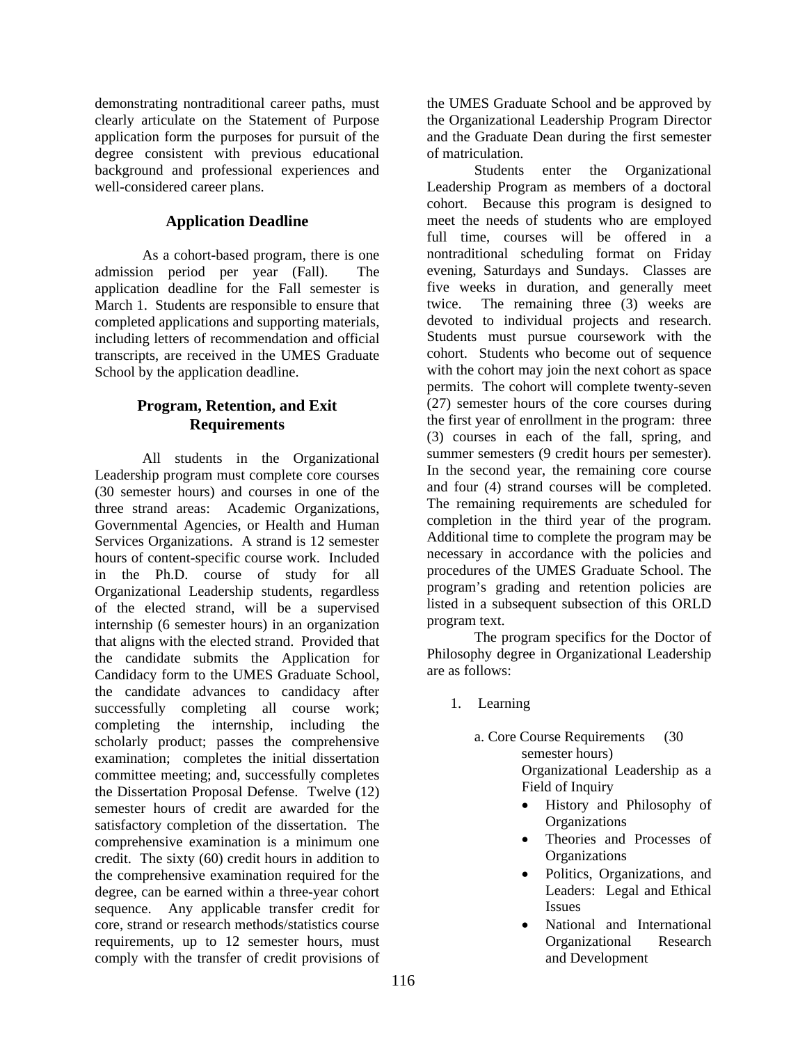demonstrating nontraditional career paths, must clearly articulate on the Statement of Purpose application form the purposes for pursuit of the degree consistent with previous educational background and professional experiences and well-considered career plans.

## Application Deadline

As a cohort-based program, there is one admission period per year (Fall). The application deadline for the Fall semester is March 1. Students are responsible to ensure that completed applications and supporting materials, including letters of recommendation and official transcripts, are received in the UMES Graduate School by the application deadline.

## Program, Retention, and Exit Requirements

All students in the Organizational Leadership program must complete core courses (30 semester hours) and courses in one of the three strand areas: Academic Organizations, Governmental Agencies, or Health and Human Services Organizations. A strand is 12 semester hours of content-specific course work. Included in the Ph.D. course of study for all Organizational Leadership students, regardless of the elected strand, will be a supervised internship (6 semester hours) in an organization that aligns with the elected strand. Provided that the candidate submits the Application for Candidacy form to the UMES Graduate School, the candidate advances to candidacy after successfully completing all course work; completing the internship, including the scholarly product; passes the comprehensive examination; completes the initial dissertation committee meeting; and, successfully completes the Dissertation Proposal Defense. Twelve (12) semester hours of credit are awarded for the satisfactory completion of the dissertation. The comprehensive examination is a minimum one credit. The sixty (60) credit hours in addition to the comprehensive examination required for the degree, can be earned within a three-year cohort sequence. Any applicable transfer credit for core, strand or research methods/statistics course requirements, up to 12 semester hours, must comply with the transfer of credit provisions of the UMES Graduate School and be approved by the Organizational Leadership Program Director and the Graduate Dean during the first semester of matriculation.

Students enter the Organizational Leadership Program as members of a doctoral cohort. Because this program is designed to meet the needs of students who are employed full time, courses will be offered in a nontraditional scheduling format on Friday evening, Saturdays and Sundays. Classes are five weeks in duration, and generally meet twice. The remaining three (3) weeks are devoted to individual projects and research. Students must pursue coursework with the cohort. Students who become out of sequence with the cohort may join the next cohort as space permits. The cohort will complete twenty-seven (27) semester hours of the core courses during the first year of enrollment in the program: three (3) courses in each of the fall, spring, and summer semesters (9 credit hours per semester). In the second year, the remaining core course and four (4) strand courses will be completed. The remaining requirements are scheduled for completion in the third year of the program. Additional time to complete the program may be necessary in accordance with the policies and procedures of the UMES Graduate School. The program's grading and retention policies are listed in a subsequent subsection of this ORLD program text.

The program specifics for the Doctor of Philosophy degree in Organizational Leadership are as follows:

1. Learning

   a. Core Course Requirements (30 semester hours)

      Organizational Leadership as a Field of Inquiry

      - History and Philosophy of Organizations
      - Theories and Processes of Organizations
      - Politics, Organizations, and Leaders: Legal and Ethical Issues
      - National and International Organizational Research and Development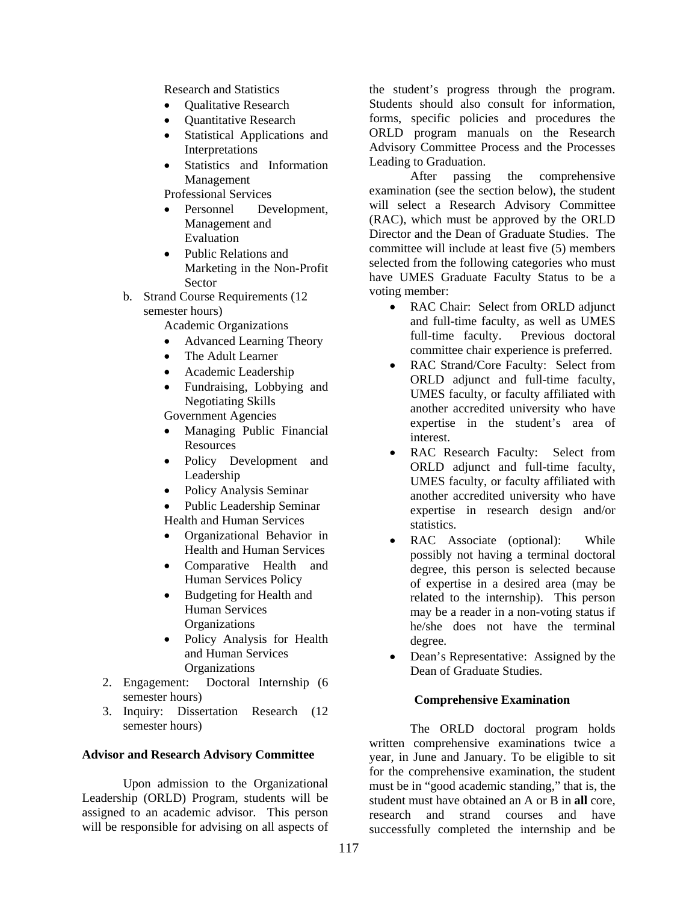Research and Statistics

- Qualitative Research
- Quantitative Research
- Statistical Applications and Interpretations
- Statistics and Information Management

Professional Services

- Personnel Development, Management and Evaluation
- Public Relations and Marketing in the Non-Profit Sector

b. Strand Course Requirements (12 semester hours)

Academic Organizations

- Advanced Learning Theory
- The Adult Learner
- Academic Leadership
- Fundraising, Lobbying and Negotiating Skills

Government Agencies

- Managing Public Financial Resources
- Policy Development and Leadership
- Policy Analysis Seminar
- Public Leadership Seminar

Health and Human Services

- Organizational Behavior in Health and Human Services
- Comparative Health and Human Services Policy
- Budgeting for Health and Human Services Organizations
- Policy Analysis for Health and Human Services Organizations

2. Engagement: Doctoral Internship (6 semester hours)
3. Inquiry: Dissertation Research (12 semester hours)

**Advisor and Research Advisory Committee**

Upon admission to the Organizational Leadership (ORLD) Program, students will be assigned to an academic advisor. This person will be responsible for advising on all aspects of the student's progress through the program. Students should also consult for information, forms, specific policies and procedures the ORLD program manuals on the Research Advisory Committee Process and the Processes Leading to Graduation.

After passing the comprehensive examination (see the section below), the student will select a Research Advisory Committee (RAC), which must be approved by the ORLD Director and the Dean of Graduate Studies. The committee will include at least five (5) members selected from the following categories who must have UMES Graduate Faculty Status to be a voting member:

- RAC Chair: Select from ORLD adjunct and full-time faculty, as well as UMES full-time faculty. Previous doctoral committee chair experience is preferred.
- RAC Strand/Core Faculty: Select from ORLD adjunct and full-time faculty, UMES faculty, or faculty affiliated with another accredited university who have expertise in the student's area of interest.
- RAC Research Faculty: Select from ORLD adjunct and full-time faculty, UMES faculty, or faculty affiliated with another accredited university who have expertise in research design and/or statistics.
- RAC Associate (optional): While possibly not having a terminal doctoral degree, this person is selected because of expertise in a desired area (may be related to the internship). This person may be a reader in a non-voting status if he/she does not have the terminal degree.
- Dean's Representative: Assigned by the Dean of Graduate Studies.

**Comprehensive Examination**

The ORLD doctoral program holds written comprehensive examinations twice a year, in June and January. To be eligible to sit for the comprehensive examination, the student must be in "good academic standing," that is, the student must have obtained an A or B in **all** core, research and strand courses and have successfully completed the internship and be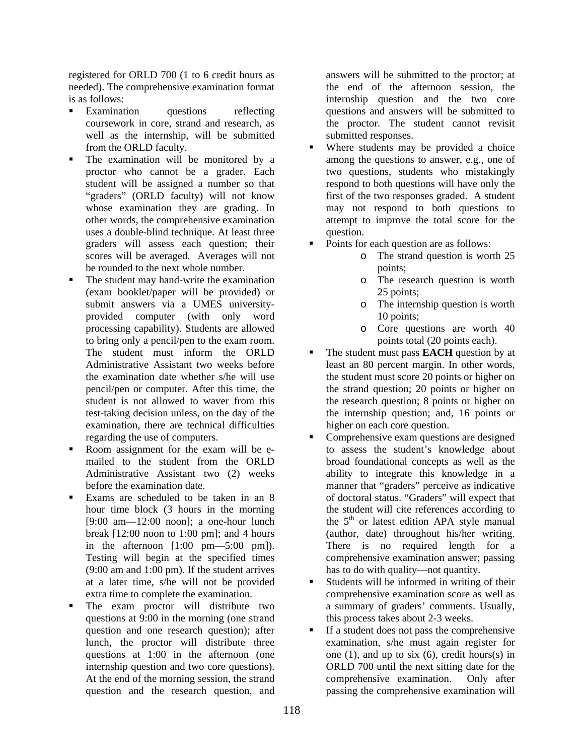registered for ORLD 700 (1 to 6 credit hours as needed). The comprehensive examination format is as follows:

- Examination questions reflecting coursework in core, strand and research, as well as the internship, will be submitted from the ORLD faculty.
- The examination will be monitored by a proctor who cannot be a grader. Each student will be assigned a number so that "graders" (ORLD faculty) will not know whose examination they are grading. In other words, the comprehensive examination uses a double-blind technique. At least three graders will assess each question; their scores will be averaged. Averages will not be rounded to the next whole number.
- The student may hand-write the examination (exam booklet/paper will be provided) or submit answers via a UMES university-provided computer (with only word processing capability). Students are allowed to bring only a pencil/pen to the exam room. The student must inform the ORLD Administrative Assistant two weeks before the examination date whether s/he will use pencil/pen or computer. After this time, the student is not allowed to waver from this test-taking decision unless, on the day of the examination, there are technical difficulties regarding the use of computers.
- Room assignment for the exam will be e-mailed to the student from the ORLD Administrative Assistant two (2) weeks before the examination date.
- Exams are scheduled to be taken in an 8 hour time block (3 hours in the morning [9:00 am—12:00 noon]; a one-hour lunch break [12:00 noon to 1:00 pm]; and 4 hours in the afternoon [1:00 pm—5:00 pm]). Testing will begin at the specified times (9:00 am and 1:00 pm). If the student arrives at a later time, s/he will not be provided extra time to complete the examination.
- The exam proctor will distribute two questions at 9:00 in the morning (one strand question and one research question); after lunch, the proctor will distribute three questions at 1:00 in the afternoon (one internship question and two core questions). At the end of the morning session, the strand question and the research question, and answers will be submitted to the proctor; at the end of the afternoon session, the internship question and the two core questions and answers will be submitted to the proctor. The student cannot revisit submitted responses.
- Where students may be provided a choice among the questions to answer, e.g., one of two questions, students who mistakingly respond to both questions will have only the first of the two responses graded. A student may not respond to both questions to attempt to improve the total score for the question.
- Points for each question are as follows:
  - The strand question is worth 25 points;
  - The research question is worth 25 points;
  - The internship question is worth 10 points;
  - Core questions are worth 40 points total (20 points each).
- The student must pass **EACH** question by at least an 80 percent margin. In other words, the student must score 20 points or higher on the strand question; 20 points or higher on the research question; 8 points or higher on the internship question; and, 16 points or higher on each core question.
- Comprehensive exam questions are designed to assess the student's knowledge about broad foundational concepts as well as the ability to integrate this knowledge in a manner that "graders" perceive as indicative of doctoral status. "Graders" will expect that the student will cite references according to the 5th or latest edition APA style manual (author, date) throughout his/her writing. There is no required length for a comprehensive examination answer; passing has to do with quality—not quantity.
- Students will be informed in writing of their comprehensive examination score as well as a summary of graders' comments. Usually, this process takes about 2-3 weeks.
- If a student does not pass the comprehensive examination, s/he must again register for one (1), and up to six (6), credit hours(s) in ORLD 700 until the next sitting date for the comprehensive examination. Only after passing the comprehensive examination will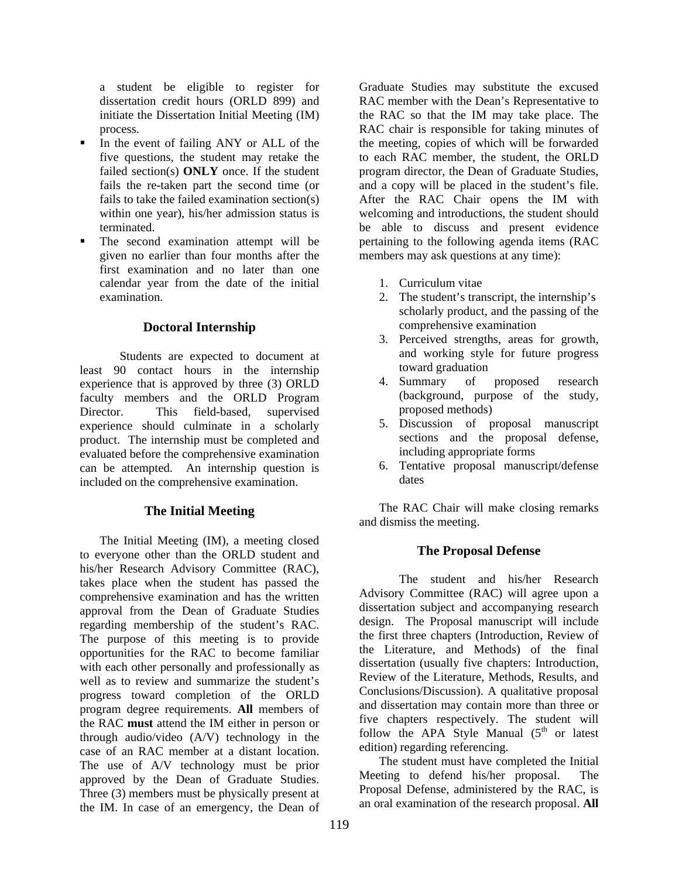a student be eligible to register for dissertation credit hours (ORLD 899) and initiate the Dissertation Initial Meeting (IM) process.

- In the event of failing ANY or ALL of the five questions, the student may retake the failed section(s) **ONLY** once. If the student fails the re-taken part the second time (or fails to take the failed examination section(s) within one year), his/her admission status is terminated.
- The second examination attempt will be given no earlier than four months after the first examination and no later than one calendar year from the date of the initial examination.

## Doctoral Internship

Students are expected to document at least 90 contact hours in the internship experience that is approved by three (3) ORLD faculty members and the ORLD Program Director. This field-based, supervised experience should culminate in a scholarly product. The internship must be completed and evaluated before the comprehensive examination can be attempted. An internship question is included on the comprehensive examination.

## The Initial Meeting

The Initial Meeting (IM), a meeting closed to everyone other than the ORLD student and his/her Research Advisory Committee (RAC), takes place when the student has passed the comprehensive examination and has the written approval from the Dean of Graduate Studies regarding membership of the student's RAC. The purpose of this meeting is to provide opportunities for the RAC to become familiar with each other personally and professionally as well as to review and summarize the student's progress toward completion of the ORLD program degree requirements. **All** members of the RAC **must** attend the IM either in person or through audio/video (A/V) technology in the case of an RAC member at a distant location. The use of A/V technology must be prior approved by the Dean of Graduate Studies. Three (3) members must be physically present at the IM. In case of an emergency, the Dean of Graduate Studies may substitute the excused RAC member with the Dean's Representative to the RAC so that the IM may take place. The RAC chair is responsible for taking minutes of the meeting, copies of which will be forwarded to each RAC member, the student, the ORLD program director, the Dean of Graduate Studies, and a copy will be placed in the student's file. After the RAC Chair opens the IM with welcoming and introductions, the student should be able to discuss and present evidence pertaining to the following agenda items (RAC members may ask questions at any time):

1. Curriculum vitae
2. The student's transcript, the internship's scholarly product, and the passing of the comprehensive examination
3. Perceived strengths, areas for growth, and working style for future progress toward graduation
4. Summary of proposed research (background, purpose of the study, proposed methods)
5. Discussion of proposal manuscript sections and the proposal defense, including appropriate forms
6. Tentative proposal manuscript/defense dates

The RAC Chair will make closing remarks and dismiss the meeting.

## The Proposal Defense

The student and his/her Research Advisory Committee (RAC) will agree upon a dissertation subject and accompanying research design. The Proposal manuscript will include the first three chapters (Introduction, Review of the Literature, and Methods) of the final dissertation (usually five chapters: Introduction, Review of the Literature, Methods, Results, and Conclusions/Discussion). A qualitative proposal and dissertation may contain more than three or five chapters respectively. The student will follow the APA Style Manual (5th or latest edition) regarding referencing.

The student must have completed the Initial Meeting to defend his/her proposal. The Proposal Defense, administered by the RAC, is an oral examination of the research proposal. **All**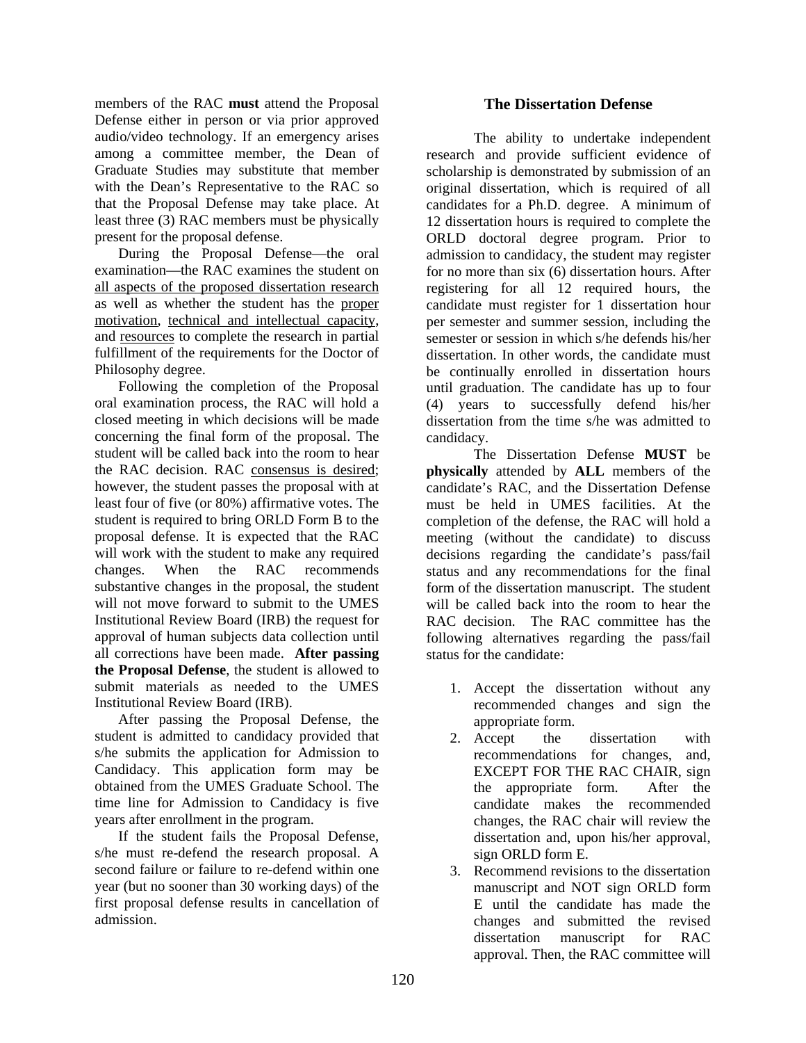members of the RAC **must** attend the Proposal Defense either in person or via prior approved audio/video technology. If an emergency arises among a committee member, the Dean of Graduate Studies may substitute that member with the Dean's Representative to the RAC so that the Proposal Defense may take place. At least three (3) RAC members must be physically present for the proposal defense.

During the Proposal Defense—the oral examination—the RAC examines the student on <u>all aspects of the proposed dissertation research</u> as well as whether the student has the <u>proper motivation</u>, <u>technical and intellectual capacity</u>, and <u>resources</u> to complete the research in partial fulfillment of the requirements for the Doctor of Philosophy degree.

Following the completion of the Proposal oral examination process, the RAC will hold a closed meeting in which decisions will be made concerning the final form of the proposal. The student will be called back into the room to hear the RAC decision. RAC <u>consensus is desired</u>; however, the student passes the proposal with at least four of five (or 80%) affirmative votes. The student is required to bring ORLD Form B to the proposal defense. It is expected that the RAC will work with the student to make any required changes. When the RAC recommends substantive changes in the proposal, the student will not move forward to submit to the UMES Institutional Review Board (IRB) the request for approval of human subjects data collection until all corrections have been made. **After passing the Proposal Defense**, the student is allowed to submit materials as needed to the UMES Institutional Review Board (IRB).

After passing the Proposal Defense, the student is admitted to candidacy provided that s/he submits the application for Admission to Candidacy. This application form may be obtained from the UMES Graduate School. The time line for Admission to Candidacy is five years after enrollment in the program.

If the student fails the Proposal Defense, s/he must re-defend the research proposal. A second failure or failure to re-defend within one year (but no sooner than 30 working days) of the first proposal defense results in cancellation of admission.

## The Dissertation Defense

The ability to undertake independent research and provide sufficient evidence of scholarship is demonstrated by submission of an original dissertation, which is required of all candidates for a Ph.D. degree. A minimum of 12 dissertation hours is required to complete the ORLD doctoral degree program. Prior to admission to candidacy, the student may register for no more than six (6) dissertation hours. After registering for all 12 required hours, the candidate must register for 1 dissertation hour per semester and summer session, including the semester or session in which s/he defends his/her dissertation. In other words, the candidate must be continually enrolled in dissertation hours until graduation. The candidate has up to four (4) years to successfully defend his/her dissertation from the time s/he was admitted to candidacy.

The Dissertation Defense **MUST** be **physically** attended by **ALL** members of the candidate's RAC, and the Dissertation Defense must be held in UMES facilities. At the completion of the defense, the RAC will hold a meeting (without the candidate) to discuss decisions regarding the candidate's pass/fail status and any recommendations for the final form of the dissertation manuscript. The student will be called back into the room to hear the RAC decision. The RAC committee has the following alternatives regarding the pass/fail status for the candidate:

1. Accept the dissertation without any recommended changes and sign the appropriate form.
2. Accept the dissertation with recommendations for changes, and, EXCEPT FOR THE RAC CHAIR, sign the appropriate form. After the candidate makes the recommended changes, the RAC chair will review the dissertation and, upon his/her approval, sign ORLD form E.
3. Recommend revisions to the dissertation manuscript and NOT sign ORLD form E until the candidate has made the changes and submitted the revised dissertation manuscript for RAC approval. Then, the RAC committee will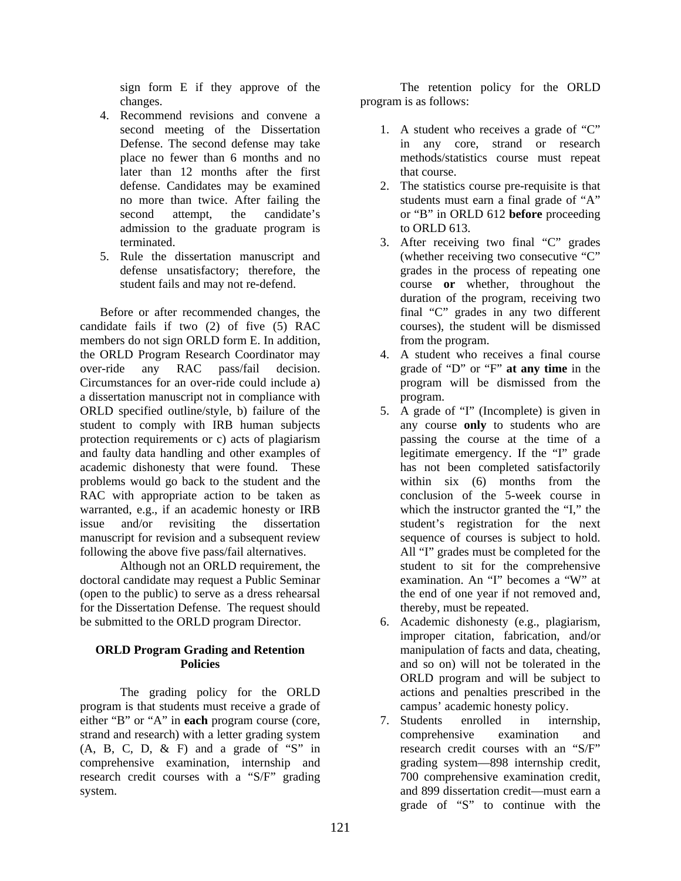sign form E if they approve of the changes.

4. Recommend revisions and convene a second meeting of the Dissertation Defense. The second defense may take place no fewer than 6 months and no later than 12 months after the first defense. Candidates may be examined no more than twice. After failing the second attempt, the candidate's admission to the graduate program is terminated.
5. Rule the dissertation manuscript and defense unsatisfactory; therefore, the student fails and may not re-defend.

Before or after recommended changes, the candidate fails if two (2) of five (5) RAC members do not sign ORLD form E. In addition, the ORLD Program Research Coordinator may over-ride any RAC pass/fail decision. Circumstances for an over-ride could include a) a dissertation manuscript not in compliance with ORLD specified outline/style, b) failure of the student to comply with IRB human subjects protection requirements or c) acts of plagiarism and faulty data handling and other examples of academic dishonesty that were found. These problems would go back to the student and the RAC with appropriate action to be taken as warranted, e.g., if an academic honesty or IRB issue and/or revisiting the dissertation manuscript for revision and a subsequent review following the above five pass/fail alternatives.

Although not an ORLD requirement, the doctoral candidate may request a Public Seminar (open to the public) to serve as a dress rehearsal for the Dissertation Defense. The request should be submitted to the ORLD program Director.

## ORLD Program Grading and Retention Policies

The grading policy for the ORLD program is that students must receive a grade of either "B" or "A" in **each** program course (core, strand and research) with a letter grading system (A, B, C, D, & F) and a grade of "S" in comprehensive examination, internship and research credit courses with a "S/F" grading system.

The retention policy for the ORLD program is as follows:

1. A student who receives a grade of "C" in any core, strand or research methods/statistics course must repeat that course.
2. The statistics course pre-requisite is that students must earn a final grade of "A" or "B" in ORLD 612 **before** proceeding to ORLD 613.
3. After receiving two final "C" grades (whether receiving two consecutive "C" grades in the process of repeating one course **or** whether, throughout the duration of the program, receiving two final "C" grades in any two different courses), the student will be dismissed from the program.
4. A student who receives a final course grade of "D" or "F" **at any time** in the program will be dismissed from the program.
5. A grade of "I" (Incomplete) is given in any course **only** to students who are passing the course at the time of a legitimate emergency. If the "I" grade has not been completed satisfactorily within six (6) months from the conclusion of the 5-week course in which the instructor granted the "I," the student's registration for the next sequence of courses is subject to hold. All "I" grades must be completed for the student to sit for the comprehensive examination. An "I" becomes a "W" at the end of one year if not removed and, thereby, must be repeated.
6. Academic dishonesty (e.g., plagiarism, improper citation, fabrication, and/or manipulation of facts and data, cheating, and so on) will not be tolerated in the ORLD program and will be subject to actions and penalties prescribed in the campus' academic honesty policy.
7. Students enrolled in internship, comprehensive examination and research credit courses with an "S/F" grading system—898 internship credit, 700 comprehensive examination credit, and 899 dissertation credit—must earn a grade of "S" to continue with the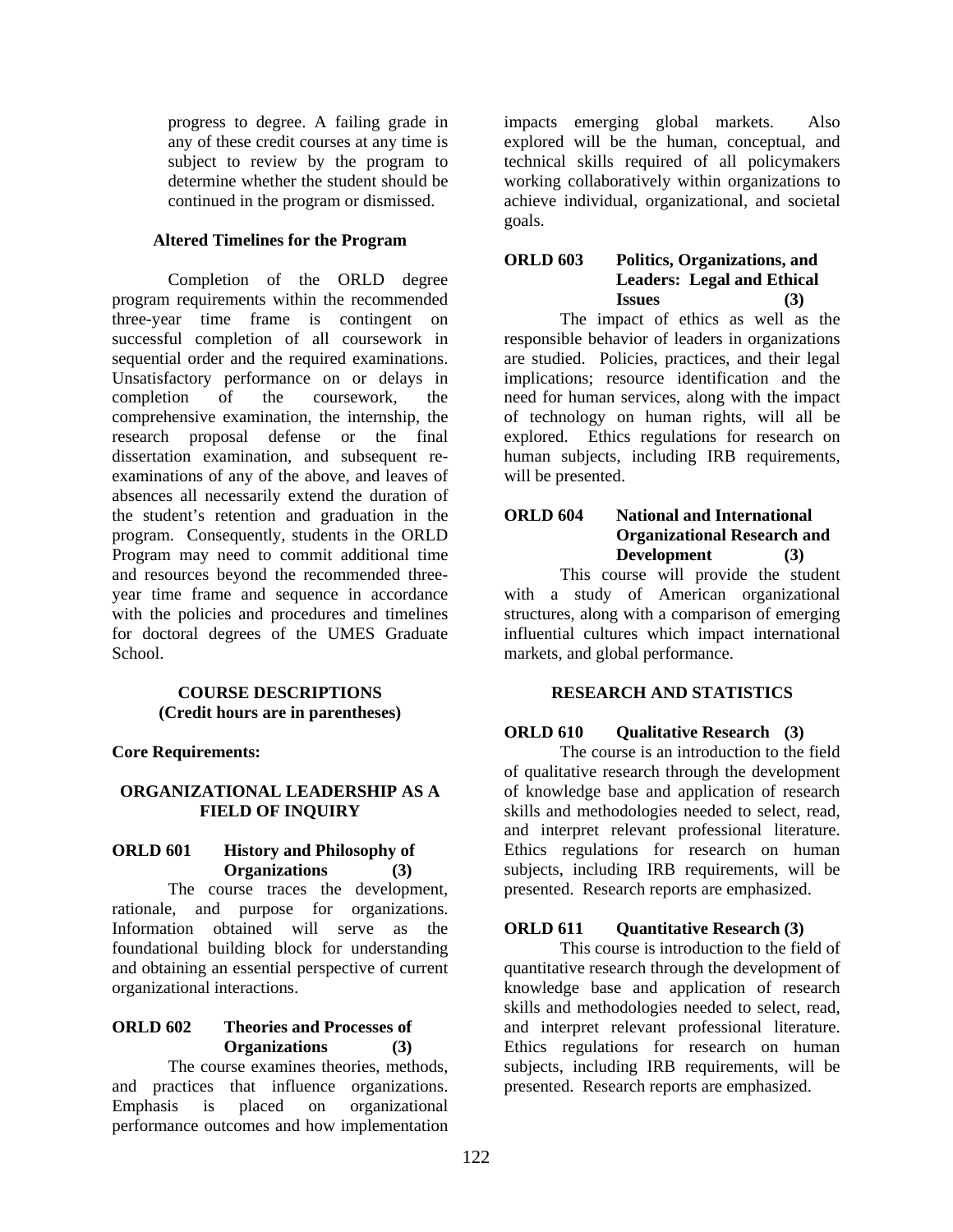progress to degree. A failing grade in any of these credit courses at any time is subject to review by the program to determine whether the student should be continued in the program or dismissed.

### Altered Timelines for the Program

Completion of the ORLD degree program requirements within the recommended three-year time frame is contingent on successful completion of all coursework in sequential order and the required examinations. Unsatisfactory performance on or delays in completion of the coursework, the comprehensive examination, the internship, the research proposal defense or the final dissertation examination, and subsequent re-examinations of any of the above, and leaves of absences all necessarily extend the duration of the student's retention and graduation in the program. Consequently, students in the ORLD Program may need to commit additional time and resources beyond the recommended three-year time frame and sequence in accordance with the policies and procedures and timelines for doctoral degrees of the UMES Graduate School.

## COURSE DESCRIPTIONS
**(Credit hours are in parentheses)**

**Core Requirements:**

### ORGANIZATIONAL LEADERSHIP AS A FIELD OF INQUIRY

**ORLD 601 History and Philosophy of Organizations (3)**

The course traces the development, rationale, and purpose for organizations. Information obtained will serve as the foundational building block for understanding and obtaining an essential perspective of current organizational interactions.

**ORLD 602 Theories and Processes of Organizations (3)**

The course examines theories, methods, and practices that influence organizations. Emphasis is placed on organizational performance outcomes and how implementation impacts emerging global markets. Also explored will be the human, conceptual, and technical skills required of all policymakers working collaboratively within organizations to achieve individual, organizational, and societal goals.

**ORLD 603 Politics, Organizations, and Leaders: Legal and Ethical Issues (3)**

The impact of ethics as well as the responsible behavior of leaders in organizations are studied. Policies, practices, and their legal implications; resource identification and the need for human services, along with the impact of technology on human rights, will all be explored. Ethics regulations for research on human subjects, including IRB requirements, will be presented.

**ORLD 604 National and International Organizational Research and Development (3)**

This course will provide the student with a study of American organizational structures, along with a comparison of emerging influential cultures which impact international markets, and global performance.

### RESEARCH AND STATISTICS

**ORLD 610 Qualitative Research (3)**

The course is an introduction to the field of qualitative research through the development of knowledge base and application of research skills and methodologies needed to select, read, and interpret relevant professional literature. Ethics regulations for research on human subjects, including IRB requirements, will be presented. Research reports are emphasized.

**ORLD 611 Quantitative Research (3)**

This course is introduction to the field of quantitative research through the development of knowledge base and application of research skills and methodologies needed to select, read, and interpret relevant professional literature. Ethics regulations for research on human subjects, including IRB requirements, will be presented. Research reports are emphasized.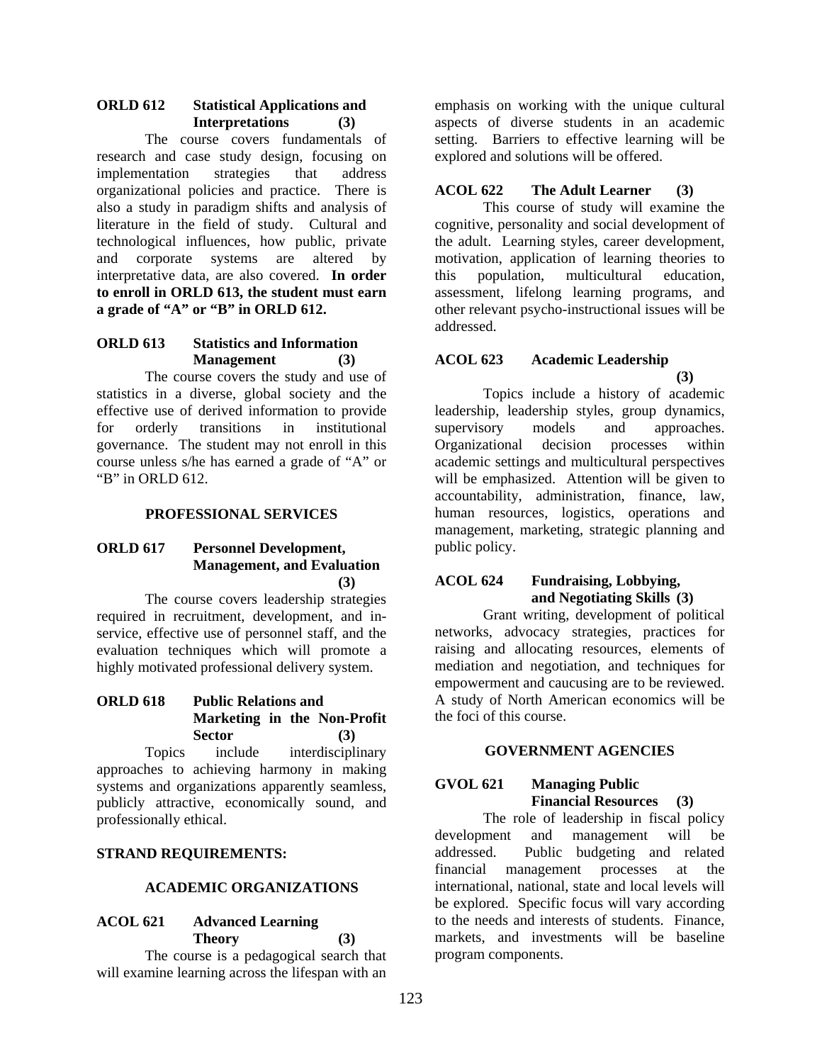**ORLD 612 Statistical Applications and Interpretations (3)**

The course covers fundamentals of research and case study design, focusing on implementation strategies that address organizational policies and practice. There is also a study in paradigm shifts and analysis of literature in the field of study. Cultural and technological influences, how public, private and corporate systems are altered by interpretative data, are also covered. **In order to enroll in ORLD 613, the student must earn a grade of "A" or "B" in ORLD 612.**

**ORLD 613 Statistics and Information Management (3)**

The course covers the study and use of statistics in a diverse, global society and the effective use of derived information to provide for orderly transitions in institutional governance. The student may not enroll in this course unless s/he has earned a grade of "A" or "B" in ORLD 612.

## PROFESSIONAL SERVICES

**ORLD 617 Personnel Development, Management, and Evaluation (3)**

The course covers leadership strategies required in recruitment, development, and in-service, effective use of personnel staff, and the evaluation techniques which will promote a highly motivated professional delivery system.

**ORLD 618 Public Relations and Marketing in the Non-Profit Sector (3)**

Topics include interdisciplinary approaches to achieving harmony in making systems and organizations apparently seamless, publicly attractive, economically sound, and professionally ethical.

## STRAND REQUIREMENTS:

## ACADEMIC ORGANIZATIONS

**ACOL 621 Advanced Learning Theory (3)**

The course is a pedagogical search that will examine learning across the lifespan with an emphasis on working with the unique cultural aspects of diverse students in an academic setting. Barriers to effective learning will be explored and solutions will be offered.

**ACOL 622 The Adult Learner (3)**

This course of study will examine the cognitive, personality and social development of the adult. Learning styles, career development, motivation, application of learning theories to this population, multicultural education, assessment, lifelong learning programs, and other relevant psycho-instructional issues will be addressed.

**ACOL 623 Academic Leadership (3)**

Topics include a history of academic leadership, leadership styles, group dynamics, supervisory models and approaches. Organizational decision processes within academic settings and multicultural perspectives will be emphasized. Attention will be given to accountability, administration, finance, law, human resources, logistics, operations and management, marketing, strategic planning and public policy.

**ACOL 624 Fundraising, Lobbying, and Negotiating Skills (3)**

Grant writing, development of political networks, advocacy strategies, practices for raising and allocating resources, elements of mediation and negotiation, and techniques for empowerment and caucusing are to be reviewed. A study of North American economics will be the foci of this course.

## GOVERNMENT AGENCIES

**GVOL 621 Managing Public Financial Resources (3)**

The role of leadership in fiscal policy development and management will be addressed. Public budgeting and related financial management processes at the international, national, state and local levels will be explored. Specific focus will vary according to the needs and interests of students. Finance, markets, and investments will be baseline program components.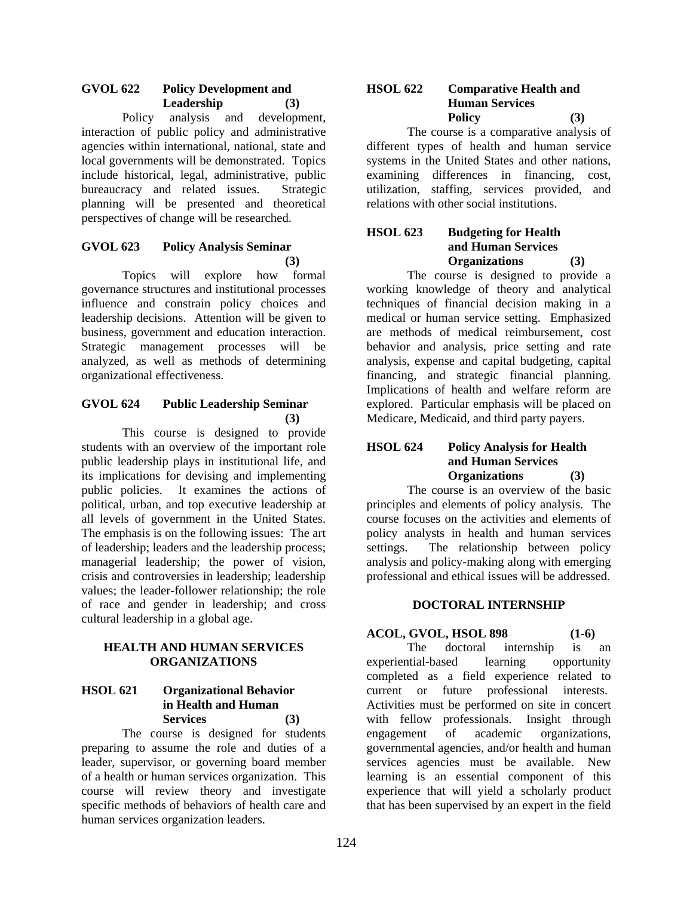**GVOL 622 Policy Development and Leadership (3)**

Policy analysis and development, interaction of public policy and administrative agencies within international, national, state and local governments will be demonstrated. Topics include historical, legal, administrative, public bureaucracy and related issues. Strategic planning will be presented and theoretical perspectives of change will be researched.

**GVOL 623 Policy Analysis Seminar (3)**

Topics will explore how formal governance structures and institutional processes influence and constrain policy choices and leadership decisions. Attention will be given to business, government and education interaction. Strategic management processes will be analyzed, as well as methods of determining organizational effectiveness.

**GVOL 624 Public Leadership Seminar (3)**

This course is designed to provide students with an overview of the important role public leadership plays in institutional life, and its implications for devising and implementing public policies. It examines the actions of political, urban, and top executive leadership at all levels of government in the United States. The emphasis is on the following issues: The art of leadership; leaders and the leadership process; managerial leadership; the power of vision, crisis and controversies in leadership; leadership values; the leader-follower relationship; the role of race and gender in leadership; and cross cultural leadership in a global age.

## HEALTH AND HUMAN SERVICES ORGANIZATIONS

**HSOL 621 Organizational Behavior in Health and Human Services (3)**

The course is designed for students preparing to assume the role and duties of a leader, supervisor, or governing board member of a health or human services organization. This course will review theory and investigate specific methods of behaviors of health care and human services organization leaders.

**HSOL 622 Comparative Health and Human Services Policy (3)**

The course is a comparative analysis of different types of health and human service systems in the United States and other nations, examining differences in financing, cost, utilization, staffing, services provided, and relations with other social institutions.

**HSOL 623 Budgeting for Health and Human Services Organizations (3)**

The course is designed to provide a working knowledge of theory and analytical techniques of financial decision making in a medical or human service setting. Emphasized are methods of medical reimbursement, cost behavior and analysis, price setting and rate analysis, expense and capital budgeting, capital financing, and strategic financial planning. Implications of health and welfare reform are explored. Particular emphasis will be placed on Medicare, Medicaid, and third party payers.

**HSOL 624 Policy Analysis for Health and Human Services Organizations (3)**

The course is an overview of the basic principles and elements of policy analysis. The course focuses on the activities and elements of policy analysts in health and human services settings. The relationship between policy analysis and policy-making along with emerging professional and ethical issues will be addressed.

## DOCTORAL INTERNSHIP

**ACOL, GVOL, HSOL 898 (1-6)**

The doctoral internship is an experiential-based learning opportunity completed as a field experience related to current or future professional interests. Activities must be performed on site in concert with fellow professionals. Insight through engagement of academic organizations, governmental agencies, and/or health and human services agencies must be available. New learning is an essential component of this experience that will yield a scholarly product that has been supervised by an expert in the field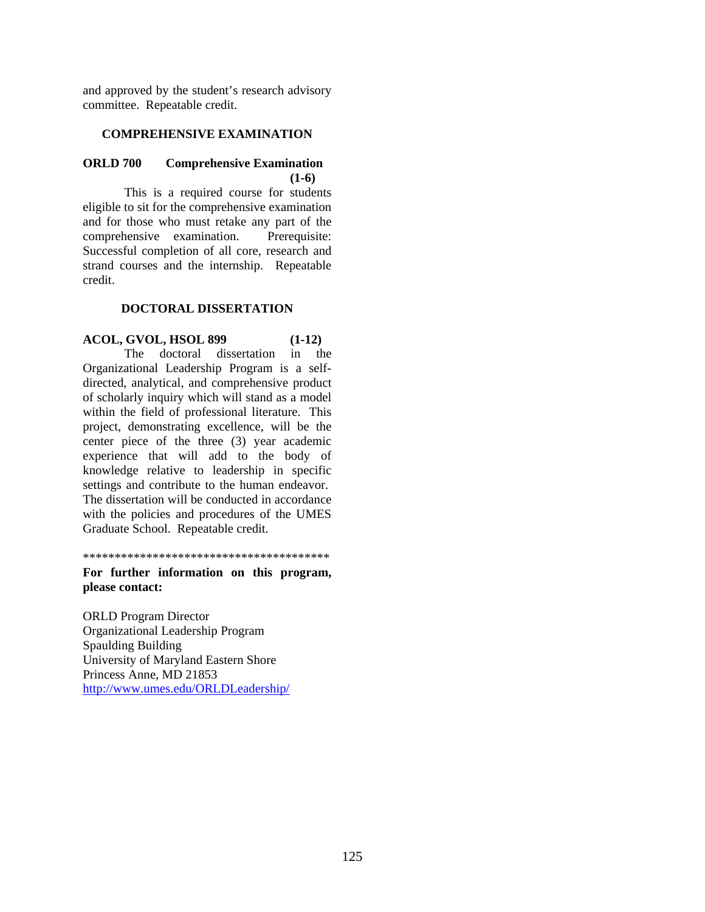and approved by the student's research advisory committee. Repeatable credit.

### COMPREHENSIVE EXAMINATION

**ORLD 700 Comprehensive Examination (1-6)**

This is a required course for students eligible to sit for the comprehensive examination and for those who must retake any part of the comprehensive examination. Prerequisite: Successful completion of all core, research and strand courses and the internship. Repeatable credit.

### DOCTORAL DISSERTATION

**ACOL, GVOL, HSOL 899 (1-12)**

The doctoral dissertation in the Organizational Leadership Program is a self-directed, analytical, and comprehensive product of scholarly inquiry which will stand as a model within the field of professional literature. This project, demonstrating excellence, will be the center piece of the three (3) year academic experience that will add to the body of knowledge relative to leadership in specific settings and contribute to the human endeavor. The dissertation will be conducted in accordance with the policies and procedures of the UMES Graduate School. Repeatable credit.

****************************************

**For further information on this program, please contact:**

ORLD Program Director
Organizational Leadership Program
Spaulding Building
University of Maryland Eastern Shore
Princess Anne, MD 21853
http://www.umes.edu/ORLDLeadership/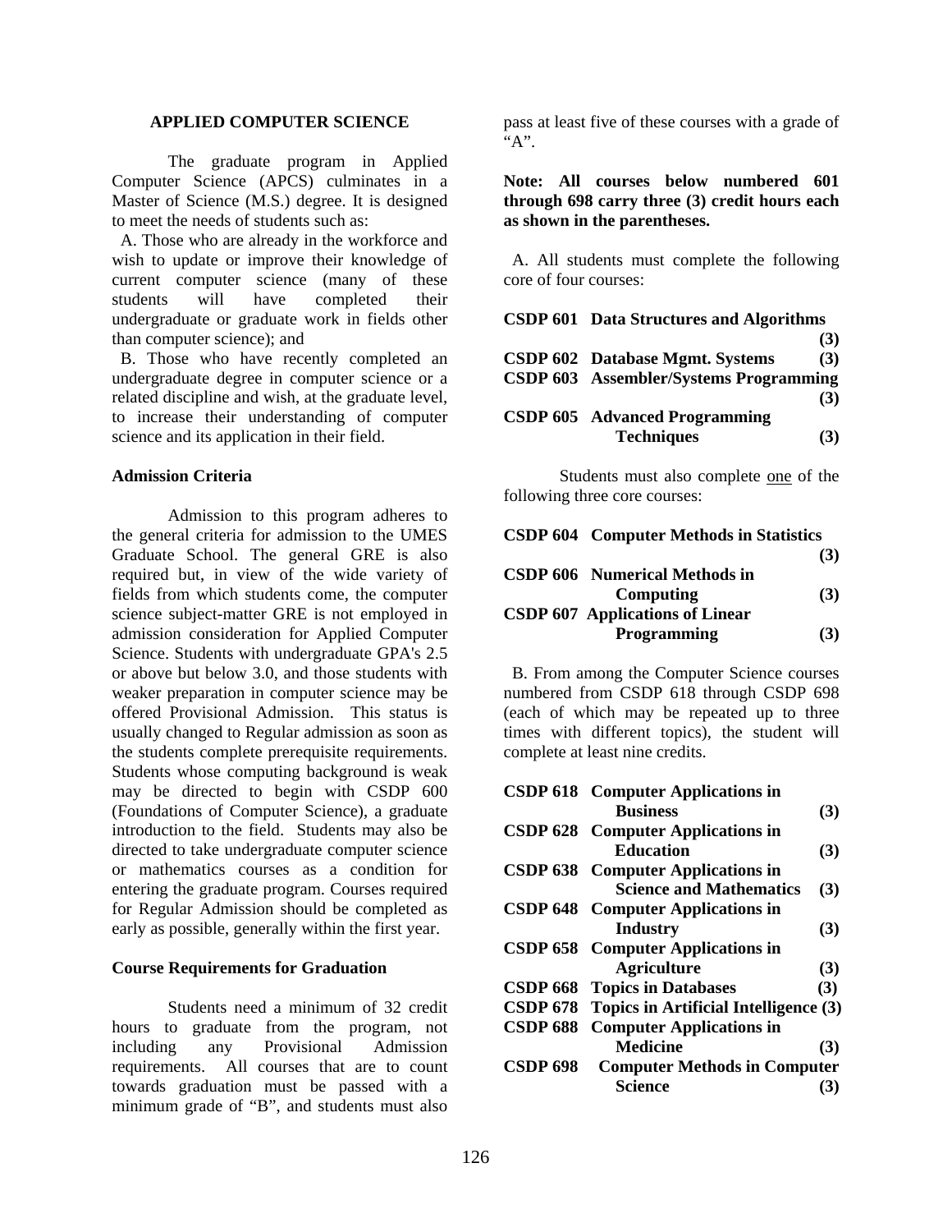## APPLIED COMPUTER SCIENCE

The graduate program in Applied Computer Science (APCS) culminates in a Master of Science (M.S.) degree. It is designed to meet the needs of students such as:

A. Those who are already in the workforce and wish to update or improve their knowledge of current computer science (many of these students will have completed their undergraduate or graduate work in fields other than computer science); and

B. Those who have recently completed an undergraduate degree in computer science or a related discipline and wish, at the graduate level, to increase their understanding of computer science and its application in their field.

### Admission Criteria

Admission to this program adheres to the general criteria for admission to the UMES Graduate School. The general GRE is also required but, in view of the wide variety of fields from which students come, the computer science subject-matter GRE is not employed in admission consideration for Applied Computer Science. Students with undergraduate GPA's 2.5 or above but below 3.0, and those students with weaker preparation in computer science may be offered Provisional Admission. This status is usually changed to Regular admission as soon as the students complete prerequisite requirements. Students whose computing background is weak may be directed to begin with CSDP 600 (Foundations of Computer Science), a graduate introduction to the field. Students may also be directed to take undergraduate computer science or mathematics courses as a condition for entering the graduate program. Courses required for Regular Admission should be completed as early as possible, generally within the first year.

### Course Requirements for Graduation

Students need a minimum of 32 credit hours to graduate from the program, not including any Provisional Admission requirements. All courses that are to count towards graduation must be passed with a minimum grade of "B", and students must also pass at least five of these courses with a grade of "A".

**Note: All courses below numbered 601 through 698 carry three (3) credit hours each as shown in the parentheses.**

A. All students must complete the following core of four courses:

**CSDP 601 Data Structures and Algorithms (3)**
**CSDP 602 Database Mgmt. Systems (3)**
**CSDP 603 Assembler/Systems Programming (3)**
**CSDP 605 Advanced Programming Techniques (3)**

Students must also complete one of the following three core courses:

**CSDP 604 Computer Methods in Statistics (3)**
**CSDP 606 Numerical Methods in Computing (3)**
**CSDP 607 Applications of Linear Programming (3)**

B. From among the Computer Science courses numbered from CSDP 618 through CSDP 698 (each of which may be repeated up to three times with different topics), the student will complete at least nine credits.

**CSDP 618 Computer Applications in Business (3)**
**CSDP 628 Computer Applications in Education (3)**
**CSDP 638 Computer Applications in Science and Mathematics (3)**
**CSDP 648 Computer Applications in Industry (3)**
**CSDP 658 Computer Applications in Agriculture (3)**
**CSDP 668 Topics in Databases (3)**
**CSDP 678 Topics in Artificial Intelligence (3)**
**CSDP 688 Computer Applications in Medicine (3)**
**CSDP 698 Computer Methods in Computer Science (3)**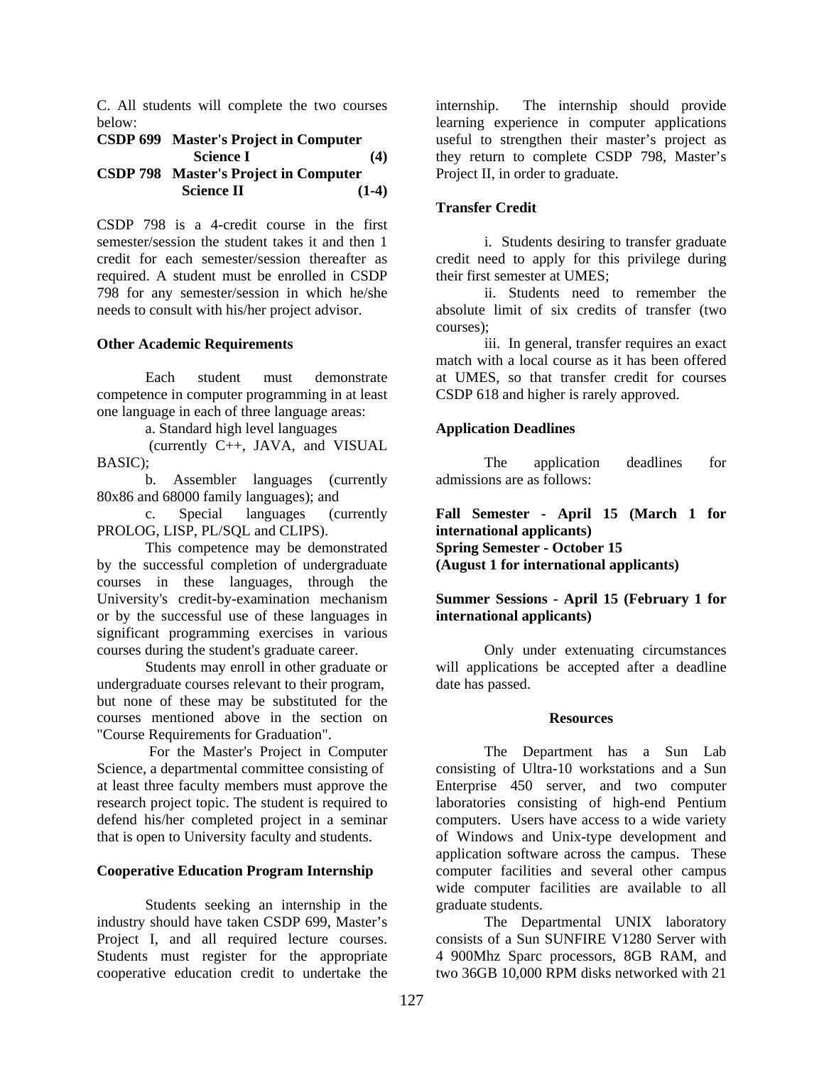C. All students will complete the two courses below:

**CSDP 699 Master's Project in Computer Science I (4)**
**CSDP 798 Master's Project in Computer Science II (1-4)**

CSDP 798 is a 4-credit course in the first semester/session the student takes it and then 1 credit for each semester/session thereafter as required. A student must be enrolled in CSDP 798 for any semester/session in which he/she needs to consult with his/her project advisor.

**Other Academic Requirements**

Each student must demonstrate competence in computer programming in at least one language in each of three language areas:

a. Standard high level languages (currently C++, JAVA, and VISUAL BASIC);

b. Assembler languages (currently 80x86 and 68000 family languages); and

c. Special languages (currently PROLOG, LISP, PL/SQL and CLIPS).

This competence may be demonstrated by the successful completion of undergraduate courses in these languages, through the University's credit-by-examination mechanism or by the successful use of these languages in significant programming exercises in various courses during the student's graduate career.

Students may enroll in other graduate or undergraduate courses relevant to their program, but none of these may be substituted for the courses mentioned above in the section on "Course Requirements for Graduation".

For the Master's Project in Computer Science, a departmental committee consisting of at least three faculty members must approve the research project topic. The student is required to defend his/her completed project in a seminar that is open to University faculty and students.

**Cooperative Education Program Internship**

Students seeking an internship in the industry should have taken CSDP 699, Master's Project I, and all required lecture courses. Students must register for the appropriate cooperative education credit to undertake the internship. The internship should provide learning experience in computer applications useful to strengthen their master's project as they return to complete CSDP 798, Master's Project II, in order to graduate.

**Transfer Credit**

i. Students desiring to transfer graduate credit need to apply for this privilege during their first semester at UMES;

ii. Students need to remember the absolute limit of six credits of transfer (two courses);

iii. In general, transfer requires an exact match with a local course as it has been offered at UMES, so that transfer credit for courses CSDP 618 and higher is rarely approved.

**Application Deadlines**

The application deadlines for admissions are as follows:

**Fall Semester - April 15 (March 1 for international applicants)**
**Spring Semester - October 15 (August 1 for international applicants)**

**Summer Sessions - April 15 (February 1 for international applicants)**

Only under extenuating circumstances will applications be accepted after a deadline date has passed.

**Resources**

The Department has a Sun Lab consisting of Ultra-10 workstations and a Sun Enterprise 450 server, and two computer laboratories consisting of high-end Pentium computers. Users have access to a wide variety of Windows and Unix-type development and application software across the campus. These computer facilities and several other campus wide computer facilities are available to all graduate students.

The Departmental UNIX laboratory consists of a Sun SUNFIRE V1280 Server with 4 900Mhz Sparc processors, 8GB RAM, and two 36GB 10,000 RPM disks networked with 21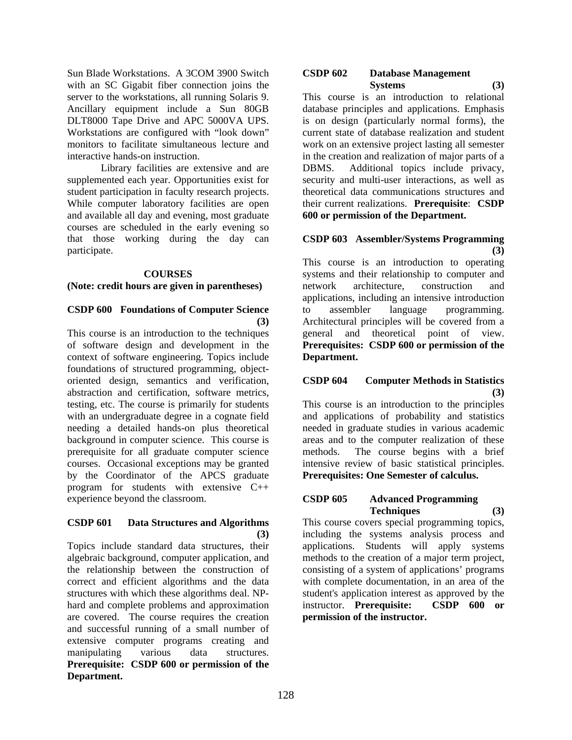Sun Blade Workstations. A 3COM 3900 Switch with an SC Gigabit fiber connection joins the server to the workstations, all running Solaris 9. Ancillary equipment include a Sun 80GB DLT8000 Tape Drive and APC 5000VA UPS. Workstations are configured with "look down" monitors to facilitate simultaneous lecture and interactive hands-on instruction.

Library facilities are extensive and are supplemented each year. Opportunities exist for student participation in faculty research projects. While computer laboratory facilities are open and available all day and evening, most graduate courses are scheduled in the early evening so that those working during the day can participate.

## COURSES

**(Note: credit hours are given in parentheses)**

### CSDP 600 Foundations of Computer Science (3)

This course is an introduction to the techniques of software design and development in the context of software engineering. Topics include foundations of structured programming, object-oriented design, semantics and verification, abstraction and certification, software metrics, testing, etc. The course is primarily for students with an undergraduate degree in a cognate field needing a detailed hands-on plus theoretical background in computer science. This course is prerequisite for all graduate computer science courses. Occasional exceptions may be granted by the Coordinator of the APCS graduate program for students with extensive C++ experience beyond the classroom.

### CSDP 601 Data Structures and Algorithms (3)

Topics include standard data structures, their algebraic background, computer application, and the relationship between the construction of correct and efficient algorithms and the data structures with which these algorithms deal. NP-hard and complete problems and approximation are covered. The course requires the creation and successful running of a small number of extensive computer programs creating and manipulating various data structures. **Prerequisite: CSDP 600 or permission of the Department.**

### CSDP 602 Database Management Systems (3)

This course is an introduction to relational database principles and applications. Emphasis is on design (particularly normal forms), the current state of database realization and student work on an extensive project lasting all semester in the creation and realization of major parts of a DBMS. Additional topics include privacy, security and multi-user interactions, as well as theoretical data communications structures and their current realizations. **Prerequisite**: **CSDP 600 or permission of the Department.**

### CSDP 603 Assembler/Systems Programming (3)

This course is an introduction to operating systems and their relationship to computer and network architecture, construction and applications, including an intensive introduction to assembler language programming. Architectural principles will be covered from a general and theoretical point of view. **Prerequisites: CSDP 600 or permission of the Department.**

### CSDP 604 Computer Methods in Statistics (3)

This course is an introduction to the principles and applications of probability and statistics needed in graduate studies in various academic areas and to the computer realization of these methods. The course begins with a brief intensive review of basic statistical principles. **Prerequisites: One Semester of calculus.**

### CSDP 605 Advanced Programming Techniques (3)

This course covers special programming topics, including the systems analysis process and applications. Students will apply systems methods to the creation of a major term project, consisting of a system of applications' programs with complete documentation, in an area of the student's application interest as approved by the instructor. **Prerequisite: CSDP 600 or permission of the instructor.**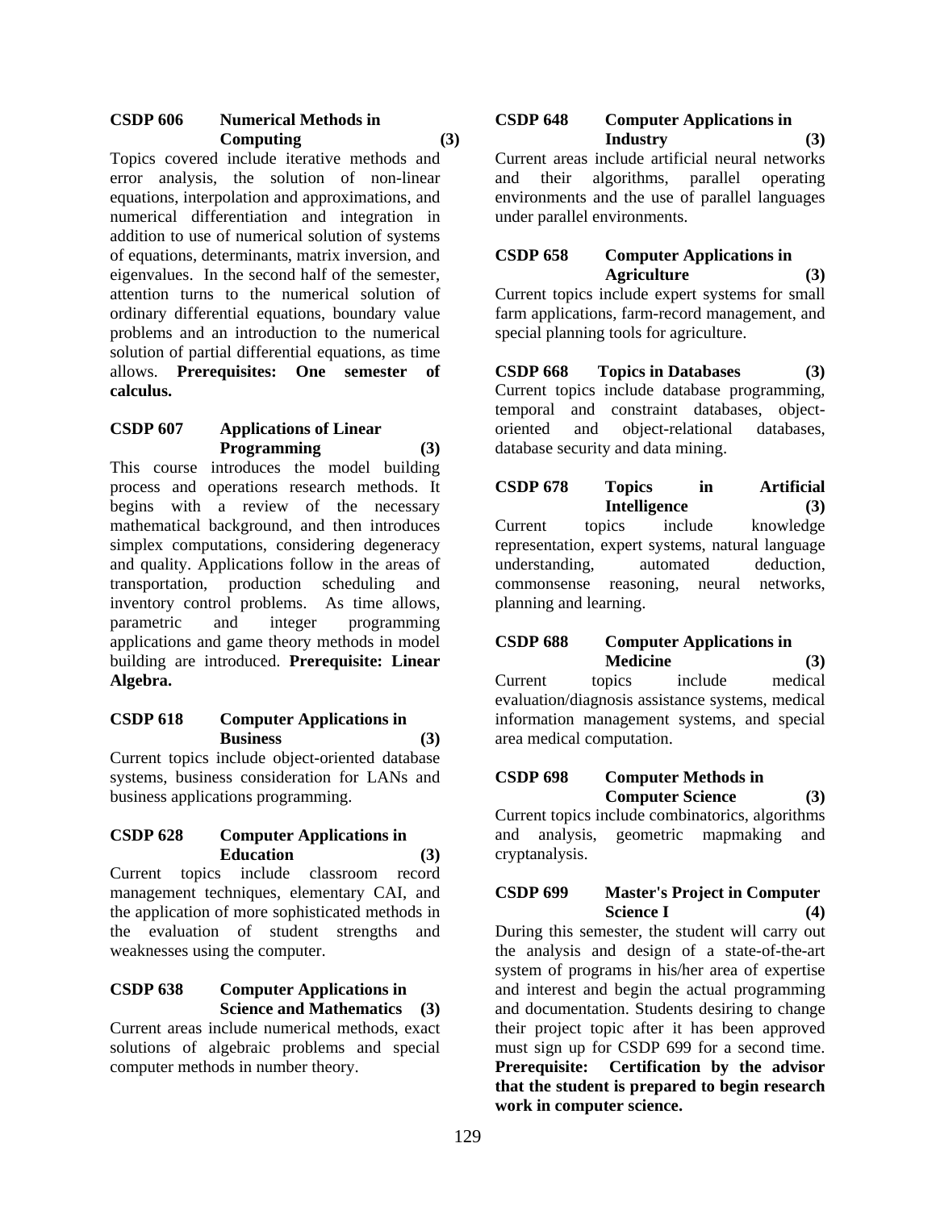**CSDP 606 Numerical Methods in Computing (3)**

Topics covered include iterative methods and error analysis, the solution of non-linear equations, interpolation and approximations, and numerical differentiation and integration in addition to use of numerical solution of systems of equations, determinants, matrix inversion, and eigenvalues. In the second half of the semester, attention turns to the numerical solution of ordinary differential equations, boundary value problems and an introduction to the numerical solution of partial differential equations, as time allows. **Prerequisites: One semester of calculus.**

**CSDP 607 Applications of Linear Programming (3)**

This course introduces the model building process and operations research methods. It begins with a review of the necessary mathematical background, and then introduces simplex computations, considering degeneracy and quality. Applications follow in the areas of transportation, production scheduling and inventory control problems. As time allows, parametric and integer programming applications and game theory methods in model building are introduced. **Prerequisite: Linear Algebra.**

**CSDP 618 Computer Applications in Business (3)**

Current topics include object-oriented database systems, business consideration for LANs and business applications programming.

**CSDP 628 Computer Applications in Education (3)**

Current topics include classroom record management techniques, elementary CAI, and the application of more sophisticated methods in the evaluation of student strengths and weaknesses using the computer.

**CSDP 638 Computer Applications in Science and Mathematics (3)**

Current areas include numerical methods, exact solutions of algebraic problems and special computer methods in number theory.

**CSDP 648 Computer Applications in Industry (3)**

Current areas include artificial neural networks and their algorithms, parallel operating environments and the use of parallel languages under parallel environments.

**CSDP 658 Computer Applications in Agriculture (3)**

Current topics include expert systems for small farm applications, farm-record management, and special planning tools for agriculture.

**CSDP 668 Topics in Databases (3)**

Current topics include database programming, temporal and constraint databases, object-oriented and object-relational databases, database security and data mining.

**CSDP 678 Topics in Artificial Intelligence (3)**

Current topics include knowledge representation, expert systems, natural language understanding, automated deduction, commonsense reasoning, neural networks, planning and learning.

**CSDP 688 Computer Applications in Medicine (3)**

Current topics include medical evaluation/diagnosis assistance systems, medical information management systems, and special area medical computation.

**CSDP 698 Computer Methods in Computer Science (3)**

Current topics include combinatorics, algorithms and analysis, geometric mapmaking and cryptanalysis.

**CSDP 699 Master's Project in Computer Science I (4)**

During this semester, the student will carry out the analysis and design of a state-of-the-art system of programs in his/her area of expertise and interest and begin the actual programming and documentation. Students desiring to change their project topic after it has been approved must sign up for CSDP 699 for a second time. **Prerequisite: Certification by the advisor that the student is prepared to begin research work in computer science.**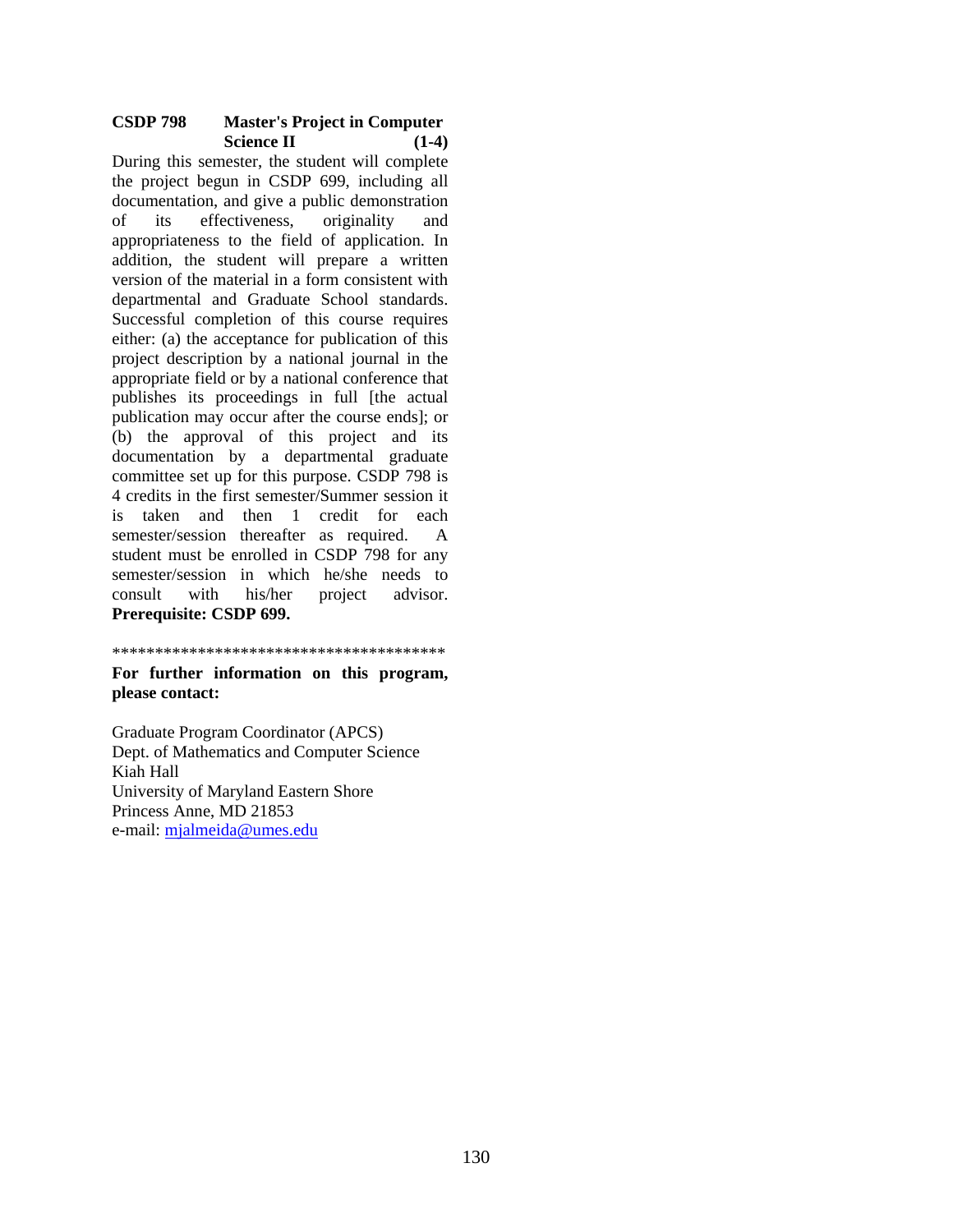**CSDP 798 Master's Project in Computer Science II (1-4)**

During this semester, the student will complete the project begun in CSDP 699, including all documentation, and give a public demonstration of its effectiveness, originality and appropriateness to the field of application. In addition, the student will prepare a written version of the material in a form consistent with departmental and Graduate School standards. Successful completion of this course requires either: (a) the acceptance for publication of this project description by a national journal in the appropriate field or by a national conference that publishes its proceedings in full [the actual publication may occur after the course ends]; or (b) the approval of this project and its documentation by a departmental graduate committee set up for this purpose. CSDP 798 is 4 credits in the first semester/Summer session it is taken and then 1 credit for each semester/session thereafter as required. A student must be enrolled in CSDP 798 for any semester/session in which he/she needs to consult with his/her project advisor. **Prerequisite: CSDP 699.**

***************************************

**For further information on this program, please contact:**

Graduate Program Coordinator (APCS)
Dept. of Mathematics and Computer Science
Kiah Hall
University of Maryland Eastern Shore
Princess Anne, MD 21853
e-mail: mjalmeida@umes.edu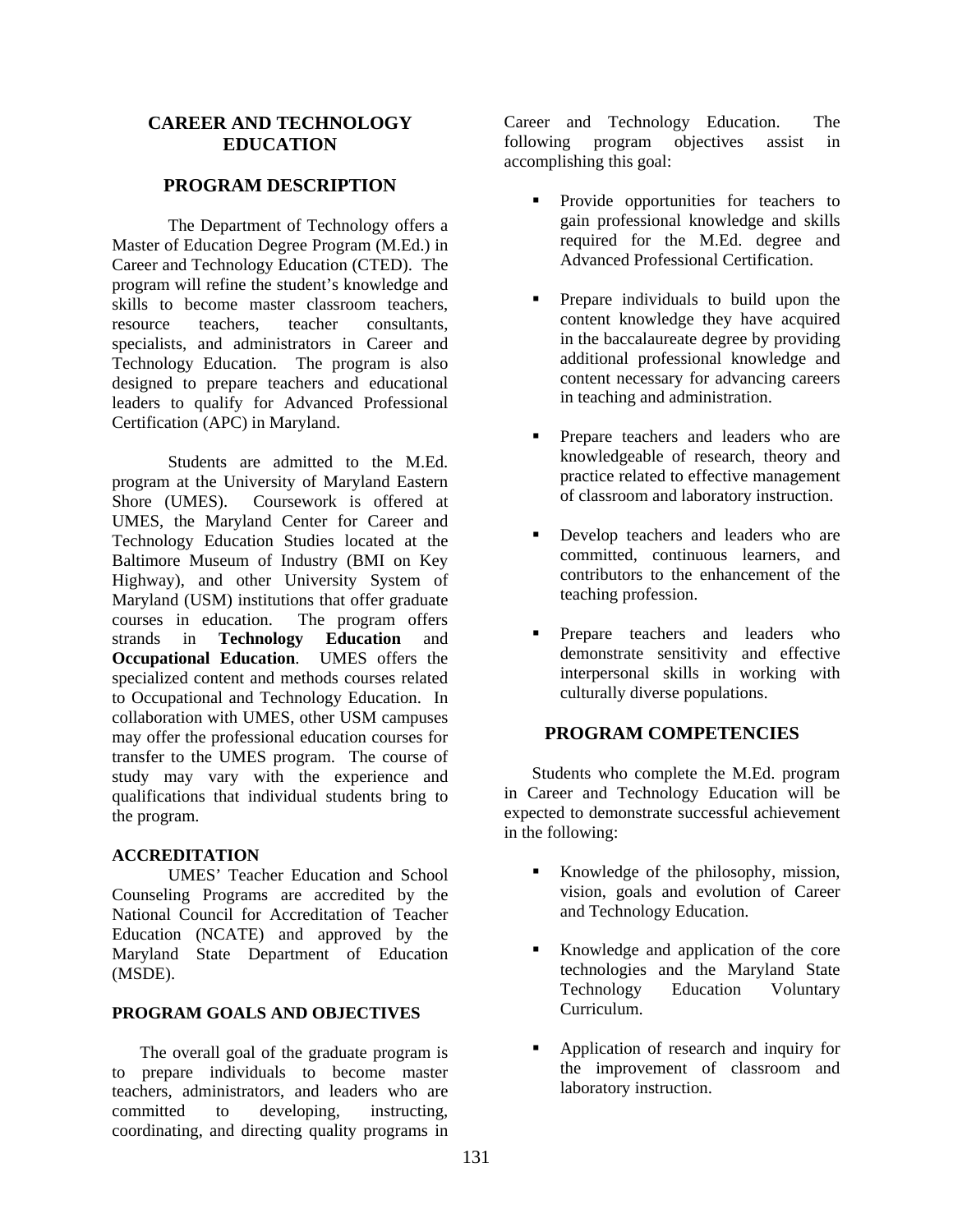# CAREER AND TECHNOLOGY EDUCATION

## PROGRAM DESCRIPTION

The Department of Technology offers a Master of Education Degree Program (M.Ed.) in Career and Technology Education (CTED). The program will refine the student's knowledge and skills to become master classroom teachers, resource teachers, teacher consultants, specialists, and administrators in Career and Technology Education. The program is also designed to prepare teachers and educational leaders to qualify for Advanced Professional Certification (APC) in Maryland.

Students are admitted to the M.Ed. program at the University of Maryland Eastern Shore (UMES). Coursework is offered at UMES, the Maryland Center for Career and Technology Education Studies located at the Baltimore Museum of Industry (BMI on Key Highway), and other University System of Maryland (USM) institutions that offer graduate courses in education. The program offers strands in **Technology Education** and **Occupational Education**. UMES offers the specialized content and methods courses related to Occupational and Technology Education. In collaboration with UMES, other USM campuses may offer the professional education courses for transfer to the UMES program. The course of study may vary with the experience and qualifications that individual students bring to the program.

### ACCREDITATION

UMES' Teacher Education and School Counseling Programs are accredited by the National Council for Accreditation of Teacher Education (NCATE) and approved by the Maryland State Department of Education (MSDE).

### PROGRAM GOALS AND OBJECTIVES

The overall goal of the graduate program is to prepare individuals to become master teachers, administrators, and leaders who are committed to developing, instructing, coordinating, and directing quality programs in Career and Technology Education. The following program objectives assist in accomplishing this goal:

- Provide opportunities for teachers to gain professional knowledge and skills required for the M.Ed. degree and Advanced Professional Certification.
- Prepare individuals to build upon the content knowledge they have acquired in the baccalaureate degree by providing additional professional knowledge and content necessary for advancing careers in teaching and administration.
- Prepare teachers and leaders who are knowledgeable of research, theory and practice related to effective management of classroom and laboratory instruction.
- Develop teachers and leaders who are committed, continuous learners, and contributors to the enhancement of the teaching profession.
- Prepare teachers and leaders who demonstrate sensitivity and effective interpersonal skills in working with culturally diverse populations.

## PROGRAM COMPETENCIES

Students who complete the M.Ed. program in Career and Technology Education will be expected to demonstrate successful achievement in the following:

- Knowledge of the philosophy, mission, vision, goals and evolution of Career and Technology Education.
- Knowledge and application of the core technologies and the Maryland State Technology Education Voluntary Curriculum.
- Application of research and inquiry for the improvement of classroom and laboratory instruction.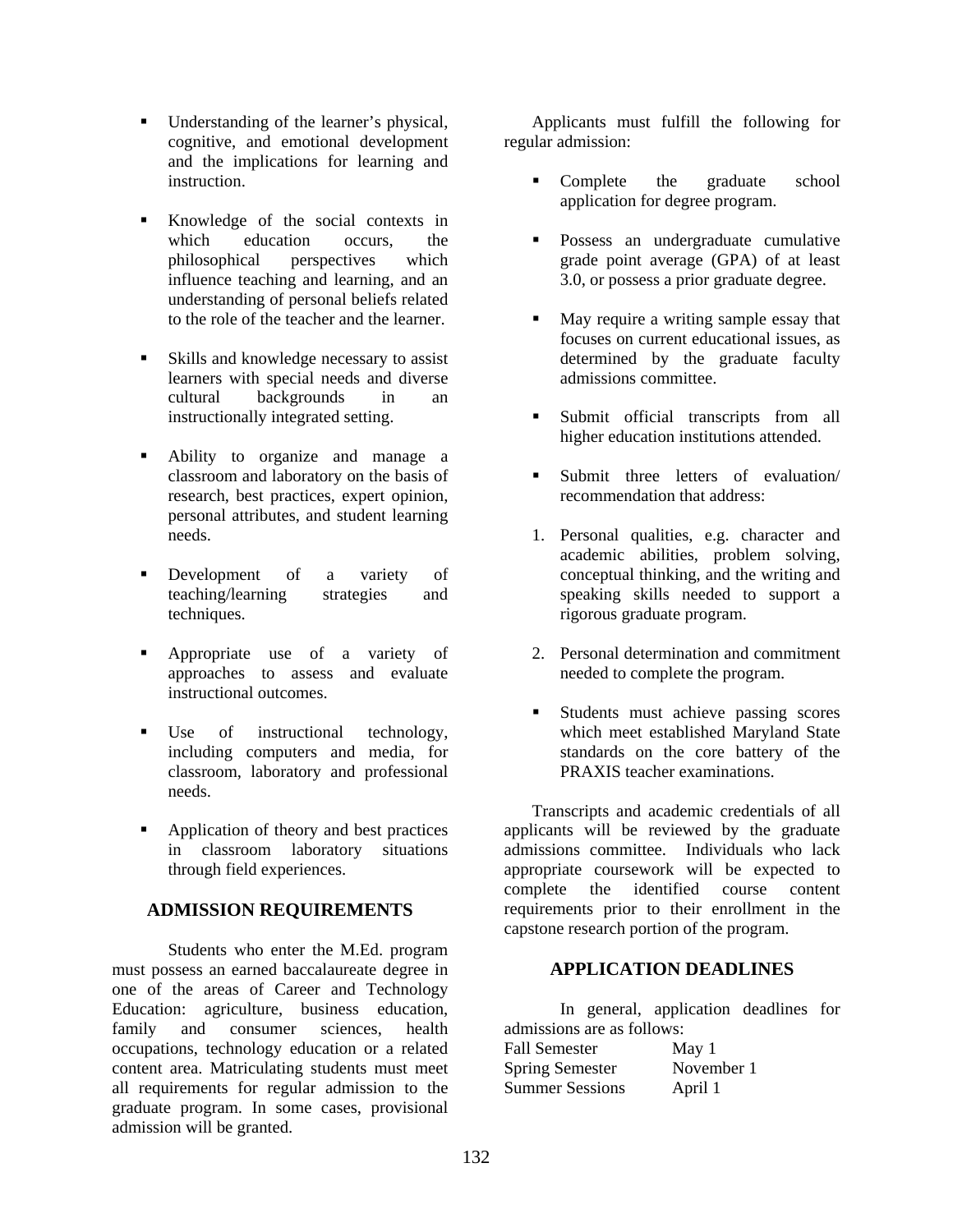- Understanding of the learner's physical, cognitive, and emotional development and the implications for learning and instruction.

- Knowledge of the social contexts in which education occurs, the philosophical perspectives which influence teaching and learning, and an understanding of personal beliefs related to the role of the teacher and the learner.

- Skills and knowledge necessary to assist learners with special needs and diverse cultural backgrounds in an instructionally integrated setting.

- Ability to organize and manage a classroom and laboratory on the basis of research, best practices, expert opinion, personal attributes, and student learning needs.

- Development of a variety of teaching/learning strategies and techniques.

- Appropriate use of a variety of approaches to assess and evaluate instructional outcomes.

- Use of instructional technology, including computers and media, for classroom, laboratory and professional needs.

- Application of theory and best practices in classroom laboratory situations through field experiences.

## ADMISSION REQUIREMENTS

Students who enter the M.Ed. program must possess an earned baccalaureate degree in one of the areas of Career and Technology Education: agriculture, business education, family and consumer sciences, health occupations, technology education or a related content area. Matriculating students must meet all requirements for regular admission to the graduate program. In some cases, provisional admission will be granted.

Applicants must fulfill the following for regular admission:

- Complete the graduate school application for degree program.

- Possess an undergraduate cumulative grade point average (GPA) of at least 3.0, or possess a prior graduate degree.

- May require a writing sample essay that focuses on current educational issues, as determined by the graduate faculty admissions committee.

- Submit official transcripts from all higher education institutions attended.

- Submit three letters of evaluation/ recommendation that address:

1. Personal qualities, e.g. character and academic abilities, problem solving, conceptual thinking, and the writing and speaking skills needed to support a rigorous graduate program.

2. Personal determination and commitment needed to complete the program.

- Students must achieve passing scores which meet established Maryland State standards on the core battery of the PRAXIS teacher examinations.

Transcripts and academic credentials of all applicants will be reviewed by the graduate admissions committee. Individuals who lack appropriate coursework will be expected to complete the identified course content requirements prior to their enrollment in the capstone research portion of the program.

## APPLICATION DEADLINES

In general, application deadlines for admissions are as follows:

| | |
|---|---|
| Fall Semester | May 1 |
| Spring Semester | November 1 |
| Summer Sessions | April 1 |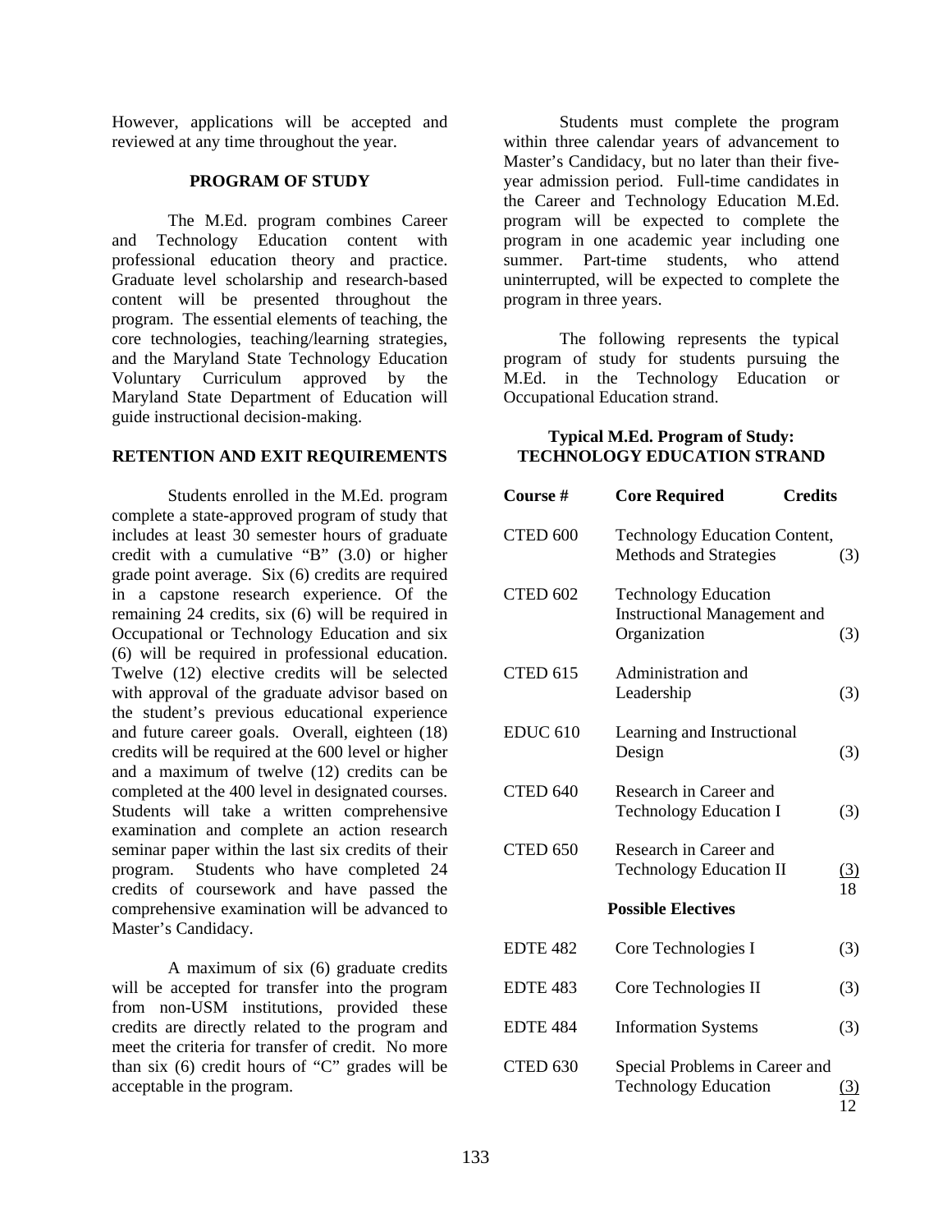However, applications will be accepted and reviewed at any time throughout the year.

### PROGRAM OF STUDY

The M.Ed. program combines Career and Technology Education content with professional education theory and practice. Graduate level scholarship and research-based content will be presented throughout the program. The essential elements of teaching, the core technologies, teaching/learning strategies, and the Maryland State Technology Education Voluntary Curriculum approved by the Maryland State Department of Education will guide instructional decision-making.

### RETENTION AND EXIT REQUIREMENTS

Students enrolled in the M.Ed. program complete a state-approved program of study that includes at least 30 semester hours of graduate credit with a cumulative "B" (3.0) or higher grade point average. Six (6) credits are required in a capstone research experience. Of the remaining 24 credits, six (6) will be required in Occupational or Technology Education and six (6) will be required in professional education. Twelve (12) elective credits will be selected with approval of the graduate advisor based on the student's previous educational experience and future career goals. Overall, eighteen (18) credits will be required at the 600 level or higher and a maximum of twelve (12) credits can be completed at the 400 level in designated courses. Students will take a written comprehensive examination and complete an action research seminar paper within the last six credits of their program. Students who have completed 24 credits of coursework and have passed the comprehensive examination will be advanced to Master's Candidacy.

A maximum of six (6) graduate credits will be accepted for transfer into the program from non-USM institutions, provided these credits are directly related to the program and meet the criteria for transfer of credit. No more than six (6) credit hours of "C" grades will be acceptable in the program.

Students must complete the program within three calendar years of advancement to Master's Candidacy, but no later than their five-year admission period. Full-time candidates in the Career and Technology Education M.Ed. program will be expected to complete the program in one academic year including one summer. Part-time students, who attend uninterrupted, will be expected to complete the program in three years.

The following represents the typical program of study for students pursuing the M.Ed. in the Technology Education or Occupational Education strand.

### Typical M.Ed. Program of Study: TECHNOLOGY EDUCATION STRAND

| Course # | Core Required | Credits |
|---|---|---|
| CTED 600 | Technology Education Content, Methods and Strategies | (3) |
| CTED 602 | Technology Education Instructional Management and Organization | (3) |
| CTED 615 | Administration and Leadership | (3) |
| EDUC 610 | Learning and Instructional Design | (3) |
| CTED 640 | Research in Career and Technology Education I | (3) |
| CTED 650 | Research in Career and Technology Education II | (3) |
| | | 18 |
| | **Possible Electives** | |
| EDTE 482 | Core Technologies I | (3) |
| EDTE 483 | Core Technologies II | (3) |
| EDTE 484 | Information Systems | (3) |
| CTED 630 | Special Problems in Career and Technology Education | (3) |
| | | 12 |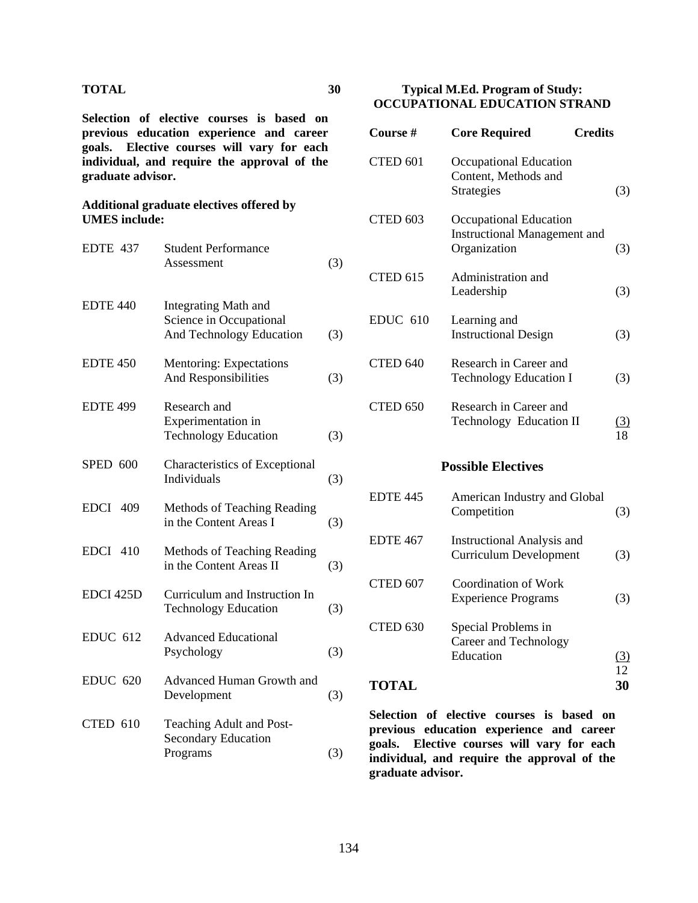**TOTAL** **30**

**Selection of elective courses is based on previous education experience and career goals. Elective courses will vary for each individual, and require the approval of the graduate advisor.**

**Additional graduate electives offered by UMES include:**

| | | |
|---|---|---|
| EDTE 437 | Student Performance Assessment | (3) |
| EDTE 440 | Integrating Math and Science in Occupational And Technology Education | (3) |
| EDTE 450 | Mentoring: Expectations And Responsibilities | (3) |
| EDTE 499 | Research and Experimentation in Technology Education | (3) |
| SPED 600 | Characteristics of Exceptional Individuals | (3) |
| EDCI 409 | Methods of Teaching Reading in the Content Areas I | (3) |
| EDCI 410 | Methods of Teaching Reading in the Content Areas II | (3) |
| EDCI 425D | Curriculum and Instruction In Technology Education | (3) |
| EDUC 612 | Advanced Educational Psychology | (3) |
| EDUC 620 | Advanced Human Growth and Development | (3) |
| CTED 610 | Teaching Adult and Post-Secondary Education Programs | (3) |

**Typical M.Ed. Program of Study: OCCUPATIONAL EDUCATION STRAND**

| Course # | Core Required | Credits |
|---|---|---|
| CTED 601 | Occupational Education Content, Methods and Strategies | (3) |
| CTED 603 | Occupational Education Instructional Management and Organization | (3) |
| CTED 615 | Administration and Leadership | (3) |
| EDUC 610 | Learning and Instructional Design | (3) |
| CTED 640 | Research in Career and Technology Education I | (3) |
| CTED 650 | Research in Career and Technology Education II | (3) |
| | | 18 |

**Possible Electives**

| | | |
|---|---|---|
| EDTE 445 | American Industry and Global Competition | (3) |
| EDTE 467 | Instructional Analysis and Curriculum Development | (3) |
| CTED 607 | Coordination of Work Experience Programs | (3) |
| CTED 630 | Special Problems in Career and Technology Education | (3) |
| | | 12 |
| **TOTAL** | | **30** |

**Selection of elective courses is based on previous education experience and career goals. Elective courses will vary for each individual, and require the approval of the graduate advisor.**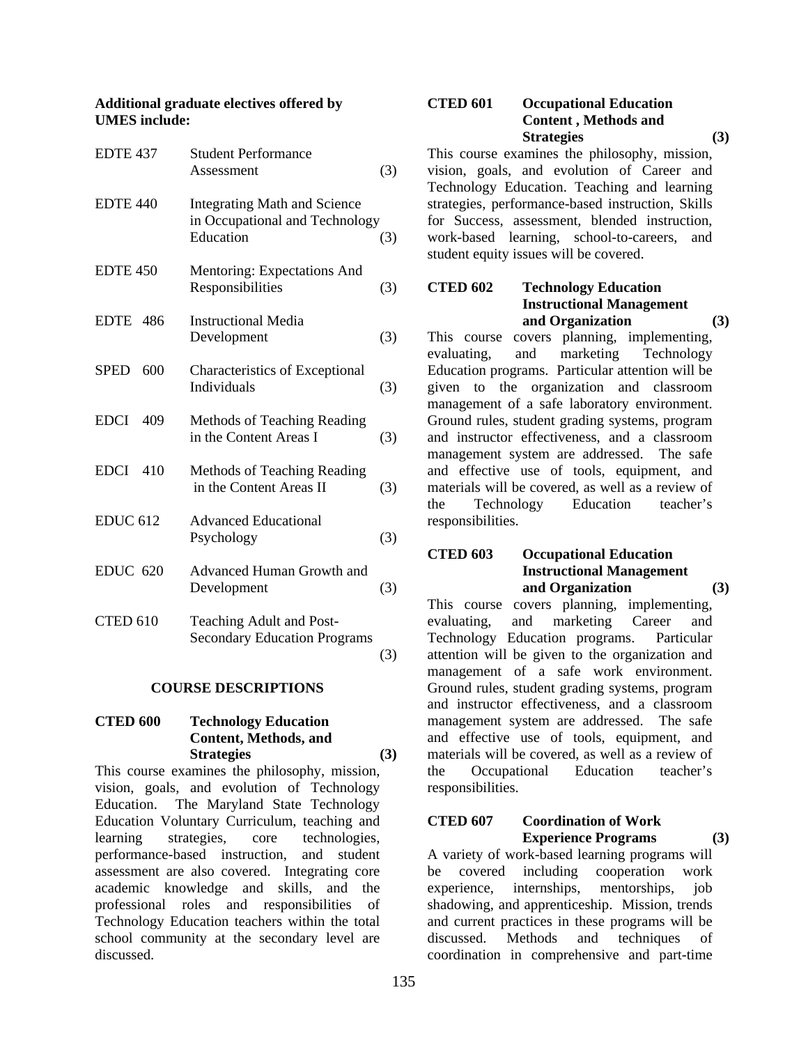**Additional graduate electives offered by UMES include:**

| | | |
|---|---|---|
| EDTE 437 | Student Performance Assessment | (3) |
| EDTE 440 | Integrating Math and Science in Occupational and Technology Education | (3) |
| EDTE 450 | Mentoring: Expectations And Responsibilities | (3) |
| EDTE 486 | Instructional Media Development | (3) |
| SPED 600 | Characteristics of Exceptional Individuals | (3) |
| EDCI 409 | Methods of Teaching Reading in the Content Areas I | (3) |
| EDCI 410 | Methods of Teaching Reading in the Content Areas II | (3) |
| EDUC 612 | Advanced Educational Psychology | (3) |
| EDUC 620 | Advanced Human Growth and Development | (3) |
| CTED 610 | Teaching Adult and Post-Secondary Education Programs | (3) |

## COURSE DESCRIPTIONS

**CTED 600 Technology Education Content, Methods, and Strategies (3)**

This course examines the philosophy, mission, vision, goals, and evolution of Technology Education. The Maryland State Technology Education Voluntary Curriculum, teaching and learning strategies, core technologies, performance-based instruction, and student assessment are also covered. Integrating core academic knowledge and skills, and the professional roles and responsibilities of Technology Education teachers within the total school community at the secondary level are discussed.

**CTED 601 Occupational Education Content , Methods and Strategies (3)**

This course examines the philosophy, mission, vision, goals, and evolution of Career and Technology Education. Teaching and learning strategies, performance-based instruction, Skills for Success, assessment, blended instruction, work-based learning, school-to-careers, and student equity issues will be covered.

**CTED 602 Technology Education Instructional Management and Organization (3)**

This course covers planning, implementing, evaluating, and marketing Technology Education programs. Particular attention will be given to the organization and classroom management of a safe laboratory environment. Ground rules, student grading systems, program and instructor effectiveness, and a classroom management system are addressed. The safe and effective use of tools, equipment, and materials will be covered, as well as a review of the Technology Education teacher's responsibilities.

**CTED 603 Occupational Education Instructional Management and Organization (3)**

This course covers planning, implementing, evaluating, and marketing Career and Technology Education programs. Particular attention will be given to the organization and management of a safe work environment. Ground rules, student grading systems, program and instructor effectiveness, and a classroom management system are addressed. The safe and effective use of tools, equipment, and materials will be covered, as well as a review of the Occupational Education teacher's responsibilities.

**CTED 607 Coordination of Work Experience Programs (3)**

A variety of work-based learning programs will be covered including cooperation work experience, internships, mentorships, job shadowing, and apprenticeship. Mission, trends and current practices in these programs will be discussed. Methods and techniques of coordination in comprehensive and part-time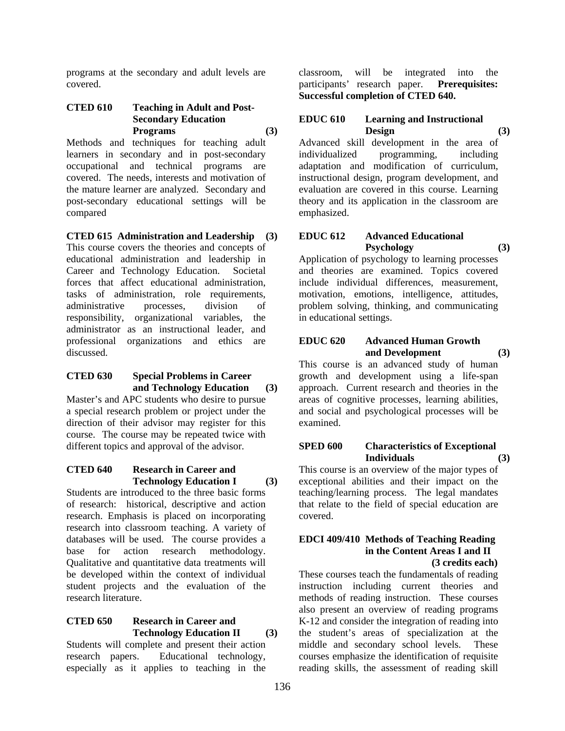programs at the secondary and adult levels are covered.

**CTED 610 Teaching in Adult and Post-Secondary Education Programs (3)**

Methods and techniques for teaching adult learners in secondary and in post-secondary occupational and technical programs are covered. The needs, interests and motivation of the mature learner are analyzed. Secondary and post-secondary educational settings will be compared

**CTED 615 Administration and Leadership (3)**

This course covers the theories and concepts of educational administration and leadership in Career and Technology Education. Societal forces that affect educational administration, tasks of administration, role requirements, administrative processes, division of responsibility, organizational variables, the administrator as an instructional leader, and professional organizations and ethics are discussed.

**CTED 630 Special Problems in Career and Technology Education (3)**

Master's and APC students who desire to pursue a special research problem or project under the direction of their advisor may register for this course. The course may be repeated twice with different topics and approval of the advisor.

**CTED 640 Research in Career and Technology Education I (3)**

Students are introduced to the three basic forms of research: historical, descriptive and action research. Emphasis is placed on incorporating research into classroom teaching. A variety of databases will be used. The course provides a base for action research methodology. Qualitative and quantitative data treatments will be developed within the context of individual student projects and the evaluation of the research literature.

**CTED 650 Research in Career and Technology Education II (3)**

Students will complete and present their action research papers. Educational technology, especially as it applies to teaching in the classroom, will be integrated into the participants' research paper. **Prerequisites: Successful completion of CTED 640.**

**EDUC 610 Learning and Instructional Design (3)**

Advanced skill development in the area of individualized programming, including adaptation and modification of curriculum, instructional design, program development, and evaluation are covered in this course. Learning theory and its application in the classroom are emphasized.

**EDUC 612 Advanced Educational Psychology (3)**

Application of psychology to learning processes and theories are examined. Topics covered include individual differences, measurement, motivation, emotions, intelligence, attitudes, problem solving, thinking, and communicating in educational settings.

**EDUC 620 Advanced Human Growth and Development (3)**

This course is an advanced study of human growth and development using a life-span approach. Current research and theories in the areas of cognitive processes, learning abilities, and social and psychological processes will be examined.

**SPED 600 Characteristics of Exceptional Individuals (3)**

This course is an overview of the major types of exceptional abilities and their impact on the teaching/learning process. The legal mandates that relate to the field of special education are covered.

**EDCI 409/410 Methods of Teaching Reading in the Content Areas I and II (3 credits each)**

These courses teach the fundamentals of reading instruction including current theories and methods of reading instruction. These courses also present an overview of reading programs K-12 and consider the integration of reading into the student's areas of specialization at the middle and secondary school levels. These courses emphasize the identification of requisite reading skills, the assessment of reading skill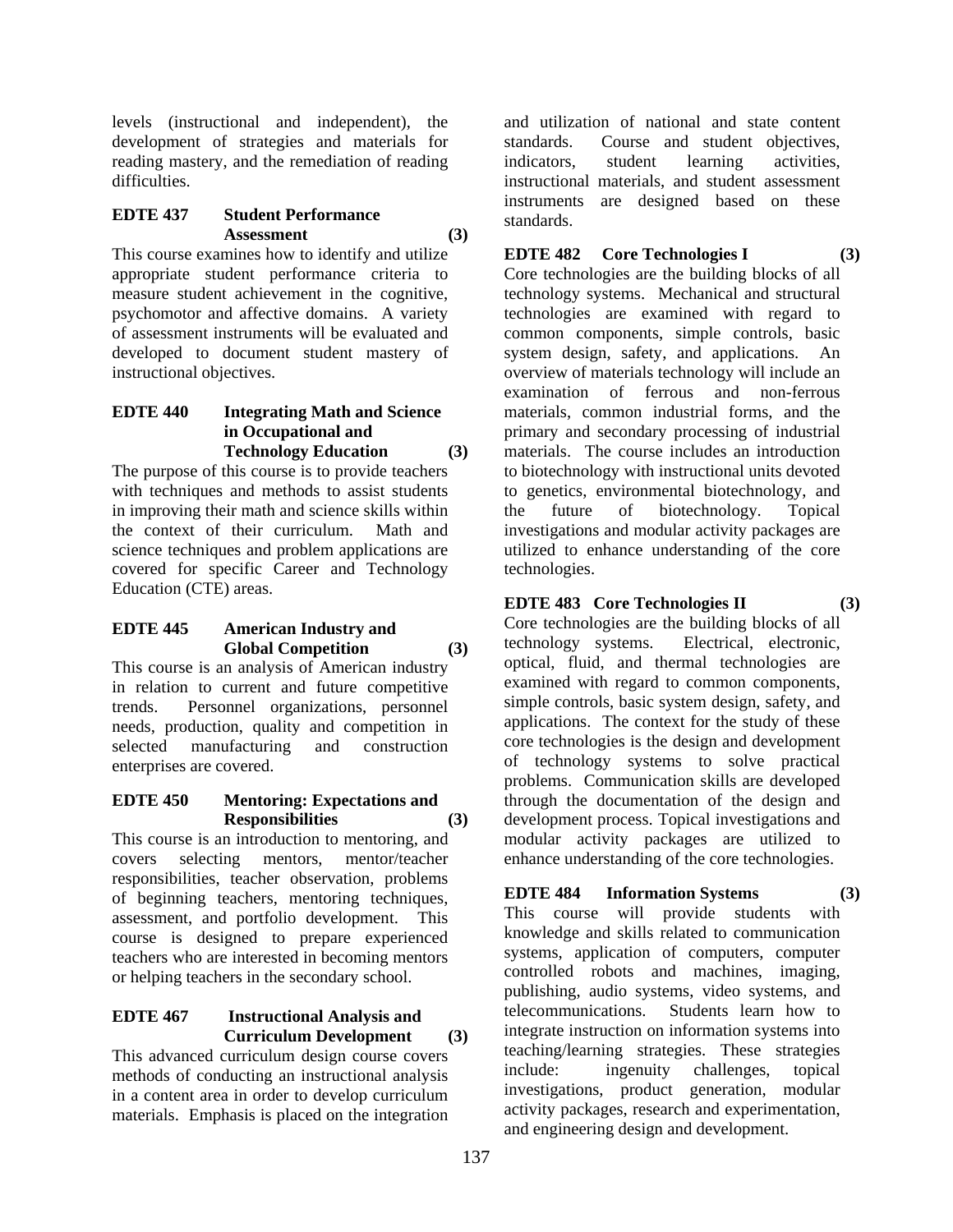levels (instructional and independent), the development of strategies and materials for reading mastery, and the remediation of reading difficulties.

**EDTE 437 Student Performance Assessment (3)**

This course examines how to identify and utilize appropriate student performance criteria to measure student achievement in the cognitive, psychomotor and affective domains. A variety of assessment instruments will be evaluated and developed to document student mastery of instructional objectives.

**EDTE 440 Integrating Math and Science in Occupational and Technology Education (3)**

The purpose of this course is to provide teachers with techniques and methods to assist students in improving their math and science skills within the context of their curriculum. Math and science techniques and problem applications are covered for specific Career and Technology Education (CTE) areas.

**EDTE 445 American Industry and Global Competition (3)**

This course is an analysis of American industry in relation to current and future competitive trends. Personnel organizations, personnel needs, production, quality and competition in selected manufacturing and construction enterprises are covered.

**EDTE 450 Mentoring: Expectations and Responsibilities (3)**

This course is an introduction to mentoring, and covers selecting mentors, mentor/teacher responsibilities, teacher observation, problems of beginning teachers, mentoring techniques, assessment, and portfolio development. This course is designed to prepare experienced teachers who are interested in becoming mentors or helping teachers in the secondary school.

**EDTE 467 Instructional Analysis and Curriculum Development (3)**

This advanced curriculum design course covers methods of conducting an instructional analysis in a content area in order to develop curriculum materials. Emphasis is placed on the integration and utilization of national and state content standards. Course and student objectives, indicators, student learning activities, instructional materials, and student assessment instruments are designed based on these standards.

**EDTE 482 Core Technologies I (3)**

Core technologies are the building blocks of all technology systems. Mechanical and structural technologies are examined with regard to common components, simple controls, basic system design, safety, and applications. An overview of materials technology will include an examination of ferrous and non-ferrous materials, common industrial forms, and the primary and secondary processing of industrial materials. The course includes an introduction to biotechnology with instructional units devoted to genetics, environmental biotechnology, and the future of biotechnology. Topical investigations and modular activity packages are utilized to enhance understanding of the core technologies.

**EDTE 483 Core Technologies II (3)**

Core technologies are the building blocks of all technology systems. Electrical, electronic, optical, fluid, and thermal technologies are examined with regard to common components, simple controls, basic system design, safety, and applications. The context for the study of these core technologies is the design and development of technology systems to solve practical problems. Communication skills are developed through the documentation of the design and development process. Topical investigations and modular activity packages are utilized to enhance understanding of the core technologies.

**EDTE 484 Information Systems (3)**

This course will provide students with knowledge and skills related to communication systems, application of computers, computer controlled robots and machines, imaging, publishing, audio systems, video systems, and telecommunications. Students learn how to integrate instruction on information systems into teaching/learning strategies. These strategies include: ingenuity challenges, topical investigations, product generation, modular activity packages, research and experimentation, and engineering design and development.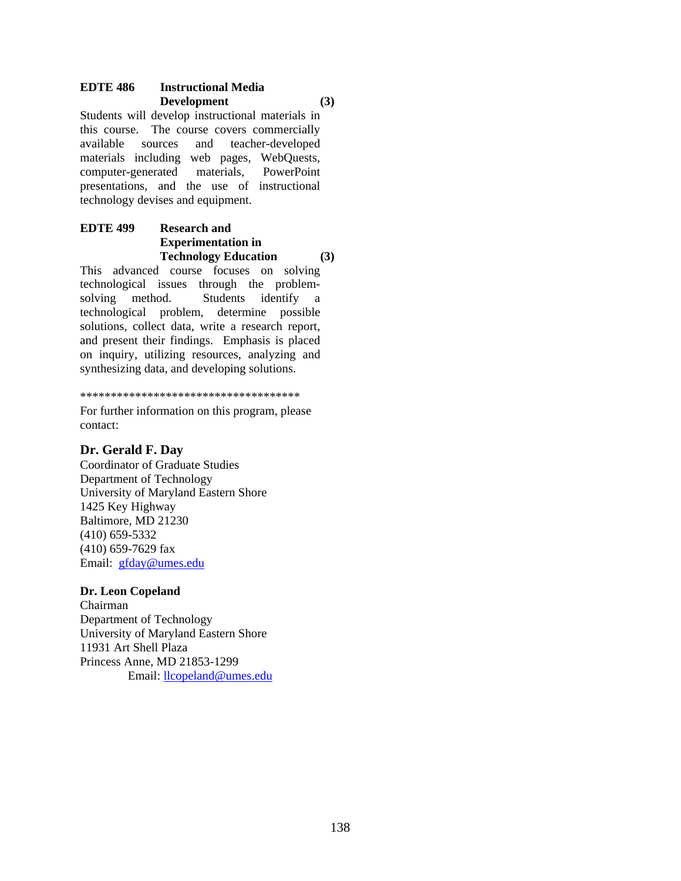**EDTE 486 Instructional Media Development (3)**

Students will develop instructional materials in this course. The course covers commercially available sources and teacher-developed materials including web pages, WebQuests, computer-generated materials, PowerPoint presentations, and the use of instructional technology devises and equipment.

**EDTE 499 Research and Experimentation in Technology Education (3)**

This advanced course focuses on solving technological issues through the problem-solving method. Students identify a technological problem, determine possible solutions, collect data, write a research report, and present their findings. Emphasis is placed on inquiry, utilizing resources, analyzing and synthesizing data, and developing solutions.

************************************

For further information on this program, please contact:

**Dr. Gerald F. Day**
Coordinator of Graduate Studies
Department of Technology
University of Maryland Eastern Shore
1425 Key Highway
Baltimore, MD 21230
(410) 659-5332
(410) 659-7629 fax
Email: gfday@umes.edu

**Dr. Leon Copeland**
Chairman
Department of Technology
University of Maryland Eastern Shore
11931 Art Shell Plaza
Princess Anne, MD 21853-1299
Email: llcopeland@umes.edu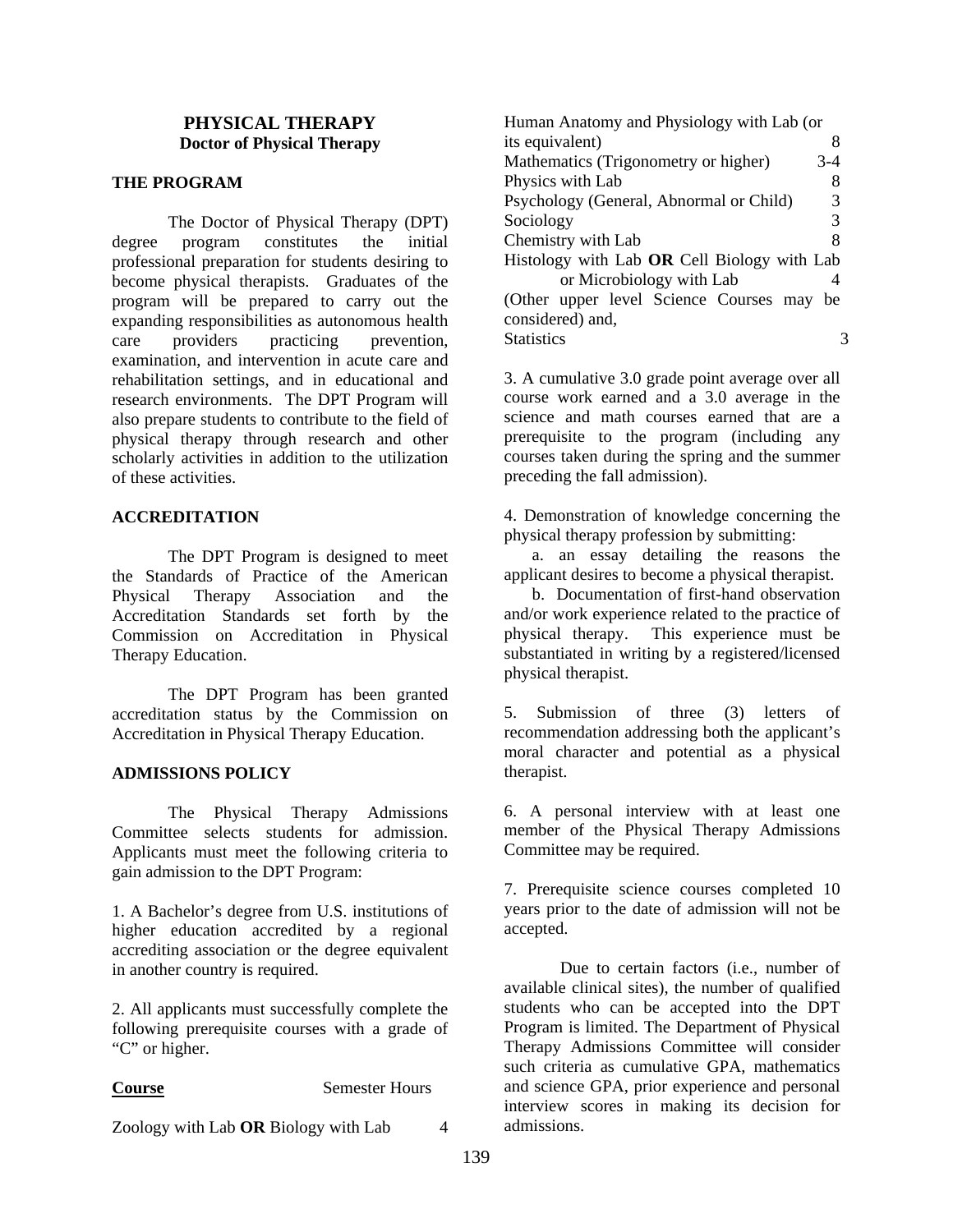# PHYSICAL THERAPY
## Doctor of Physical Therapy

### THE PROGRAM

The Doctor of Physical Therapy (DPT) degree program constitutes the initial professional preparation for students desiring to become physical therapists. Graduates of the program will be prepared to carry out the expanding responsibilities as autonomous health care providers practicing prevention, examination, and intervention in acute care and rehabilitation settings, and in educational and research environments. The DPT Program will also prepare students to contribute to the field of physical therapy through research and other scholarly activities in addition to the utilization of these activities.

### ACCREDITATION

The DPT Program is designed to meet the Standards of Practice of the American Physical Therapy Association and the Accreditation Standards set forth by the Commission on Accreditation in Physical Therapy Education.

The DPT Program has been granted accreditation status by the Commission on Accreditation in Physical Therapy Education.

### ADMISSIONS POLICY

The Physical Therapy Admissions Committee selects students for admission. Applicants must meet the following criteria to gain admission to the DPT Program:

1. A Bachelor's degree from U.S. institutions of higher education accredited by a regional accrediting association or the degree equivalent in another country is required.

2. All applicants must successfully complete the following prerequisite courses with a grade of "C" or higher.

| **Course** | Semester Hours |
|---|---|
| Zoology with Lab **OR** Biology with Lab | 4 |
| Human Anatomy and Physiology with Lab (or its equivalent) | 8 |
| Mathematics (Trigonometry or higher) | 3-4 |
| Physics with Lab | 8 |
| Psychology (General, Abnormal or Child) | 3 |
| Sociology | 3 |
| Chemistry with Lab | 8 |
| Histology with Lab **OR** Cell Biology with Lab or Microbiology with Lab (Other upper level Science Courses may be considered) and, | 4 |
| Statistics | 3 |

3. A cumulative 3.0 grade point average over all course work earned and a 3.0 average in the science and math courses earned that are a prerequisite to the program (including any courses taken during the spring and the summer preceding the fall admission).

4. Demonstration of knowledge concerning the physical therapy profession by submitting:
   a. an essay detailing the reasons the applicant desires to become a physical therapist.
   b. Documentation of first-hand observation and/or work experience related to the practice of physical therapy. This experience must be substantiated in writing by a registered/licensed physical therapist.

5. Submission of three (3) letters of recommendation addressing both the applicant's moral character and potential as a physical therapist.

6. A personal interview with at least one member of the Physical Therapy Admissions Committee may be required.

7. Prerequisite science courses completed 10 years prior to the date of admission will not be accepted.

Due to certain factors (i.e., number of available clinical sites), the number of qualified students who can be accepted into the DPT Program is limited. The Department of Physical Therapy Admissions Committee will consider such criteria as cumulative GPA, mathematics and science GPA, prior experience and personal interview scores in making its decision for admissions.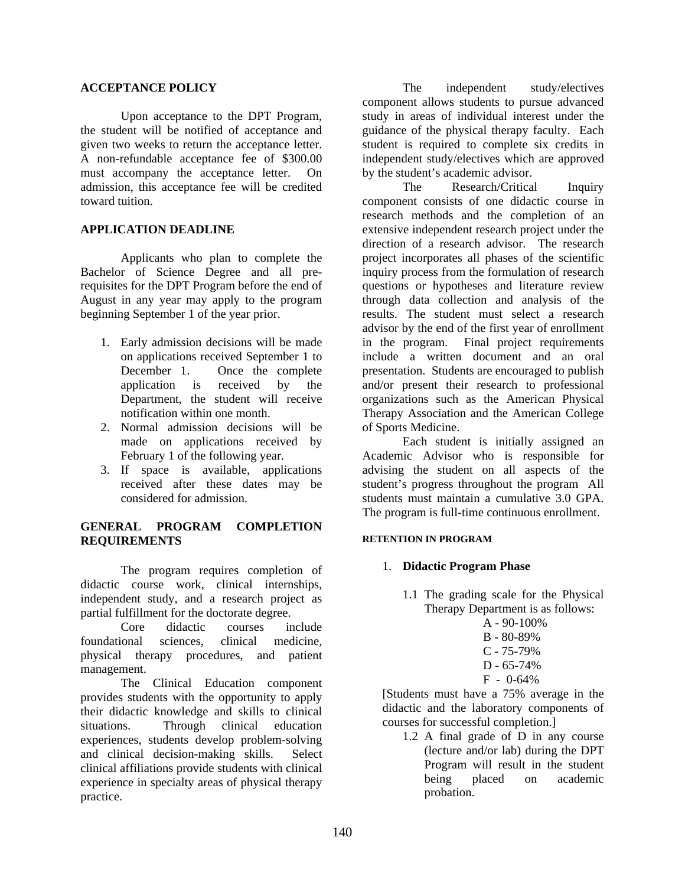## ACCEPTANCE POLICY

Upon acceptance to the DPT Program, the student will be notified of acceptance and given two weeks to return the acceptance letter. A non-refundable acceptance fee of $300.00 must accompany the acceptance letter. On admission, this acceptance fee will be credited toward tuition.

## APPLICATION DEADLINE

Applicants who plan to complete the Bachelor of Science Degree and all pre-requisites for the DPT Program before the end of August in any year may apply to the program beginning September 1 of the year prior.

1. Early admission decisions will be made on applications received September 1 to December 1. Once the complete application is received by the Department, the student will receive notification within one month.
2. Normal admission decisions will be made on applications received by February 1 of the following year.
3. If space is available, applications received after these dates may be considered for admission.

## GENERAL PROGRAM COMPLETION REQUIREMENTS

The program requires completion of didactic course work, clinical internships, independent study, and a research project as partial fulfillment for the doctorate degree.

Core didactic courses include foundational sciences, clinical medicine, physical therapy procedures, and patient management.

The Clinical Education component provides students with the opportunity to apply their didactic knowledge and skills to clinical situations. Through clinical education experiences, students develop problem-solving and clinical decision-making skills. Select clinical affiliations provide students with clinical experience in specialty areas of physical therapy practice.

The independent study/electives component allows students to pursue advanced study in areas of individual interest under the guidance of the physical therapy faculty. Each student is required to complete six credits in independent study/electives which are approved by the student's academic advisor.

The Research/Critical Inquiry component consists of one didactic course in research methods and the completion of an extensive independent research project under the direction of a research advisor. The research project incorporates all phases of the scientific inquiry process from the formulation of research questions or hypotheses and literature review through data collection and analysis of the results. The student must select a research advisor by the end of the first year of enrollment in the program. Final project requirements include a written document and an oral presentation. Students are encouraged to publish and/or present their research to professional organizations such as the American Physical Therapy Association and the American College of Sports Medicine.

Each student is initially assigned an Academic Advisor who is responsible for advising the student on all aspects of the student's progress throughout the program All students must maintain a cumulative 3.0 GPA. The program is full-time continuous enrollment.

### RETENTION IN PROGRAM

1. **Didactic Program Phase**

   1.1 The grading scale for the Physical Therapy Department is as follows:

   A - 90-100%
   B - 80-89%
   C - 75-79%
   D - 65-74%
   F - 0-64%

   [Students must have a 75% average in the didactic and the laboratory components of courses for successful completion.]

   1.2 A final grade of D in any course (lecture and/or lab) during the DPT Program will result in the student being placed on academic probation.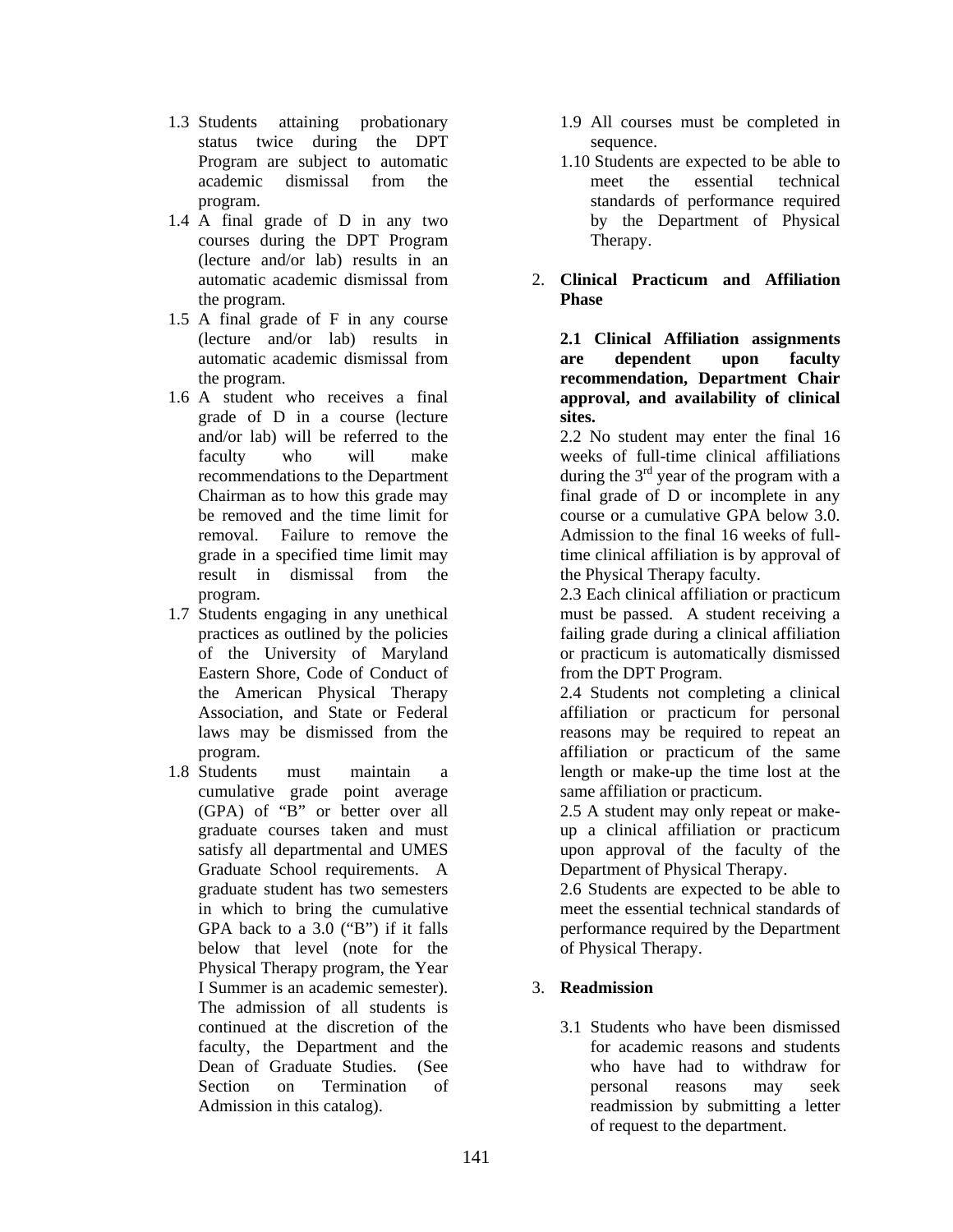1.3 Students attaining probationary status twice during the DPT Program are subject to automatic academic dismissal from the program.
1.4 A final grade of D in any two courses during the DPT Program (lecture and/or lab) results in an automatic academic dismissal from the program.
1.5 A final grade of F in any course (lecture and/or lab) results in automatic academic dismissal from the program.
1.6 A student who receives a final grade of D in a course (lecture and/or lab) will be referred to the faculty who will make recommendations to the Department Chairman as to how this grade may be removed and the time limit for removal. Failure to remove the grade in a specified time limit may result in dismissal from the program.
1.7 Students engaging in any unethical practices as outlined by the policies of the University of Maryland Eastern Shore, Code of Conduct of the American Physical Therapy Association, and State or Federal laws may be dismissed from the program.
1.8 Students must maintain a cumulative grade point average (GPA) of "B" or better over all graduate courses taken and must satisfy all departmental and UMES Graduate School requirements. A graduate student has two semesters in which to bring the cumulative GPA back to a 3.0 ("B") if it falls below that level (note for the Physical Therapy program, the Year I Summer is an academic semester). The admission of all students is continued at the discretion of the faculty, the Department and the Dean of Graduate Studies. (See Section on Termination of Admission in this catalog).
1.9 All courses must be completed in sequence.
1.10 Students are expected to be able to meet the essential technical standards of performance required by the Department of Physical Therapy.

2. **Clinical Practicum and Affiliation Phase**

**2.1 Clinical Affiliation assignments are dependent upon faculty recommendation, Department Chair approval, and availability of clinical sites.**

2.2 No student may enter the final 16 weeks of full-time clinical affiliations during the 3rd year of the program with a final grade of D or incomplete in any course or a cumulative GPA below 3.0. Admission to the final 16 weeks of full-time clinical affiliation is by approval of the Physical Therapy faculty.

2.3 Each clinical affiliation or practicum must be passed. A student receiving a failing grade during a clinical affiliation or practicum is automatically dismissed from the DPT Program.

2.4 Students not completing a clinical affiliation or practicum for personal reasons may be required to repeat an affiliation or practicum of the same length or make-up the time lost at the same affiliation or practicum.

2.5 A student may only repeat or make-up a clinical affiliation or practicum upon approval of the faculty of the Department of Physical Therapy.

2.6 Students are expected to be able to meet the essential technical standards of performance required by the Department of Physical Therapy.

3. **Readmission**

3.1 Students who have been dismissed for academic reasons and students who have had to withdraw for personal reasons may seek readmission by submitting a letter of request to the department.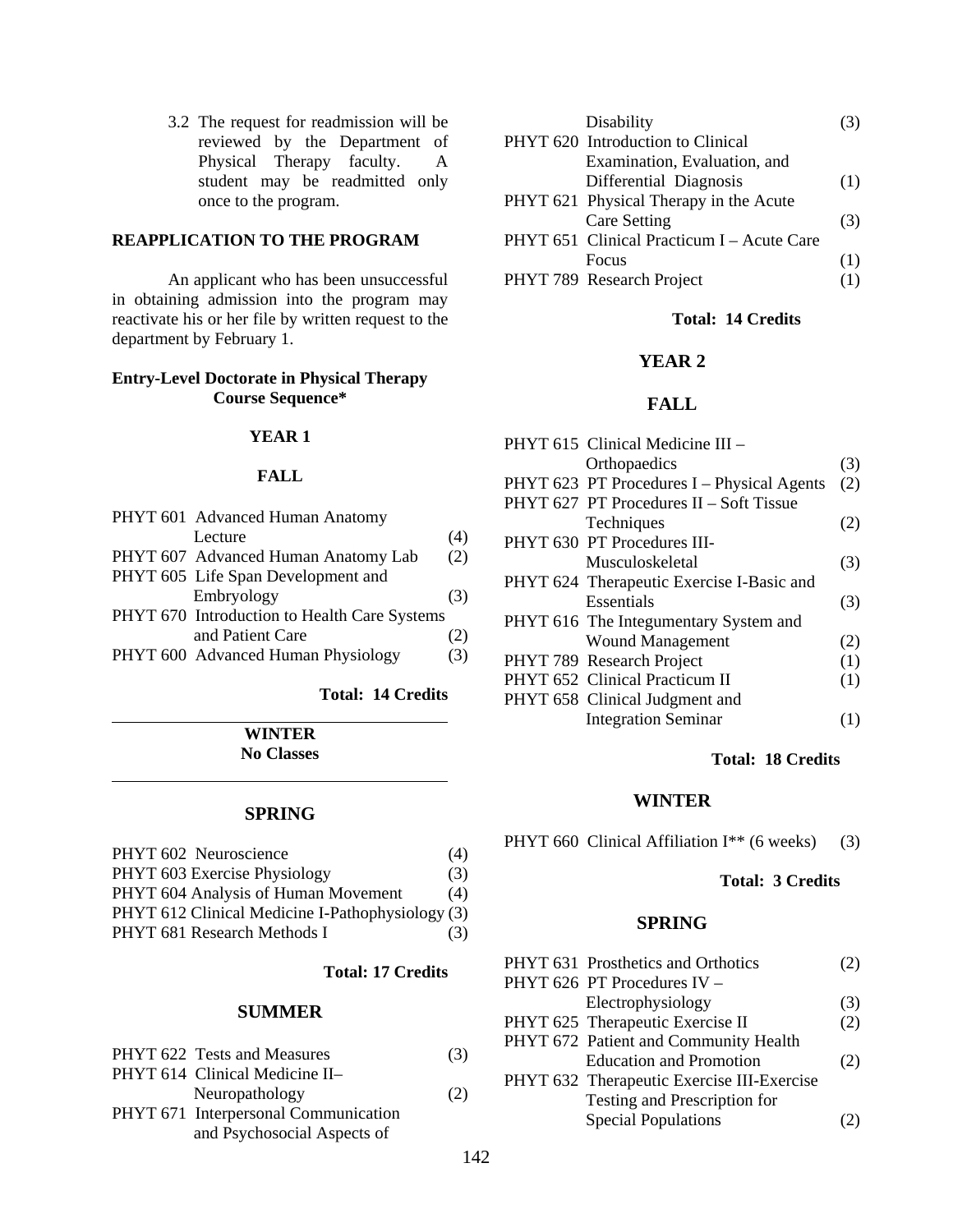3.2 The request for readmission will be reviewed by the Department of Physical Therapy faculty. A student may be readmitted only once to the program.

**REAPPLICATION TO THE PROGRAM**

An applicant who has been unsuccessful in obtaining admission into the program may reactivate his or her file by written request to the department by February 1.

**Entry-Level Doctorate in Physical Therapy Course Sequence***

### YEAR 1

#### FALL

| Course | Credits |
|---|---|
| PHYT 601 Advanced Human Anatomy Lecture | (4) |
| PHYT 607 Advanced Human Anatomy Lab | (2) |
| PHYT 605 Life Span Development and Embryology | (3) |
| PHYT 670 Introduction to Health Care Systems and Patient Care | (2) |
| PHYT 600 Advanced Human Physiology | (3) |

**Total: 14 Credits**

#### WINTER

**No Classes**

#### SPRING

| Course | Credits |
|---|---|
| PHYT 602 Neuroscience | (4) |
| PHYT 603 Exercise Physiology | (3) |
| PHYT 604 Analysis of Human Movement | (4) |
| PHYT 612 Clinical Medicine I-Pathophysiology | (3) |
| PHYT 681 Research Methods I | (3) |

**Total: 17 Credits**

#### SUMMER

| Course | Credits |
|---|---|
| PHYT 622 Tests and Measures | (3) |
| PHYT 614 Clinical Medicine II–Neuropathology | (2) |
| PHYT 671 Interpersonal Communication and Psychosocial Aspects of Disability | (3) |
| PHYT 620 Introduction to Clinical Examination, Evaluation, and Differential Diagnosis | (1) |
| PHYT 621 Physical Therapy in the Acute Care Setting | (3) |
| PHYT 651 Clinical Practicum I – Acute Care Focus | (1) |
| PHYT 789 Research Project | (1) |

**Total: 14 Credits**

### YEAR 2

#### FALL

| Course | Credits |
|---|---|
| PHYT 615 Clinical Medicine III – Orthopaedics | (3) |
| PHYT 623 PT Procedures I – Physical Agents | (2) |
| PHYT 627 PT Procedures II – Soft Tissue Techniques | (2) |
| PHYT 630 PT Procedures III-Musculoskeletal | (3) |
| PHYT 624 Therapeutic Exercise I-Basic and Essentials | (3) |
| PHYT 616 The Integumentary System and Wound Management | (2) |
| PHYT 789 Research Project | (1) |
| PHYT 652 Clinical Practicum II | (1) |
| PHYT 658 Clinical Judgment and Integration Seminar | (1) |

**Total: 18 Credits**

#### WINTER

| Course | Credits |
|---|---|
| PHYT 660 Clinical Affiliation I** (6 weeks) | (3) |

**Total: 3 Credits**

#### SPRING

| Course | Credits |
|---|---|
| PHYT 631 Prosthetics and Orthotics | (2) |
| PHYT 626 PT Procedures IV – Electrophysiology | (3) |
| PHYT 625 Therapeutic Exercise II | (2) |
| PHYT 672 Patient and Community Health Education and Promotion | (2) |
| PHYT 632 Therapeutic Exercise III-Exercise Testing and Prescription for Special Populations | (2) |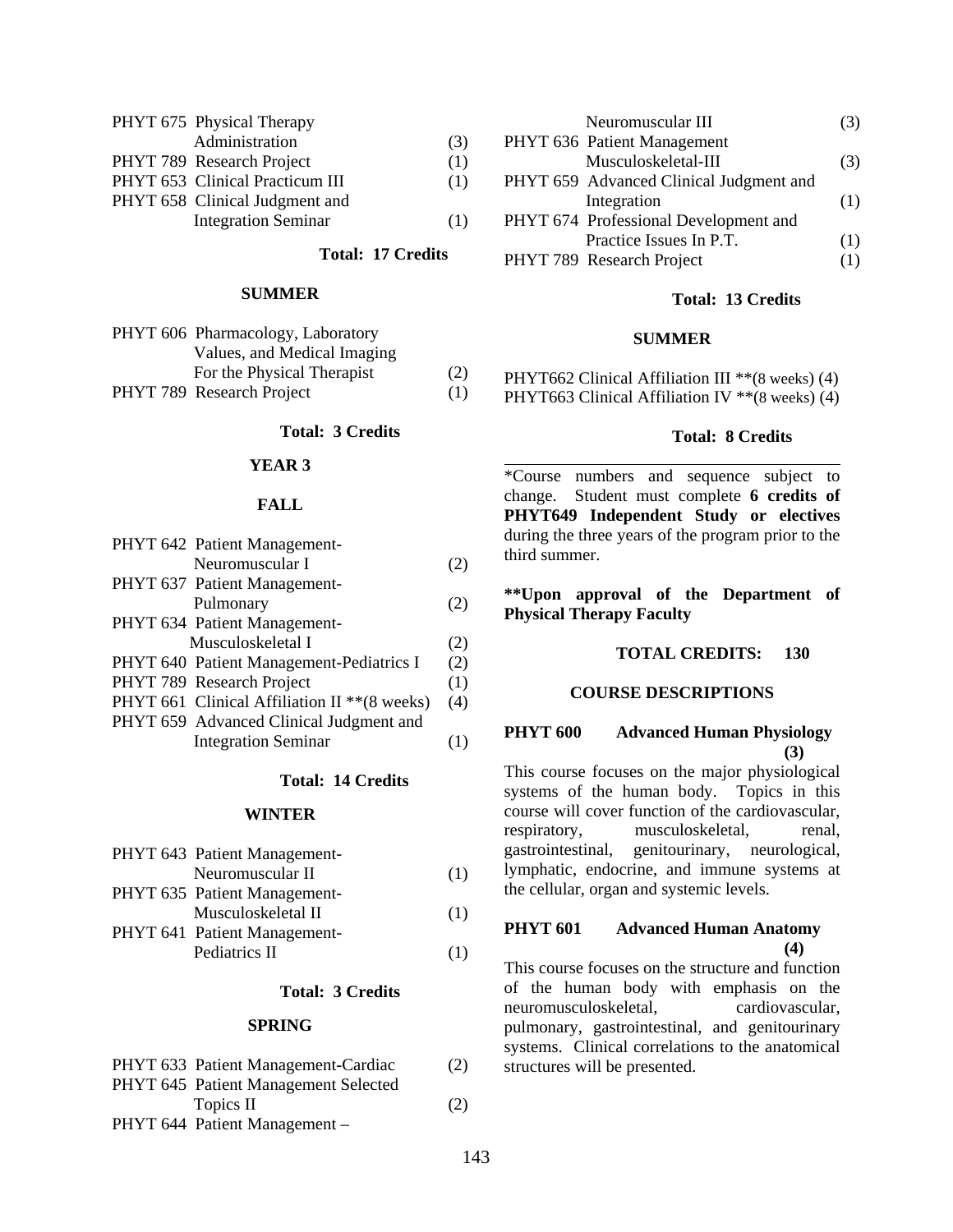| Course | Title | Credits |
|---|---|---|
| PHYT 675 | Physical Therapy Administration | (3) |
| PHYT 789 | Research Project | (1) |
| PHYT 653 | Clinical Practicum III | (1) |
| PHYT 658 | Clinical Judgment and Integration Seminar | (1) |

**Total: 17 Credits**

**SUMMER**

| Course | Title | Credits |
|---|---|---|
| PHYT 606 | Pharmacology, Laboratory Values, and Medical Imaging For the Physical Therapist | (2) |
| PHYT 789 | Research Project | (1) |

**Total: 3 Credits**

**YEAR 3**

**FALL**

| Course | Title | Credits |
|---|---|---|
| PHYT 642 | Patient Management-Neuromuscular I | (2) |
| PHYT 637 | Patient Management-Pulmonary | (2) |
| PHYT 634 | Patient Management-Musculoskeletal I | (2) |
| PHYT 640 | Patient Management-Pediatrics I | (2) |
| PHYT 789 | Research Project | (1) |
| PHYT 661 | Clinical Affiliation II **(8 weeks) | (4) |
| PHYT 659 | Advanced Clinical Judgment and Integration Seminar | (1) |

**Total: 14 Credits**

**WINTER**

| Course | Title | Credits |
|---|---|---|
| PHYT 643 | Patient Management-Neuromuscular II | (1) |
| PHYT 635 | Patient Management-Musculoskeletal II | (1) |
| PHYT 641 | Patient Management-Pediatrics II | (1) |

**Total: 3 Credits**

**SPRING**

| Course | Title | Credits |
|---|---|---|
| PHYT 633 | Patient Management-Cardiac | (2) |
| PHYT 645 | Patient Management Selected Topics II | (2) |
| PHYT 644 | Patient Management – Neuromuscular III | (3) |
| PHYT 636 | Patient Management Musculoskeletal-III | (3) |
| PHYT 659 | Advanced Clinical Judgment and Integration | (1) |
| PHYT 674 | Professional Development and Practice Issues In P.T. | (1) |
| PHYT 789 | Research Project | (1) |

**Total: 13 Credits**

**SUMMER**

| Course | Title | Credits |
|---|---|---|
| PHYT662 | Clinical Affiliation III **(8 weeks) | (4) |
| PHYT663 | Clinical Affiliation IV **(8 weeks) | (4) |

**Total: 8 Credits**

---

*Course numbers and sequence subject to change. Student must complete **6 credits of PHYT649 Independent Study or electives** during the three years of the program prior to the third summer.

****Upon approval of the Department of Physical Therapy Faculty**

**TOTAL CREDITS: 130**

## COURSE DESCRIPTIONS

**PHYT 600 Advanced Human Physiology (3)**

This course focuses on the major physiological systems of the human body. Topics in this course will cover function of the cardiovascular, respiratory, musculoskeletal, renal, gastrointestinal, genitourinary, neurological, lymphatic, endocrine, and immune systems at the cellular, organ and systemic levels.

**PHYT 601 Advanced Human Anatomy (4)**

This course focuses on the structure and function of the human body with emphasis on the neuromusculoskeletal, cardiovascular, pulmonary, gastrointestinal, and genitourinary systems. Clinical correlations to the anatomical structures will be presented.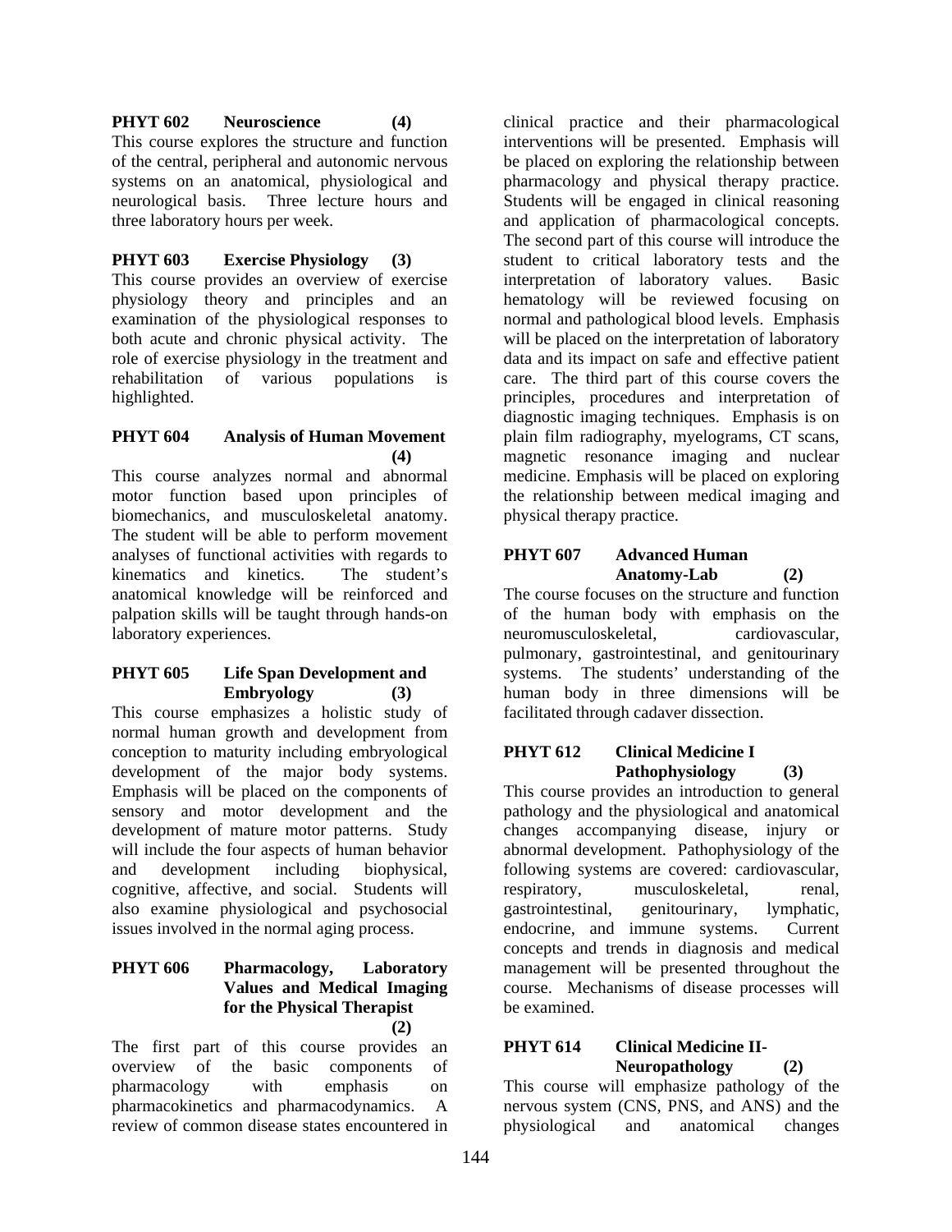**PHYT 602 Neuroscience (4)**
This course explores the structure and function of the central, peripheral and autonomic nervous systems on an anatomical, physiological and neurological basis. Three lecture hours and three laboratory hours per week.

**PHYT 603 Exercise Physiology (3)**
This course provides an overview of exercise physiology theory and principles and an examination of the physiological responses to both acute and chronic physical activity. The role of exercise physiology in the treatment and rehabilitation of various populations is highlighted.

**PHYT 604 Analysis of Human Movement (4)**
This course analyzes normal and abnormal motor function based upon principles of biomechanics, and musculoskeletal anatomy. The student will be able to perform movement analyses of functional activities with regards to kinematics and kinetics. The student's anatomical knowledge will be reinforced and palpation skills will be taught through hands-on laboratory experiences.

**PHYT 605 Life Span Development and Embryology (3)**
This course emphasizes a holistic study of normal human growth and development from conception to maturity including embryological development of the major body systems. Emphasis will be placed on the components of sensory and motor development and the development of mature motor patterns. Study will include the four aspects of human behavior and development including biophysical, cognitive, affective, and social. Students will also examine physiological and psychosocial issues involved in the normal aging process.

**PHYT 606 Pharmacology, Laboratory Values and Medical Imaging for the Physical Therapist (2)**
The first part of this course provides an overview of the basic components of pharmacology with emphasis on pharmacokinetics and pharmacodynamics. A review of common disease states encountered in clinical practice and their pharmacological interventions will be presented. Emphasis will be placed on exploring the relationship between pharmacology and physical therapy practice. Students will be engaged in clinical reasoning and application of pharmacological concepts. The second part of this course will introduce the student to critical laboratory tests and the interpretation of laboratory values. Basic hematology will be reviewed focusing on normal and pathological blood levels. Emphasis will be placed on the interpretation of laboratory data and its impact on safe and effective patient care. The third part of this course covers the principles, procedures and interpretation of diagnostic imaging techniques. Emphasis is on plain film radiography, myelograms, CT scans, magnetic resonance imaging and nuclear medicine. Emphasis will be placed on exploring the relationship between medical imaging and physical therapy practice.

**PHYT 607 Advanced Human Anatomy-Lab (2)**
The course focuses on the structure and function of the human body with emphasis on the neuromusculoskeletal, cardiovascular, pulmonary, gastrointestinal, and genitourinary systems. The students' understanding of the human body in three dimensions will be facilitated through cadaver dissection.

**PHYT 612 Clinical Medicine I Pathophysiology (3)**
This course provides an introduction to general pathology and the physiological and anatomical changes accompanying disease, injury or abnormal development. Pathophysiology of the following systems are covered: cardiovascular, respiratory, musculoskeletal, renal, gastrointestinal, genitourinary, lymphatic, endocrine, and immune systems. Current concepts and trends in diagnosis and medical management will be presented throughout the course. Mechanisms of disease processes will be examined.

**PHYT 614 Clinical Medicine II-Neuropathology (2)**
This course will emphasize pathology of the nervous system (CNS, PNS, and ANS) and the physiological and anatomical changes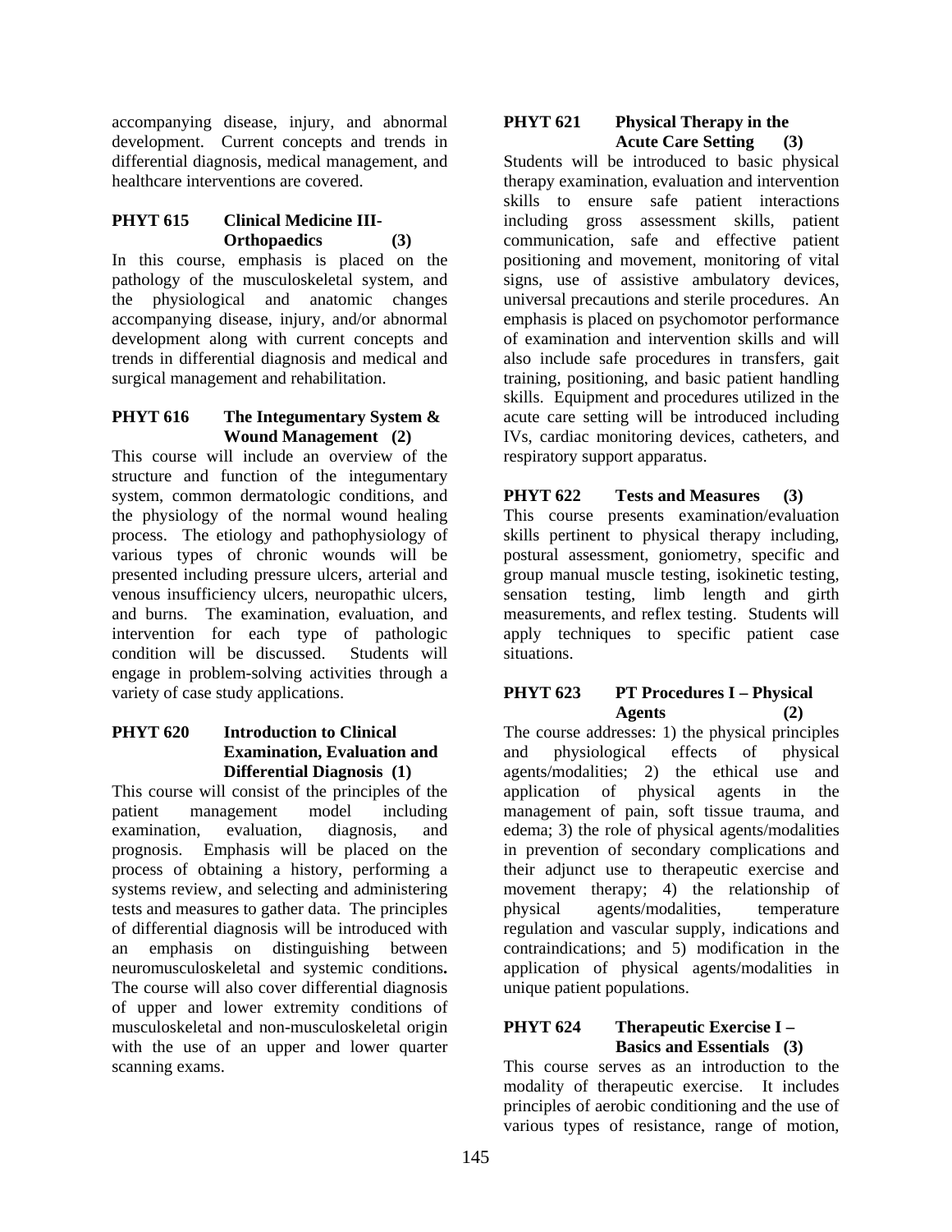accompanying disease, injury, and abnormal development. Current concepts and trends in differential diagnosis, medical management, and healthcare interventions are covered.

### PHYT 615 Clinical Medicine III-Orthopaedics (3)

In this course, emphasis is placed on the pathology of the musculoskeletal system, and the physiological and anatomic changes accompanying disease, injury, and/or abnormal development along with current concepts and trends in differential diagnosis and medical and surgical management and rehabilitation.

### PHYT 616 The Integumentary System & Wound Management (2)

This course will include an overview of the structure and function of the integumentary system, common dermatologic conditions, and the physiology of the normal wound healing process. The etiology and pathophysiology of various types of chronic wounds will be presented including pressure ulcers, arterial and venous insufficiency ulcers, neuropathic ulcers, and burns. The examination, evaluation, and intervention for each type of pathologic condition will be discussed. Students will engage in problem-solving activities through a variety of case study applications.

### PHYT 620 Introduction to Clinical Examination, Evaluation and Differential Diagnosis (1)

This course will consist of the principles of the patient management model including examination, evaluation, diagnosis, and prognosis. Emphasis will be placed on the process of obtaining a history, performing a systems review, and selecting and administering tests and measures to gather data. The principles of differential diagnosis will be introduced with an emphasis on distinguishing between neuromusculoskeletal and systemic conditions**.** The course will also cover differential diagnosis of upper and lower extremity conditions of musculoskeletal and non-musculoskeletal origin with the use of an upper and lower quarter scanning exams.

### PHYT 621 Physical Therapy in the Acute Care Setting (3)

Students will be introduced to basic physical therapy examination, evaluation and intervention skills to ensure safe patient interactions including gross assessment skills, patient communication, safe and effective patient positioning and movement, monitoring of vital signs, use of assistive ambulatory devices, universal precautions and sterile procedures. An emphasis is placed on psychomotor performance of examination and intervention skills and will also include safe procedures in transfers, gait training, positioning, and basic patient handling skills. Equipment and procedures utilized in the acute care setting will be introduced including IVs, cardiac monitoring devices, catheters, and respiratory support apparatus.

### PHYT 622 Tests and Measures (3)

This course presents examination/evaluation skills pertinent to physical therapy including, postural assessment, goniometry, specific and group manual muscle testing, isokinetic testing, sensation testing, limb length and girth measurements, and reflex testing. Students will apply techniques to specific patient case situations.

### PHYT 623 PT Procedures I – Physical Agents (2)

The course addresses: 1) the physical principles and physiological effects of physical agents/modalities; 2) the ethical use and application of physical agents in the management of pain, soft tissue trauma, and edema; 3) the role of physical agents/modalities in prevention of secondary complications and their adjunct use to therapeutic exercise and movement therapy; 4) the relationship of physical agents/modalities, temperature regulation and vascular supply, indications and contraindications; and 5) modification in the application of physical agents/modalities in unique patient populations.

### PHYT 624 Therapeutic Exercise I – Basics and Essentials (3)

This course serves as an introduction to the modality of therapeutic exercise. It includes principles of aerobic conditioning and the use of various types of resistance, range of motion,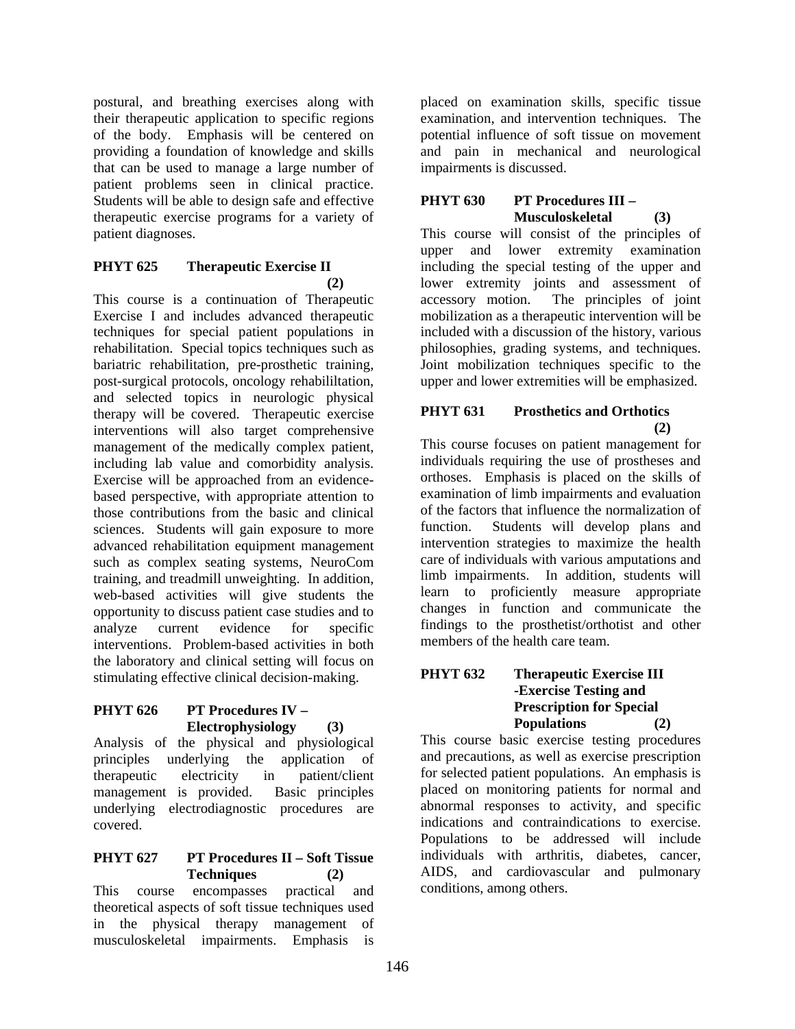postural, and breathing exercises along with their therapeutic application to specific regions of the body. Emphasis will be centered on providing a foundation of knowledge and skills that can be used to manage a large number of patient problems seen in clinical practice. Students will be able to design safe and effective therapeutic exercise programs for a variety of patient diagnoses.

**PHYT 625 Therapeutic Exercise II (2)**

This course is a continuation of Therapeutic Exercise I and includes advanced therapeutic techniques for special patient populations in rehabilitation. Special topics techniques such as bariatric rehabilitation, pre-prosthetic training, post-surgical protocols, oncology rehabililtation, and selected topics in neurologic physical therapy will be covered. Therapeutic exercise interventions will also target comprehensive management of the medically complex patient, including lab value and comorbidity analysis. Exercise will be approached from an evidence-based perspective, with appropriate attention to those contributions from the basic and clinical sciences. Students will gain exposure to more advanced rehabilitation equipment management such as complex seating systems, NeuroCom training, and treadmill unweighting. In addition, web-based activities will give students the opportunity to discuss patient case studies and to analyze current evidence for specific interventions. Problem-based activities in both the laboratory and clinical setting will focus on stimulating effective clinical decision-making.

**PHYT 626 PT Procedures IV – Electrophysiology (3)**

Analysis of the physical and physiological principles underlying the application of therapeutic electricity in patient/client management is provided. Basic principles underlying electrodiagnostic procedures are covered.

**PHYT 627 PT Procedures II – Soft Tissue Techniques (2)**

This course encompasses practical and theoretical aspects of soft tissue techniques used in the physical therapy management of musculoskeletal impairments. Emphasis is placed on examination skills, specific tissue examination, and intervention techniques. The potential influence of soft tissue on movement and pain in mechanical and neurological impairments is discussed.

**PHYT 630 PT Procedures III – Musculoskeletal (3)**

This course will consist of the principles of upper and lower extremity examination including the special testing of the upper and lower extremity joints and assessment of accessory motion. The principles of joint mobilization as a therapeutic intervention will be included with a discussion of the history, various philosophies, grading systems, and techniques. Joint mobilization techniques specific to the upper and lower extremities will be emphasized.

**PHYT 631 Prosthetics and Orthotics (2)**

This course focuses on patient management for individuals requiring the use of prostheses and orthoses. Emphasis is placed on the skills of examination of limb impairments and evaluation of the factors that influence the normalization of function. Students will develop plans and intervention strategies to maximize the health care of individuals with various amputations and limb impairments. In addition, students will learn to proficiently measure appropriate changes in function and communicate the findings to the prosthetist/orthotist and other members of the health care team.

**PHYT 632 Therapeutic Exercise III -Exercise Testing and Prescription for Special Populations (2)**

This course basic exercise testing procedures and precautions, as well as exercise prescription for selected patient populations. An emphasis is placed on monitoring patients for normal and abnormal responses to activity, and specific indications and contraindications to exercise. Populations to be addressed will include individuals with arthritis, diabetes, cancer, AIDS, and cardiovascular and pulmonary conditions, among others.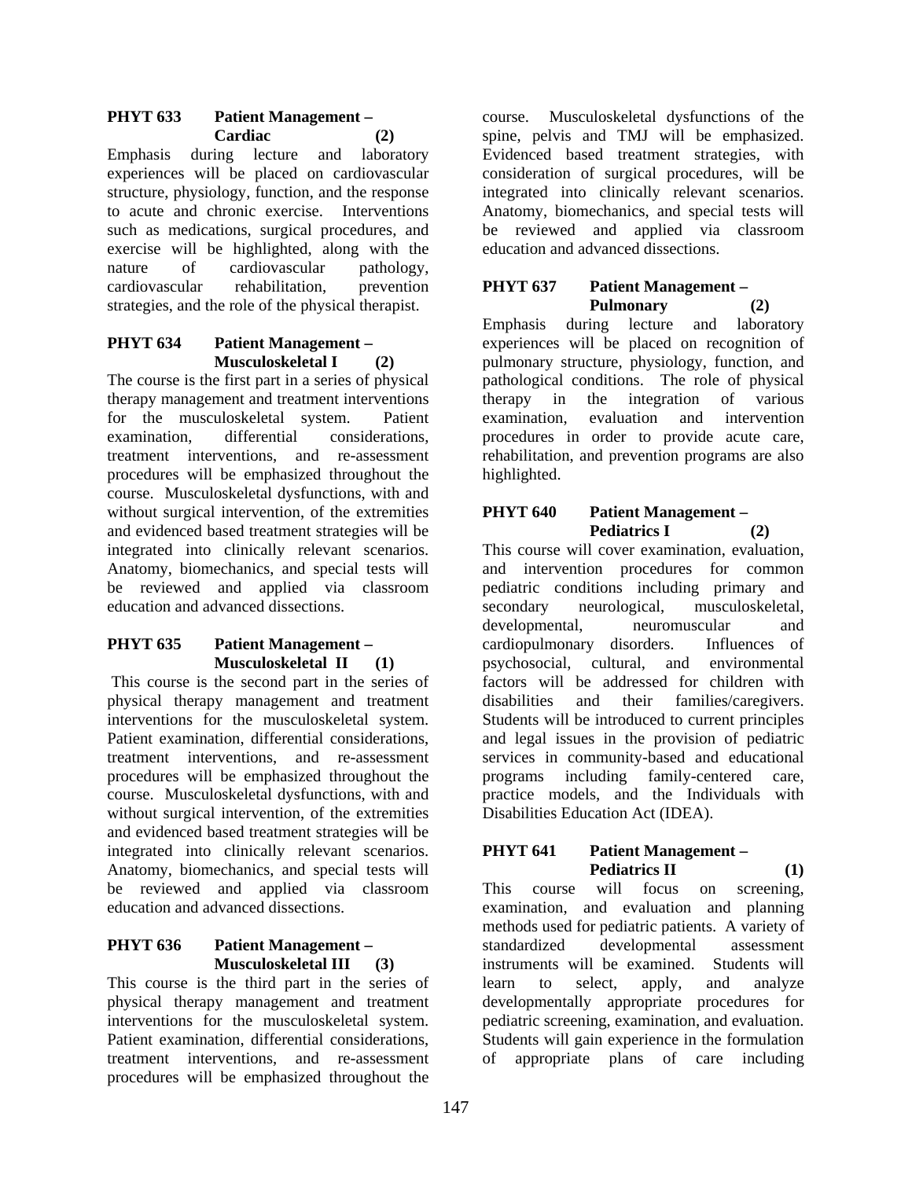**PHYT 633 Patient Management – Cardiac (2)**

Emphasis during lecture and laboratory experiences will be placed on cardiovascular structure, physiology, function, and the response to acute and chronic exercise. Interventions such as medications, surgical procedures, and exercise will be highlighted, along with the nature of cardiovascular pathology, cardiovascular rehabilitation, prevention strategies, and the role of the physical therapist.

**PHYT 634 Patient Management – Musculoskeletal I (2)**

The course is the first part in a series of physical therapy management and treatment interventions for the musculoskeletal system. Patient examination, differential considerations, treatment interventions, and re-assessment procedures will be emphasized throughout the course. Musculoskeletal dysfunctions, with and without surgical intervention, of the extremities and evidenced based treatment strategies will be integrated into clinically relevant scenarios. Anatomy, biomechanics, and special tests will be reviewed and applied via classroom education and advanced dissections.

**PHYT 635 Patient Management – Musculoskeletal II (1)**

This course is the second part in the series of physical therapy management and treatment interventions for the musculoskeletal system. Patient examination, differential considerations, treatment interventions, and re-assessment procedures will be emphasized throughout the course. Musculoskeletal dysfunctions, with and without surgical intervention, of the extremities and evidenced based treatment strategies will be integrated into clinically relevant scenarios. Anatomy, biomechanics, and special tests will be reviewed and applied via classroom education and advanced dissections.

**PHYT 636 Patient Management – Musculoskeletal III (3)**

This course is the third part in the series of physical therapy management and treatment interventions for the musculoskeletal system. Patient examination, differential considerations, treatment interventions, and re-assessment procedures will be emphasized throughout the course. Musculoskeletal dysfunctions of the spine, pelvis and TMJ will be emphasized. Evidenced based treatment strategies, with consideration of surgical procedures, will be integrated into clinically relevant scenarios. Anatomy, biomechanics, and special tests will be reviewed and applied via classroom education and advanced dissections.

**PHYT 637 Patient Management – Pulmonary (2)**

Emphasis during lecture and laboratory experiences will be placed on recognition of pulmonary structure, physiology, function, and pathological conditions. The role of physical therapy in the integration of various examination, evaluation and intervention procedures in order to provide acute care, rehabilitation, and prevention programs are also highlighted.

**PHYT 640 Patient Management – Pediatrics I (2)**

This course will cover examination, evaluation, and intervention procedures for common pediatric conditions including primary and secondary neurological, musculoskeletal, developmental, neuromuscular and cardiopulmonary disorders. Influences of psychosocial, cultural, and environmental factors will be addressed for children with disabilities and their families/caregivers. Students will be introduced to current principles and legal issues in the provision of pediatric services in community-based and educational programs including family-centered care, practice models, and the Individuals with Disabilities Education Act (IDEA).

**PHYT 641 Patient Management – Pediatrics II (1)**

This course will focus on screening, examination, and evaluation and planning methods used for pediatric patients. A variety of standardized developmental assessment instruments will be examined. Students will learn to select, apply, and analyze developmentally appropriate procedures for pediatric screening, examination, and evaluation. Students will gain experience in the formulation of appropriate plans of care including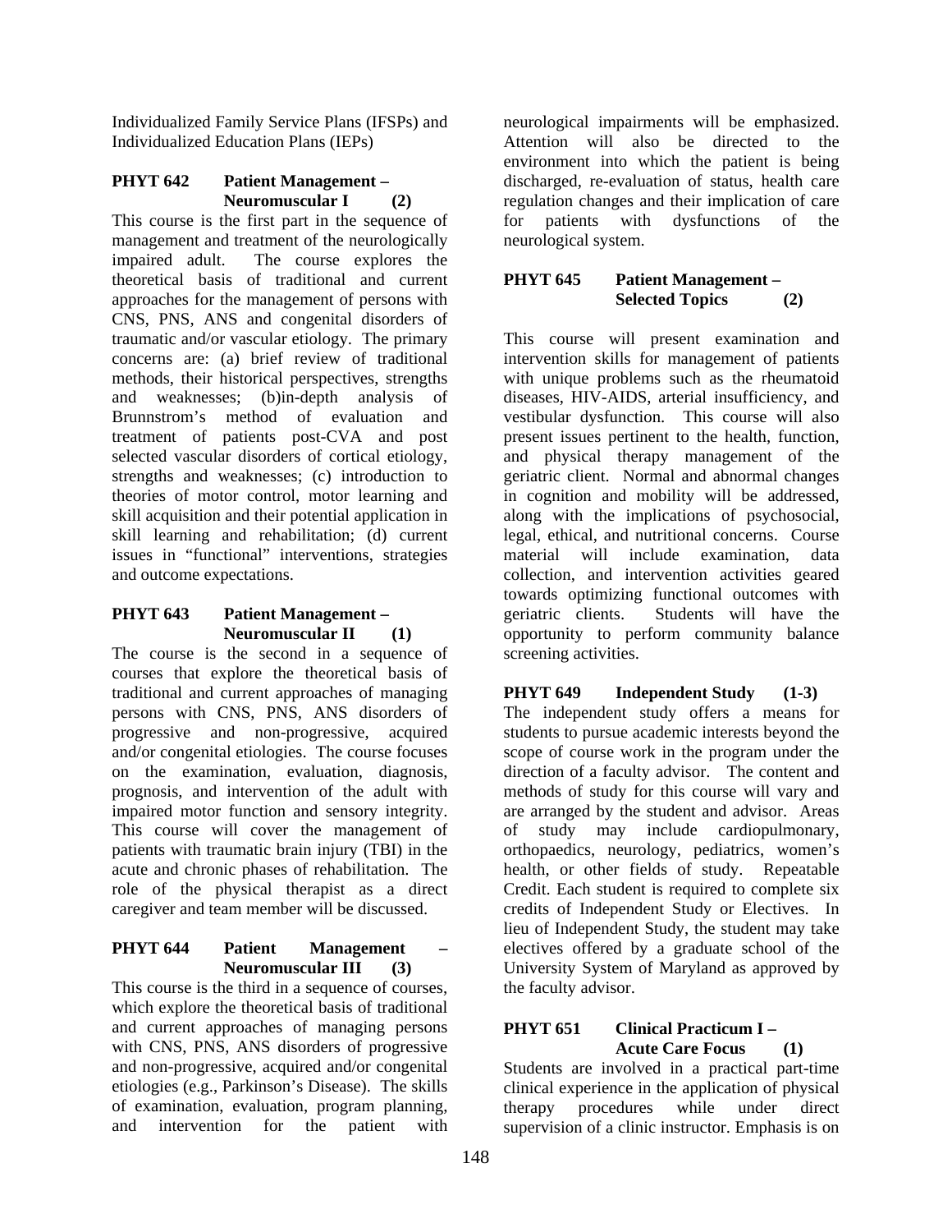Individualized Family Service Plans (IFSPs) and Individualized Education Plans (IEPs)

### PHYT 642 Patient Management – Neuromuscular I (2)

This course is the first part in the sequence of management and treatment of the neurologically impaired adult. The course explores the theoretical basis of traditional and current approaches for the management of persons with CNS, PNS, ANS and congenital disorders of traumatic and/or vascular etiology. The primary concerns are: (a) brief review of traditional methods, their historical perspectives, strengths and weaknesses; (b)in-depth analysis of Brunnstrom's method of evaluation and treatment of patients post-CVA and post selected vascular disorders of cortical etiology, strengths and weaknesses; (c) introduction to theories of motor control, motor learning and skill acquisition and their potential application in skill learning and rehabilitation; (d) current issues in "functional" interventions, strategies and outcome expectations.

### PHYT 643 Patient Management – Neuromuscular II (1)

The course is the second in a sequence of courses that explore the theoretical basis of traditional and current approaches of managing persons with CNS, PNS, ANS disorders of progressive and non-progressive, acquired and/or congenital etiologies. The course focuses on the examination, evaluation, diagnosis, prognosis, and intervention of the adult with impaired motor function and sensory integrity. This course will cover the management of patients with traumatic brain injury (TBI) in the acute and chronic phases of rehabilitation. The role of the physical therapist as a direct caregiver and team member will be discussed.

### PHYT 644 Patient Management – Neuromuscular III (3)

This course is the third in a sequence of courses, which explore the theoretical basis of traditional and current approaches of managing persons with CNS, PNS, ANS disorders of progressive and non-progressive, acquired and/or congenital etiologies (e.g., Parkinson's Disease). The skills of examination, evaluation, program planning, and intervention for the patient with neurological impairments will be emphasized. Attention will also be directed to the environment into which the patient is being discharged, re-evaluation of status, health care regulation changes and their implication of care for patients with dysfunctions of the neurological system.

### PHYT 645 Patient Management – Selected Topics (2)

This course will present examination and intervention skills for management of patients with unique problems such as the rheumatoid diseases, HIV-AIDS, arterial insufficiency, and vestibular dysfunction. This course will also present issues pertinent to the health, function, and physical therapy management of the geriatric client. Normal and abnormal changes in cognition and mobility will be addressed, along with the implications of psychosocial, legal, ethical, and nutritional concerns. Course material will include examination, data collection, and intervention activities geared towards optimizing functional outcomes with geriatric clients. Students will have the opportunity to perform community balance screening activities.

### PHYT 649 Independent Study (1-3)

The independent study offers a means for students to pursue academic interests beyond the scope of course work in the program under the direction of a faculty advisor. The content and methods of study for this course will vary and are arranged by the student and advisor. Areas of study may include cardiopulmonary, orthopaedics, neurology, pediatrics, women's health, or other fields of study. Repeatable Credit. Each student is required to complete six credits of Independent Study or Electives. In lieu of Independent Study, the student may take electives offered by a graduate school of the University System of Maryland as approved by the faculty advisor.

### PHYT 651 Clinical Practicum I – Acute Care Focus (1)

Students are involved in a practical part-time clinical experience in the application of physical therapy procedures while under direct supervision of a clinic instructor. Emphasis is on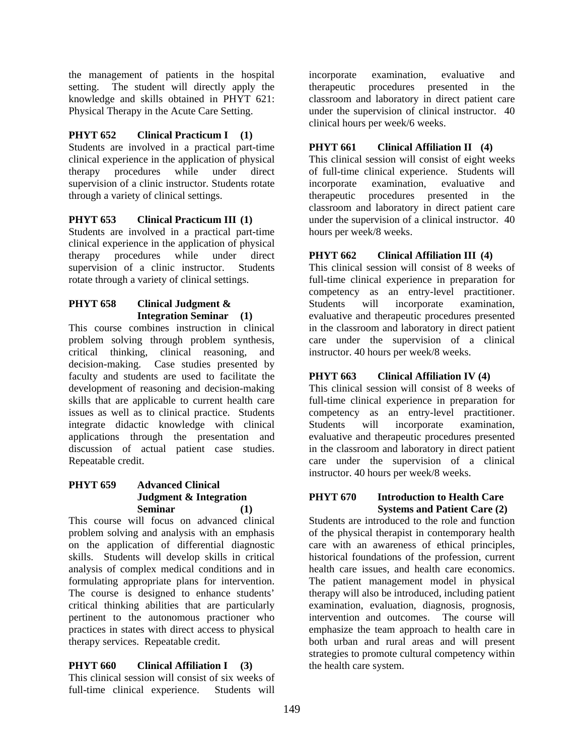the management of patients in the hospital setting. The student will directly apply the knowledge and skills obtained in PHYT 621: Physical Therapy in the Acute Care Setting.

**PHYT 652 Clinical Practicum I (1)**

Students are involved in a practical part-time clinical experience in the application of physical therapy procedures while under direct supervision of a clinic instructor. Students rotate through a variety of clinical settings.

**PHYT 653 Clinical Practicum III (1)**

Students are involved in a practical part-time clinical experience in the application of physical therapy procedures while under direct supervision of a clinic instructor. Students rotate through a variety of clinical settings.

**PHYT 658 Clinical Judgment & Integration Seminar (1)**

This course combines instruction in clinical problem solving through problem synthesis, critical thinking, clinical reasoning, and decision-making. Case studies presented by faculty and students are used to facilitate the development of reasoning and decision-making skills that are applicable to current health care issues as well as to clinical practice. Students integrate didactic knowledge with clinical applications through the presentation and discussion of actual patient case studies. Repeatable credit.

**PHYT 659 Advanced Clinical Judgment & Integration Seminar (1)**

This course will focus on advanced clinical problem solving and analysis with an emphasis on the application of differential diagnostic skills. Students will develop skills in critical analysis of complex medical conditions and in formulating appropriate plans for intervention. The course is designed to enhance students' critical thinking abilities that are particularly pertinent to the autonomous practioner who practices in states with direct access to physical therapy services. Repeatable credit.

**PHYT 660 Clinical Affiliation I (3)**

This clinical session will consist of six weeks of full-time clinical experience. Students will incorporate examination, evaluative and therapeutic procedures presented in the classroom and laboratory in direct patient care under the supervision of clinical instructor. 40 clinical hours per week/6 weeks.

**PHYT 661 Clinical Affiliation II (4)**

This clinical session will consist of eight weeks of full-time clinical experience. Students will incorporate examination, evaluative and therapeutic procedures presented in the classroom and laboratory in direct patient care under the supervision of a clinical instructor. 40 hours per week/8 weeks.

**PHYT 662 Clinical Affiliation III (4)**

This clinical session will consist of 8 weeks of full-time clinical experience in preparation for competency as an entry-level practitioner. Students will incorporate examination, evaluative and therapeutic procedures presented in the classroom and laboratory in direct patient care under the supervision of a clinical instructor. 40 hours per week/8 weeks.

**PHYT 663 Clinical Affiliation IV (4)**

This clinical session will consist of 8 weeks of full-time clinical experience in preparation for competency as an entry-level practitioner. Students will incorporate examination, evaluative and therapeutic procedures presented in the classroom and laboratory in direct patient care under the supervision of a clinical instructor. 40 hours per week/8 weeks.

**PHYT 670 Introduction to Health Care Systems and Patient Care (2)**

Students are introduced to the role and function of the physical therapist in contemporary health care with an awareness of ethical principles, historical foundations of the profession, current health care issues, and health care economics. The patient management model in physical therapy will also be introduced, including patient examination, evaluation, diagnosis, prognosis, intervention and outcomes. The course will emphasize the team approach to health care in both urban and rural areas and will present strategies to promote cultural competency within the health care system.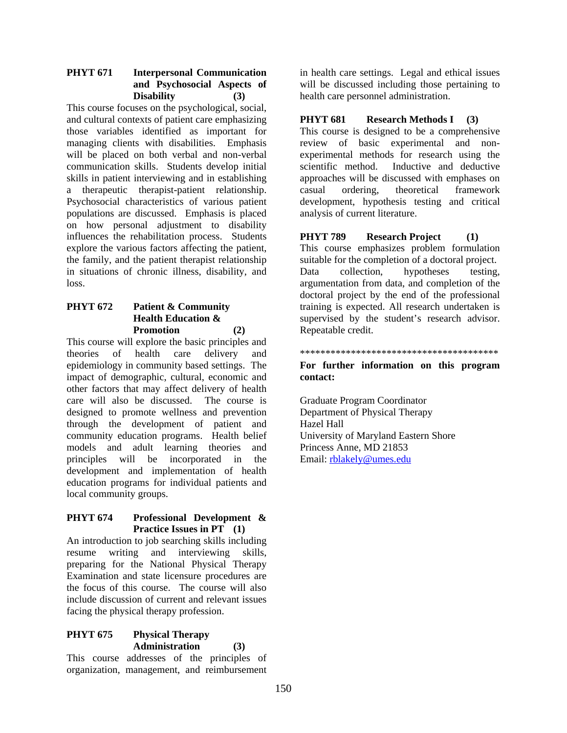**PHYT 671 Interpersonal Communication and Psychosocial Aspects of Disability (3)**

This course focuses on the psychological, social, and cultural contexts of patient care emphasizing those variables identified as important for managing clients with disabilities. Emphasis will be placed on both verbal and non-verbal communication skills. Students develop initial skills in patient interviewing and in establishing a therapeutic therapist-patient relationship. Psychosocial characteristics of various patient populations are discussed. Emphasis is placed on how personal adjustment to disability influences the rehabilitation process. Students explore the various factors affecting the patient, the family, and the patient therapist relationship in situations of chronic illness, disability, and loss.

**PHYT 672 Patient & Community Health Education & Promotion (2)**

This course will explore the basic principles and theories of health care delivery and epidemiology in community based settings. The impact of demographic, cultural, economic and other factors that may affect delivery of health care will also be discussed. The course is designed to promote wellness and prevention through the development of patient and community education programs. Health belief models and adult learning theories and principles will be incorporated in the development and implementation of health education programs for individual patients and local community groups.

**PHYT 674 Professional Development & Practice Issues in PT (1)**

An introduction to job searching skills including resume writing and interviewing skills, preparing for the National Physical Therapy Examination and state licensure procedures are the focus of this course. The course will also include discussion of current and relevant issues facing the physical therapy profession.

**PHYT 675 Physical Therapy Administration (3)**

This course addresses of the principles of organization, management, and reimbursement in health care settings. Legal and ethical issues will be discussed including those pertaining to health care personnel administration.

**PHYT 681 Research Methods I (3)**

This course is designed to be a comprehensive review of basic experimental and non-experimental methods for research using the scientific method. Inductive and deductive approaches will be discussed with emphases on casual ordering, theoretical framework development, hypothesis testing and critical analysis of current literature.

**PHYT 789 Research Project (1)**

This course emphasizes problem formulation suitable for the completion of a doctoral project. Data collection, hypotheses testing, argumentation from data, and completion of the doctoral project by the end of the professional training is expected. All research undertaken is supervised by the student's research advisor. Repeatable credit.

****************************************

**For further information on this program contact:**

Graduate Program Coordinator
Department of Physical Therapy
Hazel Hall
University of Maryland Eastern Shore
Princess Anne, MD 21853
Email: rblakely@umes.edu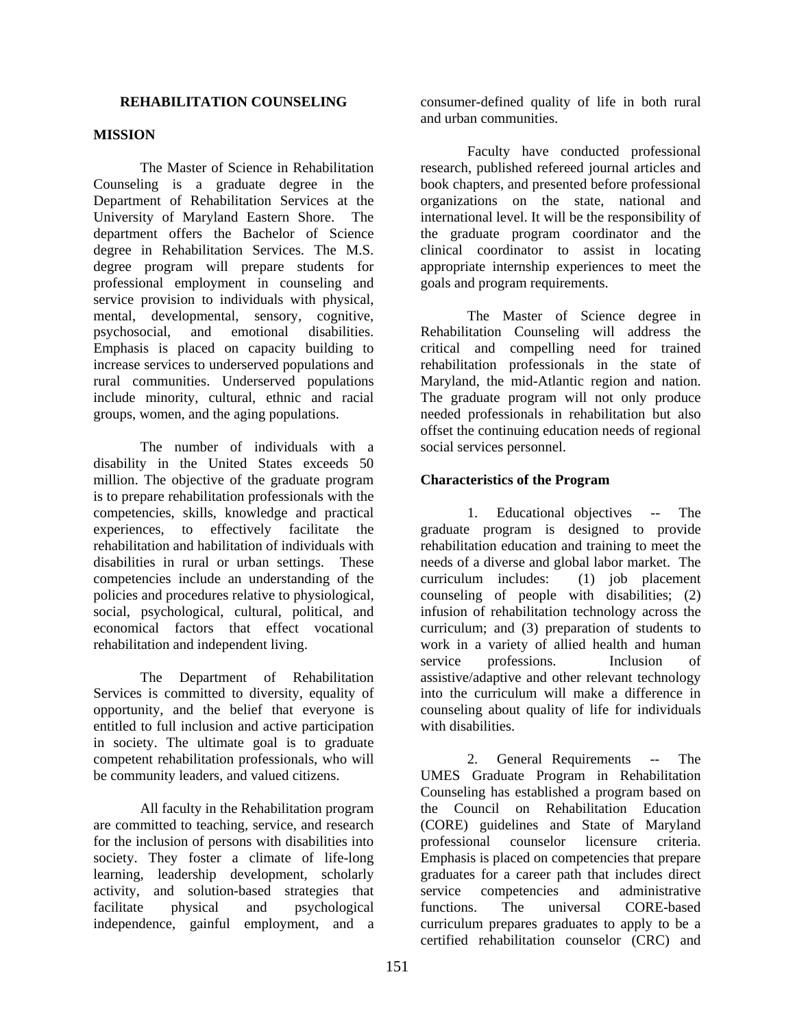## REHABILITATION COUNSELING

### MISSION

The Master of Science in Rehabilitation Counseling is a graduate degree in the Department of Rehabilitation Services at the University of Maryland Eastern Shore. The department offers the Bachelor of Science degree in Rehabilitation Services. The M.S. degree program will prepare students for professional employment in counseling and service provision to individuals with physical, mental, developmental, sensory, cognitive, psychosocial, and emotional disabilities. Emphasis is placed on capacity building to increase services to underserved populations and rural communities. Underserved populations include minority, cultural, ethnic and racial groups, women, and the aging populations.

The number of individuals with a disability in the United States exceeds 50 million. The objective of the graduate program is to prepare rehabilitation professionals with the competencies, skills, knowledge and practical experiences, to effectively facilitate the rehabilitation and habilitation of individuals with disabilities in rural or urban settings. These competencies include an understanding of the policies and procedures relative to physiological, social, psychological, cultural, political, and economical factors that effect vocational rehabilitation and independent living.

The Department of Rehabilitation Services is committed to diversity, equality of opportunity, and the belief that everyone is entitled to full inclusion and active participation in society. The ultimate goal is to graduate competent rehabilitation professionals, who will be community leaders, and valued citizens.

All faculty in the Rehabilitation program are committed to teaching, service, and research for the inclusion of persons with disabilities into society. They foster a climate of life-long learning, leadership development, scholarly activity, and solution-based strategies that facilitate physical and psychological independence, gainful employment, and a consumer-defined quality of life in both rural and urban communities.

Faculty have conducted professional research, published refereed journal articles and book chapters, and presented before professional organizations on the state, national and international level. It will be the responsibility of the graduate program coordinator and the clinical coordinator to assist in locating appropriate internship experiences to meet the goals and program requirements.

The Master of Science degree in Rehabilitation Counseling will address the critical and compelling need for trained rehabilitation professionals in the state of Maryland, the mid-Atlantic region and nation. The graduate program will not only produce needed professionals in rehabilitation but also offset the continuing education needs of regional social services personnel.

### Characteristics of the Program

1. Educational objectives -- The graduate program is designed to provide rehabilitation education and training to meet the needs of a diverse and global labor market. The curriculum includes: (1) job placement counseling of people with disabilities; (2) infusion of rehabilitation technology across the curriculum; and (3) preparation of students to work in a variety of allied health and human service professions. Inclusion of assistive/adaptive and other relevant technology into the curriculum will make a difference in counseling about quality of life for individuals with disabilities.

2. General Requirements -- The UMES Graduate Program in Rehabilitation Counseling has established a program based on the Council on Rehabilitation Education (CORE) guidelines and State of Maryland professional counselor licensure criteria. Emphasis is placed on competencies that prepare graduates for a career path that includes direct service competencies and administrative functions. The universal CORE-based curriculum prepares graduates to apply to be a certified rehabilitation counselor (CRC) and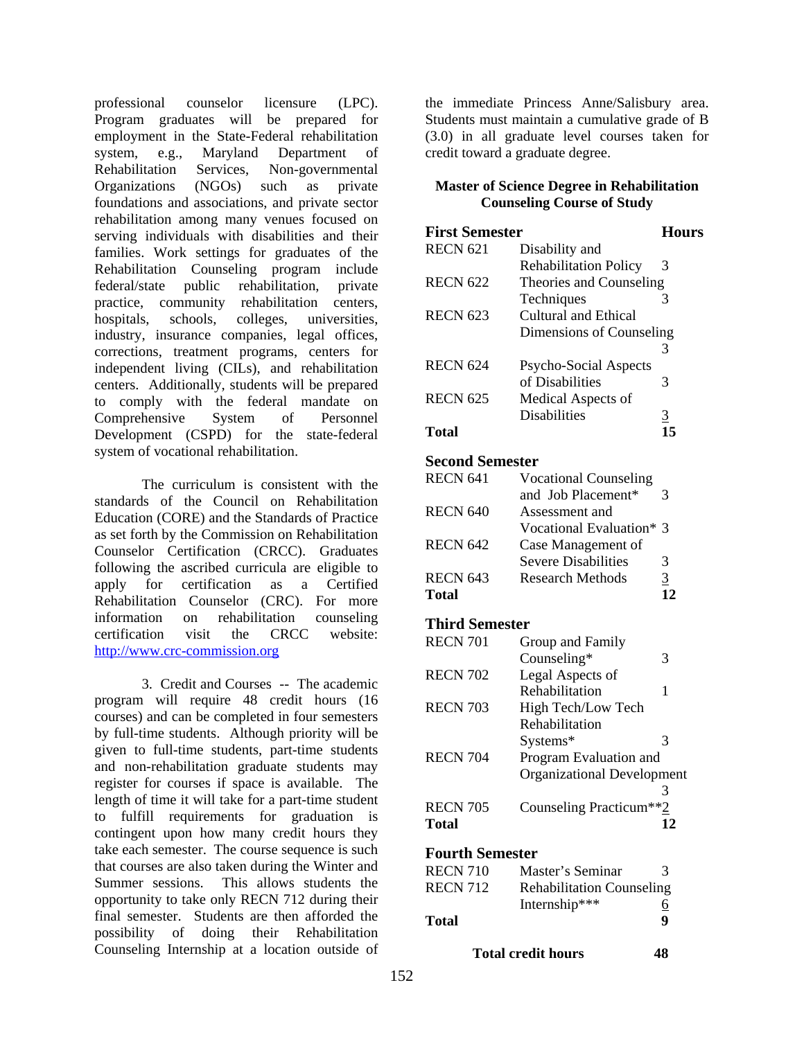professional counselor licensure (LPC). Program graduates will be prepared for employment in the State-Federal rehabilitation system, e.g., Maryland Department of Rehabilitation Services, Non-governmental Organizations (NGOs) such as private foundations and associations, and private sector rehabilitation among many venues focused on serving individuals with disabilities and their families. Work settings for graduates of the Rehabilitation Counseling program include federal/state public rehabilitation, private practice, community rehabilitation centers, hospitals, schools, colleges, universities, industry, insurance companies, legal offices, corrections, treatment programs, centers for independent living (CILs), and rehabilitation centers. Additionally, students will be prepared to comply with the federal mandate on Comprehensive System of Personnel Development (CSPD) for the state-federal system of vocational rehabilitation.

The curriculum is consistent with the standards of the Council on Rehabilitation Education (CORE) and the Standards of Practice as set forth by the Commission on Rehabilitation Counselor Certification (CRCC). Graduates following the ascribed curricula are eligible to apply for certification as a Certified Rehabilitation Counselor (CRC). For more information on rehabilitation counseling certification visit the CRCC website: http://www.crc-commission.org

3. Credit and Courses -- The academic program will require 48 credit hours (16 courses) and can be completed in four semesters by full-time students. Although priority will be given to full-time students, part-time students and non-rehabilitation graduate students may register for courses if space is available. The length of time it will take for a part-time student to fulfill requirements for graduation is contingent upon how many credit hours they take each semester. The course sequence is such that courses are also taken during the Winter and Summer sessions. This allows students the opportunity to take only RECN 712 during their final semester. Students are then afforded the possibility of doing their Rehabilitation Counseling Internship at a location outside of the immediate Princess Anne/Salisbury area. Students must maintain a cumulative grade of B (3.0) in all graduate level courses taken for credit toward a graduate degree.

**Master of Science Degree in Rehabilitation Counseling Course of Study**

| **First Semester** | | **Hours** |
|---|---|---|
| RECN 621 | Disability and Rehabilitation Policy | 3 |
| RECN 622 | Theories and Counseling Techniques | 3 |
| RECN 623 | Cultural and Ethical Dimensions of Counseling | 3 |
| RECN 624 | Psycho-Social Aspects of Disabilities | 3 |
| RECN 625 | Medical Aspects of Disabilities | 3 |
| **Total** | | **15** |
| **Second Semester** | | |
| RECN 641 | Vocational Counseling and Job Placement* | 3 |
| RECN 640 | Assessment and Vocational Evaluation* | 3 |
| RECN 642 | Case Management of Severe Disabilities | 3 |
| RECN 643 | Research Methods | 3 |
| **Total** | | **12** |
| **Third Semester** | | |
| RECN 701 | Group and Family Counseling* | 3 |
| RECN 702 | Legal Aspects of Rehabilitation | 1 |
| RECN 703 | High Tech/Low Tech Rehabilitation Systems* | 3 |
| RECN 704 | Program Evaluation and Organizational Development | 3 |
| RECN 705 | Counseling Practicum** | 2 |
| **Total** | | **12** |
| **Fourth Semester** | | |
| RECN 710 | Master's Seminar | 3 |
| RECN 712 | Rehabilitation Counseling Internship*** | 6 |
| **Total** | | **9** |
| **Total credit hours** | | **48** |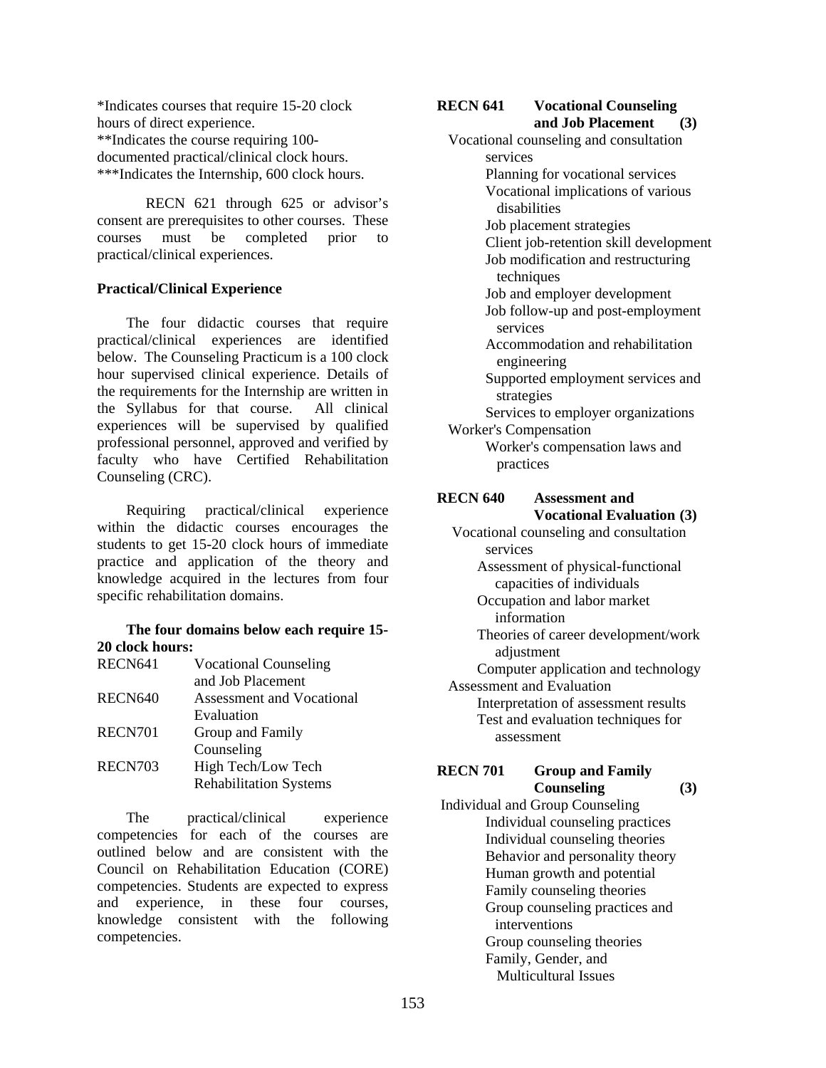*Indicates courses that require 15-20 clock hours of direct experience.
**Indicates the course requiring 100-documented practical/clinical clock hours.
***Indicates the Internship, 600 clock hours.

RECN 621 through 625 or advisor's consent are prerequisites to other courses. These courses must be completed prior to practical/clinical experiences.

**Practical/Clinical Experience**

The four didactic courses that require practical/clinical experiences are identified below. The Counseling Practicum is a 100 clock hour supervised clinical experience. Details of the requirements for the Internship are written in the Syllabus for that course. All clinical experiences will be supervised by qualified professional personnel, approved and verified by faculty who have Certified Rehabilitation Counseling (CRC).

Requiring practical/clinical experience within the didactic courses encourages the students to get 15-20 clock hours of immediate practice and application of the theory and knowledge acquired in the lectures from four specific rehabilitation domains.

**The four domains below each require 15-20 clock hours:**

| | |
|---|---|
| RECN641 | Vocational Counseling and Job Placement |
| RECN640 | Assessment and Vocational Evaluation |
| RECN701 | Group and Family Counseling |
| RECN703 | High Tech/Low Tech Rehabilitation Systems |

The practical/clinical experience competencies for each of the courses are outlined below and are consistent with the Council on Rehabilitation Education (CORE) competencies. Students are expected to express and experience, in these four courses, knowledge consistent with the following competencies.

**RECN 641 Vocational Counseling and Job Placement (3)**

Vocational counseling and consultation services
- Planning for vocational services
- Vocational implications of various disabilities
- Job placement strategies
- Client job-retention skill development
- Job modification and restructuring techniques
- Job and employer development
- Job follow-up and post-employment services
- Accommodation and rehabilitation engineering
- Supported employment services and strategies
- Services to employer organizations

Worker's Compensation
- Worker's compensation laws and practices

**RECN 640 Assessment and Vocational Evaluation (3)**

Vocational counseling and consultation services
- Assessment of physical-functional capacities of individuals
- Occupation and labor market information
- Theories of career development/work adjustment
- Computer application and technology

Assessment and Evaluation
- Interpretation of assessment results
- Test and evaluation techniques for assessment

**RECN 701 Group and Family Counseling (3)**

Individual and Group Counseling
- Individual counseling practices
- Individual counseling theories
- Behavior and personality theory
- Human growth and potential
- Family counseling theories
- Group counseling practices and interventions
- Group counseling theories
- Family, Gender, and Multicultural Issues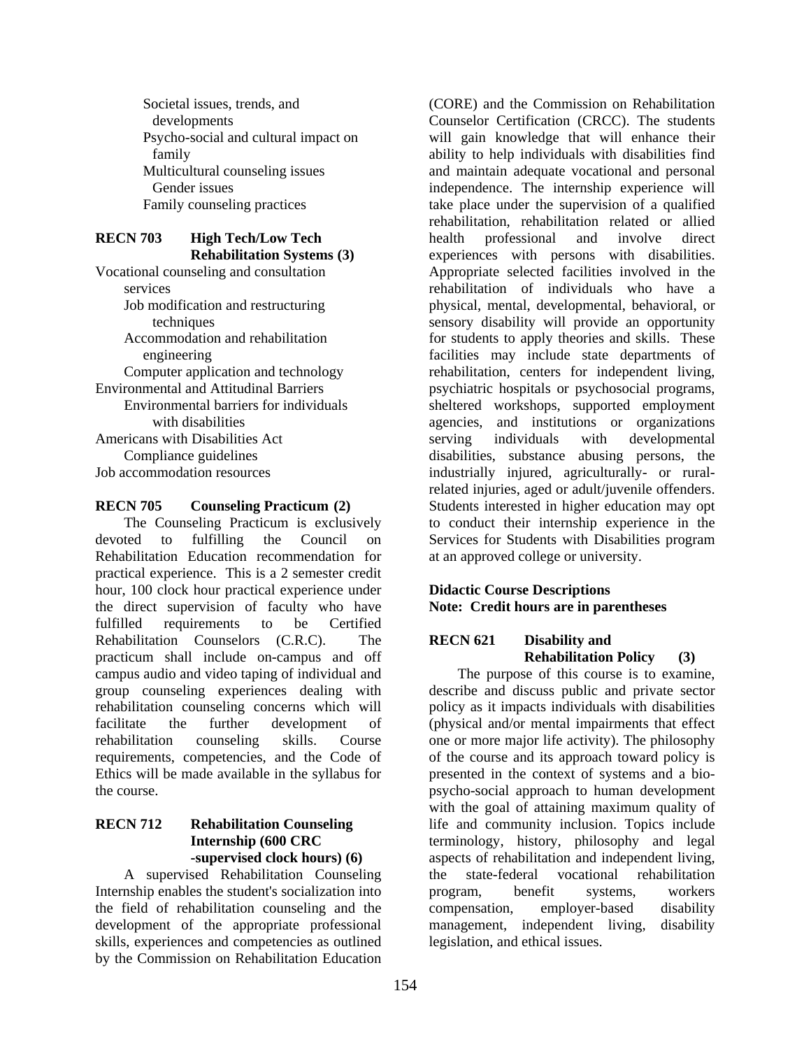Societal issues, trends, and developments
Psycho-social and cultural impact on family
Multicultural counseling issues
Gender issues
Family counseling practices

**RECN 703 High Tech/Low Tech Rehabilitation Systems (3)**

Vocational counseling and consultation services
- Job modification and restructuring techniques
- Accommodation and rehabilitation engineering
- Computer application and technology

Environmental and Attitudinal Barriers
- Environmental barriers for individuals with disabilities

Americans with Disabilities Act
- Compliance guidelines

Job accommodation resources

**RECN 705 Counseling Practicum (2)**

The Counseling Practicum is exclusively devoted to fulfilling the Council on Rehabilitation Education recommendation for practical experience. This is a 2 semester credit hour, 100 clock hour practical experience under the direct supervision of faculty who have fulfilled requirements to be Certified Rehabilitation Counselors (C.R.C). The practicum shall include on-campus and off campus audio and video taping of individual and group counseling experiences dealing with rehabilitation counseling concerns which will facilitate the further development of rehabilitation counseling skills. Course requirements, competencies, and the Code of Ethics will be made available in the syllabus for the course.

**RECN 712 Rehabilitation Counseling Internship (600 CRC -supervised clock hours) (6)**

A supervised Rehabilitation Counseling Internship enables the student's socialization into the field of rehabilitation counseling and the development of the appropriate professional skills, experiences and competencies as outlined by the Commission on Rehabilitation Education (CORE) and the Commission on Rehabilitation Counselor Certification (CRCC). The students will gain knowledge that will enhance their ability to help individuals with disabilities find and maintain adequate vocational and personal independence. The internship experience will take place under the supervision of a qualified rehabilitation, rehabilitation related or allied health professional and involve direct experiences with persons with disabilities. Appropriate selected facilities involved in the rehabilitation of individuals who have a physical, mental, developmental, behavioral, or sensory disability will provide an opportunity for students to apply theories and skills. These facilities may include state departments of rehabilitation, centers for independent living, psychiatric hospitals or psychosocial programs, sheltered workshops, supported employment agencies, and institutions or organizations serving individuals with developmental disabilities, substance abusing persons, the industrially injured, agriculturally- or rural-related injuries, aged or adult/juvenile offenders. Students interested in higher education may opt to conduct their internship experience in the Services for Students with Disabilities program at an approved college or university.

**Didactic Course Descriptions**
**Note: Credit hours are in parentheses**

**RECN 621 Disability and Rehabilitation Policy (3)**

The purpose of this course is to examine, describe and discuss public and private sector policy as it impacts individuals with disabilities (physical and/or mental impairments that effect one or more major life activity). The philosophy of the course and its approach toward policy is presented in the context of systems and a bio-psycho-social approach to human development with the goal of attaining maximum quality of life and community inclusion. Topics include terminology, history, philosophy and legal aspects of rehabilitation and independent living, the state-federal vocational rehabilitation program, benefit systems, workers compensation, employer-based disability management, independent living, disability legislation, and ethical issues.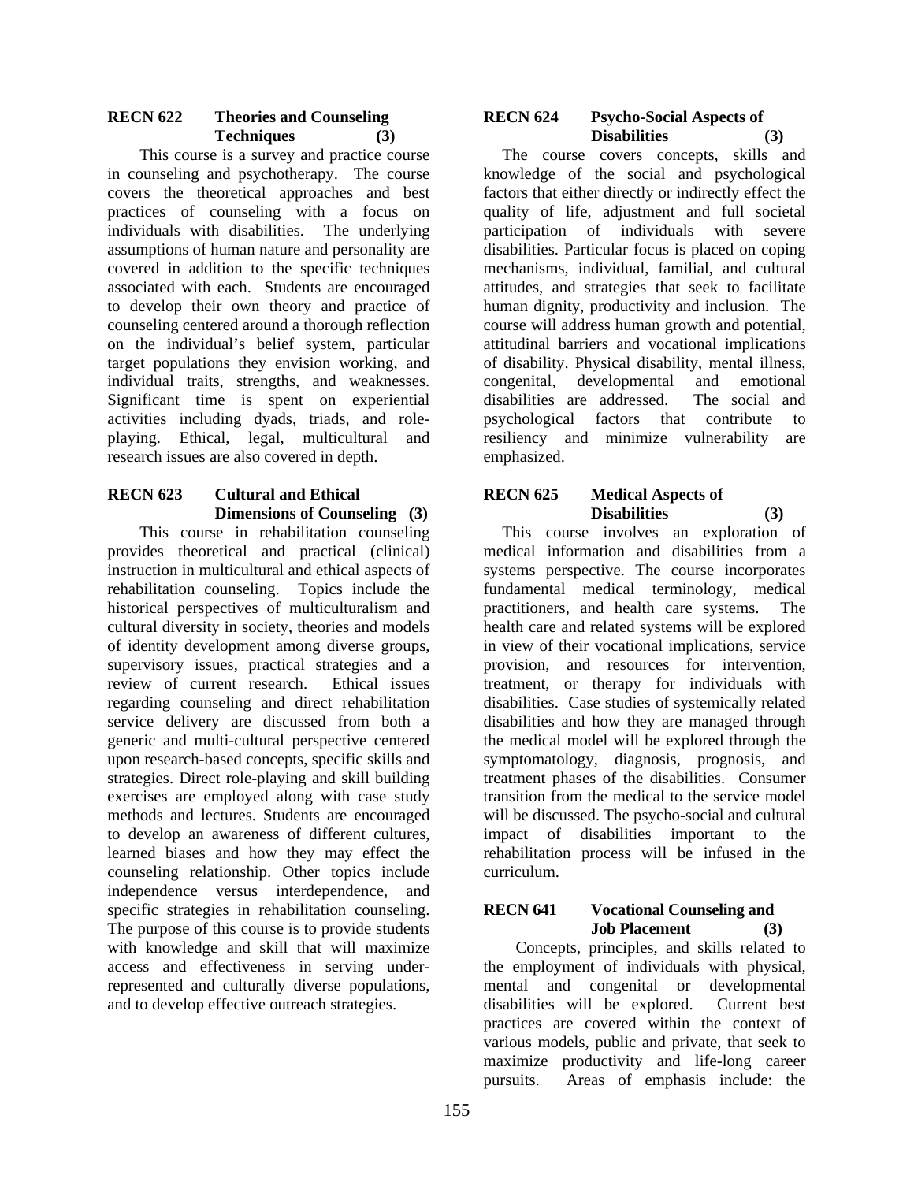### RECN 622 Theories and Counseling Techniques (3)

This course is a survey and practice course in counseling and psychotherapy. The course covers the theoretical approaches and best practices of counseling with a focus on individuals with disabilities. The underlying assumptions of human nature and personality are covered in addition to the specific techniques associated with each. Students are encouraged to develop their own theory and practice of counseling centered around a thorough reflection on the individual's belief system, particular target populations they envision working, and individual traits, strengths, and weaknesses. Significant time is spent on experiential activities including dyads, triads, and role-playing. Ethical, legal, multicultural and research issues are also covered in depth.

### RECN 623 Cultural and Ethical Dimensions of Counseling (3)

This course in rehabilitation counseling provides theoretical and practical (clinical) instruction in multicultural and ethical aspects of rehabilitation counseling. Topics include the historical perspectives of multiculturalism and cultural diversity in society, theories and models of identity development among diverse groups, supervisory issues, practical strategies and a review of current research. Ethical issues regarding counseling and direct rehabilitation service delivery are discussed from both a generic and multi-cultural perspective centered upon research-based concepts, specific skills and strategies. Direct role-playing and skill building exercises are employed along with case study methods and lectures. Students are encouraged to develop an awareness of different cultures, learned biases and how they may effect the counseling relationship. Other topics include independence versus interdependence, and specific strategies in rehabilitation counseling. The purpose of this course is to provide students with knowledge and skill that will maximize access and effectiveness in serving under-represented and culturally diverse populations, and to develop effective outreach strategies.

### RECN 624 Psycho-Social Aspects of Disabilities (3)

The course covers concepts, skills and knowledge of the social and psychological factors that either directly or indirectly effect the quality of life, adjustment and full societal participation of individuals with severe disabilities. Particular focus is placed on coping mechanisms, individual, familial, and cultural attitudes, and strategies that seek to facilitate human dignity, productivity and inclusion. The course will address human growth and potential, attitudinal barriers and vocational implications of disability. Physical disability, mental illness, congenital, developmental and emotional disabilities are addressed. The social and psychological factors that contribute to resiliency and minimize vulnerability are emphasized.

### RECN 625 Medical Aspects of Disabilities (3)

This course involves an exploration of medical information and disabilities from a systems perspective. The course incorporates fundamental medical terminology, medical practitioners, and health care systems. The health care and related systems will be explored in view of their vocational implications, service provision, and resources for intervention, treatment, or therapy for individuals with disabilities. Case studies of systemically related disabilities and how they are managed through the medical model will be explored through the symptomatology, diagnosis, prognosis, and treatment phases of the disabilities. Consumer transition from the medical to the service model will be discussed. The psycho-social and cultural impact of disabilities important to the rehabilitation process will be infused in the curriculum.

### RECN 641 Vocational Counseling and Job Placement (3)

Concepts, principles, and skills related to the employment of individuals with physical, mental and congenital or developmental disabilities will be explored. Current best practices are covered within the context of various models, public and private, that seek to maximize productivity and life-long career pursuits. Areas of emphasis include: the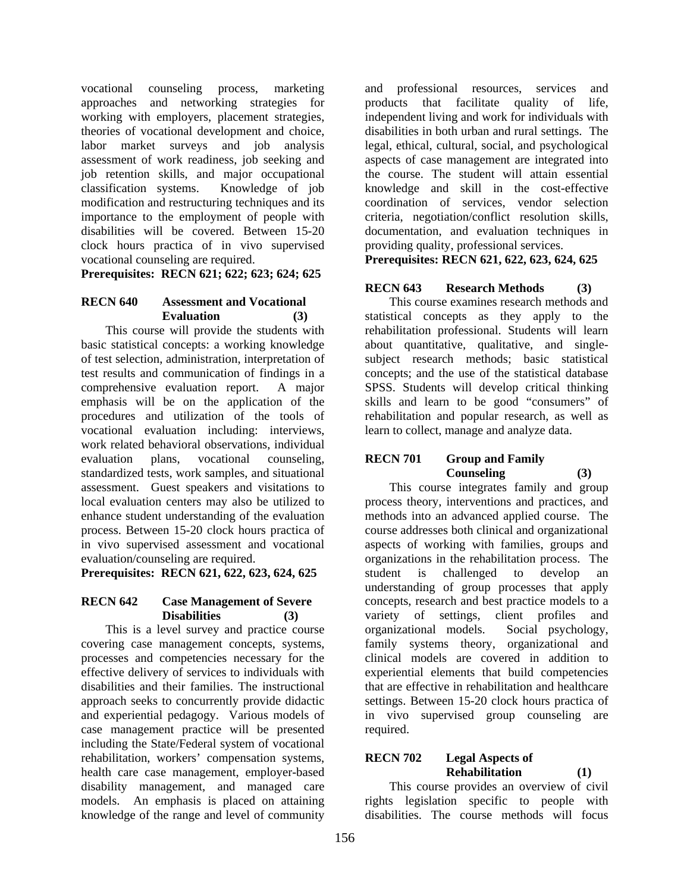vocational counseling process, marketing approaches and networking strategies for working with employers, placement strategies, theories of vocational development and choice, labor market surveys and job analysis assessment of work readiness, job seeking and job retention skills, and major occupational classification systems. Knowledge of job modification and restructuring techniques and its importance to the employment of people with disabilities will be covered. Between 15-20 clock hours practica of in vivo supervised vocational counseling are required.

**Prerequisites: RECN 621; 622; 623; 624; 625**

**RECN 640 Assessment and Vocational Evaluation (3)**

This course will provide the students with basic statistical concepts: a working knowledge of test selection, administration, interpretation of test results and communication of findings in a comprehensive evaluation report. A major emphasis will be on the application of the procedures and utilization of the tools of vocational evaluation including: interviews, work related behavioral observations, individual evaluation plans, vocational counseling, standardized tests, work samples, and situational assessment. Guest speakers and visitations to local evaluation centers may also be utilized to enhance student understanding of the evaluation process. Between 15-20 clock hours practica of in vivo supervised assessment and vocational evaluation/counseling are required.

**Prerequisites: RECN 621, 622, 623, 624, 625**

**RECN 642 Case Management of Severe Disabilities (3)**

This is a level survey and practice course covering case management concepts, systems, processes and competencies necessary for the effective delivery of services to individuals with disabilities and their families. The instructional approach seeks to concurrently provide didactic and experiential pedagogy. Various models of case management practice will be presented including the State/Federal system of vocational rehabilitation, workers' compensation systems, health care case management, employer-based disability management, and managed care models. An emphasis is placed on attaining knowledge of the range and level of community and professional resources, services and products that facilitate quality of life, independent living and work for individuals with disabilities in both urban and rural settings. The legal, ethical, cultural, social, and psychological aspects of case management are integrated into the course. The student will attain essential knowledge and skill in the cost-effective coordination of services, vendor selection criteria, negotiation/conflict resolution skills, documentation, and evaluation techniques in providing quality, professional services.

**Prerequisites: RECN 621, 622, 623, 624, 625**

**RECN 643 Research Methods (3)**

This course examines research methods and statistical concepts as they apply to the rehabilitation professional. Students will learn about quantitative, qualitative, and single-subject research methods; basic statistical concepts; and the use of the statistical database SPSS. Students will develop critical thinking skills and learn to be good "consumers" of rehabilitation and popular research, as well as learn to collect, manage and analyze data.

**RECN 701 Group and Family Counseling (3)**

This course integrates family and group process theory, interventions and practices, and methods into an advanced applied course. The course addresses both clinical and organizational aspects of working with families, groups and organizations in the rehabilitation process. The student is challenged to develop an understanding of group processes that apply concepts, research and best practice models to a variety of settings, client profiles and organizational models. Social psychology, family systems theory, organizational and clinical models are covered in addition to experiential elements that build competencies that are effective in rehabilitation and healthcare settings. Between 15-20 clock hours practica of in vivo supervised group counseling are required.

**RECN 702 Legal Aspects of Rehabilitation (1)**

This course provides an overview of civil rights legislation specific to people with disabilities. The course methods will focus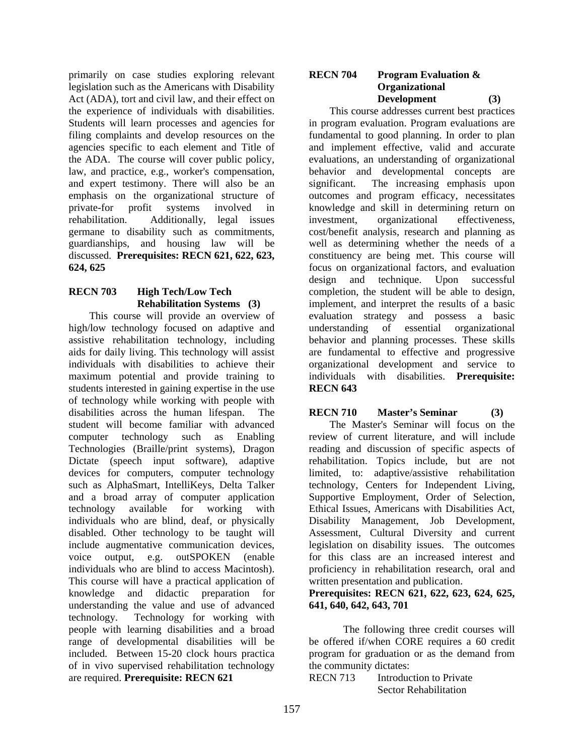primarily on case studies exploring relevant legislation such as the Americans with Disability Act (ADA), tort and civil law, and their effect on the experience of individuals with disabilities. Students will learn processes and agencies for filing complaints and develop resources on the agencies specific to each element and Title of the ADA. The course will cover public policy, law, and practice, e.g., worker's compensation, and expert testimony. There will also be an emphasis on the organizational structure of private-for profit systems involved in rehabilitation. Additionally, legal issues germane to disability such as commitments, guardianships, and housing law will be discussed. **Prerequisites: RECN 621, 622, 623, 624, 625**

**RECN 703 High Tech/Low Tech Rehabilitation Systems (3)**

This course will provide an overview of high/low technology focused on adaptive and assistive rehabilitation technology, including aids for daily living. This technology will assist individuals with disabilities to achieve their maximum potential and provide training to students interested in gaining expertise in the use of technology while working with people with disabilities across the human lifespan. The student will become familiar with advanced computer technology such as Enabling Technologies (Braille/print systems), Dragon Dictate (speech input software), adaptive devices for computers, computer technology such as AlphaSmart, IntelliKeys, Delta Talker and a broad array of computer application technology available for working with individuals who are blind, deaf, or physically disabled. Other technology to be taught will include augmentative communication devices, voice output, e.g. outSPOKEN (enable individuals who are blind to access Macintosh). This course will have a practical application of knowledge and didactic preparation for understanding the value and use of advanced technology. Technology for working with people with learning disabilities and a broad range of developmental disabilities will be included. Between 15-20 clock hours practica of in vivo supervised rehabilitation technology are required. **Prerequisite: RECN 621**

**RECN 704 Program Evaluation & Organizational Development (3)**

This course addresses current best practices in program evaluation. Program evaluations are fundamental to good planning. In order to plan and implement effective, valid and accurate evaluations, an understanding of organizational behavior and developmental concepts are significant. The increasing emphasis upon outcomes and program efficacy, necessitates knowledge and skill in determining return on investment, organizational effectiveness, cost/benefit analysis, research and planning as well as determining whether the needs of a constituency are being met. This course will focus on organizational factors, and evaluation design and technique. Upon successful completion, the student will be able to design, implement, and interpret the results of a basic evaluation strategy and possess a basic understanding of essential organizational behavior and planning processes. These skills are fundamental to effective and progressive organizational development and service to individuals with disabilities. **Prerequisite: RECN 643**

**RECN 710 Master's Seminar (3)**

The Master's Seminar will focus on the review of current literature, and will include reading and discussion of specific aspects of rehabilitation. Topics include, but are not limited, to: adaptive/assistive rehabilitation technology, Centers for Independent Living, Supportive Employment, Order of Selection, Ethical Issues, Americans with Disabilities Act, Disability Management, Job Development, Assessment, Cultural Diversity and current legislation on disability issues. The outcomes for this class are an increased interest and proficiency in rehabilitation research, oral and written presentation and publication.

**Prerequisites: RECN 621, 622, 623, 624, 625, 641, 640, 642, 643, 701**

The following three credit courses will be offered if/when CORE requires a 60 credit program for graduation or as the demand from the community dictates:

RECN 713 Introduction to Private Sector Rehabilitation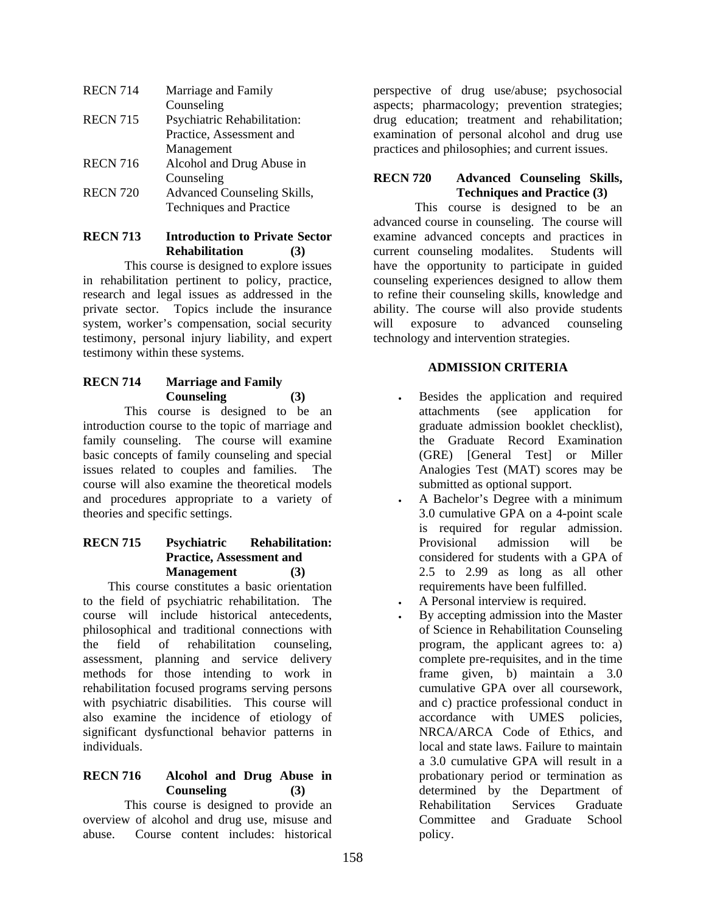| | |
|---|---|
| RECN 714 | Marriage and Family Counseling |
| RECN 715 | Psychiatric Rehabilitation: Practice, Assessment and Management |
| RECN 716 | Alcohol and Drug Abuse in Counseling |
| RECN 720 | Advanced Counseling Skills, Techniques and Practice |

**RECN 713 Introduction to Private Sector Rehabilitation (3)**

This course is designed to explore issues in rehabilitation pertinent to policy, practice, research and legal issues as addressed in the private sector. Topics include the insurance system, worker's compensation, social security testimony, personal injury liability, and expert testimony within these systems.

**RECN 714 Marriage and Family Counseling (3)**

This course is designed to be an introduction course to the topic of marriage and family counseling. The course will examine basic concepts of family counseling and special issues related to couples and families. The course will also examine the theoretical models and procedures appropriate to a variety of theories and specific settings.

**RECN 715 Psychiatric Rehabilitation: Practice, Assessment and Management (3)**

This course constitutes a basic orientation to the field of psychiatric rehabilitation. The course will include historical antecedents, philosophical and traditional connections with the field of rehabilitation counseling, assessment, planning and service delivery methods for those intending to work in rehabilitation focused programs serving persons with psychiatric disabilities. This course will also examine the incidence of etiology of significant dysfunctional behavior patterns in individuals.

**RECN 716 Alcohol and Drug Abuse in Counseling (3)**

This course is designed to provide an overview of alcohol and drug use, misuse and abuse. Course content includes: historical perspective of drug use/abuse; psychosocial aspects; pharmacology; prevention strategies; drug education; treatment and rehabilitation; examination of personal alcohol and drug use practices and philosophies; and current issues.

**RECN 720 Advanced Counseling Skills, Techniques and Practice (3)**

This course is designed to be an advanced course in counseling. The course will examine advanced concepts and practices in current counseling modalites. Students will have the opportunity to participate in guided counseling experiences designed to allow them to refine their counseling skills, knowledge and ability. The course will also provide students will exposure to advanced counseling technology and intervention strategies.

**ADMISSION CRITERIA**

- Besides the application and required attachments (see application for graduate admission booklet checklist), the Graduate Record Examination (GRE) [General Test] or Miller Analogies Test (MAT) scores may be submitted as optional support.
- A Bachelor's Degree with a minimum 3.0 cumulative GPA on a 4-point scale is required for regular admission. Provisional admission will be considered for students with a GPA of 2.5 to 2.99 as long as all other requirements have been fulfilled.
- A Personal interview is required.
- By accepting admission into the Master of Science in Rehabilitation Counseling program, the applicant agrees to: a) complete pre-requisites, and in the time frame given, b) maintain a 3.0 cumulative GPA over all coursework, and c) practice professional conduct in accordance with UMES policies, NRCA/ARCA Code of Ethics, and local and state laws. Failure to maintain a 3.0 cumulative GPA will result in a probationary period or termination as determined by the Department of Rehabilitation Services Graduate Committee and Graduate School policy.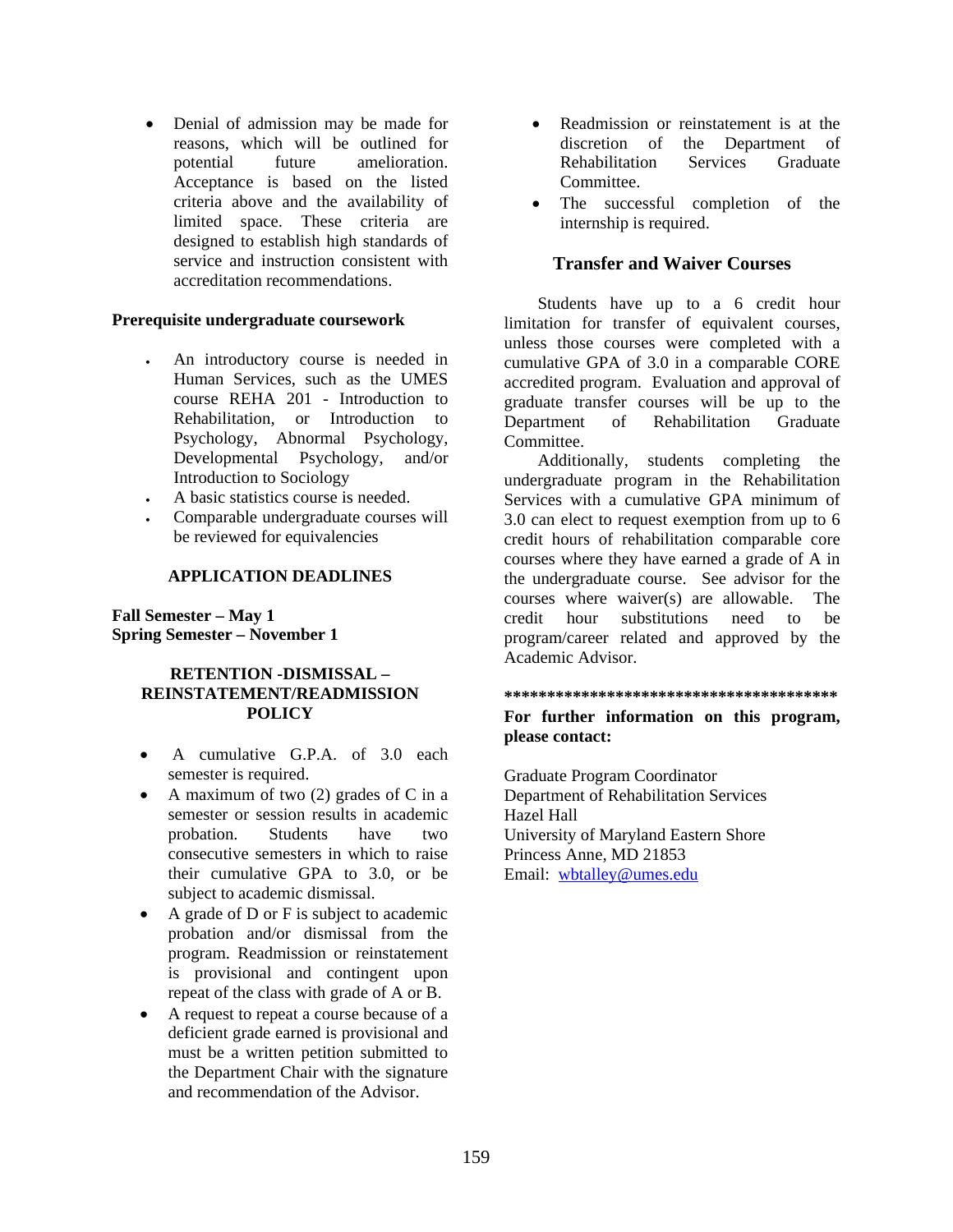- Denial of admission may be made for reasons, which will be outlined for potential future amelioration. Acceptance is based on the listed criteria above and the availability of limited space. These criteria are designed to establish high standards of service and instruction consistent with accreditation recommendations.

**Prerequisite undergraduate coursework**

- An introductory course is needed in Human Services, such as the UMES course REHA 201 - Introduction to Rehabilitation, or Introduction to Psychology, Abnormal Psychology, Developmental Psychology, and/or Introduction to Sociology
- A basic statistics course is needed.
- Comparable undergraduate courses will be reviewed for equivalencies

**APPLICATION DEADLINES**

**Fall Semester – May 1**
**Spring Semester – November 1**

**RETENTION -DISMISSAL – REINSTATEMENT/READMISSION POLICY**

- A cumulative G.P.A. of 3.0 each semester is required.
- A maximum of two (2) grades of C in a semester or session results in academic probation. Students have two consecutive semesters in which to raise their cumulative GPA to 3.0, or be subject to academic dismissal.
- A grade of D or F is subject to academic probation and/or dismissal from the program. Readmission or reinstatement is provisional and contingent upon repeat of the class with grade of A or B.
- A request to repeat a course because of a deficient grade earned is provisional and must be a written petition submitted to the Department Chair with the signature and recommendation of the Advisor.
- Readmission or reinstatement is at the discretion of the Department of Rehabilitation Services Graduate Committee.
- The successful completion of the internship is required.

## Transfer and Waiver Courses

Students have up to a 6 credit hour limitation for transfer of equivalent courses, unless those courses were completed with a cumulative GPA of 3.0 in a comparable CORE accredited program. Evaluation and approval of graduate transfer courses will be up to the Department of Rehabilitation Graduate Committee.

Additionally, students completing the undergraduate program in the Rehabilitation Services with a cumulative GPA minimum of 3.0 can elect to request exemption from up to 6 credit hours of rehabilitation comparable core courses where they have earned a grade of A in the undergraduate course. See advisor for the courses where waiver(s) are allowable. The credit hour substitutions need to be program/career related and approved by the Academic Advisor.

**************************************

**For further information on this program, please contact:**

Graduate Program Coordinator
Department of Rehabilitation Services
Hazel Hall
University of Maryland Eastern Shore
Princess Anne, MD 21853
Email: wbtalley@umes.edu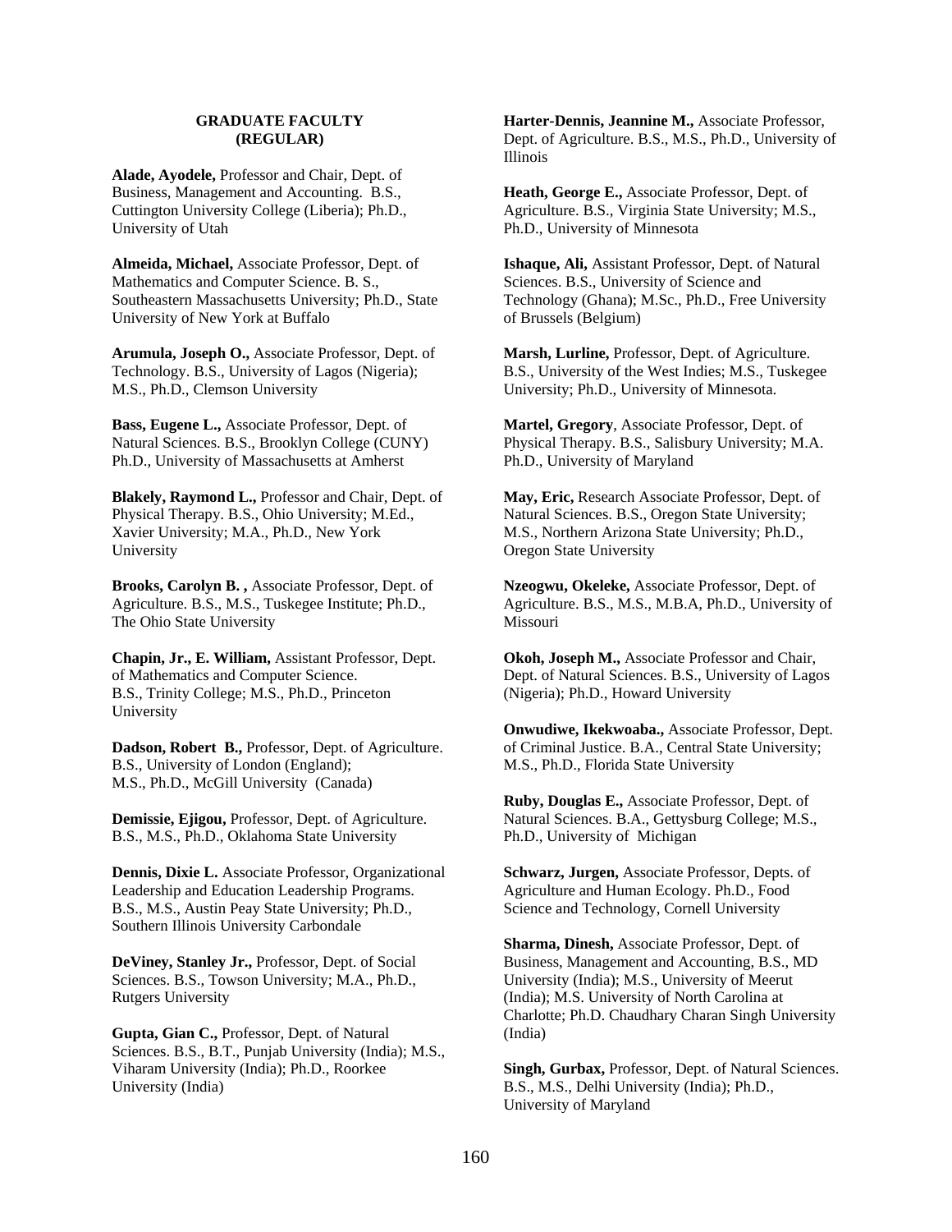## GRADUATE FACULTY (REGULAR)

**Alade, Ayodele,** Professor and Chair, Dept. of Business, Management and Accounting. B.S., Cuttington University College (Liberia); Ph.D., University of Utah

**Almeida, Michael,** Associate Professor, Dept. of Mathematics and Computer Science. B. S., Southeastern Massachusetts University; Ph.D., State University of New York at Buffalo

**Arumula, Joseph O.,** Associate Professor, Dept. of Technology. B.S., University of Lagos (Nigeria); M.S., Ph.D., Clemson University

**Bass, Eugene L.,** Associate Professor, Dept. of Natural Sciences. B.S., Brooklyn College (CUNY) Ph.D., University of Massachusetts at Amherst

**Blakely, Raymond L.,** Professor and Chair, Dept. of Physical Therapy. B.S., Ohio University; M.Ed., Xavier University; M.A., Ph.D., New York University

**Brooks, Carolyn B. ,** Associate Professor, Dept. of Agriculture. B.S., M.S., Tuskegee Institute; Ph.D., The Ohio State University

**Chapin, Jr., E. William,** Assistant Professor, Dept. of Mathematics and Computer Science. B.S., Trinity College; M.S., Ph.D., Princeton University

**Dadson, Robert B.,** Professor, Dept. of Agriculture. B.S., University of London (England); M.S., Ph.D., McGill University (Canada)

**Demissie, Ejigou,** Professor, Dept. of Agriculture. B.S., M.S., Ph.D., Oklahoma State University

**Dennis, Dixie L.** Associate Professor, Organizational Leadership and Education Leadership Programs. B.S., M.S., Austin Peay State University; Ph.D., Southern Illinois University Carbondale

**DeViney, Stanley Jr.,** Professor, Dept. of Social Sciences. B.S., Towson University; M.A., Ph.D., Rutgers University

**Gupta, Gian C.,** Professor, Dept. of Natural Sciences. B.S., B.T., Punjab University (India); M.S., Viharam University (India); Ph.D., Roorkee University (India)

**Harter-Dennis, Jeannine M.,** Associate Professor, Dept. of Agriculture. B.S., M.S., Ph.D., University of Illinois

**Heath, George E.,** Associate Professor, Dept. of Agriculture. B.S., Virginia State University; M.S., Ph.D., University of Minnesota

**Ishaque, Ali,** Assistant Professor, Dept. of Natural Sciences. B.S., University of Science and Technology (Ghana); M.Sc., Ph.D., Free University of Brussels (Belgium)

**Marsh, Lurline,** Professor, Dept. of Agriculture. B.S., University of the West Indies; M.S., Tuskegee University; Ph.D., University of Minnesota.

**Martel, Gregory**, Associate Professor, Dept. of Physical Therapy. B.S., Salisbury University; M.A. Ph.D., University of Maryland

**May, Eric,** Research Associate Professor, Dept. of Natural Sciences. B.S., Oregon State University; M.S., Northern Arizona State University; Ph.D., Oregon State University

**Nzeogwu, Okeleke,** Associate Professor, Dept. of Agriculture. B.S., M.S., M.B.A, Ph.D., University of Missouri

**Okoh, Joseph M.,** Associate Professor and Chair, Dept. of Natural Sciences. B.S., University of Lagos (Nigeria); Ph.D., Howard University

**Onwudiwe, Ikekwoaba.,** Associate Professor, Dept. of Criminal Justice. B.A., Central State University; M.S., Ph.D., Florida State University

**Ruby, Douglas E.,** Associate Professor, Dept. of Natural Sciences. B.A., Gettysburg College; M.S., Ph.D., University of Michigan

**Schwarz, Jurgen,** Associate Professor, Depts. of Agriculture and Human Ecology. Ph.D., Food Science and Technology, Cornell University

**Sharma, Dinesh,** Associate Professor, Dept. of Business, Management and Accounting, B.S., MD University (India); M.S., University of Meerut (India); M.S. University of North Carolina at Charlotte; Ph.D. Chaudhary Charan Singh University (India)

**Singh, Gurbax,** Professor, Dept. of Natural Sciences. B.S., M.S., Delhi University (India); Ph.D., University of Maryland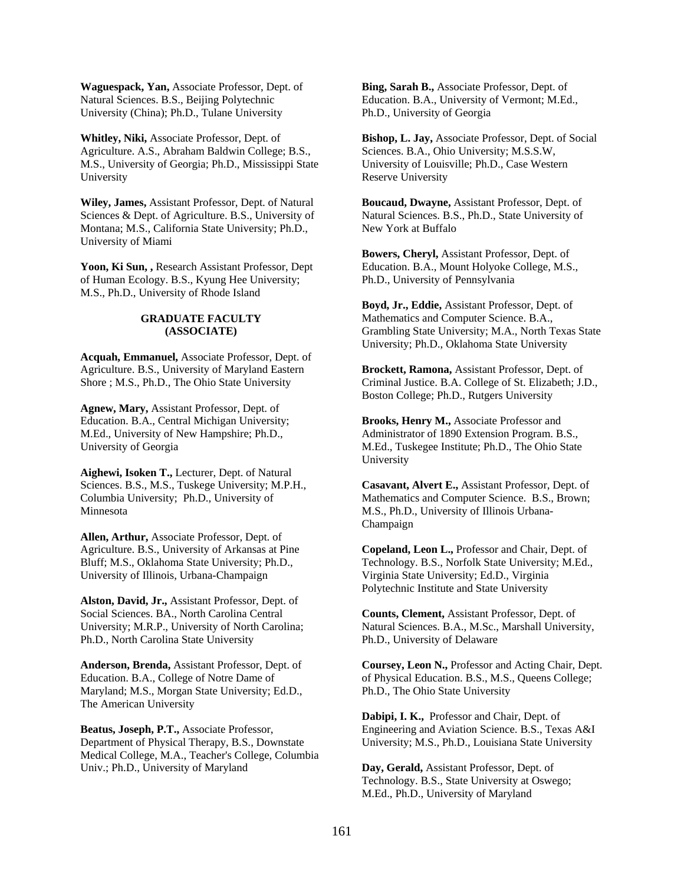**Waguespack, Yan,** Associate Professor, Dept. of Natural Sciences. B.S., Beijing Polytechnic University (China); Ph.D., Tulane University

**Whitley, Niki,** Associate Professor, Dept. of Agriculture. A.S., Abraham Baldwin College; B.S., M.S., University of Georgia; Ph.D., Mississippi State University

**Wiley, James,** Assistant Professor, Dept. of Natural Sciences & Dept. of Agriculture. B.S., University of Montana; M.S., California State University; Ph.D., University of Miami

**Yoon, Ki Sun, ,** Research Assistant Professor, Dept of Human Ecology. B.S., Kyung Hee University; M.S., Ph.D., University of Rhode Island

### GRADUATE FACULTY (ASSOCIATE)

**Acquah, Emmanuel,** Associate Professor, Dept. of Agriculture. B.S., University of Maryland Eastern Shore ; M.S., Ph.D., The Ohio State University

**Agnew, Mary,** Assistant Professor, Dept. of Education. B.A., Central Michigan University; M.Ed., University of New Hampshire; Ph.D., University of Georgia

**Aighewi, Isoken T.,** Lecturer, Dept. of Natural Sciences. B.S., M.S., Tuskege University; M.P.H., Columbia University; Ph.D., University of Minnesota

**Allen, Arthur,** Associate Professor, Dept. of Agriculture. B.S., University of Arkansas at Pine Bluff; M.S., Oklahoma State University; Ph.D., University of Illinois, Urbana-Champaign

**Alston, David, Jr.,** Assistant Professor, Dept. of Social Sciences. BA., North Carolina Central University; M.R.P., University of North Carolina; Ph.D., North Carolina State University

**Anderson, Brenda,** Assistant Professor, Dept. of Education. B.A., College of Notre Dame of Maryland; M.S., Morgan State University; Ed.D., The American University

**Beatus, Joseph, P.T.,** Associate Professor, Department of Physical Therapy, B.S., Downstate Medical College, M.A., Teacher's College, Columbia Univ.; Ph.D., University of Maryland

**Bing, Sarah B.,** Associate Professor, Dept. of Education. B.A., University of Vermont; M.Ed., Ph.D., University of Georgia

**Bishop, L. Jay,** Associate Professor, Dept. of Social Sciences. B.A., Ohio University; M.S.S.W, University of Louisville; Ph.D., Case Western Reserve University

**Boucaud, Dwayne,** Assistant Professor, Dept. of Natural Sciences. B.S., Ph.D., State University of New York at Buffalo

**Bowers, Cheryl,** Assistant Professor, Dept. of Education. B.A., Mount Holyoke College, M.S., Ph.D., University of Pennsylvania

**Boyd, Jr., Eddie,** Assistant Professor, Dept. of Mathematics and Computer Science. B.A., Grambling State University; M.A., North Texas State University; Ph.D., Oklahoma State University

**Brockett, Ramona,** Assistant Professor, Dept. of Criminal Justice. B.A. College of St. Elizabeth; J.D., Boston College; Ph.D., Rutgers University

**Brooks, Henry M.,** Associate Professor and Administrator of 1890 Extension Program. B.S., M.Ed., Tuskegee Institute; Ph.D., The Ohio State University

**Casavant, Alvert E.,** Assistant Professor, Dept. of Mathematics and Computer Science. B.S., Brown; M.S., Ph.D., University of Illinois Urbana-Champaign

**Copeland, Leon L.,** Professor and Chair, Dept. of Technology. B.S., Norfolk State University; M.Ed., Virginia State University; Ed.D., Virginia Polytechnic Institute and State University

**Counts, Clement,** Assistant Professor, Dept. of Natural Sciences. B.A., M.Sc., Marshall University, Ph.D., University of Delaware

**Coursey, Leon N.,** Professor and Acting Chair, Dept. of Physical Education. B.S., M.S., Queens College; Ph.D., The Ohio State University

**Dabipi, I. K.,** Professor and Chair, Dept. of Engineering and Aviation Science. B.S., Texas A&I University; M.S., Ph.D., Louisiana State University

**Day, Gerald,** Assistant Professor, Dept. of Technology. B.S., State University at Oswego; M.Ed., Ph.D., University of Maryland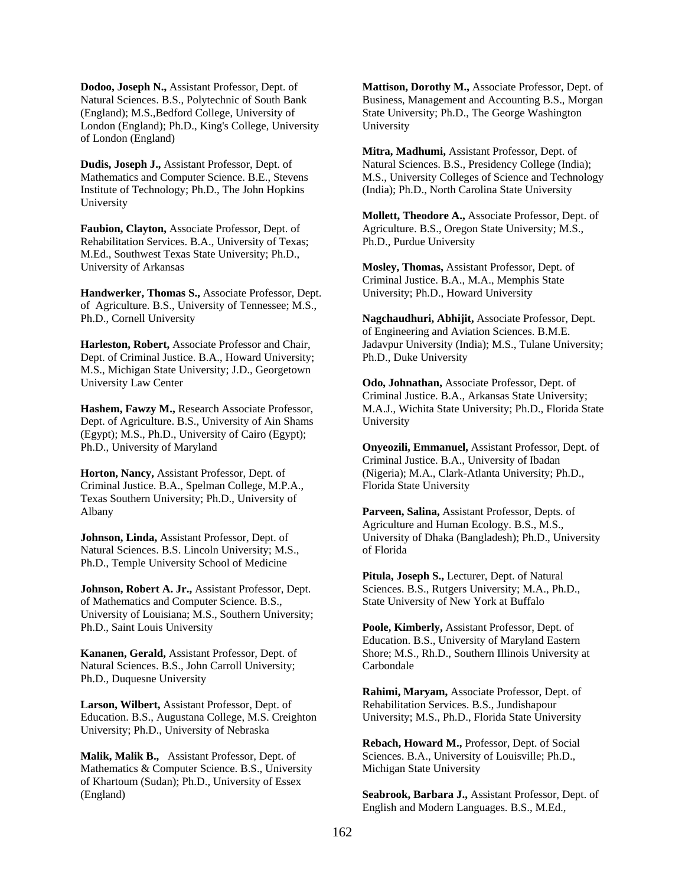**Dodoo, Joseph N.,** Assistant Professor, Dept. of Natural Sciences. B.S., Polytechnic of South Bank (England); M.S.,Bedford College, University of London (England); Ph.D., King's College, University of London (England)

**Dudis, Joseph J.,** Assistant Professor, Dept. of Mathematics and Computer Science. B.E., Stevens Institute of Technology; Ph.D., The John Hopkins University

**Faubion, Clayton,** Associate Professor, Dept. of Rehabilitation Services. B.A., University of Texas; M.Ed., Southwest Texas State University; Ph.D., University of Arkansas

**Handwerker, Thomas S.,** Associate Professor, Dept. of Agriculture. B.S., University of Tennessee; M.S., Ph.D., Cornell University

**Harleston, Robert,** Associate Professor and Chair, Dept. of Criminal Justice. B.A., Howard University; M.S., Michigan State University; J.D., Georgetown University Law Center

**Hashem, Fawzy M.,** Research Associate Professor, Dept. of Agriculture. B.S., University of Ain Shams (Egypt); M.S., Ph.D., University of Cairo (Egypt); Ph.D., University of Maryland

**Horton, Nancy,** Assistant Professor, Dept. of Criminal Justice. B.A., Spelman College, M.P.A., Texas Southern University; Ph.D., University of Albany

**Johnson, Linda,** Assistant Professor, Dept. of Natural Sciences. B.S. Lincoln University; M.S., Ph.D., Temple University School of Medicine

**Johnson, Robert A. Jr.,** Assistant Professor, Dept. of Mathematics and Computer Science. B.S., University of Louisiana; M.S., Southern University; Ph.D., Saint Louis University

**Kananen, Gerald,** Assistant Professor, Dept. of Natural Sciences. B.S., John Carroll University; Ph.D., Duquesne University

**Larson, Wilbert,** Assistant Professor, Dept. of Education. B.S., Augustana College, M.S. Creighton University; Ph.D., University of Nebraska

**Malik, Malik B.,** Assistant Professor, Dept. of Mathematics & Computer Science. B.S., University of Khartoum (Sudan); Ph.D., University of Essex (England)

**Mattison, Dorothy M.,** Associate Professor, Dept. of Business, Management and Accounting B.S., Morgan State University; Ph.D., The George Washington University

**Mitra, Madhumi,** Assistant Professor, Dept. of Natural Sciences. B.S., Presidency College (India); M.S., University Colleges of Science and Technology (India); Ph.D., North Carolina State University

**Mollett, Theodore A.,** Associate Professor, Dept. of Agriculture. B.S., Oregon State University; M.S., Ph.D., Purdue University

**Mosley, Thomas,** Assistant Professor, Dept. of Criminal Justice. B.A., M.A., Memphis State University; Ph.D., Howard University

**Nagchaudhuri, Abhijit,** Associate Professor, Dept. of Engineering and Aviation Sciences. B.M.E. Jadavpur University (India); M.S., Tulane University; Ph.D., Duke University

**Odo, Johnathan,** Associate Professor, Dept. of Criminal Justice. B.A., Arkansas State University; M.A.J., Wichita State University; Ph.D., Florida State University

**Onyeozili, Emmanuel,** Assistant Professor, Dept. of Criminal Justice. B.A., University of Ibadan (Nigeria); M.A., Clark-Atlanta University; Ph.D., Florida State University

**Parveen, Salina,** Assistant Professor, Depts. of Agriculture and Human Ecology. B.S., M.S., University of Dhaka (Bangladesh); Ph.D., University of Florida

**Pitula, Joseph S.,** Lecturer, Dept. of Natural Sciences. B.S., Rutgers University; M.A., Ph.D., State University of New York at Buffalo

**Poole, Kimberly,** Assistant Professor, Dept. of Education. B.S., University of Maryland Eastern Shore; M.S., Rh.D., Southern Illinois University at Carbondale

**Rahimi, Maryam,** Associate Professor, Dept. of Rehabilitation Services. B.S., Jundishapour University; M.S., Ph.D., Florida State University

**Rebach, Howard M.,** Professor, Dept. of Social Sciences. B.A., University of Louisville; Ph.D., Michigan State University

**Seabrook, Barbara J.,** Assistant Professor, Dept. of English and Modern Languages. B.S., M.Ed.,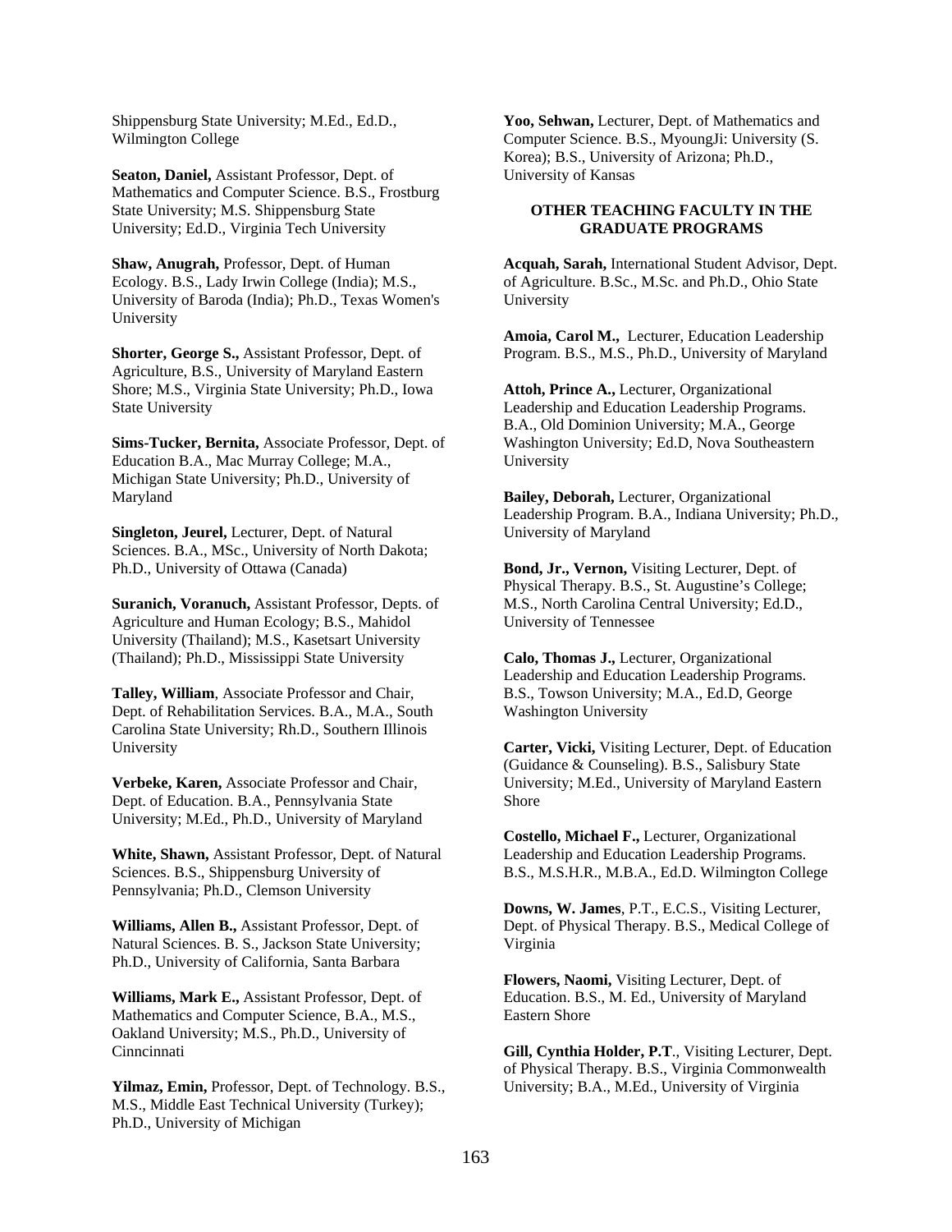Shippensburg State University; M.Ed., Ed.D., Wilmington College

**Seaton, Daniel,** Assistant Professor, Dept. of Mathematics and Computer Science. B.S., Frostburg State University; M.S. Shippensburg State University; Ed.D., Virginia Tech University

**Shaw, Anugrah,** Professor, Dept. of Human Ecology. B.S., Lady Irwin College (India); M.S., University of Baroda (India); Ph.D., Texas Women's University

**Shorter, George S.,** Assistant Professor, Dept. of Agriculture, B.S., University of Maryland Eastern Shore; M.S., Virginia State University; Ph.D., Iowa State University

**Sims-Tucker, Bernita,** Associate Professor, Dept. of Education B.A., Mac Murray College; M.A., Michigan State University; Ph.D., University of Maryland

**Singleton, Jeurel,** Lecturer, Dept. of Natural Sciences. B.A., MSc., University of North Dakota; Ph.D., University of Ottawa (Canada)

**Suranich, Voranuch,** Assistant Professor, Depts. of Agriculture and Human Ecology; B.S., Mahidol University (Thailand); M.S., Kasetsart University (Thailand); Ph.D., Mississippi State University

**Talley, William**, Associate Professor and Chair, Dept. of Rehabilitation Services. B.A., M.A., South Carolina State University; Rh.D., Southern Illinois University

**Verbeke, Karen,** Associate Professor and Chair, Dept. of Education. B.A., Pennsylvania State University; M.Ed., Ph.D., University of Maryland

**White, Shawn,** Assistant Professor, Dept. of Natural Sciences. B.S., Shippensburg University of Pennsylvania; Ph.D., Clemson University

**Williams, Allen B.,** Assistant Professor, Dept. of Natural Sciences. B. S., Jackson State University; Ph.D., University of California, Santa Barbara

**Williams, Mark E.,** Assistant Professor, Dept. of Mathematics and Computer Science, B.A., M.S., Oakland University; M.S., Ph.D., University of Cinncinnati

**Yilmaz, Emin,** Professor, Dept. of Technology. B.S., M.S., Middle East Technical University (Turkey); Ph.D., University of Michigan

**Yoo, Sehwan,** Lecturer, Dept. of Mathematics and Computer Science. B.S., MyoungJi: University (S. Korea); B.S., University of Arizona; Ph.D., University of Kansas

### OTHER TEACHING FACULTY IN THE GRADUATE PROGRAMS

**Acquah, Sarah,** International Student Advisor, Dept. of Agriculture. B.Sc., M.Sc. and Ph.D., Ohio State University

**Amoia, Carol M.,** Lecturer, Education Leadership Program. B.S., M.S., Ph.D., University of Maryland

**Attoh, Prince A.,** Lecturer, Organizational Leadership and Education Leadership Programs. B.A., Old Dominion University; M.A., George Washington University; Ed.D, Nova Southeastern University

**Bailey, Deborah,** Lecturer, Organizational Leadership Program. B.A., Indiana University; Ph.D., University of Maryland

**Bond, Jr., Vernon,** Visiting Lecturer, Dept. of Physical Therapy. B.S., St. Augustine's College; M.S., North Carolina Central University; Ed.D., University of Tennessee

**Calo, Thomas J.,** Lecturer, Organizational Leadership and Education Leadership Programs. B.S., Towson University; M.A., Ed.D, George Washington University

**Carter, Vicki,** Visiting Lecturer, Dept. of Education (Guidance & Counseling). B.S., Salisbury State University; M.Ed., University of Maryland Eastern Shore

**Costello, Michael F.,** Lecturer, Organizational Leadership and Education Leadership Programs. B.S., M.S.H.R., M.B.A., Ed.D. Wilmington College

**Downs, W. James**, P.T., E.C.S., Visiting Lecturer, Dept. of Physical Therapy. B.S., Medical College of Virginia

**Flowers, Naomi,** Visiting Lecturer, Dept. of Education. B.S., M. Ed., University of Maryland Eastern Shore

**Gill, Cynthia Holder, P.T**., Visiting Lecturer, Dept. of Physical Therapy. B.S., Virginia Commonwealth University; B.A., M.Ed., University of Virginia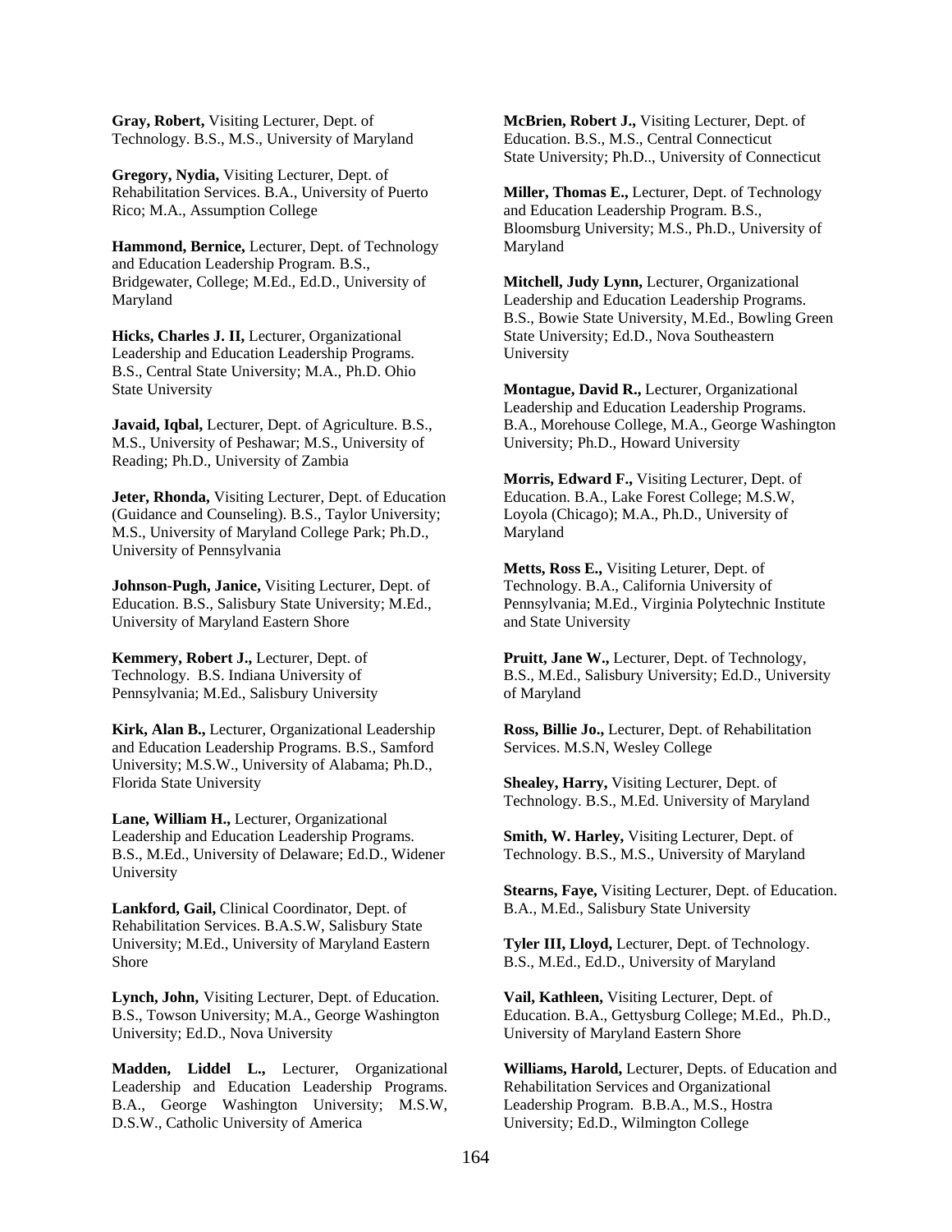**Gray, Robert,** Visiting Lecturer, Dept. of Technology. B.S., M.S., University of Maryland

**Gregory, Nydia,** Visiting Lecturer, Dept. of Rehabilitation Services. B.A., University of Puerto Rico; M.A., Assumption College

**Hammond, Bernice,** Lecturer, Dept. of Technology and Education Leadership Program. B.S., Bridgewater, College; M.Ed., Ed.D., University of Maryland

**Hicks, Charles J. II,** Lecturer, Organizational Leadership and Education Leadership Programs. B.S., Central State University; M.A., Ph.D. Ohio State University

**Javaid, Iqbal,** Lecturer, Dept. of Agriculture. B.S., M.S., University of Peshawar; M.S., University of Reading; Ph.D., University of Zambia

**Jeter, Rhonda,** Visiting Lecturer, Dept. of Education (Guidance and Counseling). B.S., Taylor University; M.S., University of Maryland College Park; Ph.D., University of Pennsylvania

**Johnson-Pugh, Janice,** Visiting Lecturer, Dept. of Education. B.S., Salisbury State University; M.Ed., University of Maryland Eastern Shore

**Kemmery, Robert J.,** Lecturer, Dept. of Technology. B.S. Indiana University of Pennsylvania; M.Ed., Salisbury University

**Kirk, Alan B.,** Lecturer, Organizational Leadership and Education Leadership Programs. B.S., Samford University; M.S.W., University of Alabama; Ph.D., Florida State University

**Lane, William H.,** Lecturer, Organizational Leadership and Education Leadership Programs. B.S., M.Ed., University of Delaware; Ed.D., Widener University

**Lankford, Gail,** Clinical Coordinator, Dept. of Rehabilitation Services. B.A.S.W, Salisbury State University; M.Ed., University of Maryland Eastern Shore

**Lynch, John,** Visiting Lecturer, Dept. of Education. B.S., Towson University; M.A., George Washington University; Ed.D., Nova University

**Madden, Liddel L.,** Lecturer, Organizational Leadership and Education Leadership Programs. B.A., George Washington University; M.S.W, D.S.W., Catholic University of America

**McBrien, Robert J.,** Visiting Lecturer, Dept. of Education. B.S., M.S., Central Connecticut State University; Ph.D.., University of Connecticut

**Miller, Thomas E.,** Lecturer, Dept. of Technology and Education Leadership Program. B.S., Bloomsburg University; M.S., Ph.D., University of Maryland

**Mitchell, Judy Lynn,** Lecturer, Organizational Leadership and Education Leadership Programs. B.S., Bowie State University, M.Ed., Bowling Green State University; Ed.D., Nova Southeastern University

**Montague, David R.,** Lecturer, Organizational Leadership and Education Leadership Programs. B.A., Morehouse College, M.A., George Washington University; Ph.D., Howard University

**Morris, Edward F.,** Visiting Lecturer, Dept. of Education. B.A., Lake Forest College; M.S.W, Loyola (Chicago); M.A., Ph.D., University of Maryland

**Metts, Ross E.,** Visiting Leturer, Dept. of Technology. B.A., California University of Pennsylvania; M.Ed., Virginia Polytechnic Institute and State University

**Pruitt, Jane W.,** Lecturer, Dept. of Technology, B.S., M.Ed., Salisbury University; Ed.D., University of Maryland

**Ross, Billie Jo.,** Lecturer, Dept. of Rehabilitation Services. M.S.N, Wesley College

**Shealey, Harry,** Visiting Lecturer, Dept. of Technology. B.S., M.Ed. University of Maryland

**Smith, W. Harley,** Visiting Lecturer, Dept. of Technology. B.S., M.S., University of Maryland

**Stearns, Faye,** Visiting Lecturer, Dept. of Education. B.A., M.Ed., Salisbury State University

**Tyler III, Lloyd,** Lecturer, Dept. of Technology. B.S., M.Ed., Ed.D., University of Maryland

**Vail, Kathleen,** Visiting Lecturer, Dept. of Education. B.A., Gettysburg College; M.Ed., Ph.D., University of Maryland Eastern Shore

**Williams, Harold,** Lecturer, Depts. of Education and Rehabilitation Services and Organizational Leadership Program. B.B.A., M.S., Hostra University; Ed.D., Wilmington College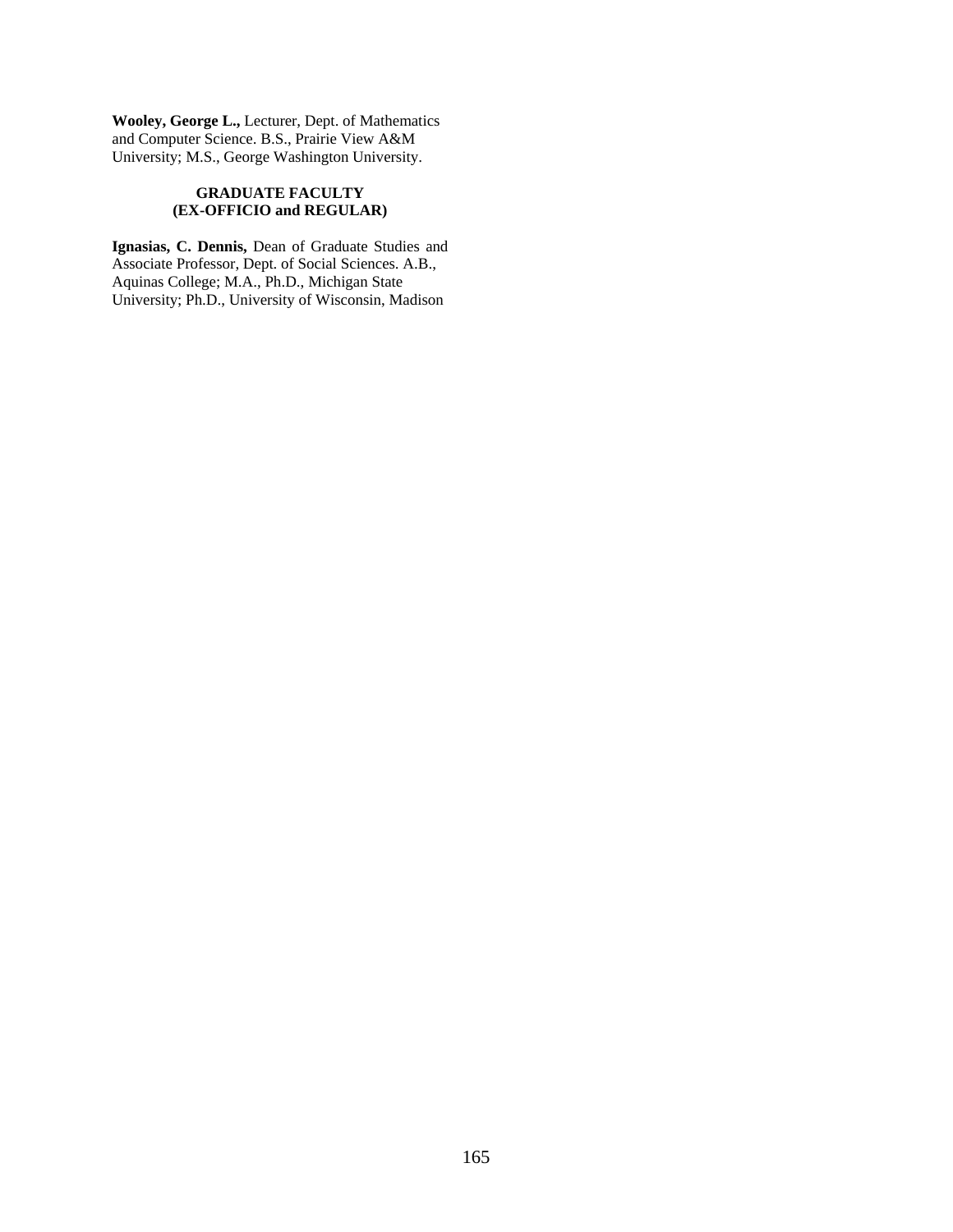**Wooley, George L.,** Lecturer, Dept. of Mathematics and Computer Science. B.S., Prairie View A&M University; M.S., George Washington University.

### GRADUATE FACULTY (EX-OFFICIO and REGULAR)

**Ignasias, C. Dennis,** Dean of Graduate Studies and Associate Professor, Dept. of Social Sciences. A.B., Aquinas College; M.A., Ph.D., Michigan State University; Ph.D., University of Wisconsin, Madison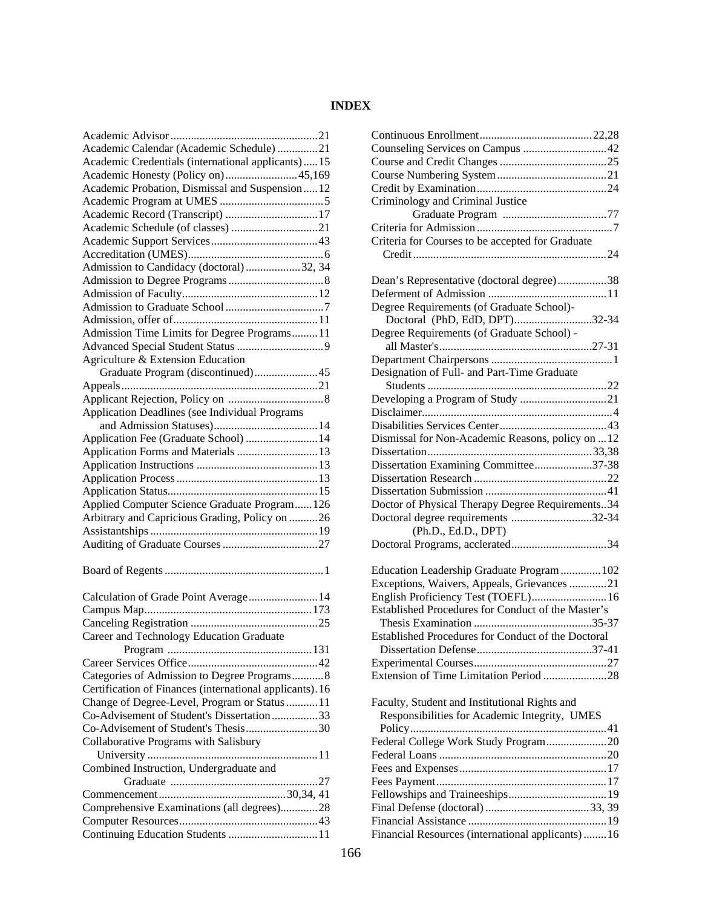# INDEX

Academic Advisor....................................................21
Academic Calendar (Academic Schedule) ..............21
Academic Credentials (international applicants).....15
Academic Honesty (Policy on).........................45,169
Academic Probation, Dismissal and Suspension.....12
Academic Program at UMES ....................................5
Academic Record (Transcript) ................................17
Academic Schedule (of classes) ..............................21
Academic Support Services.....................................43
Accreditation (UMES)...............................................6
Admission to Candidacy (doctoral)...................32, 34
Admission to Degree Programs.................................8
Admission of Faculty...............................................12
Admission to Graduate School..................................7
Admission, offer of..................................................11
Admission Time Limits for Degree Programs.........11
Advanced Special Student Status ..............................9
Agriculture & Extension Education
Graduate Program (discontinued)......................45
Appeals....................................................................21
Applicant Rejection, Policy on .................................8
Application Deadlines (see Individual Programs
and Admission Statuses)....................................14
Application Fee (Graduate School) .........................14
Application Forms and Materials ............................13
Application Instructions ..........................................13
Application Process.................................................13
Application Status....................................................15
Applied Computer Science Graduate Program......126
Arbitrary and Capricious Grading, Policy on ..........26
Assistantships..........................................................19
Auditing of Graduate Courses.................................27

Board of Regents.......................................................1

Calculation of Grade Point Average........................14
Campus Map..........................................................173
Canceling Registration ............................................25
Career and Technology Education Graduate
Program ..................................................131
Career Services Office.............................................42
Categories of Admission to Degree Programs...........8
Certification of Finances (international applicants).16
Change of Degree-Level, Program or Status...........11
Co-Advisement of Student's Dissertation................33
Co-Advisement of Student's Thesis.........................30
Collaborative Programs with Salisbury
University...........................................................11
Combined Instruction, Undergraduate and
Graduate ..................................................27
Commencement...........................................30,34, 41
Comprehensive Examinations (all degrees).............28
Computer Resources................................................43
Continuing Education Students ...............................11
Continuous Enrollment.......................................22,28
Counseling Services on Campus .............................42
Course and Credit Changes .....................................25
Course Numbering System......................................21
Credit by Examination.............................................24
Criminology and Criminal Justice
Graduate Program ....................................77
Criteria for Admission...............................................7
Criteria for Courses to be accepted for Graduate
Credit..................................................................24

Dean's Representative (doctoral degree).................38
Deferment of Admission .........................................11
Degree Requirements (of Graduate School)-
Doctoral (PhD, EdD, DPT)...........................32-34
Degree Requirements (of Graduate School) -
all Master's.....................................................27-31
Department Chairpersons ..........................................1
Designation of Full- and Part-Time Graduate
Students .............................................................22
Developing a Program of Study ..............................21
Disclaimer..................................................................4
Disabilities Services Center.....................................43
Dismissal for Non-Academic Reasons, policy on ...12
Dissertation.........................................................33,38
Dissertation Examining Committee....................37-38
Dissertation Research ..............................................22
Dissertation Submission ..........................................41
Doctor of Physical Therapy Degree Requirements..34
Doctoral degree requirements ............................32-34
(Ph.D., Ed.D., DPT)
Doctoral Programs, acclerated.................................34

Education Leadership Graduate Program..............102
Exceptions, Waivers, Appeals, Grievances .............21
English Proficiency Test (TOEFL)..........................16
Established Procedures for Conduct of the Master's
Thesis Examination .........................................35-37
Established Procedures for Conduct of the Doctoral
Dissertation Defense........................................37-41
Experimental Courses..............................................27
Extension of Time Limitation Period ......................28

Faculty, Student and Institutional Rights and
Responsibilities for Academic Integrity, UMES
Policy...................................................................41
Federal College Work Study Program.....................20
Federal Loans ..........................................................20
Fees and Expenses...................................................17
Fees Payment...........................................................17
Fellowships and Traineeships..................................19
Final Defense (doctoral) ....................................33, 39
Financial Assistance ...............................................19
Financial Resources (international applicants) ........16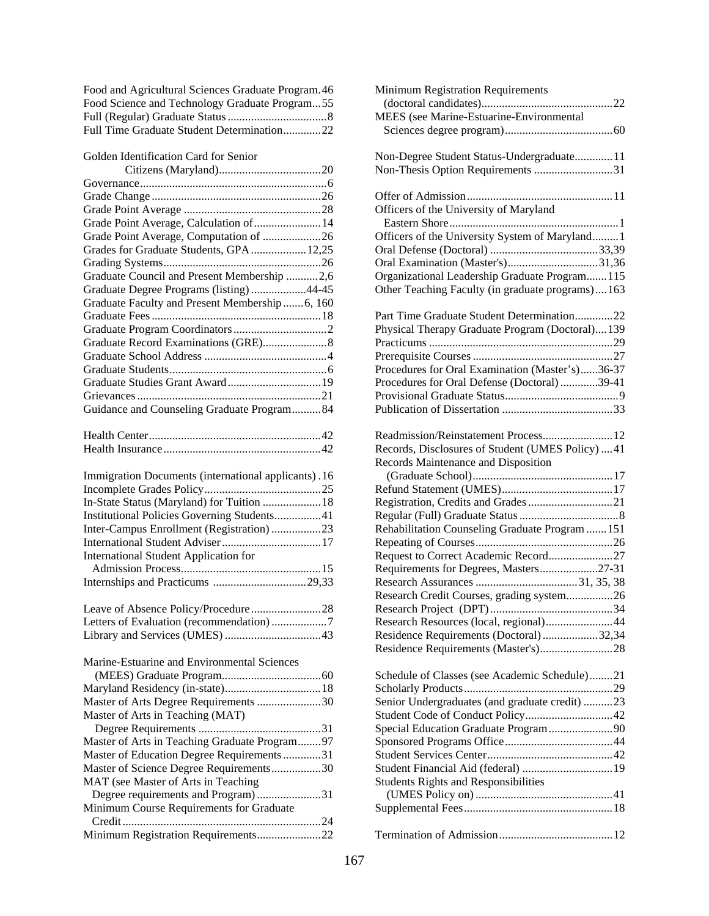Food and Agricultural Sciences Graduate Program. 46
Food Science and Technology Graduate Program... 55
Full (Regular) Graduate Status .................................. 8
Full Time Graduate Student Determination............. 22

Golden Identification Card for Senior
Citizens (Maryland)................................... 20
Governance................................................................ 6
Grade Change .......................................................... 26
Grade Point Average ............................................... 28
Grade Point Average, Calculation of ....................... 14
Grade Point Average, Computation of .................... 26
Grades for Graduate Students, GPA ................... 12,25
Grading Systems...................................................... 26
Graduate Council and Present Membership ........... 2,6
Graduate Degree Programs (listing) ...................44-45
Graduate Faculty and Present Membership ....... 6, 160
Graduate Fees .......................................................... 18
Graduate Program Coordinators ................................ 2
Graduate Record Examinations (GRE)...................... 8
Graduate School Address .......................................... 4
Graduate Students...................................................... 6
Graduate Studies Grant Award ................................ 19
Grievances ............................................................... 21
Guidance and Counseling Graduate Program.......... 84

Health Center........................................................... 42
Health Insurance...................................................... 42

Immigration Documents (international applicants) . 16
Incomplete Grades Policy........................................ 25
In-State Status (Maryland) for Tuition .................... 18
Institutional Policies Governing Students................ 41
Inter-Campus Enrollment (Registration) ................. 23
International Student Adviser .................................. 17
International Student Application for
Admission Process................................................ 15
Internships and Practicums ................................ 29,33

Leave of Absence Policy/Procedure ........................ 28
Letters of Evaluation (recommendation) ................... 7
Library and Services (UMES) ................................. 43

Marine-Estuarine and Environmental Sciences
(MEES) Graduate Program.................................. 60
Maryland Residency (in-state)................................. 18
Master of Arts Degree Requirements ...................... 30
Master of Arts in Teaching (MAT)
Degree Requirements .......................................... 31
Master of Arts in Teaching Graduate Program........ 97
Master of Education Degree Requirements ............. 31
Master of Science Degree Requirements................. 30
MAT (see Master of Arts in Teaching
Degree requirements and Program) ...................... 31
Minimum Course Requirements for Graduate
Credit ................................................................... 24
Minimum Registration Requirements...................... 22

Minimum Registration Requirements
(doctoral candidates)............................................. 22
MEES (see Marine-Estuarine-Environmental
Sciences degree program)..................................... 60

Non-Degree Student Status-Undergraduate............. 11
Non-Thesis Option Requirements ........................... 31

Offer of Admission ................................................. 11
Officers of the University of Maryland
Eastern Shore ......................................................... 1
Officers of the University System of Maryland......... 1
Oral Defense (Doctoral) ..................................... 33,39
Oral Examination (Master's)............................... 31,36
Organizational Leadership Graduate Program....... 115
Other Teaching Faculty (in graduate programs) .... 163

Part Time Graduate Student Determination............. 22
Physical Therapy Graduate Program (Doctoral).... 139
Practicums ............................................................... 29
Prerequisite Courses ................................................ 27
Procedures for Oral Examination (Master's)......36-37
Procedures for Oral Defense (Doctoral) .............39-41
Provisional Graduate Status....................................... 9
Publication of Dissertation ...................................... 33

Readmission/Reinstatement Process........................ 12
Records, Disclosures of Student (UMES Policy) .... 41
Records Maintenance and Disposition
(Graduate School)................................................ 17
Refund Statement (UMES)...................................... 17
Registration, Credits and Grades ............................. 21
Regular (Full) Graduate Status .................................. 8
Rehabilitation Counseling Graduate Program ....... 151
Repeating of Courses............................................... 26
Request to Correct Academic Record...................... 27
Requirements for Degrees, Masters....................27-31
Research Assurances ................................... 31, 35, 38
Research Credit Courses, grading system................ 26
Research Project (DPT) .......................................... 34
Research Resources (local, regional)....................... 44
Residence Requirements (Doctoral) ................... 32,34
Residence Requirements (Master's)......................... 28

Schedule of Classes (see Academic Schedule)........ 21
Scholarly Products ................................................... 29
Senior Undergraduates (and graduate credit) .......... 23
Student Code of Conduct Policy.............................. 42
Special Education Graduate Program ...................... 90
Sponsored Programs Office ..................................... 44
Student Services Center........................................... 42
Student Financial Aid (federal) ............................... 19
Students Rights and Responsibilities
(UMES Policy on) .............................................. 41
Supplemental Fees................................................... 18

Termination of Admission....................................... 12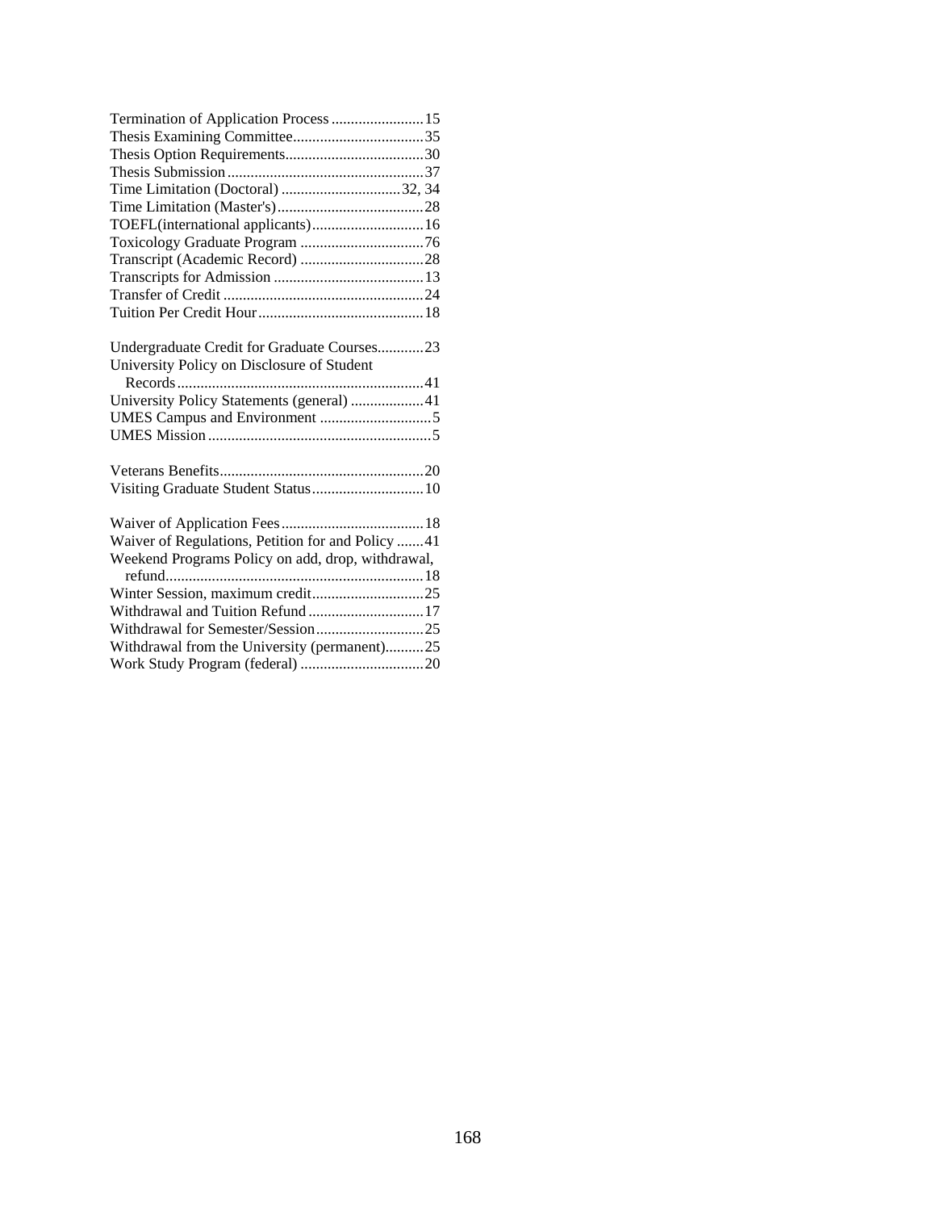Termination of Application Process ........................ 15
Thesis Examining Committee .................................. 35
Thesis Option Requirements .................................. 30
Thesis Submission .................................................. 37
Time Limitation (Doctoral) ............................... 32, 34
Time Limitation (Master's) ..................................... 28
TOEFL(international applicants) ............................ 16
Toxicology Graduate Program ................................ 76
Transcript (Academic Record) ................................ 28
Transcripts for Admission ....................................... 13
Transfer of Credit .................................................... 24
Tuition Per Credit Hour ........................................... 18

Undergraduate Credit for Graduate Courses ............ 23
University Policy on Disclosure of Student Records ................................................................ 41
University Policy Statements (general) ................... 41
UMES Campus and Environment ............................. 5
UMES Mission .......................................................... 5

Veterans Benefits ..................................................... 20
Visiting Graduate Student Status ............................. 10

Waiver of Application Fees ..................................... 18
Waiver of Regulations, Petition for and Policy ....... 41
Weekend Programs Policy on add, drop, withdrawal, refund .................................................................. 18
Winter Session, maximum credit ............................. 25
Withdrawal and Tuition Refund .............................. 17
Withdrawal for Semester/Session ............................ 25
Withdrawal from the University (permanent) .......... 25
Work Study Program (federal) ................................ 20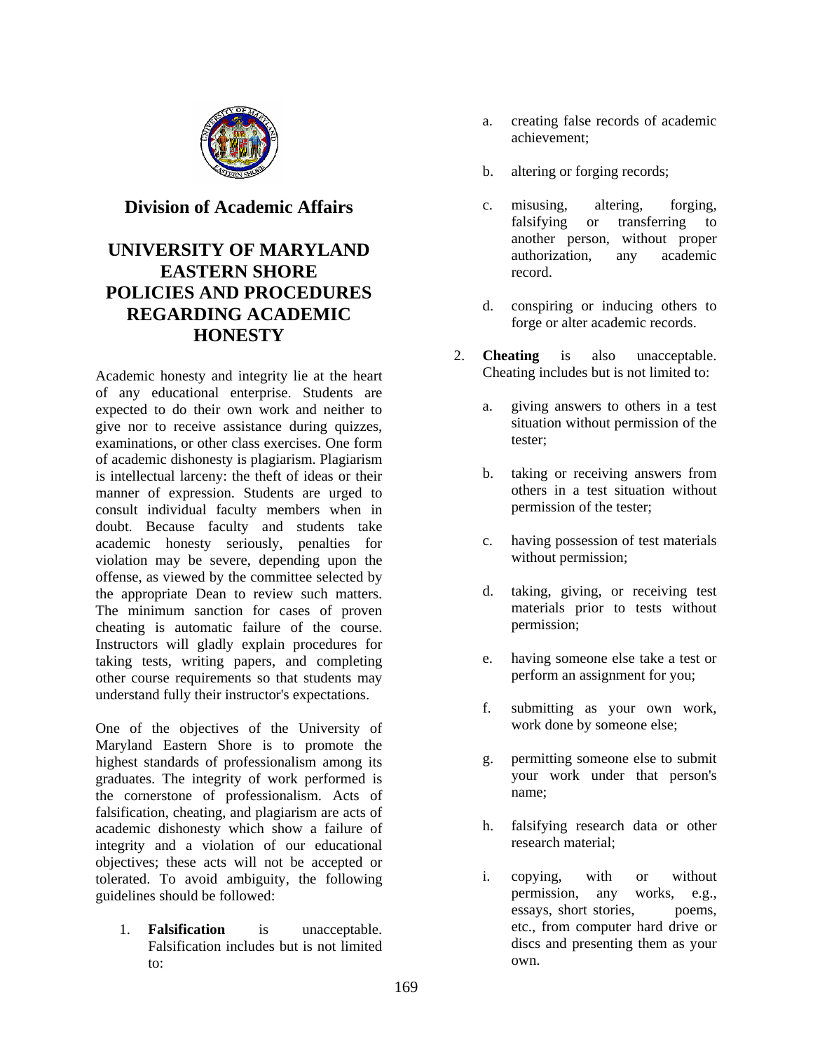## Division of Academic Affairs

# UNIVERSITY OF MARYLAND EASTERN SHORE POLICIES AND PROCEDURES REGARDING ACADEMIC HONESTY

Academic honesty and integrity lie at the heart of any educational enterprise. Students are expected to do their own work and neither to give nor to receive assistance during quizzes, examinations, or other class exercises. One form of academic dishonesty is plagiarism. Plagiarism is intellectual larceny: the theft of ideas or their manner of expression. Students are urged to consult individual faculty members when in doubt. Because faculty and students take academic honesty seriously, penalties for violation may be severe, depending upon the offense, as viewed by the committee selected by the appropriate Dean to review such matters. The minimum sanction for cases of proven cheating is automatic failure of the course. Instructors will gladly explain procedures for taking tests, writing papers, and completing other course requirements so that students may understand fully their instructor's expectations.

One of the objectives of the University of Maryland Eastern Shore is to promote the highest standards of professionalism among its graduates. The integrity of work performed is the cornerstone of professionalism. Acts of falsification, cheating, and plagiarism are acts of academic dishonesty which show a failure of integrity and a violation of our educational objectives; these acts will not be accepted or tolerated. To avoid ambiguity, the following guidelines should be followed:

1. **Falsification** is unacceptable. Falsification includes but is not limited to:
   a. creating false records of academic achievement;
   b. altering or forging records;
   c. misusing, altering, forging, falsifying or transferring to another person, without proper authorization, any academic record.
   d. conspiring or inducing others to forge or alter academic records.

2. **Cheating** is also unacceptable. Cheating includes but is not limited to:
   a. giving answers to others in a test situation without permission of the tester;
   b. taking or receiving answers from others in a test situation without permission of the tester;
   c. having possession of test materials without permission;
   d. taking, giving, or receiving test materials prior to tests without permission;
   e. having someone else take a test or perform an assignment for you;
   f. submitting as your own work, work done by someone else;
   g. permitting someone else to submit your work under that person's name;
   h. falsifying research data or other research material;
   i. copying, with or without permission, any works, e.g., essays, short stories, poems, etc., from computer hard drive or discs and presenting them as your own.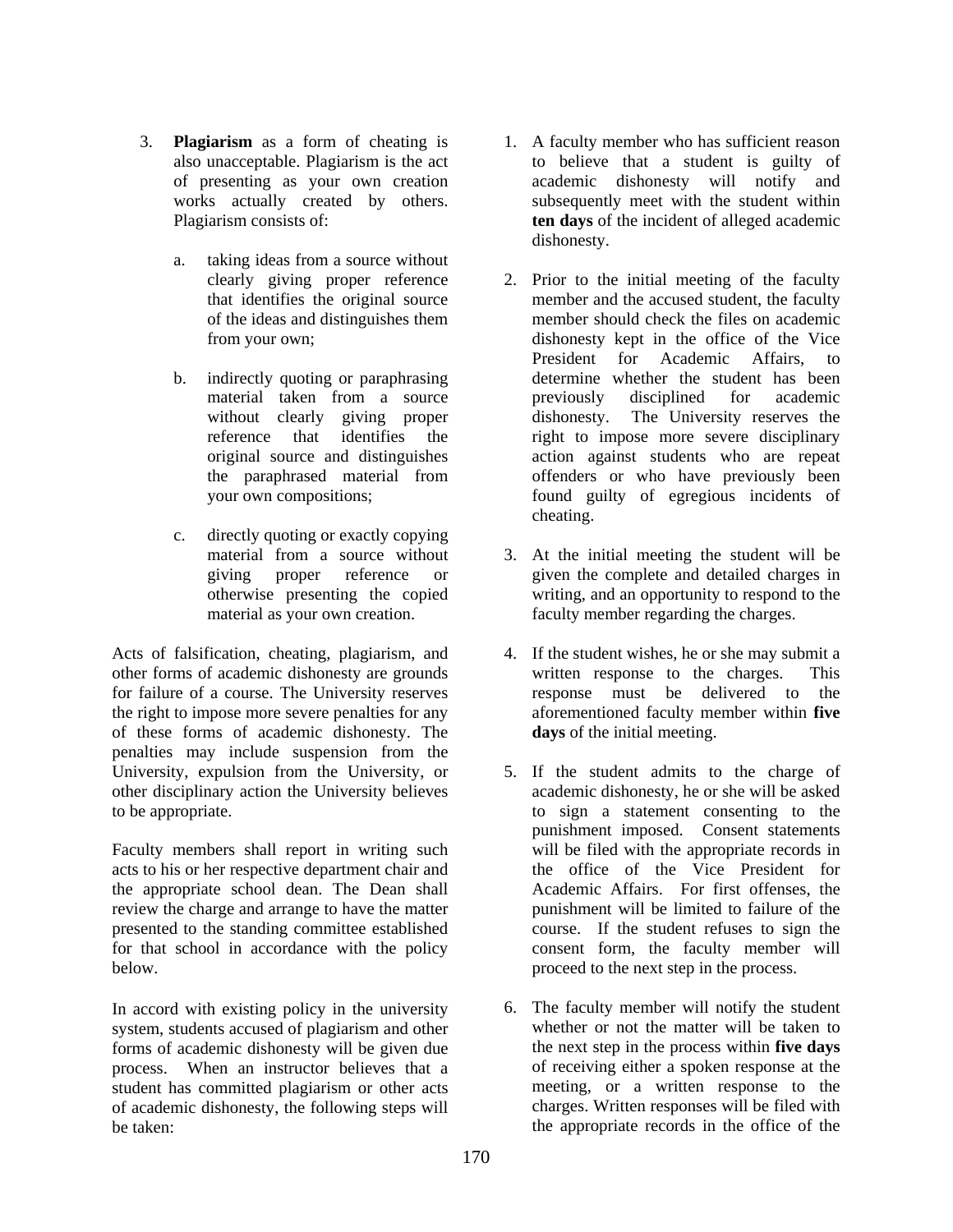3. **Plagiarism** as a form of cheating is also unacceptable. Plagiarism is the act of presenting as your own creation works actually created by others. Plagiarism consists of:

   a. taking ideas from a source without clearly giving proper reference that identifies the original source of the ideas and distinguishes them from your own;

   b. indirectly quoting or paraphrasing material taken from a source without clearly giving proper reference that identifies the original source and distinguishes the paraphrased material from your own compositions;

   c. directly quoting or exactly copying material from a source without giving proper reference or otherwise presenting the copied material as your own creation.

Acts of falsification, cheating, plagiarism, and other forms of academic dishonesty are grounds for failure of a course. The University reserves the right to impose more severe penalties for any of these forms of academic dishonesty. The penalties may include suspension from the University, expulsion from the University, or other disciplinary action the University believes to be appropriate.

Faculty members shall report in writing such acts to his or her respective department chair and the appropriate school dean. The Dean shall review the charge and arrange to have the matter presented to the standing committee established for that school in accordance with the policy below.

In accord with existing policy in the university system, students accused of plagiarism and other forms of academic dishonesty will be given due process. When an instructor believes that a student has committed plagiarism or other acts of academic dishonesty, the following steps will be taken:

1. A faculty member who has sufficient reason to believe that a student is guilty of academic dishonesty will notify and subsequently meet with the student within **ten days** of the incident of alleged academic dishonesty.

2. Prior to the initial meeting of the faculty member and the accused student, the faculty member should check the files on academic dishonesty kept in the office of the Vice President for Academic Affairs, to determine whether the student has been previously disciplined for academic dishonesty. The University reserves the right to impose more severe disciplinary action against students who are repeat offenders or who have previously been found guilty of egregious incidents of cheating.

3. At the initial meeting the student will be given the complete and detailed charges in writing, and an opportunity to respond to the faculty member regarding the charges.

4. If the student wishes, he or she may submit a written response to the charges. This response must be delivered to the aforementioned faculty member within **five days** of the initial meeting.

5. If the student admits to the charge of academic dishonesty, he or she will be asked to sign a statement consenting to the punishment imposed. Consent statements will be filed with the appropriate records in the office of the Vice President for Academic Affairs. For first offenses, the punishment will be limited to failure of the course. If the student refuses to sign the consent form, the faculty member will proceed to the next step in the process.

6. The faculty member will notify the student whether or not the matter will be taken to the next step in the process within **five days** of receiving either a spoken response at the meeting, or a written response to the charges. Written responses will be filed with the appropriate records in the office of the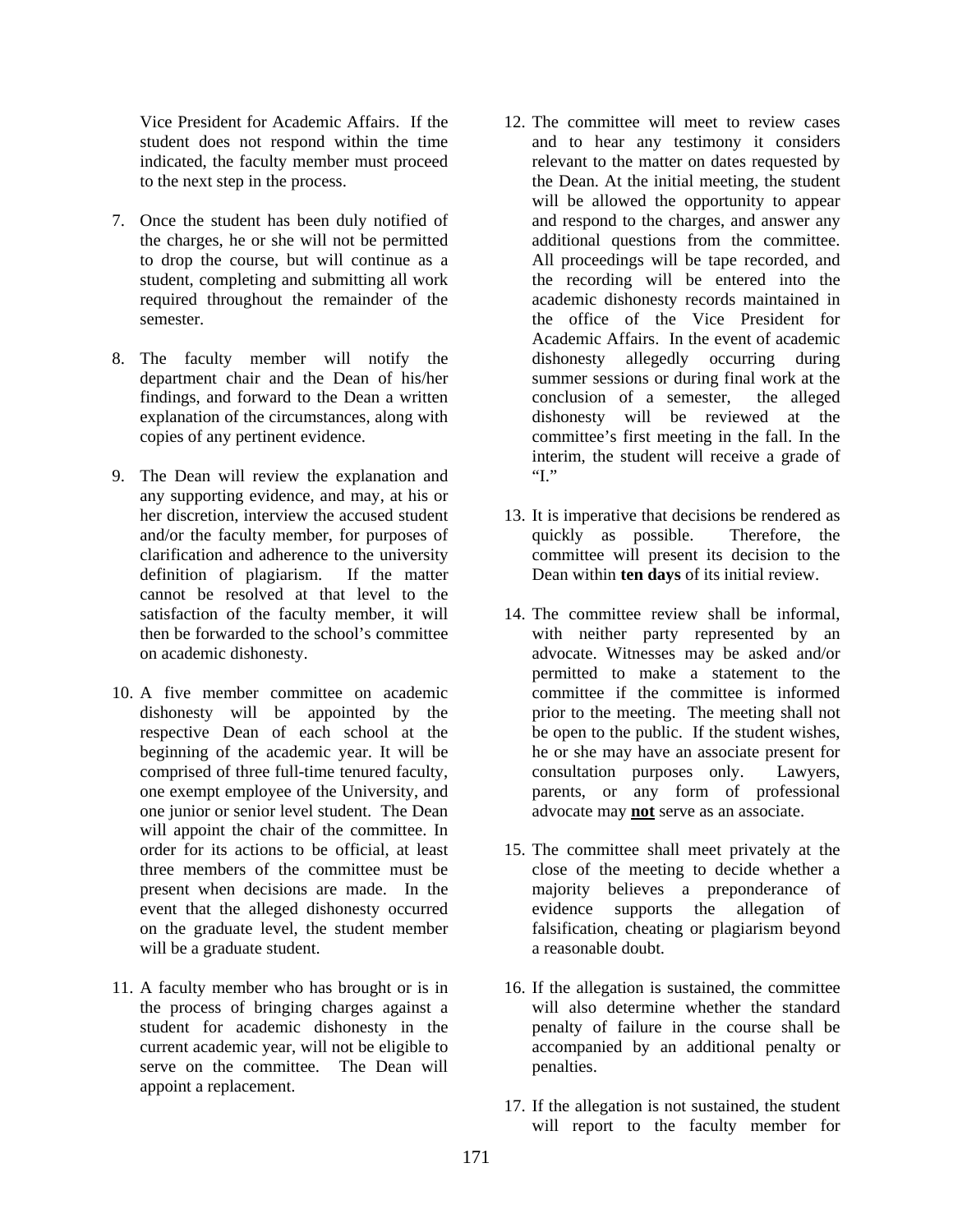Vice President for Academic Affairs. If the student does not respond within the time indicated, the faculty member must proceed to the next step in the process.

7. Once the student has been duly notified of the charges, he or she will not be permitted to drop the course, but will continue as a student, completing and submitting all work required throughout the remainder of the semester.

8. The faculty member will notify the department chair and the Dean of his/her findings, and forward to the Dean a written explanation of the circumstances, along with copies of any pertinent evidence.

9. The Dean will review the explanation and any supporting evidence, and may, at his or her discretion, interview the accused student and/or the faculty member, for purposes of clarification and adherence to the university definition of plagiarism. If the matter cannot be resolved at that level to the satisfaction of the faculty member, it will then be forwarded to the school's committee on academic dishonesty.

10. A five member committee on academic dishonesty will be appointed by the respective Dean of each school at the beginning of the academic year. It will be comprised of three full-time tenured faculty, one exempt employee of the University, and one junior or senior level student. The Dean will appoint the chair of the committee. In order for its actions to be official, at least three members of the committee must be present when decisions are made. In the event that the alleged dishonesty occurred on the graduate level, the student member will be a graduate student.

11. A faculty member who has brought or is in the process of bringing charges against a student for academic dishonesty in the current academic year, will not be eligible to serve on the committee. The Dean will appoint a replacement.

12. The committee will meet to review cases and to hear any testimony it considers relevant to the matter on dates requested by the Dean. At the initial meeting, the student will be allowed the opportunity to appear and respond to the charges, and answer any additional questions from the committee. All proceedings will be tape recorded, and the recording will be entered into the academic dishonesty records maintained in the office of the Vice President for Academic Affairs. In the event of academic dishonesty allegedly occurring during summer sessions or during final work at the conclusion of a semester, the alleged dishonesty will be reviewed at the committee's first meeting in the fall. In the interim, the student will receive a grade of "I."

13. It is imperative that decisions be rendered as quickly as possible. Therefore, the committee will present its decision to the Dean within **ten days** of its initial review.

14. The committee review shall be informal, with neither party represented by an advocate. Witnesses may be asked and/or permitted to make a statement to the committee if the committee is informed prior to the meeting. The meeting shall not be open to the public. If the student wishes, he or she may have an associate present for consultation purposes only. Lawyers, parents, or any form of professional advocate may <u>**not**</u> serve as an associate.

15. The committee shall meet privately at the close of the meeting to decide whether a majority believes a preponderance of evidence supports the allegation of falsification, cheating or plagiarism beyond a reasonable doubt.

16. If the allegation is sustained, the committee will also determine whether the standard penalty of failure in the course shall be accompanied by an additional penalty or penalties.

17. If the allegation is not sustained, the student will report to the faculty member for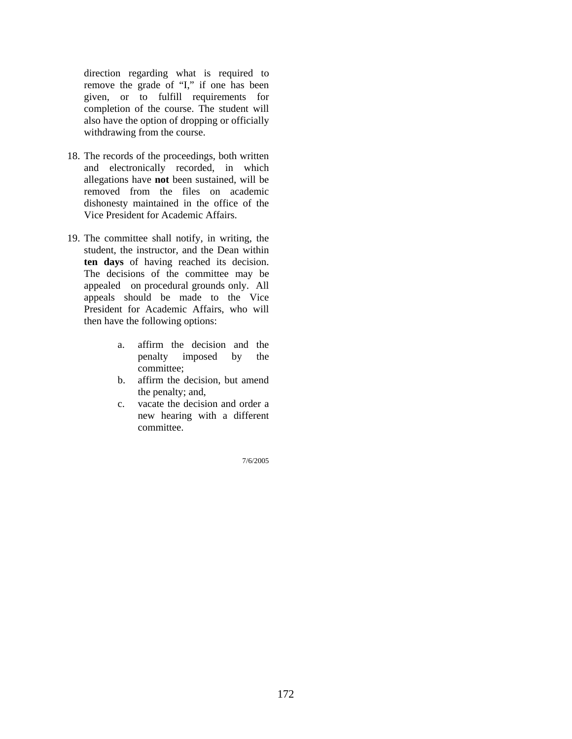direction regarding what is required to remove the grade of "I," if one has been given, or to fulfill requirements for completion of the course. The student will also have the option of dropping or officially withdrawing from the course.

18. The records of the proceedings, both written and electronically recorded, in which allegations have **not** been sustained, will be removed from the files on academic dishonesty maintained in the office of the Vice President for Academic Affairs.

19. The committee shall notify, in writing, the student, the instructor, and the Dean within **ten days** of having reached its decision. The decisions of the committee may be appealed on procedural grounds only. All appeals should be made to the Vice President for Academic Affairs, who will then have the following options:

    a. affirm the decision and the penalty imposed by the committee;
    b. affirm the decision, but amend the penalty; and,
    c. vacate the decision and order a new hearing with a different committee.

7/6/2005